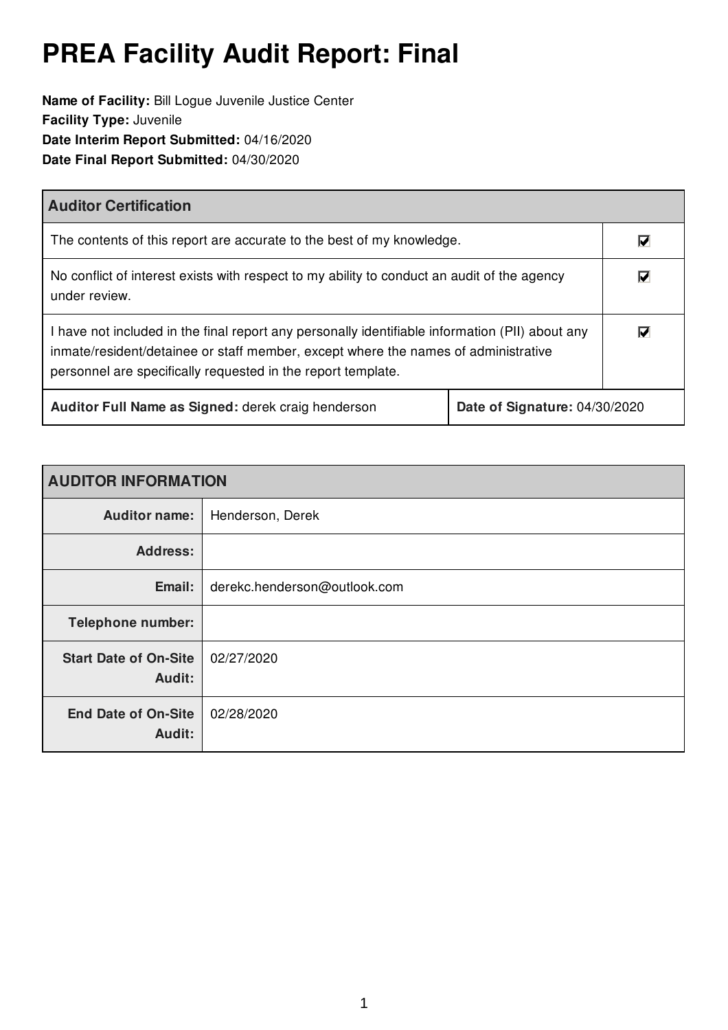# PREA Facility Audit Report: Final

**Name of Facility:** Bill Logue Juvenile Justice Center
**Facility Type:** Juvenile
**Date Interim Report Submitted:** 04/16/2020
**Date Final Report Submitted:** 04/30/2020

| Auditor Certification | |
|---|---|
| The contents of this report are accurate to the best of my knowledge. | ☑ |
| No conflict of interest exists with respect to my ability to conduct an audit of the agency under review. | ☑ |
| I have not included in the final report any personally identifiable information (PII) about any inmate/resident/detainee or staff member, except where the names of administrative personnel are specifically requested in the report template. | ☑ |
| **Auditor Full Name as Signed:** derek craig henderson | **Date of Signature:** 04/30/2020 |

| AUDITOR INFORMATION | |
|---|---|
| **Auditor name:** | Henderson, Derek |
| **Address:** | |
| **Email:** | derekc.henderson@outlook.com |
| **Telephone number:** | |
| **Start Date of On-Site Audit:** | 02/27/2020 |
| **End Date of On-Site Audit:** | 02/28/2020 |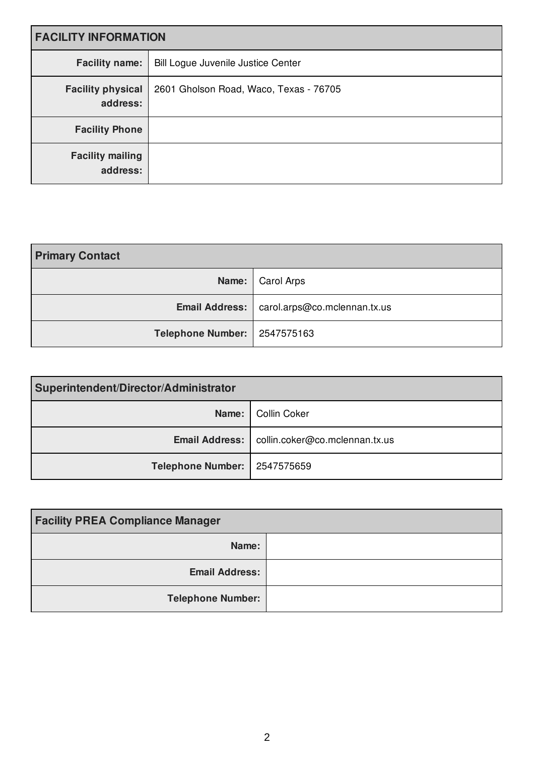| FACILITY INFORMATION | |
|---|---|
| **Facility name:** | Bill Logue Juvenile Justice Center |
| **Facility physical address:** | 2601 Gholson Road, Waco, Texas - 76705 |
| **Facility Phone** | |
| **Facility mailing address:** | |

| Primary Contact | |
|---|---|
| **Name:** | Carol Arps |
| **Email Address:** | carol.arps@co.mclennan.tx.us |
| **Telephone Number:** | 2547575163 |

| Superintendent/Director/Administrator | |
|---|---|
| **Name:** | Collin Coker |
| **Email Address:** | collin.coker@co.mclennan.tx.us |
| **Telephone Number:** | 2547575659 |

| Facility PREA Compliance Manager | |
|---|---|
| **Name:** | |
| **Email Address:** | |
| **Telephone Number:** | |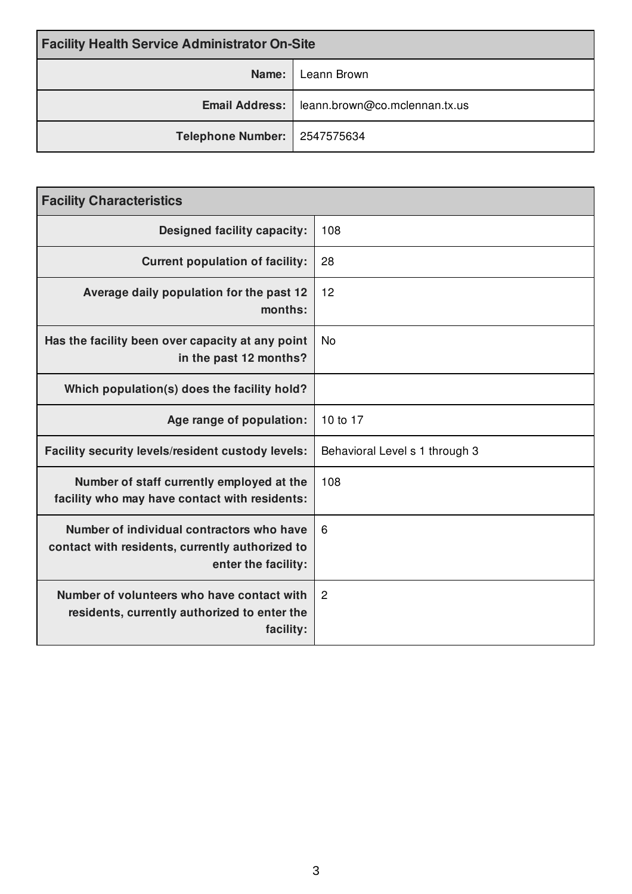| Facility Health Service Administrator On-Site | |
|---|---|
| **Name:** | Leann Brown |
| **Email Address:** | leann.brown@co.mclennan.tx.us |
| **Telephone Number:** | 2547575634 |

| Facility Characteristics | |
|---|---|
| **Designed facility capacity:** | 108 |
| **Current population of facility:** | 28 |
| **Average daily population for the past 12 months:** | 12 |
| **Has the facility been over capacity at any point in the past 12 months?** | No |
| **Which population(s) does the facility hold?** | |
| **Age range of population:** | 10 to 17 |
| **Facility security levels/resident custody levels:** | Behavioral Level s 1 through 3 |
| **Number of staff currently employed at the facility who may have contact with residents:** | 108 |
| **Number of individual contractors who have contact with residents, currently authorized to enter the facility:** | 6 |
| **Number of volunteers who have contact with residents, currently authorized to enter the facility:** | 2 |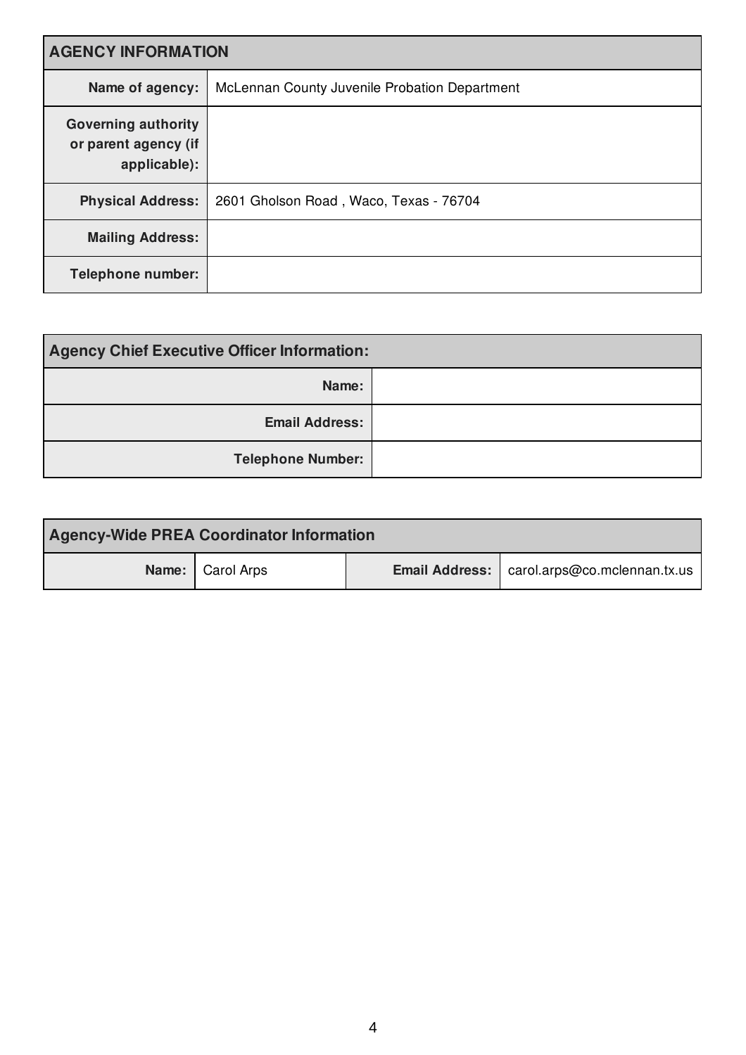| AGENCY INFORMATION | |
| --- | --- |
| **Name of agency:** | McLennan County Juvenile Probation Department |
| **Governing authority or parent agency (if applicable):** | |
| **Physical Address:** | 2601 Gholson Road , Waco, Texas - 76704 |
| **Mailing Address:** | |
| **Telephone number:** | |

| Agency Chief Executive Officer Information: | |
| --- | --- |
| **Name:** | |
| **Email Address:** | |
| **Telephone Number:** | |

| Agency-Wide PREA Coordinator Information | | | |
| --- | --- | --- | --- |
| **Name:** | Carol Arps | **Email Address:** | carol.arps@co.mclennan.tx.us |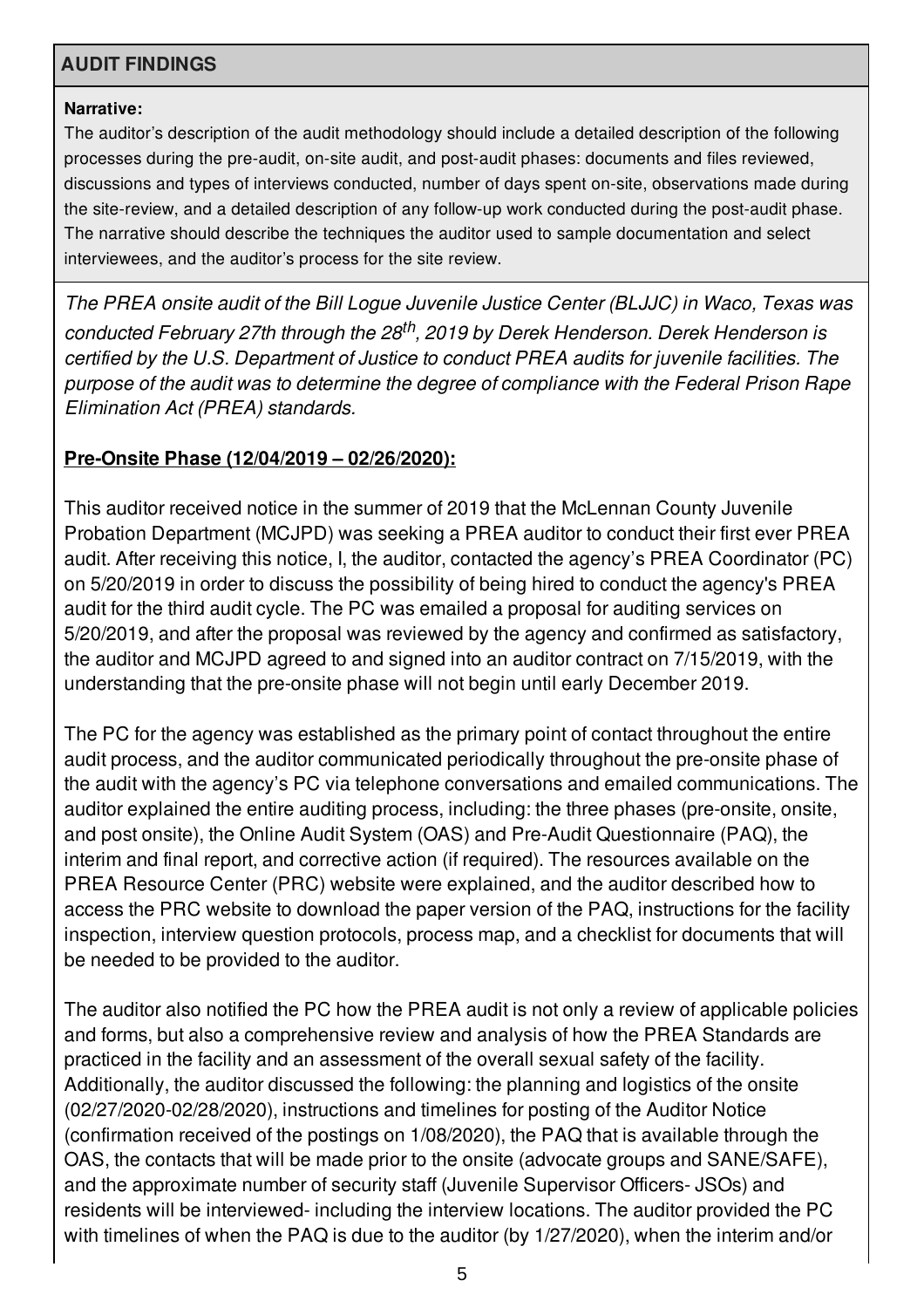## AUDIT FINDINGS

**Narrative:**

The auditor's description of the audit methodology should include a detailed description of the following processes during the pre-audit, on-site audit, and post-audit phases: documents and files reviewed, discussions and types of interviews conducted, number of days spent on-site, observations made during the site-review, and a detailed description of any follow-up work conducted during the post-audit phase. The narrative should describe the techniques the auditor used to sample documentation and select interviewees, and the auditor's process for the site review.

*The PREA onsite audit of the Bill Logue Juvenile Justice Center (BLJJC) in Waco, Texas was conducted February 27th through the 28th, 2019 by Derek Henderson. Derek Henderson is certified by the U.S. Department of Justice to conduct PREA audits for juvenile facilities. The purpose of the audit was to determine the degree of compliance with the Federal Prison Rape Elimination Act (PREA) standards.*

**Pre-Onsite Phase (12/04/2019 – 02/26/2020):**

This auditor received notice in the summer of 2019 that the McLennan County Juvenile Probation Department (MCJPD) was seeking a PREA auditor to conduct their first ever PREA audit. After receiving this notice, I, the auditor, contacted the agency's PREA Coordinator (PC) on 5/20/2019 in order to discuss the possibility of being hired to conduct the agency's PREA audit for the third audit cycle. The PC was emailed a proposal for auditing services on 5/20/2019, and after the proposal was reviewed by the agency and confirmed as satisfactory, the auditor and MCJPD agreed to and signed into an auditor contract on 7/15/2019, with the understanding that the pre-onsite phase will not begin until early December 2019.

The PC for the agency was established as the primary point of contact throughout the entire audit process, and the auditor communicated periodically throughout the pre-onsite phase of the audit with the agency's PC via telephone conversations and emailed communications. The auditor explained the entire auditing process, including: the three phases (pre-onsite, onsite, and post onsite), the Online Audit System (OAS) and Pre-Audit Questionnaire (PAQ), the interim and final report, and corrective action (if required). The resources available on the PREA Resource Center (PRC) website were explained, and the auditor described how to access the PRC website to download the paper version of the PAQ, instructions for the facility inspection, interview question protocols, process map, and a checklist for documents that will be needed to be provided to the auditor.

The auditor also notified the PC how the PREA audit is not only a review of applicable policies and forms, but also a comprehensive review and analysis of how the PREA Standards are practiced in the facility and an assessment of the overall sexual safety of the facility. Additionally, the auditor discussed the following: the planning and logistics of the onsite (02/27/2020-02/28/2020), instructions and timelines for posting of the Auditor Notice (confirmation received of the postings on 1/08/2020), the PAQ that is available through the OAS, the contacts that will be made prior to the onsite (advocate groups and SANE/SAFE), and the approximate number of security staff (Juvenile Supervisor Officers- JSOs) and residents will be interviewed- including the interview locations. The auditor provided the PC with timelines of when the PAQ is due to the auditor (by 1/27/2020), when the interim and/or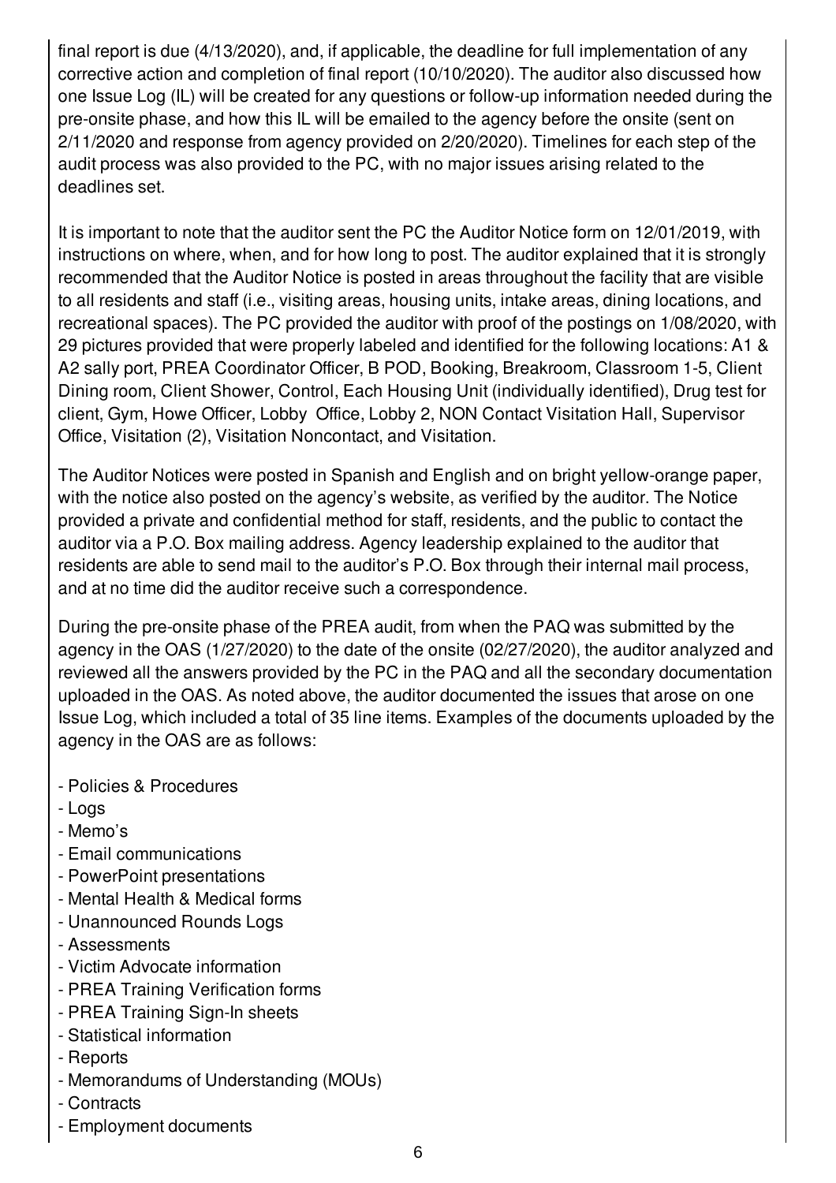final report is due (4/13/2020), and, if applicable, the deadline for full implementation of any corrective action and completion of final report (10/10/2020). The auditor also discussed how one Issue Log (IL) will be created for any questions or follow-up information needed during the pre-onsite phase, and how this IL will be emailed to the agency before the onsite (sent on 2/11/2020 and response from agency provided on 2/20/2020). Timelines for each step of the audit process was also provided to the PC, with no major issues arising related to the deadlines set.

It is important to note that the auditor sent the PC the Auditor Notice form on 12/01/2019, with instructions on where, when, and for how long to post. The auditor explained that it is strongly recommended that the Auditor Notice is posted in areas throughout the facility that are visible to all residents and staff (i.e., visiting areas, housing units, intake areas, dining locations, and recreational spaces). The PC provided the auditor with proof of the postings on 1/08/2020, with 29 pictures provided that were properly labeled and identified for the following locations: A1 & A2 sally port, PREA Coordinator Officer, B POD, Booking, Breakroom, Classroom 1-5, Client Dining room, Client Shower, Control, Each Housing Unit (individually identified), Drug test for client, Gym, Howe Officer, Lobby Office, Lobby 2, NON Contact Visitation Hall, Supervisor Office, Visitation (2), Visitation Noncontact, and Visitation.

The Auditor Notices were posted in Spanish and English and on bright yellow-orange paper, with the notice also posted on the agency's website, as verified by the auditor. The Notice provided a private and confidential method for staff, residents, and the public to contact the auditor via a P.O. Box mailing address. Agency leadership explained to the auditor that residents are able to send mail to the auditor's P.O. Box through their internal mail process, and at no time did the auditor receive such a correspondence.

During the pre-onsite phase of the PREA audit, from when the PAQ was submitted by the agency in the OAS (1/27/2020) to the date of the onsite (02/27/2020), the auditor analyzed and reviewed all the answers provided by the PC in the PAQ and all the secondary documentation uploaded in the OAS. As noted above, the auditor documented the issues that arose on one Issue Log, which included a total of 35 line items. Examples of the documents uploaded by the agency in the OAS are as follows:

- Policies & Procedures
- Logs
- Memo's
- Email communications
- PowerPoint presentations
- Mental Health & Medical forms
- Unannounced Rounds Logs
- Assessments
- Victim Advocate information
- PREA Training Verification forms
- PREA Training Sign-In sheets
- Statistical information
- Reports
- Memorandums of Understanding (MOUs)
- Contracts
- Employment documents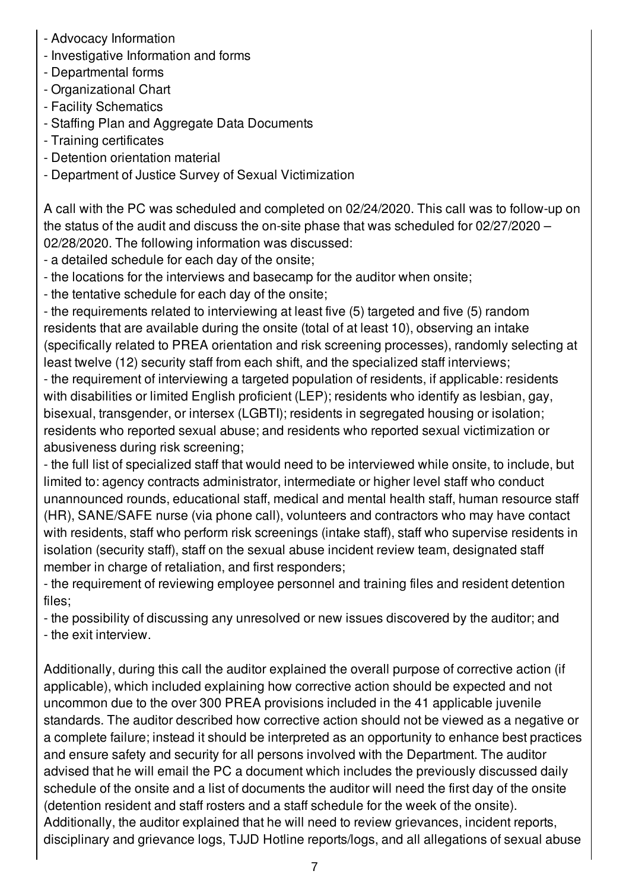- Advocacy Information
- Investigative Information and forms
- Departmental forms
- Organizational Chart
- Facility Schematics
- Staffing Plan and Aggregate Data Documents
- Training certificates
- Detention orientation material
- Department of Justice Survey of Sexual Victimization

A call with the PC was scheduled and completed on 02/24/2020. This call was to follow-up on the status of the audit and discuss the on-site phase that was scheduled for 02/27/2020 – 02/28/2020. The following information was discussed:

- a detailed schedule for each day of the onsite;
- the locations for the interviews and basecamp for the auditor when onsite;
- the tentative schedule for each day of the onsite;
- the requirements related to interviewing at least five (5) targeted and five (5) random residents that are available during the onsite (total of at least 10), observing an intake (specifically related to PREA orientation and risk screening processes), randomly selecting at least twelve (12) security staff from each shift, and the specialized staff interviews;
- the requirement of interviewing a targeted population of residents, if applicable: residents with disabilities or limited English proficient (LEP); residents who identify as lesbian, gay, bisexual, transgender, or intersex (LGBTI); residents in segregated housing or isolation; residents who reported sexual abuse; and residents who reported sexual victimization or abusiveness during risk screening;
- the full list of specialized staff that would need to be interviewed while onsite, to include, but limited to: agency contracts administrator, intermediate or higher level staff who conduct unannounced rounds, educational staff, medical and mental health staff, human resource staff (HR), SANE/SAFE nurse (via phone call), volunteers and contractors who may have contact with residents, staff who perform risk screenings (intake staff), staff who supervise residents in isolation (security staff), staff on the sexual abuse incident review team, designated staff member in charge of retaliation, and first responders;
- the requirement of reviewing employee personnel and training files and resident detention files;
- the possibility of discussing any unresolved or new issues discovered by the auditor; and
- the exit interview.

Additionally, during this call the auditor explained the overall purpose of corrective action (if applicable), which included explaining how corrective action should be expected and not uncommon due to the over 300 PREA provisions included in the 41 applicable juvenile standards. The auditor described how corrective action should not be viewed as a negative or a complete failure; instead it should be interpreted as an opportunity to enhance best practices and ensure safety and security for all persons involved with the Department. The auditor advised that he will email the PC a document which includes the previously discussed daily schedule of the onsite and a list of documents the auditor will need the first day of the onsite (detention resident and staff rosters and a staff schedule for the week of the onsite). Additionally, the auditor explained that he will need to review grievances, incident reports, disciplinary and grievance logs, TJJD Hotline reports/logs, and all allegations of sexual abuse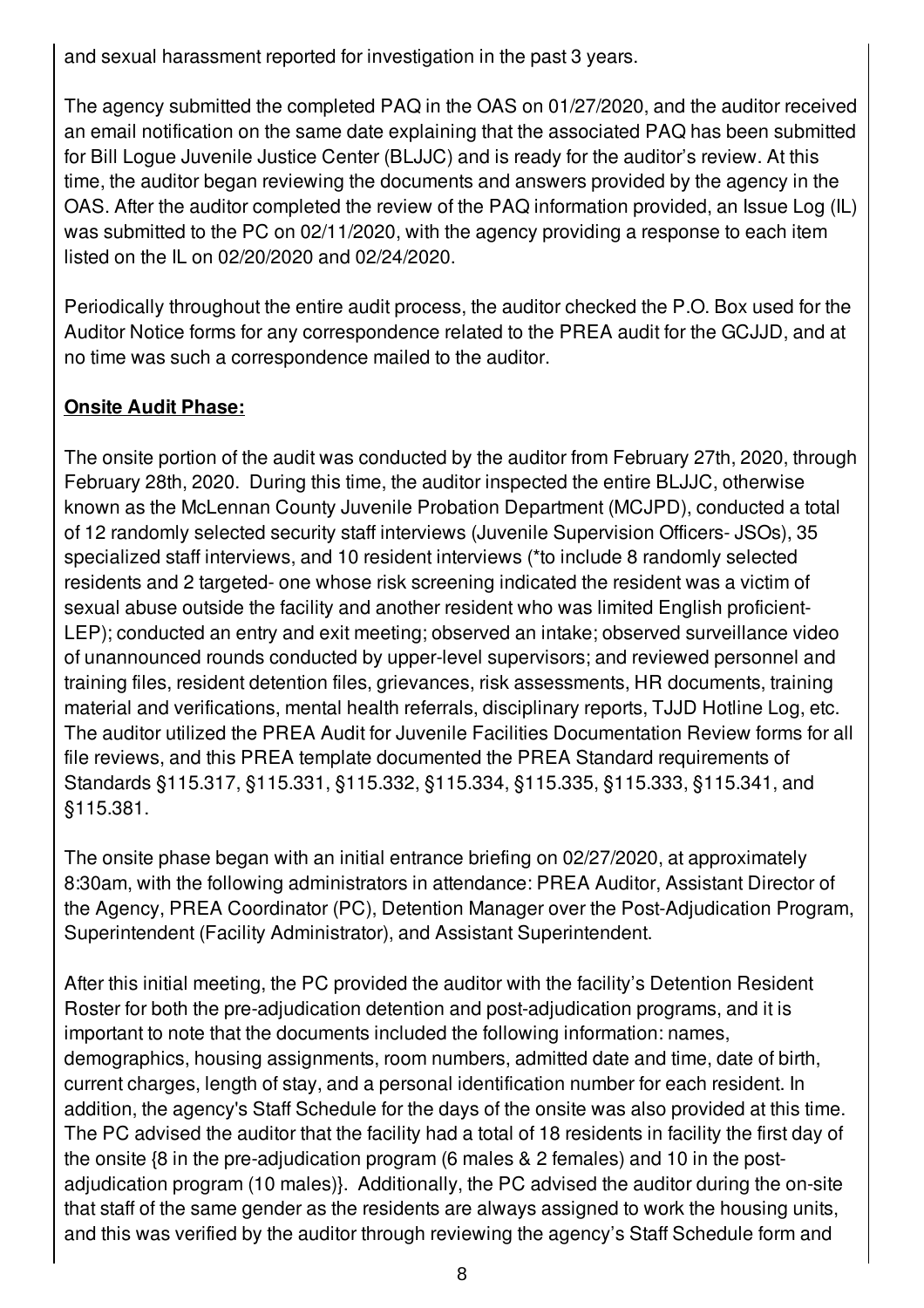and sexual harassment reported for investigation in the past 3 years.

The agency submitted the completed PAQ in the OAS on 01/27/2020, and the auditor received an email notification on the same date explaining that the associated PAQ has been submitted for Bill Logue Juvenile Justice Center (BLJJC) and is ready for the auditor's review. At this time, the auditor began reviewing the documents and answers provided by the agency in the OAS. After the auditor completed the review of the PAQ information provided, an Issue Log (IL) was submitted to the PC on 02/11/2020, with the agency providing a response to each item listed on the IL on 02/20/2020 and 02/24/2020.

Periodically throughout the entire audit process, the auditor checked the P.O. Box used for the Auditor Notice forms for any correspondence related to the PREA audit for the GCJJD, and at no time was such a correspondence mailed to the auditor.

**Onsite Audit Phase:**

The onsite portion of the audit was conducted by the auditor from February 27th, 2020, through February 28th, 2020. During this time, the auditor inspected the entire BLJJC, otherwise known as the McLennan County Juvenile Probation Department (MCJPD), conducted a total of 12 randomly selected security staff interviews (Juvenile Supervision Officers- JSOs), 35 specialized staff interviews, and 10 resident interviews (*to include 8 randomly selected residents and 2 targeted- one whose risk screening indicated the resident was a victim of sexual abuse outside the facility and another resident who was limited English proficient- LEP); conducted an entry and exit meeting; observed an intake; observed surveillance video of unannounced rounds conducted by upper-level supervisors; and reviewed personnel and training files, resident detention files, grievances, risk assessments, HR documents, training material and verifications, mental health referrals, disciplinary reports, TJJD Hotline Log, etc. The auditor utilized the PREA Audit for Juvenile Facilities Documentation Review forms for all file reviews, and this PREA template documented the PREA Standard requirements of Standards §115.317, §115.331, §115.332, §115.334, §115.335, §115.333, §115.341, and §115.381.

The onsite phase began with an initial entrance briefing on 02/27/2020, at approximately 8:30am, with the following administrators in attendance: PREA Auditor, Assistant Director of the Agency, PREA Coordinator (PC), Detention Manager over the Post-Adjudication Program, Superintendent (Facility Administrator), and Assistant Superintendent.

After this initial meeting, the PC provided the auditor with the facility's Detention Resident Roster for both the pre-adjudication detention and post-adjudication programs, and it is important to note that the documents included the following information: names, demographics, housing assignments, room numbers, admitted date and time, date of birth, current charges, length of stay, and a personal identification number for each resident. In addition, the agency's Staff Schedule for the days of the onsite was also provided at this time. The PC advised the auditor that the facility had a total of 18 residents in facility the first day of the onsite {8 in the pre-adjudication program (6 males & 2 females) and 10 in the post-adjudication program (10 males)}. Additionally, the PC advised the auditor during the on-site that staff of the same gender as the residents are always assigned to work the housing units, and this was verified by the auditor through reviewing the agency's Staff Schedule form and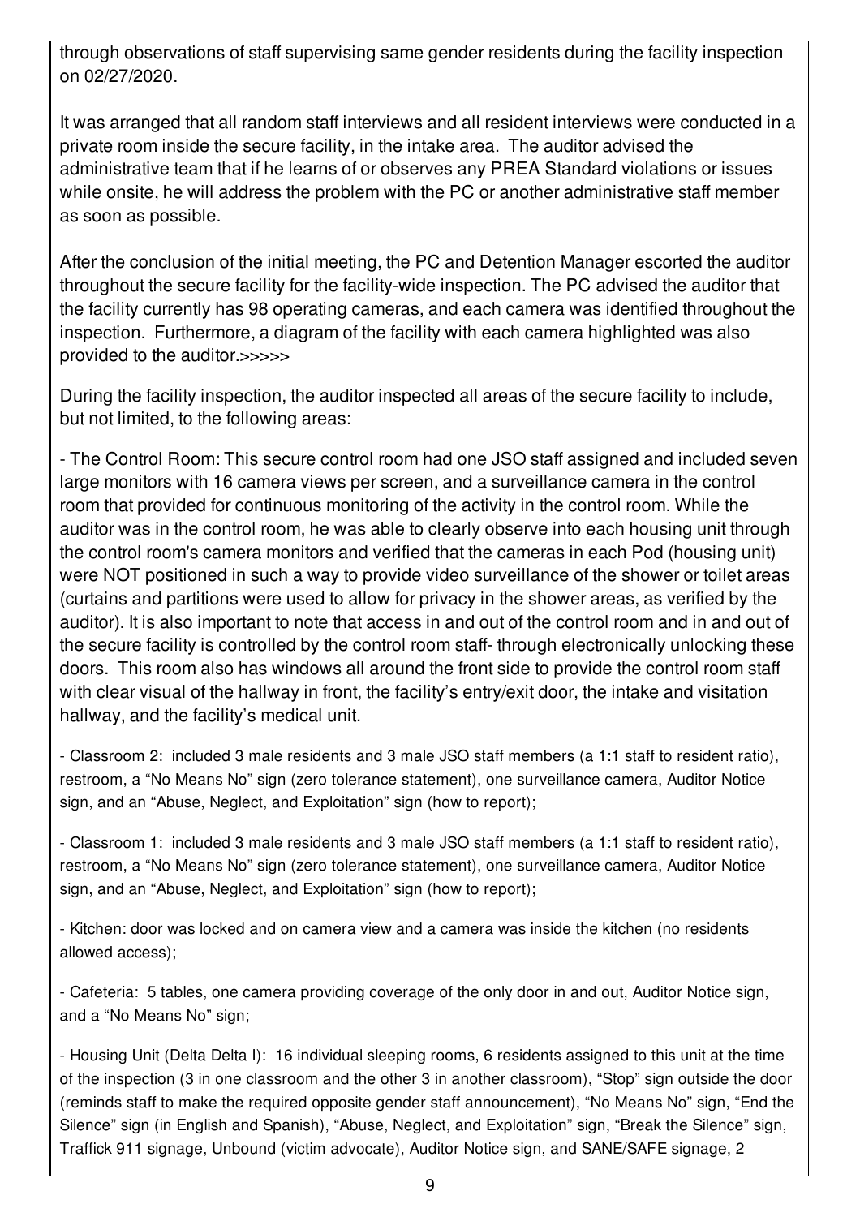through observations of staff supervising same gender residents during the facility inspection on 02/27/2020.

It was arranged that all random staff interviews and all resident interviews were conducted in a private room inside the secure facility, in the intake area. The auditor advised the administrative team that if he learns of or observes any PREA Standard violations or issues while onsite, he will address the problem with the PC or another administrative staff member as soon as possible.

After the conclusion of the initial meeting, the PC and Detention Manager escorted the auditor throughout the secure facility for the facility-wide inspection. The PC advised the auditor that the facility currently has 98 operating cameras, and each camera was identified throughout the inspection. Furthermore, a diagram of the facility with each camera highlighted was also provided to the auditor.>>>>>

During the facility inspection, the auditor inspected all areas of the secure facility to include, but not limited, to the following areas:

- The Control Room: This secure control room had one JSO staff assigned and included seven large monitors with 16 camera views per screen, and a surveillance camera in the control room that provided for continuous monitoring of the activity in the control room. While the auditor was in the control room, he was able to clearly observe into each housing unit through the control room's camera monitors and verified that the cameras in each Pod (housing unit) were NOT positioned in such a way to provide video surveillance of the shower or toilet areas (curtains and partitions were used to allow for privacy in the shower areas, as verified by the auditor). It is also important to note that access in and out of the control room and in and out of the secure facility is controlled by the control room staff- through electronically unlocking these doors. This room also has windows all around the front side to provide the control room staff with clear visual of the hallway in front, the facility's entry/exit door, the intake and visitation hallway, and the facility's medical unit.

- Classroom 2: included 3 male residents and 3 male JSO staff members (a 1:1 staff to resident ratio), restroom, a "No Means No" sign (zero tolerance statement), one surveillance camera, Auditor Notice sign, and an "Abuse, Neglect, and Exploitation" sign (how to report);

- Classroom 1: included 3 male residents and 3 male JSO staff members (a 1:1 staff to resident ratio), restroom, a "No Means No" sign (zero tolerance statement), one surveillance camera, Auditor Notice sign, and an "Abuse, Neglect, and Exploitation" sign (how to report);

- Kitchen: door was locked and on camera view and a camera was inside the kitchen (no residents allowed access);

- Cafeteria: 5 tables, one camera providing coverage of the only door in and out, Auditor Notice sign, and a "No Means No" sign;

- Housing Unit (Delta Delta I): 16 individual sleeping rooms, 6 residents assigned to this unit at the time of the inspection (3 in one classroom and the other 3 in another classroom), "Stop" sign outside the door (reminds staff to make the required opposite gender staff announcement), "No Means No" sign, "End the Silence" sign (in English and Spanish), "Abuse, Neglect, and Exploitation" sign, "Break the Silence" sign, Traffick 911 signage, Unbound (victim advocate), Auditor Notice sign, and SANE/SAFE signage, 2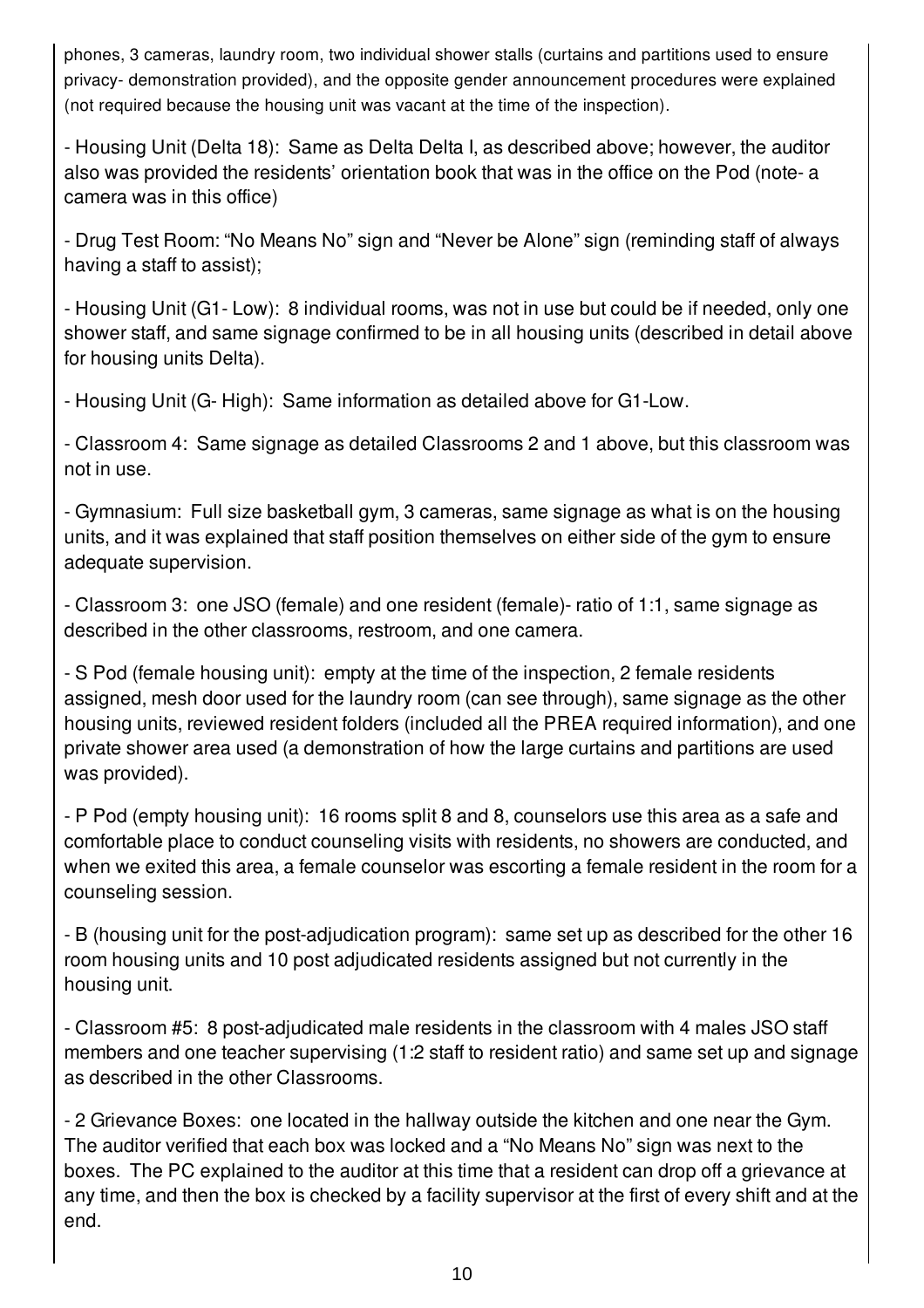phones, 3 cameras, laundry room, two individual shower stalls (curtains and partitions used to ensure privacy- demonstration provided), and the opposite gender announcement procedures were explained (not required because the housing unit was vacant at the time of the inspection).

- Housing Unit (Delta 18): Same as Delta Delta I, as described above; however, the auditor also was provided the residents' orientation book that was in the office on the Pod (note- a camera was in this office)

- Drug Test Room: "No Means No" sign and "Never be Alone" sign (reminding staff of always having a staff to assist);

- Housing Unit (G1- Low): 8 individual rooms, was not in use but could be if needed, only one shower staff, and same signage confirmed to be in all housing units (described in detail above for housing units Delta).

- Housing Unit (G- High): Same information as detailed above for G1-Low.

- Classroom 4: Same signage as detailed Classrooms 2 and 1 above, but this classroom was not in use.

- Gymnasium: Full size basketball gym, 3 cameras, same signage as what is on the housing units, and it was explained that staff position themselves on either side of the gym to ensure adequate supervision.

- Classroom 3: one JSO (female) and one resident (female)- ratio of 1:1, same signage as described in the other classrooms, restroom, and one camera.

- S Pod (female housing unit): empty at the time of the inspection, 2 female residents assigned, mesh door used for the laundry room (can see through), same signage as the other housing units, reviewed resident folders (included all the PREA required information), and one private shower area used (a demonstration of how the large curtains and partitions are used was provided).

- P Pod (empty housing unit): 16 rooms split 8 and 8, counselors use this area as a safe and comfortable place to conduct counseling visits with residents, no showers are conducted, and when we exited this area, a female counselor was escorting a female resident in the room for a counseling session.

- B (housing unit for the post-adjudication program): same set up as described for the other 16 room housing units and 10 post adjudicated residents assigned but not currently in the housing unit.

- Classroom #5: 8 post-adjudicated male residents in the classroom with 4 males JSO staff members and one teacher supervising (1:2 staff to resident ratio) and same set up and signage as described in the other Classrooms.

- 2 Grievance Boxes: one located in the hallway outside the kitchen and one near the Gym. The auditor verified that each box was locked and a "No Means No" sign was next to the boxes. The PC explained to the auditor at this time that a resident can drop off a grievance at any time, and then the box is checked by a facility supervisor at the first of every shift and at the end.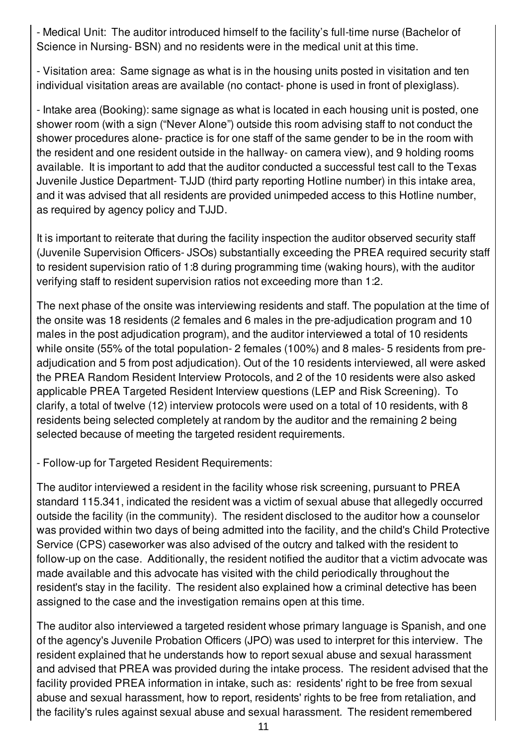- Medical Unit: The auditor introduced himself to the facility's full-time nurse (Bachelor of Science in Nursing- BSN) and no residents were in the medical unit at this time.

- Visitation area: Same signage as what is in the housing units posted in visitation and ten individual visitation areas are available (no contact- phone is used in front of plexiglass).

- Intake area (Booking): same signage as what is located in each housing unit is posted, one shower room (with a sign ("Never Alone") outside this room advising staff to not conduct the shower procedures alone- practice is for one staff of the same gender to be in the room with the resident and one resident outside in the hallway- on camera view), and 9 holding rooms available. It is important to add that the auditor conducted a successful test call to the Texas Juvenile Justice Department- TJJD (third party reporting Hotline number) in this intake area, and it was advised that all residents are provided unimpeded access to this Hotline number, as required by agency policy and TJJD.

It is important to reiterate that during the facility inspection the auditor observed security staff (Juvenile Supervision Officers- JSOs) substantially exceeding the PREA required security staff to resident supervision ratio of 1:8 during programming time (waking hours), with the auditor verifying staff to resident supervision ratios not exceeding more than 1:2.

The next phase of the onsite was interviewing residents and staff. The population at the time of the onsite was 18 residents (2 females and 6 males in the pre-adjudication program and 10 males in the post adjudication program), and the auditor interviewed a total of 10 residents while onsite (55% of the total population- 2 females (100%) and 8 males- 5 residents from pre-adjudication and 5 from post adjudication). Out of the 10 residents interviewed, all were asked the PREA Random Resident Interview Protocols, and 2 of the 10 residents were also asked applicable PREA Targeted Resident Interview questions (LEP and Risk Screening). To clarify, a total of twelve (12) interview protocols were used on a total of 10 residents, with 8 residents being selected completely at random by the auditor and the remaining 2 being selected because of meeting the targeted resident requirements.

- Follow-up for Targeted Resident Requirements:

The auditor interviewed a resident in the facility whose risk screening, pursuant to PREA standard 115.341, indicated the resident was a victim of sexual abuse that allegedly occurred outside the facility (in the community). The resident disclosed to the auditor how a counselor was provided within two days of being admitted into the facility, and the child's Child Protective Service (CPS) caseworker was also advised of the outcry and talked with the resident to follow-up on the case. Additionally, the resident notified the auditor that a victim advocate was made available and this advocate has visited with the child periodically throughout the resident's stay in the facility. The resident also explained how a criminal detective has been assigned to the case and the investigation remains open at this time.

The auditor also interviewed a targeted resident whose primary language is Spanish, and one of the agency's Juvenile Probation Officers (JPO) was used to interpret for this interview. The resident explained that he understands how to report sexual abuse and sexual harassment and advised that PREA was provided during the intake process. The resident advised that the facility provided PREA information in intake, such as: residents' right to be free from sexual abuse and sexual harassment, how to report, residents' rights to be free from retaliation, and the facility's rules against sexual abuse and sexual harassment. The resident remembered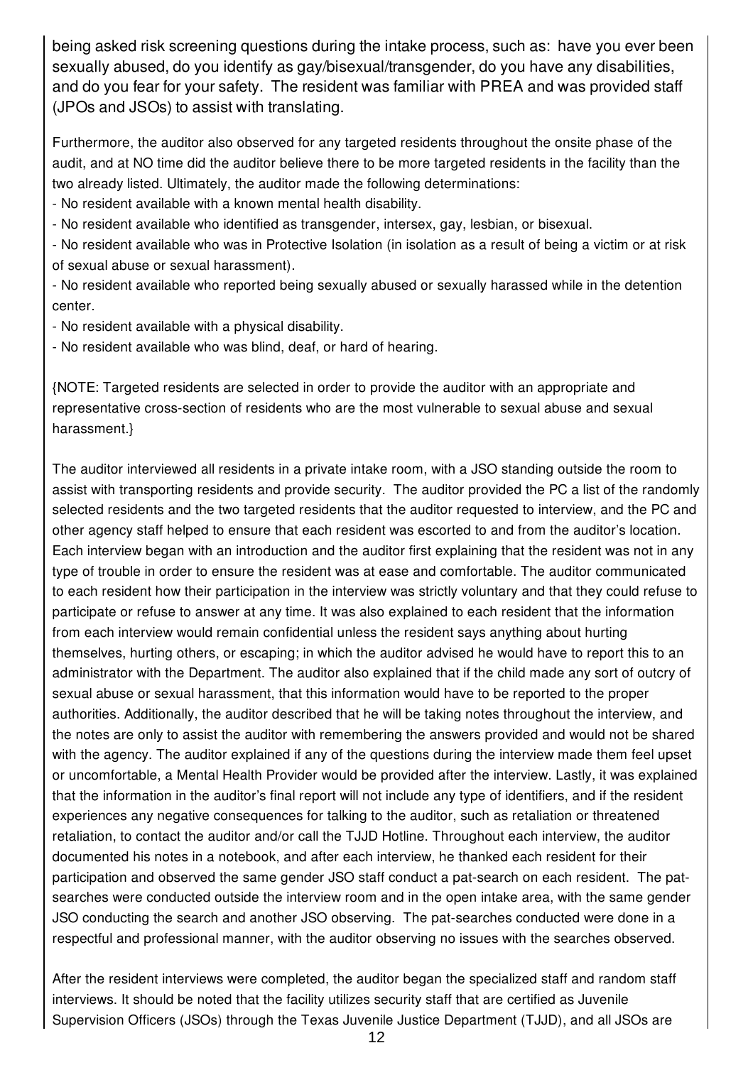being asked risk screening questions during the intake process, such as: have you ever been sexually abused, do you identify as gay/bisexual/transgender, do you have any disabilities, and do you fear for your safety. The resident was familiar with PREA and was provided staff (JPOs and JSOs) to assist with translating.

Furthermore, the auditor also observed for any targeted residents throughout the onsite phase of the audit, and at NO time did the auditor believe there to be more targeted residents in the facility than the two already listed. Ultimately, the auditor made the following determinations:

- No resident available with a known mental health disability.
- No resident available who identified as transgender, intersex, gay, lesbian, or bisexual.
- No resident available who was in Protective Isolation (in isolation as a result of being a victim or at risk of sexual abuse or sexual harassment).
- No resident available who reported being sexually abused or sexually harassed while in the detention center.
- No resident available with a physical disability.
- No resident available who was blind, deaf, or hard of hearing.

{NOTE: Targeted residents are selected in order to provide the auditor with an appropriate and representative cross-section of residents who are the most vulnerable to sexual abuse and sexual harassment.}

The auditor interviewed all residents in a private intake room, with a JSO standing outside the room to assist with transporting residents and provide security. The auditor provided the PC a list of the randomly selected residents and the two targeted residents that the auditor requested to interview, and the PC and other agency staff helped to ensure that each resident was escorted to and from the auditor's location. Each interview began with an introduction and the auditor first explaining that the resident was not in any type of trouble in order to ensure the resident was at ease and comfortable. The auditor communicated to each resident how their participation in the interview was strictly voluntary and that they could refuse to participate or refuse to answer at any time. It was also explained to each resident that the information from each interview would remain confidential unless the resident says anything about hurting themselves, hurting others, or escaping; in which the auditor advised he would have to report this to an administrator with the Department. The auditor also explained that if the child made any sort of outcry of sexual abuse or sexual harassment, that this information would have to be reported to the proper authorities. Additionally, the auditor described that he will be taking notes throughout the interview, and the notes are only to assist the auditor with remembering the answers provided and would not be shared with the agency. The auditor explained if any of the questions during the interview made them feel upset or uncomfortable, a Mental Health Provider would be provided after the interview. Lastly, it was explained that the information in the auditor's final report will not include any type of identifiers, and if the resident experiences any negative consequences for talking to the auditor, such as retaliation or threatened retaliation, to contact the auditor and/or call the TJJD Hotline. Throughout each interview, the auditor documented his notes in a notebook, and after each interview, he thanked each resident for their participation and observed the same gender JSO staff conduct a pat-search on each resident. The pat-searches were conducted outside the interview room and in the open intake area, with the same gender JSO conducting the search and another JSO observing. The pat-searches conducted were done in a respectful and professional manner, with the auditor observing no issues with the searches observed.

After the resident interviews were completed, the auditor began the specialized staff and random staff interviews. It should be noted that the facility utilizes security staff that are certified as Juvenile Supervision Officers (JSOs) through the Texas Juvenile Justice Department (TJJD), and all JSOs are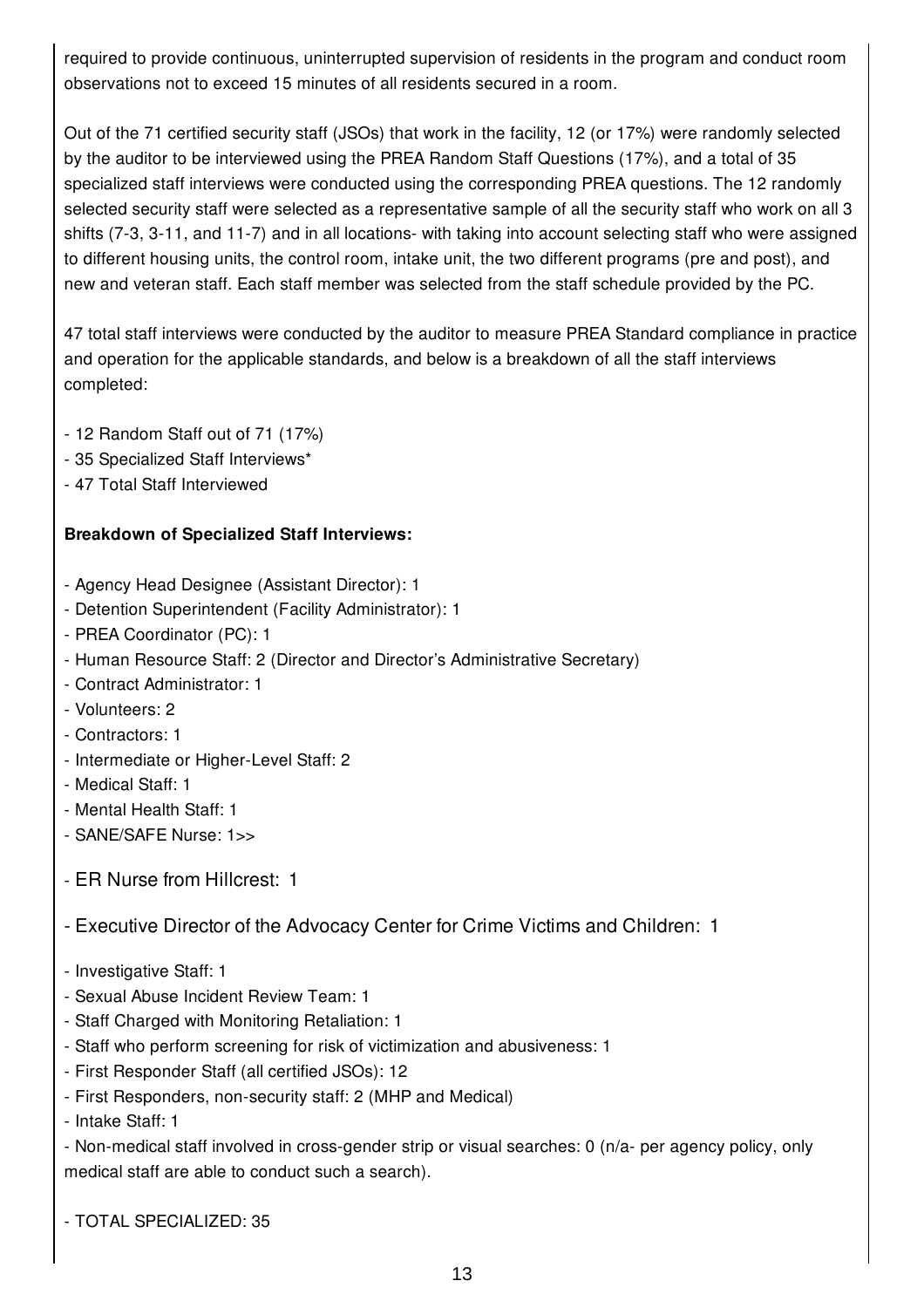required to provide continuous, uninterrupted supervision of residents in the program and conduct room observations not to exceed 15 minutes of all residents secured in a room.

Out of the 71 certified security staff (JSOs) that work in the facility, 12 (or 17%) were randomly selected by the auditor to be interviewed using the PREA Random Staff Questions (17%), and a total of 35 specialized staff interviews were conducted using the corresponding PREA questions. The 12 randomly selected security staff were selected as a representative sample of all the security staff who work on all 3 shifts (7-3, 3-11, and 11-7) and in all locations- with taking into account selecting staff who were assigned to different housing units, the control room, intake unit, the two different programs (pre and post), and new and veteran staff. Each staff member was selected from the staff schedule provided by the PC.

47 total staff interviews were conducted by the auditor to measure PREA Standard compliance in practice and operation for the applicable standards, and below is a breakdown of all the staff interviews completed:

- 12 Random Staff out of 71 (17%)
- 35 Specialized Staff Interviews*
- 47 Total Staff Interviewed

**Breakdown of Specialized Staff Interviews:**

- Agency Head Designee (Assistant Director): 1
- Detention Superintendent (Facility Administrator): 1
- PREA Coordinator (PC): 1
- Human Resource Staff: 2 (Director and Director's Administrative Secretary)
- Contract Administrator: 1
- Volunteers: 2
- Contractors: 1
- Intermediate or Higher-Level Staff: 2
- Medical Staff: 1
- Mental Health Staff: 1
- SANE/SAFE Nurse: 1>>
- ER Nurse from Hillcrest: 1
- Executive Director of the Advocacy Center for Crime Victims and Children: 1
- Investigative Staff: 1
- Sexual Abuse Incident Review Team: 1
- Staff Charged with Monitoring Retaliation: 1
- Staff who perform screening for risk of victimization and abusiveness: 1
- First Responder Staff (all certified JSOs): 12
- First Responders, non-security staff: 2 (MHP and Medical)
- Intake Staff: 1
- Non-medical staff involved in cross-gender strip or visual searches: 0 (n/a- per agency policy, only medical staff are able to conduct such a search).
- TOTAL SPECIALIZED: 35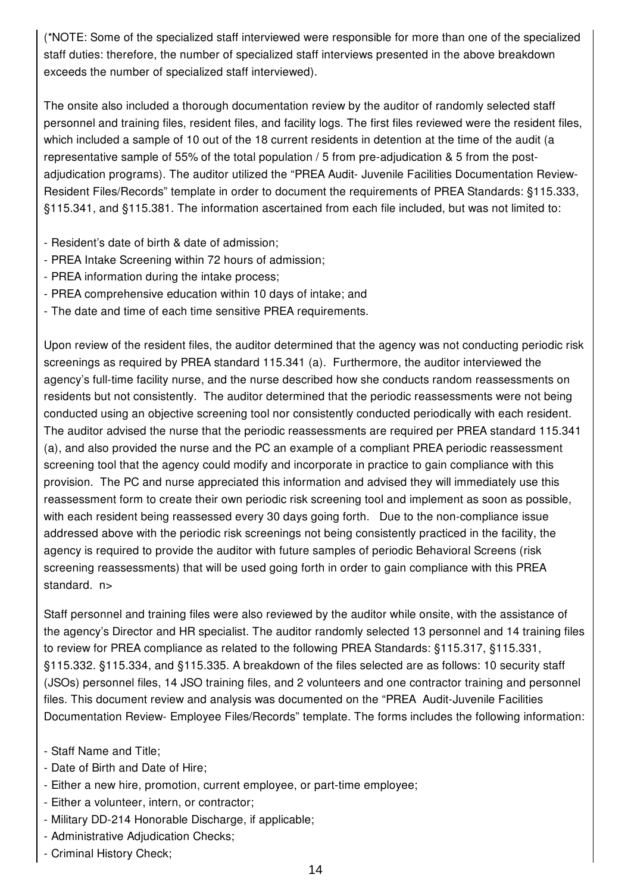(*NOTE: Some of the specialized staff interviewed were responsible for more than one of the specialized staff duties: therefore, the number of specialized staff interviews presented in the above breakdown exceeds the number of specialized staff interviewed).

The onsite also included a thorough documentation review by the auditor of randomly selected staff personnel and training files, resident files, and facility logs. The first files reviewed were the resident files, which included a sample of 10 out of the 18 current residents in detention at the time of the audit (a representative sample of 55% of the total population / 5 from pre-adjudication & 5 from the post-adjudication programs). The auditor utilized the "PREA Audit- Juvenile Facilities Documentation Review- Resident Files/Records" template in order to document the requirements of PREA Standards: §115.333, §115.341, and §115.381. The information ascertained from each file included, but was not limited to:

- Resident's date of birth & date of admission;
- PREA Intake Screening within 72 hours of admission;
- PREA information during the intake process;
- PREA comprehensive education within 10 days of intake; and
- The date and time of each time sensitive PREA requirements.

Upon review of the resident files, the auditor determined that the agency was not conducting periodic risk screenings as required by PREA standard 115.341 (a). Furthermore, the auditor interviewed the agency's full-time facility nurse, and the nurse described how she conducts random reassessments on residents but not consistently. The auditor determined that the periodic reassessments were not being conducted using an objective screening tool nor consistently conducted periodically with each resident. The auditor advised the nurse that the periodic reassessments are required per PREA standard 115.341 (a), and also provided the nurse and the PC an example of a compliant PREA periodic reassessment screening tool that the agency could modify and incorporate in practice to gain compliance with this provision. The PC and nurse appreciated this information and advised they will immediately use this reassessment form to create their own periodic risk screening tool and implement as soon as possible, with each resident being reassessed every 30 days going forth. Due to the non-compliance issue addressed above with the periodic risk screenings not being consistently practiced in the facility, the agency is required to provide the auditor with future samples of periodic Behavioral Screens (risk screening reassessments) that will be used going forth in order to gain compliance with this PREA standard. n>

Staff personnel and training files were also reviewed by the auditor while onsite, with the assistance of the agency's Director and HR specialist. The auditor randomly selected 13 personnel and 14 training files to review for PREA compliance as related to the following PREA Standards: §115.317, §115.331, §115.332. §115.334, and §115.335. A breakdown of the files selected are as follows: 10 security staff (JSOs) personnel files, 14 JSO training files, and 2 volunteers and one contractor training and personnel files. This document review and analysis was documented on the "PREA Audit-Juvenile Facilities Documentation Review- Employee Files/Records" template. The forms includes the following information:

- Staff Name and Title;
- Date of Birth and Date of Hire;
- Either a new hire, promotion, current employee, or part-time employee;
- Either a volunteer, intern, or contractor;
- Military DD-214 Honorable Discharge, if applicable;
- Administrative Adjudication Checks;
- Criminal History Check;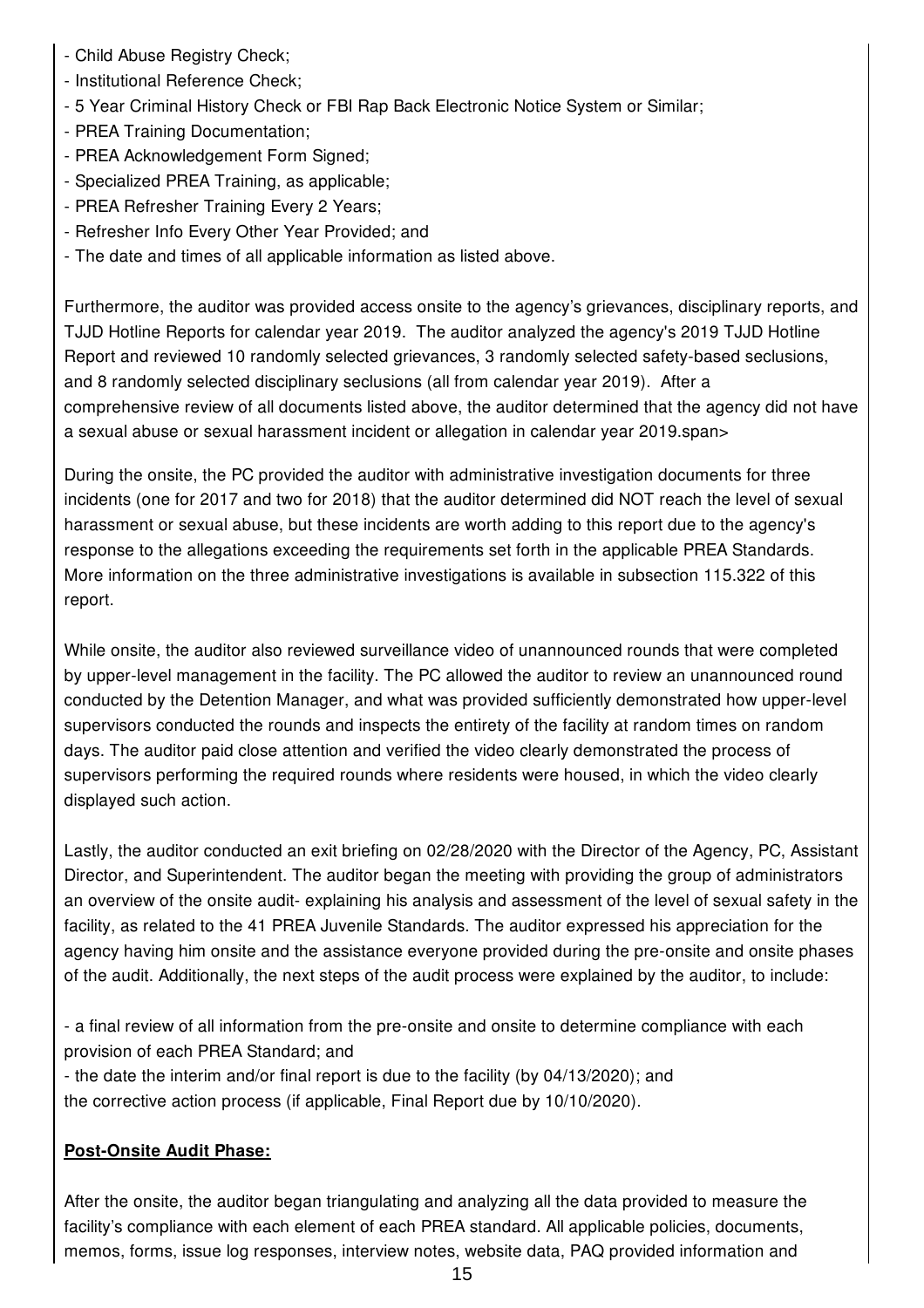- Child Abuse Registry Check;
- Institutional Reference Check;
- 5 Year Criminal History Check or FBI Rap Back Electronic Notice System or Similar;
- PREA Training Documentation;
- PREA Acknowledgement Form Signed;
- Specialized PREA Training, as applicable;
- PREA Refresher Training Every 2 Years;
- Refresher Info Every Other Year Provided; and
- The date and times of all applicable information as listed above.

Furthermore, the auditor was provided access onsite to the agency's grievances, disciplinary reports, and TJJD Hotline Reports for calendar year 2019. The auditor analyzed the agency's 2019 TJJD Hotline Report and reviewed 10 randomly selected grievances, 3 randomly selected safety-based seclusions, and 8 randomly selected disciplinary seclusions (all from calendar year 2019). After a comprehensive review of all documents listed above, the auditor determined that the agency did not have a sexual abuse or sexual harassment incident or allegation in calendar year 2019.span>

During the onsite, the PC provided the auditor with administrative investigation documents for three incidents (one for 2017 and two for 2018) that the auditor determined did NOT reach the level of sexual harassment or sexual abuse, but these incidents are worth adding to this report due to the agency's response to the allegations exceeding the requirements set forth in the applicable PREA Standards. More information on the three administrative investigations is available in subsection 115.322 of this report.

While onsite, the auditor also reviewed surveillance video of unannounced rounds that were completed by upper-level management in the facility. The PC allowed the auditor to review an unannounced round conducted by the Detention Manager, and what was provided sufficiently demonstrated how upper-level supervisors conducted the rounds and inspects the entirety of the facility at random times on random days. The auditor paid close attention and verified the video clearly demonstrated the process of supervisors performing the required rounds where residents were housed, in which the video clearly displayed such action.

Lastly, the auditor conducted an exit briefing on 02/28/2020 with the Director of the Agency, PC, Assistant Director, and Superintendent. The auditor began the meeting with providing the group of administrators an overview of the onsite audit- explaining his analysis and assessment of the level of sexual safety in the facility, as related to the 41 PREA Juvenile Standards. The auditor expressed his appreciation for the agency having him onsite and the assistance everyone provided during the pre-onsite and onsite phases of the audit. Additionally, the next steps of the audit process were explained by the auditor, to include:

- a final review of all information from the pre-onsite and onsite to determine compliance with each provision of each PREA Standard; and
- the date the interim and/or final report is due to the facility (by 04/13/2020); and

the corrective action process (if applicable, Final Report due by 10/10/2020).

**Post-Onsite Audit Phase:**

After the onsite, the auditor began triangulating and analyzing all the data provided to measure the facility's compliance with each element of each PREA standard. All applicable policies, documents, memos, forms, issue log responses, interview notes, website data, PAQ provided information and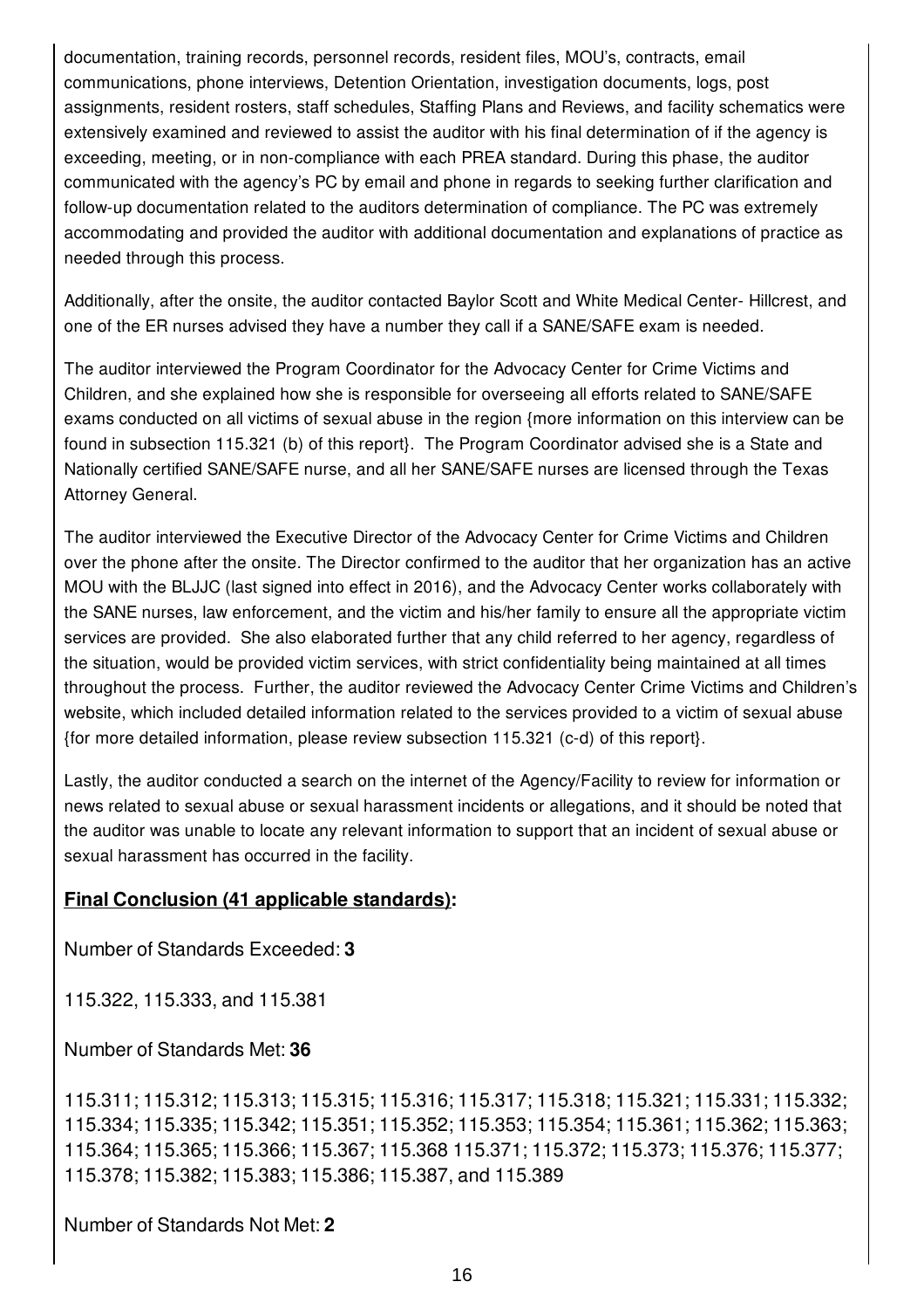documentation, training records, personnel records, resident files, MOU's, contracts, email communications, phone interviews, Detention Orientation, investigation documents, logs, post assignments, resident rosters, staff schedules, Staffing Plans and Reviews, and facility schematics were extensively examined and reviewed to assist the auditor with his final determination of if the agency is exceeding, meeting, or in non-compliance with each PREA standard. During this phase, the auditor communicated with the agency's PC by email and phone in regards to seeking further clarification and follow-up documentation related to the auditors determination of compliance. The PC was extremely accommodating and provided the auditor with additional documentation and explanations of practice as needed through this process.

Additionally, after the onsite, the auditor contacted Baylor Scott and White Medical Center- Hillcrest, and one of the ER nurses advised they have a number they call if a SANE/SAFE exam is needed.

The auditor interviewed the Program Coordinator for the Advocacy Center for Crime Victims and Children, and she explained how she is responsible for overseeing all efforts related to SANE/SAFE exams conducted on all victims of sexual abuse in the region {more information on this interview can be found in subsection 115.321 (b) of this report}. The Program Coordinator advised she is a State and Nationally certified SANE/SAFE nurse, and all her SANE/SAFE nurses are licensed through the Texas Attorney General.

The auditor interviewed the Executive Director of the Advocacy Center for Crime Victims and Children over the phone after the onsite. The Director confirmed to the auditor that her organization has an active MOU with the BLJJC (last signed into effect in 2016), and the Advocacy Center works collaboratively with the SANE nurses, law enforcement, and the victim and his/her family to ensure all the appropriate victim services are provided. She also elaborated further that any child referred to her agency, regardless of the situation, would be provided victim services, with strict confidentiality being maintained at all times throughout the process. Further, the auditor reviewed the Advocacy Center Crime Victims and Children's website, which included detailed information related to the services provided to a victim of sexual abuse {for more detailed information, please review subsection 115.321 (c-d) of this report}.

Lastly, the auditor conducted a search on the internet of the Agency/Facility to review for information or news related to sexual abuse or sexual harassment incidents or allegations, and it should be noted that the auditor was unable to locate any relevant information to support that an incident of sexual abuse or sexual harassment has occurred in the facility.

**Final Conclusion (41 applicable standards):**

Number of Standards Exceeded: **3**

115.322, 115.333, and 115.381

Number of Standards Met: **36**

115.311; 115.312; 115.313; 115.315; 115.316; 115.317; 115.318; 115.321; 115.331; 115.332; 115.334; 115.335; 115.342; 115.351; 115.352; 115.353; 115.354; 115.361; 115.362; 115.363; 115.364; 115.365; 115.366; 115.367; 115.368 115.371; 115.372; 115.373; 115.376; 115.377; 115.378; 115.382; 115.383; 115.386; 115.387, and 115.389

Number of Standards Not Met: **2**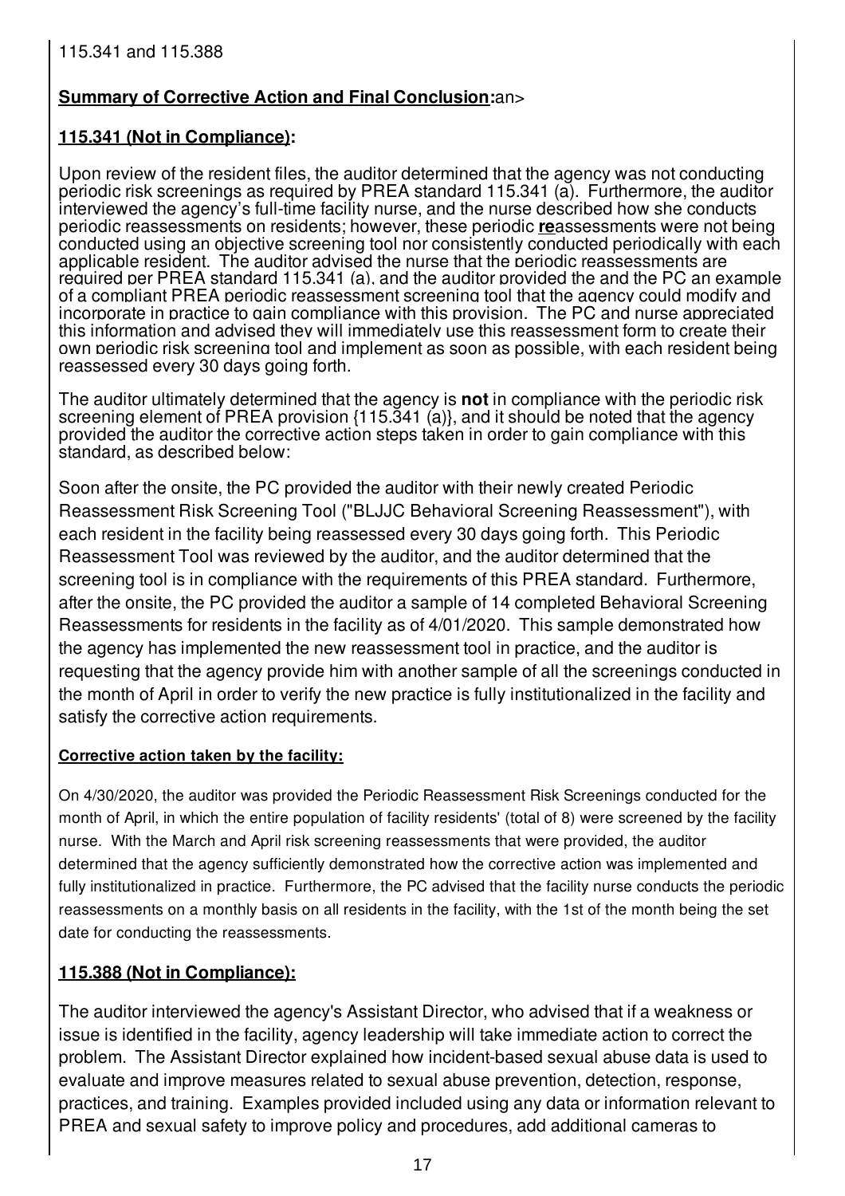115.341 and 115.388

**Summary of Corrective Action and Final Conclusion:**an>

**115.341 (Not in Compliance):**

Upon review of the resident files, the auditor determined that the agency was not conducting periodic risk screenings as required by PREA standard 115.341 (a). Furthermore, the auditor interviewed the agency's full-time facility nurse, and the nurse described how she conducts periodic reassessments on residents; however, these periodic **re**assessments were not being conducted using an objective screening tool nor consistently conducted periodically with each applicable resident. The auditor advised the nurse that the periodic reassessments are required per PREA standard 115.341 (a), and the auditor provided the and the PC an example of a compliant PREA periodic reassessment screening tool that the agency could modify and incorporate in practice to gain compliance with this provision. The PC and nurse appreciated this information and advised they will immediately use this reassessment form to create their own periodic risk screening tool and implement as soon as possible, with each resident being reassessed every 30 days going forth.

The auditor ultimately determined that the agency is **not** in compliance with the periodic risk screening element of PREA provision {115.341 (a)}, and it should be noted that the agency provided the auditor the corrective action steps taken in order to gain compliance with this standard, as described below:

Soon after the onsite, the PC provided the auditor with their newly created Periodic Reassessment Risk Screening Tool ("BLJJC Behavioral Screening Reassessment"), with each resident in the facility being reassessed every 30 days going forth. This Periodic Reassessment Tool was reviewed by the auditor, and the auditor determined that the screening tool is in compliance with the requirements of this PREA standard. Furthermore, after the onsite, the PC provided the auditor a sample of 14 completed Behavioral Screening Reassessments for residents in the facility as of 4/01/2020. This sample demonstrated how the agency has implemented the new reassessment tool in practice, and the auditor is requesting that the agency provide him with another sample of all the screenings conducted in the month of April in order to verify the new practice is fully institutionalized in the facility and satisfy the corrective action requirements.

**Corrective action taken by the facility:**

On 4/30/2020, the auditor was provided the Periodic Reassessment Risk Screenings conducted for the month of April, in which the entire population of facility residents' (total of 8) were screened by the facility nurse. With the March and April risk screening reassessments that were provided, the auditor determined that the agency sufficiently demonstrated how the corrective action was implemented and fully institutionalized in practice. Furthermore, the PC advised that the facility nurse conducts the periodic reassessments on a monthly basis on all residents in the facility, with the 1st of the month being the set date for conducting the reassessments.

**115.388 (Not in Compliance):**

The auditor interviewed the agency's Assistant Director, who advised that if a weakness or issue is identified in the facility, agency leadership will take immediate action to correct the problem. The Assistant Director explained how incident-based sexual abuse data is used to evaluate and improve measures related to sexual abuse prevention, detection, response, practices, and training. Examples provided included using any data or information relevant to PREA and sexual safety to improve policy and procedures, add additional cameras to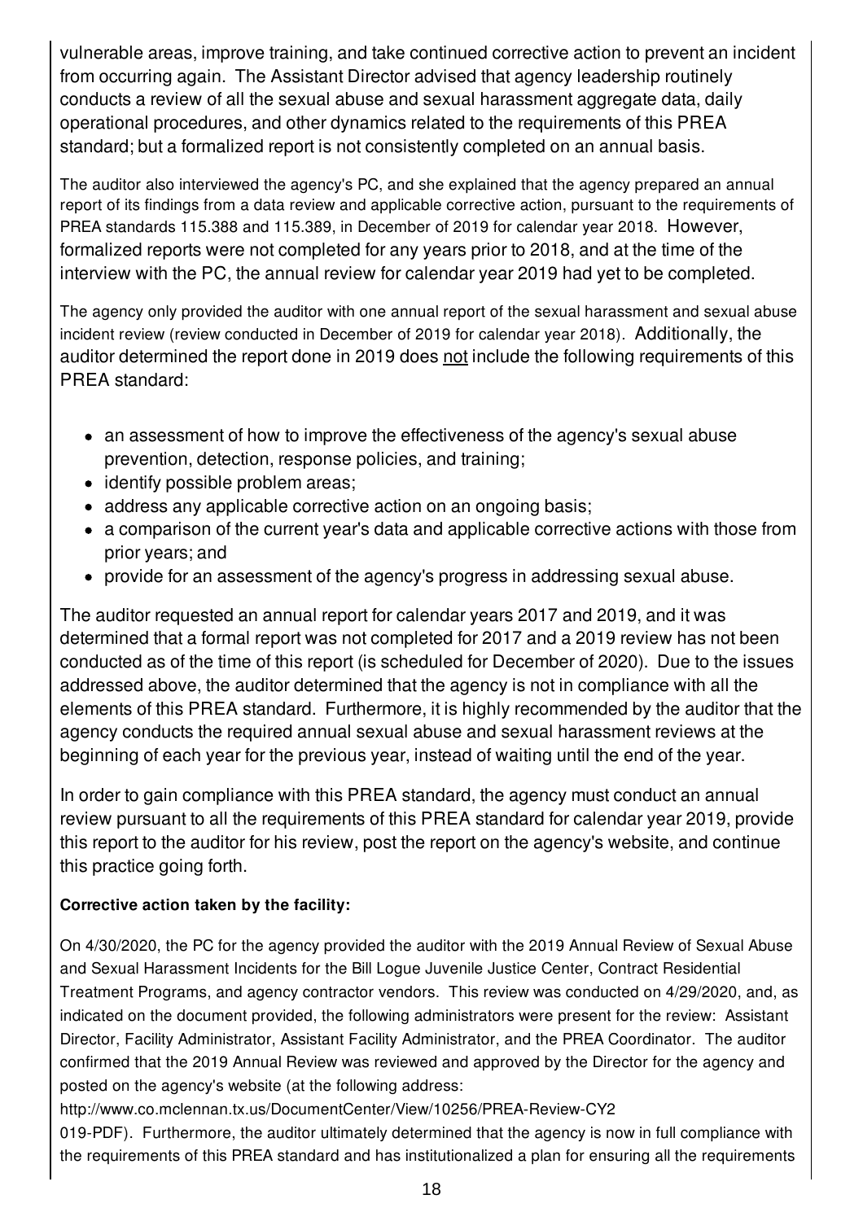vulnerable areas, improve training, and take continued corrective action to prevent an incident from occurring again. The Assistant Director advised that agency leadership routinely conducts a review of all the sexual abuse and sexual harassment aggregate data, daily operational procedures, and other dynamics related to the requirements of this PREA standard; but a formalized report is not consistently completed on an annual basis.

The auditor also interviewed the agency's PC, and she explained that the agency prepared an annual report of its findings from a data review and applicable corrective action, pursuant to the requirements of PREA standards 115.388 and 115.389, in December of 2019 for calendar year 2018. However, formalized reports were not completed for any years prior to 2018, and at the time of the interview with the PC, the annual review for calendar year 2019 had yet to be completed.

The agency only provided the auditor with one annual report of the sexual harassment and sexual abuse incident review (review conducted in December of 2019 for calendar year 2018). Additionally, the auditor determined the report done in 2019 does not include the following requirements of this PREA standard:

- an assessment of how to improve the effectiveness of the agency's sexual abuse prevention, detection, response policies, and training;
- identify possible problem areas;
- address any applicable corrective action on an ongoing basis;
- a comparison of the current year's data and applicable corrective actions with those from prior years; and
- provide for an assessment of the agency's progress in addressing sexual abuse.

The auditor requested an annual report for calendar years 2017 and 2019, and it was determined that a formal report was not completed for 2017 and a 2019 review has not been conducted as of the time of this report (is scheduled for December of 2020). Due to the issues addressed above, the auditor determined that the agency is not in compliance with all the elements of this PREA standard. Furthermore, it is highly recommended by the auditor that the agency conducts the required annual sexual abuse and sexual harassment reviews at the beginning of each year for the previous year, instead of waiting until the end of the year.

In order to gain compliance with this PREA standard, the agency must conduct an annual review pursuant to all the requirements of this PREA standard for calendar year 2019, provide this report to the auditor for his review, post the report on the agency's website, and continue this practice going forth.

**Corrective action taken by the facility:**

On 4/30/2020, the PC for the agency provided the auditor with the 2019 Annual Review of Sexual Abuse and Sexual Harassment Incidents for the Bill Logue Juvenile Justice Center, Contract Residential Treatment Programs, and agency contractor vendors. This review was conducted on 4/29/2020, and, as indicated on the document provided, the following administrators were present for the review: Assistant Director, Facility Administrator, Assistant Facility Administrator, and the PREA Coordinator. The auditor confirmed that the 2019 Annual Review was reviewed and approved by the Director for the agency and posted on the agency's website (at the following address: http://www.co.mclennan.tx.us/DocumentCenter/View/10256/PREA-Review-CY2019-PDF). Furthermore, the auditor ultimately determined that the agency is now in full compliance with the requirements of this PREA standard and has institutionalized a plan for ensuring all the requirements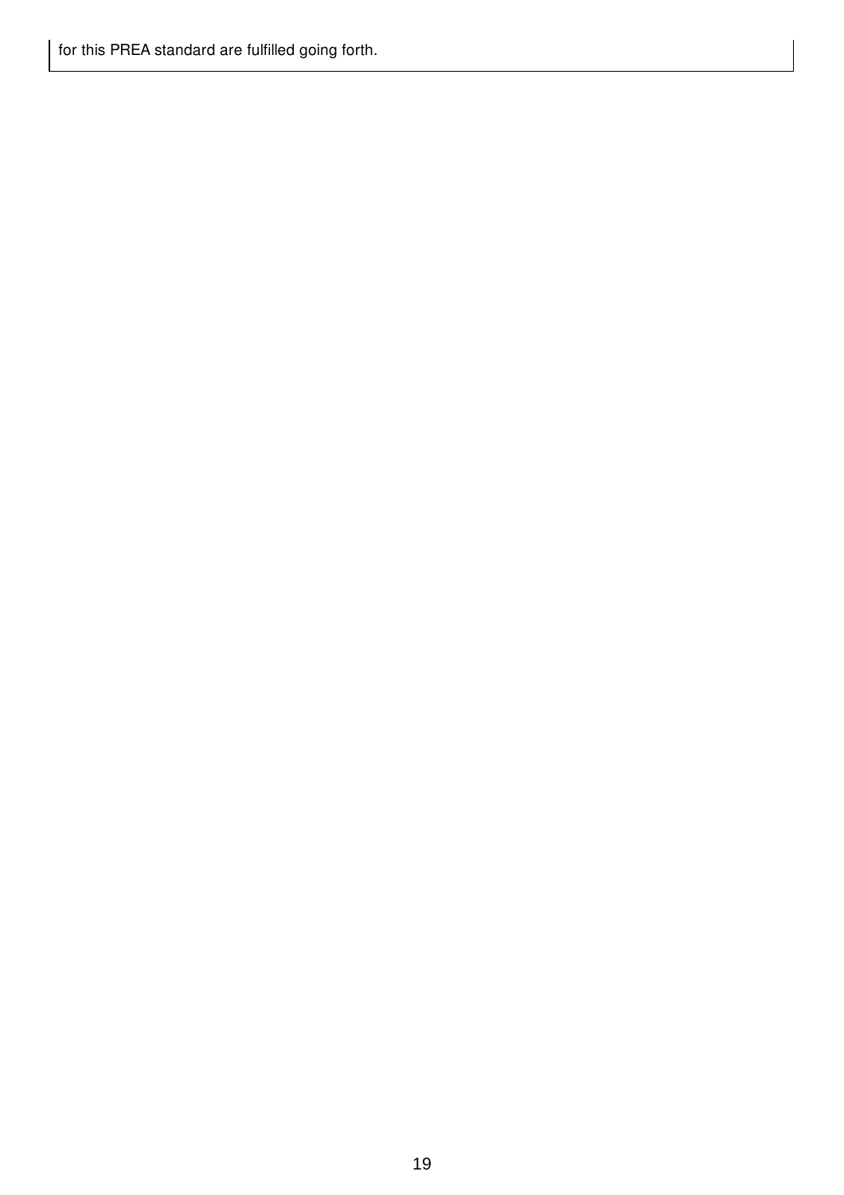for this PREA standard are fulfilled going forth.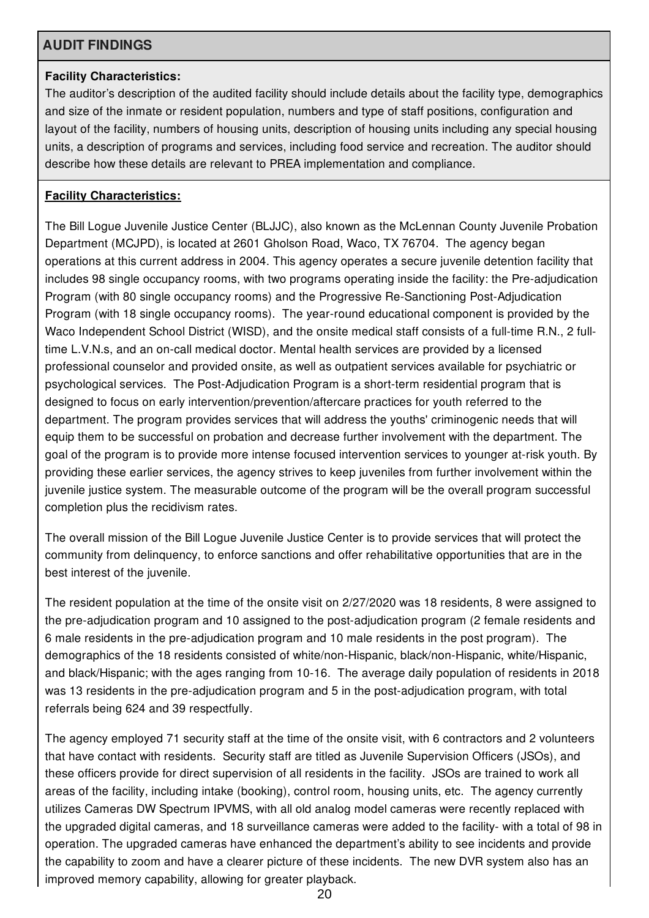## AUDIT FINDINGS

**Facility Characteristics:**
The auditor's description of the audited facility should include details about the facility type, demographics and size of the inmate or resident population, numbers and type of staff positions, configuration and layout of the facility, numbers of housing units, description of housing units including any special housing units, a description of programs and services, including food service and recreation. The auditor should describe how these details are relevant to PREA implementation and compliance.

**Facility Characteristics:**

The Bill Logue Juvenile Justice Center (BLJJC), also known as the McLennan County Juvenile Probation Department (MCJPD), is located at 2601 Gholson Road, Waco, TX 76704. The agency began operations at this current address in 2004. This agency operates a secure juvenile detention facility that includes 98 single occupancy rooms, with two programs operating inside the facility: the Pre-adjudication Program (with 80 single occupancy rooms) and the Progressive Re-Sanctioning Post-Adjudication Program (with 18 single occupancy rooms). The year-round educational component is provided by the Waco Independent School District (WISD), and the onsite medical staff consists of a full-time R.N., 2 full-time L.V.N.s, and an on-call medical doctor. Mental health services are provided by a licensed professional counselor and provided onsite, as well as outpatient services available for psychiatric or psychological services. The Post-Adjudication Program is a short-term residential program that is designed to focus on early intervention/prevention/aftercare practices for youth referred to the department. The program provides services that will address the youths' criminogenic needs that will equip them to be successful on probation and decrease further involvement with the department. The goal of the program is to provide more intense focused intervention services to younger at-risk youth. By providing these earlier services, the agency strives to keep juveniles from further involvement within the juvenile justice system. The measurable outcome of the program will be the overall program successful completion plus the recidivism rates.

The overall mission of the Bill Logue Juvenile Justice Center is to provide services that will protect the community from delinquency, to enforce sanctions and offer rehabilitative opportunities that are in the best interest of the juvenile.

The resident population at the time of the onsite visit on 2/27/2020 was 18 residents, 8 were assigned to the pre-adjudication program and 10 assigned to the post-adjudication program (2 female residents and 6 male residents in the pre-adjudication program and 10 male residents in the post program). The demographics of the 18 residents consisted of white/non-Hispanic, black/non-Hispanic, white/Hispanic, and black/Hispanic; with the ages ranging from 10-16. The average daily population of residents in 2018 was 13 residents in the pre-adjudication program and 5 in the post-adjudication program, with total referrals being 624 and 39 respectfully.

The agency employed 71 security staff at the time of the onsite visit, with 6 contractors and 2 volunteers that have contact with residents. Security staff are titled as Juvenile Supervision Officers (JSOs), and these officers provide for direct supervision of all residents in the facility. JSOs are trained to work all areas of the facility, including intake (booking), control room, housing units, etc. The agency currently utilizes Cameras DW Spectrum IPVMS, with all old analog model cameras were recently replaced with the upgraded digital cameras, and 18 surveillance cameras were added to the facility- with a total of 98 in operation. The upgraded cameras have enhanced the department's ability to see incidents and provide the capability to zoom and have a clearer picture of these incidents. The new DVR system also has an improved memory capability, allowing for greater playback.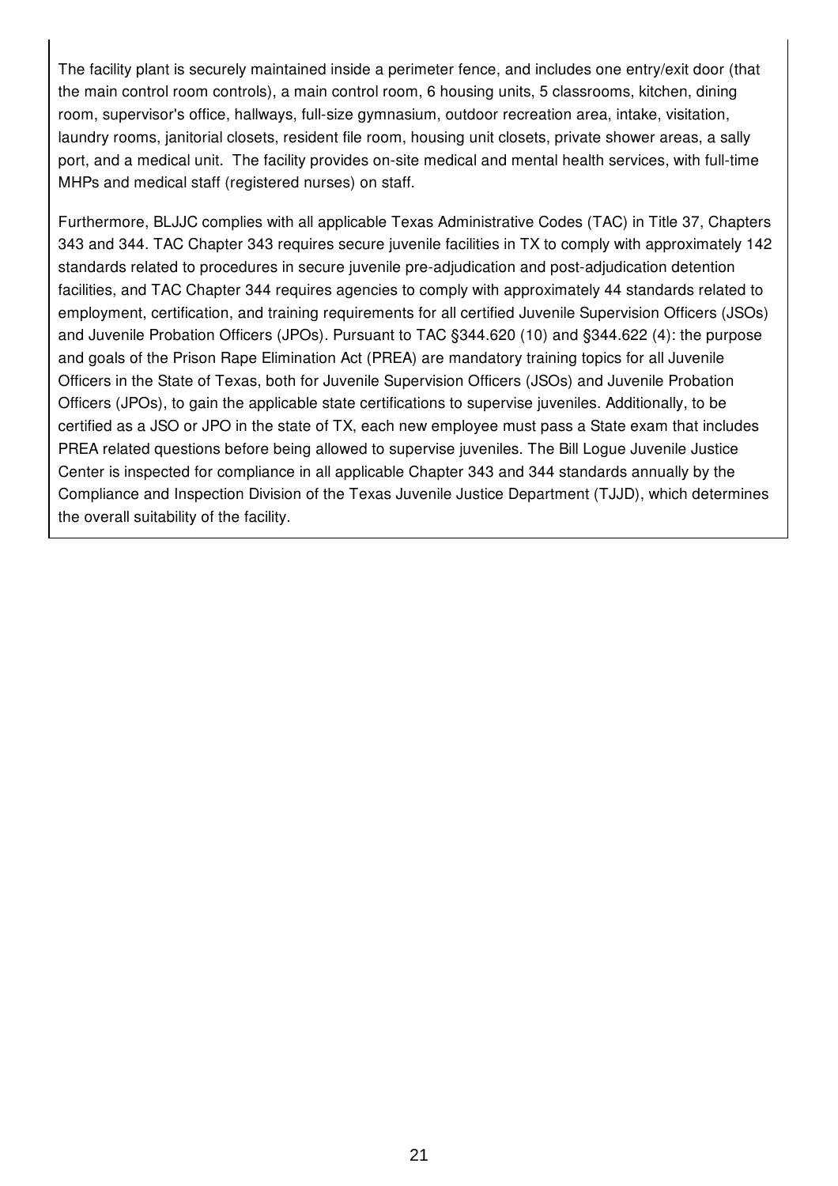The facility plant is securely maintained inside a perimeter fence, and includes one entry/exit door (that the main control room controls), a main control room, 6 housing units, 5 classrooms, kitchen, dining room, supervisor's office, hallways, full-size gymnasium, outdoor recreation area, intake, visitation, laundry rooms, janitorial closets, resident file room, housing unit closets, private shower areas, a sally port, and a medical unit. The facility provides on-site medical and mental health services, with full-time MHPs and medical staff (registered nurses) on staff.

Furthermore, BLJJC complies with all applicable Texas Administrative Codes (TAC) in Title 37, Chapters 343 and 344. TAC Chapter 343 requires secure juvenile facilities in TX to comply with approximately 142 standards related to procedures in secure juvenile pre-adjudication and post-adjudication detention facilities, and TAC Chapter 344 requires agencies to comply with approximately 44 standards related to employment, certification, and training requirements for all certified Juvenile Supervision Officers (JSOs) and Juvenile Probation Officers (JPOs). Pursuant to TAC §344.620 (10) and §344.622 (4): the purpose and goals of the Prison Rape Elimination Act (PREA) are mandatory training topics for all Juvenile Officers in the State of Texas, both for Juvenile Supervision Officers (JSOs) and Juvenile Probation Officers (JPOs), to gain the applicable state certifications to supervise juveniles. Additionally, to be certified as a JSO or JPO in the state of TX, each new employee must pass a State exam that includes PREA related questions before being allowed to supervise juveniles. The Bill Logue Juvenile Justice Center is inspected for compliance in all applicable Chapter 343 and 344 standards annually by the Compliance and Inspection Division of the Texas Juvenile Justice Department (TJJD), which determines the overall suitability of the facility.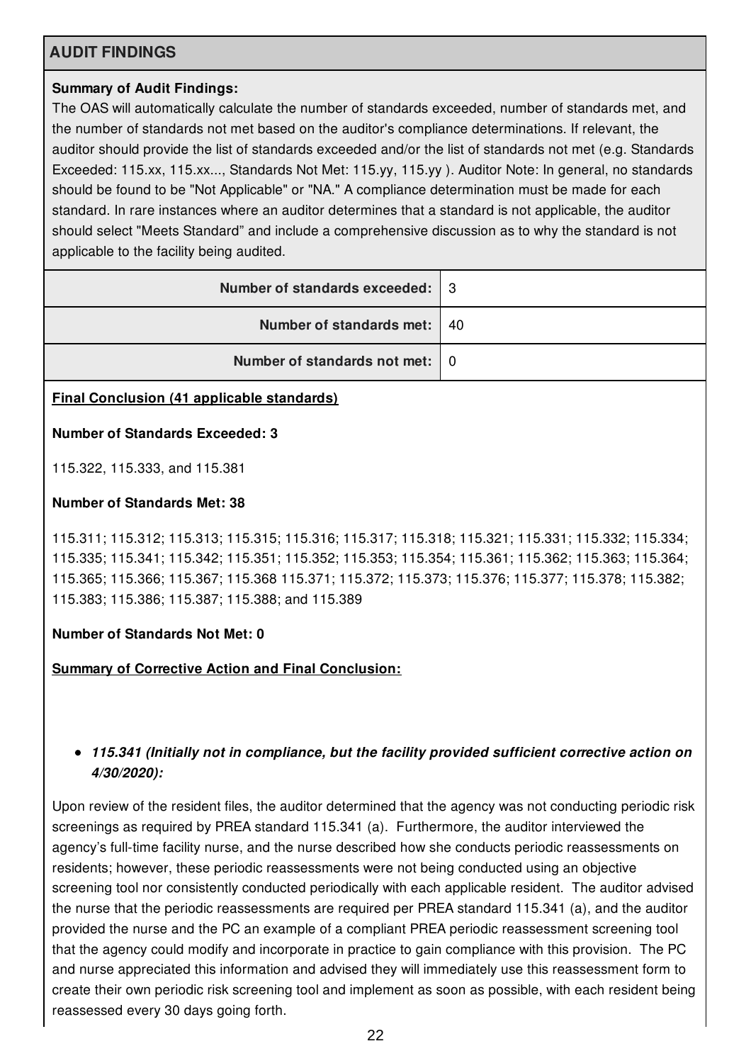## AUDIT FINDINGS

**Summary of Audit Findings:**

The OAS will automatically calculate the number of standards exceeded, number of standards met, and the number of standards not met based on the auditor's compliance determinations. If relevant, the auditor should provide the list of standards exceeded and/or the list of standards not met (e.g. Standards Exceeded: 115.xx, 115.xx..., Standards Not Met: 115.yy, 115.yy ). Auditor Note: In general, no standards should be found to be "Not Applicable" or "NA." A compliance determination must be made for each standard. In rare instances where an auditor determines that a standard is not applicable, the auditor should select "Meets Standard" and include a comprehensive discussion as to why the standard is not applicable to the facility being audited.

| | |
|---|---|
| **Number of standards exceeded:** | 3 |
| **Number of standards met:** | 40 |
| **Number of standards not met:** | 0 |

<u>**Final Conclusion (41 applicable standards)**</u>

**Number of Standards Exceeded: 3**

115.322, 115.333, and 115.381

**Number of Standards Met: 38**

115.311; 115.312; 115.313; 115.315; 115.316; 115.317; 115.318; 115.321; 115.331; 115.332; 115.334; 115.335; 115.341; 115.342; 115.351; 115.352; 115.353; 115.354; 115.361; 115.362; 115.363; 115.364; 115.365; 115.366; 115.367; 115.368 115.371; 115.372; 115.373; 115.376; 115.377; 115.378; 115.382; 115.383; 115.386; 115.387; 115.388; and 115.389

**Number of Standards Not Met: 0**

<u>**Summary of Corrective Action and Final Conclusion:**</u>

- ***115.341 (Initially not in compliance, but the facility provided sufficient corrective action on 4/30/2020):***

Upon review of the resident files, the auditor determined that the agency was not conducting periodic risk screenings as required by PREA standard 115.341 (a). Furthermore, the auditor interviewed the agency's full-time facility nurse, and the nurse described how she conducts periodic reassessments on residents; however, these periodic reassessments were not being conducted using an objective screening tool nor consistently conducted periodically with each applicable resident. The auditor advised the nurse that the periodic reassessments are required per PREA standard 115.341 (a), and the auditor provided the nurse and the PC an example of a compliant PREA periodic reassessment screening tool that the agency could modify and incorporate in practice to gain compliance with this provision. The PC and nurse appreciated this information and advised they will immediately use this reassessment form to create their own periodic risk screening tool and implement as soon as possible, with each resident being reassessed every 30 days going forth.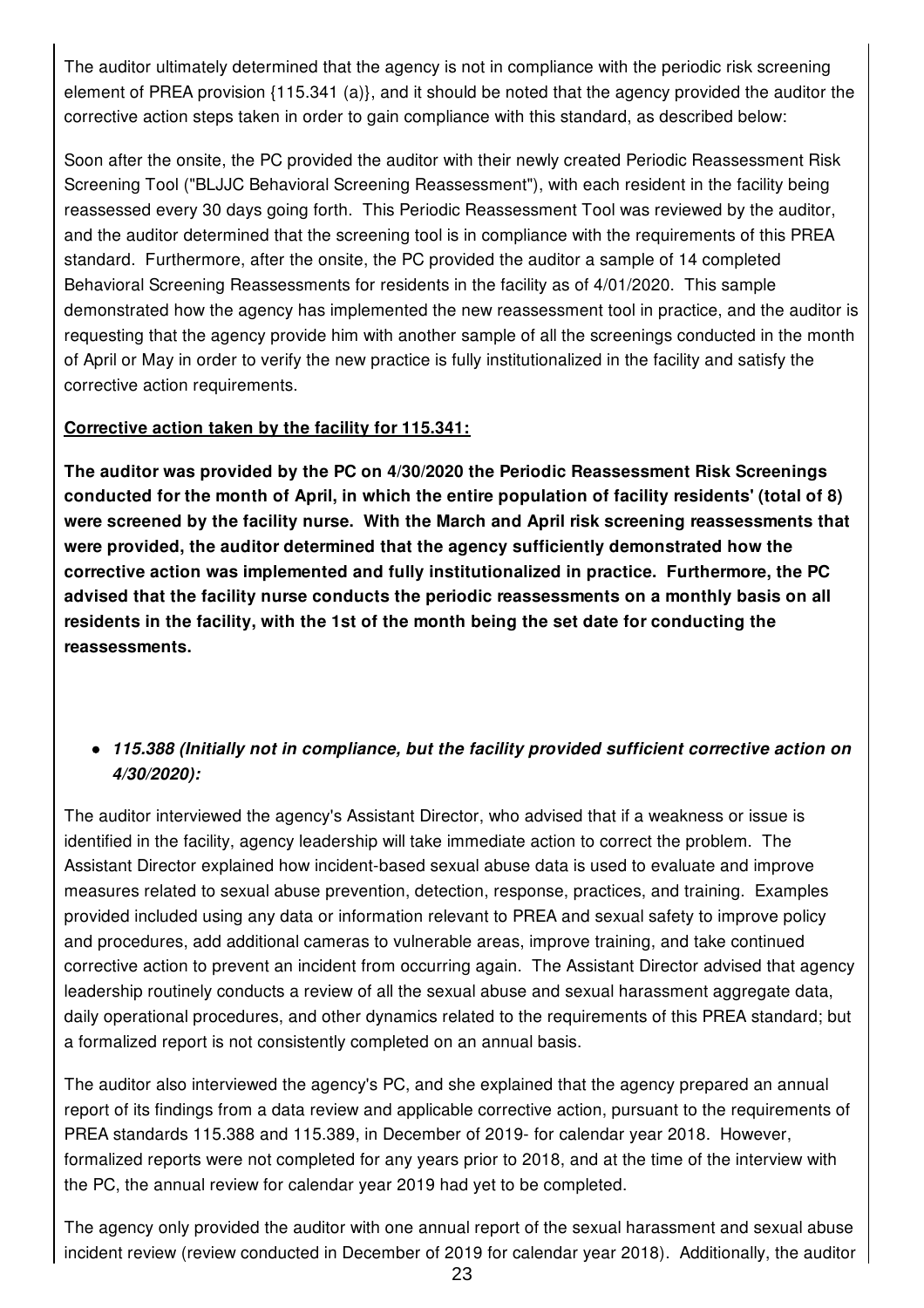The auditor ultimately determined that the agency is not in compliance with the periodic risk screening element of PREA provision {115.341 (a)}, and it should be noted that the agency provided the auditor the corrective action steps taken in order to gain compliance with this standard, as described below:

Soon after the onsite, the PC provided the auditor with their newly created Periodic Reassessment Risk Screening Tool ("BLJJC Behavioral Screening Reassessment"), with each resident in the facility being reassessed every 30 days going forth. This Periodic Reassessment Tool was reviewed by the auditor, and the auditor determined that the screening tool is in compliance with the requirements of this PREA standard. Furthermore, after the onsite, the PC provided the auditor a sample of 14 completed Behavioral Screening Reassessments for residents in the facility as of 4/01/2020. This sample demonstrated how the agency has implemented the new reassessment tool in practice, and the auditor is requesting that the agency provide him with another sample of all the screenings conducted in the month of April or May in order to verify the new practice is fully institutionalized in the facility and satisfy the corrective action requirements.

**Corrective action taken by the facility for 115.341:**

**The auditor was provided by the PC on 4/30/2020 the Periodic Reassessment Risk Screenings conducted for the month of April, in which the entire population of facility residents' (total of 8) were screened by the facility nurse. With the March and April risk screening reassessments that were provided, the auditor determined that the agency sufficiently demonstrated how the corrective action was implemented and fully institutionalized in practice. Furthermore, the PC advised that the facility nurse conducts the periodic reassessments on a monthly basis on all residents in the facility, with the 1st of the month being the set date for conducting the reassessments.**

- ***115.388 (Initially not in compliance, but the facility provided sufficient corrective action on 4/30/2020):***

The auditor interviewed the agency's Assistant Director, who advised that if a weakness or issue is identified in the facility, agency leadership will take immediate action to correct the problem. The Assistant Director explained how incident-based sexual abuse data is used to evaluate and improve measures related to sexual abuse prevention, detection, response, practices, and training. Examples provided included using any data or information relevant to PREA and sexual safety to improve policy and procedures, add additional cameras to vulnerable areas, improve training, and take continued corrective action to prevent an incident from occurring again. The Assistant Director advised that agency leadership routinely conducts a review of all the sexual abuse and sexual harassment aggregate data, daily operational procedures, and other dynamics related to the requirements of this PREA standard; but a formalized report is not consistently completed on an annual basis.

The auditor also interviewed the agency's PC, and she explained that the agency prepared an annual report of its findings from a data review and applicable corrective action, pursuant to the requirements of PREA standards 115.388 and 115.389, in December of 2019- for calendar year 2018. However, formalized reports were not completed for any years prior to 2018, and at the time of the interview with the PC, the annual review for calendar year 2019 had yet to be completed.

The agency only provided the auditor with one annual report of the sexual harassment and sexual abuse incident review (review conducted in December of 2019 for calendar year 2018). Additionally, the auditor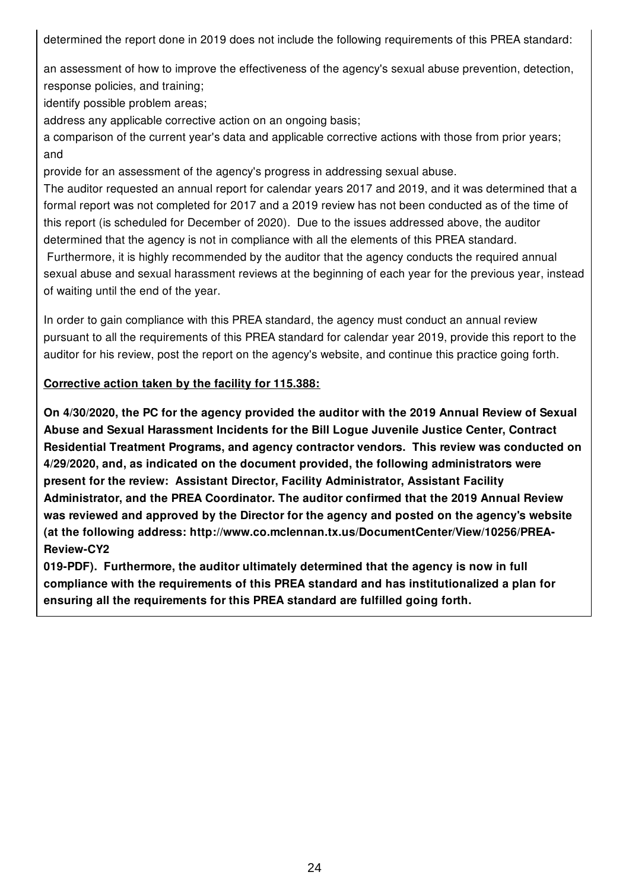determined the report done in 2019 does not include the following requirements of this PREA standard:

an assessment of how to improve the effectiveness of the agency's sexual abuse prevention, detection, response policies, and training;
identify possible problem areas;
address any applicable corrective action on an ongoing basis;
a comparison of the current year's data and applicable corrective actions with those from prior years; and
provide for an assessment of the agency's progress in addressing sexual abuse.
The auditor requested an annual report for calendar years 2017 and 2019, and it was determined that a formal report was not completed for 2017 and a 2019 review has not been conducted as of the time of this report (is scheduled for December of 2020). Due to the issues addressed above, the auditor determined that the agency is not in compliance with all the elements of this PREA standard.
Furthermore, it is highly recommended by the auditor that the agency conducts the required annual sexual abuse and sexual harassment reviews at the beginning of each year for the previous year, instead of waiting until the end of the year.

In order to gain compliance with this PREA standard, the agency must conduct an annual review pursuant to all the requirements of this PREA standard for calendar year 2019, provide this report to the auditor for his review, post the report on the agency's website, and continue this practice going forth.

**Corrective action taken by the facility for 115.388:**

**On 4/30/2020, the PC for the agency provided the auditor with the 2019 Annual Review of Sexual Abuse and Sexual Harassment Incidents for the Bill Logue Juvenile Justice Center, Contract Residential Treatment Programs, and agency contractor vendors. This review was conducted on 4/29/2020, and, as indicated on the document provided, the following administrators were present for the review: Assistant Director, Facility Administrator, Assistant Facility Administrator, and the PREA Coordinator. The auditor confirmed that the 2019 Annual Review was reviewed and approved by the Director for the agency and posted on the agency's website (at the following address: http://www.co.mclennan.tx.us/DocumentCenter/View/10256/PREA-Review-CY2019-PDF). Furthermore, the auditor ultimately determined that the agency is now in full compliance with the requirements of this PREA standard and has institutionalized a plan for ensuring all the requirements for this PREA standard are fulfilled going forth.**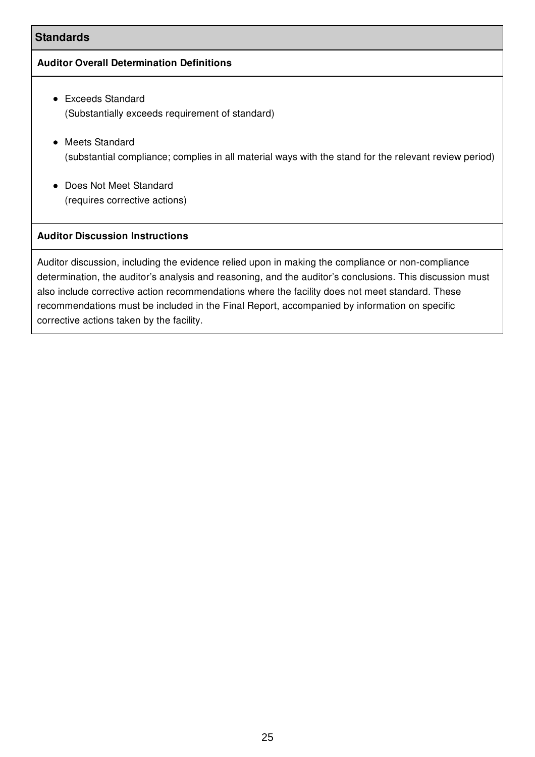## Standards

### Auditor Overall Determination Definitions

- Exceeds Standard
  (Substantially exceeds requirement of standard)

- Meets Standard
  (substantial compliance; complies in all material ways with the stand for the relevant review period)

- Does Not Meet Standard
  (requires corrective actions)

### Auditor Discussion Instructions

Auditor discussion, including the evidence relied upon in making the compliance or non-compliance determination, the auditor's analysis and reasoning, and the auditor's conclusions. This discussion must also include corrective action recommendations where the facility does not meet standard. These recommendations must be included in the Final Report, accompanied by information on specific corrective actions taken by the facility.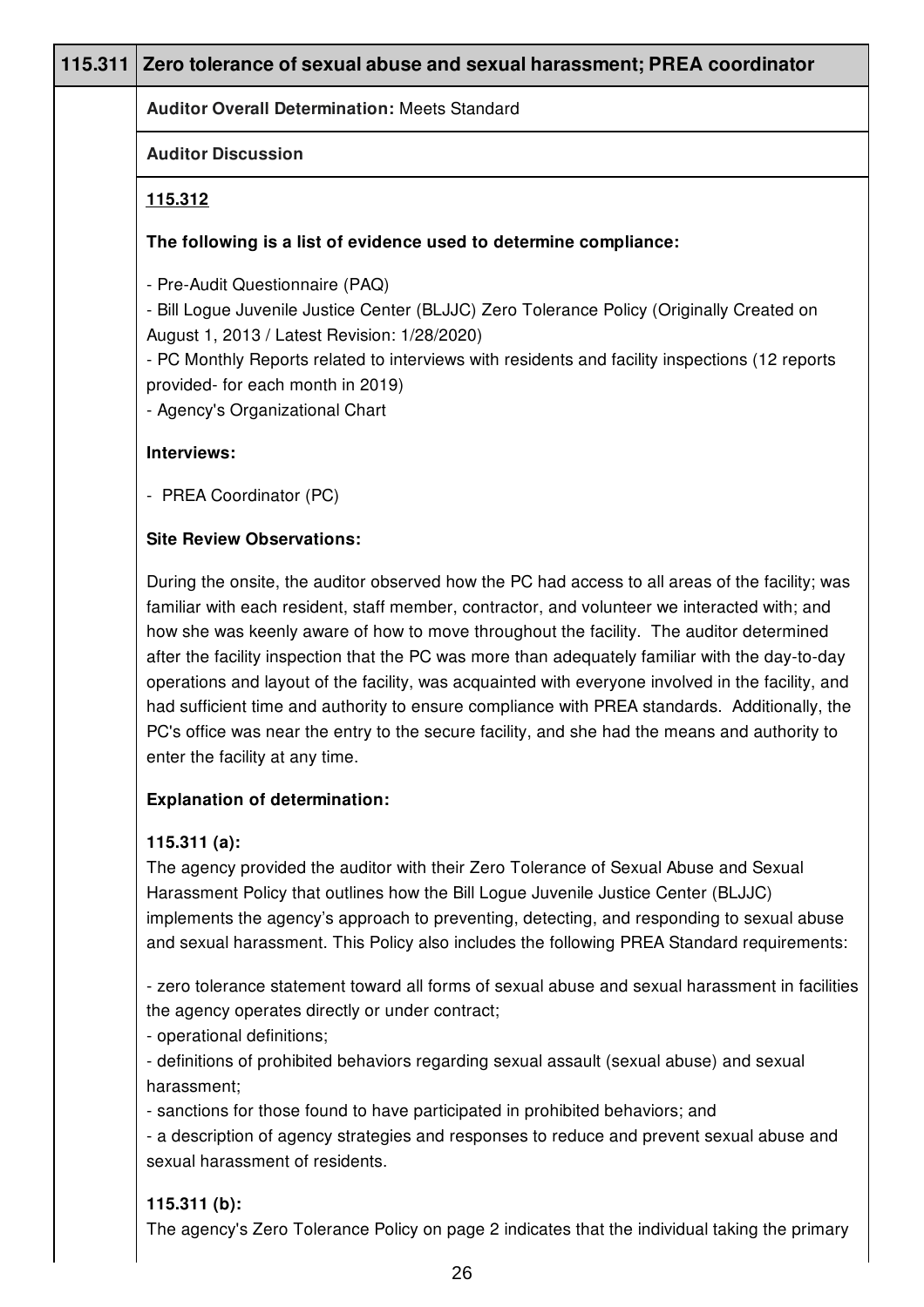| 115.311 | Zero tolerance of sexual abuse and sexual harassment; PREA coordinator |
|---|---|

**Auditor Overall Determination:** Meets Standard

**Auditor Discussion**

**115.312**

**The following is a list of evidence used to determine compliance:**

- Pre-Audit Questionnaire (PAQ)
- Bill Logue Juvenile Justice Center (BLJJC) Zero Tolerance Policy (Originally Created on August 1, 2013 / Latest Revision: 1/28/2020)
- PC Monthly Reports related to interviews with residents and facility inspections (12 reports provided- for each month in 2019)
- Agency's Organizational Chart

**Interviews:**

- PREA Coordinator (PC)

**Site Review Observations:**

During the onsite, the auditor observed how the PC had access to all areas of the facility; was familiar with each resident, staff member, contractor, and volunteer we interacted with; and how she was keenly aware of how to move throughout the facility. The auditor determined after the facility inspection that the PC was more than adequately familiar with the day-to-day operations and layout of the facility, was acquainted with everyone involved in the facility, and had sufficient time and authority to ensure compliance with PREA standards. Additionally, the PC's office was near the entry to the secure facility, and she had the means and authority to enter the facility at any time.

**Explanation of determination:**

**115.311 (a):**
The agency provided the auditor with their Zero Tolerance of Sexual Abuse and Sexual Harassment Policy that outlines how the Bill Logue Juvenile Justice Center (BLJJC) implements the agency's approach to preventing, detecting, and responding to sexual abuse and sexual harassment. This Policy also includes the following PREA Standard requirements:

- zero tolerance statement toward all forms of sexual abuse and sexual harassment in facilities the agency operates directly or under contract;
- operational definitions;
- definitions of prohibited behaviors regarding sexual assault (sexual abuse) and sexual harassment;
- sanctions for those found to have participated in prohibited behaviors; and
- a description of agency strategies and responses to reduce and prevent sexual abuse and sexual harassment of residents.

**115.311 (b):**
The agency's Zero Tolerance Policy on page 2 indicates that the individual taking the primary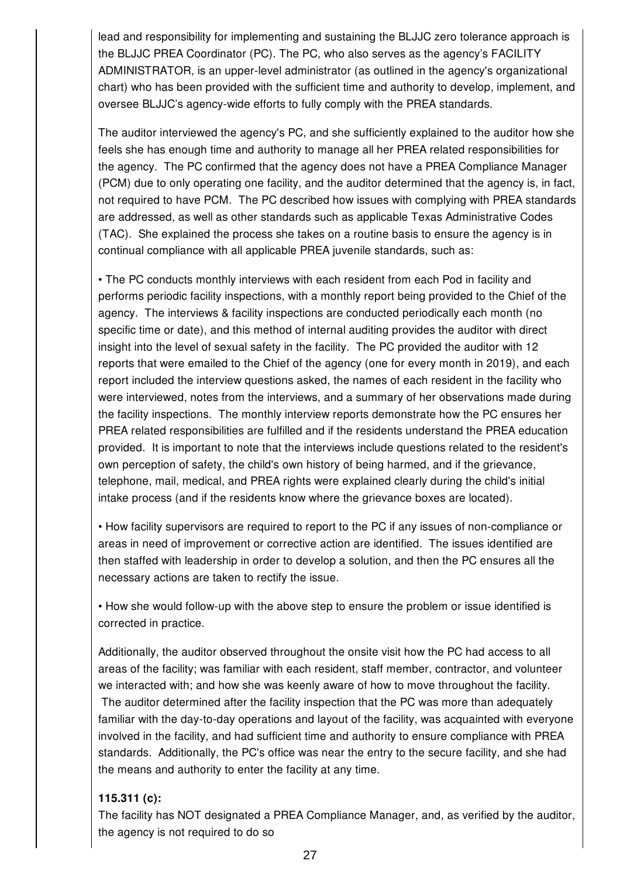lead and responsibility for implementing and sustaining the BLJJC zero tolerance approach is the BLJJC PREA Coordinator (PC). The PC, who also serves as the agency's FACILITY ADMINISTRATOR, is an upper-level administrator (as outlined in the agency's organizational chart) who has been provided with the sufficient time and authority to develop, implement, and oversee BLJJC's agency-wide efforts to fully comply with the PREA standards.

The auditor interviewed the agency's PC, and she sufficiently explained to the auditor how she feels she has enough time and authority to manage all her PREA related responsibilities for the agency. The PC confirmed that the agency does not have a PREA Compliance Manager (PCM) due to only operating one facility, and the auditor determined that the agency is, in fact, not required to have PCM. The PC described how issues with complying with PREA standards are addressed, as well as other standards such as applicable Texas Administrative Codes (TAC). She explained the process she takes on a routine basis to ensure the agency is in continual compliance with all applicable PREA juvenile standards, such as:

• The PC conducts monthly interviews with each resident from each Pod in facility and performs periodic facility inspections, with a monthly report being provided to the Chief of the agency. The interviews & facility inspections are conducted periodically each month (no specific time or date), and this method of internal auditing provides the auditor with direct insight into the level of sexual safety in the facility. The PC provided the auditor with 12 reports that were emailed to the Chief of the agency (one for every month in 2019), and each report included the interview questions asked, the names of each resident in the facility who were interviewed, notes from the interviews, and a summary of her observations made during the facility inspections. The monthly interview reports demonstrate how the PC ensures her PREA related responsibilities are fulfilled and if the residents understand the PREA education provided. It is important to note that the interviews include questions related to the resident's own perception of safety, the child's own history of being harmed, and if the grievance, telephone, mail, medical, and PREA rights were explained clearly during the child's initial intake process (and if the residents know where the grievance boxes are located).

• How facility supervisors are required to report to the PC if any issues of non-compliance or areas in need of improvement or corrective action are identified. The issues identified are then staffed with leadership in order to develop a solution, and then the PC ensures all the necessary actions are taken to rectify the issue.

• How she would follow-up with the above step to ensure the problem or issue identified is corrected in practice.

Additionally, the auditor observed throughout the onsite visit how the PC had access to all areas of the facility; was familiar with each resident, staff member, contractor, and volunteer we interacted with; and how she was keenly aware of how to move throughout the facility. The auditor determined after the facility inspection that the PC was more than adequately familiar with the day-to-day operations and layout of the facility, was acquainted with everyone involved in the facility, and had sufficient time and authority to ensure compliance with PREA standards. Additionally, the PC's office was near the entry to the secure facility, and she had the means and authority to enter the facility at any time.

**115.311 (c):**
The facility has NOT designated a PREA Compliance Manager, and, as verified by the auditor, the agency is not required to do so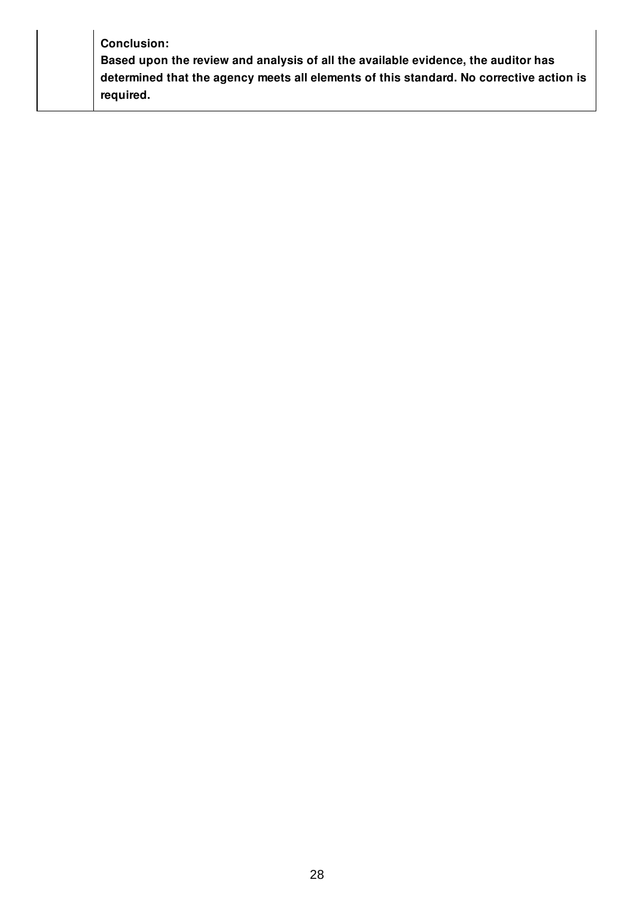| | **Conclusion:**<br>**Based upon the review and analysis of all the available evidence, the auditor has determined that the agency meets all elements of this standard. No corrective action is required.** |
|---|---|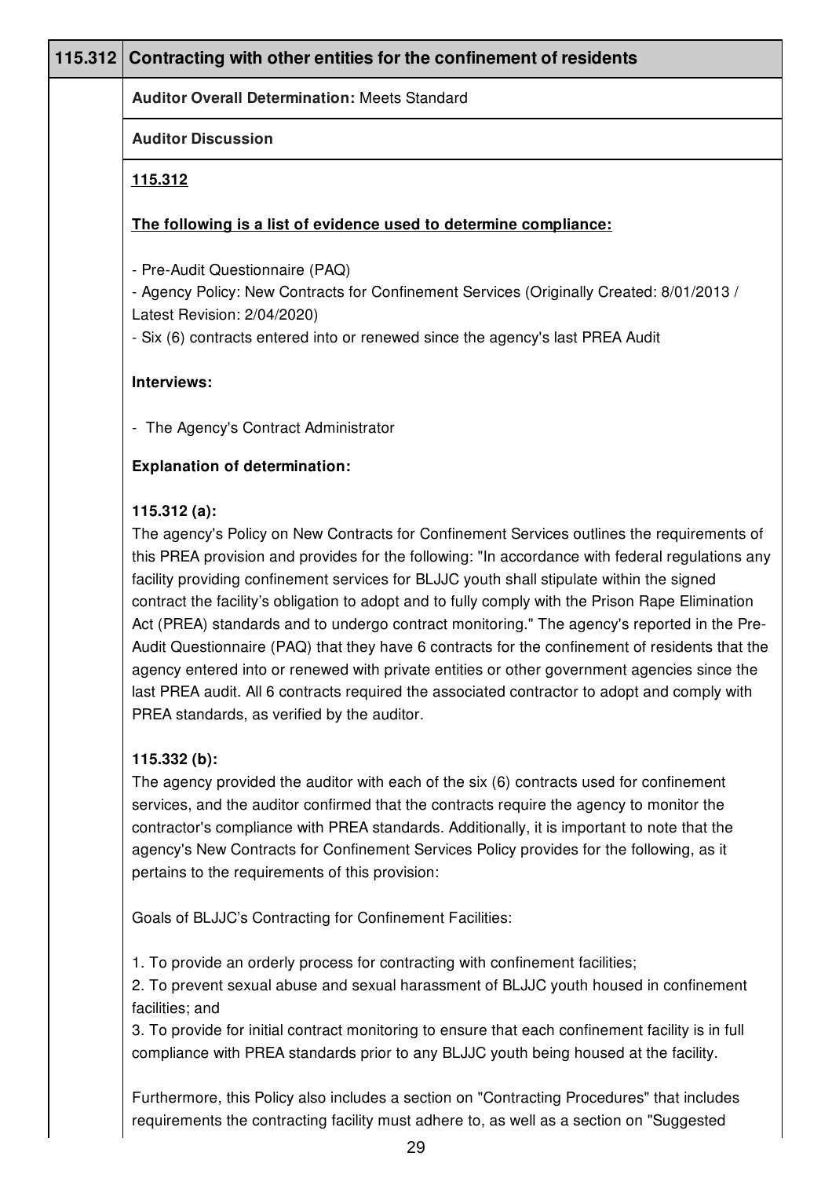| 115.312 | Contracting with other entities for the confinement of residents |
|---|---|

**Auditor Overall Determination:** Meets Standard

**Auditor Discussion**

**115.312**

**The following is a list of evidence used to determine compliance:**

- Pre-Audit Questionnaire (PAQ)
- Agency Policy: New Contracts for Confinement Services (Originally Created: 8/01/2013 / Latest Revision: 2/04/2020)
- Six (6) contracts entered into or renewed since the agency's last PREA Audit

**Interviews:**

- The Agency's Contract Administrator

**Explanation of determination:**

**115.312 (a):**

The agency's Policy on New Contracts for Confinement Services outlines the requirements of this PREA provision and provides for the following: "In accordance with federal regulations any facility providing confinement services for BLJJC youth shall stipulate within the signed contract the facility's obligation to adopt and to fully comply with the Prison Rape Elimination Act (PREA) standards and to undergo contract monitoring." The agency's reported in the Pre-Audit Questionnaire (PAQ) that they have 6 contracts for the confinement of residents that the agency entered into or renewed with private entities or other government agencies since the last PREA audit. All 6 contracts required the associated contractor to adopt and comply with PREA standards, as verified by the auditor.

**115.332 (b):**

The agency provided the auditor with each of the six (6) contracts used for confinement services, and the auditor confirmed that the contracts require the agency to monitor the contractor's compliance with PREA standards. Additionally, it is important to note that the agency's New Contracts for Confinement Services Policy provides for the following, as it pertains to the requirements of this provision:

Goals of BLJJC's Contracting for Confinement Facilities:

1. To provide an orderly process for contracting with confinement facilities;
2. To prevent sexual abuse and sexual harassment of BLJJC youth housed in confinement facilities; and
3. To provide for initial contract monitoring to ensure that each confinement facility is in full compliance with PREA standards prior to any BLJJC youth being housed at the facility.

Furthermore, this Policy also includes a section on "Contracting Procedures" that includes requirements the contracting facility must adhere to, as well as a section on "Suggested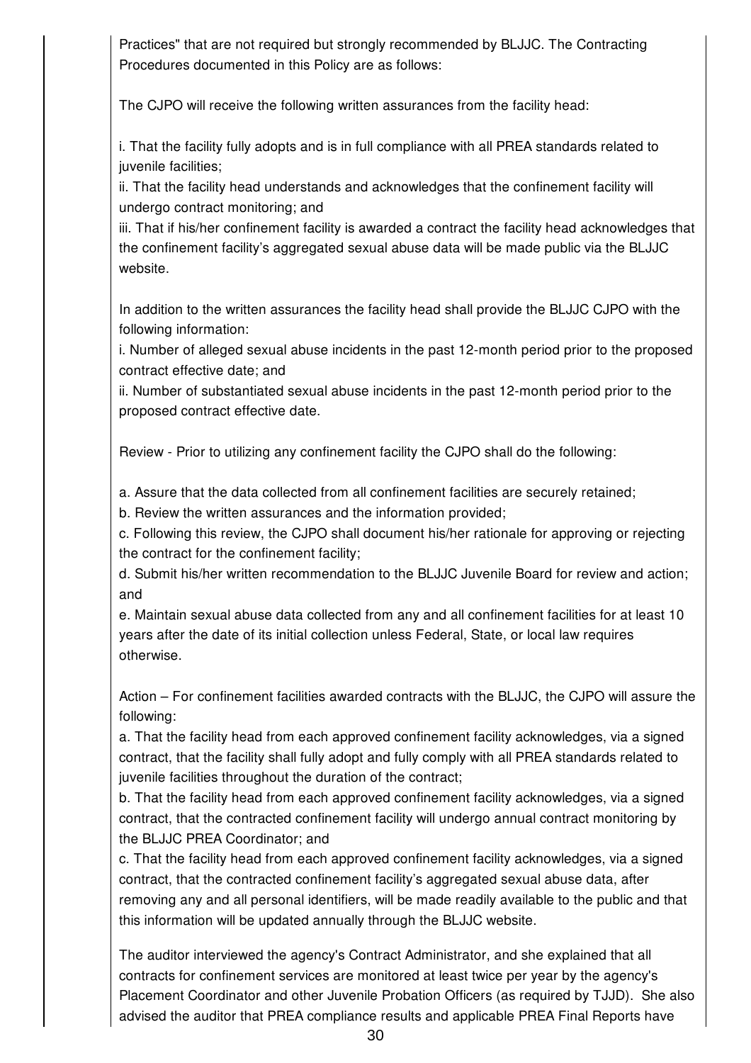Practices" that are not required but strongly recommended by BLJJC. The Contracting Procedures documented in this Policy are as follows:

The CJPO will receive the following written assurances from the facility head:

i. That the facility fully adopts and is in full compliance with all PREA standards related to juvenile facilities;
ii. That the facility head understands and acknowledges that the confinement facility will undergo contract monitoring; and
iii. That if his/her confinement facility is awarded a contract the facility head acknowledges that the confinement facility's aggregated sexual abuse data will be made public via the BLJJC website.

In addition to the written assurances the facility head shall provide the BLJJC CJPO with the following information:
i. Number of alleged sexual abuse incidents in the past 12-month period prior to the proposed contract effective date; and
ii. Number of substantiated sexual abuse incidents in the past 12-month period prior to the proposed contract effective date.

Review - Prior to utilizing any confinement facility the CJPO shall do the following:

a. Assure that the data collected from all confinement facilities are securely retained;
b. Review the written assurances and the information provided;
c. Following this review, the CJPO shall document his/her rationale for approving or rejecting the contract for the confinement facility;
d. Submit his/her written recommendation to the BLJJC Juvenile Board for review and action; and
e. Maintain sexual abuse data collected from any and all confinement facilities for at least 10 years after the date of its initial collection unless Federal, State, or local law requires otherwise.

Action – For confinement facilities awarded contracts with the BLJJC, the CJPO will assure the following:
a. That the facility head from each approved confinement facility acknowledges, via a signed contract, that the facility shall fully adopt and fully comply with all PREA standards related to juvenile facilities throughout the duration of the contract;
b. That the facility head from each approved confinement facility acknowledges, via a signed contract, that the contracted confinement facility will undergo annual contract monitoring by the BLJJC PREA Coordinator; and
c. That the facility head from each approved confinement facility acknowledges, via a signed contract, that the contracted confinement facility's aggregated sexual abuse data, after removing any and all personal identifiers, will be made readily available to the public and that this information will be updated annually through the BLJJC website.

The auditor interviewed the agency's Contract Administrator, and she explained that all contracts for confinement services are monitored at least twice per year by the agency's Placement Coordinator and other Juvenile Probation Officers (as required by TJJD). She also advised the auditor that PREA compliance results and applicable PREA Final Reports have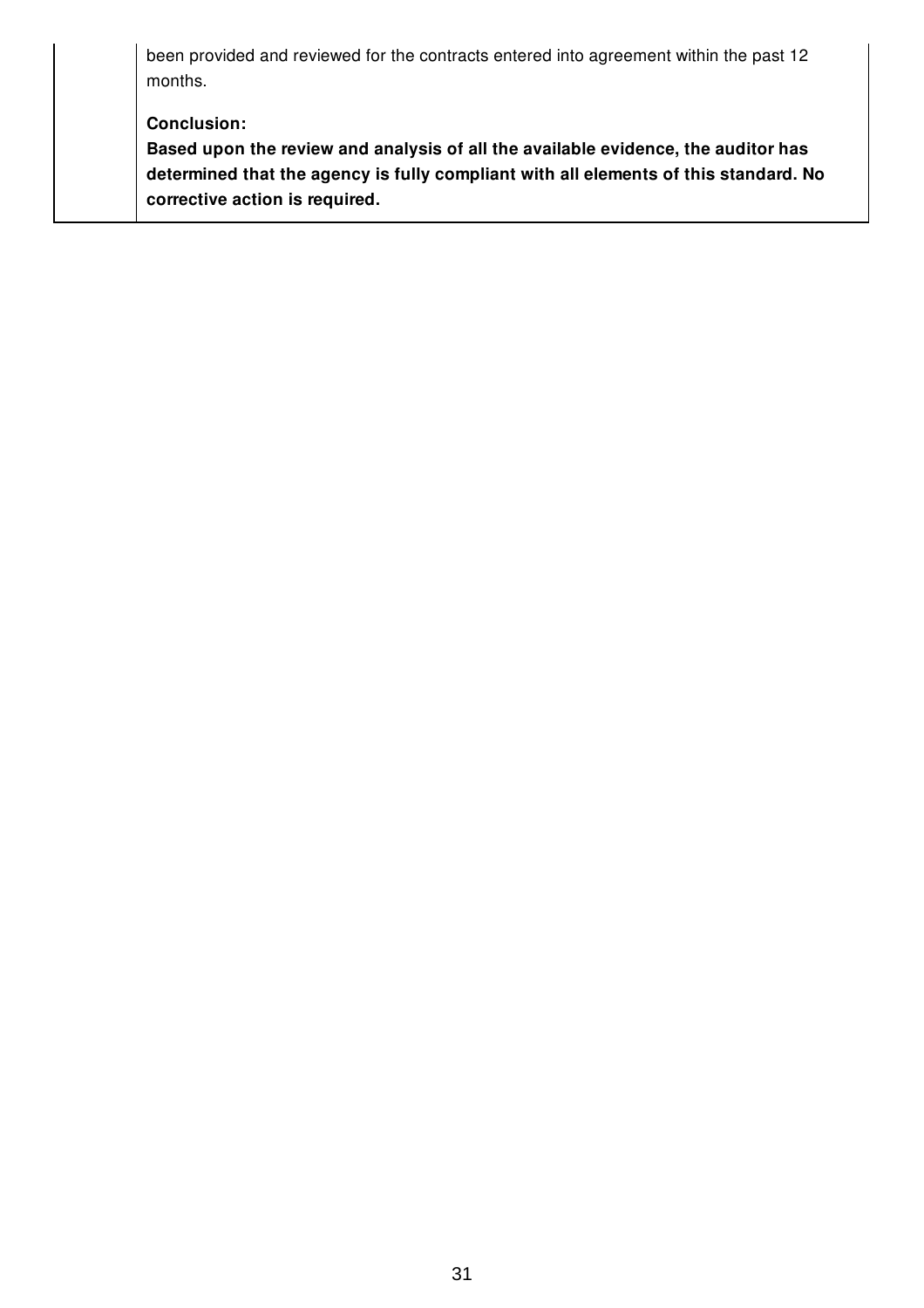been provided and reviewed for the contracts entered into agreement within the past 12 months.

**Conclusion:**

**Based upon the review and analysis of all the available evidence, the auditor has determined that the agency is fully compliant with all elements of this standard. No corrective action is required.**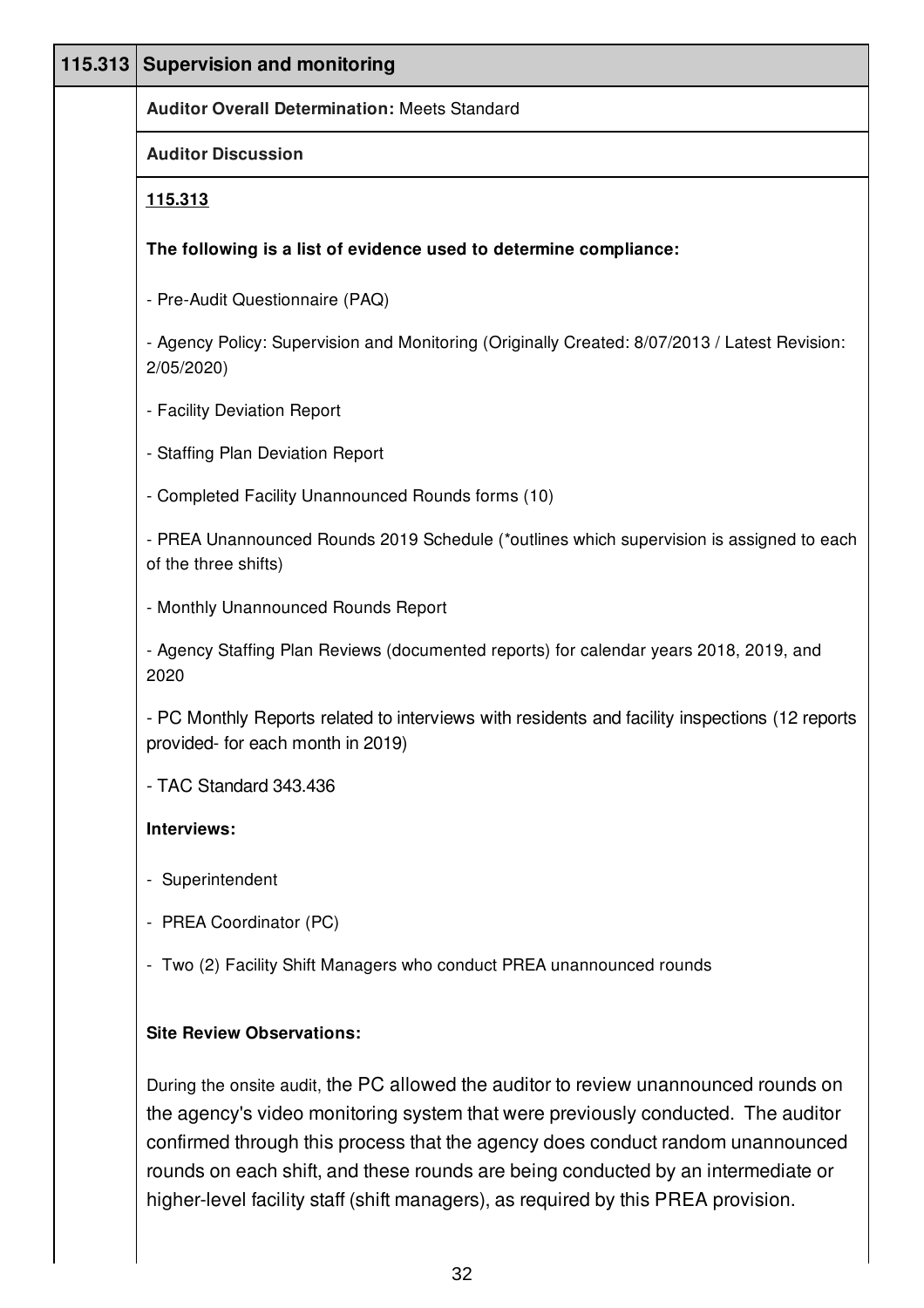## 115.313 Supervision and monitoring

**Auditor Overall Determination:** Meets Standard

**Auditor Discussion**

**115.313**

**The following is a list of evidence used to determine compliance:**

- Pre-Audit Questionnaire (PAQ)
- Agency Policy: Supervision and Monitoring (Originally Created: 8/07/2013 / Latest Revision: 2/05/2020)
- Facility Deviation Report
- Staffing Plan Deviation Report
- Completed Facility Unannounced Rounds forms (10)
- PREA Unannounced Rounds 2019 Schedule (*outlines which supervision is assigned to each of the three shifts)
- Monthly Unannounced Rounds Report
- Agency Staffing Plan Reviews (documented reports) for calendar years 2018, 2019, and 2020
- PC Monthly Reports related to interviews with residents and facility inspections (12 reports provided- for each month in 2019)
- TAC Standard 343.436

**Interviews:**

- Superintendent
- PREA Coordinator (PC)
- Two (2) Facility Shift Managers who conduct PREA unannounced rounds

**Site Review Observations:**

During the onsite audit, the PC allowed the auditor to review unannounced rounds on the agency's video monitoring system that were previously conducted. The auditor confirmed through this process that the agency does conduct random unannounced rounds on each shift, and these rounds are being conducted by an intermediate or higher-level facility staff (shift managers), as required by this PREA provision.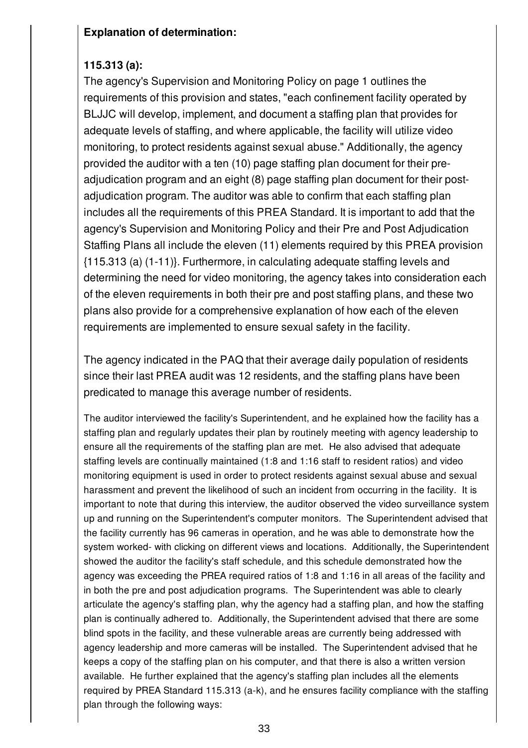**Explanation of determination:**

**115.313 (a):**

The agency's Supervision and Monitoring Policy on page 1 outlines the requirements of this provision and states, "each confinement facility operated by BLJJC will develop, implement, and document a staffing plan that provides for adequate levels of staffing, and where applicable, the facility will utilize video monitoring, to protect residents against sexual abuse." Additionally, the agency provided the auditor with a ten (10) page staffing plan document for their pre-adjudication program and an eight (8) page staffing plan document for their post-adjudication program. The auditor was able to confirm that each staffing plan includes all the requirements of this PREA Standard. It is important to add that the agency's Supervision and Monitoring Policy and their Pre and Post Adjudication Staffing Plans all include the eleven (11) elements required by this PREA provision {115.313 (a) (1-11)}. Furthermore, in calculating adequate staffing levels and determining the need for video monitoring, the agency takes into consideration each of the eleven requirements in both their pre and post staffing plans, and these two plans also provide for a comprehensive explanation of how each of the eleven requirements are implemented to ensure sexual safety in the facility.

The agency indicated in the PAQ that their average daily population of residents since their last PREA audit was 12 residents, and the staffing plans have been predicated to manage this average number of residents.

The auditor interviewed the facility's Superintendent, and he explained how the facility has a staffing plan and regularly updates their plan by routinely meeting with agency leadership to ensure all the requirements of the staffing plan are met. He also advised that adequate staffing levels are continually maintained (1:8 and 1:16 staff to resident ratios) and video monitoring equipment is used in order to protect residents against sexual abuse and sexual harassment and prevent the likelihood of such an incident from occurring in the facility. It is important to note that during this interview, the auditor observed the video surveillance system up and running on the Superintendent's computer monitors. The Superintendent advised that the facility currently has 96 cameras in operation, and he was able to demonstrate how the system worked- with clicking on different views and locations. Additionally, the Superintendent showed the auditor the facility's staff schedule, and this schedule demonstrated how the agency was exceeding the PREA required ratios of 1:8 and 1:16 in all areas of the facility and in both the pre and post adjudication programs. The Superintendent was able to clearly articulate the agency's staffing plan, why the agency had a staffing plan, and how the staffing plan is continually adhered to. Additionally, the Superintendent advised that there are some blind spots in the facility, and these vulnerable areas are currently being addressed with agency leadership and more cameras will be installed. The Superintendent advised that he keeps a copy of the staffing plan on his computer, and that there is also a written version available. He further explained that the agency's staffing plan includes all the elements required by PREA Standard 115.313 (a-k), and he ensures facility compliance with the staffing plan through the following ways: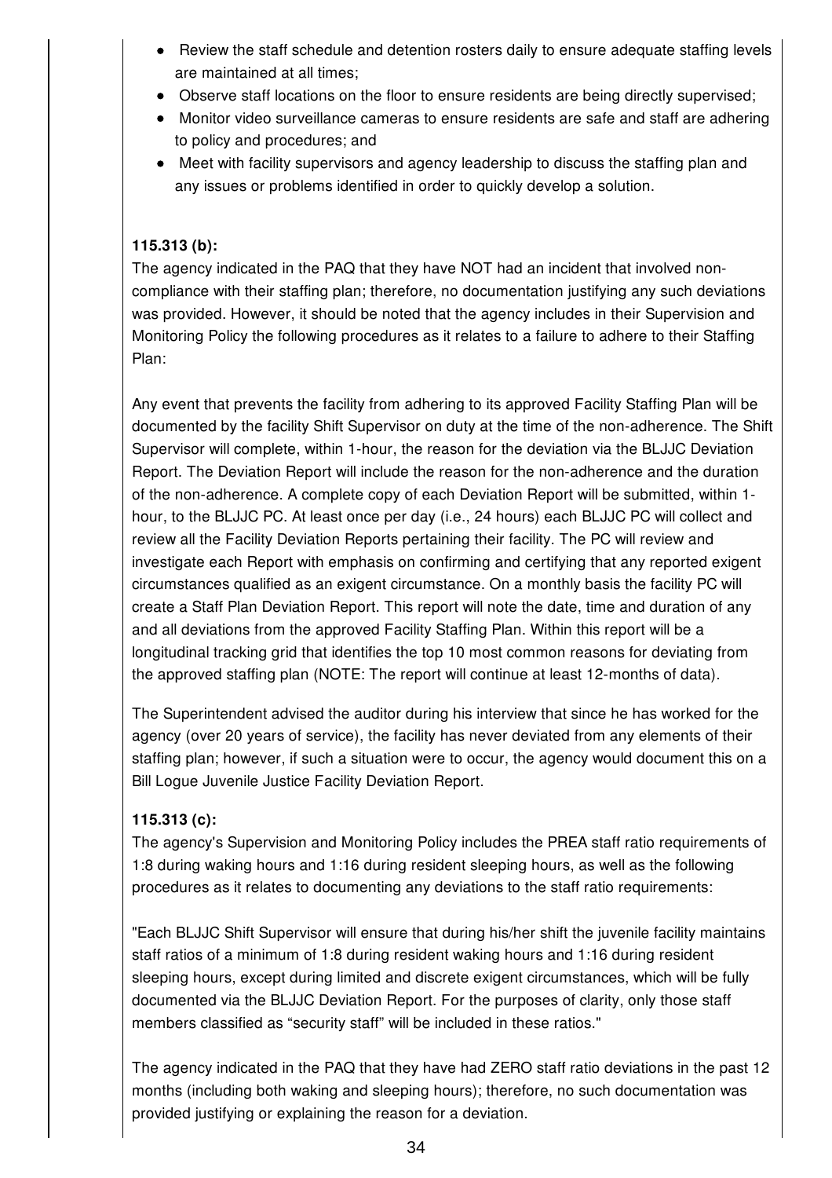- Review the staff schedule and detention rosters daily to ensure adequate staffing levels are maintained at all times;
- Observe staff locations on the floor to ensure residents are being directly supervised;
- Monitor video surveillance cameras to ensure residents are safe and staff are adhering to policy and procedures; and
- Meet with facility supervisors and agency leadership to discuss the staffing plan and any issues or problems identified in order to quickly develop a solution.

**115.313 (b):**
The agency indicated in the PAQ that they have NOT had an incident that involved non-compliance with their staffing plan; therefore, no documentation justifying any such deviations was provided. However, it should be noted that the agency includes in their Supervision and Monitoring Policy the following procedures as it relates to a failure to adhere to their Staffing Plan:

Any event that prevents the facility from adhering to its approved Facility Staffing Plan will be documented by the facility Shift Supervisor on duty at the time of the non-adherence. The Shift Supervisor will complete, within 1-hour, the reason for the deviation via the BLJJC Deviation Report. The Deviation Report will include the reason for the non-adherence and the duration of the non-adherence. A complete copy of each Deviation Report will be submitted, within 1-hour, to the BLJJC PC. At least once per day (i.e., 24 hours) each BLJJC PC will collect and review all the Facility Deviation Reports pertaining their facility. The PC will review and investigate each Report with emphasis on confirming and certifying that any reported exigent circumstances qualified as an exigent circumstance. On a monthly basis the facility PC will create a Staff Plan Deviation Report. This report will note the date, time and duration of any and all deviations from the approved Facility Staffing Plan. Within this report will be a longitudinal tracking grid that identifies the top 10 most common reasons for deviating from the approved staffing plan (NOTE: The report will continue at least 12-months of data).

The Superintendent advised the auditor during his interview that since he has worked for the agency (over 20 years of service), the facility has never deviated from any elements of their staffing plan; however, if such a situation were to occur, the agency would document this on a Bill Logue Juvenile Justice Facility Deviation Report.

**115.313 (c):**
The agency's Supervision and Monitoring Policy includes the PREA staff ratio requirements of 1:8 during waking hours and 1:16 during resident sleeping hours, as well as the following procedures as it relates to documenting any deviations to the staff ratio requirements:

"Each BLJJC Shift Supervisor will ensure that during his/her shift the juvenile facility maintains staff ratios of a minimum of 1:8 during resident waking hours and 1:16 during resident sleeping hours, except during limited and discrete exigent circumstances, which will be fully documented via the BLJJC Deviation Report. For the purposes of clarity, only those staff members classified as "security staff" will be included in these ratios."

The agency indicated in the PAQ that they have had ZERO staff ratio deviations in the past 12 months (including both waking and sleeping hours); therefore, no such documentation was provided justifying or explaining the reason for a deviation.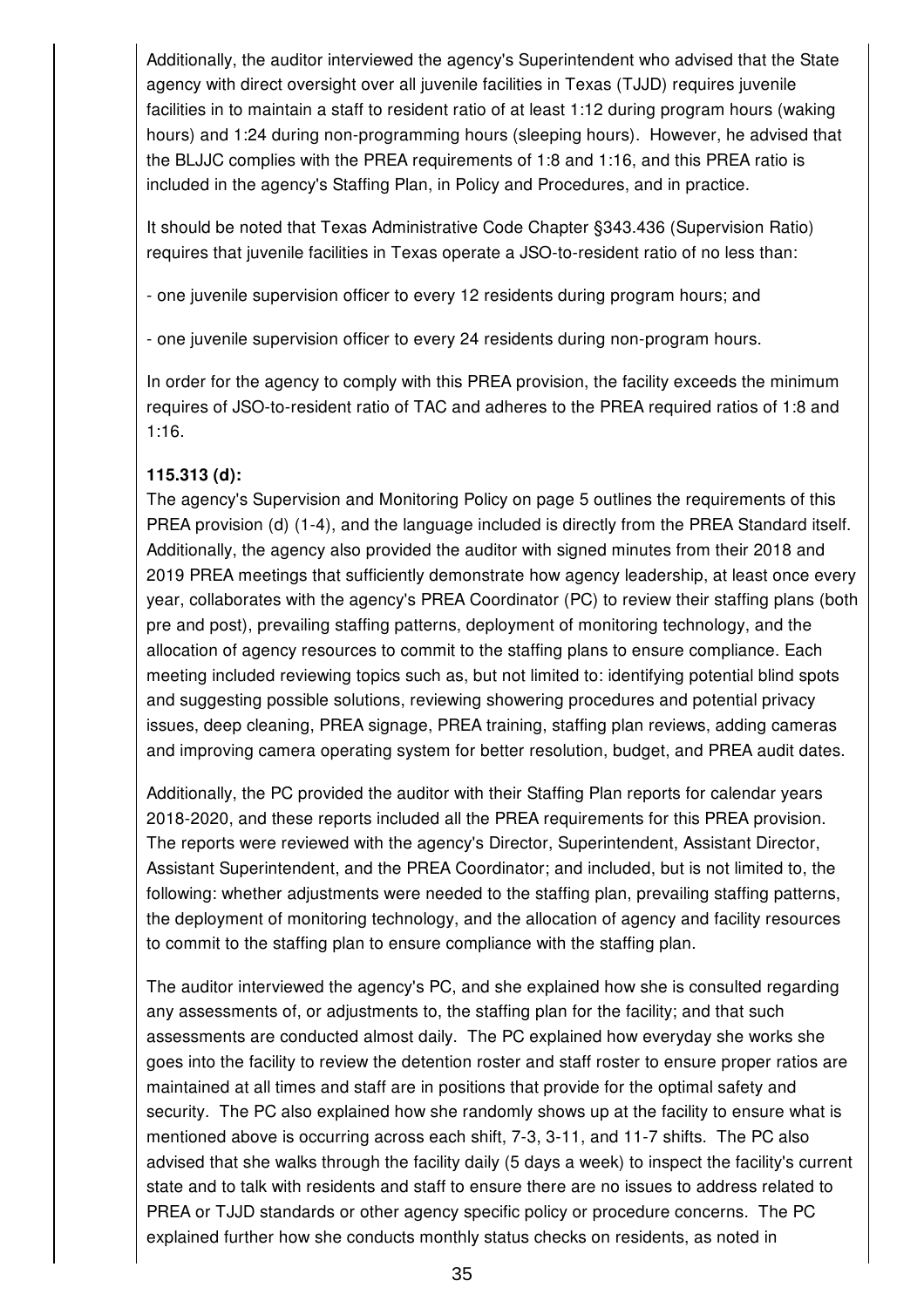Additionally, the auditor interviewed the agency's Superintendent who advised that the State agency with direct oversight over all juvenile facilities in Texas (TJJD) requires juvenile facilities in to maintain a staff to resident ratio of at least 1:12 during program hours (waking hours) and 1:24 during non-programming hours (sleeping hours). However, he advised that the BLJJC complies with the PREA requirements of 1:8 and 1:16, and this PREA ratio is included in the agency's Staffing Plan, in Policy and Procedures, and in practice.

It should be noted that Texas Administrative Code Chapter §343.436 (Supervision Ratio) requires that juvenile facilities in Texas operate a JSO-to-resident ratio of no less than:

- one juvenile supervision officer to every 12 residents during program hours; and

- one juvenile supervision officer to every 24 residents during non-program hours.

In order for the agency to comply with this PREA provision, the facility exceeds the minimum requires of JSO-to-resident ratio of TAC and adheres to the PREA required ratios of 1:8 and 1:16.

**115.313 (d):**
The agency's Supervision and Monitoring Policy on page 5 outlines the requirements of this PREA provision (d) (1-4), and the language included is directly from the PREA Standard itself. Additionally, the agency also provided the auditor with signed minutes from their 2018 and 2019 PREA meetings that sufficiently demonstrate how agency leadership, at least once every year, collaborates with the agency's PREA Coordinator (PC) to review their staffing plans (both pre and post), prevailing staffing patterns, deployment of monitoring technology, and the allocation of agency resources to commit to the staffing plans to ensure compliance. Each meeting included reviewing topics such as, but not limited to: identifying potential blind spots and suggesting possible solutions, reviewing showering procedures and potential privacy issues, deep cleaning, PREA signage, PREA training, staffing plan reviews, adding cameras and improving camera operating system for better resolution, budget, and PREA audit dates.

Additionally, the PC provided the auditor with their Staffing Plan reports for calendar years 2018-2020, and these reports included all the PREA requirements for this PREA provision. The reports were reviewed with the agency's Director, Superintendent, Assistant Director, Assistant Superintendent, and the PREA Coordinator; and included, but is not limited to, the following: whether adjustments were needed to the staffing plan, prevailing staffing patterns, the deployment of monitoring technology, and the allocation of agency and facility resources to commit to the staffing plan to ensure compliance with the staffing plan.

The auditor interviewed the agency's PC, and she explained how she is consulted regarding any assessments of, or adjustments to, the staffing plan for the facility; and that such assessments are conducted almost daily. The PC explained how everyday she works she goes into the facility to review the detention roster and staff roster to ensure proper ratios are maintained at all times and staff are in positions that provide for the optimal safety and security. The PC also explained how she randomly shows up at the facility to ensure what is mentioned above is occurring across each shift, 7-3, 3-11, and 11-7 shifts. The PC also advised that she walks through the facility daily (5 days a week) to inspect the facility's current state and to talk with residents and staff to ensure there are no issues to address related to PREA or TJJD standards or other agency specific policy or procedure concerns. The PC explained further how she conducts monthly status checks on residents, as noted in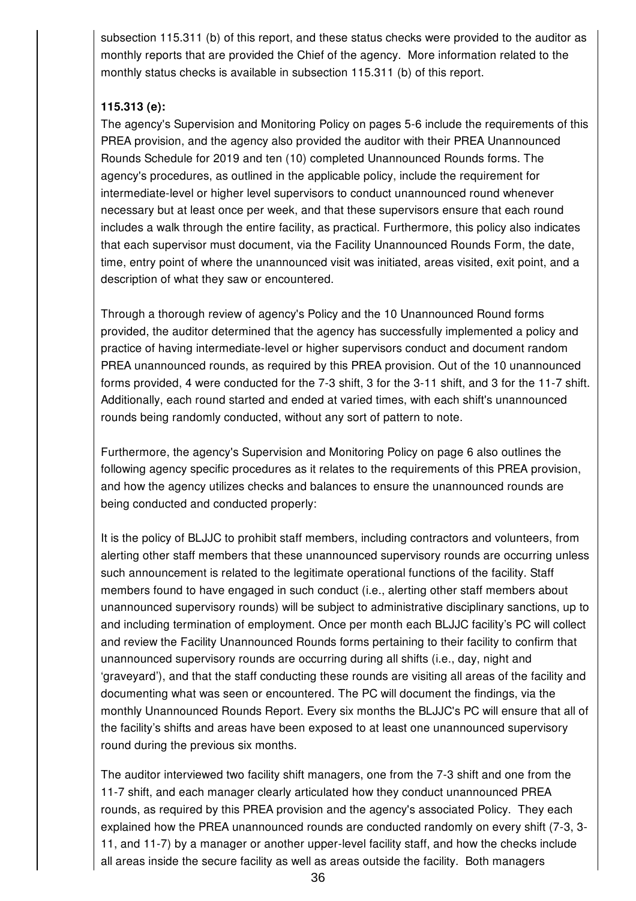subsection 115.311 (b) of this report, and these status checks were provided to the auditor as monthly reports that are provided the Chief of the agency. More information related to the monthly status checks is available in subsection 115.311 (b) of this report.

**115.313 (e):**

The agency's Supervision and Monitoring Policy on pages 5-6 include the requirements of this PREA provision, and the agency also provided the auditor with their PREA Unannounced Rounds Schedule for 2019 and ten (10) completed Unannounced Rounds forms. The agency's procedures, as outlined in the applicable policy, include the requirement for intermediate-level or higher level supervisors to conduct unannounced round whenever necessary but at least once per week, and that these supervisors ensure that each round includes a walk through the entire facility, as practical. Furthermore, this policy also indicates that each supervisor must document, via the Facility Unannounced Rounds Form, the date, time, entry point of where the unannounced visit was initiated, areas visited, exit point, and a description of what they saw or encountered.

Through a thorough review of agency's Policy and the 10 Unannounced Round forms provided, the auditor determined that the agency has successfully implemented a policy and practice of having intermediate-level or higher supervisors conduct and document random PREA unannounced rounds, as required by this PREA provision. Out of the 10 unannounced forms provided, 4 were conducted for the 7-3 shift, 3 for the 3-11 shift, and 3 for the 11-7 shift. Additionally, each round started and ended at varied times, with each shift's unannounced rounds being randomly conducted, without any sort of pattern to note.

Furthermore, the agency's Supervision and Monitoring Policy on page 6 also outlines the following agency specific procedures as it relates to the requirements of this PREA provision, and how the agency utilizes checks and balances to ensure the unannounced rounds are being conducted and conducted properly:

It is the policy of BLJJC to prohibit staff members, including contractors and volunteers, from alerting other staff members that these unannounced supervisory rounds are occurring unless such announcement is related to the legitimate operational functions of the facility. Staff members found to have engaged in such conduct (i.e., alerting other staff members about unannounced supervisory rounds) will be subject to administrative disciplinary sanctions, up to and including termination of employment. Once per month each BLJJC facility's PC will collect and review the Facility Unannounced Rounds forms pertaining to their facility to confirm that unannounced supervisory rounds are occurring during all shifts (i.e., day, night and 'graveyard'), and that the staff conducting these rounds are visiting all areas of the facility and documenting what was seen or encountered. The PC will document the findings, via the monthly Unannounced Rounds Report. Every six months the BLJJC's PC will ensure that all of the facility's shifts and areas have been exposed to at least one unannounced supervisory round during the previous six months.

The auditor interviewed two facility shift managers, one from the 7-3 shift and one from the 11-7 shift, and each manager clearly articulated how they conduct unannounced PREA rounds, as required by this PREA provision and the agency's associated Policy. They each explained how the PREA unannounced rounds are conducted randomly on every shift (7-3, 3-11, and 11-7) by a manager or another upper-level facility staff, and how the checks include all areas inside the secure facility as well as areas outside the facility. Both managers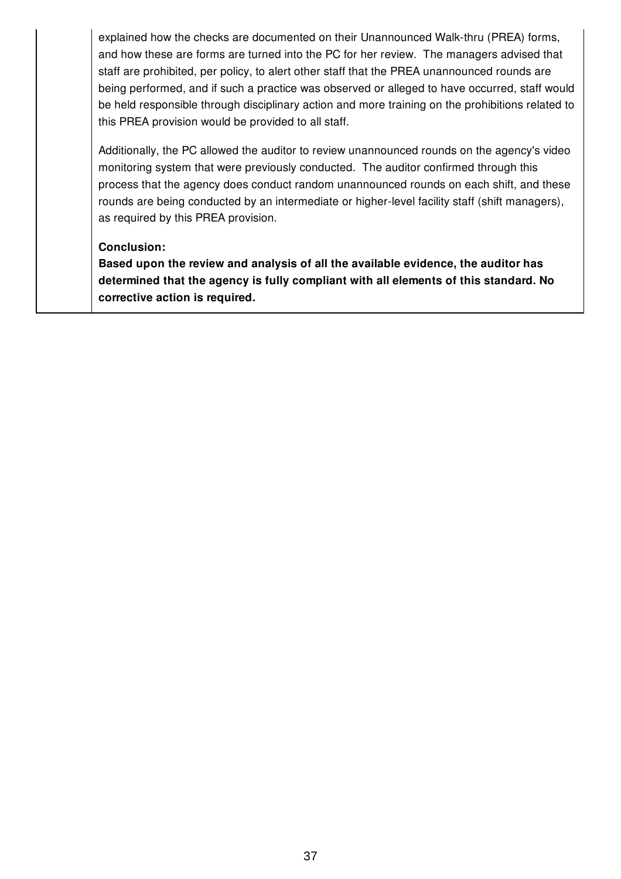explained how the checks are documented on their Unannounced Walk-thru (PREA) forms, and how these are forms are turned into the PC for her review. The managers advised that staff are prohibited, per policy, to alert other staff that the PREA unannounced rounds are being performed, and if such a practice was observed or alleged to have occurred, staff would be held responsible through disciplinary action and more training on the prohibitions related to this PREA provision would be provided to all staff.

Additionally, the PC allowed the auditor to review unannounced rounds on the agency's video monitoring system that were previously conducted. The auditor confirmed through this process that the agency does conduct random unannounced rounds on each shift, and these rounds are being conducted by an intermediate or higher-level facility staff (shift managers), as required by this PREA provision.

**Conclusion:**

**Based upon the review and analysis of all the available evidence, the auditor has determined that the agency is fully compliant with all elements of this standard. No corrective action is required.**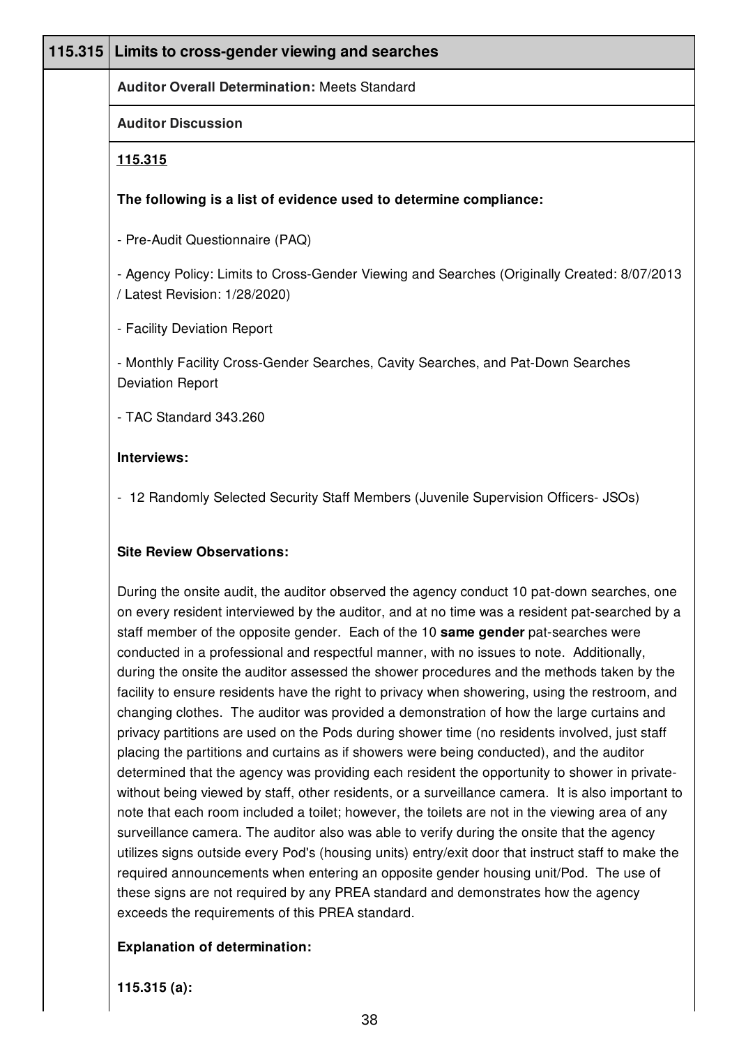## 115.315 Limits to cross-gender viewing and searches

**Auditor Overall Determination:** Meets Standard

**Auditor Discussion**

**115.315**

**The following is a list of evidence used to determine compliance:**

- Pre-Audit Questionnaire (PAQ)

- Agency Policy: Limits to Cross-Gender Viewing and Searches (Originally Created: 8/07/2013 / Latest Revision: 1/28/2020)

- Facility Deviation Report

- Monthly Facility Cross-Gender Searches, Cavity Searches, and Pat-Down Searches Deviation Report

- TAC Standard 343.260

**Interviews:**

- 12 Randomly Selected Security Staff Members (Juvenile Supervision Officers- JSOs)

**Site Review Observations:**

During the onsite audit, the auditor observed the agency conduct 10 pat-down searches, one on every resident interviewed by the auditor, and at no time was a resident pat-searched by a staff member of the opposite gender. Each of the 10 **same gender** pat-searches were conducted in a professional and respectful manner, with no issues to note. Additionally, during the onsite the auditor assessed the shower procedures and the methods taken by the facility to ensure residents have the right to privacy when showering, using the restroom, and changing clothes. The auditor was provided a demonstration of how the large curtains and privacy partitions are used on the Pods during shower time (no residents involved, just staff placing the partitions and curtains as if showers were being conducted), and the auditor determined that the agency was providing each resident the opportunity to shower in private-without being viewed by staff, other residents, or a surveillance camera. It is also important to note that each room included a toilet; however, the toilets are not in the viewing area of any surveillance camera. The auditor also was able to verify during the onsite that the agency utilizes signs outside every Pod's (housing units) entry/exit door that instruct staff to make the required announcements when entering an opposite gender housing unit/Pod. The use of these signs are not required by any PREA standard and demonstrates how the agency exceeds the requirements of this PREA standard.

**Explanation of determination:**

**115.315 (a):**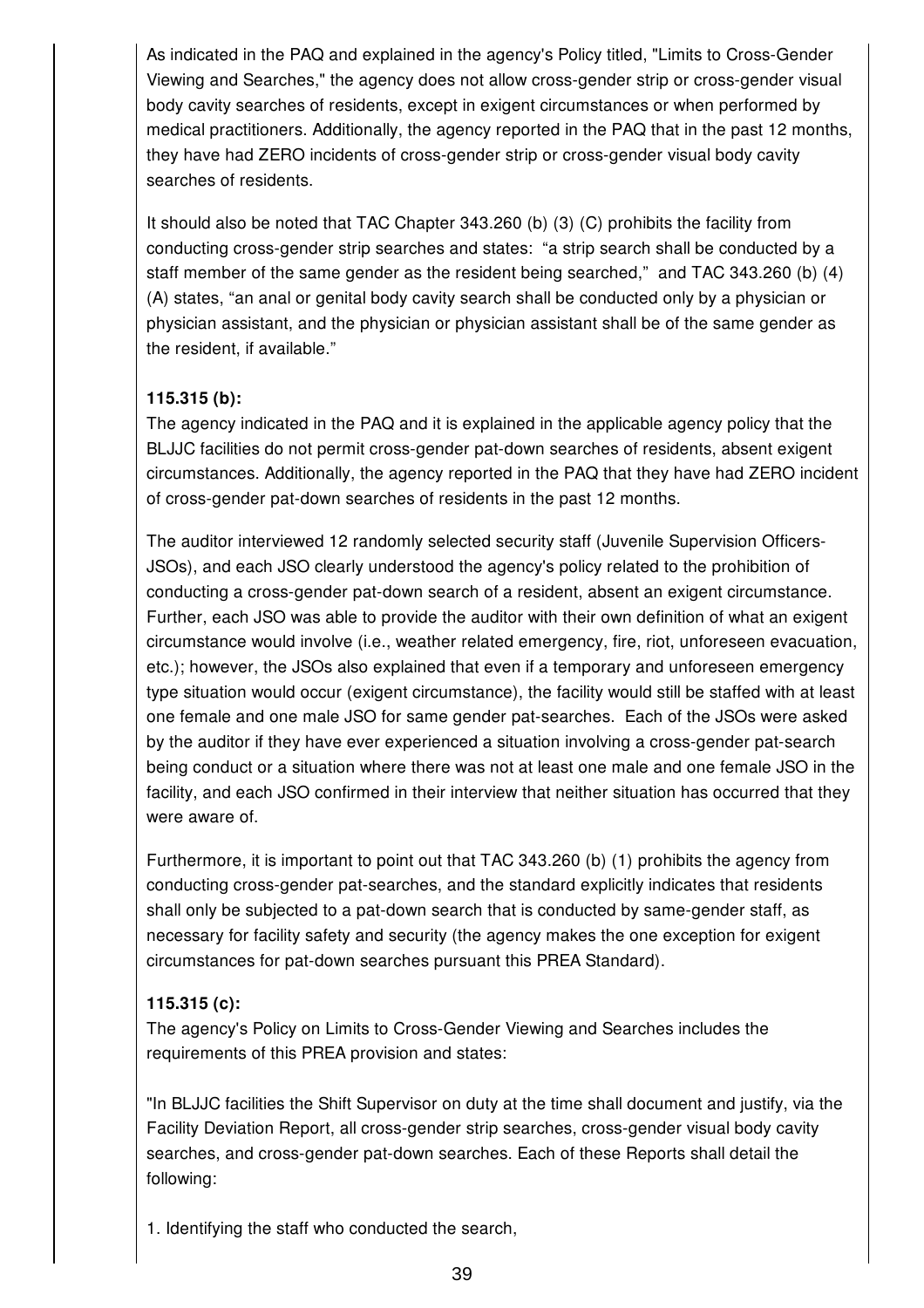As indicated in the PAQ and explained in the agency's Policy titled, "Limits to Cross-Gender Viewing and Searches," the agency does not allow cross-gender strip or cross-gender visual body cavity searches of residents, except in exigent circumstances or when performed by medical practitioners. Additionally, the agency reported in the PAQ that in the past 12 months, they have had ZERO incidents of cross-gender strip or cross-gender visual body cavity searches of residents.

It should also be noted that TAC Chapter 343.260 (b) (3) (C) prohibits the facility from conducting cross-gender strip searches and states: "a strip search shall be conducted by a staff member of the same gender as the resident being searched," and TAC 343.260 (b) (4) (A) states, "an anal or genital body cavity search shall be conducted only by a physician or physician assistant, and the physician or physician assistant shall be of the same gender as the resident, if available."

**115.315 (b):**
The agency indicated in the PAQ and it is explained in the applicable agency policy that the BLJJC facilities do not permit cross-gender pat-down searches of residents, absent exigent circumstances. Additionally, the agency reported in the PAQ that they have had ZERO incident of cross-gender pat-down searches of residents in the past 12 months.

The auditor interviewed 12 randomly selected security staff (Juvenile Supervision Officers-JSOs), and each JSO clearly understood the agency's policy related to the prohibition of conducting a cross-gender pat-down search of a resident, absent an exigent circumstance. Further, each JSO was able to provide the auditor with their own definition of what an exigent circumstance would involve (i.e., weather related emergency, fire, riot, unforeseen evacuation, etc.); however, the JSOs also explained that even if a temporary and unforeseen emergency type situation would occur (exigent circumstance), the facility would still be staffed with at least one female and one male JSO for same gender pat-searches. Each of the JSOs were asked by the auditor if they have ever experienced a situation involving a cross-gender pat-search being conduct or a situation where there was not at least one male and one female JSO in the facility, and each JSO confirmed in their interview that neither situation has occurred that they were aware of.

Furthermore, it is important to point out that TAC 343.260 (b) (1) prohibits the agency from conducting cross-gender pat-searches, and the standard explicitly indicates that residents shall only be subjected to a pat-down search that is conducted by same-gender staff, as necessary for facility safety and security (the agency makes the one exception for exigent circumstances for pat-down searches pursuant this PREA Standard).

**115.315 (c):**
The agency's Policy on Limits to Cross-Gender Viewing and Searches includes the requirements of this PREA provision and states:

"In BLJJC facilities the Shift Supervisor on duty at the time shall document and justify, via the Facility Deviation Report, all cross-gender strip searches, cross-gender visual body cavity searches, and cross-gender pat-down searches. Each of these Reports shall detail the following:

1. Identifying the staff who conducted the search,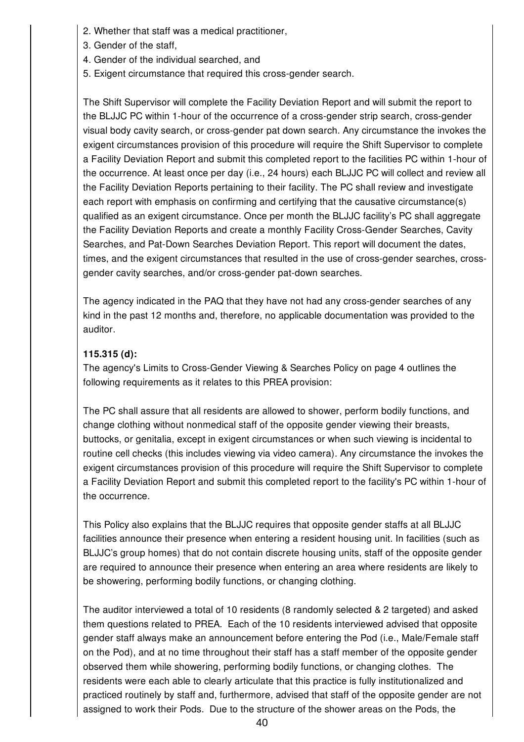2. Whether that staff was a medical practitioner,
3. Gender of the staff,
4. Gender of the individual searched, and
5. Exigent circumstance that required this cross-gender search.

The Shift Supervisor will complete the Facility Deviation Report and will submit the report to the BLJJC PC within 1-hour of the occurrence of a cross-gender strip search, cross-gender visual body cavity search, or cross-gender pat down search. Any circumstance the invokes the exigent circumstances provision of this procedure will require the Shift Supervisor to complete a Facility Deviation Report and submit this completed report to the facilities PC within 1-hour of the occurrence. At least once per day (i.e., 24 hours) each BLJJC PC will collect and review all the Facility Deviation Reports pertaining to their facility. The PC shall review and investigate each report with emphasis on confirming and certifying that the causative circumstance(s) qualified as an exigent circumstance. Once per month the BLJJC facility's PC shall aggregate the Facility Deviation Reports and create a monthly Facility Cross-Gender Searches, Cavity Searches, and Pat-Down Searches Deviation Report. This report will document the dates, times, and the exigent circumstances that resulted in the use of cross-gender searches, cross-gender cavity searches, and/or cross-gender pat-down searches.

The agency indicated in the PAQ that they have not had any cross-gender searches of any kind in the past 12 months and, therefore, no applicable documentation was provided to the auditor.

**115.315 (d):**
The agency's Limits to Cross-Gender Viewing & Searches Policy on page 4 outlines the following requirements as it relates to this PREA provision:

The PC shall assure that all residents are allowed to shower, perform bodily functions, and change clothing without nonmedical staff of the opposite gender viewing their breasts, buttocks, or genitalia, except in exigent circumstances or when such viewing is incidental to routine cell checks (this includes viewing via video camera). Any circumstance the invokes the exigent circumstances provision of this procedure will require the Shift Supervisor to complete a Facility Deviation Report and submit this completed report to the facility's PC within 1-hour of the occurrence.

This Policy also explains that the BLJJC requires that opposite gender staffs at all BLJJC facilities announce their presence when entering a resident housing unit. In facilities (such as BLJJC's group homes) that do not contain discrete housing units, staff of the opposite gender are required to announce their presence when entering an area where residents are likely to be showering, performing bodily functions, or changing clothing.

The auditor interviewed a total of 10 residents (8 randomly selected & 2 targeted) and asked them questions related to PREA. Each of the 10 residents interviewed advised that opposite gender staff always make an announcement before entering the Pod (i.e., Male/Female staff on the Pod), and at no time throughout their staff has a staff member of the opposite gender observed them while showering, performing bodily functions, or changing clothes. The residents were each able to clearly articulate that this practice is fully institutionalized and practiced routinely by staff and, furthermore, advised that staff of the opposite gender are not assigned to work their Pods. Due to the structure of the shower areas on the Pods, the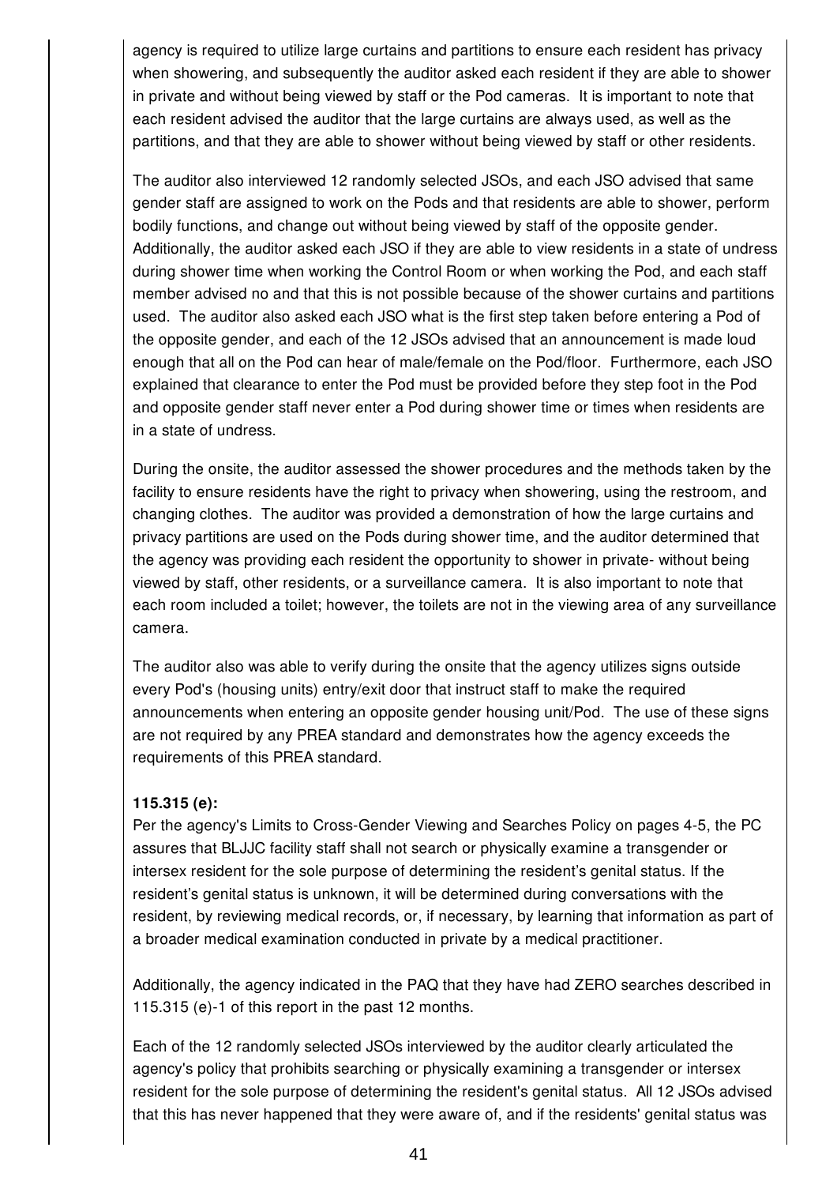agency is required to utilize large curtains and partitions to ensure each resident has privacy when showering, and subsequently the auditor asked each resident if they are able to shower in private and without being viewed by staff or the Pod cameras. It is important to note that each resident advised the auditor that the large curtains are always used, as well as the partitions, and that they are able to shower without being viewed by staff or other residents.

The auditor also interviewed 12 randomly selected JSOs, and each JSO advised that same gender staff are assigned to work on the Pods and that residents are able to shower, perform bodily functions, and change out without being viewed by staff of the opposite gender. Additionally, the auditor asked each JSO if they are able to view residents in a state of undress during shower time when working the Control Room or when working the Pod, and each staff member advised no and that this is not possible because of the shower curtains and partitions used. The auditor also asked each JSO what is the first step taken before entering a Pod of the opposite gender, and each of the 12 JSOs advised that an announcement is made loud enough that all on the Pod can hear of male/female on the Pod/floor. Furthermore, each JSO explained that clearance to enter the Pod must be provided before they step foot in the Pod and opposite gender staff never enter a Pod during shower time or times when residents are in a state of undress.

During the onsite, the auditor assessed the shower procedures and the methods taken by the facility to ensure residents have the right to privacy when showering, using the restroom, and changing clothes. The auditor was provided a demonstration of how the large curtains and privacy partitions are used on the Pods during shower time, and the auditor determined that the agency was providing each resident the opportunity to shower in private- without being viewed by staff, other residents, or a surveillance camera. It is also important to note that each room included a toilet; however, the toilets are not in the viewing area of any surveillance camera.

The auditor also was able to verify during the onsite that the agency utilizes signs outside every Pod's (housing units) entry/exit door that instruct staff to make the required announcements when entering an opposite gender housing unit/Pod. The use of these signs are not required by any PREA standard and demonstrates how the agency exceeds the requirements of this PREA standard.

**115.315 (e):**

Per the agency's Limits to Cross-Gender Viewing and Searches Policy on pages 4-5, the PC assures that BLJJC facility staff shall not search or physically examine a transgender or intersex resident for the sole purpose of determining the resident's genital status. If the resident's genital status is unknown, it will be determined during conversations with the resident, by reviewing medical records, or, if necessary, by learning that information as part of a broader medical examination conducted in private by a medical practitioner.

Additionally, the agency indicated in the PAQ that they have had ZERO searches described in 115.315 (e)-1 of this report in the past 12 months.

Each of the 12 randomly selected JSOs interviewed by the auditor clearly articulated the agency's policy that prohibits searching or physically examining a transgender or intersex resident for the sole purpose of determining the resident's genital status. All 12 JSOs advised that this has never happened that they were aware of, and if the residents' genital status was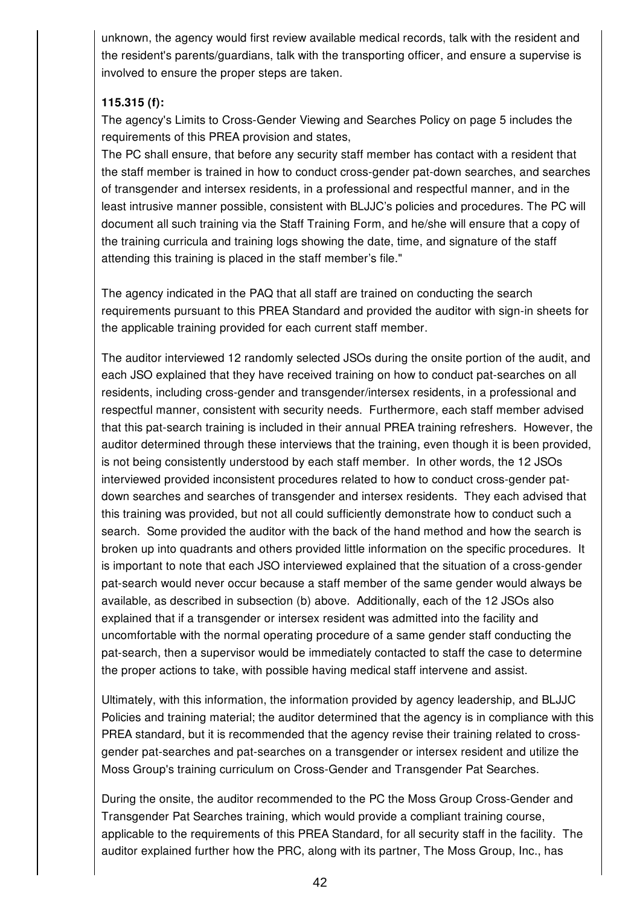unknown, the agency would first review available medical records, talk with the resident and the resident's parents/guardians, talk with the transporting officer, and ensure a supervise is involved to ensure the proper steps are taken.

**115.315 (f):**

The agency's Limits to Cross-Gender Viewing and Searches Policy on page 5 includes the requirements of this PREA provision and states,

The PC shall ensure, that before any security staff member has contact with a resident that the staff member is trained in how to conduct cross-gender pat-down searches, and searches of transgender and intersex residents, in a professional and respectful manner, and in the least intrusive manner possible, consistent with BLJJC's policies and procedures. The PC will document all such training via the Staff Training Form, and he/she will ensure that a copy of the training curricula and training logs showing the date, time, and signature of the staff attending this training is placed in the staff member's file."

The agency indicated in the PAQ that all staff are trained on conducting the search requirements pursuant to this PREA Standard and provided the auditor with sign-in sheets for the applicable training provided for each current staff member.

The auditor interviewed 12 randomly selected JSOs during the onsite portion of the audit, and each JSO explained that they have received training on how to conduct pat-searches on all residents, including cross-gender and transgender/intersex residents, in a professional and respectful manner, consistent with security needs. Furthermore, each staff member advised that this pat-search training is included in their annual PREA training refreshers. However, the auditor determined through these interviews that the training, even though it is been provided, is not being consistently understood by each staff member. In other words, the 12 JSOs interviewed provided inconsistent procedures related to how to conduct cross-gender pat-down searches and searches of transgender and intersex residents. They each advised that this training was provided, but not all could sufficiently demonstrate how to conduct such a search. Some provided the auditor with the back of the hand method and how the search is broken up into quadrants and others provided little information on the specific procedures. It is important to note that each JSO interviewed explained that the situation of a cross-gender pat-search would never occur because a staff member of the same gender would always be available, as described in subsection (b) above. Additionally, each of the 12 JSOs also explained that if a transgender or intersex resident was admitted into the facility and uncomfortable with the normal operating procedure of a same gender staff conducting the pat-search, then a supervisor would be immediately contacted to staff the case to determine the proper actions to take, with possible having medical staff intervene and assist.

Ultimately, with this information, the information provided by agency leadership, and BLJJC Policies and training material; the auditor determined that the agency is in compliance with this PREA standard, but it is recommended that the agency revise their training related to cross-gender pat-searches and pat-searches on a transgender or intersex resident and utilize the Moss Group's training curriculum on Cross-Gender and Transgender Pat Searches.

During the onsite, the auditor recommended to the PC the Moss Group Cross-Gender and Transgender Pat Searches training, which would provide a compliant training course, applicable to the requirements of this PREA Standard, for all security staff in the facility. The auditor explained further how the PRC, along with its partner, The Moss Group, Inc., has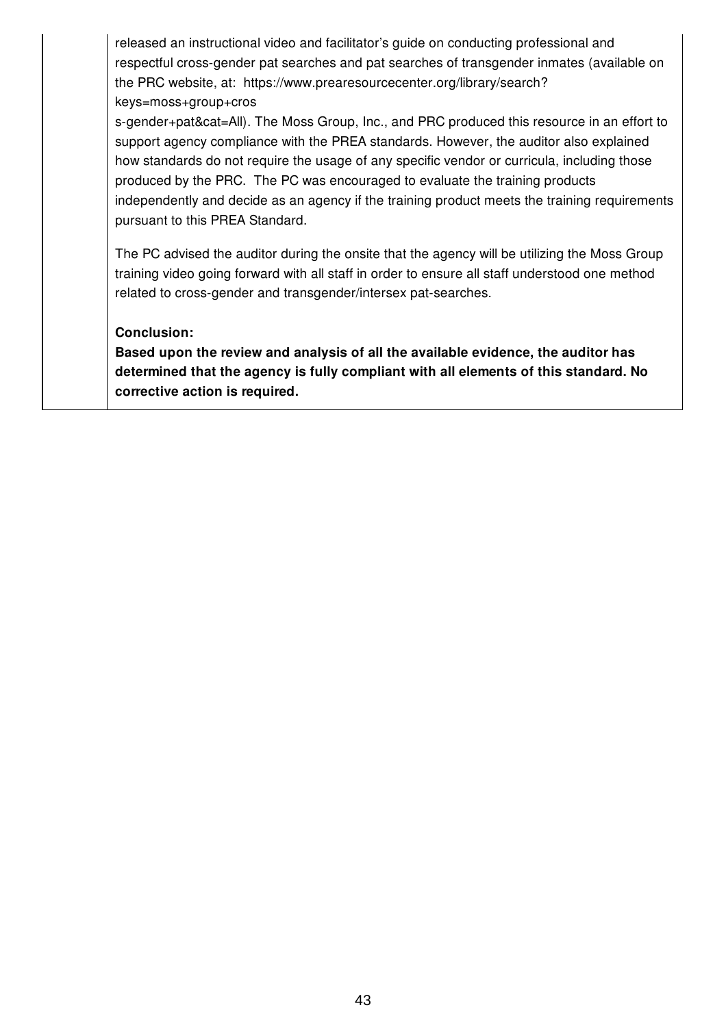released an instructional video and facilitator's guide on conducting professional and respectful cross-gender pat searches and pat searches of transgender inmates (available on the PRC website, at: https://www.prearesourcecenter.org/library/search?keys=moss+group+cross-gender+pat&cat=All). The Moss Group, Inc., and PRC produced this resource in an effort to support agency compliance with the PREA standards. However, the auditor also explained how standards do not require the usage of any specific vendor or curricula, including those produced by the PRC. The PC was encouraged to evaluate the training products independently and decide as an agency if the training product meets the training requirements pursuant to this PREA Standard.

The PC advised the auditor during the onsite that the agency will be utilizing the Moss Group training video going forward with all staff in order to ensure all staff understood one method related to cross-gender and transgender/intersex pat-searches.

**Conclusion:**

**Based upon the review and analysis of all the available evidence, the auditor has determined that the agency is fully compliant with all elements of this standard. No corrective action is required.**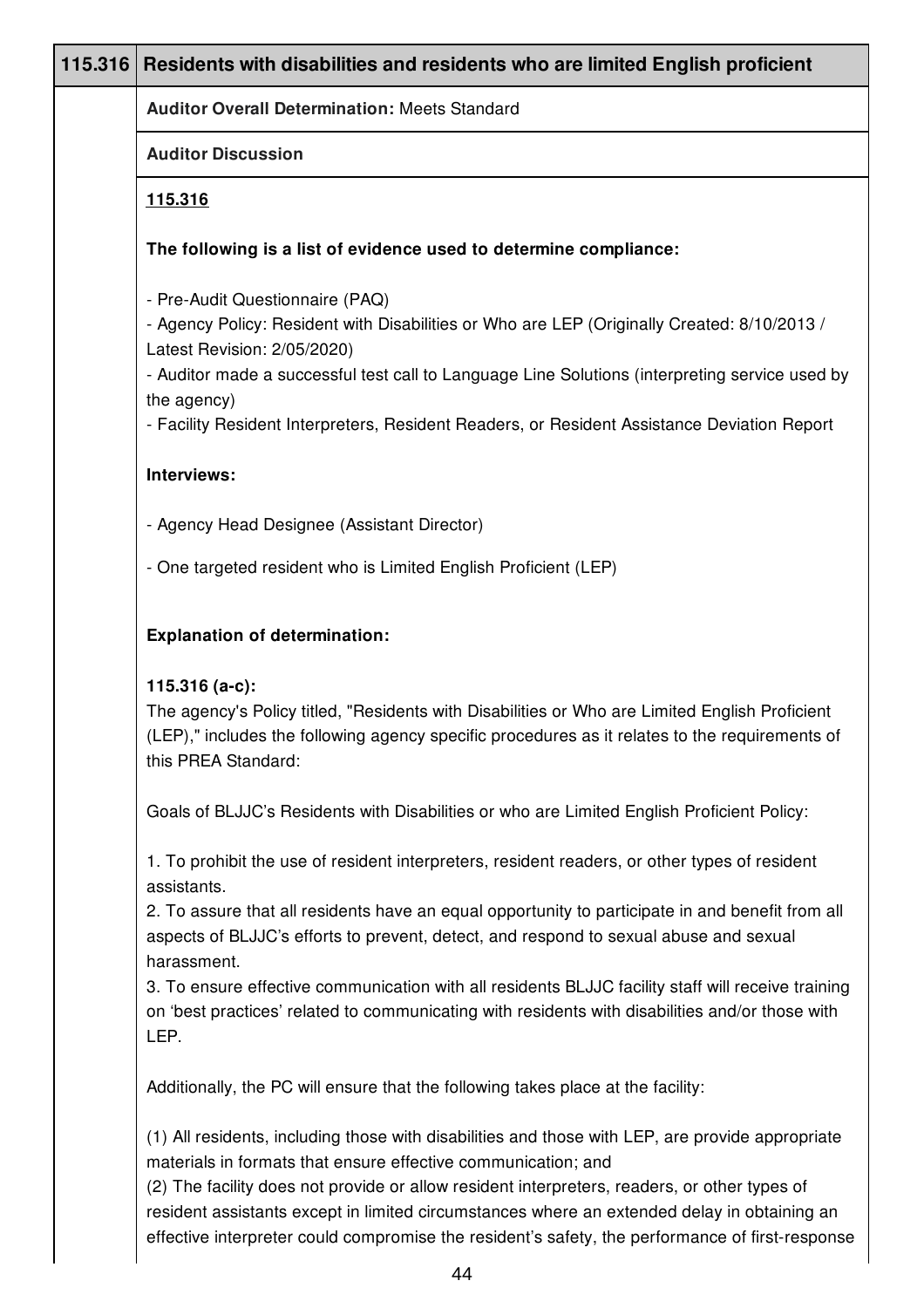## 115.316 Residents with disabilities and residents who are limited English proficient

**Auditor Overall Determination:** Meets Standard

**Auditor Discussion**

**115.316**

**The following is a list of evidence used to determine compliance:**

- Pre-Audit Questionnaire (PAQ)
- Agency Policy: Resident with Disabilities or Who are LEP (Originally Created: 8/10/2013 / Latest Revision: 2/05/2020)
- Auditor made a successful test call to Language Line Solutions (interpreting service used by the agency)
- Facility Resident Interpreters, Resident Readers, or Resident Assistance Deviation Report

**Interviews:**

- Agency Head Designee (Assistant Director)

- One targeted resident who is Limited English Proficient (LEP)

**Explanation of determination:**

**115.316 (a-c):**
The agency's Policy titled, "Residents with Disabilities or Who are Limited English Proficient (LEP)," includes the following agency specific procedures as it relates to the requirements of this PREA Standard:

Goals of BLJJC's Residents with Disabilities or who are Limited English Proficient Policy:

1. To prohibit the use of resident interpreters, resident readers, or other types of resident assistants.
2. To assure that all residents have an equal opportunity to participate in and benefit from all aspects of BLJJC's efforts to prevent, detect, and respond to sexual abuse and sexual harassment.
3. To ensure effective communication with all residents BLJJC facility staff will receive training on 'best practices' related to communicating with residents with disabilities and/or those with LEP.

Additionally, the PC will ensure that the following takes place at the facility:

(1) All residents, including those with disabilities and those with LEP, are provide appropriate materials in formats that ensure effective communication; and
(2) The facility does not provide or allow resident interpreters, readers, or other types of resident assistants except in limited circumstances where an extended delay in obtaining an effective interpreter could compromise the resident's safety, the performance of first-response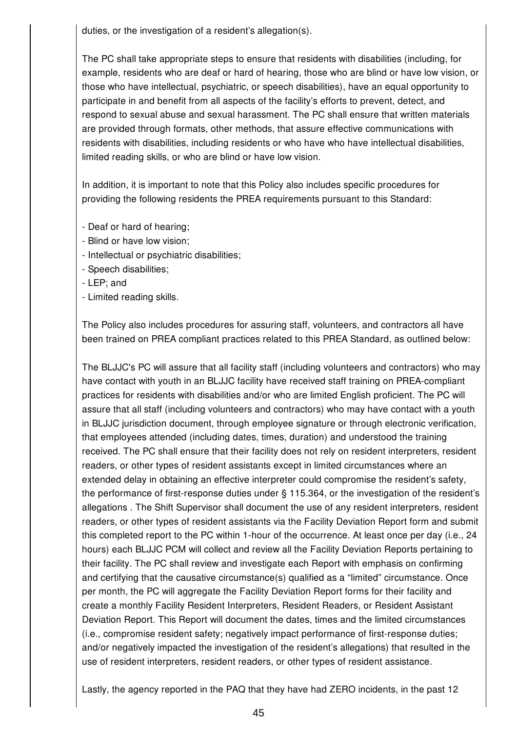duties, or the investigation of a resident’s allegation(s).

The PC shall take appropriate steps to ensure that residents with disabilities (including, for example, residents who are deaf or hard of hearing, those who are blind or have low vision, or those who have intellectual, psychiatric, or speech disabilities), have an equal opportunity to participate in and benefit from all aspects of the facility’s efforts to prevent, detect, and respond to sexual abuse and sexual harassment. The PC shall ensure that written materials are provided through formats, other methods, that assure effective communications with residents with disabilities, including residents or who have who have intellectual disabilities, limited reading skills, or who are blind or have low vision.

In addition, it is important to note that this Policy also includes specific procedures for providing the following residents the PREA requirements pursuant to this Standard:

- Deaf or hard of hearing;
- Blind or have low vision;
- Intellectual or psychiatric disabilities;
- Speech disabilities;
- LEP; and
- Limited reading skills.

The Policy also includes procedures for assuring staff, volunteers, and contractors all have been trained on PREA compliant practices related to this PREA Standard, as outlined below:

The BLJJC's PC will assure that all facility staff (including volunteers and contractors) who may have contact with youth in an BLJJC facility have received staff training on PREA-compliant practices for residents with disabilities and/or who are limited English proficient. The PC will assure that all staff (including volunteers and contractors) who may have contact with a youth in BLJJC jurisdiction document, through employee signature or through electronic verification, that employees attended (including dates, times, duration) and understood the training received. The PC shall ensure that their facility does not rely on resident interpreters, resident readers, or other types of resident assistants except in limited circumstances where an extended delay in obtaining an effective interpreter could compromise the resident’s safety, the performance of first-response duties under § 115.364, or the investigation of the resident’s allegations . The Shift Supervisor shall document the use of any resident interpreters, resident readers, or other types of resident assistants via the Facility Deviation Report form and submit this completed report to the PC within 1-hour of the occurrence. At least once per day (i.e., 24 hours) each BLJJC PCM will collect and review all the Facility Deviation Reports pertaining to their facility. The PC shall review and investigate each Report with emphasis on confirming and certifying that the causative circumstance(s) qualified as a “limited” circumstance. Once per month, the PC will aggregate the Facility Deviation Report forms for their facility and create a monthly Facility Resident Interpreters, Resident Readers, or Resident Assistant Deviation Report. This Report will document the dates, times and the limited circumstances (i.e., compromise resident safety; negatively impact performance of first-response duties; and/or negatively impacted the investigation of the resident’s allegations) that resulted in the use of resident interpreters, resident readers, or other types of resident assistance.

Lastly, the agency reported in the PAQ that they have had ZERO incidents, in the past 12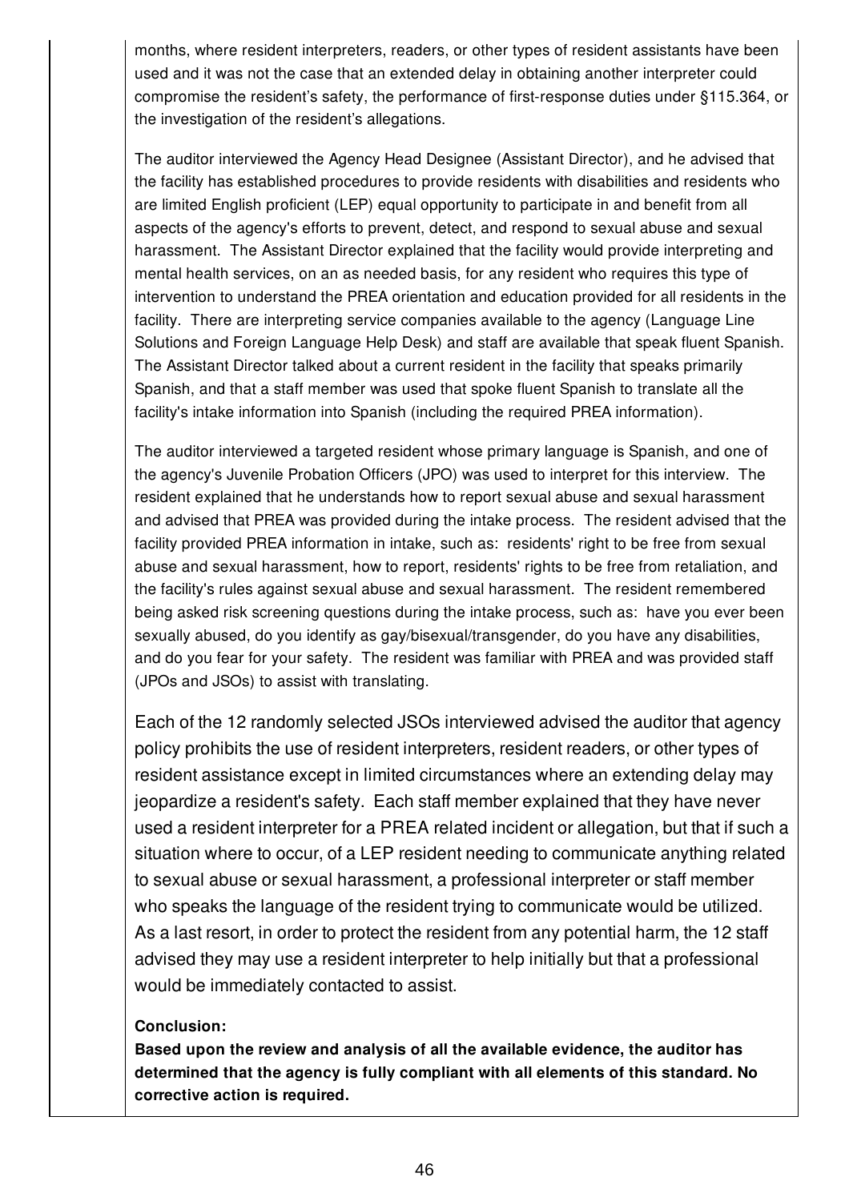months, where resident interpreters, readers, or other types of resident assistants have been used and it was not the case that an extended delay in obtaining another interpreter could compromise the resident's safety, the performance of first-response duties under §115.364, or the investigation of the resident's allegations.

The auditor interviewed the Agency Head Designee (Assistant Director), and he advised that the facility has established procedures to provide residents with disabilities and residents who are limited English proficient (LEP) equal opportunity to participate in and benefit from all aspects of the agency's efforts to prevent, detect, and respond to sexual abuse and sexual harassment. The Assistant Director explained that the facility would provide interpreting and mental health services, on an as needed basis, for any resident who requires this type of intervention to understand the PREA orientation and education provided for all residents in the facility. There are interpreting service companies available to the agency (Language Line Solutions and Foreign Language Help Desk) and staff are available that speak fluent Spanish. The Assistant Director talked about a current resident in the facility that speaks primarily Spanish, and that a staff member was used that spoke fluent Spanish to translate all the facility's intake information into Spanish (including the required PREA information).

The auditor interviewed a targeted resident whose primary language is Spanish, and one of the agency's Juvenile Probation Officers (JPO) was used to interpret for this interview. The resident explained that he understands how to report sexual abuse and sexual harassment and advised that PREA was provided during the intake process. The resident advised that the facility provided PREA information in intake, such as: residents' right to be free from sexual abuse and sexual harassment, how to report, residents' rights to be free from retaliation, and the facility's rules against sexual abuse and sexual harassment. The resident remembered being asked risk screening questions during the intake process, such as: have you ever been sexually abused, do you identify as gay/bisexual/transgender, do you have any disabilities, and do you fear for your safety. The resident was familiar with PREA and was provided staff (JPOs and JSOs) to assist with translating.

Each of the 12 randomly selected JSOs interviewed advised the auditor that agency policy prohibits the use of resident interpreters, resident readers, or other types of resident assistance except in limited circumstances where an extending delay may jeopardize a resident's safety. Each staff member explained that they have never used a resident interpreter for a PREA related incident or allegation, but that if such a situation where to occur, of a LEP resident needing to communicate anything related to sexual abuse or sexual harassment, a professional interpreter or staff member who speaks the language of the resident trying to communicate would be utilized. As a last resort, in order to protect the resident from any potential harm, the 12 staff advised they may use a resident interpreter to help initially but that a professional would be immediately contacted to assist.

**Conclusion:**
**Based upon the review and analysis of all the available evidence, the auditor has determined that the agency is fully compliant with all elements of this standard. No corrective action is required.**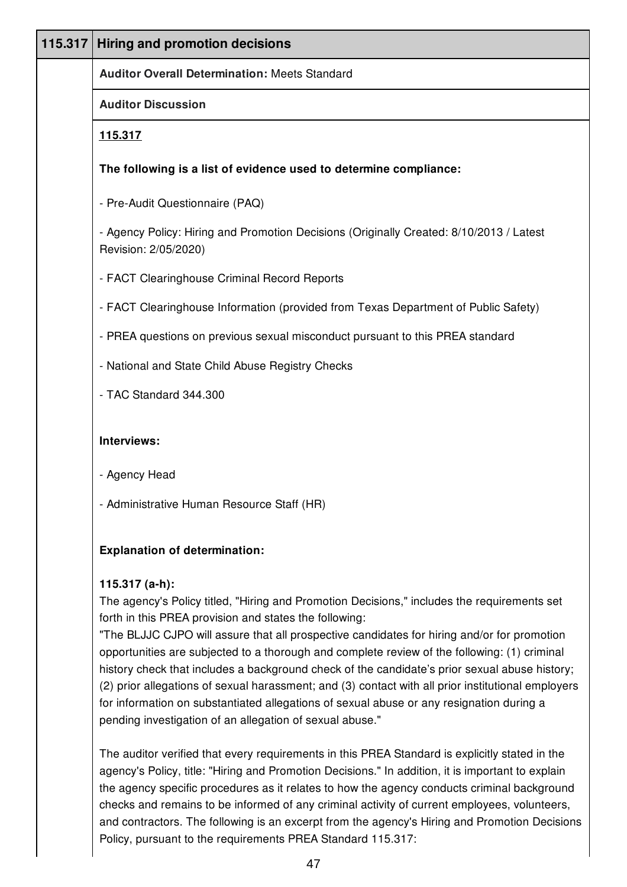| 115.317 | Hiring and promotion decisions |
|---|---|

**Auditor Overall Determination:** Meets Standard

**Auditor Discussion**

**115.317**

**The following is a list of evidence used to determine compliance:**

- Pre-Audit Questionnaire (PAQ)

- Agency Policy: Hiring and Promotion Decisions (Originally Created: 8/10/2013 / Latest Revision: 2/05/2020)

- FACT Clearinghouse Criminal Record Reports

- FACT Clearinghouse Information (provided from Texas Department of Public Safety)

- PREA questions on previous sexual misconduct pursuant to this PREA standard

- National and State Child Abuse Registry Checks

- TAC Standard 344.300

**Interviews:**

- Agency Head

- Administrative Human Resource Staff (HR)

**Explanation of determination:**

**115.317 (a-h):**
The agency's Policy titled, "Hiring and Promotion Decisions," includes the requirements set forth in this PREA provision and states the following:
"The BLJJC CJPO will assure that all prospective candidates for hiring and/or for promotion opportunities are subjected to a thorough and complete review of the following: (1) criminal history check that includes a background check of the candidate's prior sexual abuse history; (2) prior allegations of sexual harassment; and (3) contact with all prior institutional employers for information on substantiated allegations of sexual abuse or any resignation during a pending investigation of an allegation of sexual abuse."

The auditor verified that every requirements in this PREA Standard is explicitly stated in the agency's Policy, title: "Hiring and Promotion Decisions." In addition, it is important to explain the agency specific procedures as it relates to how the agency conducts criminal background checks and remains to be informed of any criminal activity of current employees, volunteers, and contractors. The following is an excerpt from the agency's Hiring and Promotion Decisions Policy, pursuant to the requirements PREA Standard 115.317: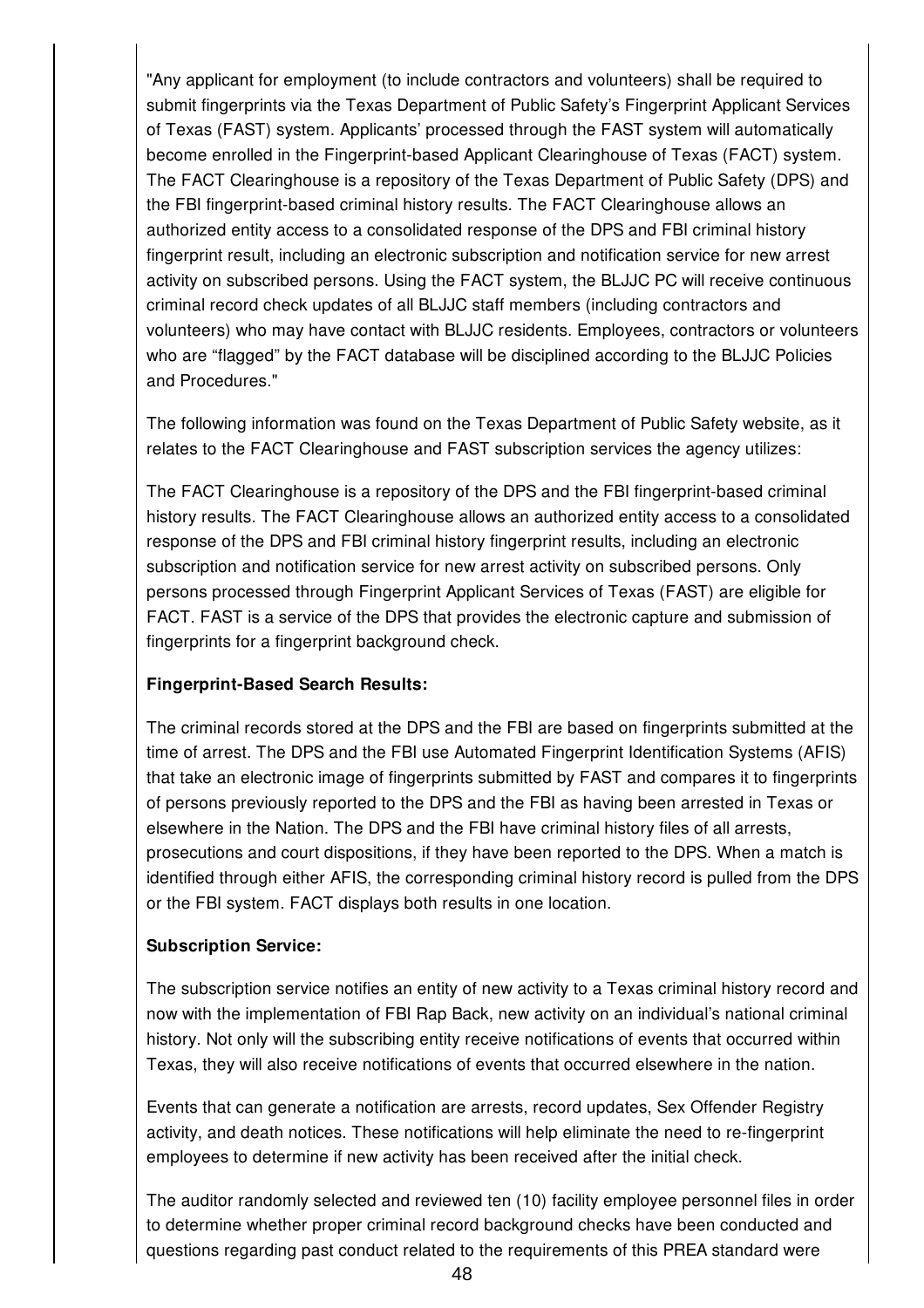"Any applicant for employment (to include contractors and volunteers) shall be required to submit fingerprints via the Texas Department of Public Safety's Fingerprint Applicant Services of Texas (FAST) system. Applicants' processed through the FAST system will automatically become enrolled in the Fingerprint-based Applicant Clearinghouse of Texas (FACT) system. The FACT Clearinghouse is a repository of the Texas Department of Public Safety (DPS) and the FBI fingerprint-based criminal history results. The FACT Clearinghouse allows an authorized entity access to a consolidated response of the DPS and FBI criminal history fingerprint result, including an electronic subscription and notification service for new arrest activity on subscribed persons. Using the FACT system, the BLJJC PC will receive continuous criminal record check updates of all BLJJC staff members (including contractors and volunteers) who may have contact with BLJJC residents. Employees, contractors or volunteers who are "flagged" by the FACT database will be disciplined according to the BLJJC Policies and Procedures."

The following information was found on the Texas Department of Public Safety website, as it relates to the FACT Clearinghouse and FAST subscription services the agency utilizes:

The FACT Clearinghouse is a repository of the DPS and the FBI fingerprint-based criminal history results. The FACT Clearinghouse allows an authorized entity access to a consolidated response of the DPS and FBI criminal history fingerprint results, including an electronic subscription and notification service for new arrest activity on subscribed persons. Only persons processed through Fingerprint Applicant Services of Texas (FAST) are eligible for FACT. FAST is a service of the DPS that provides the electronic capture and submission of fingerprints for a fingerprint background check.

**Fingerprint-Based Search Results:**

The criminal records stored at the DPS and the FBI are based on fingerprints submitted at the time of arrest. The DPS and the FBI use Automated Fingerprint Identification Systems (AFIS) that take an electronic image of fingerprints submitted by FAST and compares it to fingerprints of persons previously reported to the DPS and the FBI as having been arrested in Texas or elsewhere in the Nation. The DPS and the FBI have criminal history files of all arrests, prosecutions and court dispositions, if they have been reported to the DPS. When a match is identified through either AFIS, the corresponding criminal history record is pulled from the DPS or the FBI system. FACT displays both results in one location.

**Subscription Service:**

The subscription service notifies an entity of new activity to a Texas criminal history record and now with the implementation of FBI Rap Back, new activity on an individual's national criminal history. Not only will the subscribing entity receive notifications of events that occurred within Texas, they will also receive notifications of events that occurred elsewhere in the nation.

Events that can generate a notification are arrests, record updates, Sex Offender Registry activity, and death notices. These notifications will help eliminate the need to re-fingerprint employees to determine if new activity has been received after the initial check.

The auditor randomly selected and reviewed ten (10) facility employee personnel files in order to determine whether proper criminal record background checks have been conducted and questions regarding past conduct related to the requirements of this PREA standard were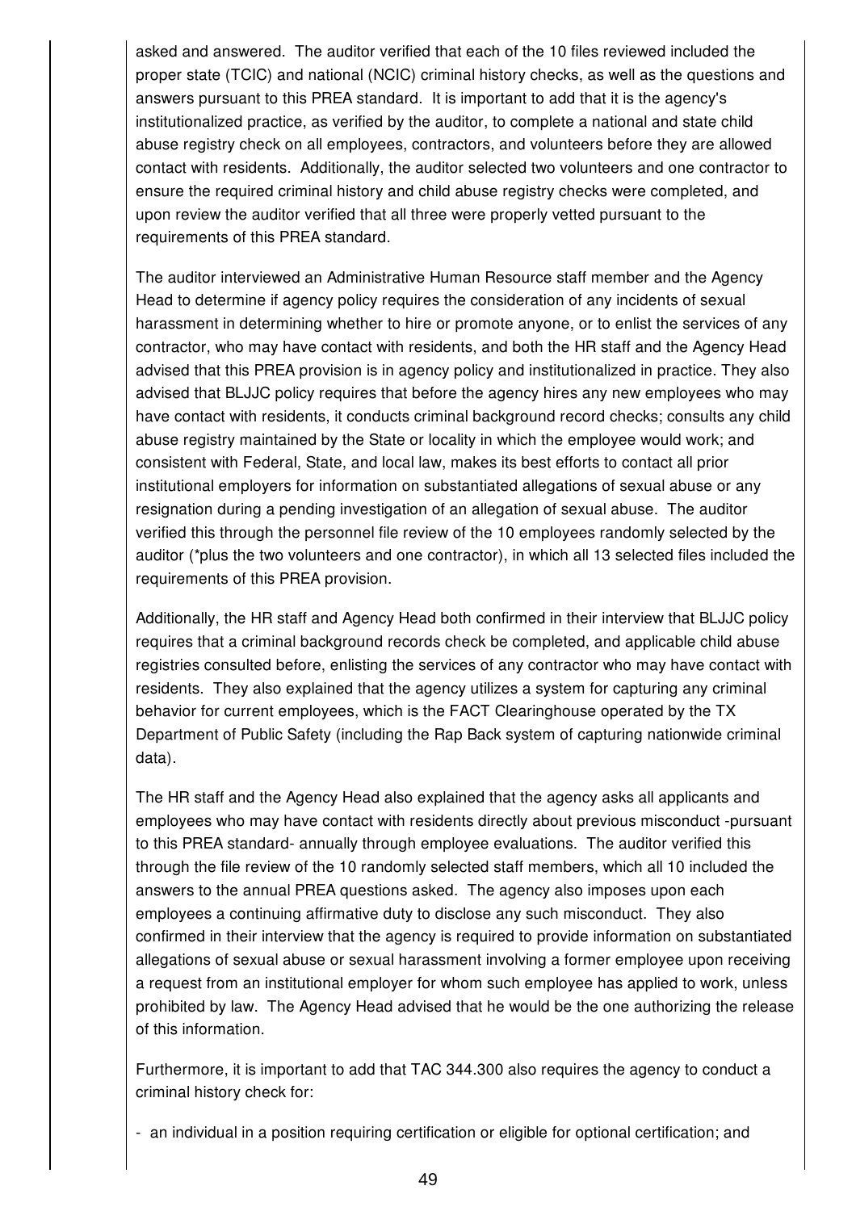asked and answered. The auditor verified that each of the 10 files reviewed included the proper state (TCIC) and national (NCIC) criminal history checks, as well as the questions and answers pursuant to this PREA standard. It is important to add that it is the agency's institutionalized practice, as verified by the auditor, to complete a national and state child abuse registry check on all employees, contractors, and volunteers before they are allowed contact with residents. Additionally, the auditor selected two volunteers and one contractor to ensure the required criminal history and child abuse registry checks were completed, and upon review the auditor verified that all three were properly vetted pursuant to the requirements of this PREA standard.

The auditor interviewed an Administrative Human Resource staff member and the Agency Head to determine if agency policy requires the consideration of any incidents of sexual harassment in determining whether to hire or promote anyone, or to enlist the services of any contractor, who may have contact with residents, and both the HR staff and the Agency Head advised that this PREA provision is in agency policy and institutionalized in practice. They also advised that BLJJC policy requires that before the agency hires any new employees who may have contact with residents, it conducts criminal background record checks; consults any child abuse registry maintained by the State or locality in which the employee would work; and consistent with Federal, State, and local law, makes its best efforts to contact all prior institutional employers for information on substantiated allegations of sexual abuse or any resignation during a pending investigation of an allegation of sexual abuse. The auditor verified this through the personnel file review of the 10 employees randomly selected by the auditor (*plus the two volunteers and one contractor), in which all 13 selected files included the requirements of this PREA provision.

Additionally, the HR staff and Agency Head both confirmed in their interview that BLJJC policy requires that a criminal background records check be completed, and applicable child abuse registries consulted before, enlisting the services of any contractor who may have contact with residents. They also explained that the agency utilizes a system for capturing any criminal behavior for current employees, which is the FACT Clearinghouse operated by the TX Department of Public Safety (including the Rap Back system of capturing nationwide criminal data).

The HR staff and the Agency Head also explained that the agency asks all applicants and employees who may have contact with residents directly about previous misconduct -pursuant to this PREA standard- annually through employee evaluations. The auditor verified this through the file review of the 10 randomly selected staff members, which all 10 included the answers to the annual PREA questions asked. The agency also imposes upon each employees a continuing affirmative duty to disclose any such misconduct. They also confirmed in their interview that the agency is required to provide information on substantiated allegations of sexual abuse or sexual harassment involving a former employee upon receiving a request from an institutional employer for whom such employee has applied to work, unless prohibited by law. The Agency Head advised that he would be the one authorizing the release of this information.

Furthermore, it is important to add that TAC 344.300 also requires the agency to conduct a criminal history check for:

- an individual in a position requiring certification or eligible for optional certification; and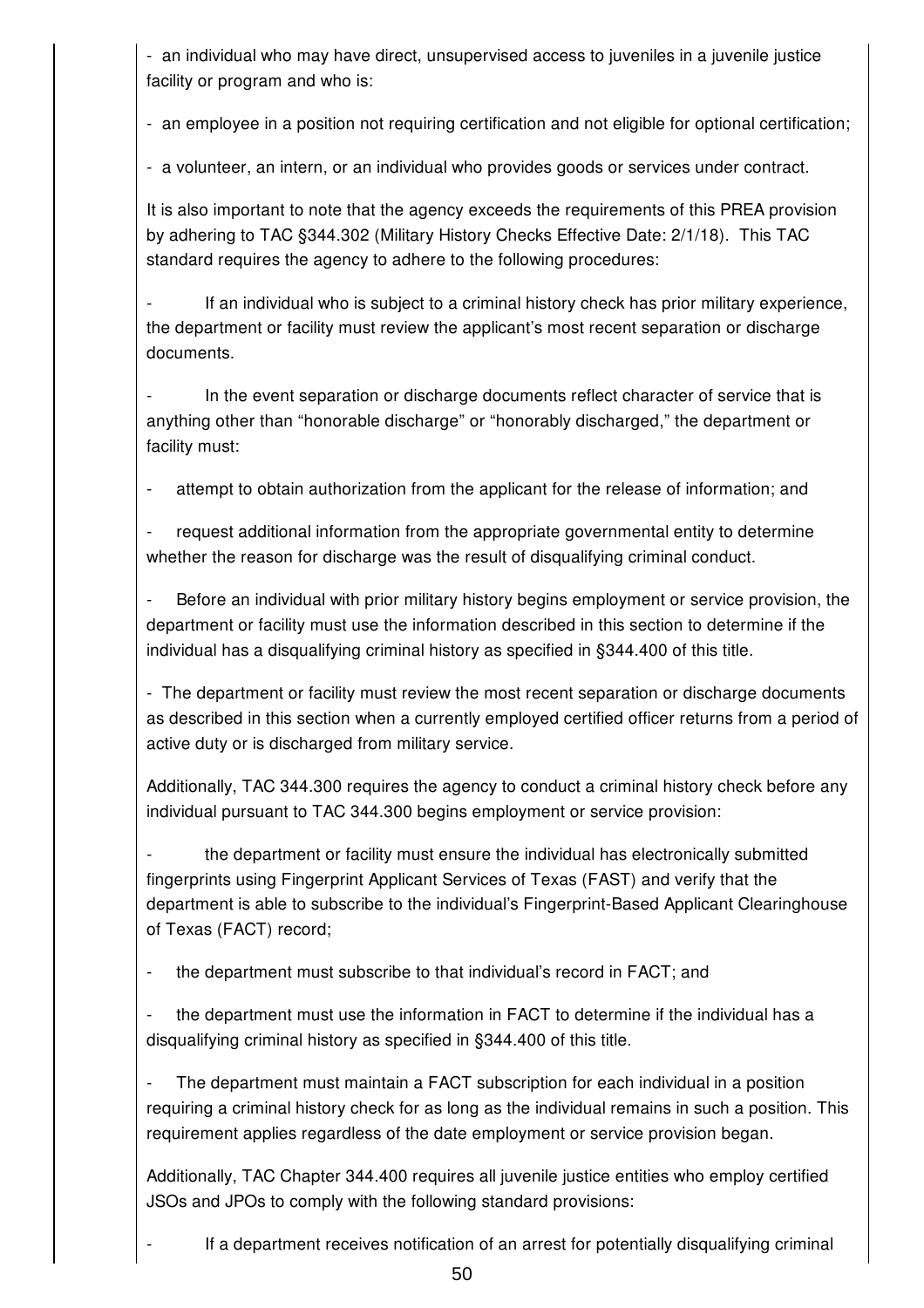- an individual who may have direct, unsupervised access to juveniles in a juvenile justice facility or program and who is:

- an employee in a position not requiring certification and not eligible for optional certification;

- a volunteer, an intern, or an individual who provides goods or services under contract.

It is also important to note that the agency exceeds the requirements of this PREA provision by adhering to TAC §344.302 (Military History Checks Effective Date: 2/1/18). This TAC standard requires the agency to adhere to the following procedures:

- If an individual who is subject to a criminal history check has prior military experience, the department or facility must review the applicant's most recent separation or discharge documents.

- In the event separation or discharge documents reflect character of service that is anything other than "honorable discharge" or "honorably discharged," the department or facility must:

- attempt to obtain authorization from the applicant for the release of information; and

- request additional information from the appropriate governmental entity to determine whether the reason for discharge was the result of disqualifying criminal conduct.

- Before an individual with prior military history begins employment or service provision, the department or facility must use the information described in this section to determine if the individual has a disqualifying criminal history as specified in §344.400 of this title.

- The department or facility must review the most recent separation or discharge documents as described in this section when a currently employed certified officer returns from a period of active duty or is discharged from military service.

Additionally, TAC 344.300 requires the agency to conduct a criminal history check before any individual pursuant to TAC 344.300 begins employment or service provision:

- the department or facility must ensure the individual has electronically submitted fingerprints using Fingerprint Applicant Services of Texas (FAST) and verify that the department is able to subscribe to the individual's Fingerprint-Based Applicant Clearinghouse of Texas (FACT) record;

- the department must subscribe to that individual's record in FACT; and

- the department must use the information in FACT to determine if the individual has a disqualifying criminal history as specified in §344.400 of this title.

- The department must maintain a FACT subscription for each individual in a position requiring a criminal history check for as long as the individual remains in such a position. This requirement applies regardless of the date employment or service provision began.

Additionally, TAC Chapter 344.400 requires all juvenile justice entities who employ certified JSOs and JPOs to comply with the following standard provisions:

- If a department receives notification of an arrest for potentially disqualifying criminal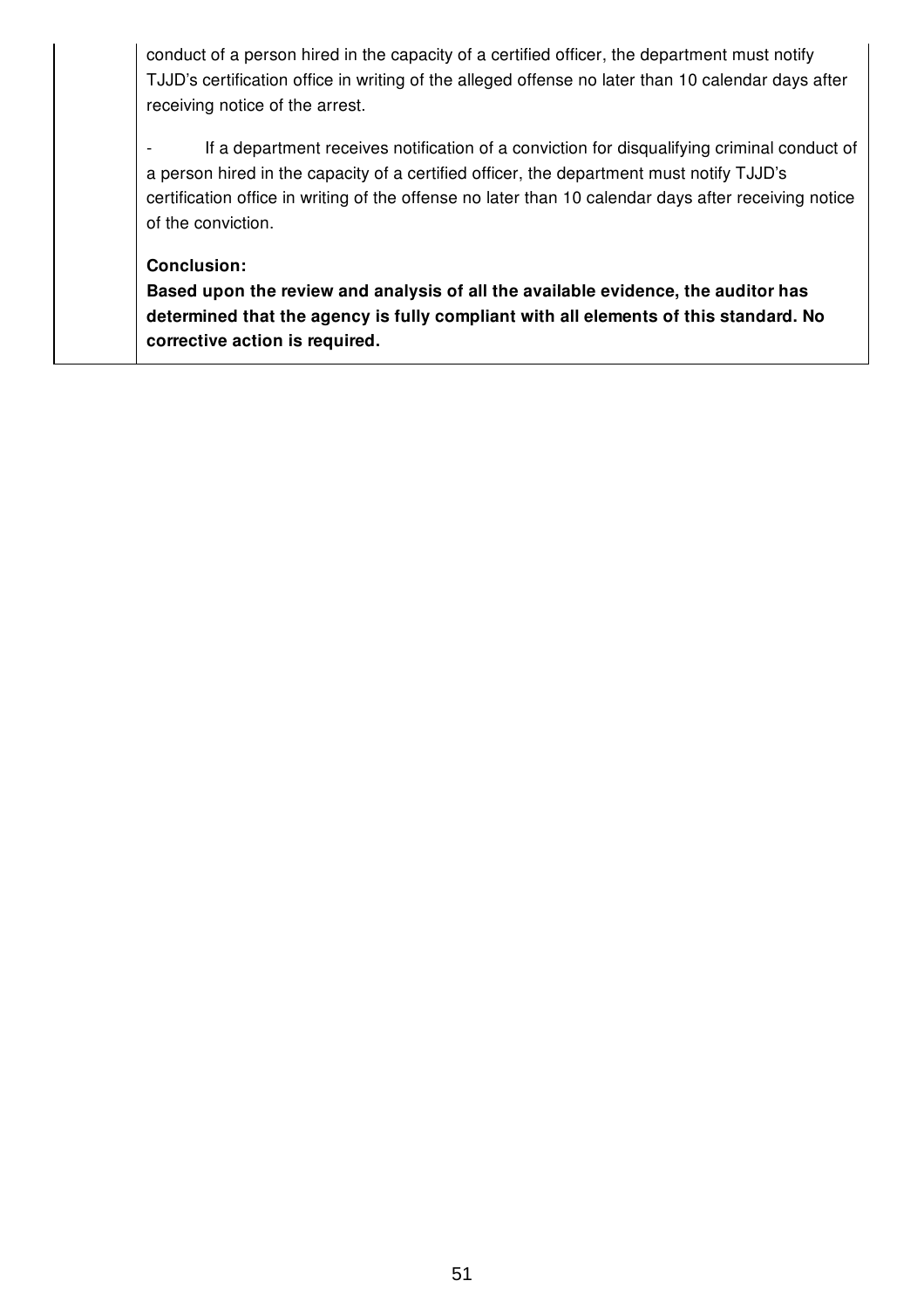conduct of a person hired in the capacity of a certified officer, the department must notify TJJD's certification office in writing of the alleged offense no later than 10 calendar days after receiving notice of the arrest.

- If a department receives notification of a conviction for disqualifying criminal conduct of a person hired in the capacity of a certified officer, the department must notify TJJD's certification office in writing of the offense no later than 10 calendar days after receiving notice of the conviction.

**Conclusion:**
**Based upon the review and analysis of all the available evidence, the auditor has determined that the agency is fully compliant with all elements of this standard. No corrective action is required.**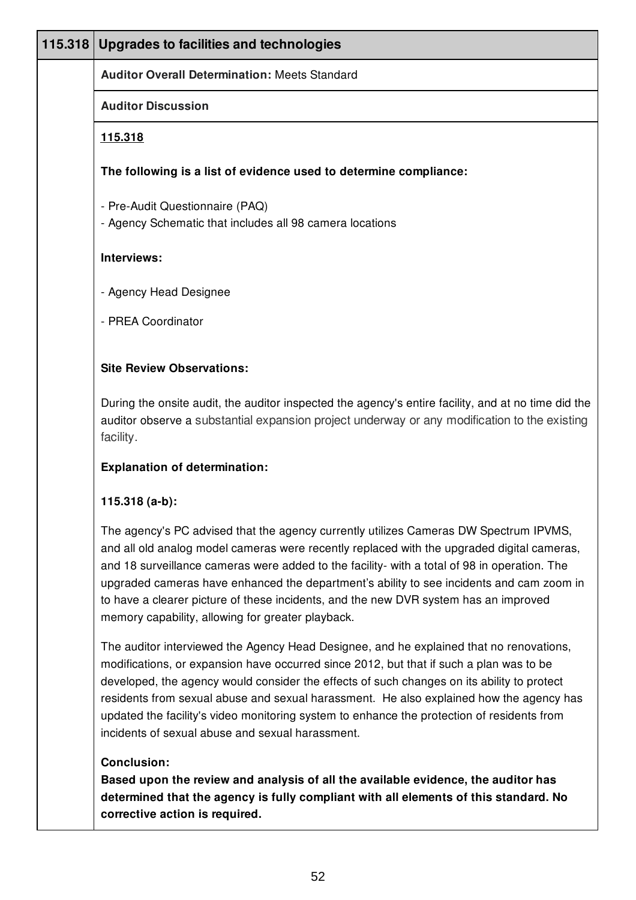## 115.318 Upgrades to facilities and technologies

**Auditor Overall Determination:** Meets Standard

**Auditor Discussion**

**115.318**

**The following is a list of evidence used to determine compliance:**

- Pre-Audit Questionnaire (PAQ)
- Agency Schematic that includes all 98 camera locations

**Interviews:**

- Agency Head Designee
- PREA Coordinator

**Site Review Observations:**

During the onsite audit, the auditor inspected the agency's entire facility, and at no time did the auditor observe a substantial expansion project underway or any modification to the existing facility.

**Explanation of determination:**

**115.318 (a-b):**

The agency's PC advised that the agency currently utilizes Cameras DW Spectrum IPVMS, and all old analog model cameras were recently replaced with the upgraded digital cameras, and 18 surveillance cameras were added to the facility- with a total of 98 in operation. The upgraded cameras have enhanced the department's ability to see incidents and cam zoom in to have a clearer picture of these incidents, and the new DVR system has an improved memory capability, allowing for greater playback.

The auditor interviewed the Agency Head Designee, and he explained that no renovations, modifications, or expansion have occurred since 2012, but that if such a plan was to be developed, the agency would consider the effects of such changes on its ability to protect residents from sexual abuse and sexual harassment. He also explained how the agency has updated the facility's video monitoring system to enhance the protection of residents from incidents of sexual abuse and sexual harassment.

**Conclusion:**
**Based upon the review and analysis of all the available evidence, the auditor has determined that the agency is fully compliant with all elements of this standard. No corrective action is required.**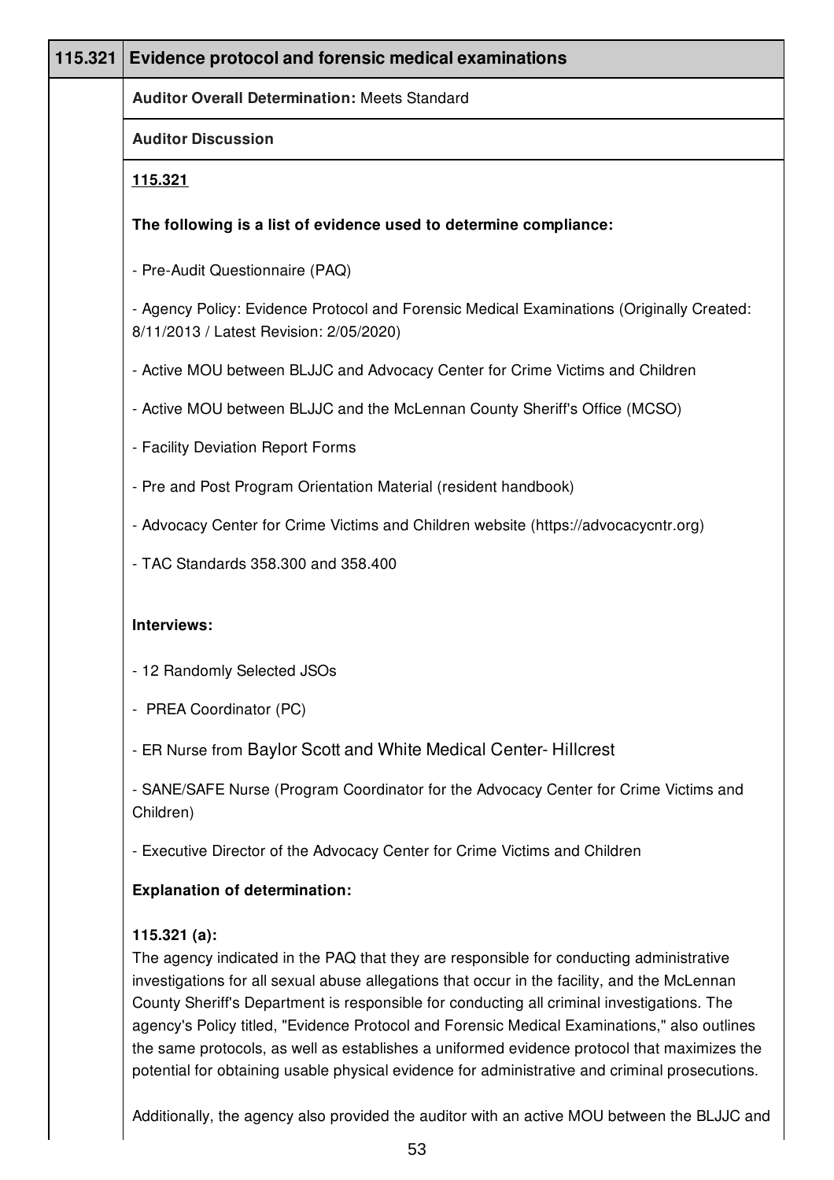## 115.321 Evidence protocol and forensic medical examinations

**Auditor Overall Determination:** Meets Standard

**Auditor Discussion**

**115.321**

**The following is a list of evidence used to determine compliance:**

- Pre-Audit Questionnaire (PAQ)
- Agency Policy: Evidence Protocol and Forensic Medical Examinations (Originally Created: 8/11/2013 / Latest Revision: 2/05/2020)
- Active MOU between BLJJC and Advocacy Center for Crime Victims and Children
- Active MOU between BLJJC and the McLennan County Sheriff's Office (MCSO)
- Facility Deviation Report Forms
- Pre and Post Program Orientation Material (resident handbook)
- Advocacy Center for Crime Victims and Children website (https://advocacycntr.org)
- TAC Standards 358.300 and 358.400

**Interviews:**

- 12 Randomly Selected JSOs
- PREA Coordinator (PC)
- ER Nurse from Baylor Scott and White Medical Center- Hillcrest
- SANE/SAFE Nurse (Program Coordinator for the Advocacy Center for Crime Victims and Children)
- Executive Director of the Advocacy Center for Crime Victims and Children

**Explanation of determination:**

**115.321 (a):**
The agency indicated in the PAQ that they are responsible for conducting administrative investigations for all sexual abuse allegations that occur in the facility, and the McLennan County Sheriff's Department is responsible for conducting all criminal investigations. The agency's Policy titled, "Evidence Protocol and Forensic Medical Examinations," also outlines the same protocols, as well as establishes a uniformed evidence protocol that maximizes the potential for obtaining usable physical evidence for administrative and criminal prosecutions.

Additionally, the agency also provided the auditor with an active MOU between the BLJJC and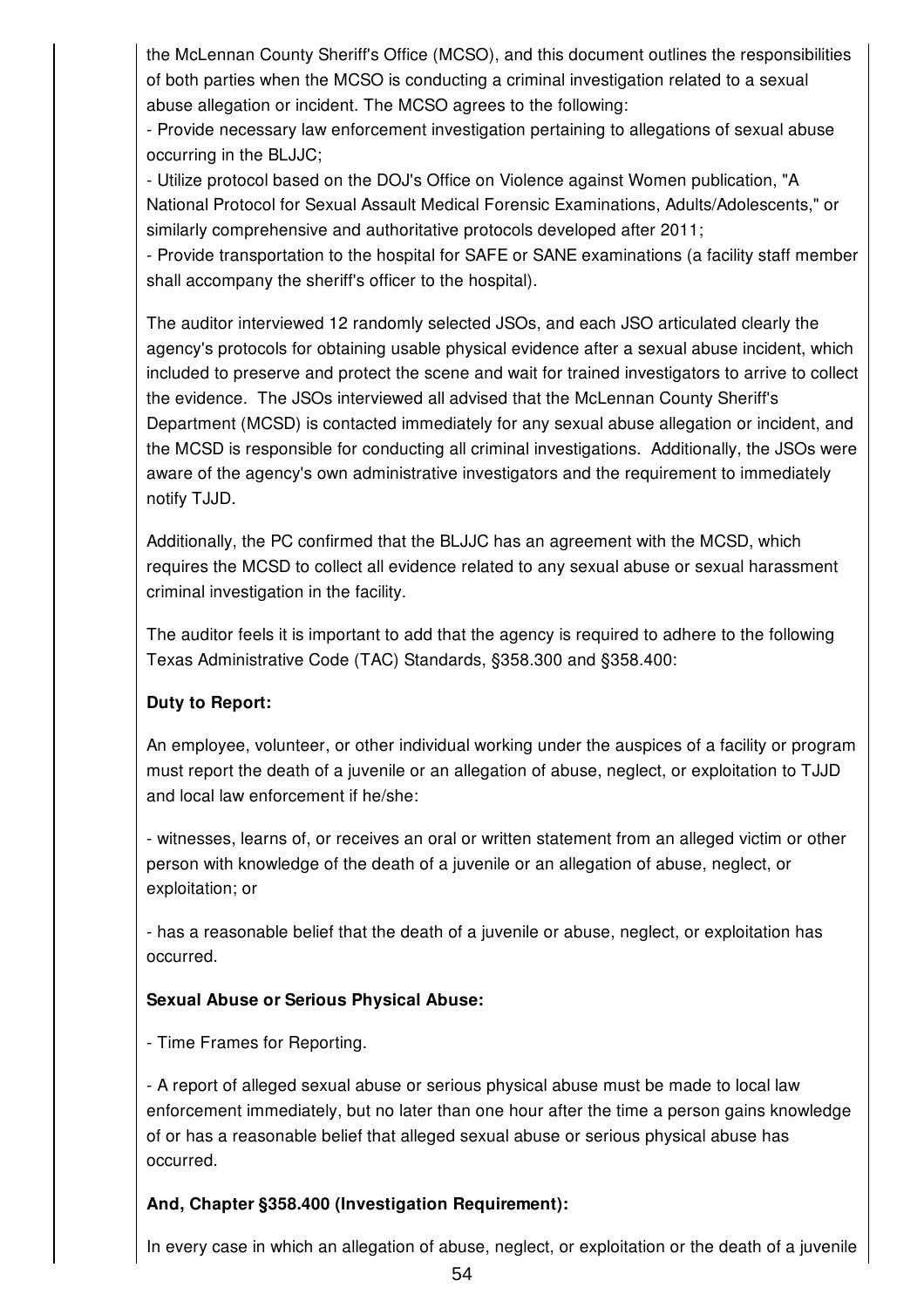the McLennan County Sheriff's Office (MCSO), and this document outlines the responsibilities of both parties when the MCSO is conducting a criminal investigation related to a sexual abuse allegation or incident. The MCSO agrees to the following:

- Provide necessary law enforcement investigation pertaining to allegations of sexual abuse occurring in the BLJJC;
- Utilize protocol based on the DOJ's Office on Violence against Women publication, "A National Protocol for Sexual Assault Medical Forensic Examinations, Adults/Adolescents," or similarly comprehensive and authoritative protocols developed after 2011;
- Provide transportation to the hospital for SAFE or SANE examinations (a facility staff member shall accompany the sheriff's officer to the hospital).

The auditor interviewed 12 randomly selected JSOs, and each JSO articulated clearly the agency's protocols for obtaining usable physical evidence after a sexual abuse incident, which included to preserve and protect the scene and wait for trained investigators to arrive to collect the evidence. The JSOs interviewed all advised that the McLennan County Sheriff's Department (MCSD) is contacted immediately for any sexual abuse allegation or incident, and the MCSD is responsible for conducting all criminal investigations. Additionally, the JSOs were aware of the agency's own administrative investigators and the requirement to immediately notify TJJD.

Additionally, the PC confirmed that the BLJJC has an agreement with the MCSD, which requires the MCSD to collect all evidence related to any sexual abuse or sexual harassment criminal investigation in the facility.

The auditor feels it is important to add that the agency is required to adhere to the following Texas Administrative Code (TAC) Standards, §358.300 and §358.400:

**Duty to Report:**

An employee, volunteer, or other individual working under the auspices of a facility or program must report the death of a juvenile or an allegation of abuse, neglect, or exploitation to TJJD and local law enforcement if he/she:

- witnesses, learns of, or receives an oral or written statement from an alleged victim or other person with knowledge of the death of a juvenile or an allegation of abuse, neglect, or exploitation; or

- has a reasonable belief that the death of a juvenile or abuse, neglect, or exploitation has occurred.

**Sexual Abuse or Serious Physical Abuse:**

- Time Frames for Reporting.

- A report of alleged sexual abuse or serious physical abuse must be made to local law enforcement immediately, but no later than one hour after the time a person gains knowledge of or has a reasonable belief that alleged sexual abuse or serious physical abuse has occurred.

**And, Chapter §358.400 (Investigation Requirement):**

In every case in which an allegation of abuse, neglect, or exploitation or the death of a juvenile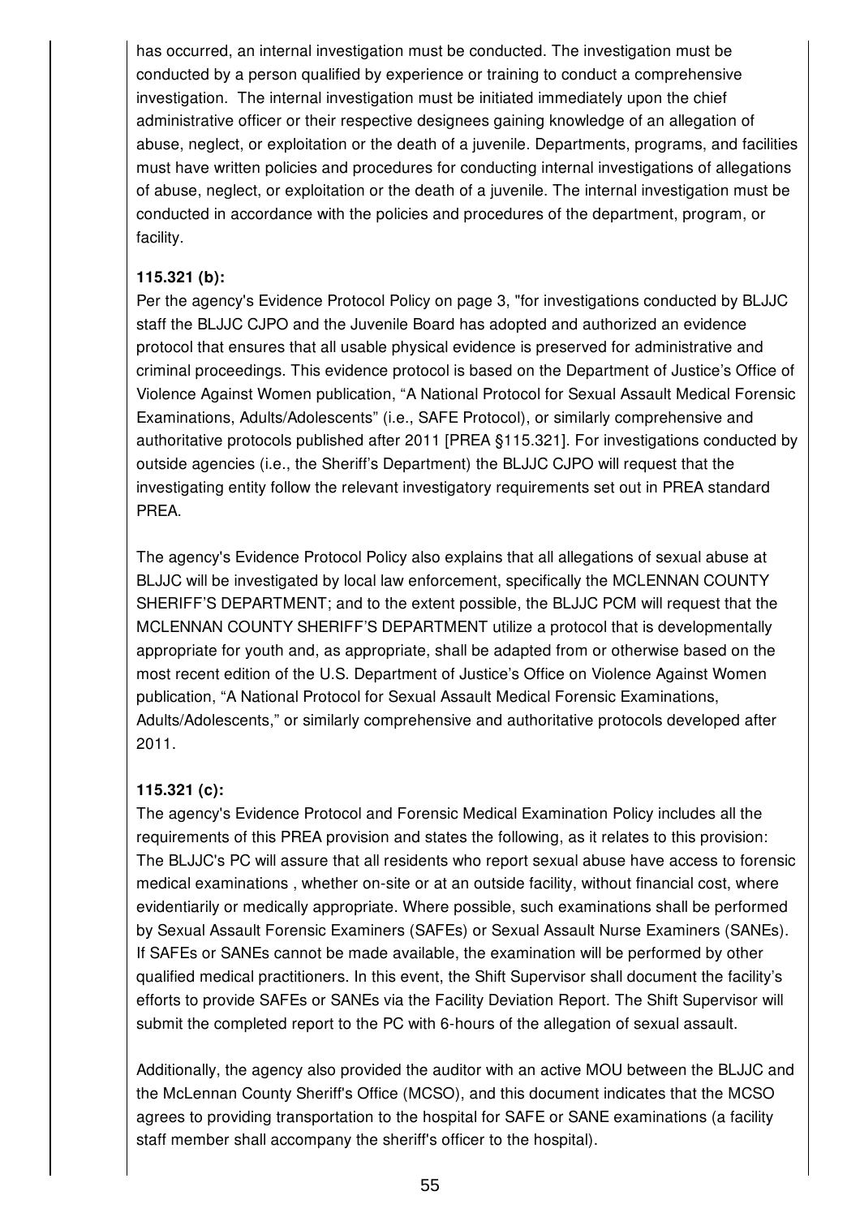has occurred, an internal investigation must be conducted. The investigation must be conducted by a person qualified by experience or training to conduct a comprehensive investigation.  The internal investigation must be initiated immediately upon the chief administrative officer or their respective designees gaining knowledge of an allegation of abuse, neglect, or exploitation or the death of a juvenile. Departments, programs, and facilities must have written policies and procedures for conducting internal investigations of allegations of abuse, neglect, or exploitation or the death of a juvenile. The internal investigation must be conducted in accordance with the policies and procedures of the department, program, or facility.

**115.321 (b):**

Per the agency's Evidence Protocol Policy on page 3, "for investigations conducted by BLJJC staff the BLJJC CJPO and the Juvenile Board has adopted and authorized an evidence protocol that ensures that all usable physical evidence is preserved for administrative and criminal proceedings. This evidence protocol is based on the Department of Justice's Office of Violence Against Women publication, "A National Protocol for Sexual Assault Medical Forensic Examinations, Adults/Adolescents" (i.e., SAFE Protocol), or similarly comprehensive and authoritative protocols published after 2011 [PREA §115.321]. For investigations conducted by outside agencies (i.e., the Sheriff's Department) the BLJJC CJPO will request that the investigating entity follow the relevant investigatory requirements set out in PREA standard PREA.

The agency's Evidence Protocol Policy also explains that all allegations of sexual abuse at BLJJC will be investigated by local law enforcement, specifically the MCLENNAN COUNTY SHERIFF'S DEPARTMENT; and to the extent possible, the BLJJC PCM will request that the MCLENNAN COUNTY SHERIFF'S DEPARTMENT utilize a protocol that is developmentally appropriate for youth and, as appropriate, shall be adapted from or otherwise based on the most recent edition of the U.S. Department of Justice's Office on Violence Against Women publication, "A National Protocol for Sexual Assault Medical Forensic Examinations, Adults/Adolescents," or similarly comprehensive and authoritative protocols developed after 2011.

**115.321 (c):**

The agency's Evidence Protocol and Forensic Medical Examination Policy includes all the requirements of this PREA provision and states the following, as it relates to this provision: The BLJJC's PC will assure that all residents who report sexual abuse have access to forensic medical examinations , whether on-site or at an outside facility, without financial cost, where evidentiarily or medically appropriate. Where possible, such examinations shall be performed by Sexual Assault Forensic Examiners (SAFEs) or Sexual Assault Nurse Examiners (SANEs). If SAFEs or SANEs cannot be made available, the examination will be performed by other qualified medical practitioners. In this event, the Shift Supervisor shall document the facility's efforts to provide SAFEs or SANEs via the Facility Deviation Report. The Shift Supervisor will submit the completed report to the PC with 6-hours of the allegation of sexual assault.

Additionally, the agency also provided the auditor with an active MOU between the BLJJC and the McLennan County Sheriff's Office (MCSO), and this document indicates that the MCSO agrees to providing transportation to the hospital for SAFE or SANE examinations (a facility staff member shall accompany the sheriff's officer to the hospital).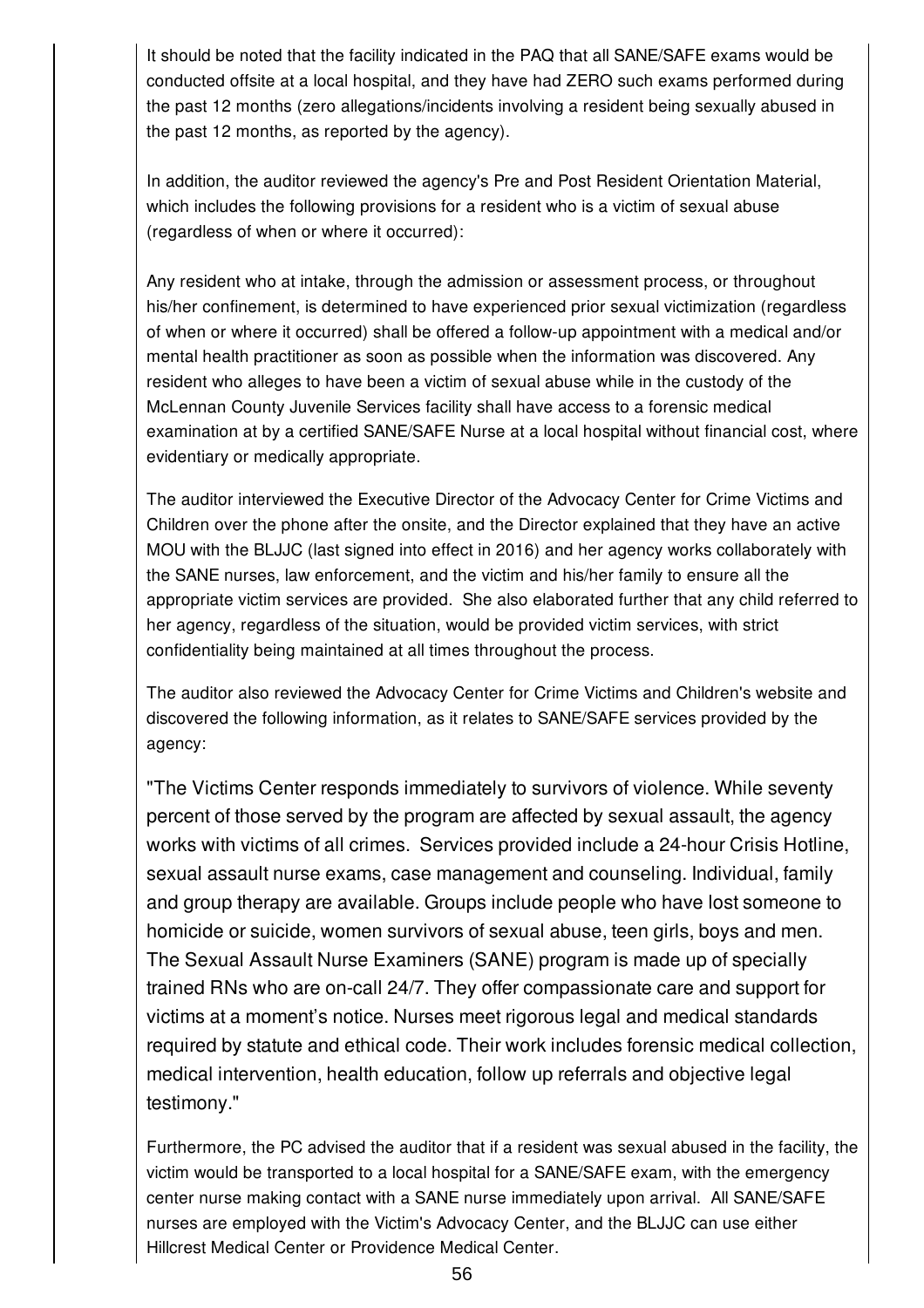It should be noted that the facility indicated in the PAQ that all SANE/SAFE exams would be conducted offsite at a local hospital, and they have had ZERO such exams performed during the past 12 months (zero allegations/incidents involving a resident being sexually abused in the past 12 months, as reported by the agency).

In addition, the auditor reviewed the agency's Pre and Post Resident Orientation Material, which includes the following provisions for a resident who is a victim of sexual abuse (regardless of when or where it occurred):

Any resident who at intake, through the admission or assessment process, or throughout his/her confinement, is determined to have experienced prior sexual victimization (regardless of when or where it occurred) shall be offered a follow-up appointment with a medical and/or mental health practitioner as soon as possible when the information was discovered. Any resident who alleges to have been a victim of sexual abuse while in the custody of the McLennan County Juvenile Services facility shall have access to a forensic medical examination at by a certified SANE/SAFE Nurse at a local hospital without financial cost, where evidentiary or medically appropriate.

The auditor interviewed the Executive Director of the Advocacy Center for Crime Victims and Children over the phone after the onsite, and the Director explained that they have an active MOU with the BLJJC (last signed into effect in 2016) and her agency works collaboratively with the SANE nurses, law enforcement, and the victim and his/her family to ensure all the appropriate victim services are provided. She also elaborated further that any child referred to her agency, regardless of the situation, would be provided victim services, with strict confidentiality being maintained at all times throughout the process.

The auditor also reviewed the Advocacy Center for Crime Victims and Children's website and discovered the following information, as it relates to SANE/SAFE services provided by the agency:

"The Victims Center responds immediately to survivors of violence. While seventy percent of those served by the program are affected by sexual assault, the agency works with victims of all crimes. Services provided include a 24-hour Crisis Hotline, sexual assault nurse exams, case management and counseling. Individual, family and group therapy are available. Groups include people who have lost someone to homicide or suicide, women survivors of sexual abuse, teen girls, boys and men. The Sexual Assault Nurse Examiners (SANE) program is made up of specially trained RNs who are on-call 24/7. They offer compassionate care and support for victims at a moment's notice. Nurses meet rigorous legal and medical standards required by statute and ethical code. Their work includes forensic medical collection, medical intervention, health education, follow up referrals and objective legal testimony."

Furthermore, the PC advised the auditor that if a resident was sexual abused in the facility, the victim would be transported to a local hospital for a SANE/SAFE exam, with the emergency center nurse making contact with a SANE nurse immediately upon arrival. All SANE/SAFE nurses are employed with the Victim's Advocacy Center, and the BLJJC can use either Hillcrest Medical Center or Providence Medical Center.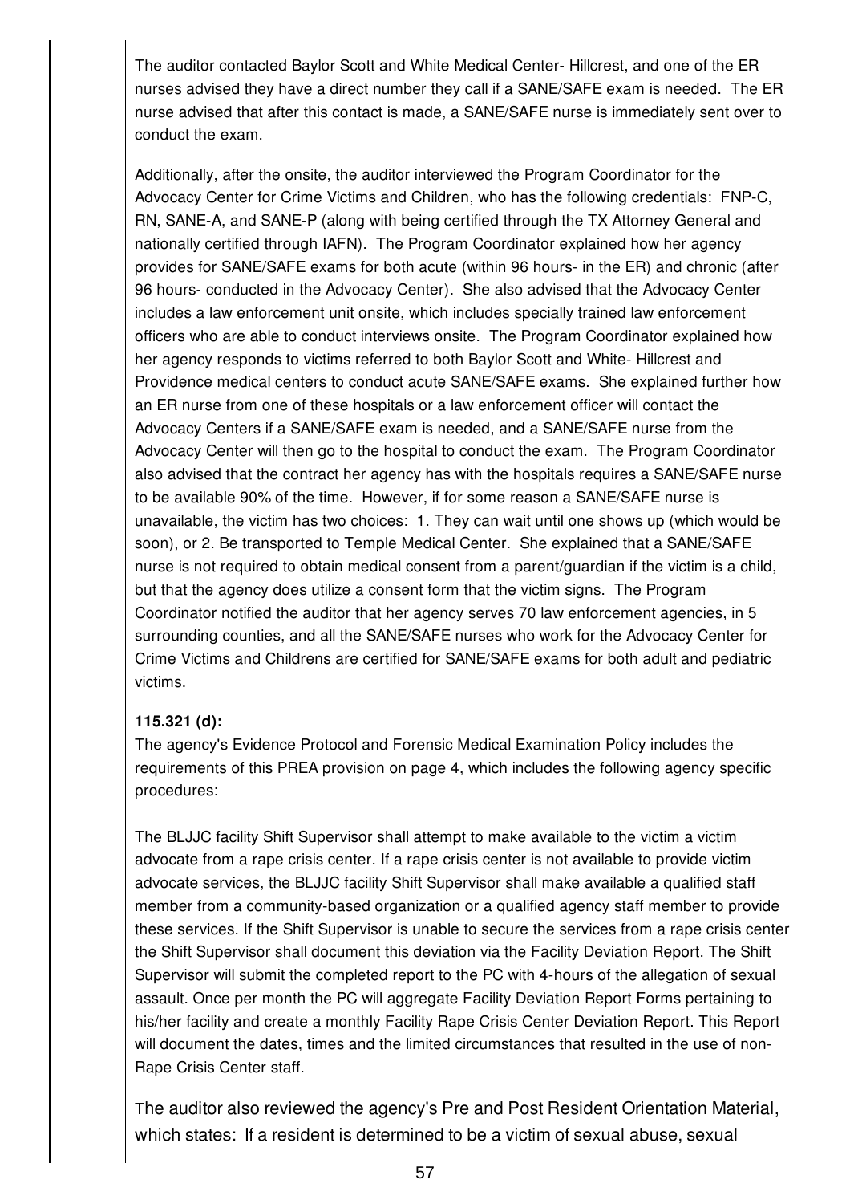The auditor contacted Baylor Scott and White Medical Center- Hillcrest, and one of the ER nurses advised they have a direct number they call if a SANE/SAFE exam is needed. The ER nurse advised that after this contact is made, a SANE/SAFE nurse is immediately sent over to conduct the exam.

Additionally, after the onsite, the auditor interviewed the Program Coordinator for the Advocacy Center for Crime Victims and Children, who has the following credentials: FNP-C, RN, SANE-A, and SANE-P (along with being certified through the TX Attorney General and nationally certified through IAFN). The Program Coordinator explained how her agency provides for SANE/SAFE exams for both acute (within 96 hours- in the ER) and chronic (after 96 hours- conducted in the Advocacy Center). She also advised that the Advocacy Center includes a law enforcement unit onsite, which includes specially trained law enforcement officers who are able to conduct interviews onsite. The Program Coordinator explained how her agency responds to victims referred to both Baylor Scott and White- Hillcrest and Providence medical centers to conduct acute SANE/SAFE exams. She explained further how an ER nurse from one of these hospitals or a law enforcement officer will contact the Advocacy Centers if a SANE/SAFE exam is needed, and a SANE/SAFE nurse from the Advocacy Center will then go to the hospital to conduct the exam. The Program Coordinator also advised that the contract her agency has with the hospitals requires a SANE/SAFE nurse to be available 90% of the time. However, if for some reason a SANE/SAFE nurse is unavailable, the victim has two choices: 1. They can wait until one shows up (which would be soon), or 2. Be transported to Temple Medical Center. She explained that a SANE/SAFE nurse is not required to obtain medical consent from a parent/guardian if the victim is a child, but that the agency does utilize a consent form that the victim signs. The Program Coordinator notified the auditor that her agency serves 70 law enforcement agencies, in 5 surrounding counties, and all the SANE/SAFE nurses who work for the Advocacy Center for Crime Victims and Childrens are certified for SANE/SAFE exams for both adult and pediatric victims.

**115.321 (d):**
The agency's Evidence Protocol and Forensic Medical Examination Policy includes the requirements of this PREA provision on page 4, which includes the following agency specific procedures:

The BLJJC facility Shift Supervisor shall attempt to make available to the victim a victim advocate from a rape crisis center. If a rape crisis center is not available to provide victim advocate services, the BLJJC facility Shift Supervisor shall make available a qualified staff member from a community-based organization or a qualified agency staff member to provide these services. If the Shift Supervisor is unable to secure the services from a rape crisis center the Shift Supervisor shall document this deviation via the Facility Deviation Report. The Shift Supervisor will submit the completed report to the PC with 4-hours of the allegation of sexual assault. Once per month the PC will aggregate Facility Deviation Report Forms pertaining to his/her facility and create a monthly Facility Rape Crisis Center Deviation Report. This Report will document the dates, times and the limited circumstances that resulted in the use of non-Rape Crisis Center staff.

The auditor also reviewed the agency's Pre and Post Resident Orientation Material, which states: If a resident is determined to be a victim of sexual abuse, sexual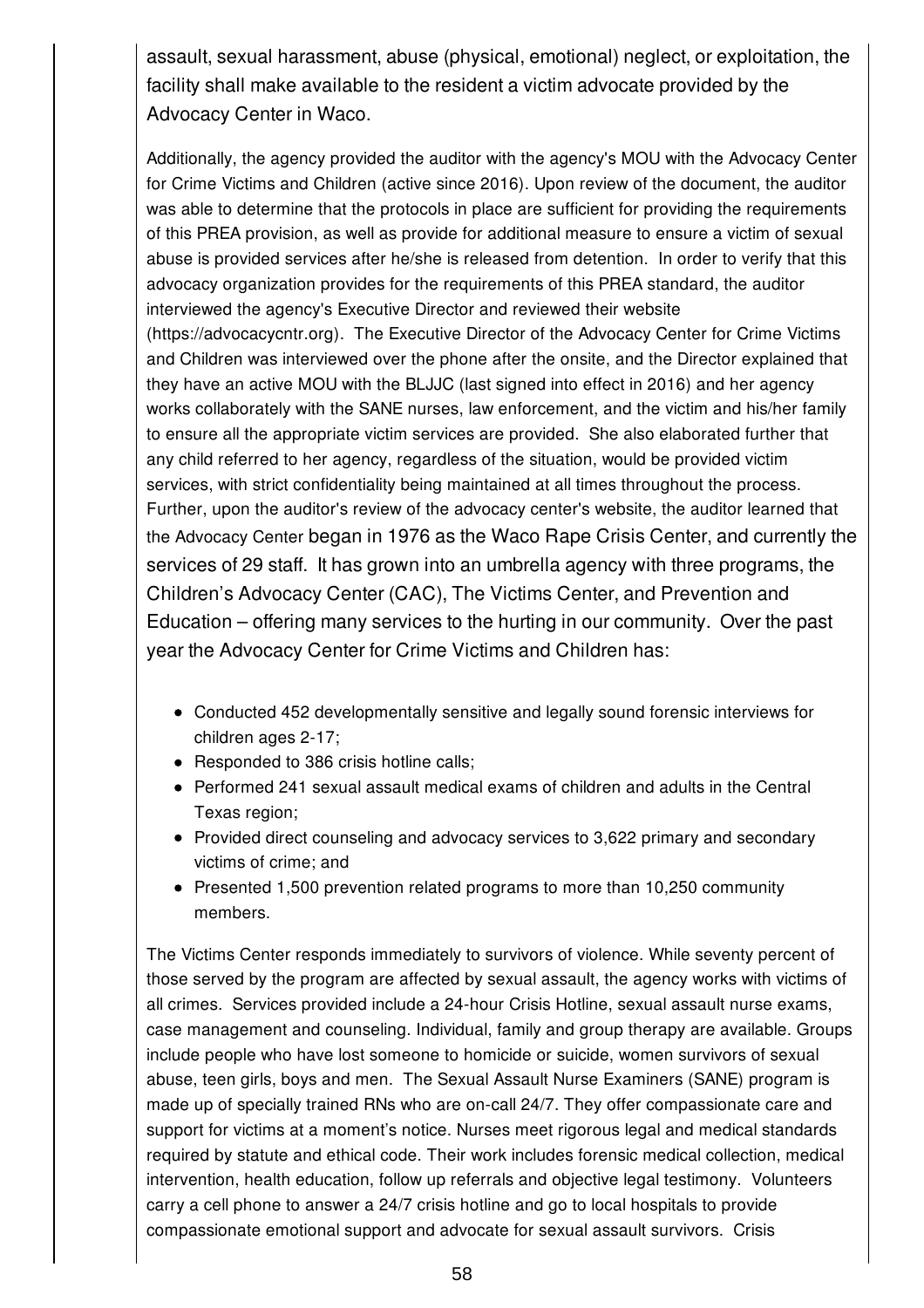assault, sexual harassment, abuse (physical, emotional) neglect, or exploitation, the facility shall make available to the resident a victim advocate provided by the Advocacy Center in Waco.

Additionally, the agency provided the auditor with the agency's MOU with the Advocacy Center for Crime Victims and Children (active since 2016). Upon review of the document, the auditor was able to determine that the protocols in place are sufficient for providing the requirements of this PREA provision, as well as provide for additional measure to ensure a victim of sexual abuse is provided services after he/she is released from detention. In order to verify that this advocacy organization provides for the requirements of this PREA standard, the auditor interviewed the agency's Executive Director and reviewed their website (https://advocacycntr.org). The Executive Director of the Advocacy Center for Crime Victims and Children was interviewed over the phone after the onsite, and the Director explained that they have an active MOU with the BLJJC (last signed into effect in 2016) and her agency works collaboratively with the SANE nurses, law enforcement, and the victim and his/her family to ensure all the appropriate victim services are provided. She also elaborated further that any child referred to her agency, regardless of the situation, would be provided victim services, with strict confidentiality being maintained at all times throughout the process. Further, upon the auditor's review of the advocacy center's website, the auditor learned that the Advocacy Center began in 1976 as the Waco Rape Crisis Center, and currently the services of 29 staff. It has grown into an umbrella agency with three programs, the Children's Advocacy Center (CAC), The Victims Center, and Prevention and Education – offering many services to the hurting in our community. Over the past year the Advocacy Center for Crime Victims and Children has:

- Conducted 452 developmentally sensitive and legally sound forensic interviews for children ages 2-17;
- Responded to 386 crisis hotline calls;
- Performed 241 sexual assault medical exams of children and adults in the Central Texas region;
- Provided direct counseling and advocacy services to 3,622 primary and secondary victims of crime; and
- Presented 1,500 prevention related programs to more than 10,250 community members.

The Victims Center responds immediately to survivors of violence. While seventy percent of those served by the program are affected by sexual assault, the agency works with victims of all crimes. Services provided include a 24-hour Crisis Hotline, sexual assault nurse exams, case management and counseling. Individual, family and group therapy are available. Groups include people who have lost someone to homicide or suicide, women survivors of sexual abuse, teen girls, boys and men. The Sexual Assault Nurse Examiners (SANE) program is made up of specially trained RNs who are on-call 24/7. They offer compassionate care and support for victims at a moment's notice. Nurses meet rigorous legal and medical standards required by statute and ethical code. Their work includes forensic medical collection, medical intervention, health education, follow up referrals and objective legal testimony. Volunteers carry a cell phone to answer a 24/7 crisis hotline and go to local hospitals to provide compassionate emotional support and advocate for sexual assault survivors. Crisis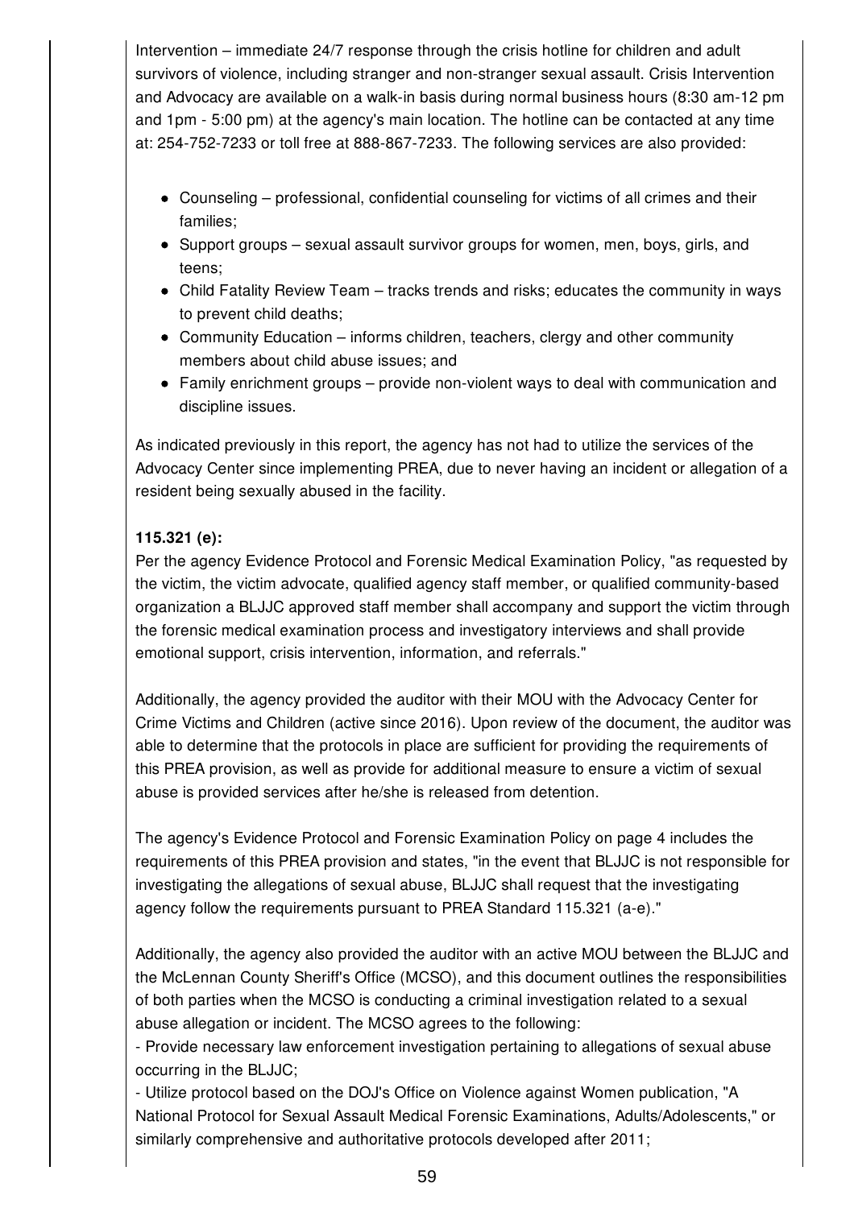Intervention – immediate 24/7 response through the crisis hotline for children and adult survivors of violence, including stranger and non-stranger sexual assault. Crisis Intervention and Advocacy are available on a walk-in basis during normal business hours (8:30 am-12 pm and 1pm - 5:00 pm) at the agency's main location. The hotline can be contacted at any time at: 254-752-7233 or toll free at 888-867-7233. The following services are also provided:

- Counseling – professional, confidential counseling for victims of all crimes and their families;
- Support groups – sexual assault survivor groups for women, men, boys, girls, and teens;
- Child Fatality Review Team – tracks trends and risks; educates the community in ways to prevent child deaths;
- Community Education – informs children, teachers, clergy and other community members about child abuse issues; and
- Family enrichment groups – provide non-violent ways to deal with communication and discipline issues.

As indicated previously in this report, the agency has not had to utilize the services of the Advocacy Center since implementing PREA, due to never having an incident or allegation of a resident being sexually abused in the facility.

**115.321 (e):**
Per the agency Evidence Protocol and Forensic Medical Examination Policy, "as requested by the victim, the victim advocate, qualified agency staff member, or qualified community-based organization a BLJJC approved staff member shall accompany and support the victim through the forensic medical examination process and investigatory interviews and shall provide emotional support, crisis intervention, information, and referrals."

Additionally, the agency provided the auditor with their MOU with the Advocacy Center for Crime Victims and Children (active since 2016). Upon review of the document, the auditor was able to determine that the protocols in place are sufficient for providing the requirements of this PREA provision, as well as provide for additional measure to ensure a victim of sexual abuse is provided services after he/she is released from detention.

The agency's Evidence Protocol and Forensic Examination Policy on page 4 includes the requirements of this PREA provision and states, "in the event that BLJJC is not responsible for investigating the allegations of sexual abuse, BLJJC shall request that the investigating agency follow the requirements pursuant to PREA Standard 115.321 (a-e)."

Additionally, the agency also provided the auditor with an active MOU between the BLJJC and the McLennan County Sheriff's Office (MCSO), and this document outlines the responsibilities of both parties when the MCSO is conducting a criminal investigation related to a sexual abuse allegation or incident. The MCSO agrees to the following:
- Provide necessary law enforcement investigation pertaining to allegations of sexual abuse occurring in the BLJJC;
- Utilize protocol based on the DOJ's Office on Violence against Women publication, "A National Protocol for Sexual Assault Medical Forensic Examinations, Adults/Adolescents," or similarly comprehensive and authoritative protocols developed after 2011;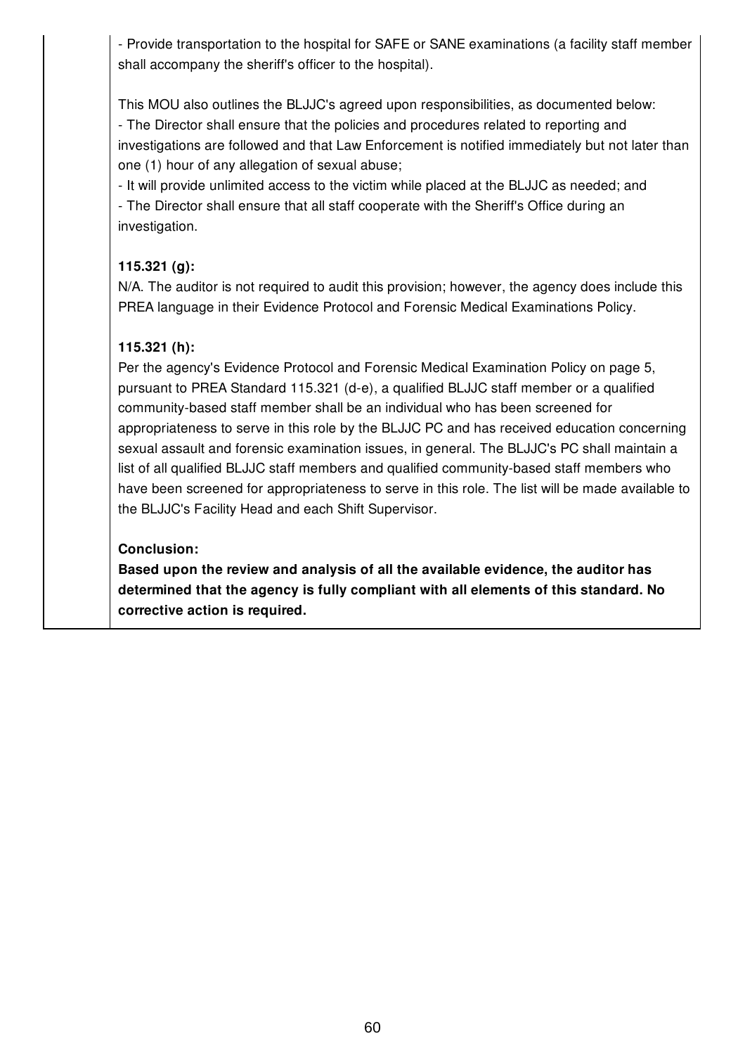- Provide transportation to the hospital for SAFE or SANE examinations (a facility staff member shall accompany the sheriff's officer to the hospital).

This MOU also outlines the BLJJC's agreed upon responsibilities, as documented below:
- The Director shall ensure that the policies and procedures related to reporting and investigations are followed and that Law Enforcement is notified immediately but not later than one (1) hour of any allegation of sexual abuse;
- It will provide unlimited access to the victim while placed at the BLJJC as needed; and
- The Director shall ensure that all staff cooperate with the Sheriff's Office during an investigation.

**115.321 (g):**
N/A. The auditor is not required to audit this provision; however, the agency does include this PREA language in their Evidence Protocol and Forensic Medical Examinations Policy.

**115.321 (h):**
Per the agency's Evidence Protocol and Forensic Medical Examination Policy on page 5, pursuant to PREA Standard 115.321 (d-e), a qualified BLJJC staff member or a qualified community-based staff member shall be an individual who has been screened for appropriateness to serve in this role by the BLJJC PC and has received education concerning sexual assault and forensic examination issues, in general. The BLJJC's PC shall maintain a list of all qualified BLJJC staff members and qualified community-based staff members who have been screened for appropriateness to serve in this role. The list will be made available to the BLJJC's Facility Head and each Shift Supervisor.

**Conclusion:**
**Based upon the review and analysis of all the available evidence, the auditor has determined that the agency is fully compliant with all elements of this standard. No corrective action is required.**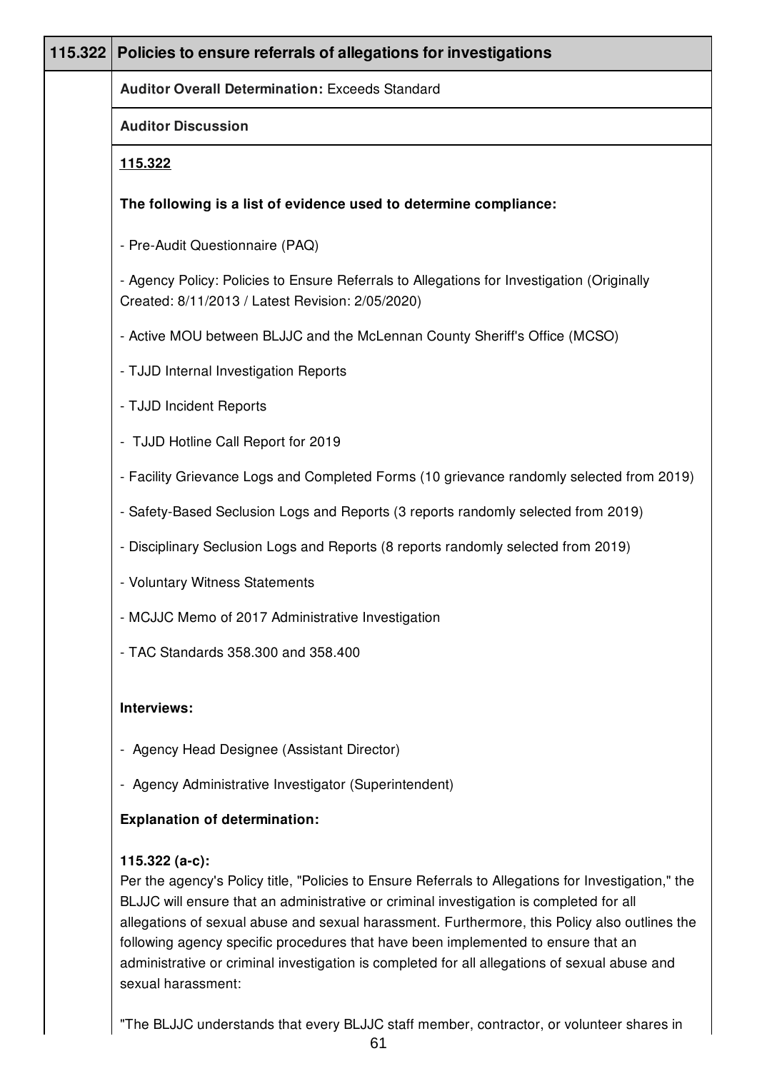## 115.322 Policies to ensure referrals of allegations for investigations

**Auditor Overall Determination:** Exceeds Standard

**Auditor Discussion**

**115.322**

**The following is a list of evidence used to determine compliance:**

- Pre-Audit Questionnaire (PAQ)

- Agency Policy: Policies to Ensure Referrals to Allegations for Investigation (Originally Created: 8/11/2013 / Latest Revision: 2/05/2020)

- Active MOU between BLJJC and the McLennan County Sheriff's Office (MCSO)

- TJJD Internal Investigation Reports

- TJJD Incident Reports

- TJJD Hotline Call Report for 2019

- Facility Grievance Logs and Completed Forms (10 grievance randomly selected from 2019)

- Safety-Based Seclusion Logs and Reports (3 reports randomly selected from 2019)

- Disciplinary Seclusion Logs and Reports (8 reports randomly selected from 2019)

- Voluntary Witness Statements

- MCJJC Memo of 2017 Administrative Investigation

- TAC Standards 358.300 and 358.400

**Interviews:**

- Agency Head Designee (Assistant Director)

- Agency Administrative Investigator (Superintendent)

**Explanation of determination:**

**115.322 (a-c):**
Per the agency's Policy title, "Policies to Ensure Referrals to Allegations for Investigation," the BLJJC will ensure that an administrative or criminal investigation is completed for all allegations of sexual abuse and sexual harassment. Furthermore, this Policy also outlines the following agency specific procedures that have been implemented to ensure that an administrative or criminal investigation is completed for all allegations of sexual abuse and sexual harassment:

"The BLJJC understands that every BLJJC staff member, contractor, or volunteer shares in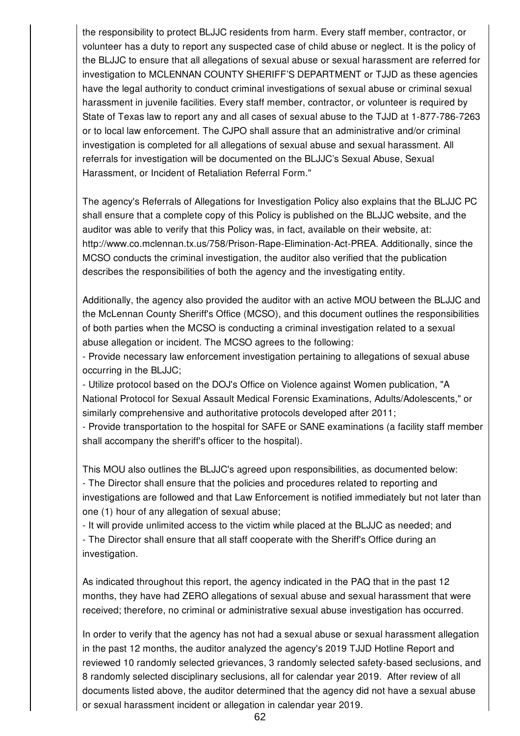the responsibility to protect BLJJC residents from harm. Every staff member, contractor, or volunteer has a duty to report any suspected case of child abuse or neglect. It is the policy of the BLJJC to ensure that all allegations of sexual abuse or sexual harassment are referred for investigation to MCLENNAN COUNTY SHERIFF'S DEPARTMENT or TJJD as these agencies have the legal authority to conduct criminal investigations of sexual abuse or criminal sexual harassment in juvenile facilities. Every staff member, contractor, or volunteer is required by State of Texas law to report any and all cases of sexual abuse to the TJJD at 1-877-786-7263 or to local law enforcement. The CJPO shall assure that an administrative and/or criminal investigation is completed for all allegations of sexual abuse and sexual harassment. All referrals for investigation will be documented on the BLJJC's Sexual Abuse, Sexual Harassment, or Incident of Retaliation Referral Form."

The agency's Referrals of Allegations for Investigation Policy also explains that the BLJJC PC shall ensure that a complete copy of this Policy is published on the BLJJC website, and the auditor was able to verify that this Policy was, in fact, available on their website, at: http://www.co.mclennan.tx.us/758/Prison-Rape-Elimination-Act-PREA. Additionally, since the MCSO conducts the criminal investigation, the auditor also verified that the publication describes the responsibilities of both the agency and the investigating entity.

Additionally, the agency also provided the auditor with an active MOU between the BLJJC and the McLennan County Sheriff's Office (MCSO), and this document outlines the responsibilities of both parties when the MCSO is conducting a criminal investigation related to a sexual abuse allegation or incident. The MCSO agrees to the following:
- Provide necessary law enforcement investigation pertaining to allegations of sexual abuse occurring in the BLJJC;
- Utilize protocol based on the DOJ's Office on Violence against Women publication, "A National Protocol for Sexual Assault Medical Forensic Examinations, Adults/Adolescents," or similarly comprehensive and authoritative protocols developed after 2011;
- Provide transportation to the hospital for SAFE or SANE examinations (a facility staff member shall accompany the sheriff's officer to the hospital).

This MOU also outlines the BLJJC's agreed upon responsibilities, as documented below:
- The Director shall ensure that the policies and procedures related to reporting and investigations are followed and that Law Enforcement is notified immediately but not later than one (1) hour of any allegation of sexual abuse;
- It will provide unlimited access to the victim while placed at the BLJJC as needed; and
- The Director shall ensure that all staff cooperate with the Sheriff's Office during an investigation.

As indicated throughout this report, the agency indicated in the PAQ that in the past 12 months, they have had ZERO allegations of sexual abuse and sexual harassment that were received; therefore, no criminal or administrative sexual abuse investigation has occurred.

In order to verify that the agency has not had a sexual abuse or sexual harassment allegation in the past 12 months, the auditor analyzed the agency's 2019 TJJD Hotline Report and reviewed 10 randomly selected grievances, 3 randomly selected safety-based seclusions, and 8 randomly selected disciplinary seclusions, all for calendar year 2019. After review of all documents listed above, the auditor determined that the agency did not have a sexual abuse or sexual harassment incident or allegation in calendar year 2019.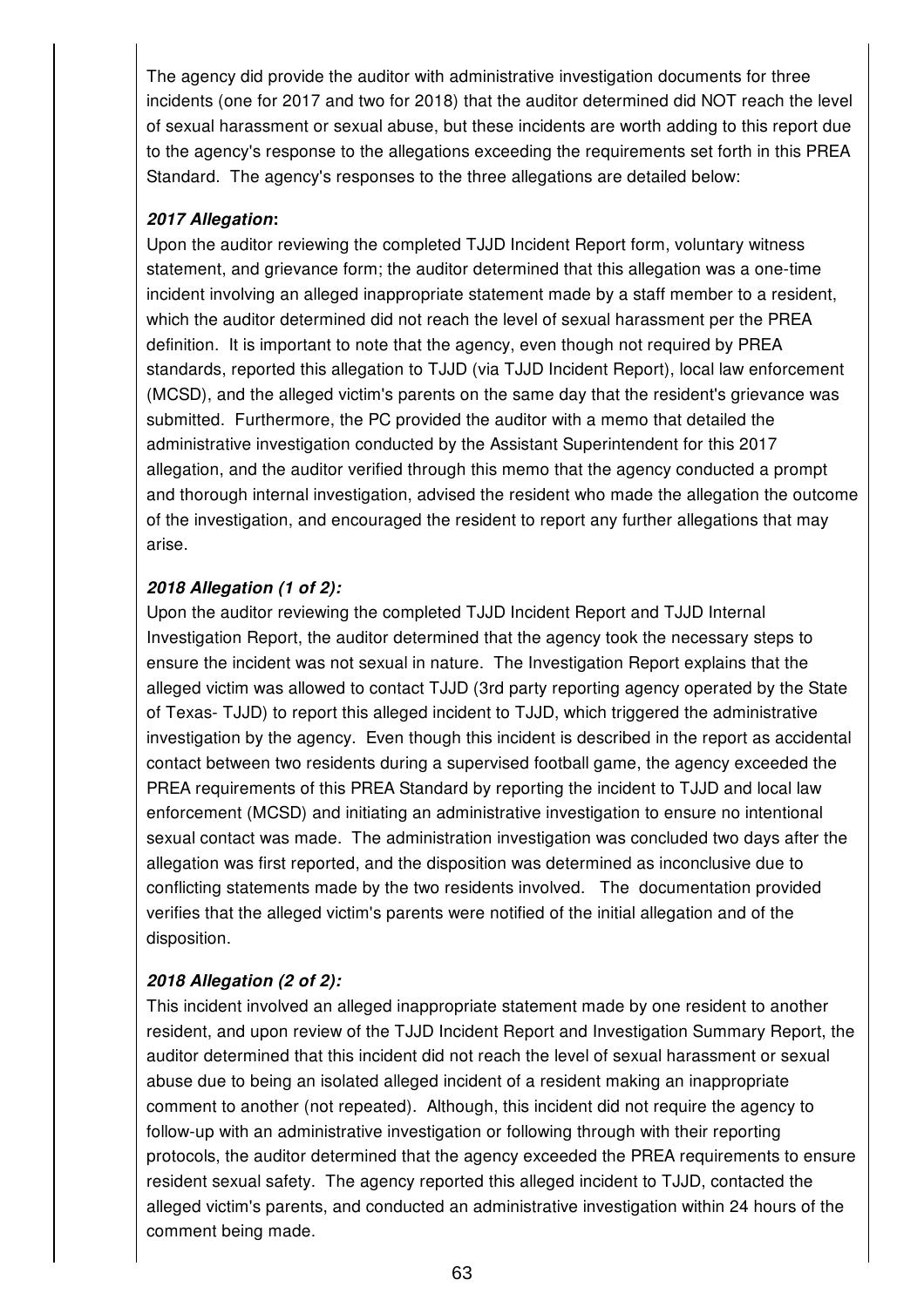The agency did provide the auditor with administrative investigation documents for three incidents (one for 2017 and two for 2018) that the auditor determined did NOT reach the level of sexual harassment or sexual abuse, but these incidents are worth adding to this report due to the agency's response to the allegations exceeding the requirements set forth in this PREA Standard. The agency's responses to the three allegations are detailed below:

***2017 Allegation*:**

Upon the auditor reviewing the completed TJJD Incident Report form, voluntary witness statement, and grievance form; the auditor determined that this allegation was a one-time incident involving an alleged inappropriate statement made by a staff member to a resident, which the auditor determined did not reach the level of sexual harassment per the PREA definition. It is important to note that the agency, even though not required by PREA standards, reported this allegation to TJJD (via TJJD Incident Report), local law enforcement (MCSD), and the alleged victim's parents on the same day that the resident's grievance was submitted. Furthermore, the PC provided the auditor with a memo that detailed the administrative investigation conducted by the Assistant Superintendent for this 2017 allegation, and the auditor verified through this memo that the agency conducted a prompt and thorough internal investigation, advised the resident who made the allegation the outcome of the investigation, and encouraged the resident to report any further allegations that may arise.

***2018 Allegation (1 of 2):***

Upon the auditor reviewing the completed TJJD Incident Report and TJJD Internal Investigation Report, the auditor determined that the agency took the necessary steps to ensure the incident was not sexual in nature. The Investigation Report explains that the alleged victim was allowed to contact TJJD (3rd party reporting agency operated by the State of Texas- TJJD) to report this alleged incident to TJJD, which triggered the administrative investigation by the agency. Even though this incident is described in the report as accidental contact between two residents during a supervised football game, the agency exceeded the PREA requirements of this PREA Standard by reporting the incident to TJJD and local law enforcement (MCSD) and initiating an administrative investigation to ensure no intentional sexual contact was made. The administration investigation was concluded two days after the allegation was first reported, and the disposition was determined as inconclusive due to conflicting statements made by the two residents involved. The documentation provided verifies that the alleged victim's parents were notified of the initial allegation and of the disposition.

***2018 Allegation (2 of 2):***

This incident involved an alleged inappropriate statement made by one resident to another resident, and upon review of the TJJD Incident Report and Investigation Summary Report, the auditor determined that this incident did not reach the level of sexual harassment or sexual abuse due to being an isolated alleged incident of a resident making an inappropriate comment to another (not repeated). Although, this incident did not require the agency to follow-up with an administrative investigation or following through with their reporting protocols, the auditor determined that the agency exceeded the PREA requirements to ensure resident sexual safety. The agency reported this alleged incident to TJJD, contacted the alleged victim's parents, and conducted an administrative investigation within 24 hours of the comment being made.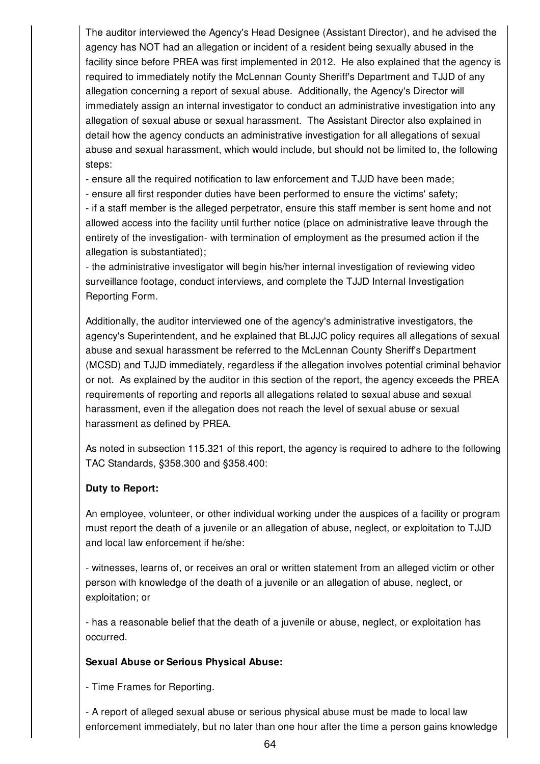The auditor interviewed the Agency's Head Designee (Assistant Director), and he advised the agency has NOT had an allegation or incident of a resident being sexually abused in the facility since before PREA was first implemented in 2012. He also explained that the agency is required to immediately notify the McLennan County Sheriff's Department and TJJD of any allegation concerning a report of sexual abuse. Additionally, the Agency's Director will immediately assign an internal investigator to conduct an administrative investigation into any allegation of sexual abuse or sexual harassment. The Assistant Director also explained in detail how the agency conducts an administrative investigation for all allegations of sexual abuse and sexual harassment, which would include, but should not be limited to, the following steps:

- ensure all the required notification to law enforcement and TJJD have been made;
- ensure all first responder duties have been performed to ensure the victims' safety;
- if a staff member is the alleged perpetrator, ensure this staff member is sent home and not allowed access into the facility until further notice (place on administrative leave through the entirety of the investigation- with termination of employment as the presumed action if the allegation is substantiated);
- the administrative investigator will begin his/her internal investigation of reviewing video surveillance footage, conduct interviews, and complete the TJJD Internal Investigation Reporting Form.

Additionally, the auditor interviewed one of the agency's administrative investigators, the agency's Superintendent, and he explained that BLJJC policy requires all allegations of sexual abuse and sexual harassment be referred to the McLennan County Sheriff's Department (MCSD) and TJJD immediately, regardless if the allegation involves potential criminal behavior or not. As explained by the auditor in this section of the report, the agency exceeds the PREA requirements of reporting and reports all allegations related to sexual abuse and sexual harassment, even if the allegation does not reach the level of sexual abuse or sexual harassment as defined by PREA.

As noted in subsection 115.321 of this report, the agency is required to adhere to the following TAC Standards, §358.300 and §358.400:

**Duty to Report:**

An employee, volunteer, or other individual working under the auspices of a facility or program must report the death of a juvenile or an allegation of abuse, neglect, or exploitation to TJJD and local law enforcement if he/she:

- witnesses, learns of, or receives an oral or written statement from an alleged victim or other person with knowledge of the death of a juvenile or an allegation of abuse, neglect, or exploitation; or

- has a reasonable belief that the death of a juvenile or abuse, neglect, or exploitation has occurred.

**Sexual Abuse or Serious Physical Abuse:**

- Time Frames for Reporting.

- A report of alleged sexual abuse or serious physical abuse must be made to local law enforcement immediately, but no later than one hour after the time a person gains knowledge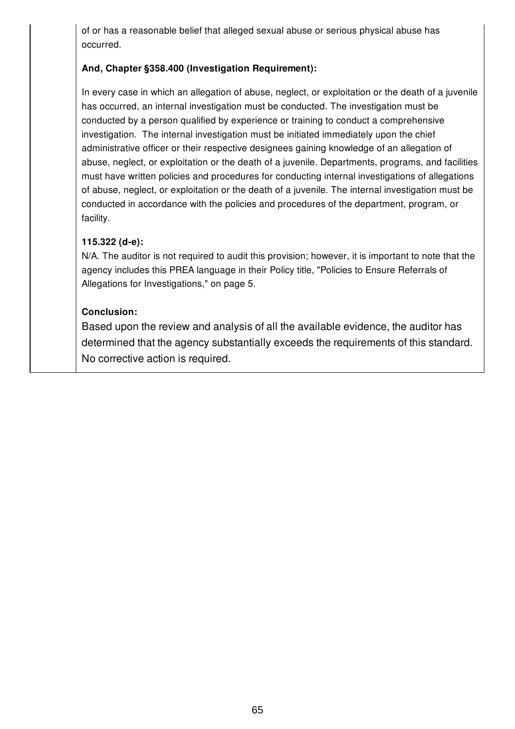of or has a reasonable belief that alleged sexual abuse or serious physical abuse has occurred.

**And, Chapter §358.400 (Investigation Requirement):**

In every case in which an allegation of abuse, neglect, or exploitation or the death of a juvenile has occurred, an internal investigation must be conducted. The investigation must be conducted by a person qualified by experience or training to conduct a comprehensive investigation. The internal investigation must be initiated immediately upon the chief administrative officer or their respective designees gaining knowledge of an allegation of abuse, neglect, or exploitation or the death of a juvenile. Departments, programs, and facilities must have written policies and procedures for conducting internal investigations of allegations of abuse, neglect, or exploitation or the death of a juvenile. The internal investigation must be conducted in accordance with the policies and procedures of the department, program, or facility.

**115.322 (d-e):**

N/A. The auditor is not required to audit this provision; however, it is important to note that the agency includes this PREA language in their Policy title, "Policies to Ensure Referrals of Allegations for Investigations," on page 5.

**Conclusion:**

Based upon the review and analysis of all the available evidence, the auditor has determined that the agency substantially exceeds the requirements of this standard. No corrective action is required.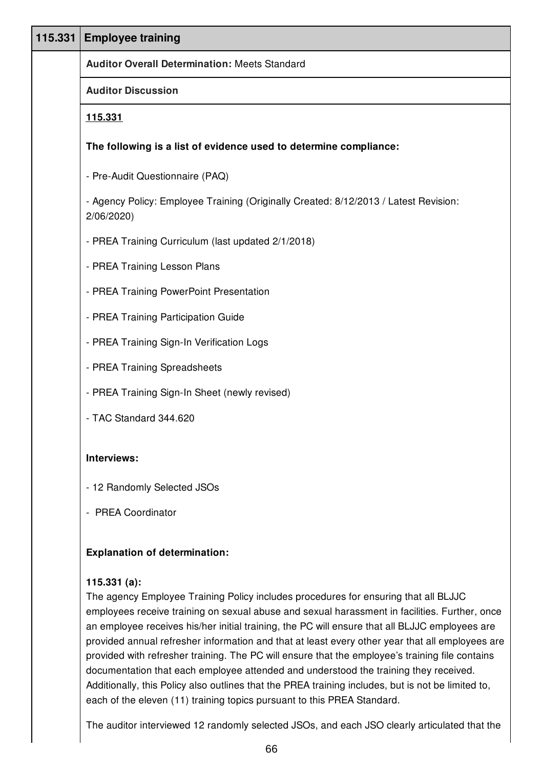| 115.331 | Employee training |
|---|---|

**Auditor Overall Determination:** Meets Standard

**Auditor Discussion**

**115.331**

**The following is a list of evidence used to determine compliance:**

- Pre-Audit Questionnaire (PAQ)
- Agency Policy: Employee Training (Originally Created: 8/12/2013 / Latest Revision: 2/06/2020)
- PREA Training Curriculum (last updated 2/1/2018)
- PREA Training Lesson Plans
- PREA Training PowerPoint Presentation
- PREA Training Participation Guide
- PREA Training Sign-In Verification Logs
- PREA Training Spreadsheets
- PREA Training Sign-In Sheet (newly revised)
- TAC Standard 344.620

**Interviews:**

- 12 Randomly Selected JSOs
- PREA Coordinator

**Explanation of determination:**

**115.331 (a):**
The agency Employee Training Policy includes procedures for ensuring that all BLJJC employees receive training on sexual abuse and sexual harassment in facilities. Further, once an employee receives his/her initial training, the PC will ensure that all BLJJC employees are provided annual refresher information and that at least every other year that all employees are provided with refresher training. The PC will ensure that the employee's training file contains documentation that each employee attended and understood the training they received. Additionally, this Policy also outlines that the PREA training includes, but is not be limited to, each of the eleven (11) training topics pursuant to this PREA Standard.

The auditor interviewed 12 randomly selected JSOs, and each JSO clearly articulated that the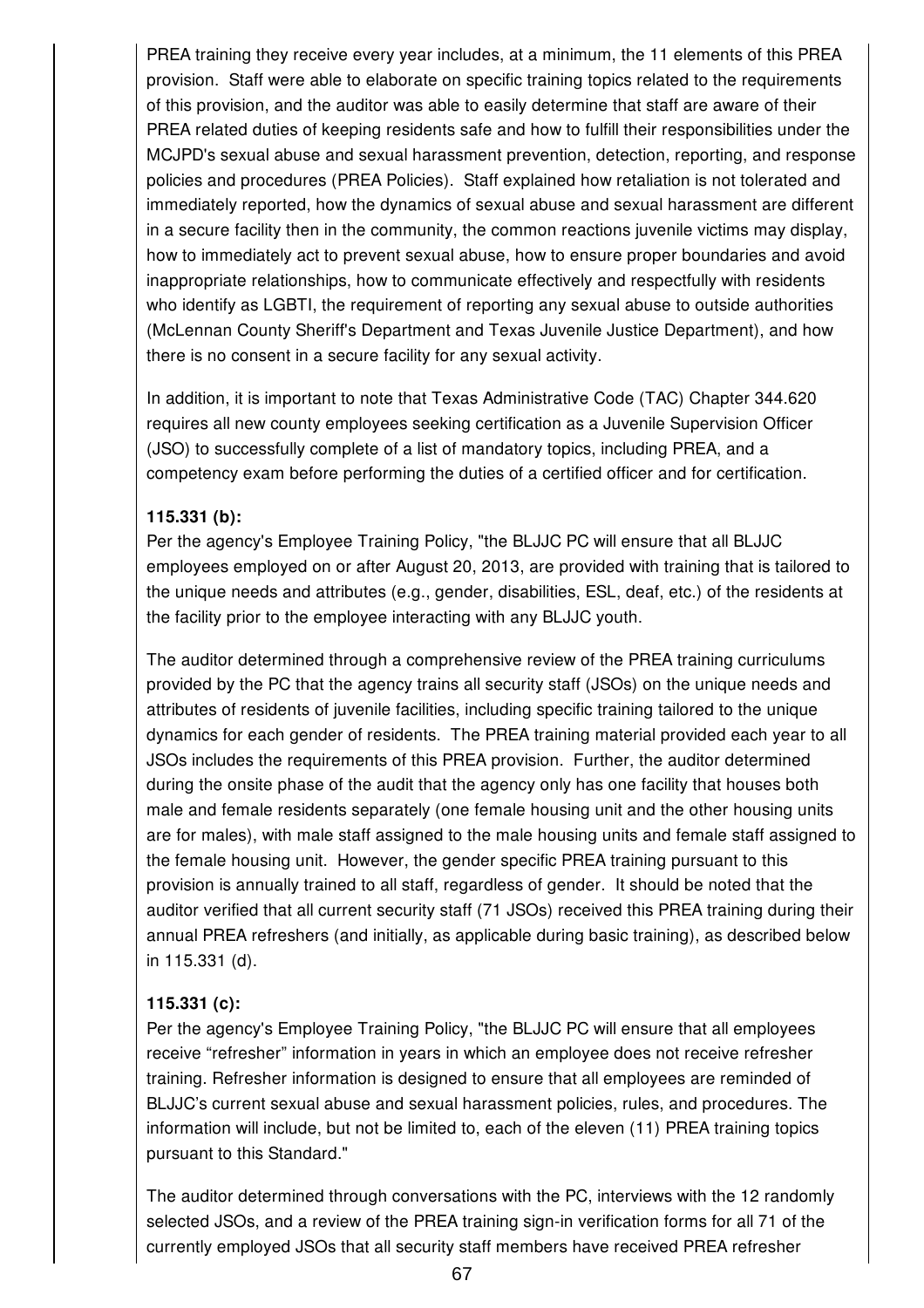PREA training they receive every year includes, at a minimum, the 11 elements of this PREA provision. Staff were able to elaborate on specific training topics related to the requirements of this provision, and the auditor was able to easily determine that staff are aware of their PREA related duties of keeping residents safe and how to fulfill their responsibilities under the MCJPD's sexual abuse and sexual harassment prevention, detection, reporting, and response policies and procedures (PREA Policies). Staff explained how retaliation is not tolerated and immediately reported, how the dynamics of sexual abuse and sexual harassment are different in a secure facility then in the community, the common reactions juvenile victims may display, how to immediately act to prevent sexual abuse, how to ensure proper boundaries and avoid inappropriate relationships, how to communicate effectively and respectfully with residents who identify as LGBTI, the requirement of reporting any sexual abuse to outside authorities (McLennan County Sheriff's Department and Texas Juvenile Justice Department), and how there is no consent in a secure facility for any sexual activity.

In addition, it is important to note that Texas Administrative Code (TAC) Chapter 344.620 requires all new county employees seeking certification as a Juvenile Supervision Officer (JSO) to successfully complete of a list of mandatory topics, including PREA, and a competency exam before performing the duties of a certified officer and for certification.

**115.331 (b):**
Per the agency's Employee Training Policy, "the BLJJC PC will ensure that all BLJJC employees employed on or after August 20, 2013, are provided with training that is tailored to the unique needs and attributes (e.g., gender, disabilities, ESL, deaf, etc.) of the residents at the facility prior to the employee interacting with any BLJJC youth.

The auditor determined through a comprehensive review of the PREA training curriculums provided by the PC that the agency trains all security staff (JSOs) on the unique needs and attributes of residents of juvenile facilities, including specific training tailored to the unique dynamics for each gender of residents. The PREA training material provided each year to all JSOs includes the requirements of this PREA provision. Further, the auditor determined during the onsite phase of the audit that the agency only has one facility that houses both male and female residents separately (one female housing unit and the other housing units are for males), with male staff assigned to the male housing units and female staff assigned to the female housing unit. However, the gender specific PREA training pursuant to this provision is annually trained to all staff, regardless of gender. It should be noted that the auditor verified that all current security staff (71 JSOs) received this PREA training during their annual PREA refreshers (and initially, as applicable during basic training), as described below in 115.331 (d).

**115.331 (c):**
Per the agency's Employee Training Policy, "the BLJJC PC will ensure that all employees receive "refresher" information in years in which an employee does not receive refresher training. Refresher information is designed to ensure that all employees are reminded of BLJJC's current sexual abuse and sexual harassment policies, rules, and procedures. The information will include, but not be limited to, each of the eleven (11) PREA training topics pursuant to this Standard."

The auditor determined through conversations with the PC, interviews with the 12 randomly selected JSOs, and a review of the PREA training sign-in verification forms for all 71 of the currently employed JSOs that all security staff members have received PREA refresher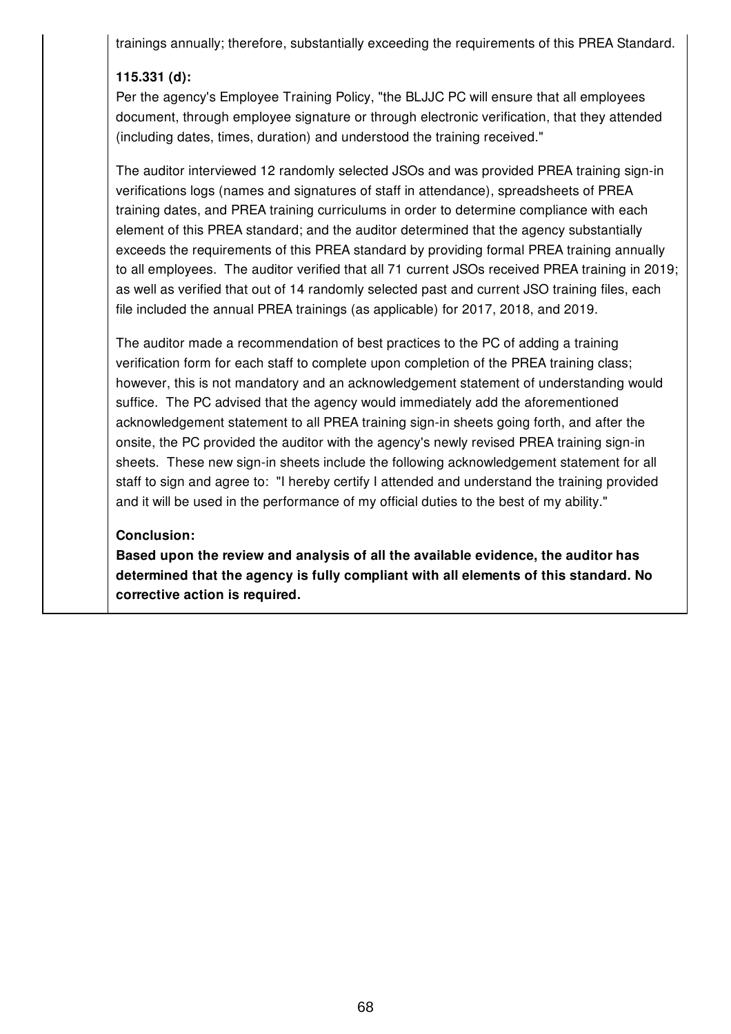trainings annually; therefore, substantially exceeding the requirements of this PREA Standard.

**115.331 (d):**

Per the agency's Employee Training Policy, "the BLJJC PC will ensure that all employees document, through employee signature or through electronic verification, that they attended (including dates, times, duration) and understood the training received."

The auditor interviewed 12 randomly selected JSOs and was provided PREA training sign-in verifications logs (names and signatures of staff in attendance), spreadsheets of PREA training dates, and PREA training curriculums in order to determine compliance with each element of this PREA standard; and the auditor determined that the agency substantially exceeds the requirements of this PREA standard by providing formal PREA training annually to all employees. The auditor verified that all 71 current JSOs received PREA training in 2019; as well as verified that out of 14 randomly selected past and current JSO training files, each file included the annual PREA trainings (as applicable) for 2017, 2018, and 2019.

The auditor made a recommendation of best practices to the PC of adding a training verification form for each staff to complete upon completion of the PREA training class; however, this is not mandatory and an acknowledgement statement of understanding would suffice. The PC advised that the agency would immediately add the aforementioned acknowledgement statement to all PREA training sign-in sheets going forth, and after the onsite, the PC provided the auditor with the agency's newly revised PREA training sign-in sheets. These new sign-in sheets include the following acknowledgement statement for all staff to sign and agree to: "I hereby certify I attended and understand the training provided and it will be used in the performance of my official duties to the best of my ability."

**Conclusion:**

**Based upon the review and analysis of all the available evidence, the auditor has determined that the agency is fully compliant with all elements of this standard. No corrective action is required.**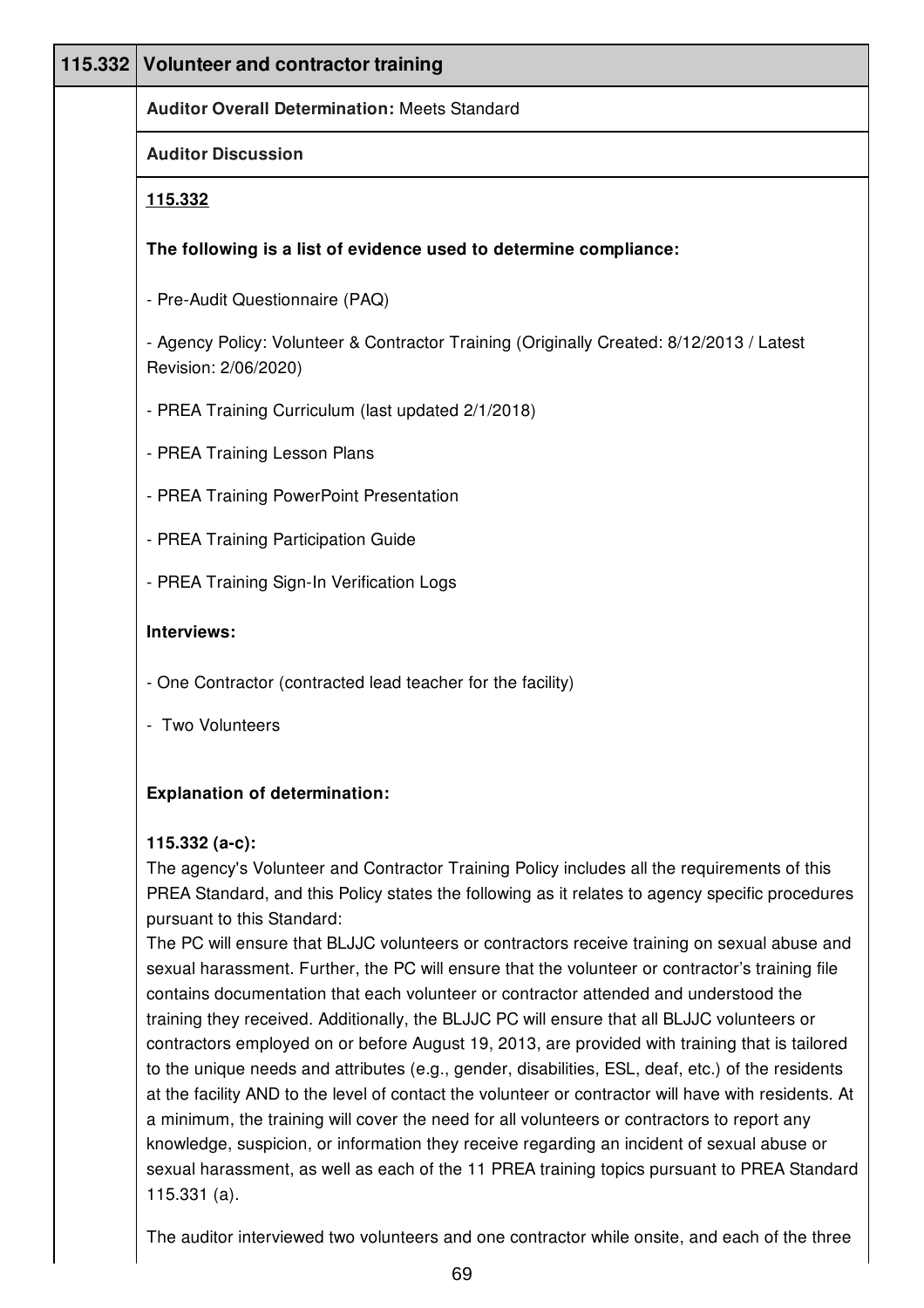| 115.332 | Volunteer and contractor training |
|---|---|

**Auditor Overall Determination:** Meets Standard

**Auditor Discussion**

**115.332**

**The following is a list of evidence used to determine compliance:**

- Pre-Audit Questionnaire (PAQ)

- Agency Policy: Volunteer & Contractor Training (Originally Created: 8/12/2013 / Latest Revision: 2/06/2020)

- PREA Training Curriculum (last updated 2/1/2018)

- PREA Training Lesson Plans

- PREA Training PowerPoint Presentation

- PREA Training Participation Guide

- PREA Training Sign-In Verification Logs

**Interviews:**

- One Contractor (contracted lead teacher for the facility)

- Two Volunteers

**Explanation of determination:**

**115.332 (a-c):**
The agency's Volunteer and Contractor Training Policy includes all the requirements of this PREA Standard, and this Policy states the following as it relates to agency specific procedures pursuant to this Standard:
The PC will ensure that BLJJC volunteers or contractors receive training on sexual abuse and sexual harassment. Further, the PC will ensure that the volunteer or contractor's training file contains documentation that each volunteer or contractor attended and understood the training they received. Additionally, the BLJJC PC will ensure that all BLJJC volunteers or contractors employed on or before August 19, 2013, are provided with training that is tailored to the unique needs and attributes (e.g., gender, disabilities, ESL, deaf, etc.) of the residents at the facility AND to the level of contact the volunteer or contractor will have with residents. At a minimum, the training will cover the need for all volunteers or contractors to report any knowledge, suspicion, or information they receive regarding an incident of sexual abuse or sexual harassment, as well as each of the 11 PREA training topics pursuant to PREA Standard 115.331 (a).

The auditor interviewed two volunteers and one contractor while onsite, and each of the three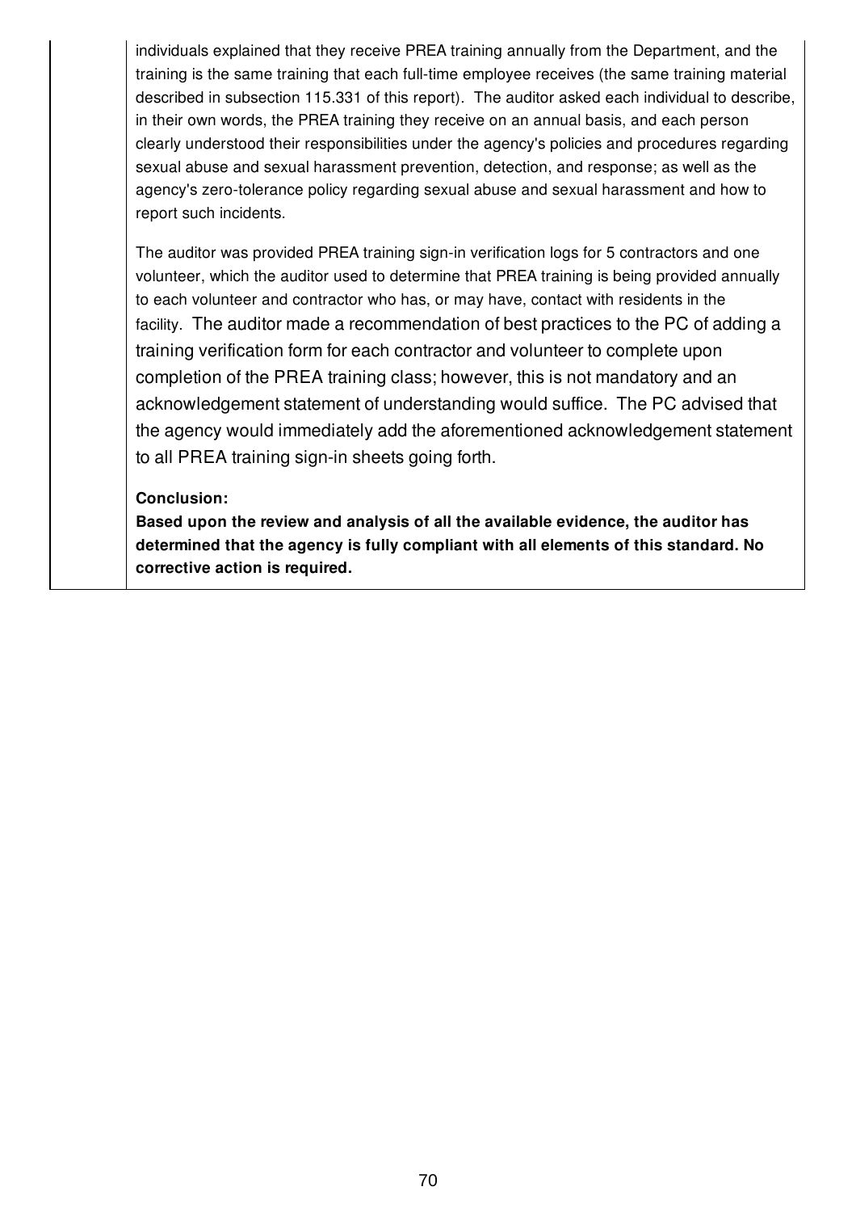individuals explained that they receive PREA training annually from the Department, and the training is the same training that each full-time employee receives (the same training material described in subsection 115.331 of this report). The auditor asked each individual to describe, in their own words, the PREA training they receive on an annual basis, and each person clearly understood their responsibilities under the agency's policies and procedures regarding sexual abuse and sexual harassment prevention, detection, and response; as well as the agency's zero-tolerance policy regarding sexual abuse and sexual harassment and how to report such incidents.

The auditor was provided PREA training sign-in verification logs for 5 contractors and one volunteer, which the auditor used to determine that PREA training is being provided annually to each volunteer and contractor who has, or may have, contact with residents in the facility. The auditor made a recommendation of best practices to the PC of adding a training verification form for each contractor and volunteer to complete upon completion of the PREA training class; however, this is not mandatory and an acknowledgement statement of understanding would suffice. The PC advised that the agency would immediately add the aforementioned acknowledgement statement to all PREA training sign-in sheets going forth.

**Conclusion:**
**Based upon the review and analysis of all the available evidence, the auditor has determined that the agency is fully compliant with all elements of this standard. No corrective action is required.**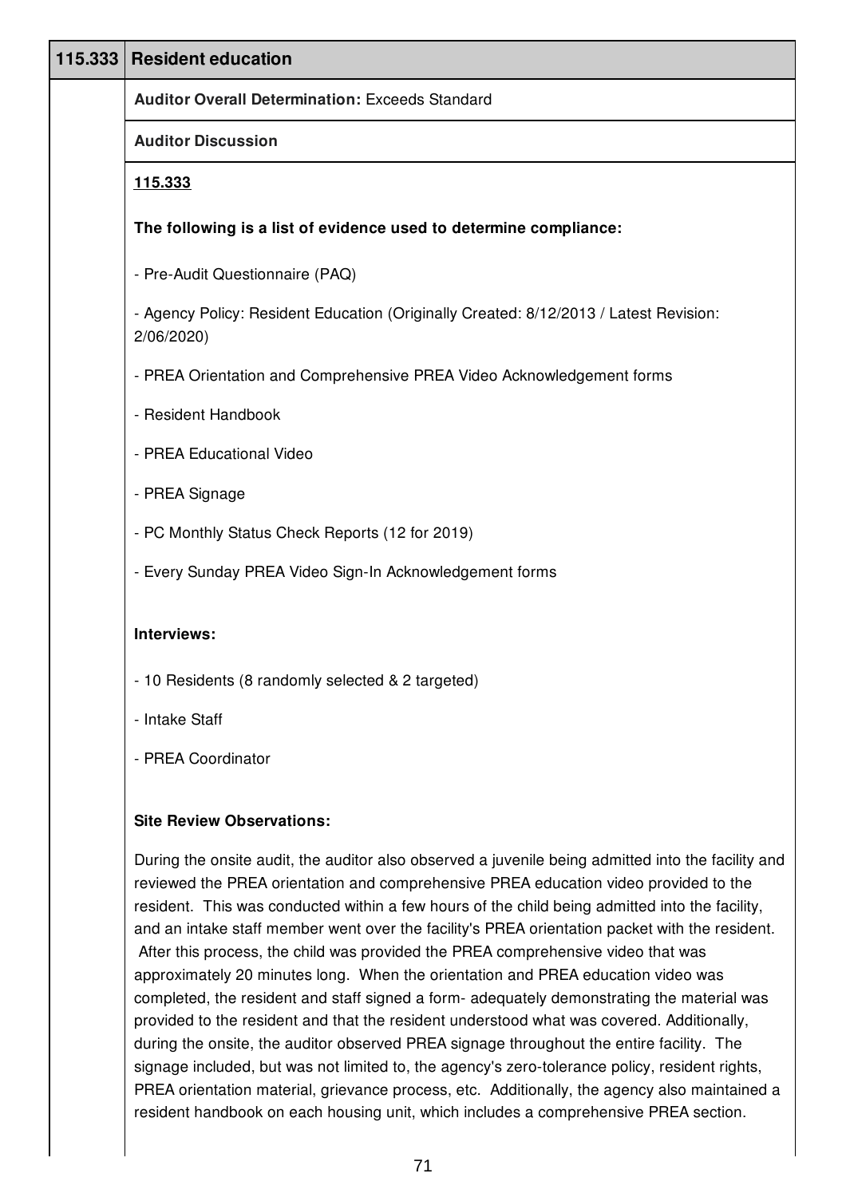| 115.333 | Resident education |
|---|---|

**Auditor Overall Determination:** Exceeds Standard

**Auditor Discussion**

**115.333**

**The following is a list of evidence used to determine compliance:**

- Pre-Audit Questionnaire (PAQ)

- Agency Policy: Resident Education (Originally Created: 8/12/2013 / Latest Revision: 2/06/2020)

- PREA Orientation and Comprehensive PREA Video Acknowledgement forms

- Resident Handbook

- PREA Educational Video

- PREA Signage

- PC Monthly Status Check Reports (12 for 2019)

- Every Sunday PREA Video Sign-In Acknowledgement forms

**Interviews:**

- 10 Residents (8 randomly selected & 2 targeted)

- Intake Staff

- PREA Coordinator

**Site Review Observations:**

During the onsite audit, the auditor also observed a juvenile being admitted into the facility and reviewed the PREA orientation and comprehensive PREA education video provided to the resident. This was conducted within a few hours of the child being admitted into the facility, and an intake staff member went over the facility's PREA orientation packet with the resident. After this process, the child was provided the PREA comprehensive video that was approximately 20 minutes long. When the orientation and PREA education video was completed, the resident and staff signed a form- adequately demonstrating the material was provided to the resident and that the resident understood what was covered. Additionally, during the onsite, the auditor observed PREA signage throughout the entire facility. The signage included, but was not limited to, the agency's zero-tolerance policy, resident rights, PREA orientation material, grievance process, etc. Additionally, the agency also maintained a resident handbook on each housing unit, which includes a comprehensive PREA section.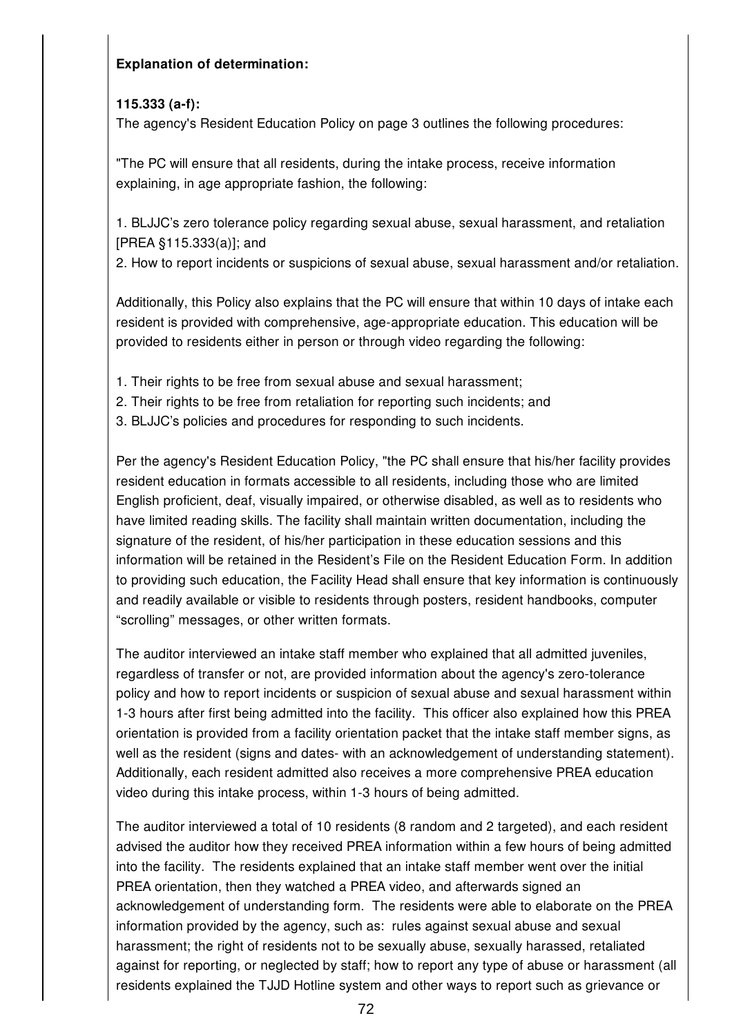**Explanation of determination:**

**115.333 (a-f):**

The agency's Resident Education Policy on page 3 outlines the following procedures:

"The PC will ensure that all residents, during the intake process, receive information explaining, in age appropriate fashion, the following:

1. BLJJC's zero tolerance policy regarding sexual abuse, sexual harassment, and retaliation [PREA §115.333(a)]; and
2. How to report incidents or suspicions of sexual abuse, sexual harassment and/or retaliation.

Additionally, this Policy also explains that the PC will ensure that within 10 days of intake each resident is provided with comprehensive, age-appropriate education. This education will be provided to residents either in person or through video regarding the following:

1. Their rights to be free from sexual abuse and sexual harassment;
2. Their rights to be free from retaliation for reporting such incidents; and
3. BLJJC's policies and procedures for responding to such incidents.

Per the agency's Resident Education Policy, "the PC shall ensure that his/her facility provides resident education in formats accessible to all residents, including those who are limited English proficient, deaf, visually impaired, or otherwise disabled, as well as to residents who have limited reading skills. The facility shall maintain written documentation, including the signature of the resident, of his/her participation in these education sessions and this information will be retained in the Resident's File on the Resident Education Form. In addition to providing such education, the Facility Head shall ensure that key information is continuously and readily available or visible to residents through posters, resident handbooks, computer "scrolling" messages, or other written formats.

The auditor interviewed an intake staff member who explained that all admitted juveniles, regardless of transfer or not, are provided information about the agency's zero-tolerance policy and how to report incidents or suspicion of sexual abuse and sexual harassment within 1-3 hours after first being admitted into the facility. This officer also explained how this PREA orientation is provided from a facility orientation packet that the intake staff member signs, as well as the resident (signs and dates- with an acknowledgement of understanding statement). Additionally, each resident admitted also receives a more comprehensive PREA education video during this intake process, within 1-3 hours of being admitted.

The auditor interviewed a total of 10 residents (8 random and 2 targeted), and each resident advised the auditor how they received PREA information within a few hours of being admitted into the facility. The residents explained that an intake staff member went over the initial PREA orientation, then they watched a PREA video, and afterwards signed an acknowledgement of understanding form. The residents were able to elaborate on the PREA information provided by the agency, such as: rules against sexual abuse and sexual harassment; the right of residents not to be sexually abuse, sexually harassed, retaliated against for reporting, or neglected by staff; how to report any type of abuse or harassment (all residents explained the TJJD Hotline system and other ways to report such as grievance or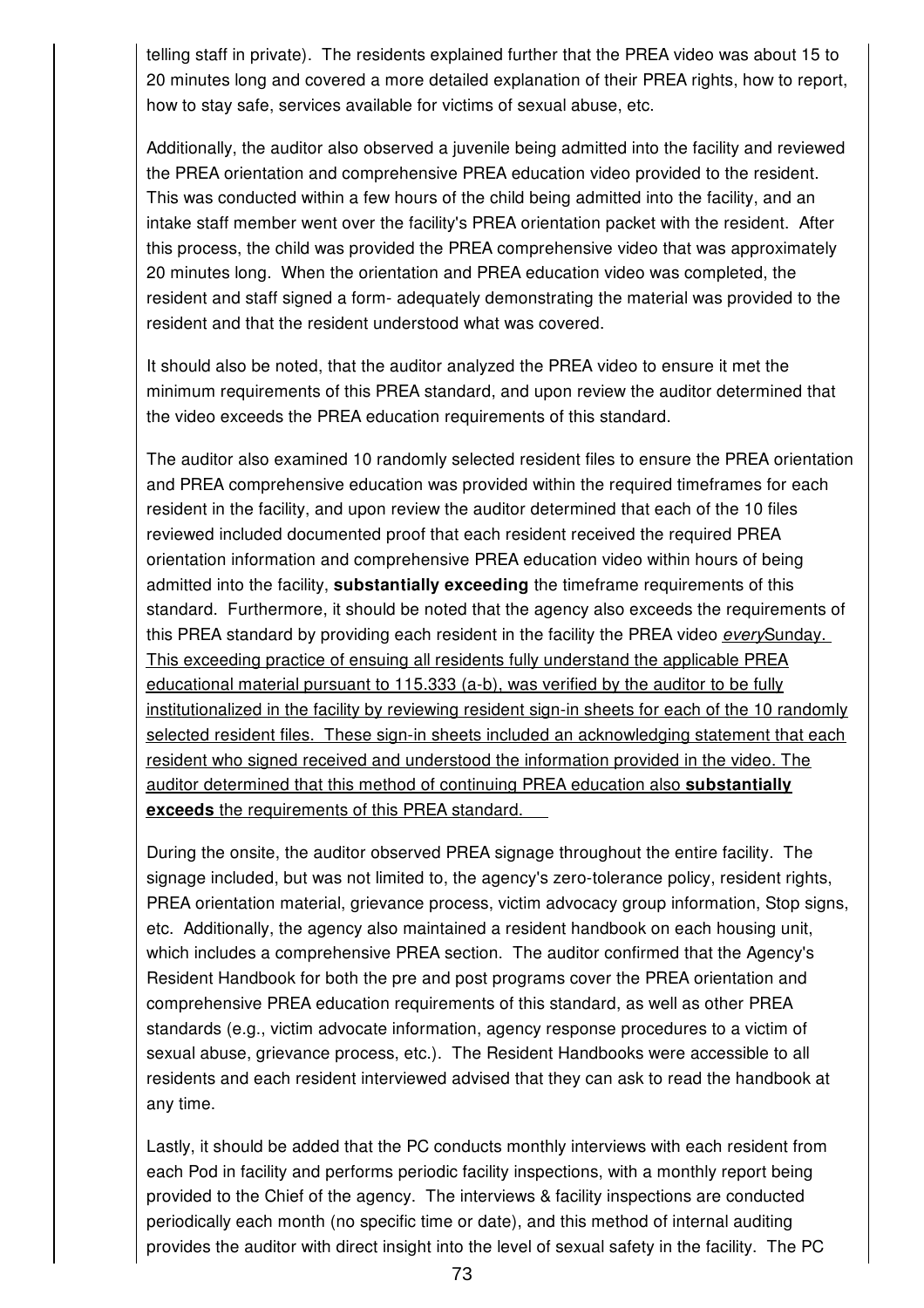telling staff in private). The residents explained further that the PREA video was about 15 to 20 minutes long and covered a more detailed explanation of their PREA rights, how to report, how to stay safe, services available for victims of sexual abuse, etc.

Additionally, the auditor also observed a juvenile being admitted into the facility and reviewed the PREA orientation and comprehensive PREA education video provided to the resident. This was conducted within a few hours of the child being admitted into the facility, and an intake staff member went over the facility's PREA orientation packet with the resident. After this process, the child was provided the PREA comprehensive video that was approximately 20 minutes long. When the orientation and PREA education video was completed, the resident and staff signed a form- adequately demonstrating the material was provided to the resident and that the resident understood what was covered.

It should also be noted, that the auditor analyzed the PREA video to ensure it met the minimum requirements of this PREA standard, and upon review the auditor determined that the video exceeds the PREA education requirements of this standard.

The auditor also examined 10 randomly selected resident files to ensure the PREA orientation and PREA comprehensive education was provided within the required timeframes for each resident in the facility, and upon review the auditor determined that each of the 10 files reviewed included documented proof that each resident received the required PREA orientation information and comprehensive PREA education video within hours of being admitted into the facility, **substantially exceeding** the timeframe requirements of this standard. Furthermore, it should be noted that the agency also exceeds the requirements of this PREA standard by providing each resident in the facility the PREA video *every*Sunday. This exceeding practice of ensuing all residents fully understand the applicable PREA educational material pursuant to 115.333 (a-b), was verified by the auditor to be fully institutionalized in the facility by reviewing resident sign-in sheets for each of the 10 randomly selected resident files. These sign-in sheets included an acknowledging statement that each resident who signed received and understood the information provided in the video. The auditor determined that this method of continuing PREA education also **substantially exceeds** the requirements of this PREA standard.

During the onsite, the auditor observed PREA signage throughout the entire facility. The signage included, but was not limited to, the agency's zero-tolerance policy, resident rights, PREA orientation material, grievance process, victim advocacy group information, Stop signs, etc. Additionally, the agency also maintained a resident handbook on each housing unit, which includes a comprehensive PREA section. The auditor confirmed that the Agency's Resident Handbook for both the pre and post programs cover the PREA orientation and comprehensive PREA education requirements of this standard, as well as other PREA standards (e.g., victim advocate information, agency response procedures to a victim of sexual abuse, grievance process, etc.). The Resident Handbooks were accessible to all residents and each resident interviewed advised that they can ask to read the handbook at any time.

Lastly, it should be added that the PC conducts monthly interviews with each resident from each Pod in facility and performs periodic facility inspections, with a monthly report being provided to the Chief of the agency. The interviews & facility inspections are conducted periodically each month (no specific time or date), and this method of internal auditing provides the auditor with direct insight into the level of sexual safety in the facility. The PC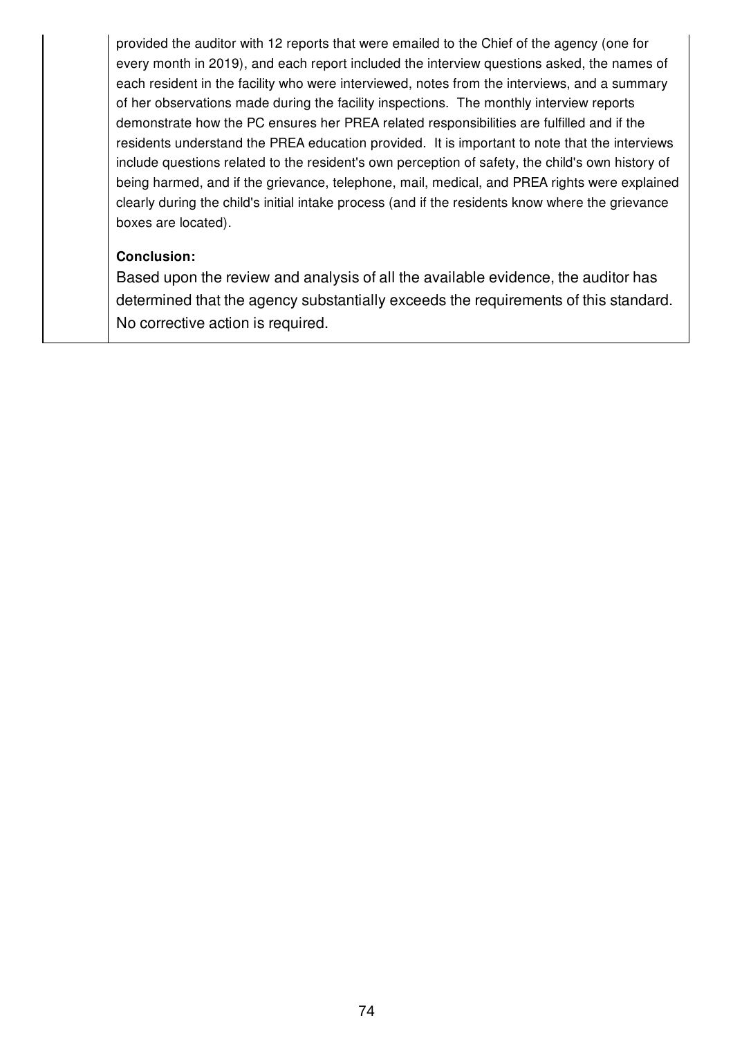provided the auditor with 12 reports that were emailed to the Chief of the agency (one for every month in 2019), and each report included the interview questions asked, the names of each resident in the facility who were interviewed, notes from the interviews, and a summary of her observations made during the facility inspections. The monthly interview reports demonstrate how the PC ensures her PREA related responsibilities are fulfilled and if the residents understand the PREA education provided. It is important to note that the interviews include questions related to the resident's own perception of safety, the child's own history of being harmed, and if the grievance, telephone, mail, medical, and PREA rights were explained clearly during the child's initial intake process (and if the residents know where the grievance boxes are located).

**Conclusion:**

Based upon the review and analysis of all the available evidence, the auditor has determined that the agency substantially exceeds the requirements of this standard. No corrective action is required.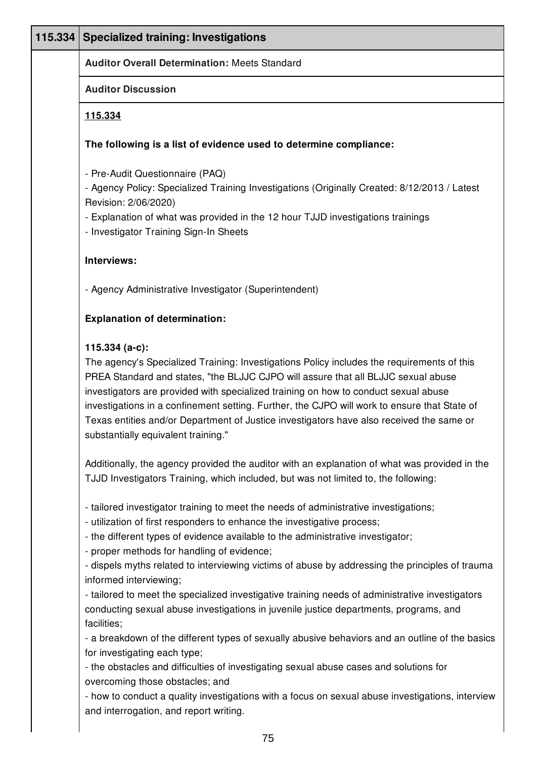| 115.334 | Specialized training: Investigations |
|---|---|

**Auditor Overall Determination:** Meets Standard

**Auditor Discussion**

**115.334**

**The following is a list of evidence used to determine compliance:**

- Pre-Audit Questionnaire (PAQ)
- Agency Policy: Specialized Training Investigations (Originally Created: 8/12/2013 / Latest Revision: 2/06/2020)
- Explanation of what was provided in the 12 hour TJJD investigations trainings
- Investigator Training Sign-In Sheets

**Interviews:**

- Agency Administrative Investigator (Superintendent)

**Explanation of determination:**

**115.334 (a-c):**
The agency's Specialized Training: Investigations Policy includes the requirements of this PREA Standard and states, "the BLJJC CJPO will assure that all BLJJC sexual abuse investigators are provided with specialized training on how to conduct sexual abuse investigations in a confinement setting. Further, the CJPO will work to ensure that State of Texas entities and/or Department of Justice investigators have also received the same or substantially equivalent training."

Additionally, the agency provided the auditor with an explanation of what was provided in the TJJD Investigators Training, which included, but was not limited to, the following:

- tailored investigator training to meet the needs of administrative investigations;
- utilization of first responders to enhance the investigative process;
- the different types of evidence available to the administrative investigator;
- proper methods for handling of evidence;
- dispels myths related to interviewing victims of abuse by addressing the principles of trauma informed interviewing;
- tailored to meet the specialized investigative training needs of administrative investigators conducting sexual abuse investigations in juvenile justice departments, programs, and facilities;
- a breakdown of the different types of sexually abusive behaviors and an outline of the basics for investigating each type;
- the obstacles and difficulties of investigating sexual abuse cases and solutions for overcoming those obstacles; and
- how to conduct a quality investigations with a focus on sexual abuse investigations, interview and interrogation, and report writing.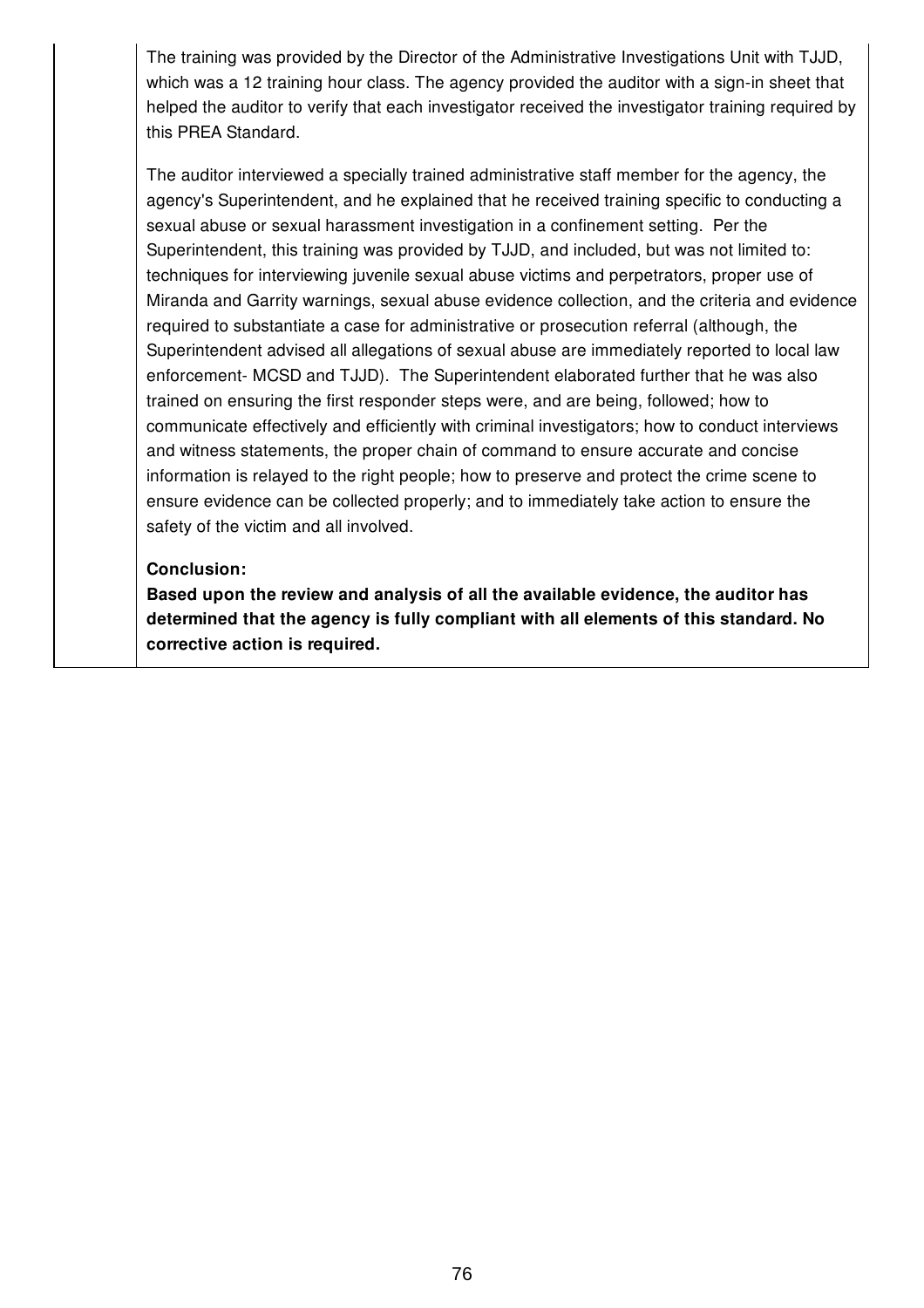The training was provided by the Director of the Administrative Investigations Unit with TJJD, which was a 12 training hour class. The agency provided the auditor with a sign-in sheet that helped the auditor to verify that each investigator received the investigator training required by this PREA Standard.

The auditor interviewed a specially trained administrative staff member for the agency, the agency's Superintendent, and he explained that he received training specific to conducting a sexual abuse or sexual harassment investigation in a confinement setting. Per the Superintendent, this training was provided by TJJD, and included, but was not limited to: techniques for interviewing juvenile sexual abuse victims and perpetrators, proper use of Miranda and Garrity warnings, sexual abuse evidence collection, and the criteria and evidence required to substantiate a case for administrative or prosecution referral (although, the Superintendent advised all allegations of sexual abuse are immediately reported to local law enforcement- MCSD and TJJD). The Superintendent elaborated further that he was also trained on ensuring the first responder steps were, and are being, followed; how to communicate effectively and efficiently with criminal investigators; how to conduct interviews and witness statements, the proper chain of command to ensure accurate and concise information is relayed to the right people; how to preserve and protect the crime scene to ensure evidence can be collected properly; and to immediately take action to ensure the safety of the victim and all involved.

**Conclusion:**

**Based upon the review and analysis of all the available evidence, the auditor has determined that the agency is fully compliant with all elements of this standard. No corrective action is required.**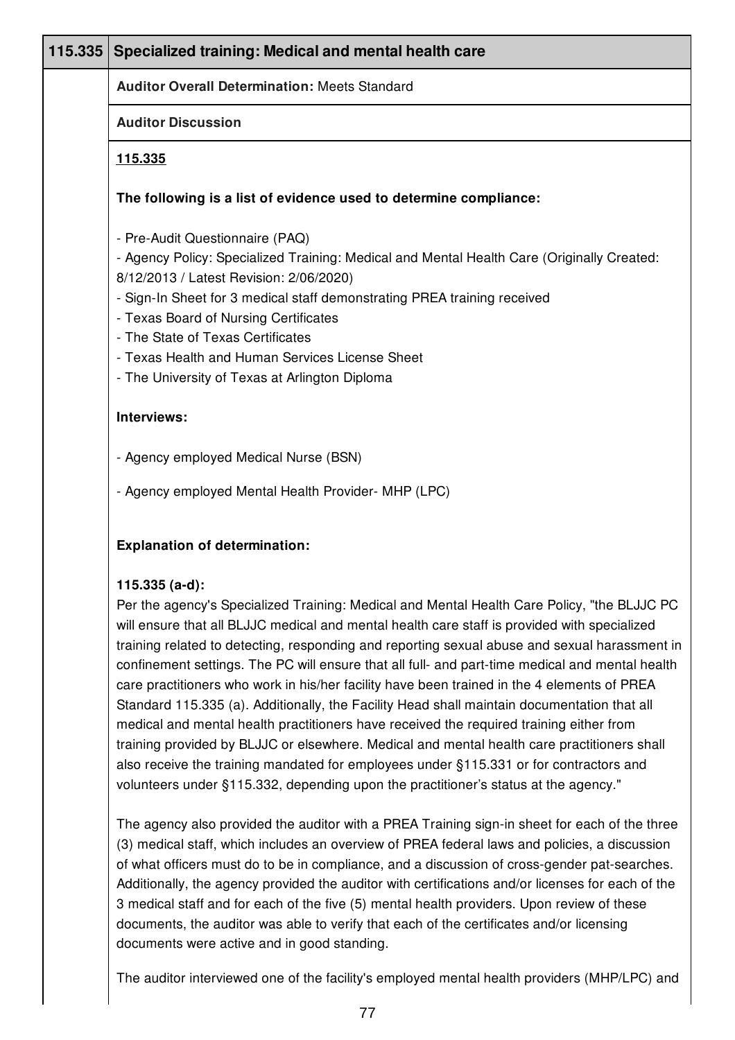## 115.335 Specialized training: Medical and mental health care

**Auditor Overall Determination:** Meets Standard

**Auditor Discussion**

**115.335**

**The following is a list of evidence used to determine compliance:**

- Pre-Audit Questionnaire (PAQ)
- Agency Policy: Specialized Training: Medical and Mental Health Care (Originally Created: 8/12/2013 / Latest Revision: 2/06/2020)
- Sign-In Sheet for 3 medical staff demonstrating PREA training received
- Texas Board of Nursing Certificates
- The State of Texas Certificates
- Texas Health and Human Services License Sheet
- The University of Texas at Arlington Diploma

**Interviews:**

- Agency employed Medical Nurse (BSN)
- Agency employed Mental Health Provider- MHP (LPC)

**Explanation of determination:**

**115.335 (a-d):**

Per the agency's Specialized Training: Medical and Mental Health Care Policy, "the BLJJC PC will ensure that all BLJJC medical and mental health care staff is provided with specialized training related to detecting, responding and reporting sexual abuse and sexual harassment in confinement settings. The PC will ensure that all full- and part-time medical and mental health care practitioners who work in his/her facility have been trained in the 4 elements of PREA Standard 115.335 (a). Additionally, the Facility Head shall maintain documentation that all medical and mental health practitioners have received the required training either from training provided by BLJJC or elsewhere. Medical and mental health care practitioners shall also receive the training mandated for employees under §115.331 or for contractors and volunteers under §115.332, depending upon the practitioner's status at the agency."

The agency also provided the auditor with a PREA Training sign-in sheet for each of the three (3) medical staff, which includes an overview of PREA federal laws and policies, a discussion of what officers must do to be in compliance, and a discussion of cross-gender pat-searches. Additionally, the agency provided the auditor with certifications and/or licenses for each of the 3 medical staff and for each of the five (5) mental health providers. Upon review of these documents, the auditor was able to verify that each of the certificates and/or licensing documents were active and in good standing.

The auditor interviewed one of the facility's employed mental health providers (MHP/LPC) and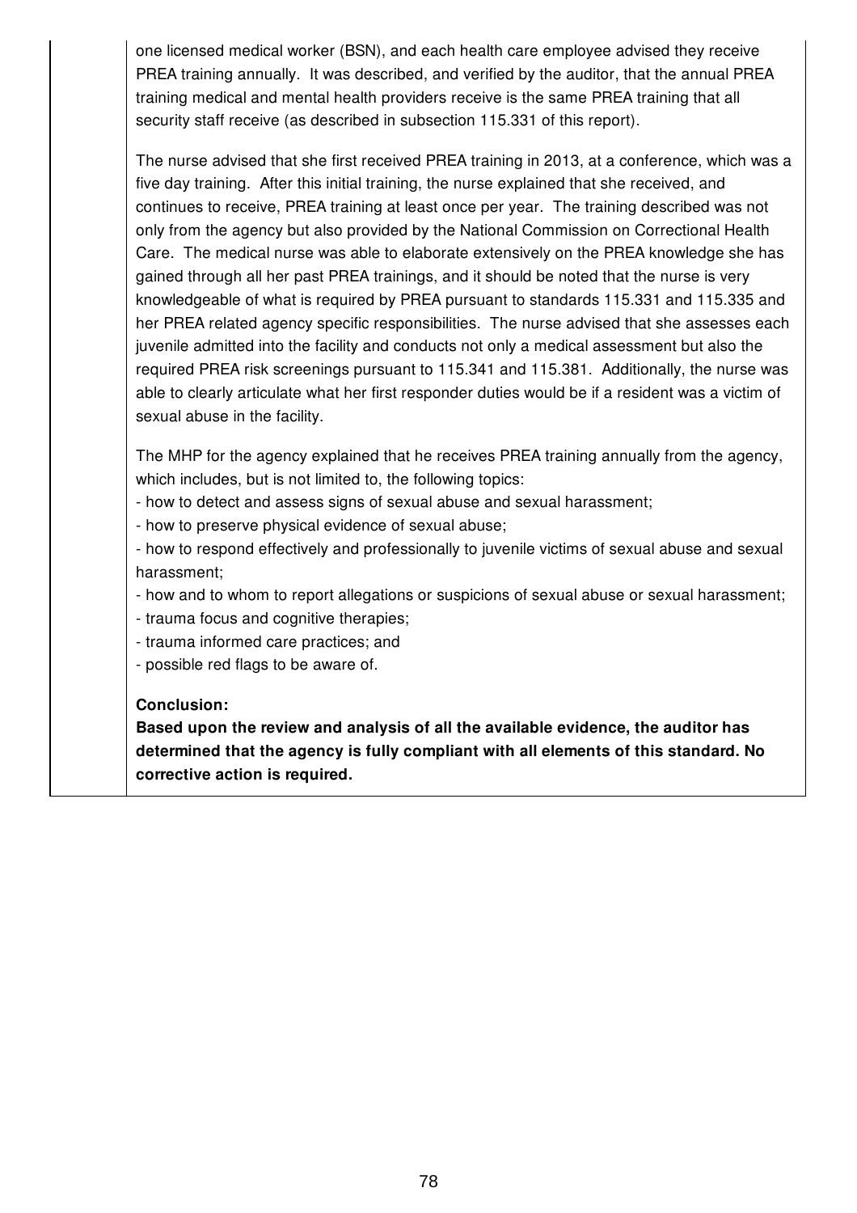one licensed medical worker (BSN), and each health care employee advised they receive PREA training annually. It was described, and verified by the auditor, that the annual PREA training medical and mental health providers receive is the same PREA training that all security staff receive (as described in subsection 115.331 of this report).

The nurse advised that she first received PREA training in 2013, at a conference, which was a five day training. After this initial training, the nurse explained that she received, and continues to receive, PREA training at least once per year. The training described was not only from the agency but also provided by the National Commission on Correctional Health Care. The medical nurse was able to elaborate extensively on the PREA knowledge she has gained through all her past PREA trainings, and it should be noted that the nurse is very knowledgeable of what is required by PREA pursuant to standards 115.331 and 115.335 and her PREA related agency specific responsibilities. The nurse advised that she assesses each juvenile admitted into the facility and conducts not only a medical assessment but also the required PREA risk screenings pursuant to 115.341 and 115.381. Additionally, the nurse was able to clearly articulate what her first responder duties would be if a resident was a victim of sexual abuse in the facility.

The MHP for the agency explained that he receives PREA training annually from the agency, which includes, but is not limited to, the following topics:

- how to detect and assess signs of sexual abuse and sexual harassment;
- how to preserve physical evidence of sexual abuse;
- how to respond effectively and professionally to juvenile victims of sexual abuse and sexual harassment;
- how and to whom to report allegations or suspicions of sexual abuse or sexual harassment;
- trauma focus and cognitive therapies;
- trauma informed care practices; and
- possible red flags to be aware of.

**Conclusion:**
**Based upon the review and analysis of all the available evidence, the auditor has determined that the agency is fully compliant with all elements of this standard. No corrective action is required.**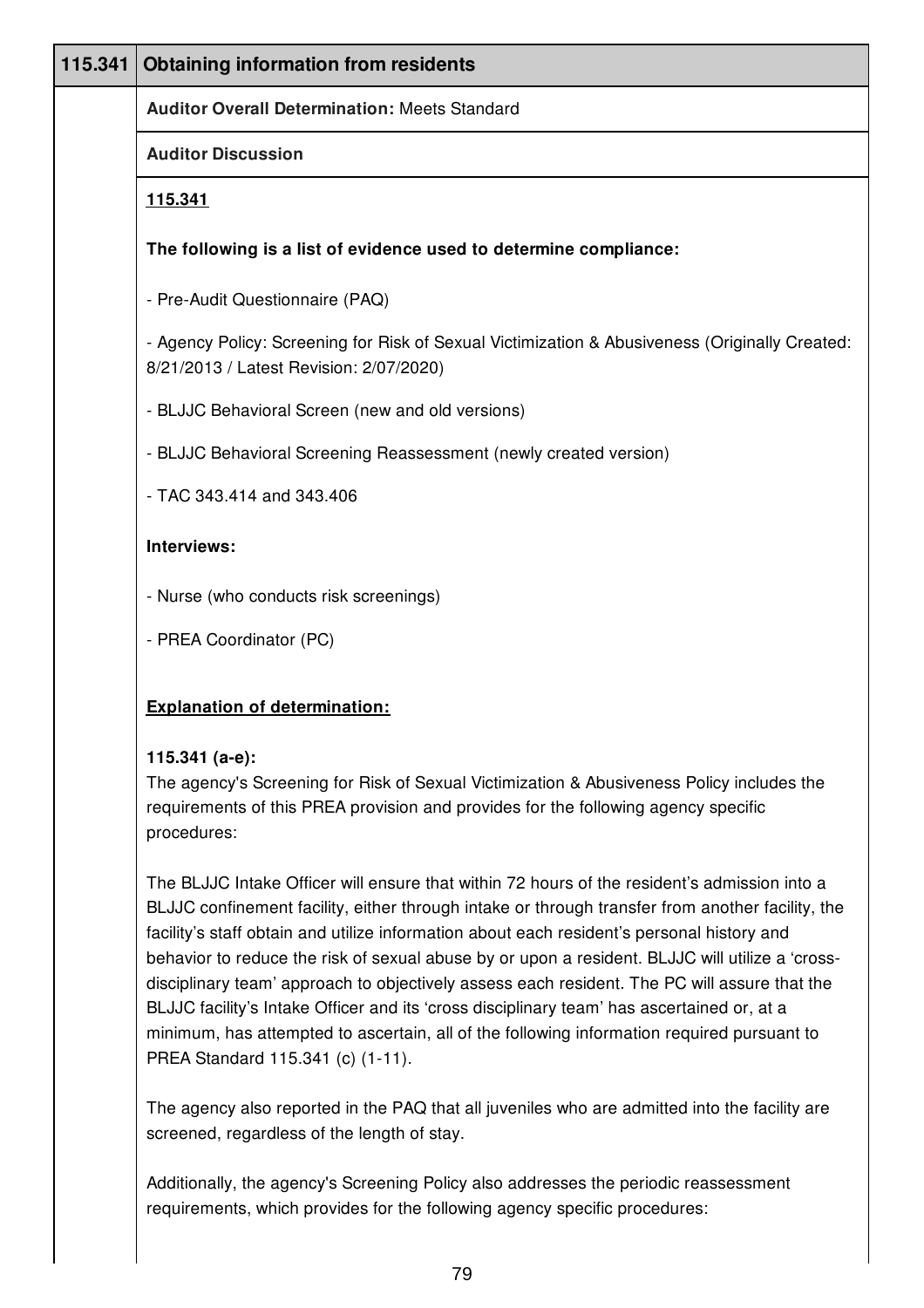| 115.341 | Obtaining information from residents |
| --- | --- |

**Auditor Overall Determination:** Meets Standard

**Auditor Discussion**

**115.341**

**The following is a list of evidence used to determine compliance:**

- Pre-Audit Questionnaire (PAQ)

- Agency Policy: Screening for Risk of Sexual Victimization & Abusiveness (Originally Created: 8/21/2013 / Latest Revision: 2/07/2020)

- BLJJC Behavioral Screen (new and old versions)

- BLJJC Behavioral Screening Reassessment (newly created version)

- TAC 343.414 and 343.406

**Interviews:**

- Nurse (who conducts risk screenings)

- PREA Coordinator (PC)

**Explanation of determination:**

**115.341 (a-e):**
The agency's Screening for Risk of Sexual Victimization & Abusiveness Policy includes the requirements of this PREA provision and provides for the following agency specific procedures:

The BLJJC Intake Officer will ensure that within 72 hours of the resident's admission into a BLJJC confinement facility, either through intake or through transfer from another facility, the facility's staff obtain and utilize information about each resident's personal history and behavior to reduce the risk of sexual abuse by or upon a resident. BLJJC will utilize a 'cross-disciplinary team' approach to objectively assess each resident. The PC will assure that the BLJJC facility's Intake Officer and its 'cross disciplinary team' has ascertained or, at a minimum, has attempted to ascertain, all of the following information required pursuant to PREA Standard 115.341 (c) (1-11).

The agency also reported in the PAQ that all juveniles who are admitted into the facility are screened, regardless of the length of stay.

Additionally, the agency's Screening Policy also addresses the periodic reassessment requirements, which provides for the following agency specific procedures: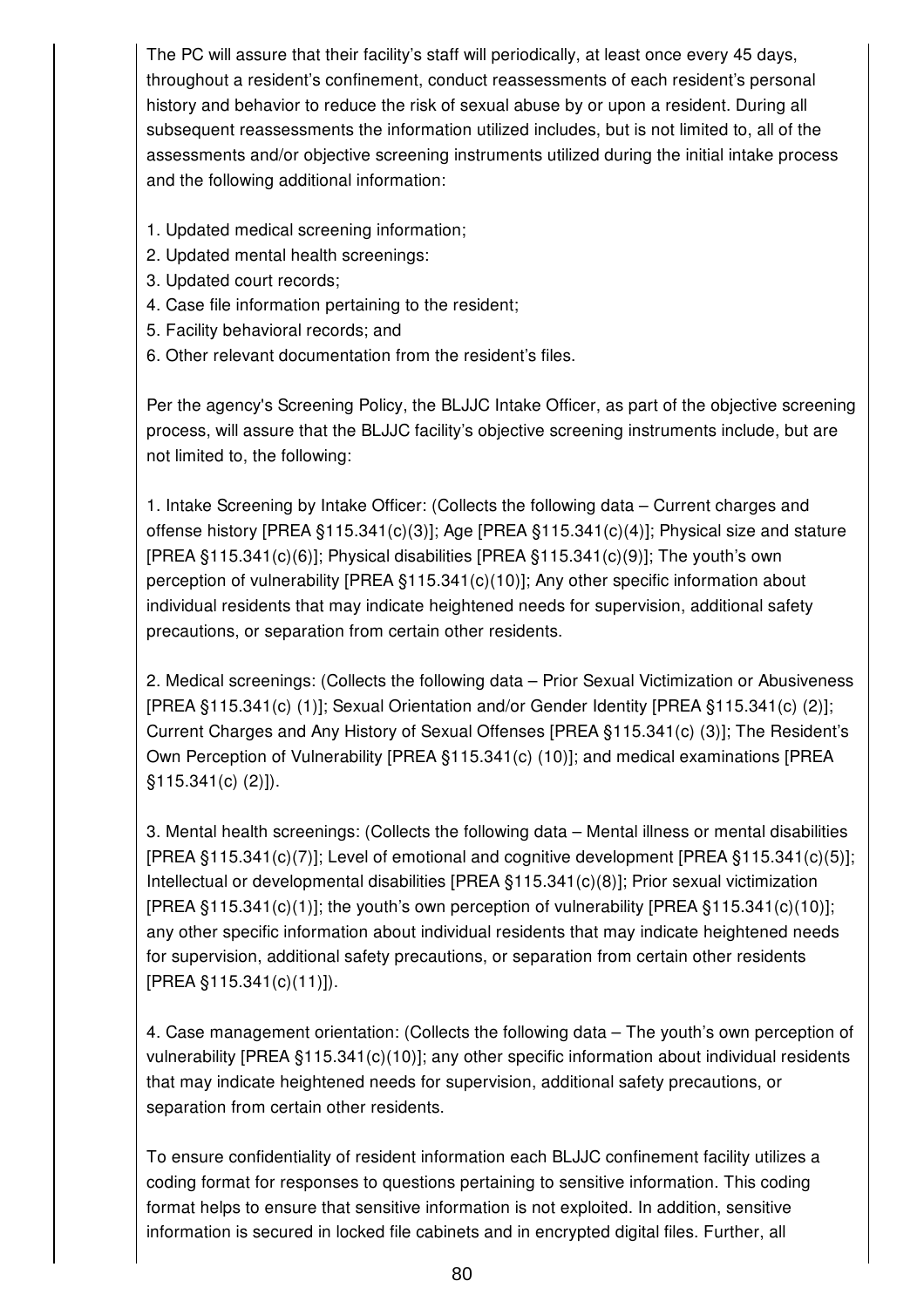The PC will assure that their facility's staff will periodically, at least once every 45 days, throughout a resident's confinement, conduct reassessments of each resident's personal history and behavior to reduce the risk of sexual abuse by or upon a resident. During all subsequent reassessments the information utilized includes, but is not limited to, all of the assessments and/or objective screening instruments utilized during the initial intake process and the following additional information:

1. Updated medical screening information;
2. Updated mental health screenings:
3. Updated court records;
4. Case file information pertaining to the resident;
5. Facility behavioral records; and
6. Other relevant documentation from the resident's files.

Per the agency's Screening Policy, the BLJJC Intake Officer, as part of the objective screening process, will assure that the BLJJC facility's objective screening instruments include, but are not limited to, the following:

1. Intake Screening by Intake Officer: (Collects the following data – Current charges and offense history [PREA §115.341(c)(3)]; Age [PREA §115.341(c)(4)]; Physical size and stature [PREA §115.341(c)(6)]; Physical disabilities [PREA §115.341(c)(9)]; The youth's own perception of vulnerability [PREA §115.341(c)(10)]; Any other specific information about individual residents that may indicate heightened needs for supervision, additional safety precautions, or separation from certain other residents.

2. Medical screenings: (Collects the following data – Prior Sexual Victimization or Abusiveness [PREA §115.341(c) (1)]; Sexual Orientation and/or Gender Identity [PREA §115.341(c) (2)]; Current Charges and Any History of Sexual Offenses [PREA §115.341(c) (3)]; The Resident's Own Perception of Vulnerability [PREA §115.341(c) (10)]; and medical examinations [PREA §115.341(c) (2)]).

3. Mental health screenings: (Collects the following data – Mental illness or mental disabilities [PREA §115.341(c)(7)]; Level of emotional and cognitive development [PREA §115.341(c)(5)]; Intellectual or developmental disabilities [PREA §115.341(c)(8)]; Prior sexual victimization [PREA §115.341(c)(1)]; the youth's own perception of vulnerability [PREA §115.341(c)(10)]; any other specific information about individual residents that may indicate heightened needs for supervision, additional safety precautions, or separation from certain other residents [PREA §115.341(c)(11)]).

4. Case management orientation: (Collects the following data – The youth's own perception of vulnerability [PREA §115.341(c)(10)]; any other specific information about individual residents that may indicate heightened needs for supervision, additional safety precautions, or separation from certain other residents.

To ensure confidentiality of resident information each BLJJC confinement facility utilizes a coding format for responses to questions pertaining to sensitive information. This coding format helps to ensure that sensitive information is not exploited. In addition, sensitive information is secured in locked file cabinets and in encrypted digital files. Further, all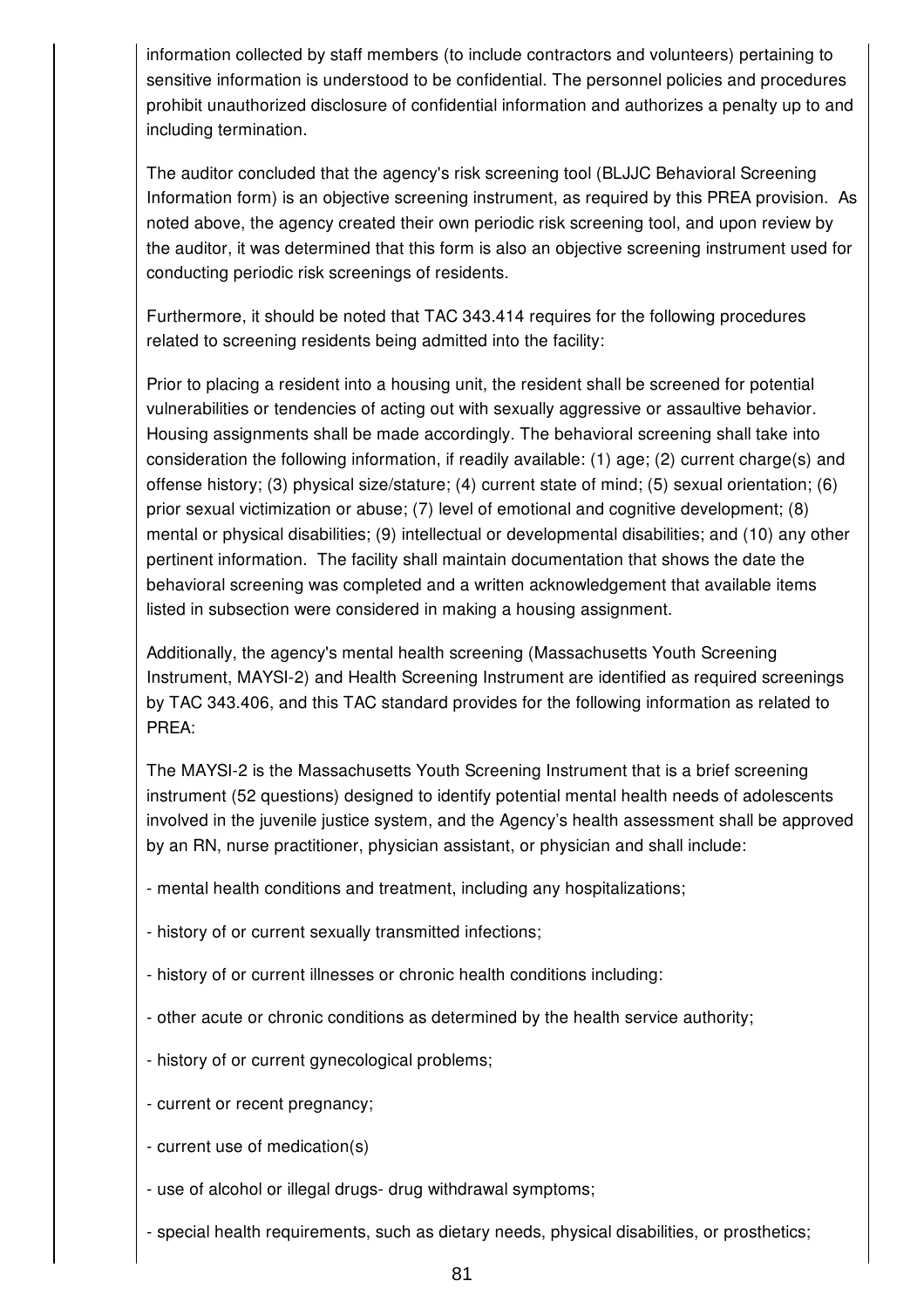information collected by staff members (to include contractors and volunteers) pertaining to sensitive information is understood to be confidential. The personnel policies and procedures prohibit unauthorized disclosure of confidential information and authorizes a penalty up to and including termination.

The auditor concluded that the agency's risk screening tool (BLJJC Behavioral Screening Information form) is an objective screening instrument, as required by this PREA provision. As noted above, the agency created their own periodic risk screening tool, and upon review by the auditor, it was determined that this form is also an objective screening instrument used for conducting periodic risk screenings of residents.

Furthermore, it should be noted that TAC 343.414 requires for the following procedures related to screening residents being admitted into the facility:

Prior to placing a resident into a housing unit, the resident shall be screened for potential vulnerabilities or tendencies of acting out with sexually aggressive or assaultive behavior. Housing assignments shall be made accordingly. The behavioral screening shall take into consideration the following information, if readily available: (1) age; (2) current charge(s) and offense history; (3) physical size/stature; (4) current state of mind; (5) sexual orientation; (6) prior sexual victimization or abuse; (7) level of emotional and cognitive development; (8) mental or physical disabilities; (9) intellectual or developmental disabilities; and (10) any other pertinent information. The facility shall maintain documentation that shows the date the behavioral screening was completed and a written acknowledgement that available items listed in subsection were considered in making a housing assignment.

Additionally, the agency's mental health screening (Massachusetts Youth Screening Instrument, MAYSI-2) and Health Screening Instrument are identified as required screenings by TAC 343.406, and this TAC standard provides for the following information as related to PREA:

The MAYSI-2 is the Massachusetts Youth Screening Instrument that is a brief screening instrument (52 questions) designed to identify potential mental health needs of adolescents involved in the juvenile justice system, and the Agency's health assessment shall be approved by an RN, nurse practitioner, physician assistant, or physician and shall include:

- mental health conditions and treatment, including any hospitalizations;
- history of or current sexually transmitted infections;
- history of or current illnesses or chronic health conditions including:
- other acute or chronic conditions as determined by the health service authority;
- history of or current gynecological problems;
- current or recent pregnancy;
- current use of medication(s)
- use of alcohol or illegal drugs- drug withdrawal symptoms;
- special health requirements, such as dietary needs, physical disabilities, or prosthetics;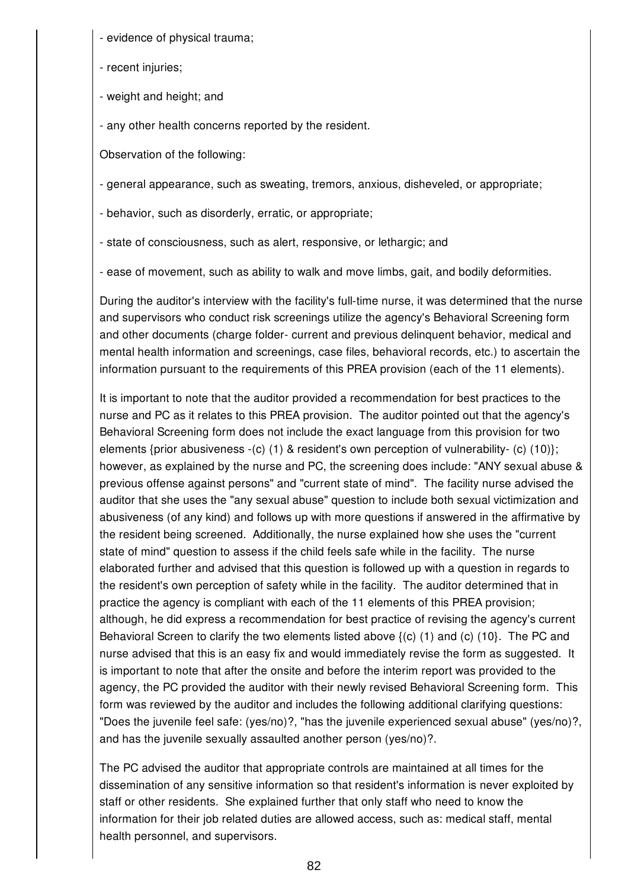- evidence of physical trauma;

- recent injuries;

- weight and height; and

- any other health concerns reported by the resident.

Observation of the following:

- general appearance, such as sweating, tremors, anxious, disheveled, or appropriate;

- behavior, such as disorderly, erratic, or appropriate;

- state of consciousness, such as alert, responsive, or lethargic; and

- ease of movement, such as ability to walk and move limbs, gait, and bodily deformities.

During the auditor's interview with the facility's full-time nurse, it was determined that the nurse and supervisors who conduct risk screenings utilize the agency's Behavioral Screening form and other documents (charge folder- current and previous delinquent behavior, medical and mental health information and screenings, case files, behavioral records, etc.) to ascertain the information pursuant to the requirements of this PREA provision (each of the 11 elements).

It is important to note that the auditor provided a recommendation for best practices to the nurse and PC as it relates to this PREA provision. The auditor pointed out that the agency's Behavioral Screening form does not include the exact language from this provision for two elements {prior abusiveness -(c) (1) & resident's own perception of vulnerability- (c) (10)}; however, as explained by the nurse and PC, the screening does include: "ANY sexual abuse & previous offense against persons" and "current state of mind". The facility nurse advised the auditor that she uses the "any sexual abuse" question to include both sexual victimization and abusiveness (of any kind) and follows up with more questions if answered in the affirmative by the resident being screened. Additionally, the nurse explained how she uses the "current state of mind" question to assess if the child feels safe while in the facility. The nurse elaborated further and advised that this question is followed up with a question in regards to the resident's own perception of safety while in the facility. The auditor determined that in practice the agency is compliant with each of the 11 elements of this PREA provision; although, he did express a recommendation for best practice of revising the agency's current Behavioral Screen to clarify the two elements listed above {(c) (1) and (c) (10}. The PC and nurse advised that this is an easy fix and would immediately revise the form as suggested. It is important to note that after the onsite and before the interim report was provided to the agency, the PC provided the auditor with their newly revised Behavioral Screening form. This form was reviewed by the auditor and includes the following additional clarifying questions: "Does the juvenile feel safe: (yes/no)?, "has the juvenile experienced sexual abuse" (yes/no)?, and has the juvenile sexually assaulted another person (yes/no)?.

The PC advised the auditor that appropriate controls are maintained at all times for the dissemination of any sensitive information so that resident's information is never exploited by staff or other residents. She explained further that only staff who need to know the information for their job related duties are allowed access, such as: medical staff, mental health personnel, and supervisors.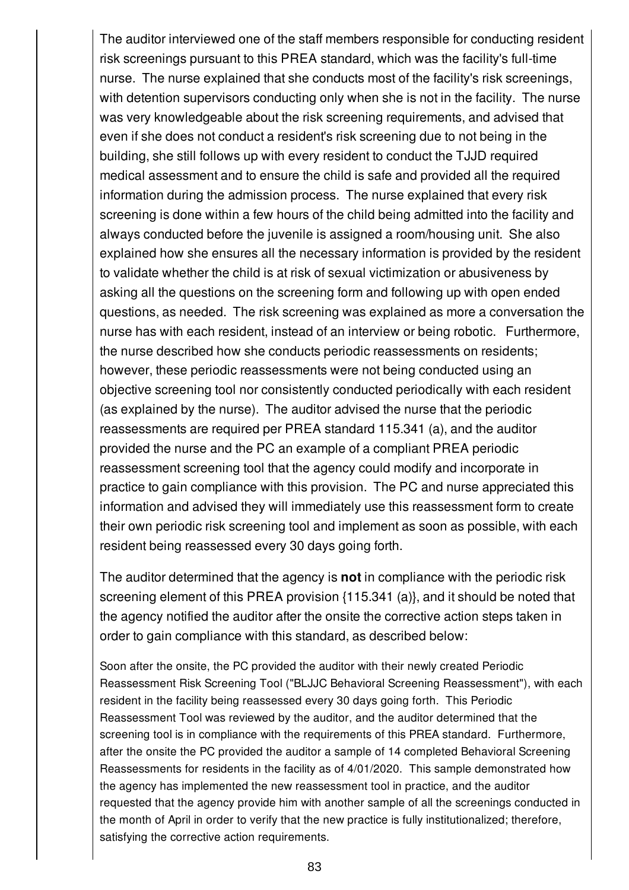The auditor interviewed one of the staff members responsible for conducting resident risk screenings pursuant to this PREA standard, which was the facility's full-time nurse. The nurse explained that she conducts most of the facility's risk screenings, with detention supervisors conducting only when she is not in the facility. The nurse was very knowledgeable about the risk screening requirements, and advised that even if she does not conduct a resident's risk screening due to not being in the building, she still follows up with every resident to conduct the TJJD required medical assessment and to ensure the child is safe and provided all the required information during the admission process. The nurse explained that every risk screening is done within a few hours of the child being admitted into the facility and always conducted before the juvenile is assigned a room/housing unit. She also explained how she ensures all the necessary information is provided by the resident to validate whether the child is at risk of sexual victimization or abusiveness by asking all the questions on the screening form and following up with open ended questions, as needed. The risk screening was explained as more a conversation the nurse has with each resident, instead of an interview or being robotic. Furthermore, the nurse described how she conducts periodic reassessments on residents; however, these periodic reassessments were not being conducted using an objective screening tool nor consistently conducted periodically with each resident (as explained by the nurse). The auditor advised the nurse that the periodic reassessments are required per PREA standard 115.341 (a), and the auditor provided the nurse and the PC an example of a compliant PREA periodic reassessment screening tool that the agency could modify and incorporate in practice to gain compliance with this provision. The PC and nurse appreciated this information and advised they will immediately use this reassessment form to create their own periodic risk screening tool and implement as soon as possible, with each resident being reassessed every 30 days going forth.

The auditor determined that the agency is **not** in compliance with the periodic risk screening element of this PREA provision {115.341 (a)}, and it should be noted that the agency notified the auditor after the onsite the corrective action steps taken in order to gain compliance with this standard, as described below:

Soon after the onsite, the PC provided the auditor with their newly created Periodic Reassessment Risk Screening Tool ("BLJJC Behavioral Screening Reassessment"), with each resident in the facility being reassessed every 30 days going forth. This Periodic Reassessment Tool was reviewed by the auditor, and the auditor determined that the screening tool is in compliance with the requirements of this PREA standard. Furthermore, after the onsite the PC provided the auditor a sample of 14 completed Behavioral Screening Reassessments for residents in the facility as of 4/01/2020. This sample demonstrated how the agency has implemented the new reassessment tool in practice, and the auditor requested that the agency provide him with another sample of all the screenings conducted in the month of April in order to verify that the new practice is fully institutionalized; therefore, satisfying the corrective action requirements.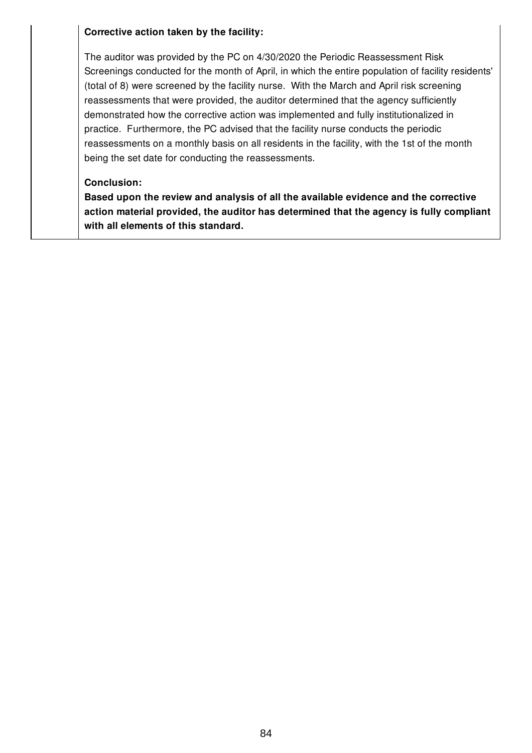**Corrective action taken by the facility:**

The auditor was provided by the PC on 4/30/2020 the Periodic Reassessment Risk Screenings conducted for the month of April, in which the entire population of facility residents' (total of 8) were screened by the facility nurse. With the March and April risk screening reassessments that were provided, the auditor determined that the agency sufficiently demonstrated how the corrective action was implemented and fully institutionalized in practice. Furthermore, the PC advised that the facility nurse conducts the periodic reassessments on a monthly basis on all residents in the facility, with the 1st of the month being the set date for conducting the reassessments.

**Conclusion:**

**Based upon the review and analysis of all the available evidence and the corrective action material provided, the auditor has determined that the agency is fully compliant with all elements of this standard.**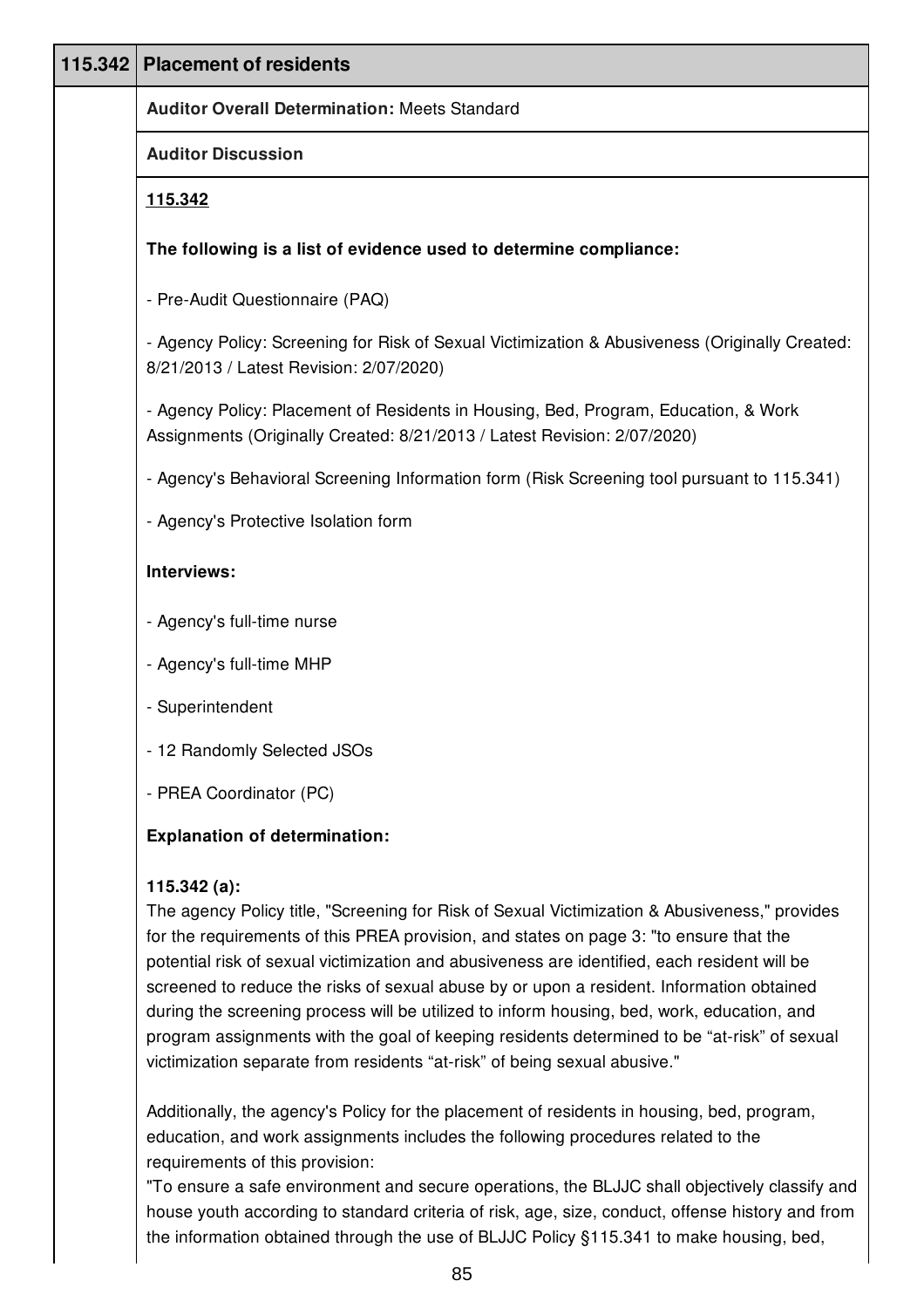| 115.342 | Placement of residents |
|---|---|

**Auditor Overall Determination:** Meets Standard

**Auditor Discussion**

**115.342**

**The following is a list of evidence used to determine compliance:**

- Pre-Audit Questionnaire (PAQ)

- Agency Policy: Screening for Risk of Sexual Victimization & Abusiveness (Originally Created: 8/21/2013 / Latest Revision: 2/07/2020)

- Agency Policy: Placement of Residents in Housing, Bed, Program, Education, & Work Assignments (Originally Created: 8/21/2013 / Latest Revision: 2/07/2020)

- Agency's Behavioral Screening Information form (Risk Screening tool pursuant to 115.341)

- Agency's Protective Isolation form

**Interviews:**

- Agency's full-time nurse

- Agency's full-time MHP

- Superintendent

- 12 Randomly Selected JSOs

- PREA Coordinator (PC)

**Explanation of determination:**

**115.342 (a):**
The agency Policy title, "Screening for Risk of Sexual Victimization & Abusiveness," provides for the requirements of this PREA provision, and states on page 3: "to ensure that the potential risk of sexual victimization and abusiveness are identified, each resident will be screened to reduce the risks of sexual abuse by or upon a resident. Information obtained during the screening process will be utilized to inform housing, bed, work, education, and program assignments with the goal of keeping residents determined to be "at-risk" of sexual victimization separate from residents "at-risk" of being sexual abusive."

Additionally, the agency's Policy for the placement of residents in housing, bed, program, education, and work assignments includes the following procedures related to the requirements of this provision:
"To ensure a safe environment and secure operations, the BLJJC shall objectively classify and house youth according to standard criteria of risk, age, size, conduct, offense history and from the information obtained through the use of BLJJC Policy §115.341 to make housing, bed,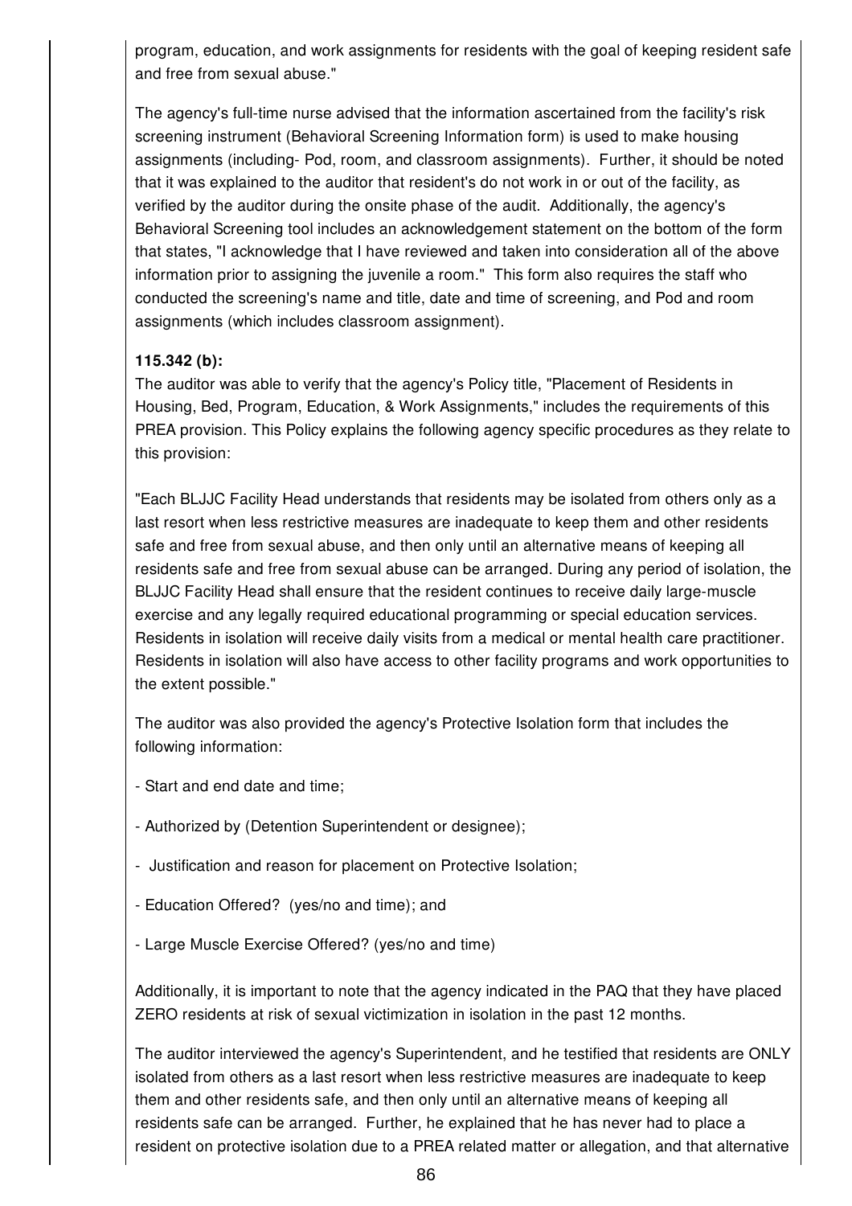program, education, and work assignments for residents with the goal of keeping resident safe and free from sexual abuse."

The agency's full-time nurse advised that the information ascertained from the facility's risk screening instrument (Behavioral Screening Information form) is used to make housing assignments (including- Pod, room, and classroom assignments). Further, it should be noted that it was explained to the auditor that resident's do not work in or out of the facility, as verified by the auditor during the onsite phase of the audit. Additionally, the agency's Behavioral Screening tool includes an acknowledgement statement on the bottom of the form that states, "I acknowledge that I have reviewed and taken into consideration all of the above information prior to assigning the juvenile a room." This form also requires the staff who conducted the screening's name and title, date and time of screening, and Pod and room assignments (which includes classroom assignment).

**115.342 (b):**
The auditor was able to verify that the agency's Policy title, "Placement of Residents in Housing, Bed, Program, Education, & Work Assignments," includes the requirements of this PREA provision. This Policy explains the following agency specific procedures as they relate to this provision:

"Each BLJJC Facility Head understands that residents may be isolated from others only as a last resort when less restrictive measures are inadequate to keep them and other residents safe and free from sexual abuse, and then only until an alternative means of keeping all residents safe and free from sexual abuse can be arranged. During any period of isolation, the BLJJC Facility Head shall ensure that the resident continues to receive daily large-muscle exercise and any legally required educational programming or special education services. Residents in isolation will receive daily visits from a medical or mental health care practitioner. Residents in isolation will also have access to other facility programs and work opportunities to the extent possible."

The auditor was also provided the agency's Protective Isolation form that includes the following information:

- Start and end date and time;

- Authorized by (Detention Superintendent or designee);

- Justification and reason for placement on Protective Isolation;

- Education Offered? (yes/no and time); and

- Large Muscle Exercise Offered? (yes/no and time)

Additionally, it is important to note that the agency indicated in the PAQ that they have placed ZERO residents at risk of sexual victimization in isolation in the past 12 months.

The auditor interviewed the agency's Superintendent, and he testified that residents are ONLY isolated from others as a last resort when less restrictive measures are inadequate to keep them and other residents safe, and then only until an alternative means of keeping all residents safe can be arranged. Further, he explained that he has never had to place a resident on protective isolation due to a PREA related matter or allegation, and that alternative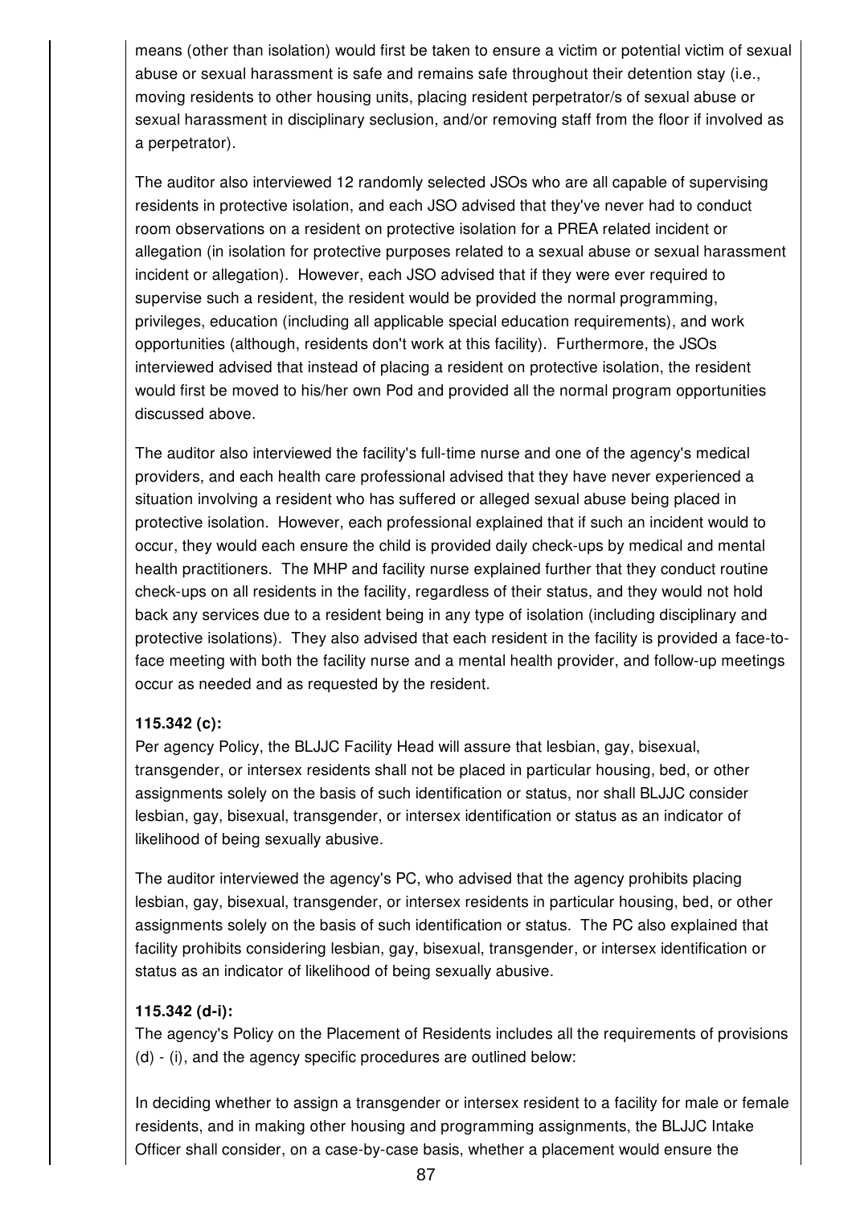means (other than isolation) would first be taken to ensure a victim or potential victim of sexual abuse or sexual harassment is safe and remains safe throughout their detention stay (i.e., moving residents to other housing units, placing resident perpetrator/s of sexual abuse or sexual harassment in disciplinary seclusion, and/or removing staff from the floor if involved as a perpetrator).

The auditor also interviewed 12 randomly selected JSOs who are all capable of supervising residents in protective isolation, and each JSO advised that they've never had to conduct room observations on a resident on protective isolation for a PREA related incident or allegation (in isolation for protective purposes related to a sexual abuse or sexual harassment incident or allegation). However, each JSO advised that if they were ever required to supervise such a resident, the resident would be provided the normal programming, privileges, education (including all applicable special education requirements), and work opportunities (although, residents don't work at this facility). Furthermore, the JSOs interviewed advised that instead of placing a resident on protective isolation, the resident would first be moved to his/her own Pod and provided all the normal program opportunities discussed above.

The auditor also interviewed the facility's full-time nurse and one of the agency's medical providers, and each health care professional advised that they have never experienced a situation involving a resident who has suffered or alleged sexual abuse being placed in protective isolation. However, each professional explained that if such an incident would to occur, they would each ensure the child is provided daily check-ups by medical and mental health practitioners. The MHP and facility nurse explained further that they conduct routine check-ups on all residents in the facility, regardless of their status, and they would not hold back any services due to a resident being in any type of isolation (including disciplinary and protective isolations). They also advised that each resident in the facility is provided a face-to-face meeting with both the facility nurse and a mental health provider, and follow-up meetings occur as needed and as requested by the resident.

**115.342 (c):**
Per agency Policy, the BLJJC Facility Head will assure that lesbian, gay, bisexual, transgender, or intersex residents shall not be placed in particular housing, bed, or other assignments solely on the basis of such identification or status, nor shall BLJJC consider lesbian, gay, bisexual, transgender, or intersex identification or status as an indicator of likelihood of being sexually abusive.

The auditor interviewed the agency's PC, who advised that the agency prohibits placing lesbian, gay, bisexual, transgender, or intersex residents in particular housing, bed, or other assignments solely on the basis of such identification or status. The PC also explained that facility prohibits considering lesbian, gay, bisexual, transgender, or intersex identification or status as an indicator of likelihood of being sexually abusive.

**115.342 (d-i):**
The agency's Policy on the Placement of Residents includes all the requirements of provisions (d) - (i), and the agency specific procedures are outlined below:

In deciding whether to assign a transgender or intersex resident to a facility for male or female residents, and in making other housing and programming assignments, the BLJJC Intake Officer shall consider, on a case-by-case basis, whether a placement would ensure the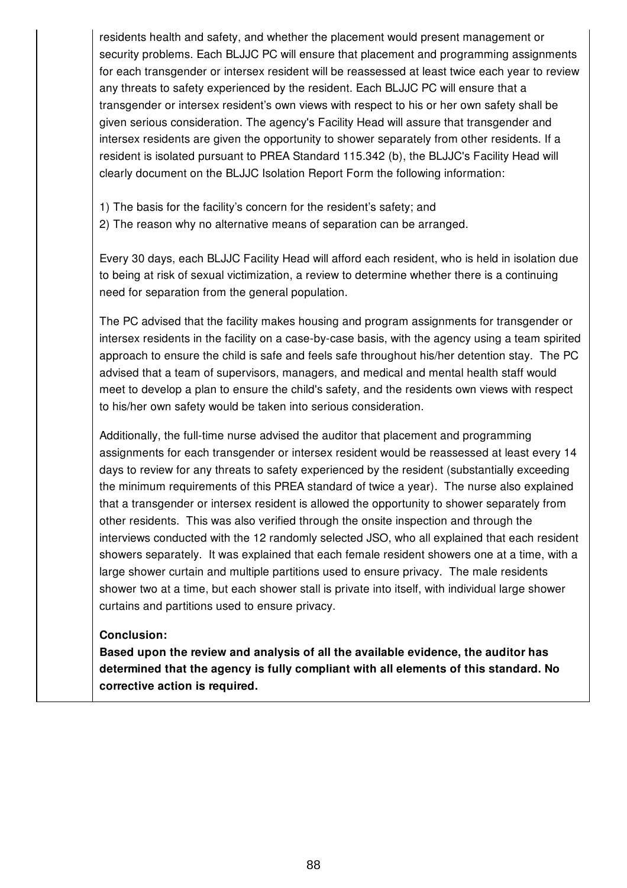residents health and safety, and whether the placement would present management or security problems. Each BLJJC PC will ensure that placement and programming assignments for each transgender or intersex resident will be reassessed at least twice each year to review any threats to safety experienced by the resident. Each BLJJC PC will ensure that a transgender or intersex resident's own views with respect to his or her own safety shall be given serious consideration. The agency's Facility Head will assure that transgender and intersex residents are given the opportunity to shower separately from other residents. If a resident is isolated pursuant to PREA Standard 115.342 (b), the BLJJC's Facility Head will clearly document on the BLJJC Isolation Report Form the following information:

1) The basis for the facility's concern for the resident's safety; and
2) The reason why no alternative means of separation can be arranged.

Every 30 days, each BLJJC Facility Head will afford each resident, who is held in isolation due to being at risk of sexual victimization, a review to determine whether there is a continuing need for separation from the general population.

The PC advised that the facility makes housing and program assignments for transgender or intersex residents in the facility on a case-by-case basis, with the agency using a team spirited approach to ensure the child is safe and feels safe throughout his/her detention stay. The PC advised that a team of supervisors, managers, and medical and mental health staff would meet to develop a plan to ensure the child's safety, and the residents own views with respect to his/her own safety would be taken into serious consideration.

Additionally, the full-time nurse advised the auditor that placement and programming assignments for each transgender or intersex resident would be reassessed at least every 14 days to review for any threats to safety experienced by the resident (substantially exceeding the minimum requirements of this PREA standard of twice a year). The nurse also explained that a transgender or intersex resident is allowed the opportunity to shower separately from other residents. This was also verified through the onsite inspection and through the interviews conducted with the 12 randomly selected JSO, who all explained that each resident showers separately. It was explained that each female resident showers one at a time, with a large shower curtain and multiple partitions used to ensure privacy. The male residents shower two at a time, but each shower stall is private into itself, with individual large shower curtains and partitions used to ensure privacy.

**Conclusion:**
**Based upon the review and analysis of all the available evidence, the auditor has determined that the agency is fully compliant with all elements of this standard. No corrective action is required.**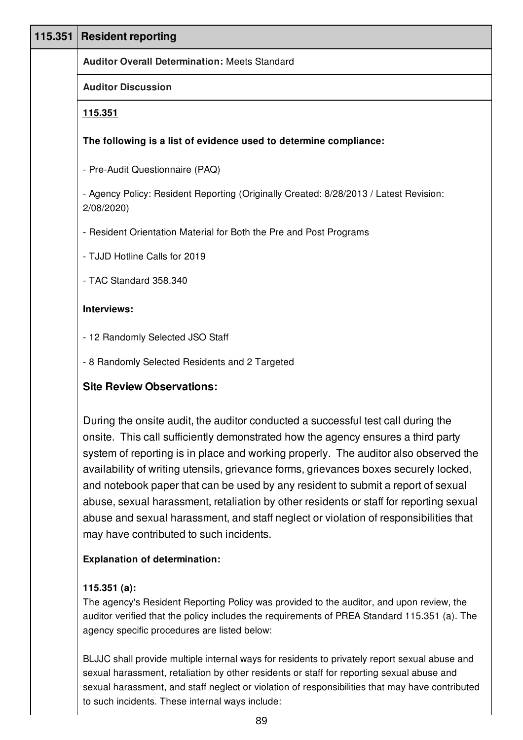| 115.351 | Resident reporting |
|---|---|

**Auditor Overall Determination:** Meets Standard

**Auditor Discussion**

**115.351**

**The following is a list of evidence used to determine compliance:**

- Pre-Audit Questionnaire (PAQ)

- Agency Policy: Resident Reporting (Originally Created: 8/28/2013 / Latest Revision: 2/08/2020)

- Resident Orientation Material for Both the Pre and Post Programs

- TJJD Hotline Calls for 2019

- TAC Standard 358.340

**Interviews:**

- 12 Randomly Selected JSO Staff

- 8 Randomly Selected Residents and 2 Targeted

### Site Review Observations:

During the onsite audit, the auditor conducted a successful test call during the onsite. This call sufficiently demonstrated how the agency ensures a third party system of reporting is in place and working properly. The auditor also observed the availability of writing utensils, grievance forms, grievances boxes securely locked, and notebook paper that can be used by any resident to submit a report of sexual abuse, sexual harassment, retaliation by other residents or staff for reporting sexual abuse and sexual harassment, and staff neglect or violation of responsibilities that may have contributed to such incidents.

**Explanation of determination:**

**115.351 (a):**
The agency's Resident Reporting Policy was provided to the auditor, and upon review, the auditor verified that the policy includes the requirements of PREA Standard 115.351 (a). The agency specific procedures are listed below:

BLJJC shall provide multiple internal ways for residents to privately report sexual abuse and sexual harassment, retaliation by other residents or staff for reporting sexual abuse and sexual harassment, and staff neglect or violation of responsibilities that may have contributed to such incidents. These internal ways include: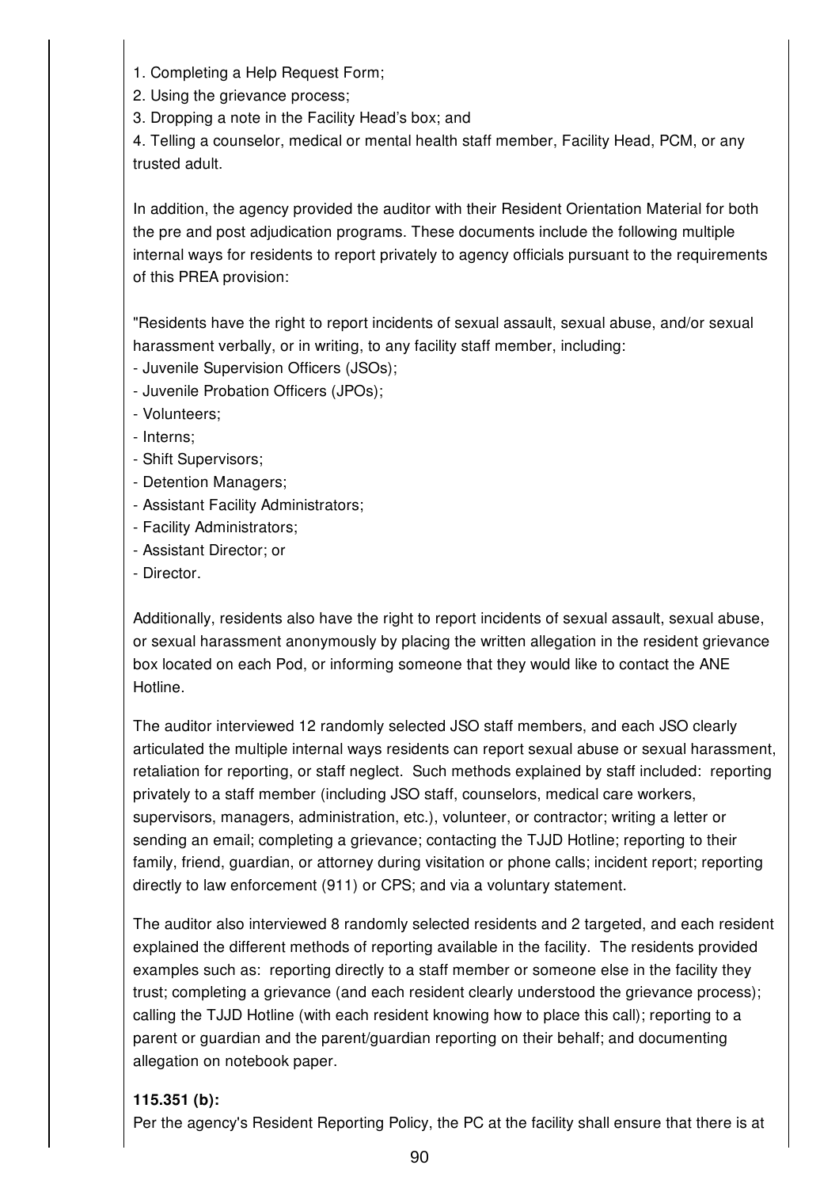1. Completing a Help Request Form;
2. Using the grievance process;
3. Dropping a note in the Facility Head's box; and
4. Telling a counselor, medical or mental health staff member, Facility Head, PCM, or any trusted adult.

In addition, the agency provided the auditor with their Resident Orientation Material for both the pre and post adjudication programs. These documents include the following multiple internal ways for residents to report privately to agency officials pursuant to the requirements of this PREA provision:

"Residents have the right to report incidents of sexual assault, sexual abuse, and/or sexual harassment verbally, or in writing, to any facility staff member, including:
- Juvenile Supervision Officers (JSOs);
- Juvenile Probation Officers (JPOs);
- Volunteers;
- Interns;
- Shift Supervisors;
- Detention Managers;
- Assistant Facility Administrators;
- Facility Administrators;
- Assistant Director; or
- Director.

Additionally, residents also have the right to report incidents of sexual assault, sexual abuse, or sexual harassment anonymously by placing the written allegation in the resident grievance box located on each Pod, or informing someone that they would like to contact the ANE Hotline.

The auditor interviewed 12 randomly selected JSO staff members, and each JSO clearly articulated the multiple internal ways residents can report sexual abuse or sexual harassment, retaliation for reporting, or staff neglect. Such methods explained by staff included: reporting privately to a staff member (including JSO staff, counselors, medical care workers, supervisors, managers, administration, etc.), volunteer, or contractor; writing a letter or sending an email; completing a grievance; contacting the TJJD Hotline; reporting to their family, friend, guardian, or attorney during visitation or phone calls; incident report; reporting directly to law enforcement (911) or CPS; and via a voluntary statement.

The auditor also interviewed 8 randomly selected residents and 2 targeted, and each resident explained the different methods of reporting available in the facility. The residents provided examples such as: reporting directly to a staff member or someone else in the facility they trust; completing a grievance (and each resident clearly understood the grievance process); calling the TJJD Hotline (with each resident knowing how to place this call); reporting to a parent or guardian and the parent/guardian reporting on their behalf; and documenting allegation on notebook paper.

**115.351 (b):**
Per the agency's Resident Reporting Policy, the PC at the facility shall ensure that there is at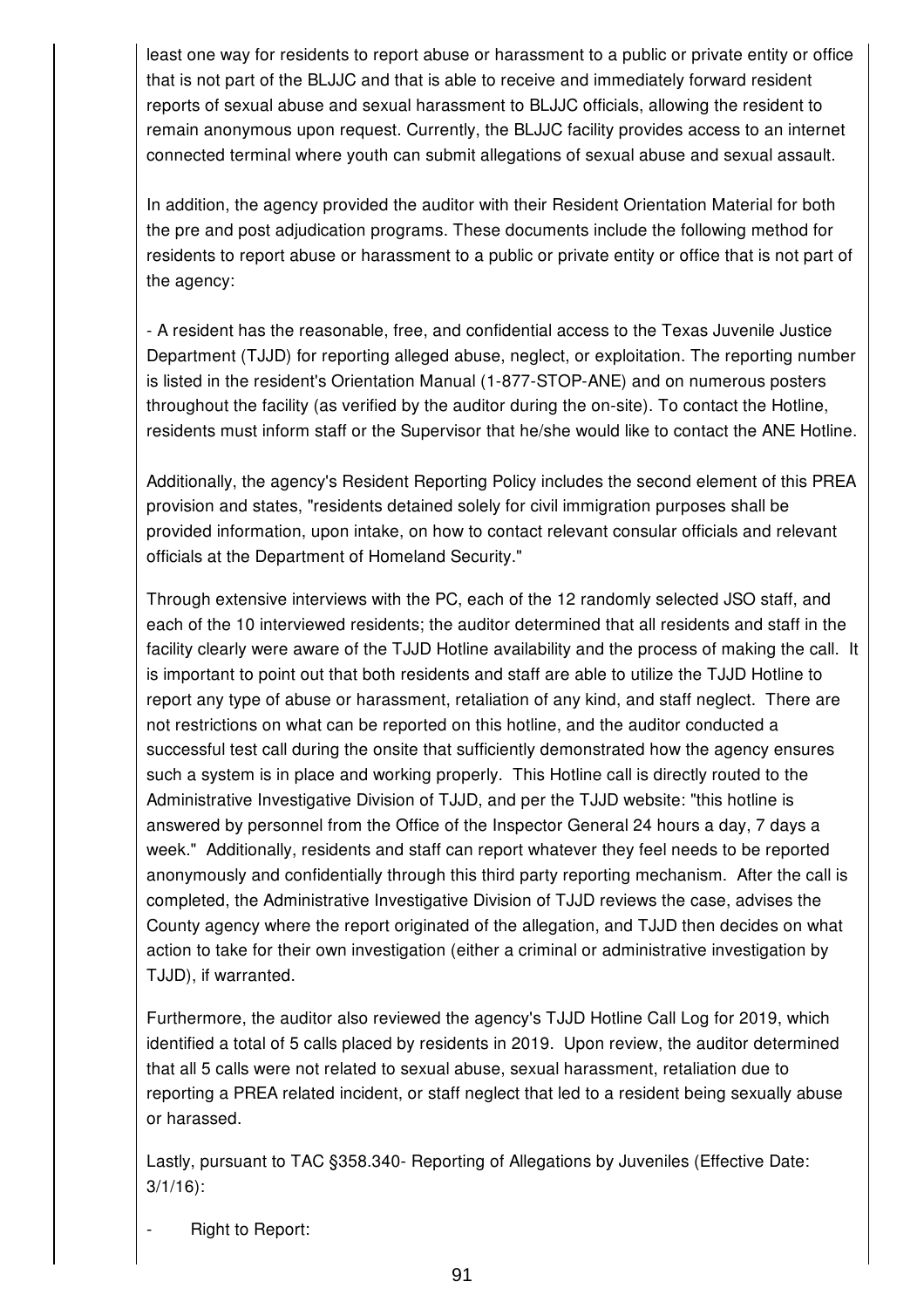least one way for residents to report abuse or harassment to a public or private entity or office that is not part of the BLJJC and that is able to receive and immediately forward resident reports of sexual abuse and sexual harassment to BLJJC officials, allowing the resident to remain anonymous upon request. Currently, the BLJJC facility provides access to an internet connected terminal where youth can submit allegations of sexual abuse and sexual assault.

In addition, the agency provided the auditor with their Resident Orientation Material for both the pre and post adjudication programs. These documents include the following method for residents to report abuse or harassment to a public or private entity or office that is not part of the agency:

- A resident has the reasonable, free, and confidential access to the Texas Juvenile Justice Department (TJJD) for reporting alleged abuse, neglect, or exploitation. The reporting number is listed in the resident's Orientation Manual (1-877-STOP-ANE) and on numerous posters throughout the facility (as verified by the auditor during the on-site). To contact the Hotline, residents must inform staff or the Supervisor that he/she would like to contact the ANE Hotline.

Additionally, the agency's Resident Reporting Policy includes the second element of this PREA provision and states, "residents detained solely for civil immigration purposes shall be provided information, upon intake, on how to contact relevant consular officials and relevant officials at the Department of Homeland Security."

Through extensive interviews with the PC, each of the 12 randomly selected JSO staff, and each of the 10 interviewed residents; the auditor determined that all residents and staff in the facility clearly were aware of the TJJD Hotline availability and the process of making the call. It is important to point out that both residents and staff are able to utilize the TJJD Hotline to report any type of abuse or harassment, retaliation of any kind, and staff neglect. There are not restrictions on what can be reported on this hotline, and the auditor conducted a successful test call during the onsite that sufficiently demonstrated how the agency ensures such a system is in place and working properly. This Hotline call is directly routed to the Administrative Investigative Division of TJJD, and per the TJJD website: "this hotline is answered by personnel from the Office of the Inspector General 24 hours a day, 7 days a week." Additionally, residents and staff can report whatever they feel needs to be reported anonymously and confidentially through this third party reporting mechanism. After the call is completed, the Administrative Investigative Division of TJJD reviews the case, advises the County agency where the report originated of the allegation, and TJJD then decides on what action to take for their own investigation (either a criminal or administrative investigation by TJJD), if warranted.

Furthermore, the auditor also reviewed the agency's TJJD Hotline Call Log for 2019, which identified a total of 5 calls placed by residents in 2019. Upon review, the auditor determined that all 5 calls were not related to sexual abuse, sexual harassment, retaliation due to reporting a PREA related incident, or staff neglect that led to a resident being sexually abuse or harassed.

Lastly, pursuant to TAC §358.340- Reporting of Allegations by Juveniles (Effective Date: 3/1/16):

- Right to Report: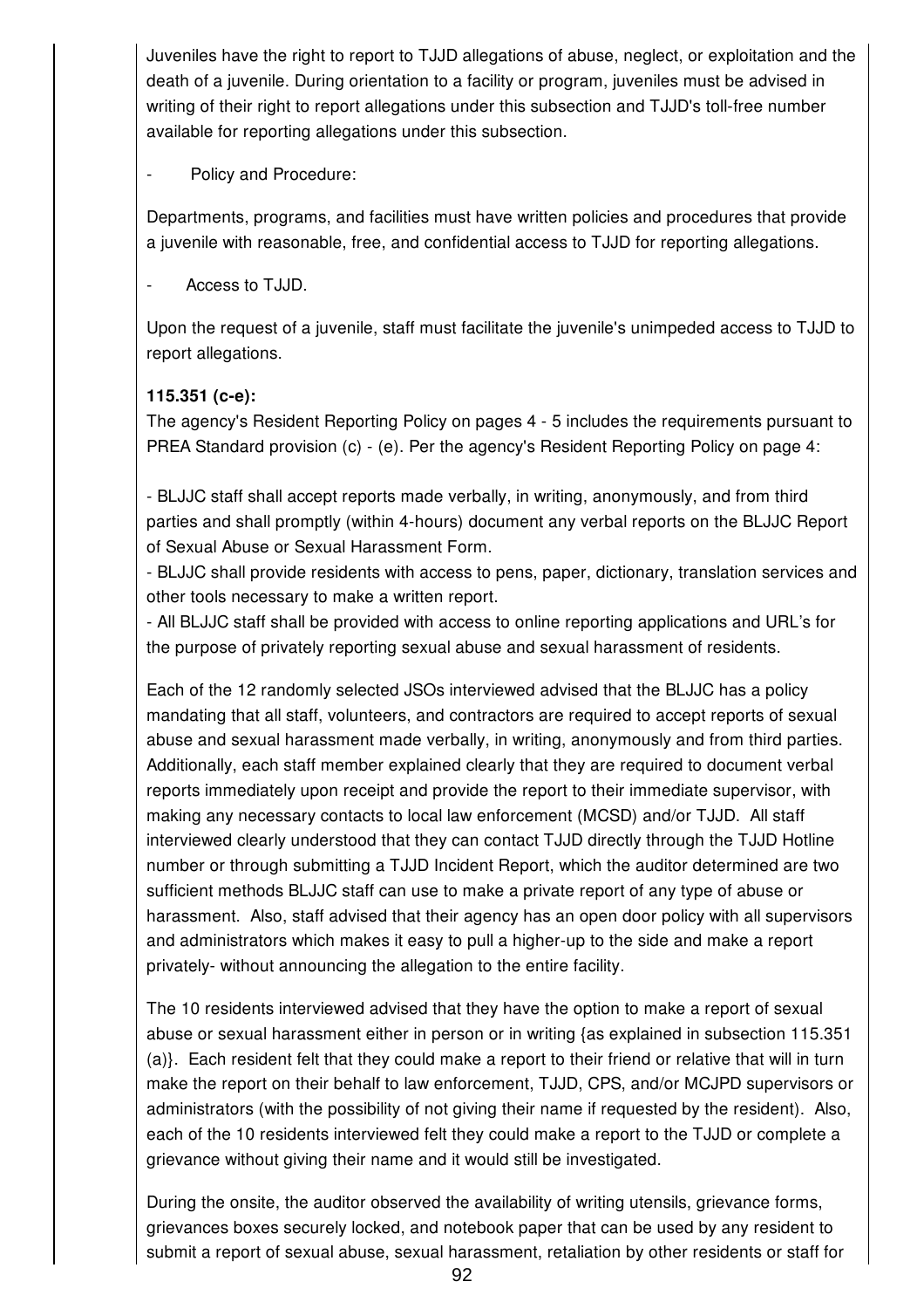Juveniles have the right to report to TJJD allegations of abuse, neglect, or exploitation and the death of a juvenile. During orientation to a facility or program, juveniles must be advised in writing of their right to report allegations under this subsection and TJJD's toll-free number available for reporting allegations under this subsection.

- Policy and Procedure:

Departments, programs, and facilities must have written policies and procedures that provide a juvenile with reasonable, free, and confidential access to TJJD for reporting allegations.

- Access to TJJD.

Upon the request of a juvenile, staff must facilitate the juvenile's unimpeded access to TJJD to report allegations.

**115.351 (c-e):**

The agency's Resident Reporting Policy on pages 4 - 5 includes the requirements pursuant to PREA Standard provision (c) - (e). Per the agency's Resident Reporting Policy on page 4:

- BLJJC staff shall accept reports made verbally, in writing, anonymously, and from third parties and shall promptly (within 4-hours) document any verbal reports on the BLJJC Report of Sexual Abuse or Sexual Harassment Form.
- BLJJC shall provide residents with access to pens, paper, dictionary, translation services and other tools necessary to make a written report.
- All BLJJC staff shall be provided with access to online reporting applications and URL's for the purpose of privately reporting sexual abuse and sexual harassment of residents.

Each of the 12 randomly selected JSOs interviewed advised that the BLJJC has a policy mandating that all staff, volunteers, and contractors are required to accept reports of sexual abuse and sexual harassment made verbally, in writing, anonymously and from third parties. Additionally, each staff member explained clearly that they are required to document verbal reports immediately upon receipt and provide the report to their immediate supervisor, with making any necessary contacts to local law enforcement (MCSD) and/or TJJD. All staff interviewed clearly understood that they can contact TJJD directly through the TJJD Hotline number or through submitting a TJJD Incident Report, which the auditor determined are two sufficient methods BLJJC staff can use to make a private report of any type of abuse or harassment. Also, staff advised that their agency has an open door policy with all supervisors and administrators which makes it easy to pull a higher-up to the side and make a report privately- without announcing the allegation to the entire facility.

The 10 residents interviewed advised that they have the option to make a report of sexual abuse or sexual harassment either in person or in writing {as explained in subsection 115.351 (a)}. Each resident felt that they could make a report to their friend or relative that will in turn make the report on their behalf to law enforcement, TJJD, CPS, and/or MCJPD supervisors or administrators (with the possibility of not giving their name if requested by the resident). Also, each of the 10 residents interviewed felt they could make a report to the TJJD or complete a grievance without giving their name and it would still be investigated.

During the onsite, the auditor observed the availability of writing utensils, grievance forms, grievances boxes securely locked, and notebook paper that can be used by any resident to submit a report of sexual abuse, sexual harassment, retaliation by other residents or staff for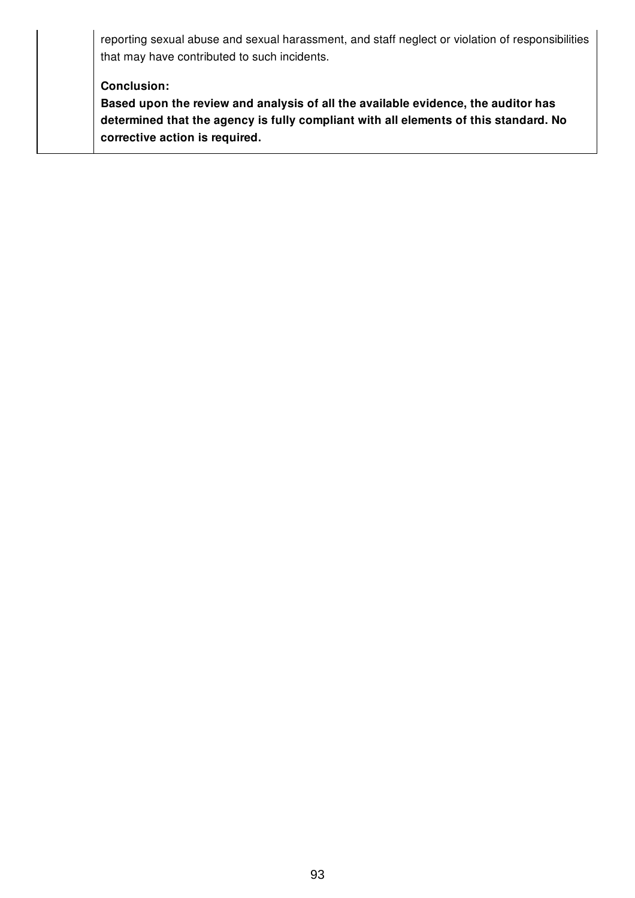reporting sexual abuse and sexual harassment, and staff neglect or violation of responsibilities that may have contributed to such incidents.

**Conclusion:**
**Based upon the review and analysis of all the available evidence, the auditor has determined that the agency is fully compliant with all elements of this standard. No corrective action is required.**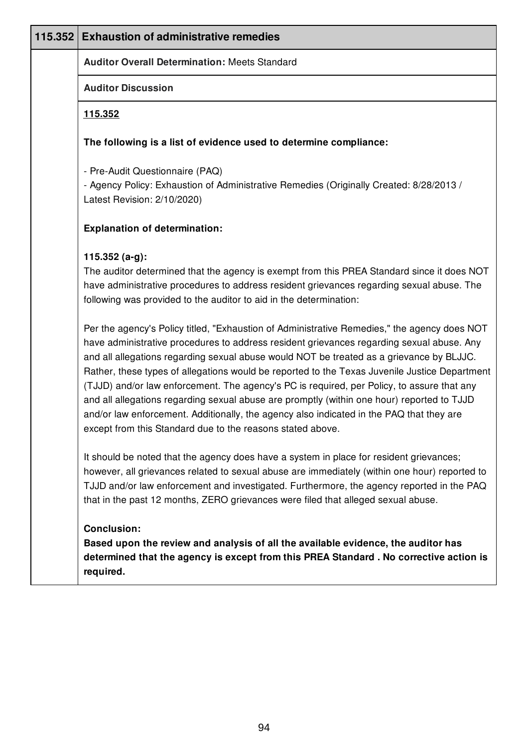## 115.352 Exhaustion of administrative remedies

**Auditor Overall Determination:** Meets Standard

**Auditor Discussion**

**115.352**

**The following is a list of evidence used to determine compliance:**

- Pre-Audit Questionnaire (PAQ)
- Agency Policy: Exhaustion of Administrative Remedies (Originally Created: 8/28/2013 / Latest Revision: 2/10/2020)

**Explanation of determination:**

**115.352 (a-g):**
The auditor determined that the agency is exempt from this PREA Standard since it does NOT have administrative procedures to address resident grievances regarding sexual abuse. The following was provided to the auditor to aid in the determination:

Per the agency's Policy titled, "Exhaustion of Administrative Remedies," the agency does NOT have administrative procedures to address resident grievances regarding sexual abuse. Any and all allegations regarding sexual abuse would NOT be treated as a grievance by BLJJC. Rather, these types of allegations would be reported to the Texas Juvenile Justice Department (TJJD) and/or law enforcement. The agency's PC is required, per Policy, to assure that any and all allegations regarding sexual abuse are promptly (within one hour) reported to TJJD and/or law enforcement. Additionally, the agency also indicated in the PAQ that they are except from this Standard due to the reasons stated above.

It should be noted that the agency does have a system in place for resident grievances; however, all grievances related to sexual abuse are immediately (within one hour) reported to TJJD and/or law enforcement and investigated. Furthermore, the agency reported in the PAQ that in the past 12 months, ZERO grievances were filed that alleged sexual abuse.

**Conclusion:**
**Based upon the review and analysis of all the available evidence, the auditor has determined that the agency is except from this PREA Standard . No corrective action is required.**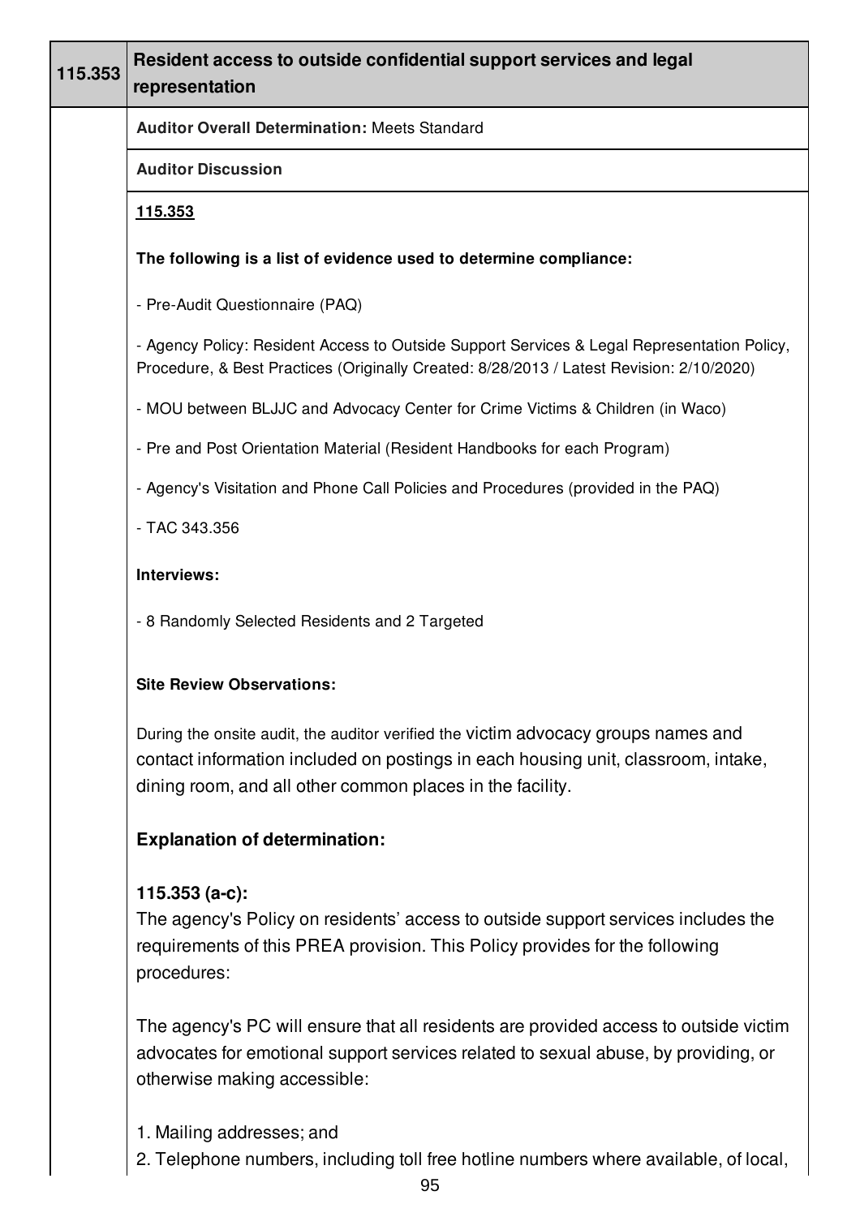| 115.353 | Resident access to outside confidential support services and legal representation |
|---|---|

**Auditor Overall Determination:** Meets Standard

**Auditor Discussion**

**115.353**

**The following is a list of evidence used to determine compliance:**

- Pre-Audit Questionnaire (PAQ)

- Agency Policy: Resident Access to Outside Support Services & Legal Representation Policy, Procedure, & Best Practices (Originally Created: 8/28/2013 / Latest Revision: 2/10/2020)

- MOU between BLJJC and Advocacy Center for Crime Victims & Children (in Waco)

- Pre and Post Orientation Material (Resident Handbooks for each Program)

- Agency's Visitation and Phone Call Policies and Procedures (provided in the PAQ)

- TAC 343.356

**Interviews:**

- 8 Randomly Selected Residents and 2 Targeted

**Site Review Observations:**

During the onsite audit, the auditor verified the victim advocacy groups names and contact information included on postings in each housing unit, classroom, intake, dining room, and all other common places in the facility.

**Explanation of determination:**

**115.353 (a-c):**

The agency's Policy on residents' access to outside support services includes the requirements of this PREA provision. This Policy provides for the following procedures:

The agency's PC will ensure that all residents are provided access to outside victim advocates for emotional support services related to sexual abuse, by providing, or otherwise making accessible:

1. Mailing addresses; and
2. Telephone numbers, including toll free hotline numbers where available, of local,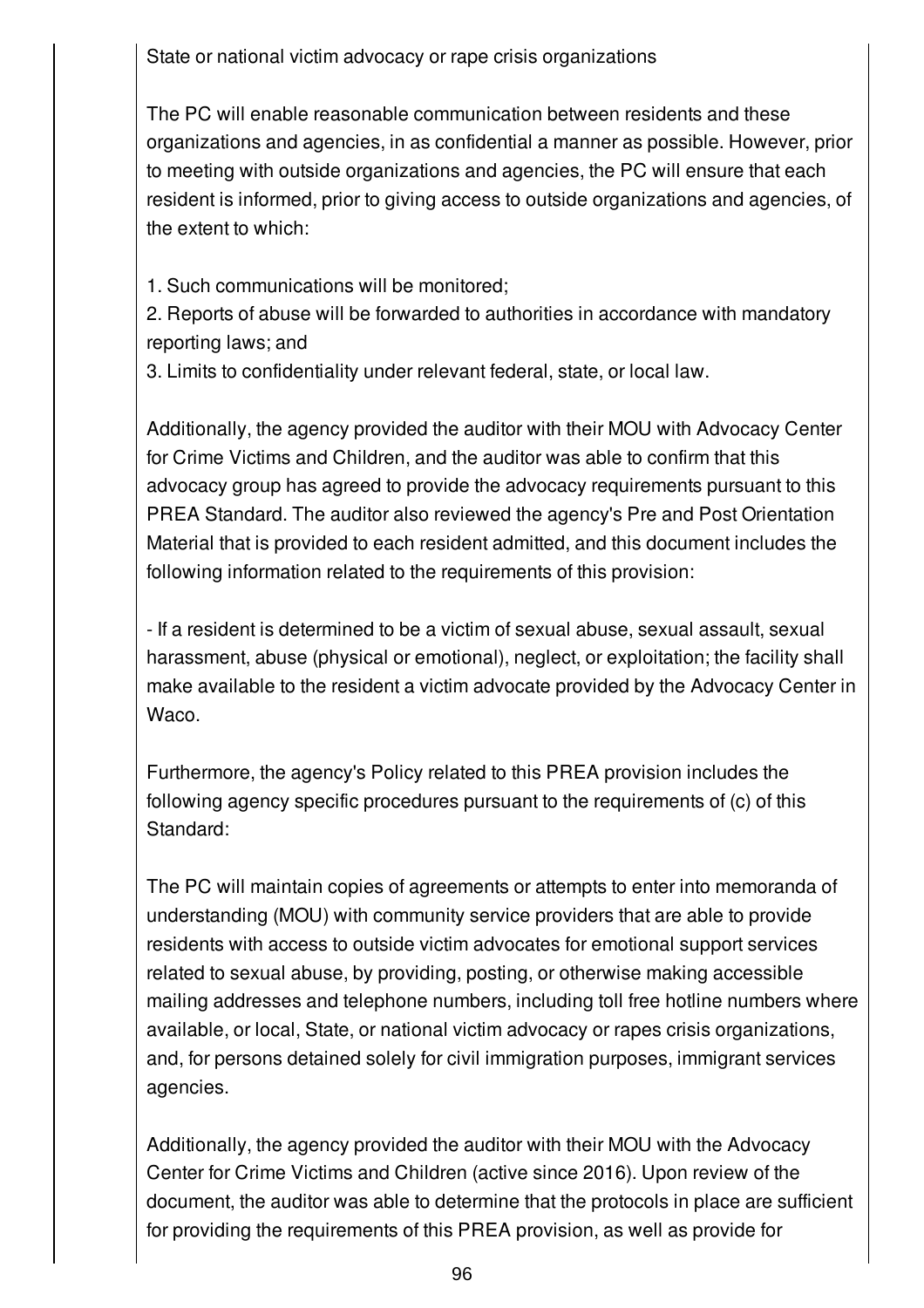State or national victim advocacy or rape crisis organizations

The PC will enable reasonable communication between residents and these organizations and agencies, in as confidential a manner as possible. However, prior to meeting with outside organizations and agencies, the PC will ensure that each resident is informed, prior to giving access to outside organizations and agencies, of the extent to which:

1. Such communications will be monitored;
2. Reports of abuse will be forwarded to authorities in accordance with mandatory reporting laws; and
3. Limits to confidentiality under relevant federal, state, or local law.

Additionally, the agency provided the auditor with their MOU with Advocacy Center for Crime Victims and Children, and the auditor was able to confirm that this advocacy group has agreed to provide the advocacy requirements pursuant to this PREA Standard. The auditor also reviewed the agency's Pre and Post Orientation Material that is provided to each resident admitted, and this document includes the following information related to the requirements of this provision:

- If a resident is determined to be a victim of sexual abuse, sexual assault, sexual harassment, abuse (physical or emotional), neglect, or exploitation; the facility shall make available to the resident a victim advocate provided by the Advocacy Center in Waco.

Furthermore, the agency's Policy related to this PREA provision includes the following agency specific procedures pursuant to the requirements of (c) of this Standard:

The PC will maintain copies of agreements or attempts to enter into memoranda of understanding (MOU) with community service providers that are able to provide residents with access to outside victim advocates for emotional support services related to sexual abuse, by providing, posting, or otherwise making accessible mailing addresses and telephone numbers, including toll free hotline numbers where available, or local, State, or national victim advocacy or rapes crisis organizations, and, for persons detained solely for civil immigration purposes, immigrant services agencies.

Additionally, the agency provided the auditor with their MOU with the Advocacy Center for Crime Victims and Children (active since 2016). Upon review of the document, the auditor was able to determine that the protocols in place are sufficient for providing the requirements of this PREA provision, as well as provide for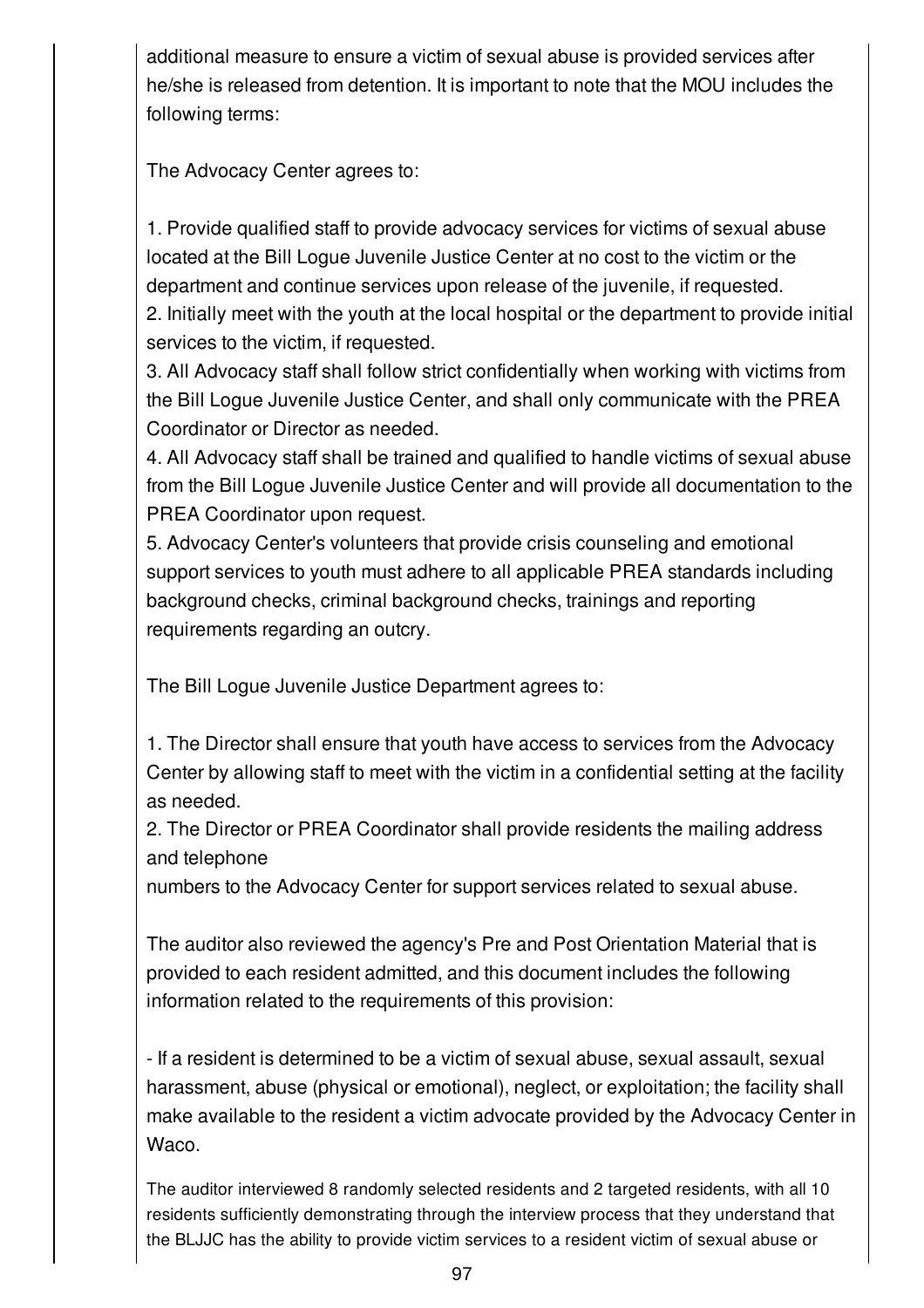additional measure to ensure a victim of sexual abuse is provided services after he/she is released from detention. It is important to note that the MOU includes the following terms:

The Advocacy Center agrees to:

1. Provide qualified staff to provide advocacy services for victims of sexual abuse located at the Bill Logue Juvenile Justice Center at no cost to the victim or the department and continue services upon release of the juvenile, if requested.
2. Initially meet with the youth at the local hospital or the department to provide initial services to the victim, if requested.
3. All Advocacy staff shall follow strict confidentially when working with victims from the Bill Logue Juvenile Justice Center, and shall only communicate with the PREA Coordinator or Director as needed.
4. All Advocacy staff shall be trained and qualified to handle victims of sexual abuse from the Bill Logue Juvenile Justice Center and will provide all documentation to the PREA Coordinator upon request.
5. Advocacy Center's volunteers that provide crisis counseling and emotional support services to youth must adhere to all applicable PREA standards including background checks, criminal background checks, trainings and reporting requirements regarding an outcry.

The Bill Logue Juvenile Justice Department agrees to:

1. The Director shall ensure that youth have access to services from the Advocacy Center by allowing staff to meet with the victim in a confidential setting at the facility as needed.
2. The Director or PREA Coordinator shall provide residents the mailing address and telephone
numbers to the Advocacy Center for support services related to sexual abuse.

The auditor also reviewed the agency's Pre and Post Orientation Material that is provided to each resident admitted, and this document includes the following information related to the requirements of this provision:

- If a resident is determined to be a victim of sexual abuse, sexual assault, sexual harassment, abuse (physical or emotional), neglect, or exploitation; the facility shall make available to the resident a victim advocate provided by the Advocacy Center in Waco.

The auditor interviewed 8 randomly selected residents and 2 targeted residents, with all 10 residents sufficiently demonstrating through the interview process that they understand that the BLJJC has the ability to provide victim services to a resident victim of sexual abuse or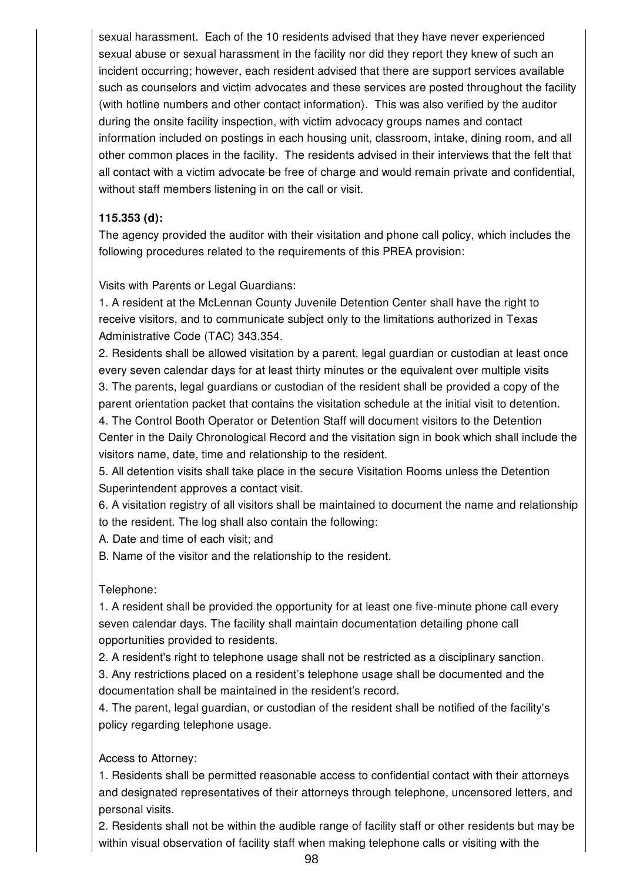sexual harassment. Each of the 10 residents advised that they have never experienced sexual abuse or sexual harassment in the facility nor did they report they knew of such an incident occurring; however, each resident advised that there are support services available such as counselors and victim advocates and these services are posted throughout the facility (with hotline numbers and other contact information). This was also verified by the auditor during the onsite facility inspection, with victim advocacy groups names and contact information included on postings in each housing unit, classroom, intake, dining room, and all other common places in the facility. The residents advised in their interviews that the felt that all contact with a victim advocate be free of charge and would remain private and confidential, without staff members listening in on the call or visit.

**115.353 (d):**

The agency provided the auditor with their visitation and phone call policy, which includes the following procedures related to the requirements of this PREA provision:

Visits with Parents or Legal Guardians:

1. A resident at the McLennan County Juvenile Detention Center shall have the right to receive visitors, and to communicate subject only to the limitations authorized in Texas Administrative Code (TAC) 343.354.
2. Residents shall be allowed visitation by a parent, legal guardian or custodian at least once every seven calendar days for at least thirty minutes or the equivalent over multiple visits
3. The parents, legal guardians or custodian of the resident shall be provided a copy of the parent orientation packet that contains the visitation schedule at the initial visit to detention.
4. The Control Booth Operator or Detention Staff will document visitors to the Detention Center in the Daily Chronological Record and the visitation sign in book which shall include the visitors name, date, time and relationship to the resident.
5. All detention visits shall take place in the secure Visitation Rooms unless the Detention Superintendent approves a contact visit.
6. A visitation registry of all visitors shall be maintained to document the name and relationship to the resident. The log shall also contain the following:
A. Date and time of each visit; and
B. Name of the visitor and the relationship to the resident.

Telephone:

1. A resident shall be provided the opportunity for at least one five-minute phone call every seven calendar days. The facility shall maintain documentation detailing phone call opportunities provided to residents.
2. A resident's right to telephone usage shall not be restricted as a disciplinary sanction.
3. Any restrictions placed on a resident's telephone usage shall be documented and the documentation shall be maintained in the resident's record.
4. The parent, legal guardian, or custodian of the resident shall be notified of the facility's policy regarding telephone usage.

Access to Attorney:

1. Residents shall be permitted reasonable access to confidential contact with their attorneys and designated representatives of their attorneys through telephone, uncensored letters, and personal visits.
2. Residents shall not be within the audible range of facility staff or other residents but may be within visual observation of facility staff when making telephone calls or visiting with the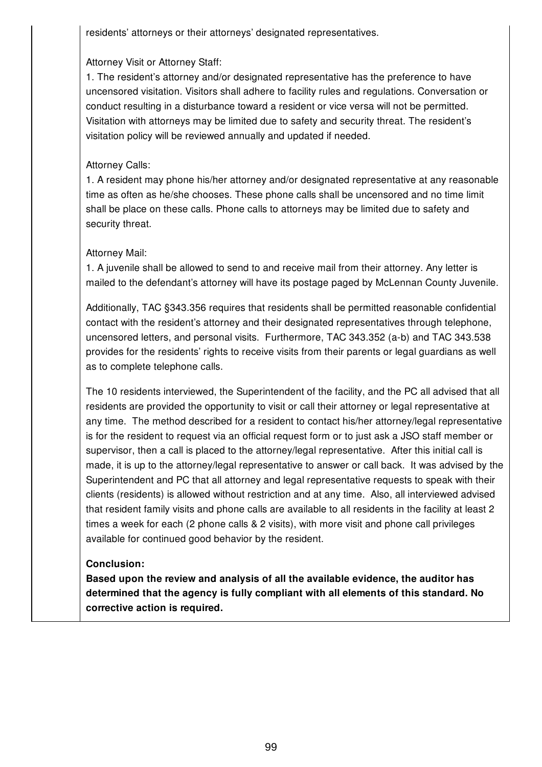residents' attorneys or their attorneys' designated representatives.

Attorney Visit or Attorney Staff:
1. The resident's attorney and/or designated representative has the preference to have uncensored visitation. Visitors shall adhere to facility rules and regulations. Conversation or conduct resulting in a disturbance toward a resident or vice versa will not be permitted. Visitation with attorneys may be limited due to safety and security threat. The resident's visitation policy will be reviewed annually and updated if needed.

Attorney Calls:
1. A resident may phone his/her attorney and/or designated representative at any reasonable time as often as he/she chooses. These phone calls shall be uncensored and no time limit shall be place on these calls. Phone calls to attorneys may be limited due to safety and security threat.

Attorney Mail:
1. A juvenile shall be allowed to send to and receive mail from their attorney. Any letter is mailed to the defendant's attorney will have its postage paged by McLennan County Juvenile.

Additionally, TAC §343.356 requires that residents shall be permitted reasonable confidential contact with the resident's attorney and their designated representatives through telephone, uncensored letters, and personal visits. Furthermore, TAC 343.352 (a-b) and TAC 343.538 provides for the residents' rights to receive visits from their parents or legal guardians as well as to complete telephone calls.

The 10 residents interviewed, the Superintendent of the facility, and the PC all advised that all residents are provided the opportunity to visit or call their attorney or legal representative at any time. The method described for a resident to contact his/her attorney/legal representative is for the resident to request via an official request form or to just ask a JSO staff member or supervisor, then a call is placed to the attorney/legal representative. After this initial call is made, it is up to the attorney/legal representative to answer or call back. It was advised by the Superintendent and PC that all attorney and legal representative requests to speak with their clients (residents) is allowed without restriction and at any time. Also, all interviewed advised that resident family visits and phone calls are available to all residents in the facility at least 2 times a week for each (2 phone calls & 2 visits), with more visit and phone call privileges available for continued good behavior by the resident.

**Conclusion:**
**Based upon the review and analysis of all the available evidence, the auditor has determined that the agency is fully compliant with all elements of this standard. No corrective action is required.**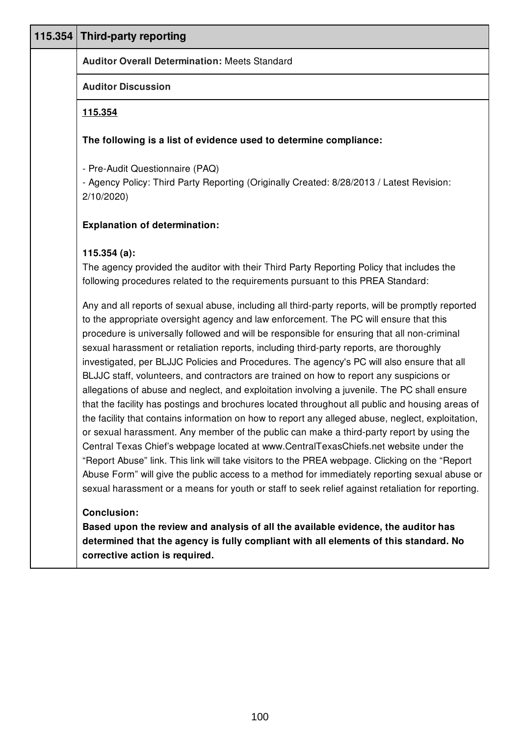## 115.354 Third-party reporting

**Auditor Overall Determination:** Meets Standard

**Auditor Discussion**

**115.354**

**The following is a list of evidence used to determine compliance:**

- Pre-Audit Questionnaire (PAQ)
- Agency Policy: Third Party Reporting (Originally Created: 8/28/2013 / Latest Revision: 2/10/2020)

**Explanation of determination:**

**115.354 (a):**
The agency provided the auditor with their Third Party Reporting Policy that includes the following procedures related to the requirements pursuant to this PREA Standard:

Any and all reports of sexual abuse, including all third-party reports, will be promptly reported to the appropriate oversight agency and law enforcement. The PC will ensure that this procedure is universally followed and will be responsible for ensuring that all non-criminal sexual harassment or retaliation reports, including third-party reports, are thoroughly investigated, per BLJJC Policies and Procedures. The agency's PC will also ensure that all BLJJC staff, volunteers, and contractors are trained on how to report any suspicions or allegations of abuse and neglect, and exploitation involving a juvenile. The PC shall ensure that the facility has postings and brochures located throughout all public and housing areas of the facility that contains information on how to report any alleged abuse, neglect, exploitation, or sexual harassment. Any member of the public can make a third-party report by using the Central Texas Chief's webpage located at www.CentralTexasChiefs.net website under the "Report Abuse" link. This link will take visitors to the PREA webpage. Clicking on the "Report Abuse Form" will give the public access to a method for immediately reporting sexual abuse or sexual harassment or a means for youth or staff to seek relief against retaliation for reporting.

**Conclusion:**
**Based upon the review and analysis of all the available evidence, the auditor has determined that the agency is fully compliant with all elements of this standard. No corrective action is required.**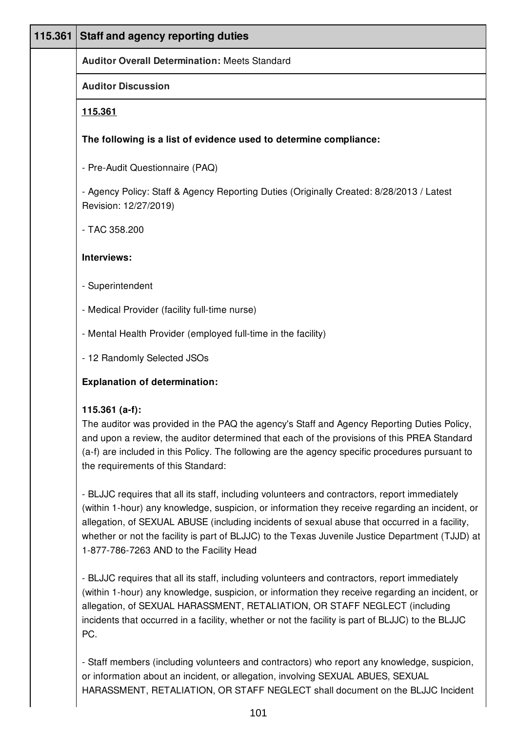| 115.361 | Staff and agency reporting duties |
|---|---|

**Auditor Overall Determination:** Meets Standard

**Auditor Discussion**

**115.361**

**The following is a list of evidence used to determine compliance:**

- Pre-Audit Questionnaire (PAQ)

- Agency Policy: Staff & Agency Reporting Duties (Originally Created: 8/28/2013 / Latest Revision: 12/27/2019)

- TAC 358.200

**Interviews:**

- Superintendent

- Medical Provider (facility full-time nurse)

- Mental Health Provider (employed full-time in the facility)

- 12 Randomly Selected JSOs

**Explanation of determination:**

**115.361 (a-f):**
The auditor was provided in the PAQ the agency's Staff and Agency Reporting Duties Policy, and upon a review, the auditor determined that each of the provisions of this PREA Standard (a-f) are included in this Policy. The following are the agency specific procedures pursuant to the requirements of this Standard:

- BLJJC requires that all its staff, including volunteers and contractors, report immediately (within 1-hour) any knowledge, suspicion, or information they receive regarding an incident, or allegation, of SEXUAL ABUSE (including incidents of sexual abuse that occurred in a facility, whether or not the facility is part of BLJJC) to the Texas Juvenile Justice Department (TJJD) at 1-877-786-7263 AND to the Facility Head

- BLJJC requires that all its staff, including volunteers and contractors, report immediately (within 1-hour) any knowledge, suspicion, or information they receive regarding an incident, or allegation, of SEXUAL HARASSMENT, RETALIATION, OR STAFF NEGLECT (including incidents that occurred in a facility, whether or not the facility is part of BLJJC) to the BLJJC PC.

- Staff members (including volunteers and contractors) who report any knowledge, suspicion, or information about an incident, or allegation, involving SEXUAL ABUES, SEXUAL HARASSMENT, RETALIATION, OR STAFF NEGLECT shall document on the BLJJC Incident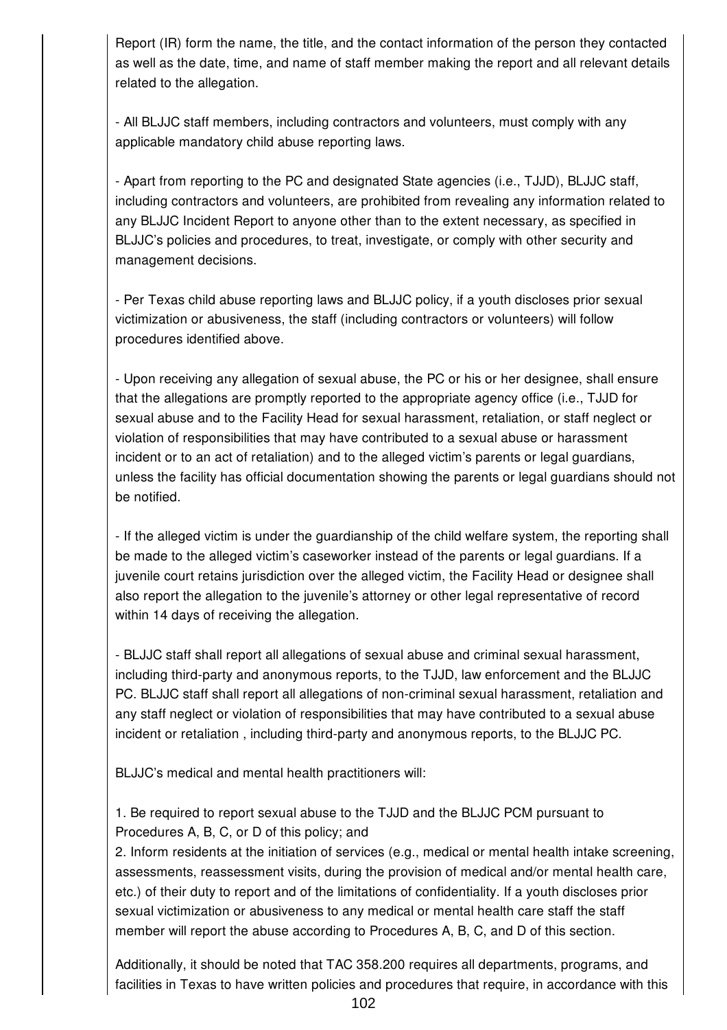Report (IR) form the name, the title, and the contact information of the person they contacted as well as the date, time, and name of staff member making the report and all relevant details related to the allegation.

- All BLJJC staff members, including contractors and volunteers, must comply with any applicable mandatory child abuse reporting laws.

- Apart from reporting to the PC and designated State agencies (i.e., TJJD), BLJJC staff, including contractors and volunteers, are prohibited from revealing any information related to any BLJJC Incident Report to anyone other than to the extent necessary, as specified in BLJJC's policies and procedures, to treat, investigate, or comply with other security and management decisions.

- Per Texas child abuse reporting laws and BLJJC policy, if a youth discloses prior sexual victimization or abusiveness, the staff (including contractors or volunteers) will follow procedures identified above.

- Upon receiving any allegation of sexual abuse, the PC or his or her designee, shall ensure that the allegations are promptly reported to the appropriate agency office (i.e., TJJD for sexual abuse and to the Facility Head for sexual harassment, retaliation, or staff neglect or violation of responsibilities that may have contributed to a sexual abuse or harassment incident or to an act of retaliation) and to the alleged victim's parents or legal guardians, unless the facility has official documentation showing the parents or legal guardians should not be notified.

- If the alleged victim is under the guardianship of the child welfare system, the reporting shall be made to the alleged victim's caseworker instead of the parents or legal guardians. If a juvenile court retains jurisdiction over the alleged victim, the Facility Head or designee shall also report the allegation to the juvenile's attorney or other legal representative of record within 14 days of receiving the allegation.

- BLJJC staff shall report all allegations of sexual abuse and criminal sexual harassment, including third-party and anonymous reports, to the TJJD, law enforcement and the BLJJC PC. BLJJC staff shall report all allegations of non-criminal sexual harassment, retaliation and any staff neglect or violation of responsibilities that may have contributed to a sexual abuse incident or retaliation , including third-party and anonymous reports, to the BLJJC PC.

BLJJC's medical and mental health practitioners will:

1. Be required to report sexual abuse to the TJJD and the BLJJC PCM pursuant to Procedures A, B, C, or D of this policy; and
2. Inform residents at the initiation of services (e.g., medical or mental health intake screening, assessments, reassessment visits, during the provision of medical and/or mental health care, etc.) of their duty to report and of the limitations of confidentiality. If a youth discloses prior sexual victimization or abusiveness to any medical or mental health care staff the staff member will report the abuse according to Procedures A, B, C, and D of this section.

Additionally, it should be noted that TAC 358.200 requires all departments, programs, and facilities in Texas to have written policies and procedures that require, in accordance with this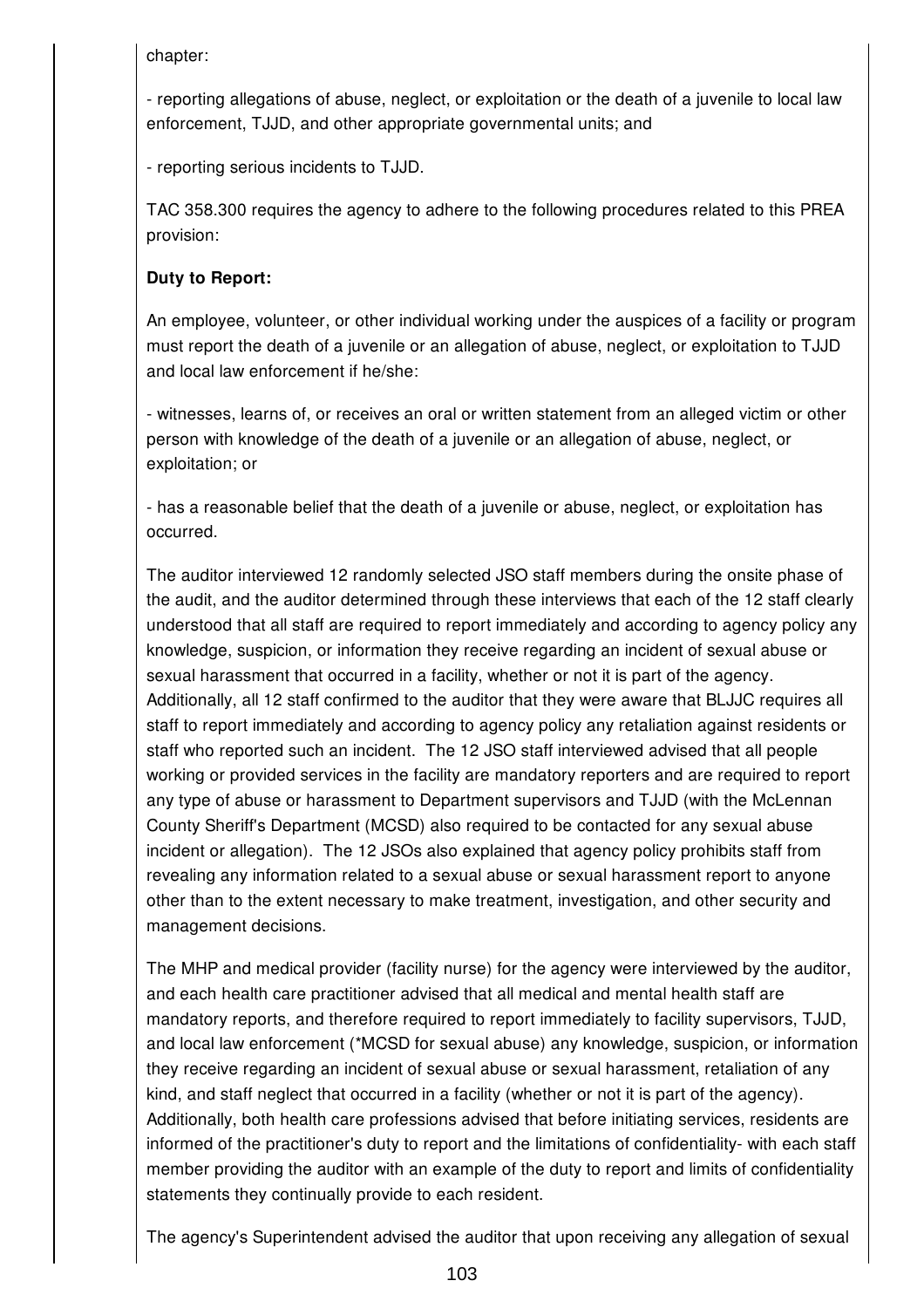chapter:

- reporting allegations of abuse, neglect, or exploitation or the death of a juvenile to local law enforcement, TJJD, and other appropriate governmental units; and

- reporting serious incidents to TJJD.

TAC 358.300 requires the agency to adhere to the following procedures related to this PREA provision:

**Duty to Report:**

An employee, volunteer, or other individual working under the auspices of a facility or program must report the death of a juvenile or an allegation of abuse, neglect, or exploitation to TJJD and local law enforcement if he/she:

- witnesses, learns of, or receives an oral or written statement from an alleged victim or other person with knowledge of the death of a juvenile or an allegation of abuse, neglect, or exploitation; or

- has a reasonable belief that the death of a juvenile or abuse, neglect, or exploitation has occurred.

The auditor interviewed 12 randomly selected JSO staff members during the onsite phase of the audit, and the auditor determined through these interviews that each of the 12 staff clearly understood that all staff are required to report immediately and according to agency policy any knowledge, suspicion, or information they receive regarding an incident of sexual abuse or sexual harassment that occurred in a facility, whether or not it is part of the agency. Additionally, all 12 staff confirmed to the auditor that they were aware that BLJJC requires all staff to report immediately and according to agency policy any retaliation against residents or staff who reported such an incident. The 12 JSO staff interviewed advised that all people working or provided services in the facility are mandatory reporters and are required to report any type of abuse or harassment to Department supervisors and TJJD (with the McLennan County Sheriff's Department (MCSD) also required to be contacted for any sexual abuse incident or allegation). The 12 JSOs also explained that agency policy prohibits staff from revealing any information related to a sexual abuse or sexual harassment report to anyone other than to the extent necessary to make treatment, investigation, and other security and management decisions.

The MHP and medical provider (facility nurse) for the agency were interviewed by the auditor, and each health care practitioner advised that all medical and mental health staff are mandatory reports, and therefore required to report immediately to facility supervisors, TJJD, and local law enforcement (*MCSD for sexual abuse) any knowledge, suspicion, or information they receive regarding an incident of sexual abuse or sexual harassment, retaliation of any kind, and staff neglect that occurred in a facility (whether or not it is part of the agency). Additionally, both health care professions advised that before initiating services, residents are informed of the practitioner's duty to report and the limitations of confidentiality- with each staff member providing the auditor with an example of the duty to report and limits of confidentiality statements they continually provide to each resident.

The agency's Superintendent advised the auditor that upon receiving any allegation of sexual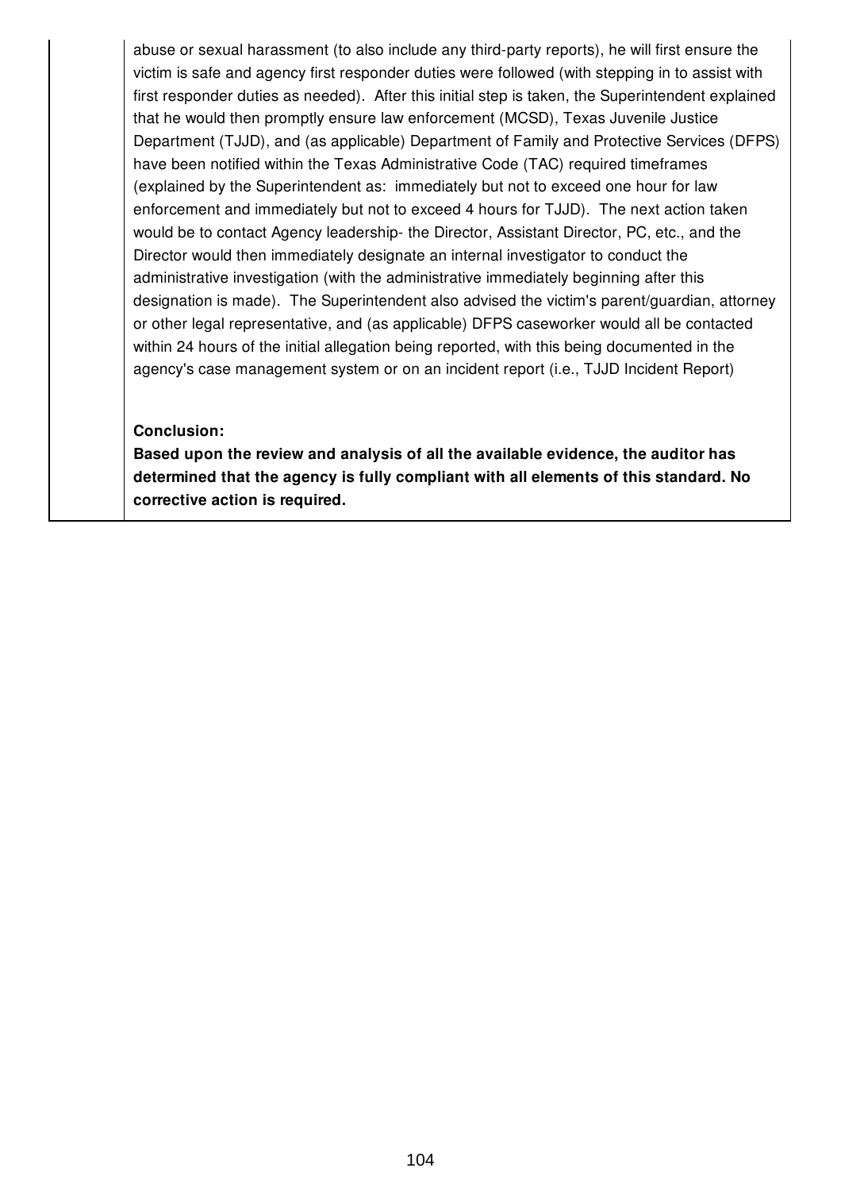abuse or sexual harassment (to also include any third-party reports), he will first ensure the victim is safe and agency first responder duties were followed (with stepping in to assist with first responder duties as needed). After this initial step is taken, the Superintendent explained that he would then promptly ensure law enforcement (MCSD), Texas Juvenile Justice Department (TJJD), and (as applicable) Department of Family and Protective Services (DFPS) have been notified within the Texas Administrative Code (TAC) required timeframes (explained by the Superintendent as: immediately but not to exceed one hour for law enforcement and immediately but not to exceed 4 hours for TJJD). The next action taken would be to contact Agency leadership- the Director, Assistant Director, PC, etc., and the Director would then immediately designate an internal investigator to conduct the administrative investigation (with the administrative immediately beginning after this designation is made). The Superintendent also advised the victim's parent/guardian, attorney or other legal representative, and (as applicable) DFPS caseworker would all be contacted within 24 hours of the initial allegation being reported, with this being documented in the agency's case management system or on an incident report (i.e., TJJD Incident Report)

**Conclusion:**

**Based upon the review and analysis of all the available evidence, the auditor has determined that the agency is fully compliant with all elements of this standard. No corrective action is required.**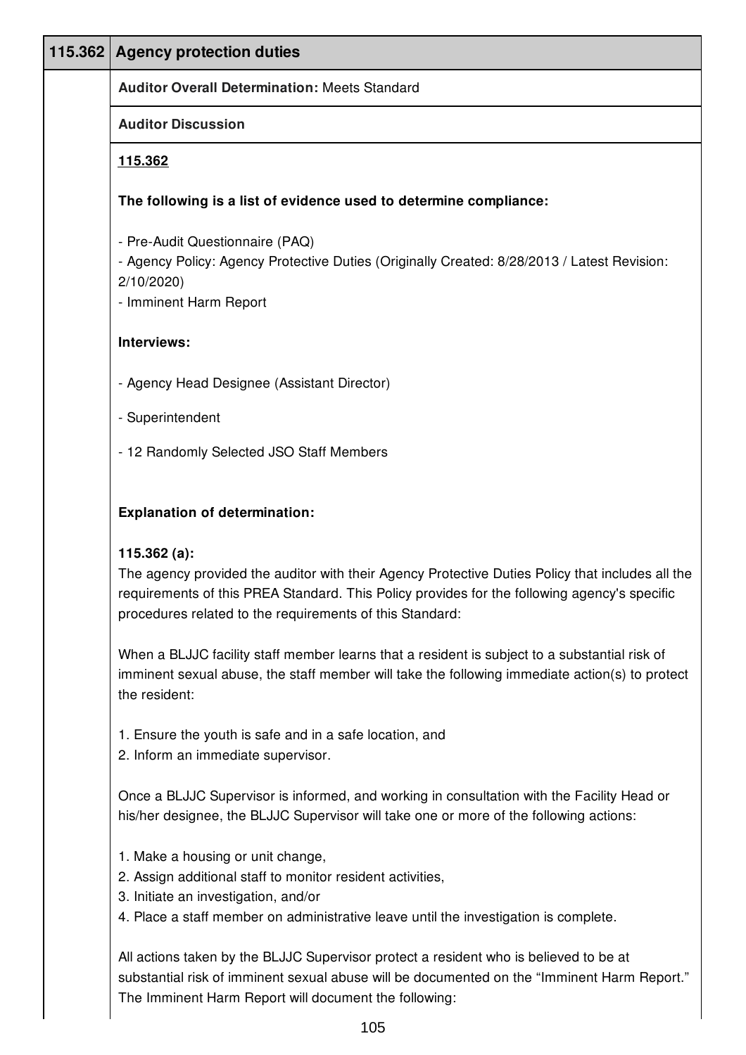| 115.362 | Agency protection duties |
|---|---|

**Auditor Overall Determination:** Meets Standard

**Auditor Discussion**

**115.362**

**The following is a list of evidence used to determine compliance:**

- Pre-Audit Questionnaire (PAQ)
- Agency Policy: Agency Protective Duties (Originally Created: 8/28/2013 / Latest Revision: 2/10/2020)
- Imminent Harm Report

**Interviews:**

- Agency Head Designee (Assistant Director)

- Superintendent

- 12 Randomly Selected JSO Staff Members

**Explanation of determination:**

**115.362 (a):**
The agency provided the auditor with their Agency Protective Duties Policy that includes all the requirements of this PREA Standard. This Policy provides for the following agency's specific procedures related to the requirements of this Standard:

When a BLJJC facility staff member learns that a resident is subject to a substantial risk of imminent sexual abuse, the staff member will take the following immediate action(s) to protect the resident:

1. Ensure the youth is safe and in a safe location, and
2. Inform an immediate supervisor.

Once a BLJJC Supervisor is informed, and working in consultation with the Facility Head or his/her designee, the BLJJC Supervisor will take one or more of the following actions:

1. Make a housing or unit change,
2. Assign additional staff to monitor resident activities,
3. Initiate an investigation, and/or
4. Place a staff member on administrative leave until the investigation is complete.

All actions taken by the BLJJC Supervisor protect a resident who is believed to be at substantial risk of imminent sexual abuse will be documented on the "Imminent Harm Report." The Imminent Harm Report will document the following: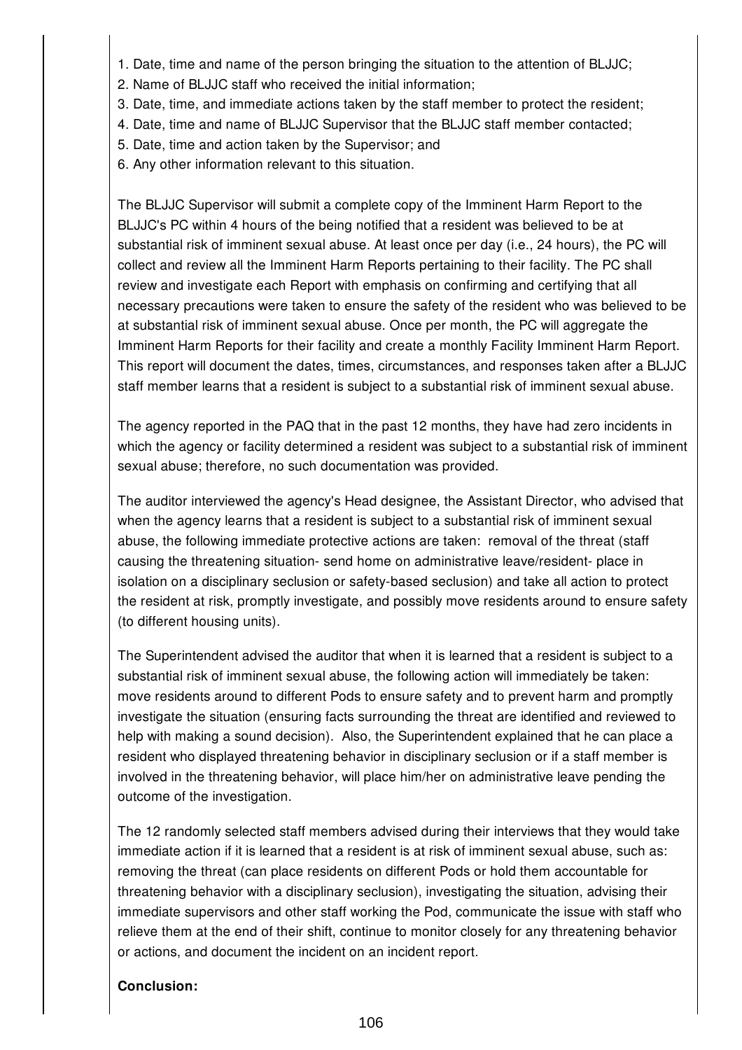1. Date, time and name of the person bringing the situation to the attention of BLJJC;
2. Name of BLJJC staff who received the initial information;
3. Date, time, and immediate actions taken by the staff member to protect the resident;
4. Date, time and name of BLJJC Supervisor that the BLJJC staff member contacted;
5. Date, time and action taken by the Supervisor; and
6. Any other information relevant to this situation.

The BLJJC Supervisor will submit a complete copy of the Imminent Harm Report to the BLJJC's PC within 4 hours of the being notified that a resident was believed to be at substantial risk of imminent sexual abuse. At least once per day (i.e., 24 hours), the PC will collect and review all the Imminent Harm Reports pertaining to their facility. The PC shall review and investigate each Report with emphasis on confirming and certifying that all necessary precautions were taken to ensure the safety of the resident who was believed to be at substantial risk of imminent sexual abuse. Once per month, the PC will aggregate the Imminent Harm Reports for their facility and create a monthly Facility Imminent Harm Report. This report will document the dates, times, circumstances, and responses taken after a BLJJC staff member learns that a resident is subject to a substantial risk of imminent sexual abuse.

The agency reported in the PAQ that in the past 12 months, they have had zero incidents in which the agency or facility determined a resident was subject to a substantial risk of imminent sexual abuse; therefore, no such documentation was provided.

The auditor interviewed the agency's Head designee, the Assistant Director, who advised that when the agency learns that a resident is subject to a substantial risk of imminent sexual abuse, the following immediate protective actions are taken: removal of the threat (staff causing the threatening situation- send home on administrative leave/resident- place in isolation on a disciplinary seclusion or safety-based seclusion) and take all action to protect the resident at risk, promptly investigate, and possibly move residents around to ensure safety (to different housing units).

The Superintendent advised the auditor that when it is learned that a resident is subject to a substantial risk of imminent sexual abuse, the following action will immediately be taken: move residents around to different Pods to ensure safety and to prevent harm and promptly investigate the situation (ensuring facts surrounding the threat are identified and reviewed to help with making a sound decision). Also, the Superintendent explained that he can place a resident who displayed threatening behavior in disciplinary seclusion or if a staff member is involved in the threatening behavior, will place him/her on administrative leave pending the outcome of the investigation.

The 12 randomly selected staff members advised during their interviews that they would take immediate action if it is learned that a resident is at risk of imminent sexual abuse, such as: removing the threat (can place residents on different Pods or hold them accountable for threatening behavior with a disciplinary seclusion), investigating the situation, advising their immediate supervisors and other staff working the Pod, communicate the issue with staff who relieve them at the end of their shift, continue to monitor closely for any threatening behavior or actions, and document the incident on an incident report.

**Conclusion:**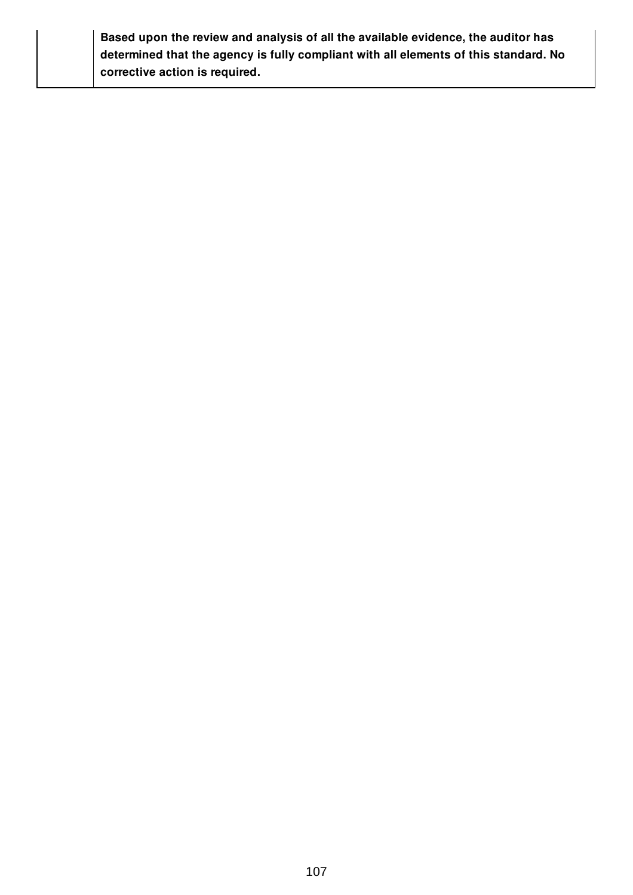| | |
|---|---|
| | **Based upon the review and analysis of all the available evidence, the auditor has determined that the agency is fully compliant with all elements of this standard. No corrective action is required.** |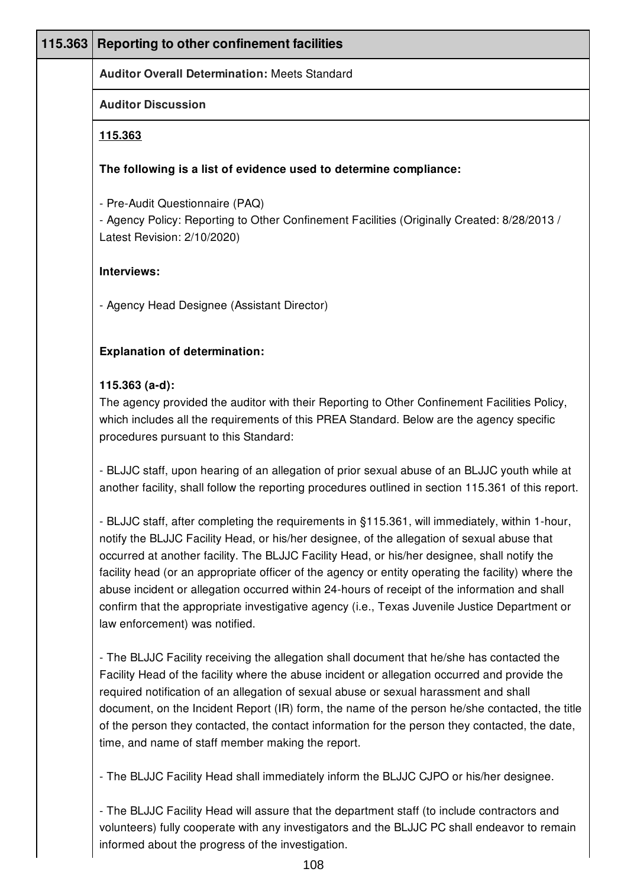| 115.363 | Reporting to other confinement facilities |
|---|---|

**Auditor Overall Determination:** Meets Standard

**Auditor Discussion**

**115.363**

**The following is a list of evidence used to determine compliance:**

- Pre-Audit Questionnaire (PAQ)
- Agency Policy: Reporting to Other Confinement Facilities (Originally Created: 8/28/2013 / Latest Revision: 2/10/2020)

**Interviews:**

- Agency Head Designee (Assistant Director)

**Explanation of determination:**

**115.363 (a-d):**
The agency provided the auditor with their Reporting to Other Confinement Facilities Policy, which includes all the requirements of this PREA Standard. Below are the agency specific procedures pursuant to this Standard:

- BLJJC staff, upon hearing of an allegation of prior sexual abuse of an BLJJC youth while at another facility, shall follow the reporting procedures outlined in section 115.361 of this report.

- BLJJC staff, after completing the requirements in §115.361, will immediately, within 1-hour, notify the BLJJC Facility Head, or his/her designee, of the allegation of sexual abuse that occurred at another facility. The BLJJC Facility Head, or his/her designee, shall notify the facility head (or an appropriate officer of the agency or entity operating the facility) where the abuse incident or allegation occurred within 24-hours of receipt of the information and shall confirm that the appropriate investigative agency (i.e., Texas Juvenile Justice Department or law enforcement) was notified.

- The BLJJC Facility receiving the allegation shall document that he/she has contacted the Facility Head of the facility where the abuse incident or allegation occurred and provide the required notification of an allegation of sexual abuse or sexual harassment and shall document, on the Incident Report (IR) form, the name of the person he/she contacted, the title of the person they contacted, the contact information for the person they contacted, the date, time, and name of staff member making the report.

- The BLJJC Facility Head shall immediately inform the BLJJC CJPO or his/her designee.

- The BLJJC Facility Head will assure that the department staff (to include contractors and volunteers) fully cooperate with any investigators and the BLJJC PC shall endeavor to remain informed about the progress of the investigation.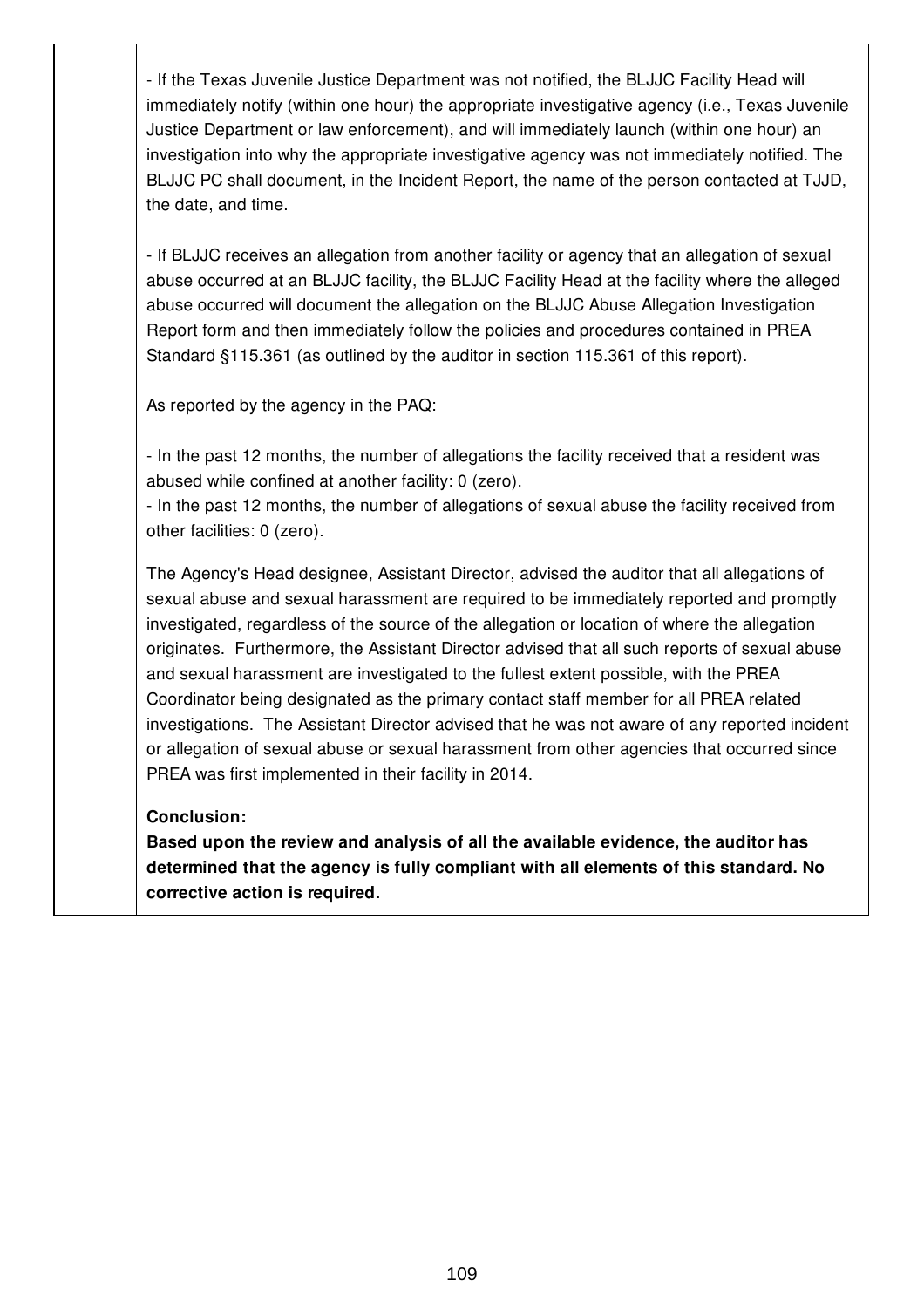- If the Texas Juvenile Justice Department was not notified, the BLJJC Facility Head will immediately notify (within one hour) the appropriate investigative agency (i.e., Texas Juvenile Justice Department or law enforcement), and will immediately launch (within one hour) an investigation into why the appropriate investigative agency was not immediately notified. The BLJJC PC shall document, in the Incident Report, the name of the person contacted at TJJD, the date, and time.

- If BLJJC receives an allegation from another facility or agency that an allegation of sexual abuse occurred at an BLJJC facility, the BLJJC Facility Head at the facility where the alleged abuse occurred will document the allegation on the BLJJC Abuse Allegation Investigation Report form and then immediately follow the policies and procedures contained in PREA Standard §115.361 (as outlined by the auditor in section 115.361 of this report).

As reported by the agency in the PAQ:

- In the past 12 months, the number of allegations the facility received that a resident was abused while confined at another facility: 0 (zero).
- In the past 12 months, the number of allegations of sexual abuse the facility received from other facilities: 0 (zero).

The Agency's Head designee, Assistant Director, advised the auditor that all allegations of sexual abuse and sexual harassment are required to be immediately reported and promptly investigated, regardless of the source of the allegation or location of where the allegation originates. Furthermore, the Assistant Director advised that all such reports of sexual abuse and sexual harassment are investigated to the fullest extent possible, with the PREA Coordinator being designated as the primary contact staff member for all PREA related investigations. The Assistant Director advised that he was not aware of any reported incident or allegation of sexual abuse or sexual harassment from other agencies that occurred since PREA was first implemented in their facility in 2014.

**Conclusion:**
**Based upon the review and analysis of all the available evidence, the auditor has determined that the agency is fully compliant with all elements of this standard. No corrective action is required.**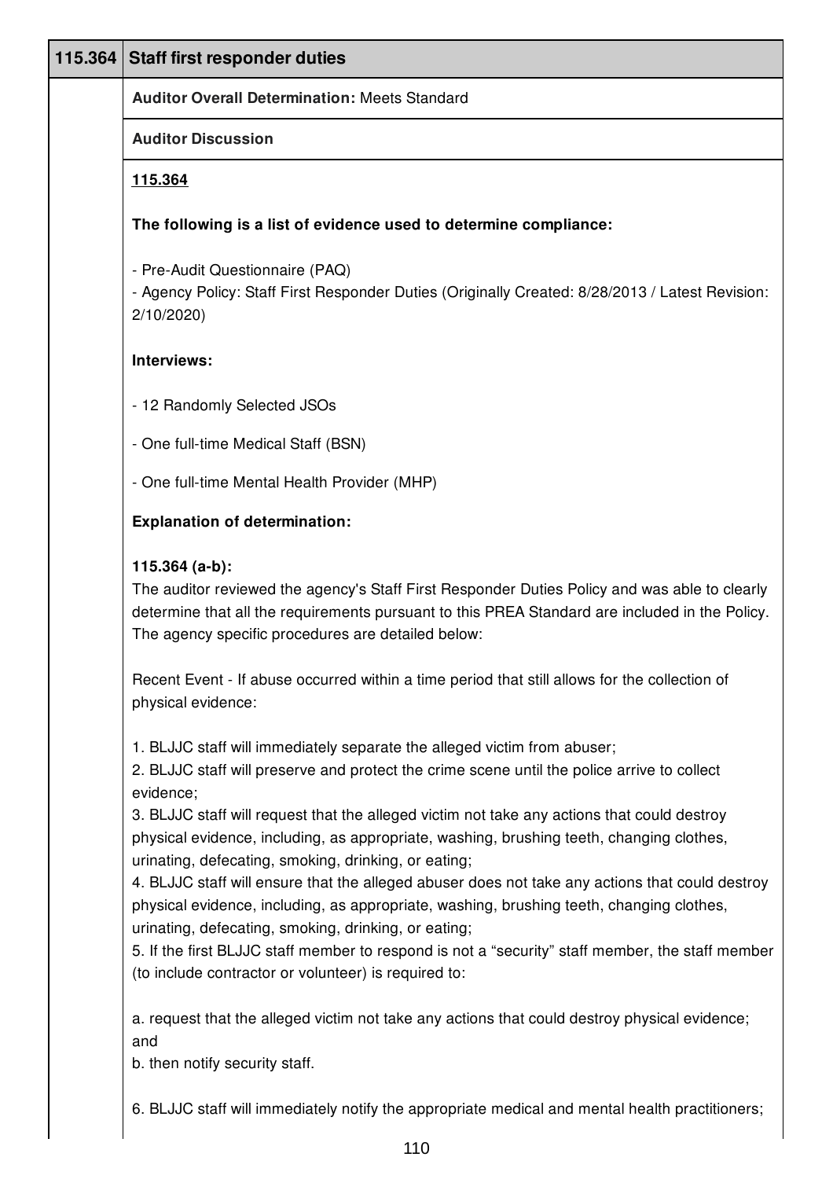## 115.364 Staff first responder duties

**Auditor Overall Determination:** Meets Standard

**Auditor Discussion**

**115.364**

**The following is a list of evidence used to determine compliance:**

- Pre-Audit Questionnaire (PAQ)
- Agency Policy: Staff First Responder Duties (Originally Created: 8/28/2013 / Latest Revision: 2/10/2020)

**Interviews:**

- 12 Randomly Selected JSOs

- One full-time Medical Staff (BSN)

- One full-time Mental Health Provider (MHP)

**Explanation of determination:**

**115.364 (a-b):**
The auditor reviewed the agency's Staff First Responder Duties Policy and was able to clearly determine that all the requirements pursuant to this PREA Standard are included in the Policy. The agency specific procedures are detailed below:

Recent Event - If abuse occurred within a time period that still allows for the collection of physical evidence:

1. BLJJC staff will immediately separate the alleged victim from abuser;
2. BLJJC staff will preserve and protect the crime scene until the police arrive to collect evidence;
3. BLJJC staff will request that the alleged victim not take any actions that could destroy physical evidence, including, as appropriate, washing, brushing teeth, changing clothes, urinating, defecating, smoking, drinking, or eating;
4. BLJJC staff will ensure that the alleged abuser does not take any actions that could destroy physical evidence, including, as appropriate, washing, brushing teeth, changing clothes, urinating, defecating, smoking, drinking, or eating;
5. If the first BLJJC staff member to respond is not a "security" staff member, the staff member (to include contractor or volunteer) is required to:

a. request that the alleged victim not take any actions that could destroy physical evidence; and
b. then notify security staff.

6. BLJJC staff will immediately notify the appropriate medical and mental health practitioners;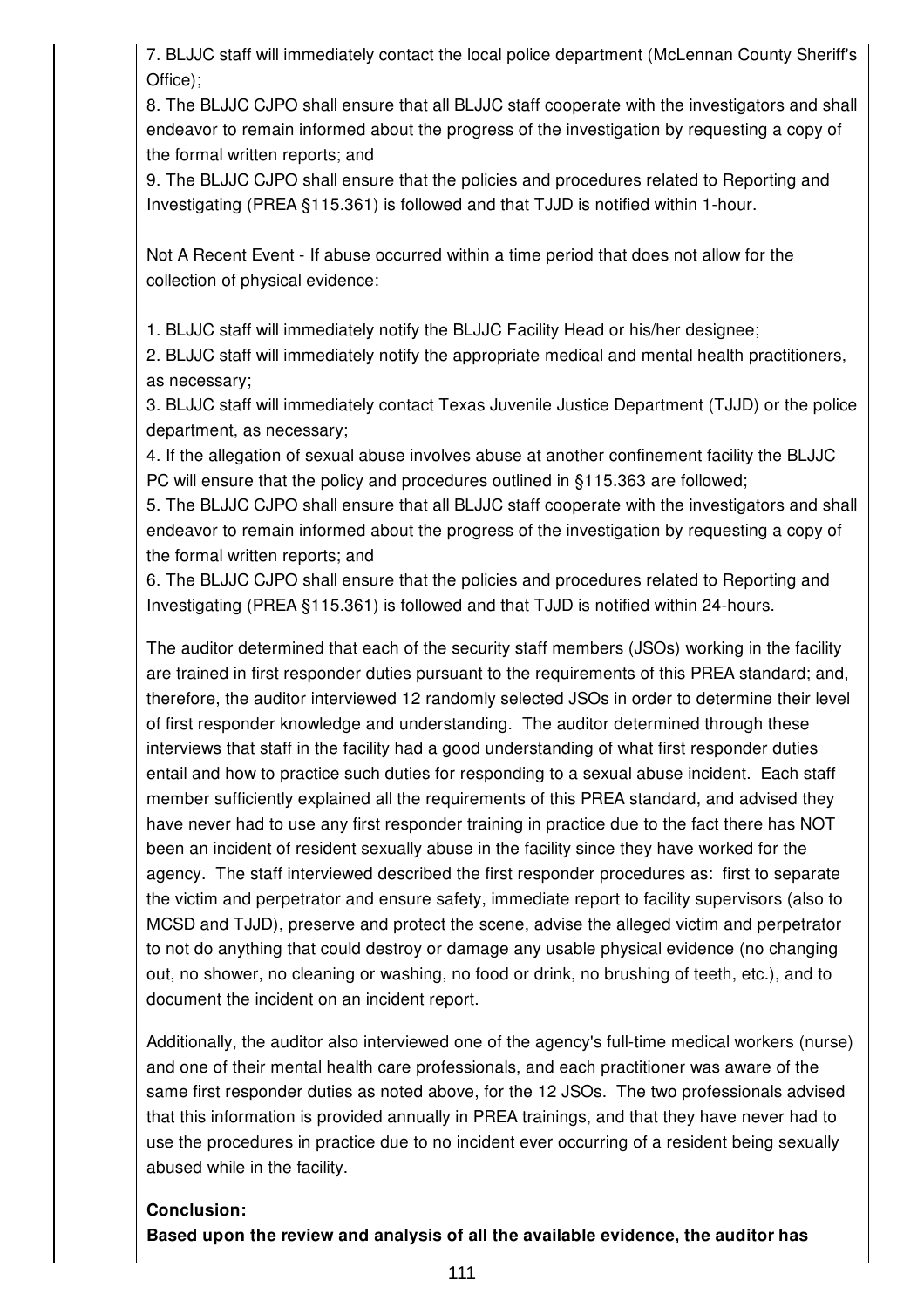7. BLJJC staff will immediately contact the local police department (McLennan County Sheriff's Office);

8. The BLJJC CJPO shall ensure that all BLJJC staff cooperate with the investigators and shall endeavor to remain informed about the progress of the investigation by requesting a copy of the formal written reports; and

9. The BLJJC CJPO shall ensure that the policies and procedures related to Reporting and Investigating (PREA §115.361) is followed and that TJJD is notified within 1-hour.

Not A Recent Event - If abuse occurred within a time period that does not allow for the collection of physical evidence:

1. BLJJC staff will immediately notify the BLJJC Facility Head or his/her designee;

2. BLJJC staff will immediately notify the appropriate medical and mental health practitioners, as necessary;

3. BLJJC staff will immediately contact Texas Juvenile Justice Department (TJJD) or the police department, as necessary;

4. If the allegation of sexual abuse involves abuse at another confinement facility the BLJJC PC will ensure that the policy and procedures outlined in §115.363 are followed;

5. The BLJJC CJPO shall ensure that all BLJJC staff cooperate with the investigators and shall endeavor to remain informed about the progress of the investigation by requesting a copy of the formal written reports; and

6. The BLJJC CJPO shall ensure that the policies and procedures related to Reporting and Investigating (PREA §115.361) is followed and that TJJD is notified within 24-hours.

The auditor determined that each of the security staff members (JSOs) working in the facility are trained in first responder duties pursuant to the requirements of this PREA standard; and, therefore, the auditor interviewed 12 randomly selected JSOs in order to determine their level of first responder knowledge and understanding. The auditor determined through these interviews that staff in the facility had a good understanding of what first responder duties entail and how to practice such duties for responding to a sexual abuse incident. Each staff member sufficiently explained all the requirements of this PREA standard, and advised they have never had to use any first responder training in practice due to the fact there has NOT been an incident of resident sexually abuse in the facility since they have worked for the agency. The staff interviewed described the first responder procedures as: first to separate the victim and perpetrator and ensure safety, immediate report to facility supervisors (also to MCSD and TJJD), preserve and protect the scene, advise the alleged victim and perpetrator to not do anything that could destroy or damage any usable physical evidence (no changing out, no shower, no cleaning or washing, no food or drink, no brushing of teeth, etc.), and to document the incident on an incident report.

Additionally, the auditor also interviewed one of the agency's full-time medical workers (nurse) and one of their mental health care professionals, and each practitioner was aware of the same first responder duties as noted above, for the 12 JSOs. The two professionals advised that this information is provided annually in PREA trainings, and that they have never had to use the procedures in practice due to no incident ever occurring of a resident being sexually abused while in the facility.

**Conclusion:**

**Based upon the review and analysis of all the available evidence, the auditor has**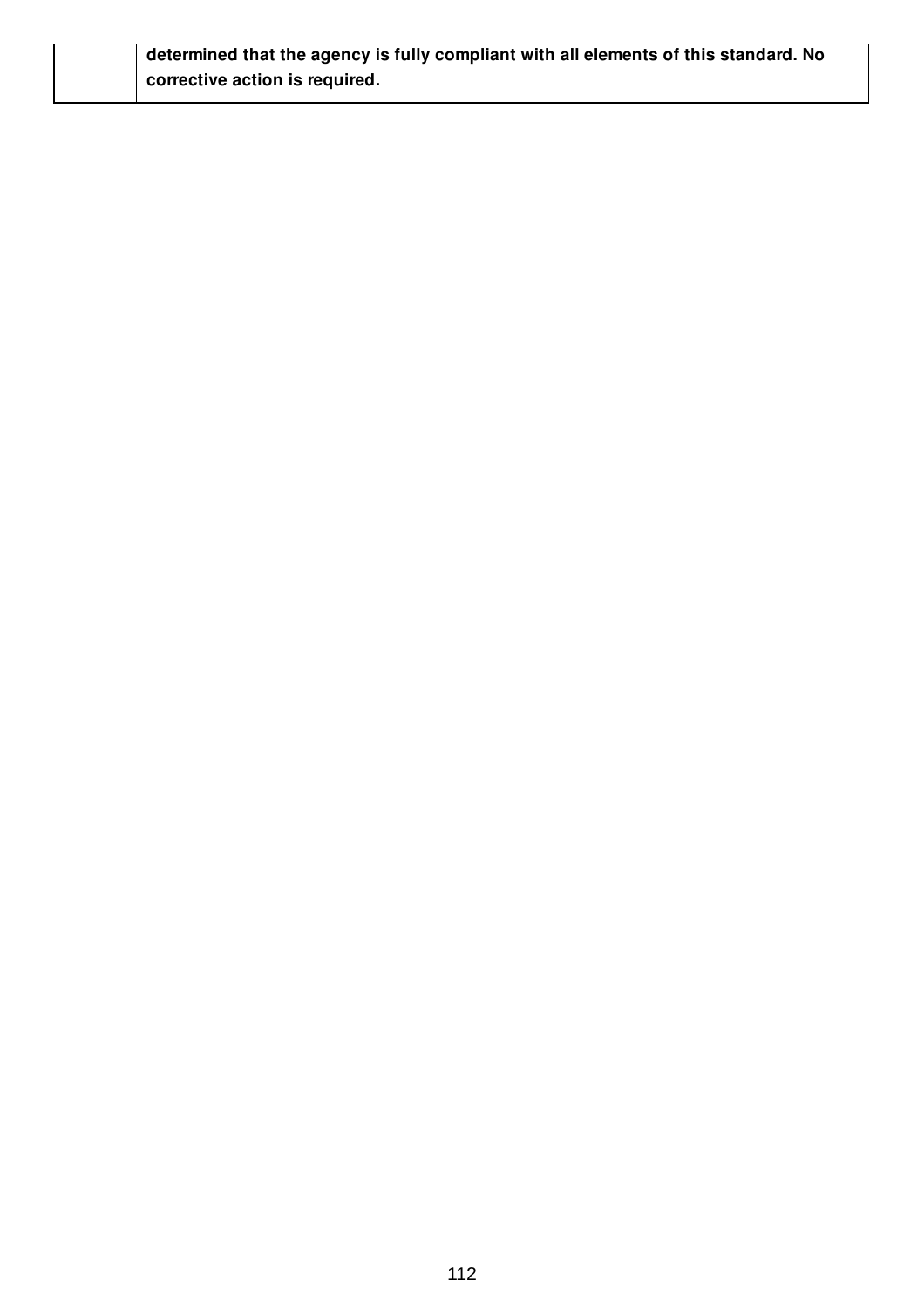|  | **determined that the agency is fully compliant with all elements of this standard. No corrective action is required.** |
| --- | --- |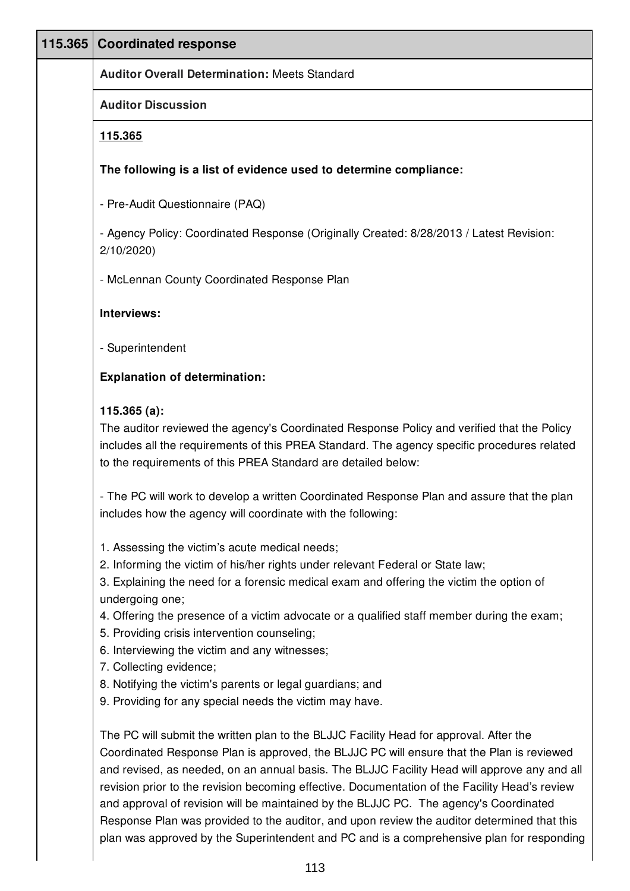| 115.365 | Coordinated response |
|---|---|
| | **Auditor Overall Determination:** Meets Standard |
| | **Auditor Discussion** |

**115.365**

**The following is a list of evidence used to determine compliance:**

- Pre-Audit Questionnaire (PAQ)

- Agency Policy: Coordinated Response (Originally Created: 8/28/2013 / Latest Revision: 2/10/2020)

- McLennan County Coordinated Response Plan

**Interviews:**

- Superintendent

**Explanation of determination:**

**115.365 (a):**
The auditor reviewed the agency's Coordinated Response Policy and verified that the Policy includes all the requirements of this PREA Standard. The agency specific procedures related to the requirements of this PREA Standard are detailed below:

- The PC will work to develop a written Coordinated Response Plan and assure that the plan includes how the agency will coordinate with the following:

1. Assessing the victim's acute medical needs;
2. Informing the victim of his/her rights under relevant Federal or State law;
3. Explaining the need for a forensic medical exam and offering the victim the option of undergoing one;
4. Offering the presence of a victim advocate or a qualified staff member during the exam;
5. Providing crisis intervention counseling;
6. Interviewing the victim and any witnesses;
7. Collecting evidence;
8. Notifying the victim's parents or legal guardians; and
9. Providing for any special needs the victim may have.

The PC will submit the written plan to the BLJJC Facility Head for approval. After the Coordinated Response Plan is approved, the BLJJC PC will ensure that the Plan is reviewed and revised, as needed, on an annual basis. The BLJJC Facility Head will approve any and all revision prior to the revision becoming effective. Documentation of the Facility Head's review and approval of revision will be maintained by the BLJJC PC. The agency's Coordinated Response Plan was provided to the auditor, and upon review the auditor determined that this plan was approved by the Superintendent and PC and is a comprehensive plan for responding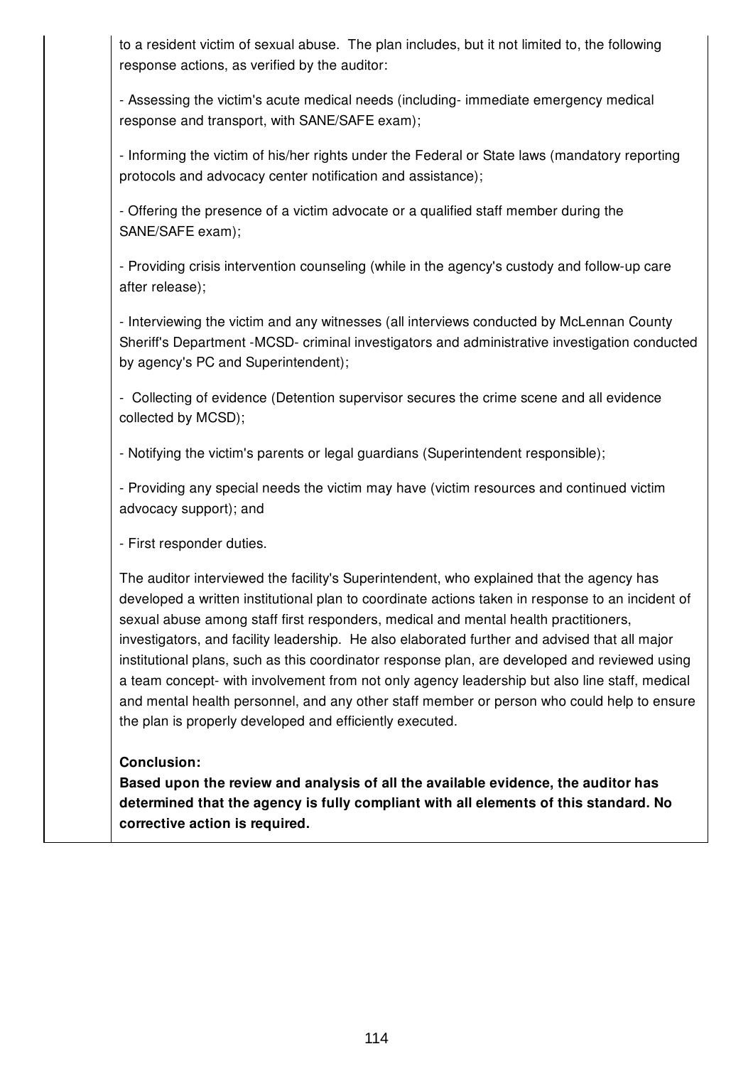to a resident victim of sexual abuse. The plan includes, but it not limited to, the following response actions, as verified by the auditor:

- Assessing the victim's acute medical needs (including- immediate emergency medical response and transport, with SANE/SAFE exam);

- Informing the victim of his/her rights under the Federal or State laws (mandatory reporting protocols and advocacy center notification and assistance);

- Offering the presence of a victim advocate or a qualified staff member during the SANE/SAFE exam);

- Providing crisis intervention counseling (while in the agency's custody and follow-up care after release);

- Interviewing the victim and any witnesses (all interviews conducted by McLennan County Sheriff's Department -MCSD- criminal investigators and administrative investigation conducted by agency's PC and Superintendent);

- Collecting of evidence (Detention supervisor secures the crime scene and all evidence collected by MCSD);

- Notifying the victim's parents or legal guardians (Superintendent responsible);

- Providing any special needs the victim may have (victim resources and continued victim advocacy support); and

- First responder duties.

The auditor interviewed the facility's Superintendent, who explained that the agency has developed a written institutional plan to coordinate actions taken in response to an incident of sexual abuse among staff first responders, medical and mental health practitioners, investigators, and facility leadership. He also elaborated further and advised that all major institutional plans, such as this coordinator response plan, are developed and reviewed using a team concept- with involvement from not only agency leadership but also line staff, medical and mental health personnel, and any other staff member or person who could help to ensure the plan is properly developed and efficiently executed.

**Conclusion:**
**Based upon the review and analysis of all the available evidence, the auditor has determined that the agency is fully compliant with all elements of this standard. No corrective action is required.**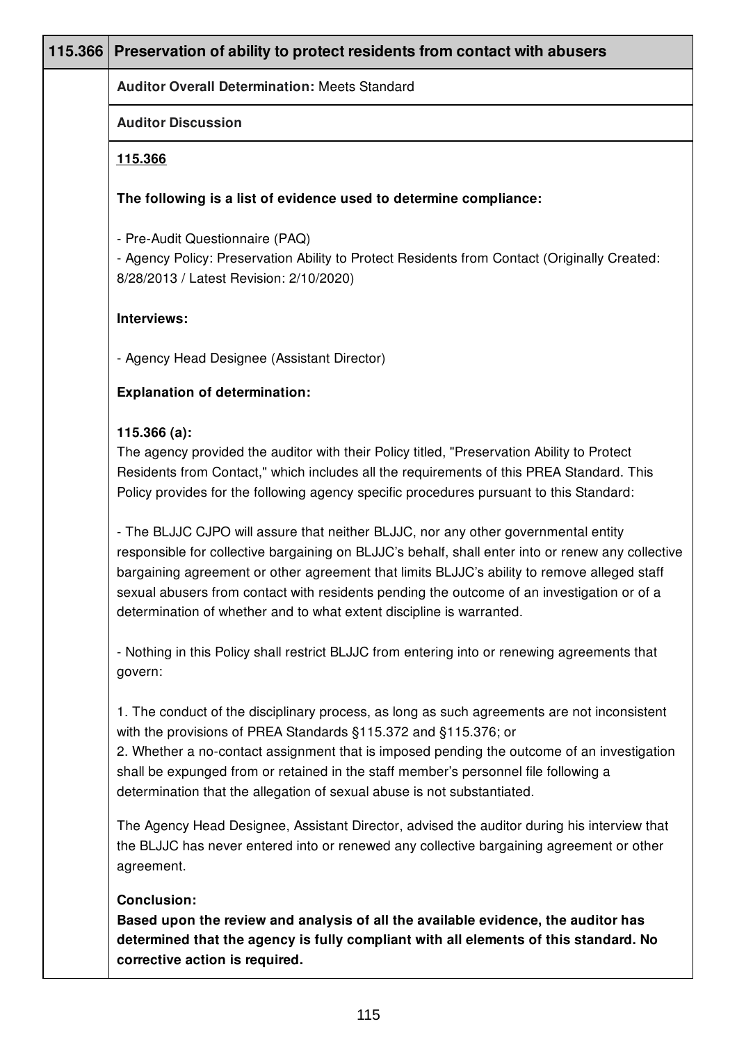## 115.366 Preservation of ability to protect residents from contact with abusers

**Auditor Overall Determination:** Meets Standard

**Auditor Discussion**

**115.366**

**The following is a list of evidence used to determine compliance:**

- Pre-Audit Questionnaire (PAQ)
- Agency Policy: Preservation Ability to Protect Residents from Contact (Originally Created: 8/28/2013 / Latest Revision: 2/10/2020)

**Interviews:**

- Agency Head Designee (Assistant Director)

**Explanation of determination:**

**115.366 (a):**
The agency provided the auditor with their Policy titled, "Preservation Ability to Protect Residents from Contact," which includes all the requirements of this PREA Standard. This Policy provides for the following agency specific procedures pursuant to this Standard:

- The BLJJC CJPO will assure that neither BLJJC, nor any other governmental entity responsible for collective bargaining on BLJJC's behalf, shall enter into or renew any collective bargaining agreement or other agreement that limits BLJJC's ability to remove alleged staff sexual abusers from contact with residents pending the outcome of an investigation or of a determination of whether and to what extent discipline is warranted.

- Nothing in this Policy shall restrict BLJJC from entering into or renewing agreements that govern:

1. The conduct of the disciplinary process, as long as such agreements are not inconsistent with the provisions of PREA Standards §115.372 and §115.376; or
2. Whether a no-contact assignment that is imposed pending the outcome of an investigation shall be expunged from or retained in the staff member's personnel file following a determination that the allegation of sexual abuse is not substantiated.

The Agency Head Designee, Assistant Director, advised the auditor during his interview that the BLJJC has never entered into or renewed any collective bargaining agreement or other agreement.

**Conclusion:**
**Based upon the review and analysis of all the available evidence, the auditor has determined that the agency is fully compliant with all elements of this standard. No corrective action is required.**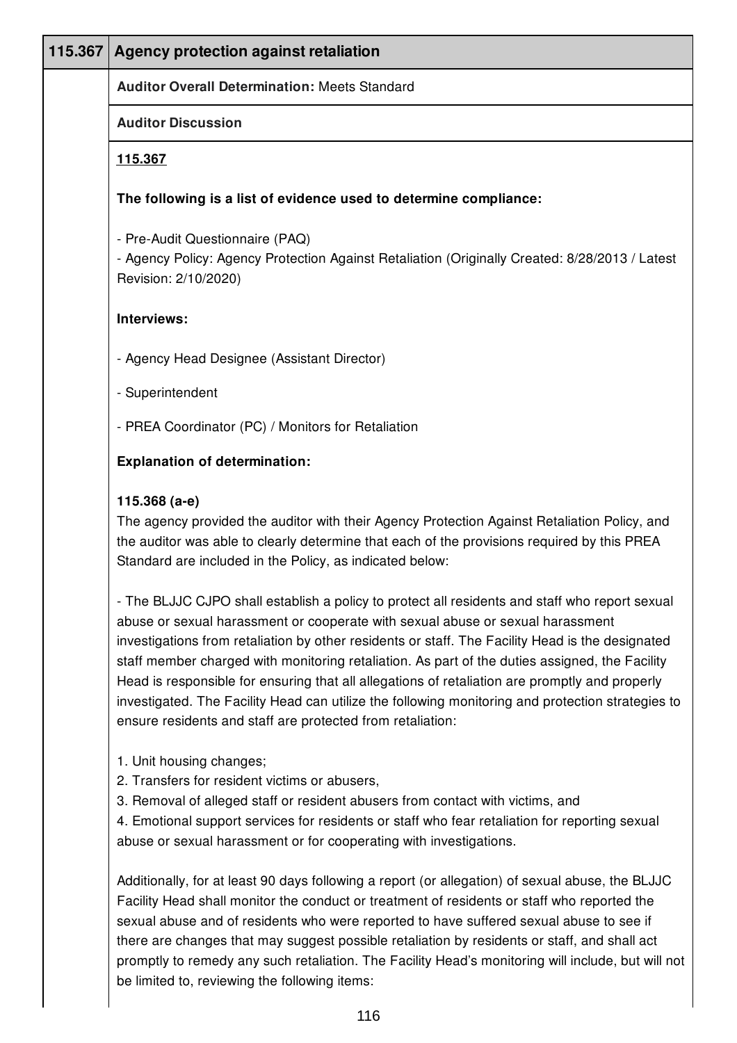| 115.367 | Agency protection against retaliation |
| --- | --- |

**Auditor Overall Determination:** Meets Standard

**Auditor Discussion**

**115.367**

**The following is a list of evidence used to determine compliance:**

- Pre-Audit Questionnaire (PAQ)
- Agency Policy: Agency Protection Against Retaliation (Originally Created: 8/28/2013 / Latest Revision: 2/10/2020)

**Interviews:**

- Agency Head Designee (Assistant Director)

- Superintendent

- PREA Coordinator (PC) / Monitors for Retaliation

**Explanation of determination:**

**115.368 (a-e)**
The agency provided the auditor with their Agency Protection Against Retaliation Policy, and the auditor was able to clearly determine that each of the provisions required by this PREA Standard are included in the Policy, as indicated below:

- The BLJJC CJPO shall establish a policy to protect all residents and staff who report sexual abuse or sexual harassment or cooperate with sexual abuse or sexual harassment investigations from retaliation by other residents or staff. The Facility Head is the designated staff member charged with monitoring retaliation. As part of the duties assigned, the Facility Head is responsible for ensuring that all allegations of retaliation are promptly and properly investigated. The Facility Head can utilize the following monitoring and protection strategies to ensure residents and staff are protected from retaliation:

1. Unit housing changes;
2. Transfers for resident victims or abusers,
3. Removal of alleged staff or resident abusers from contact with victims, and
4. Emotional support services for residents or staff who fear retaliation for reporting sexual abuse or sexual harassment or for cooperating with investigations.

Additionally, for at least 90 days following a report (or allegation) of sexual abuse, the BLJJC Facility Head shall monitor the conduct or treatment of residents or staff who reported the sexual abuse and of residents who were reported to have suffered sexual abuse to see if there are changes that may suggest possible retaliation by residents or staff, and shall act promptly to remedy any such retaliation. The Facility Head's monitoring will include, but will not be limited to, reviewing the following items: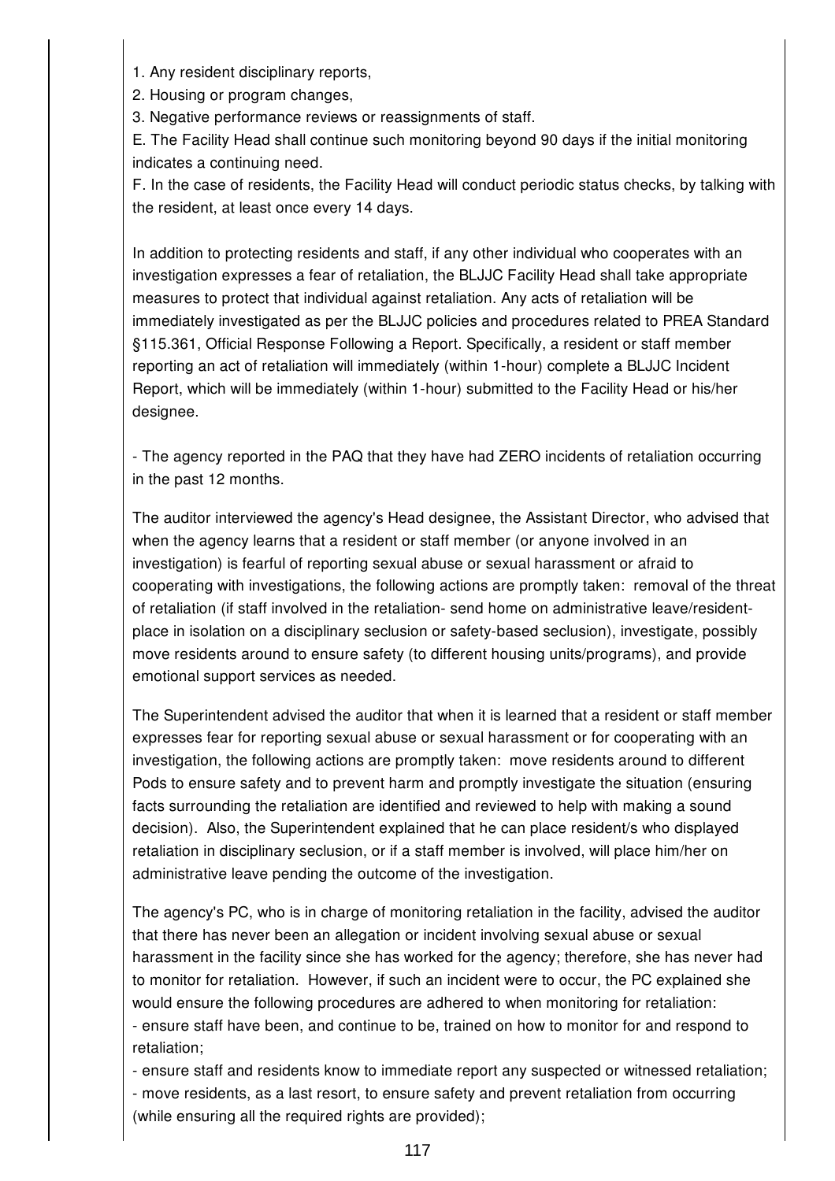1. Any resident disciplinary reports,
2. Housing or program changes,
3. Negative performance reviews or reassignments of staff.

E. The Facility Head shall continue such monitoring beyond 90 days if the initial monitoring indicates a continuing need.

F. In the case of residents, the Facility Head will conduct periodic status checks, by talking with the resident, at least once every 14 days.

In addition to protecting residents and staff, if any other individual who cooperates with an investigation expresses a fear of retaliation, the BLJJC Facility Head shall take appropriate measures to protect that individual against retaliation. Any acts of retaliation will be immediately investigated as per the BLJJC policies and procedures related to PREA Standard §115.361, Official Response Following a Report. Specifically, a resident or staff member reporting an act of retaliation will immediately (within 1-hour) complete a BLJJC Incident Report, which will be immediately (within 1-hour) submitted to the Facility Head or his/her designee.

- The agency reported in the PAQ that they have had ZERO incidents of retaliation occurring in the past 12 months.

The auditor interviewed the agency's Head designee, the Assistant Director, who advised that when the agency learns that a resident or staff member (or anyone involved in an investigation) is fearful of reporting sexual abuse or sexual harassment or afraid to cooperating with investigations, the following actions are promptly taken: removal of the threat of retaliation (if staff involved in the retaliation- send home on administrative leave/resident- place in isolation on a disciplinary seclusion or safety-based seclusion), investigate, possibly move residents around to ensure safety (to different housing units/programs), and provide emotional support services as needed.

The Superintendent advised the auditor that when it is learned that a resident or staff member expresses fear for reporting sexual abuse or sexual harassment or for cooperating with an investigation, the following actions are promptly taken: move residents around to different Pods to ensure safety and to prevent harm and promptly investigate the situation (ensuring facts surrounding the retaliation are identified and reviewed to help with making a sound decision). Also, the Superintendent explained that he can place resident/s who displayed retaliation in disciplinary seclusion, or if a staff member is involved, will place him/her on administrative leave pending the outcome of the investigation.

The agency's PC, who is in charge of monitoring retaliation in the facility, advised the auditor that there has never been an allegation or incident involving sexual abuse or sexual harassment in the facility since she has worked for the agency; therefore, she has never had to monitor for retaliation. However, if such an incident were to occur, the PC explained she would ensure the following procedures are adhered to when monitoring for retaliation:

- ensure staff have been, and continue to be, trained on how to monitor for and respond to retaliation;
- ensure staff and residents know to immediate report any suspected or witnessed retaliation;
- move residents, as a last resort, to ensure safety and prevent retaliation from occurring (while ensuring all the required rights are provided);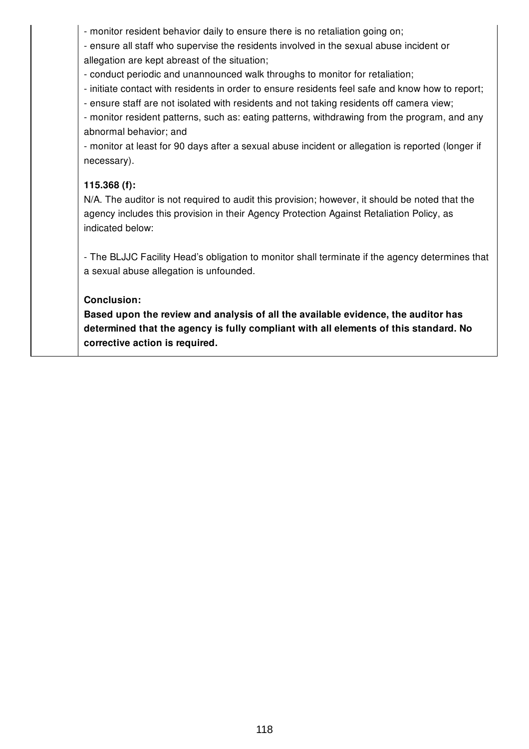- monitor resident behavior daily to ensure there is no retaliation going on;
- ensure all staff who supervise the residents involved in the sexual abuse incident or allegation are kept abreast of the situation;
- conduct periodic and unannounced walk throughs to monitor for retaliation;
- initiate contact with residents in order to ensure residents feel safe and know how to report;
- ensure staff are not isolated with residents and not taking residents off camera view;
- monitor resident patterns, such as: eating patterns, withdrawing from the program, and any abnormal behavior; and
- monitor at least for 90 days after a sexual abuse incident or allegation is reported (longer if necessary).

**115.368 (f):**

N/A. The auditor is not required to audit this provision; however, it should be noted that the agency includes this provision in their Agency Protection Against Retaliation Policy, as indicated below:

- The BLJJC Facility Head's obligation to monitor shall terminate if the agency determines that a sexual abuse allegation is unfounded.

**Conclusion:**

**Based upon the review and analysis of all the available evidence, the auditor has determined that the agency is fully compliant with all elements of this standard. No corrective action is required.**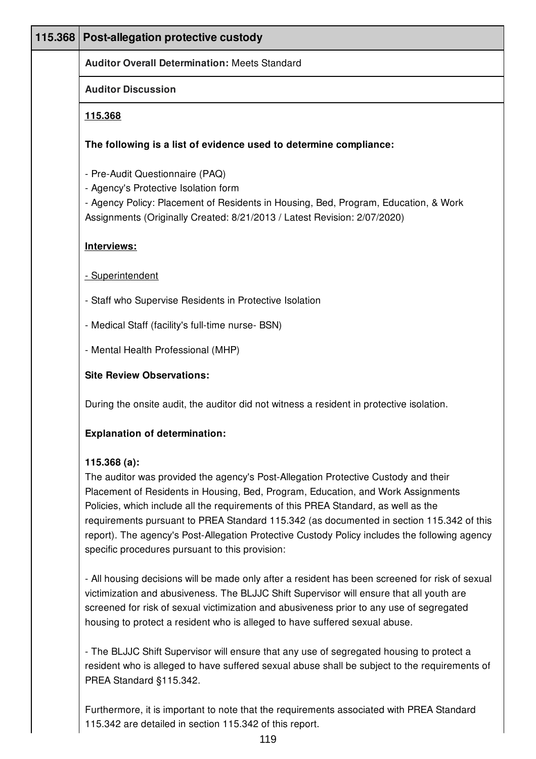| 115.368 | Post-allegation protective custody |
| --- | --- |

**Auditor Overall Determination:** Meets Standard

**Auditor Discussion**

**115.368**

**The following is a list of evidence used to determine compliance:**

- Pre-Audit Questionnaire (PAQ)
- Agency's Protective Isolation form
- Agency Policy: Placement of Residents in Housing, Bed, Program, Education, & Work Assignments (Originally Created: 8/21/2013 / Latest Revision: 2/07/2020)

**Interviews:**

- Superintendent

- Staff who Supervise Residents in Protective Isolation

- Medical Staff (facility's full-time nurse- BSN)

- Mental Health Professional (MHP)

**Site Review Observations:**

During the onsite audit, the auditor did not witness a resident in protective isolation.

**Explanation of determination:**

**115.368 (a):**
The auditor was provided the agency's Post-Allegation Protective Custody and their Placement of Residents in Housing, Bed, Program, Education, and Work Assignments Policies, which include all the requirements of this PREA Standard, as well as the requirements pursuant to PREA Standard 115.342 (as documented in section 115.342 of this report). The agency's Post-Allegation Protective Custody Policy includes the following agency specific procedures pursuant to this provision:

- All housing decisions will be made only after a resident has been screened for risk of sexual victimization and abusiveness. The BLJJC Shift Supervisor will ensure that all youth are screened for risk of sexual victimization and abusiveness prior to any use of segregated housing to protect a resident who is alleged to have suffered sexual abuse.

- The BLJJC Shift Supervisor will ensure that any use of segregated housing to protect a resident who is alleged to have suffered sexual abuse shall be subject to the requirements of PREA Standard §115.342.

Furthermore, it is important to note that the requirements associated with PREA Standard 115.342 are detailed in section 115.342 of this report.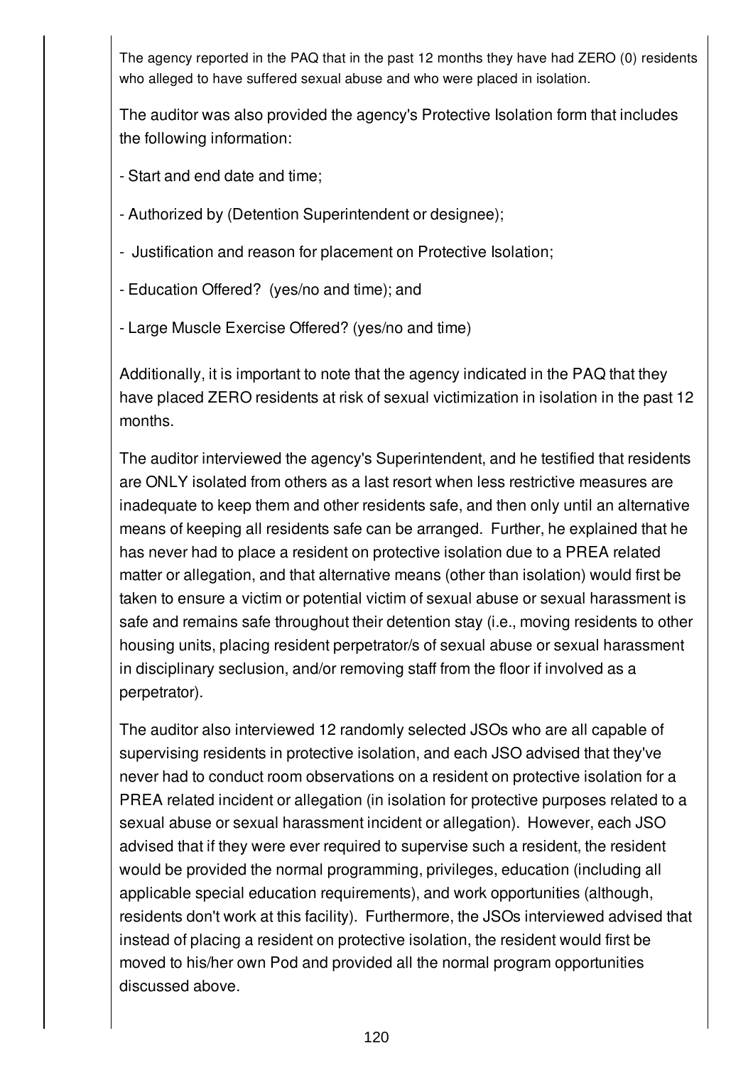The agency reported in the PAQ that in the past 12 months they have had ZERO (0) residents who alleged to have suffered sexual abuse and who were placed in isolation.

The auditor was also provided the agency's Protective Isolation form that includes the following information:

- Start and end date and time;

- Authorized by (Detention Superintendent or designee);

- Justification and reason for placement on Protective Isolation;

- Education Offered? (yes/no and time); and

- Large Muscle Exercise Offered? (yes/no and time)

Additionally, it is important to note that the agency indicated in the PAQ that they have placed ZERO residents at risk of sexual victimization in isolation in the past 12 months.

The auditor interviewed the agency's Superintendent, and he testified that residents are ONLY isolated from others as a last resort when less restrictive measures are inadequate to keep them and other residents safe, and then only until an alternative means of keeping all residents safe can be arranged. Further, he explained that he has never had to place a resident on protective isolation due to a PREA related matter or allegation, and that alternative means (other than isolation) would first be taken to ensure a victim or potential victim of sexual abuse or sexual harassment is safe and remains safe throughout their detention stay (i.e., moving residents to other housing units, placing resident perpetrator/s of sexual abuse or sexual harassment in disciplinary seclusion, and/or removing staff from the floor if involved as a perpetrator).

The auditor also interviewed 12 randomly selected JSOs who are all capable of supervising residents in protective isolation, and each JSO advised that they've never had to conduct room observations on a resident on protective isolation for a PREA related incident or allegation (in isolation for protective purposes related to a sexual abuse or sexual harassment incident or allegation). However, each JSO advised that if they were ever required to supervise such a resident, the resident would be provided the normal programming, privileges, education (including all applicable special education requirements), and work opportunities (although, residents don't work at this facility). Furthermore, the JSOs interviewed advised that instead of placing a resident on protective isolation, the resident would first be moved to his/her own Pod and provided all the normal program opportunities discussed above.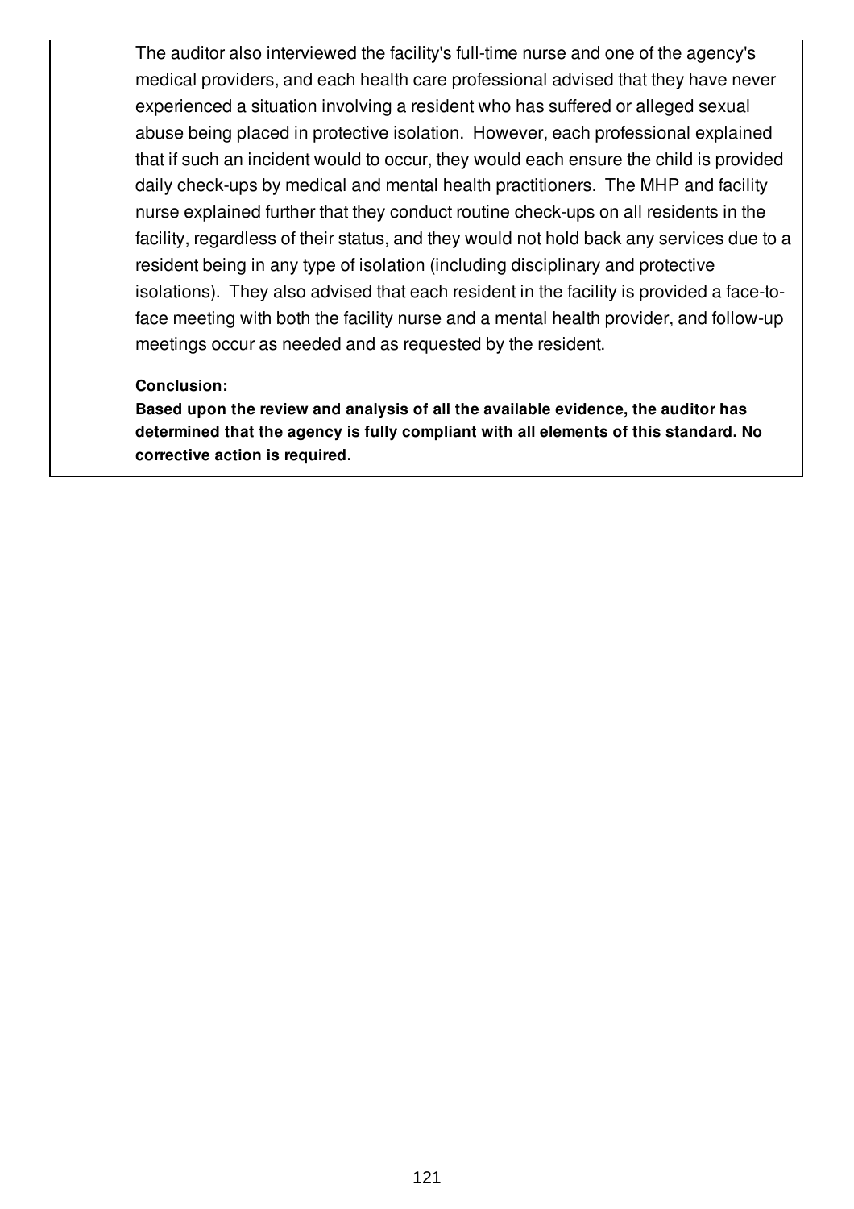The auditor also interviewed the facility's full-time nurse and one of the agency's medical providers, and each health care professional advised that they have never experienced a situation involving a resident who has suffered or alleged sexual abuse being placed in protective isolation. However, each professional explained that if such an incident would to occur, they would each ensure the child is provided daily check-ups by medical and mental health practitioners. The MHP and facility nurse explained further that they conduct routine check-ups on all residents in the facility, regardless of their status, and they would not hold back any services due to a resident being in any type of isolation (including disciplinary and protective isolations). They also advised that each resident in the facility is provided a face-to-face meeting with both the facility nurse and a mental health provider, and follow-up meetings occur as needed and as requested by the resident.

**Conclusion:**

**Based upon the review and analysis of all the available evidence, the auditor has determined that the agency is fully compliant with all elements of this standard. No corrective action is required.**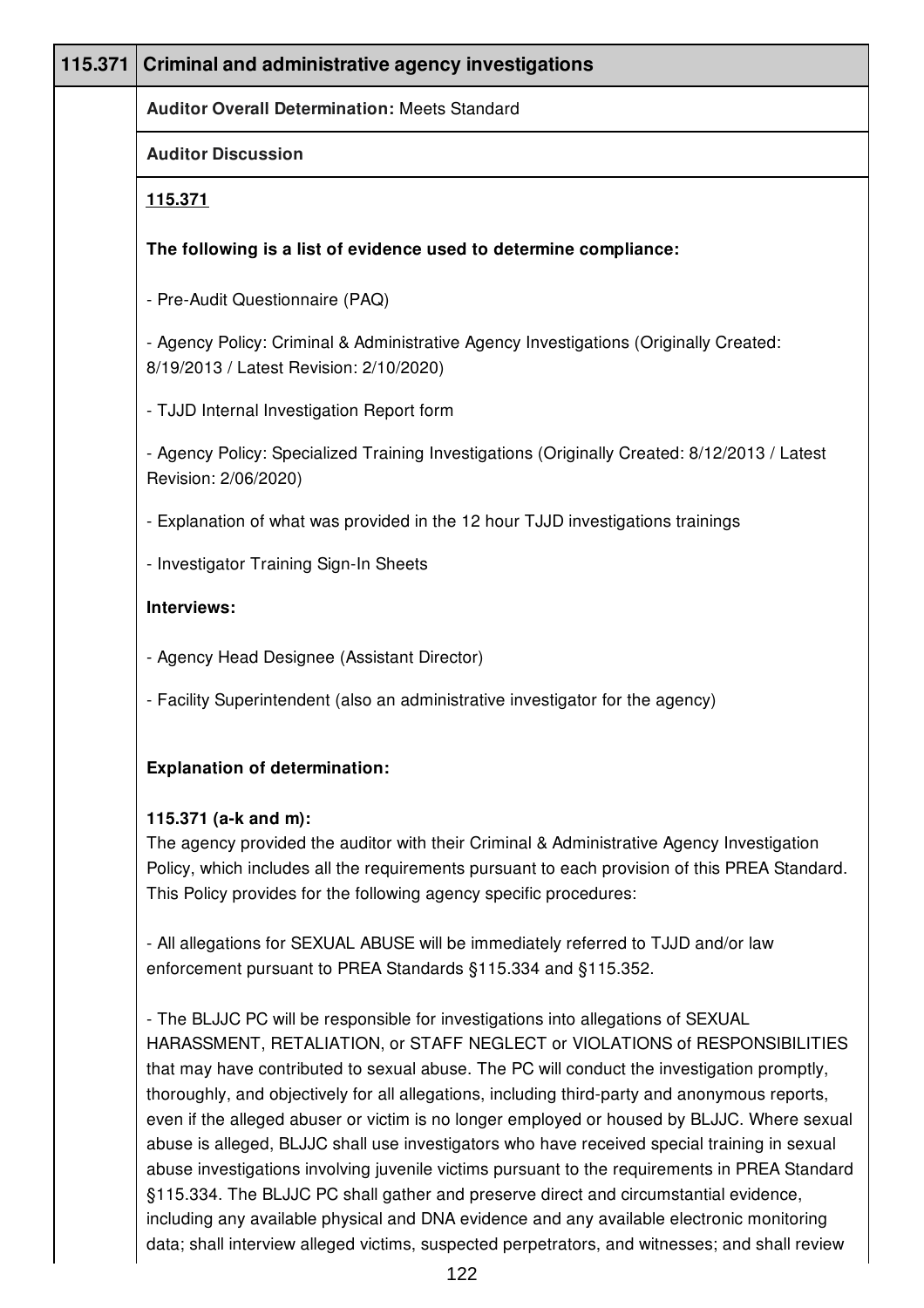| 115.371 | Criminal and administrative agency investigations |
|---|---|

**Auditor Overall Determination:** Meets Standard

**Auditor Discussion**

**115.371**

**The following is a list of evidence used to determine compliance:**

- Pre-Audit Questionnaire (PAQ)

- Agency Policy: Criminal & Administrative Agency Investigations (Originally Created: 8/19/2013 / Latest Revision: 2/10/2020)

- TJJD Internal Investigation Report form

- Agency Policy: Specialized Training Investigations (Originally Created: 8/12/2013 / Latest Revision: 2/06/2020)

- Explanation of what was provided in the 12 hour TJJD investigations trainings

- Investigator Training Sign-In Sheets

**Interviews:**

- Agency Head Designee (Assistant Director)

- Facility Superintendent (also an administrative investigator for the agency)

**Explanation of determination:**

**115.371 (a-k and m):**
The agency provided the auditor with their Criminal & Administrative Agency Investigation Policy, which includes all the requirements pursuant to each provision of this PREA Standard. This Policy provides for the following agency specific procedures:

- All allegations for SEXUAL ABUSE will be immediately referred to TJJD and/or law enforcement pursuant to PREA Standards §115.334 and §115.352.

- The BLJJC PC will be responsible for investigations into allegations of SEXUAL HARASSMENT, RETALIATION, or STAFF NEGLECT or VIOLATIONS of RESPONSIBILITIES that may have contributed to sexual abuse. The PC will conduct the investigation promptly, thoroughly, and objectively for all allegations, including third-party and anonymous reports, even if the alleged abuser or victim is no longer employed or housed by BLJJC. Where sexual abuse is alleged, BLJJC shall use investigators who have received special training in sexual abuse investigations involving juvenile victims pursuant to the requirements in PREA Standard §115.334. The BLJJC PC shall gather and preserve direct and circumstantial evidence, including any available physical and DNA evidence and any available electronic monitoring data; shall interview alleged victims, suspected perpetrators, and witnesses; and shall review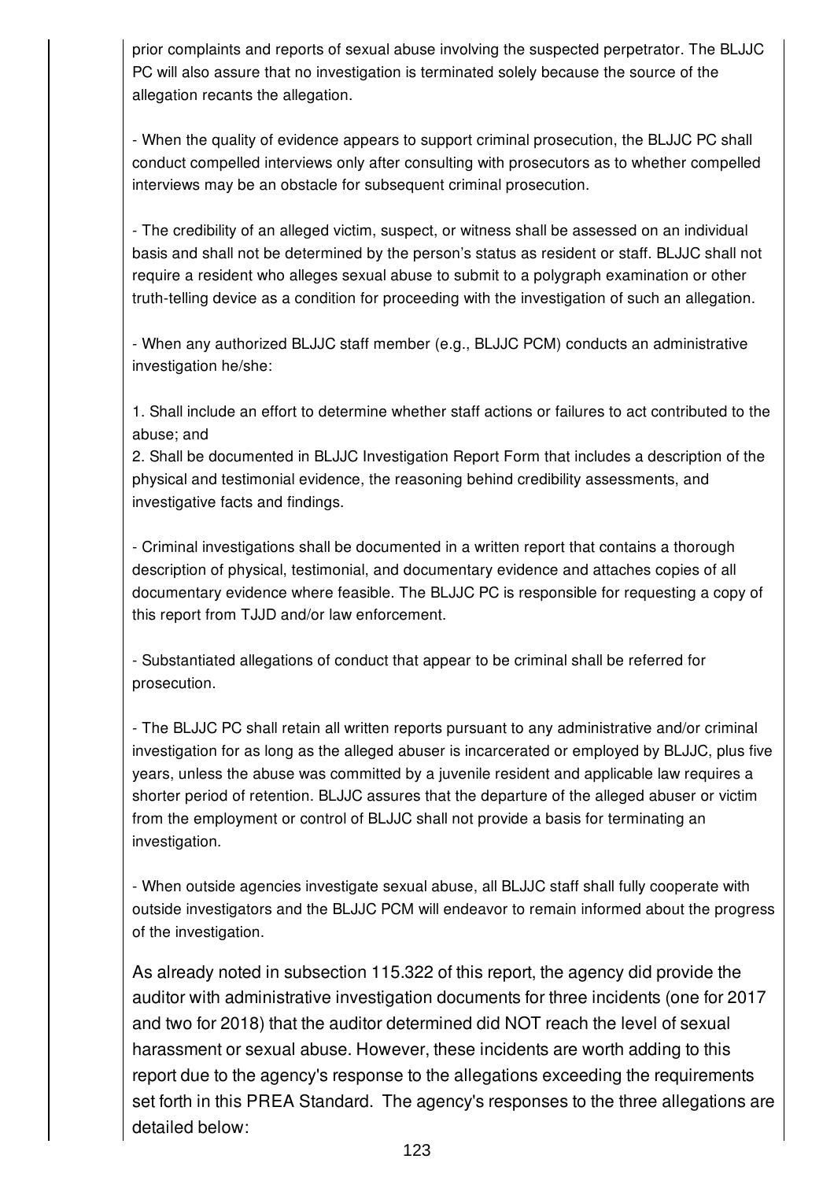prior complaints and reports of sexual abuse involving the suspected perpetrator. The BLJJC PC will also assure that no investigation is terminated solely because the source of the allegation recants the allegation.

- When the quality of evidence appears to support criminal prosecution, the BLJJC PC shall conduct compelled interviews only after consulting with prosecutors as to whether compelled interviews may be an obstacle for subsequent criminal prosecution.

- The credibility of an alleged victim, suspect, or witness shall be assessed on an individual basis and shall not be determined by the person's status as resident or staff. BLJJC shall not require a resident who alleges sexual abuse to submit to a polygraph examination or other truth-telling device as a condition for proceeding with the investigation of such an allegation.

- When any authorized BLJJC staff member (e.g., BLJJC PCM) conducts an administrative investigation he/she:

1. Shall include an effort to determine whether staff actions or failures to act contributed to the abuse; and
2. Shall be documented in BLJJC Investigation Report Form that includes a description of the physical and testimonial evidence, the reasoning behind credibility assessments, and investigative facts and findings.

- Criminal investigations shall be documented in a written report that contains a thorough description of physical, testimonial, and documentary evidence and attaches copies of all documentary evidence where feasible. The BLJJC PC is responsible for requesting a copy of this report from TJJD and/or law enforcement.

- Substantiated allegations of conduct that appear to be criminal shall be referred for prosecution.

- The BLJJC PC shall retain all written reports pursuant to any administrative and/or criminal investigation for as long as the alleged abuser is incarcerated or employed by BLJJC, plus five years, unless the abuse was committed by a juvenile resident and applicable law requires a shorter period of retention. BLJJC assures that the departure of the alleged abuser or victim from the employment or control of BLJJC shall not provide a basis for terminating an investigation.

- When outside agencies investigate sexual abuse, all BLJJC staff shall fully cooperate with outside investigators and the BLJJC PCM will endeavor to remain informed about the progress of the investigation.

As already noted in subsection 115.322 of this report, the agency did provide the auditor with administrative investigation documents for three incidents (one for 2017 and two for 2018) that the auditor determined did NOT reach the level of sexual harassment or sexual abuse. However, these incidents are worth adding to this report due to the agency's response to the allegations exceeding the requirements set forth in this PREA Standard. The agency's responses to the three allegations are detailed below: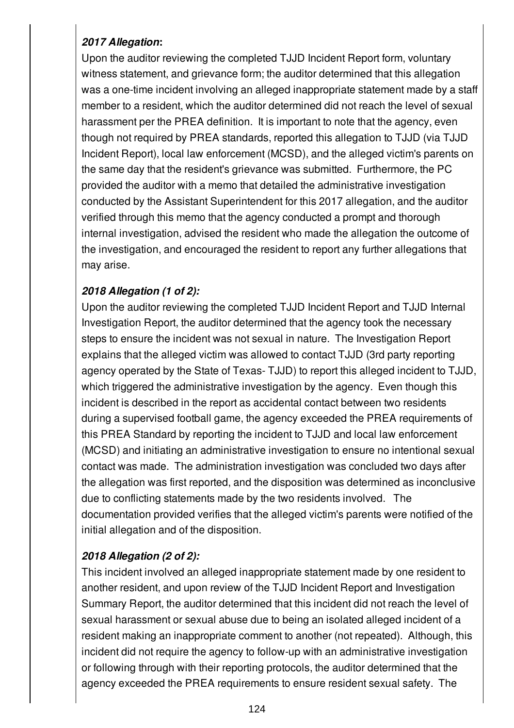***2017 Allegation*:**
Upon the auditor reviewing the completed TJJD Incident Report form, voluntary witness statement, and grievance form; the auditor determined that this allegation was a one-time incident involving an alleged inappropriate statement made by a staff member to a resident, which the auditor determined did not reach the level of sexual harassment per the PREA definition. It is important to note that the agency, even though not required by PREA standards, reported this allegation to TJJD (via TJJD Incident Report), local law enforcement (MCSD), and the alleged victim's parents on the same day that the resident's grievance was submitted. Furthermore, the PC provided the auditor with a memo that detailed the administrative investigation conducted by the Assistant Superintendent for this 2017 allegation, and the auditor verified through this memo that the agency conducted a prompt and thorough internal investigation, advised the resident who made the allegation the outcome of the investigation, and encouraged the resident to report any further allegations that may arise.

***2018 Allegation (1 of 2):***
Upon the auditor reviewing the completed TJJD Incident Report and TJJD Internal Investigation Report, the auditor determined that the agency took the necessary steps to ensure the incident was not sexual in nature. The Investigation Report explains that the alleged victim was allowed to contact TJJD (3rd party reporting agency operated by the State of Texas- TJJD) to report this alleged incident to TJJD, which triggered the administrative investigation by the agency. Even though this incident is described in the report as accidental contact between two residents during a supervised football game, the agency exceeded the PREA requirements of this PREA Standard by reporting the incident to TJJD and local law enforcement (MCSD) and initiating an administrative investigation to ensure no intentional sexual contact was made. The administration investigation was concluded two days after the allegation was first reported, and the disposition was determined as inconclusive due to conflicting statements made by the two residents involved. The documentation provided verifies that the alleged victim's parents were notified of the initial allegation and of the disposition.

***2018 Allegation (2 of 2):***
This incident involved an alleged inappropriate statement made by one resident to another resident, and upon review of the TJJD Incident Report and Investigation Summary Report, the auditor determined that this incident did not reach the level of sexual harassment or sexual abuse due to being an isolated alleged incident of a resident making an inappropriate comment to another (not repeated). Although, this incident did not require the agency to follow-up with an administrative investigation or following through with their reporting protocols, the auditor determined that the agency exceeded the PREA requirements to ensure resident sexual safety. The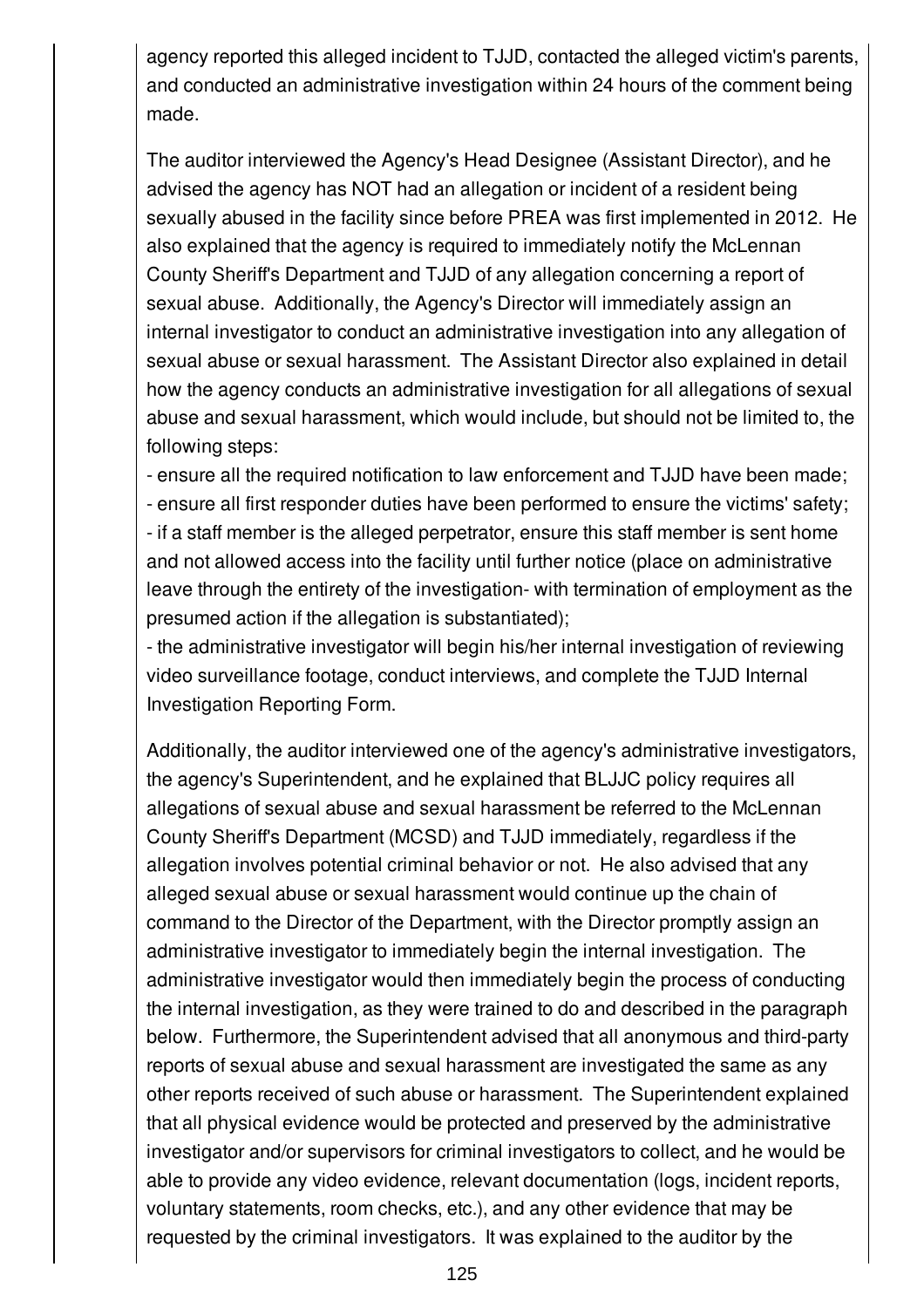agency reported this alleged incident to TJJD, contacted the alleged victim's parents, and conducted an administrative investigation within 24 hours of the comment being made.

The auditor interviewed the Agency's Head Designee (Assistant Director), and he advised the agency has NOT had an allegation or incident of a resident being sexually abused in the facility since before PREA was first implemented in 2012. He also explained that the agency is required to immediately notify the McLennan County Sheriff's Department and TJJD of any allegation concerning a report of sexual abuse. Additionally, the Agency's Director will immediately assign an internal investigator to conduct an administrative investigation into any allegation of sexual abuse or sexual harassment. The Assistant Director also explained in detail how the agency conducts an administrative investigation for all allegations of sexual abuse and sexual harassment, which would include, but should not be limited to, the following steps:

- ensure all the required notification to law enforcement and TJJD have been made;
- ensure all first responder duties have been performed to ensure the victims' safety;
- if a staff member is the alleged perpetrator, ensure this staff member is sent home and not allowed access into the facility until further notice (place on administrative leave through the entirety of the investigation- with termination of employment as the presumed action if the allegation is substantiated);
- the administrative investigator will begin his/her internal investigation of reviewing video surveillance footage, conduct interviews, and complete the TJJD Internal Investigation Reporting Form.

Additionally, the auditor interviewed one of the agency's administrative investigators, the agency's Superintendent, and he explained that BLJJC policy requires all allegations of sexual abuse and sexual harassment be referred to the McLennan County Sheriff's Department (MCSD) and TJJD immediately, regardless if the allegation involves potential criminal behavior or not. He also advised that any alleged sexual abuse or sexual harassment would continue up the chain of command to the Director of the Department, with the Director promptly assign an administrative investigator to immediately begin the internal investigation. The administrative investigator would then immediately begin the process of conducting the internal investigation, as they were trained to do and described in the paragraph below. Furthermore, the Superintendent advised that all anonymous and third-party reports of sexual abuse and sexual harassment are investigated the same as any other reports received of such abuse or harassment. The Superintendent explained that all physical evidence would be protected and preserved by the administrative investigator and/or supervisors for criminal investigators to collect, and he would be able to provide any video evidence, relevant documentation (logs, incident reports, voluntary statements, room checks, etc.), and any other evidence that may be requested by the criminal investigators. It was explained to the auditor by the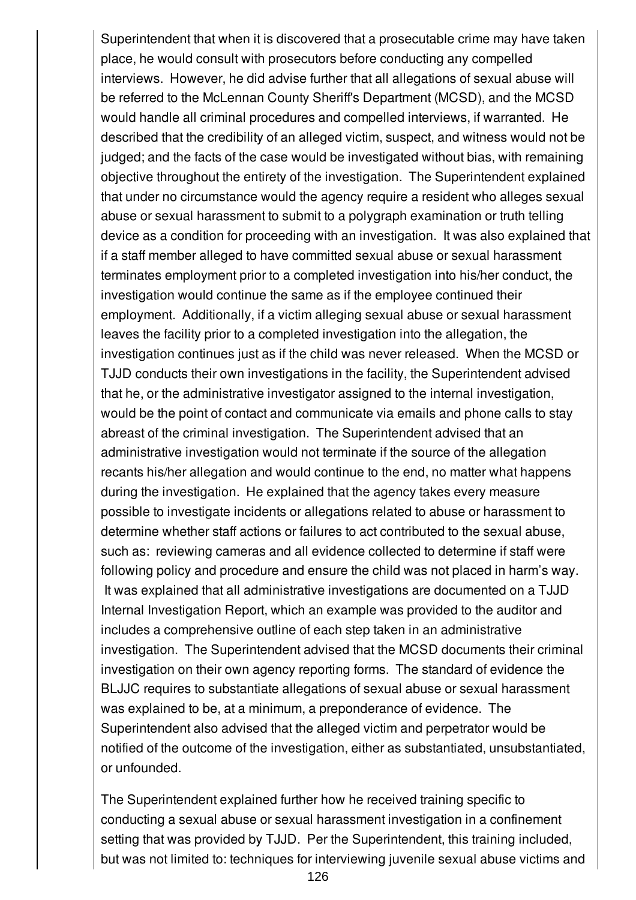Superintendent that when it is discovered that a prosecutable crime may have taken place, he would consult with prosecutors before conducting any compelled interviews. However, he did advise further that all allegations of sexual abuse will be referred to the McLennan County Sheriff's Department (MCSD), and the MCSD would handle all criminal procedures and compelled interviews, if warranted. He described that the credibility of an alleged victim, suspect, and witness would not be judged; and the facts of the case would be investigated without bias, with remaining objective throughout the entirety of the investigation. The Superintendent explained that under no circumstance would the agency require a resident who alleges sexual abuse or sexual harassment to submit to a polygraph examination or truth telling device as a condition for proceeding with an investigation. It was also explained that if a staff member alleged to have committed sexual abuse or sexual harassment terminates employment prior to a completed investigation into his/her conduct, the investigation would continue the same as if the employee continued their employment. Additionally, if a victim alleging sexual abuse or sexual harassment leaves the facility prior to a completed investigation into the allegation, the investigation continues just as if the child was never released. When the MCSD or TJJD conducts their own investigations in the facility, the Superintendent advised that he, or the administrative investigator assigned to the internal investigation, would be the point of contact and communicate via emails and phone calls to stay abreast of the criminal investigation. The Superintendent advised that an administrative investigation would not terminate if the source of the allegation recants his/her allegation and would continue to the end, no matter what happens during the investigation. He explained that the agency takes every measure possible to investigate incidents or allegations related to abuse or harassment to determine whether staff actions or failures to act contributed to the sexual abuse, such as: reviewing cameras and all evidence collected to determine if staff were following policy and procedure and ensure the child was not placed in harm's way. It was explained that all administrative investigations are documented on a TJJD Internal Investigation Report, which an example was provided to the auditor and includes a comprehensive outline of each step taken in an administrative investigation. The Superintendent advised that the MCSD documents their criminal investigation on their own agency reporting forms. The standard of evidence the BLJJC requires to substantiate allegations of sexual abuse or sexual harassment was explained to be, at a minimum, a preponderance of evidence. The Superintendent also advised that the alleged victim and perpetrator would be notified of the outcome of the investigation, either as substantiated, unsubstantiated, or unfounded.

The Superintendent explained further how he received training specific to conducting a sexual abuse or sexual harassment investigation in a confinement setting that was provided by TJJD. Per the Superintendent, this training included, but was not limited to: techniques for interviewing juvenile sexual abuse victims and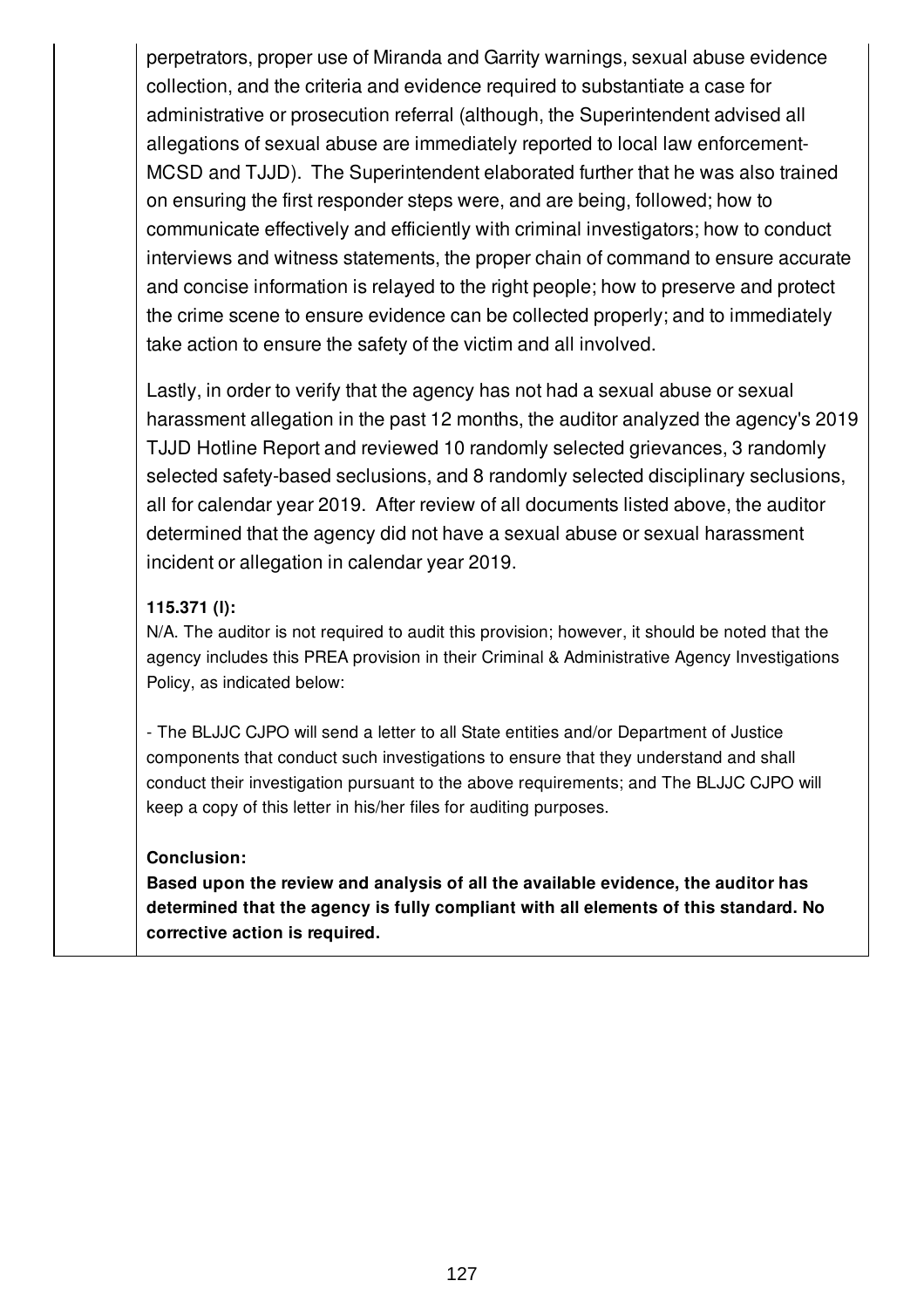perpetrators, proper use of Miranda and Garrity warnings, sexual abuse evidence collection, and the criteria and evidence required to substantiate a case for administrative or prosecution referral (although, the Superintendent advised all allegations of sexual abuse are immediately reported to local law enforcement-MCSD and TJJD). The Superintendent elaborated further that he was also trained on ensuring the first responder steps were, and are being, followed; how to communicate effectively and efficiently with criminal investigators; how to conduct interviews and witness statements, the proper chain of command to ensure accurate and concise information is relayed to the right people; how to preserve and protect the crime scene to ensure evidence can be collected properly; and to immediately take action to ensure the safety of the victim and all involved.

Lastly, in order to verify that the agency has not had a sexual abuse or sexual harassment allegation in the past 12 months, the auditor analyzed the agency's 2019 TJJD Hotline Report and reviewed 10 randomly selected grievances, 3 randomly selected safety-based seclusions, and 8 randomly selected disciplinary seclusions, all for calendar year 2019. After review of all documents listed above, the auditor determined that the agency did not have a sexual abuse or sexual harassment incident or allegation in calendar year 2019.

**115.371 (l):**
N/A. The auditor is not required to audit this provision; however, it should be noted that the agency includes this PREA provision in their Criminal & Administrative Agency Investigations Policy, as indicated below:

- The BLJJC CJPO will send a letter to all State entities and/or Department of Justice components that conduct such investigations to ensure that they understand and shall conduct their investigation pursuant to the above requirements; and The BLJJC CJPO will keep a copy of this letter in his/her files for auditing purposes.

**Conclusion:**
**Based upon the review and analysis of all the available evidence, the auditor has determined that the agency is fully compliant with all elements of this standard. No corrective action is required.**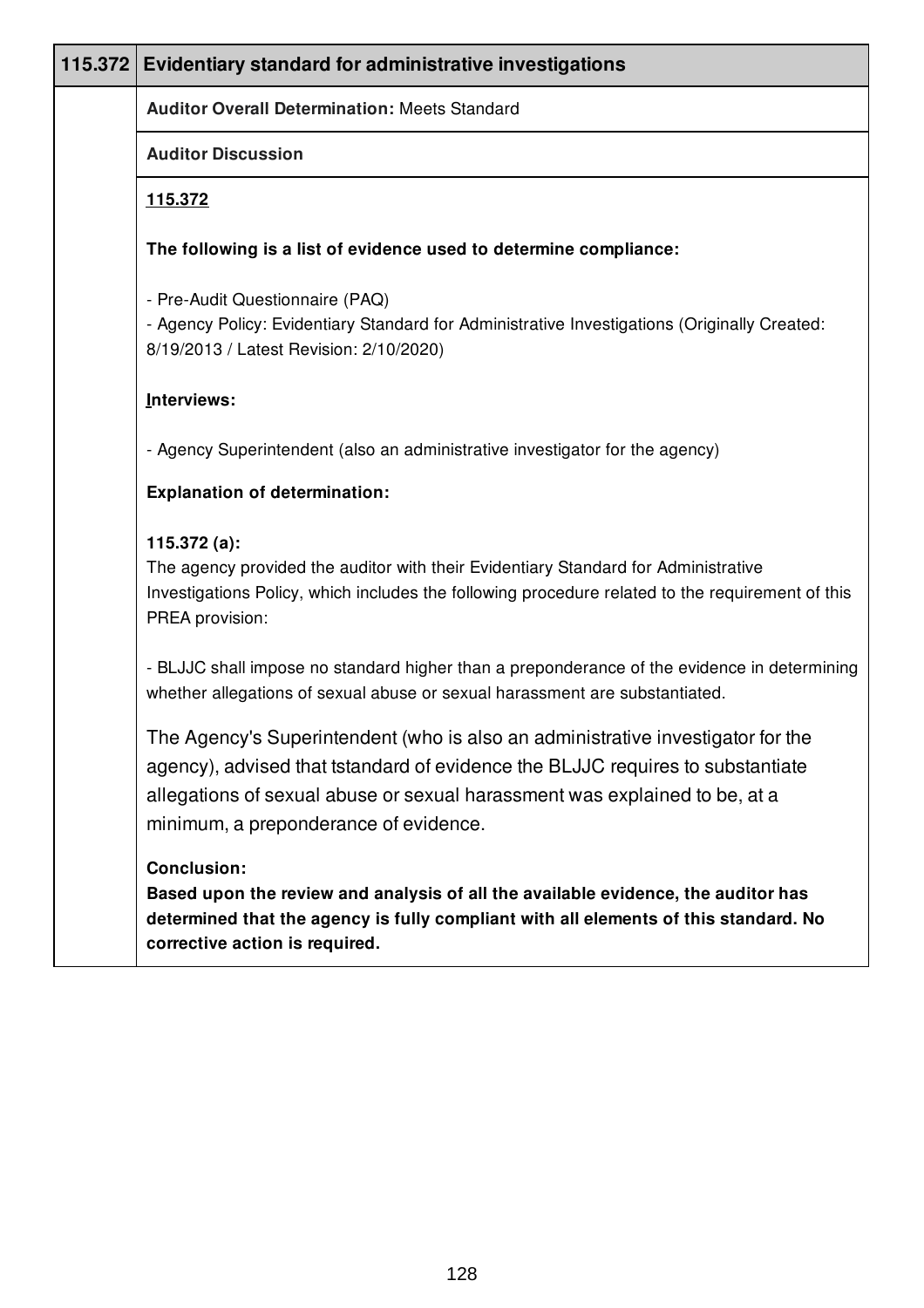## 115.372 Evidentiary standard for administrative investigations

**Auditor Overall Determination:** Meets Standard

**Auditor Discussion**

**115.372**

**The following is a list of evidence used to determine compliance:**

- Pre-Audit Questionnaire (PAQ)
- Agency Policy: Evidentiary Standard for Administrative Investigations (Originally Created: 8/19/2013 / Latest Revision: 2/10/2020)

**Interviews:**

- Agency Superintendent (also an administrative investigator for the agency)

**Explanation of determination:**

**115.372 (a):**
The agency provided the auditor with their Evidentiary Standard for Administrative Investigations Policy, which includes the following procedure related to the requirement of this PREA provision:

- BLJJC shall impose no standard higher than a preponderance of the evidence in determining whether allegations of sexual abuse or sexual harassment are substantiated.

The Agency's Superintendent (who is also an administrative investigator for the agency), advised that tstandard of evidence the BLJJC requires to substantiate allegations of sexual abuse or sexual harassment was explained to be, at a minimum, a preponderance of evidence.

**Conclusion:**
**Based upon the review and analysis of all the available evidence, the auditor has determined that the agency is fully compliant with all elements of this standard. No corrective action is required.**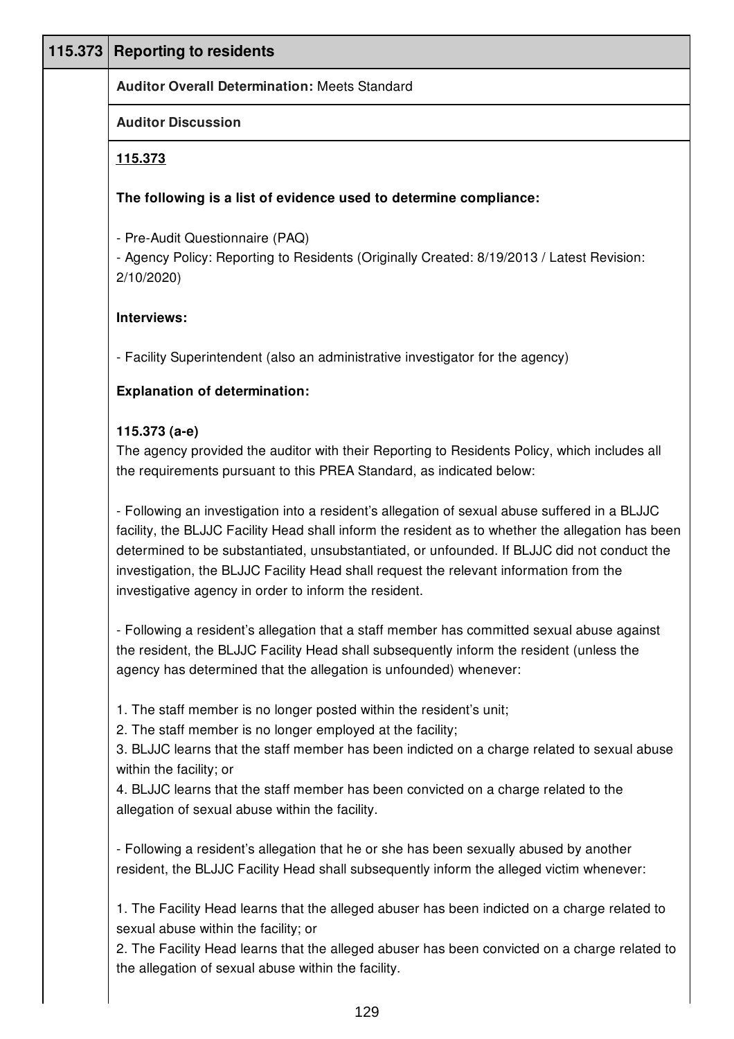## 115.373 Reporting to residents

**Auditor Overall Determination:** Meets Standard

**Auditor Discussion**

**115.373**

**The following is a list of evidence used to determine compliance:**

- Pre-Audit Questionnaire (PAQ)
- Agency Policy: Reporting to Residents (Originally Created: 8/19/2013 / Latest Revision: 2/10/2020)

**Interviews:**

- Facility Superintendent (also an administrative investigator for the agency)

**Explanation of determination:**

**115.373 (a-e)**

The agency provided the auditor with their Reporting to Residents Policy, which includes all the requirements pursuant to this PREA Standard, as indicated below:

- Following an investigation into a resident's allegation of sexual abuse suffered in a BLJJC facility, the BLJJC Facility Head shall inform the resident as to whether the allegation has been determined to be substantiated, unsubstantiated, or unfounded. If BLJJC did not conduct the investigation, the BLJJC Facility Head shall request the relevant information from the investigative agency in order to inform the resident.

- Following a resident's allegation that a staff member has committed sexual abuse against the resident, the BLJJC Facility Head shall subsequently inform the resident (unless the agency has determined that the allegation is unfounded) whenever:

1. The staff member is no longer posted within the resident's unit;
2. The staff member is no longer employed at the facility;
3. BLJJC learns that the staff member has been indicted on a charge related to sexual abuse within the facility; or
4. BLJJC learns that the staff member has been convicted on a charge related to the allegation of sexual abuse within the facility.

- Following a resident's allegation that he or she has been sexually abused by another resident, the BLJJC Facility Head shall subsequently inform the alleged victim whenever:

1. The Facility Head learns that the alleged abuser has been indicted on a charge related to sexual abuse within the facility; or
2. The Facility Head learns that the alleged abuser has been convicted on a charge related to the allegation of sexual abuse within the facility.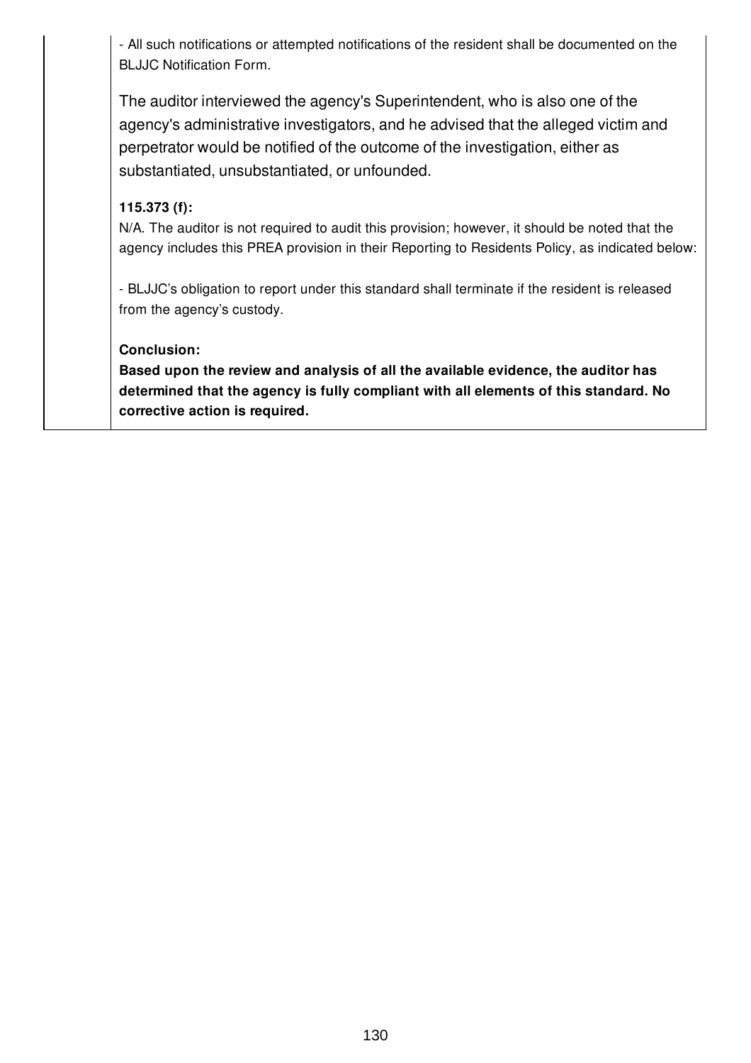- All such notifications or attempted notifications of the resident shall be documented on the BLJJC Notification Form.

The auditor interviewed the agency's Superintendent, who is also one of the agency's administrative investigators, and he advised that the alleged victim and perpetrator would be notified of the outcome of the investigation, either as substantiated, unsubstantiated, or unfounded.

**115.373 (f):**
N/A. The auditor is not required to audit this provision; however, it should be noted that the agency includes this PREA provision in their Reporting to Residents Policy, as indicated below:

- BLJJC's obligation to report under this standard shall terminate if the resident is released from the agency's custody.

**Conclusion:**
**Based upon the review and analysis of all the available evidence, the auditor has determined that the agency is fully compliant with all elements of this standard. No corrective action is required.**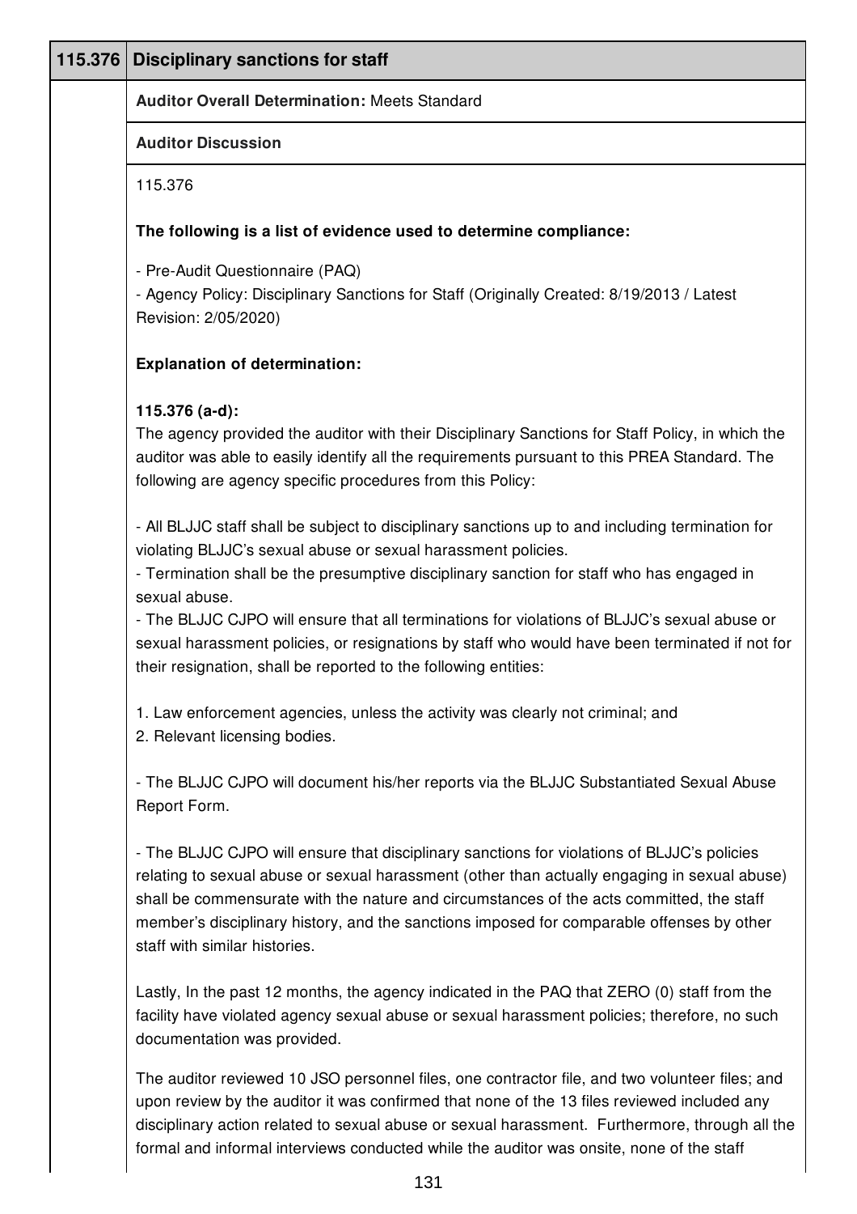| 115.376 | Disciplinary sanctions for staff |
|---|---|

**Auditor Overall Determination:** Meets Standard

**Auditor Discussion**

115.376

**The following is a list of evidence used to determine compliance:**

- Pre-Audit Questionnaire (PAQ)
- Agency Policy: Disciplinary Sanctions for Staff (Originally Created: 8/19/2013 / Latest Revision: 2/05/2020)

**Explanation of determination:**

**115.376 (a-d):**
The agency provided the auditor with their Disciplinary Sanctions for Staff Policy, in which the auditor was able to easily identify all the requirements pursuant to this PREA Standard. The following are agency specific procedures from this Policy:

- All BLJJC staff shall be subject to disciplinary sanctions up to and including termination for violating BLJJC's sexual abuse or sexual harassment policies.
- Termination shall be the presumptive disciplinary sanction for staff who has engaged in sexual abuse.
- The BLJJC CJPO will ensure that all terminations for violations of BLJJC's sexual abuse or sexual harassment policies, or resignations by staff who would have been terminated if not for their resignation, shall be reported to the following entities:

1. Law enforcement agencies, unless the activity was clearly not criminal; and
2. Relevant licensing bodies.

- The BLJJC CJPO will document his/her reports via the BLJJC Substantiated Sexual Abuse Report Form.

- The BLJJC CJPO will ensure that disciplinary sanctions for violations of BLJJC's policies relating to sexual abuse or sexual harassment (other than actually engaging in sexual abuse) shall be commensurate with the nature and circumstances of the acts committed, the staff member's disciplinary history, and the sanctions imposed for comparable offenses by other staff with similar histories.

Lastly, In the past 12 months, the agency indicated in the PAQ that ZERO (0) staff from the facility have violated agency sexual abuse or sexual harassment policies; therefore, no such documentation was provided.

The auditor reviewed 10 JSO personnel files, one contractor file, and two volunteer files; and upon review by the auditor it was confirmed that none of the 13 files reviewed included any disciplinary action related to sexual abuse or sexual harassment. Furthermore, through all the formal and informal interviews conducted while the auditor was onsite, none of the staff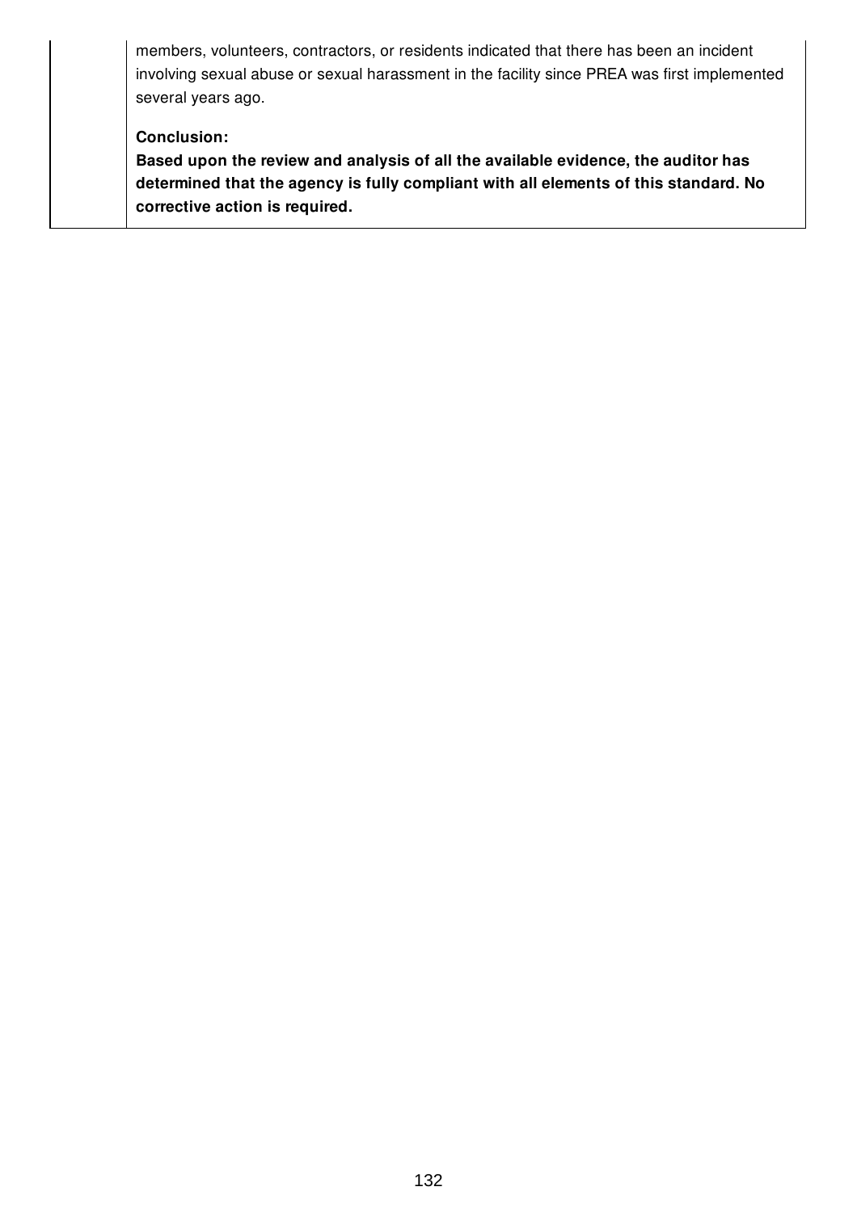members, volunteers, contractors, or residents indicated that there has been an incident involving sexual abuse or sexual harassment in the facility since PREA was first implemented several years ago.

**Conclusion:**
**Based upon the review and analysis of all the available evidence, the auditor has determined that the agency is fully compliant with all elements of this standard. No corrective action is required.**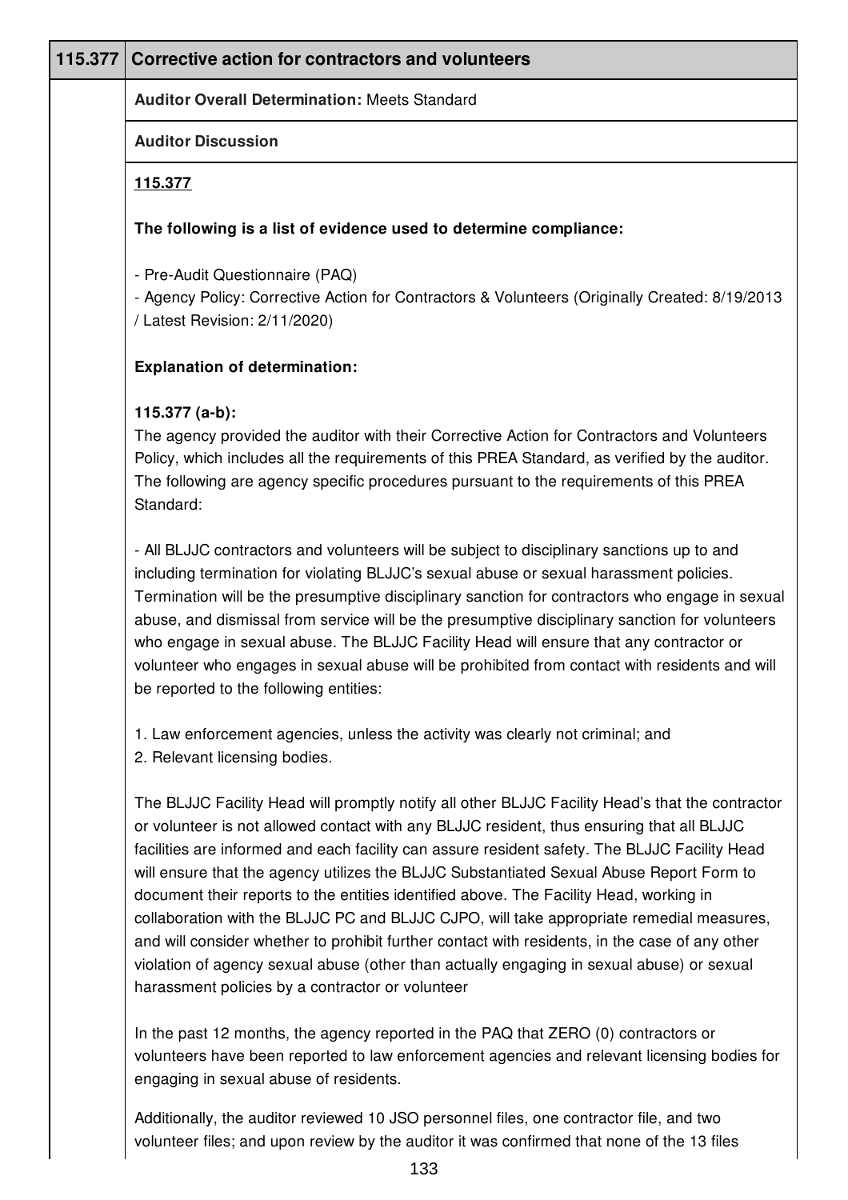| 115.377 | Corrective action for contractors and volunteers |
|---|---|

**Auditor Overall Determination:** Meets Standard

**Auditor Discussion**

**115.377**

**The following is a list of evidence used to determine compliance:**

- Pre-Audit Questionnaire (PAQ)
- Agency Policy: Corrective Action for Contractors & Volunteers (Originally Created: 8/19/2013 / Latest Revision: 2/11/2020)

**Explanation of determination:**

**115.377 (a-b):**
The agency provided the auditor with their Corrective Action for Contractors and Volunteers Policy, which includes all the requirements of this PREA Standard, as verified by the auditor. The following are agency specific procedures pursuant to the requirements of this PREA Standard:

- All BLJJC contractors and volunteers will be subject to disciplinary sanctions up to and including termination for violating BLJJC's sexual abuse or sexual harassment policies. Termination will be the presumptive disciplinary sanction for contractors who engage in sexual abuse, and dismissal from service will be the presumptive disciplinary sanction for volunteers who engage in sexual abuse. The BLJJC Facility Head will ensure that any contractor or volunteer who engages in sexual abuse will be prohibited from contact with residents and will be reported to the following entities:

1. Law enforcement agencies, unless the activity was clearly not criminal; and
2. Relevant licensing bodies.

The BLJJC Facility Head will promptly notify all other BLJJC Facility Head's that the contractor or volunteer is not allowed contact with any BLJJC resident, thus ensuring that all BLJJC facilities are informed and each facility can assure resident safety. The BLJJC Facility Head will ensure that the agency utilizes the BLJJC Substantiated Sexual Abuse Report Form to document their reports to the entities identified above. The Facility Head, working in collaboration with the BLJJC PC and BLJJC CJPO, will take appropriate remedial measures, and will consider whether to prohibit further contact with residents, in the case of any other violation of agency sexual abuse (other than actually engaging in sexual abuse) or sexual harassment policies by a contractor or volunteer

In the past 12 months, the agency reported in the PAQ that ZERO (0) contractors or volunteers have been reported to law enforcement agencies and relevant licensing bodies for engaging in sexual abuse of residents.

Additionally, the auditor reviewed 10 JSO personnel files, one contractor file, and two volunteer files; and upon review by the auditor it was confirmed that none of the 13 files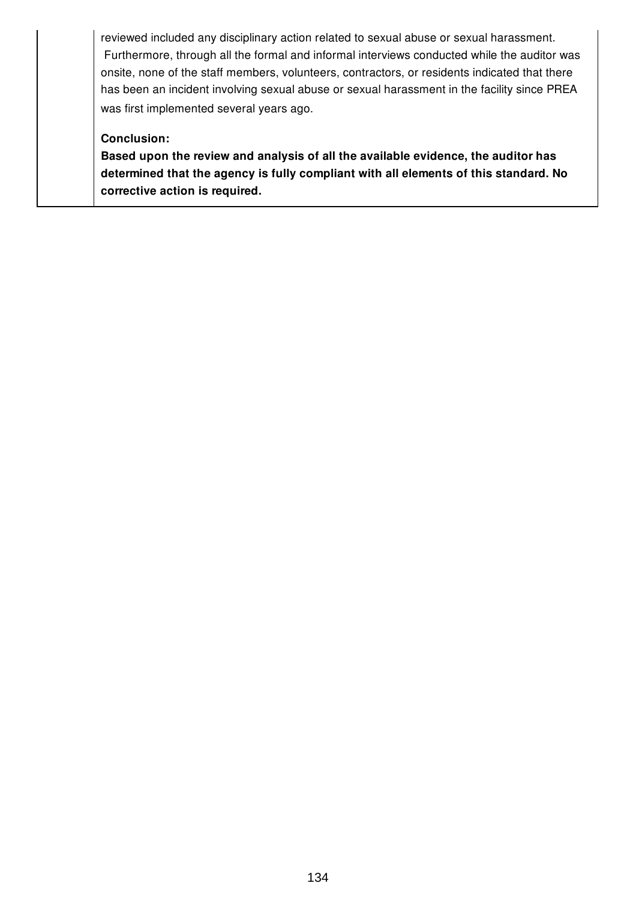reviewed included any disciplinary action related to sexual abuse or sexual harassment. Furthermore, through all the formal and informal interviews conducted while the auditor was onsite, none of the staff members, volunteers, contractors, or residents indicated that there has been an incident involving sexual abuse or sexual harassment in the facility since PREA was first implemented several years ago.

**Conclusion:**

**Based upon the review and analysis of all the available evidence, the auditor has determined that the agency is fully compliant with all elements of this standard. No corrective action is required.**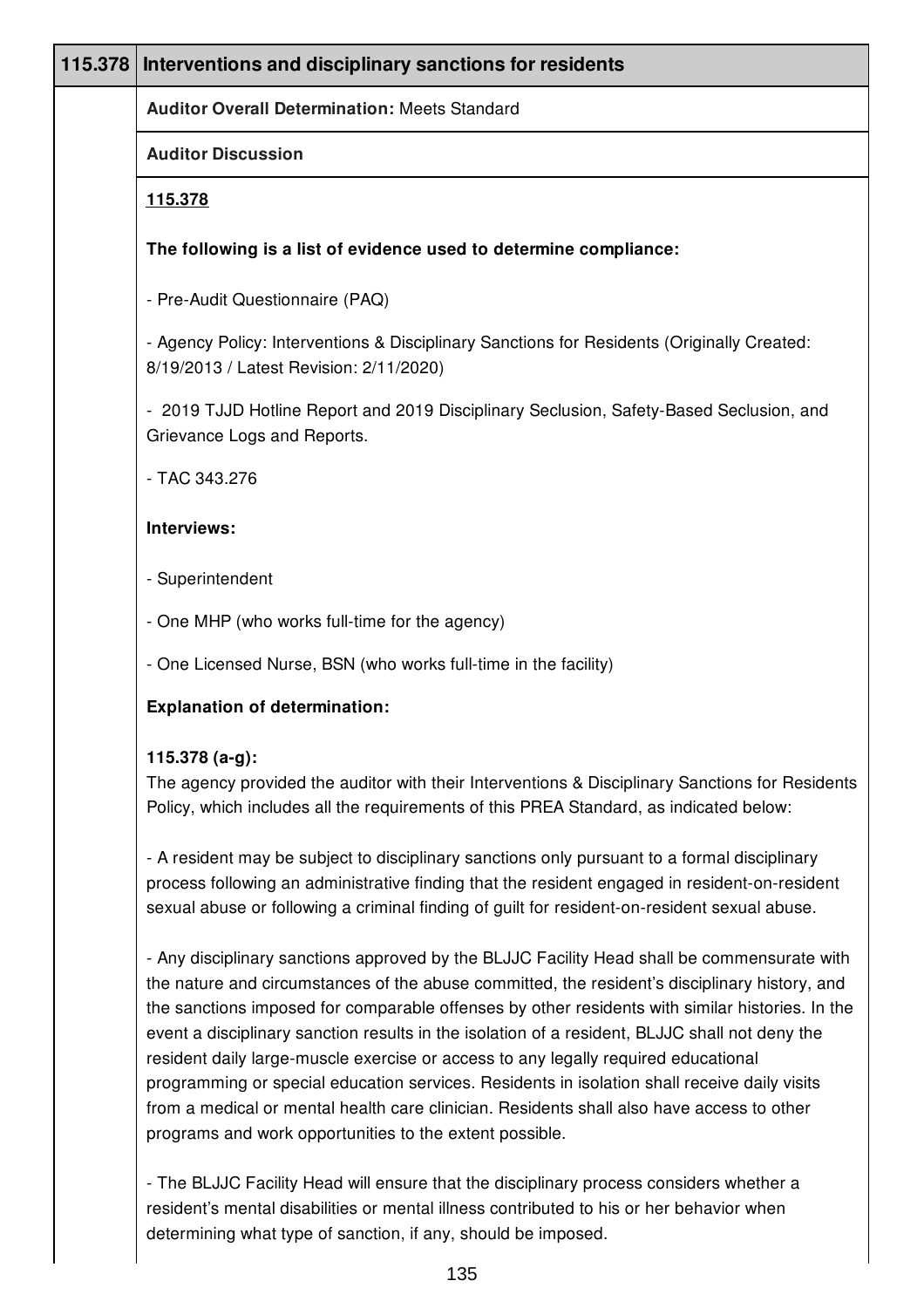| 115.378 | Interventions and disciplinary sanctions for residents |
|---|---|

**Auditor Overall Determination:** Meets Standard

**Auditor Discussion**

**115.378**

**The following is a list of evidence used to determine compliance:**

- Pre-Audit Questionnaire (PAQ)

- Agency Policy: Interventions & Disciplinary Sanctions for Residents (Originally Created: 8/19/2013 / Latest Revision: 2/11/2020)

- 2019 TJJD Hotline Report and 2019 Disciplinary Seclusion, Safety-Based Seclusion, and Grievance Logs and Reports.

- TAC 343.276

**Interviews:**

- Superintendent

- One MHP (who works full-time for the agency)

- One Licensed Nurse, BSN (who works full-time in the facility)

**Explanation of determination:**

**115.378 (a-g):**
The agency provided the auditor with their Interventions & Disciplinary Sanctions for Residents Policy, which includes all the requirements of this PREA Standard, as indicated below:

- A resident may be subject to disciplinary sanctions only pursuant to a formal disciplinary process following an administrative finding that the resident engaged in resident-on-resident sexual abuse or following a criminal finding of guilt for resident-on-resident sexual abuse.

- Any disciplinary sanctions approved by the BLJJC Facility Head shall be commensurate with the nature and circumstances of the abuse committed, the resident's disciplinary history, and the sanctions imposed for comparable offenses by other residents with similar histories. In the event a disciplinary sanction results in the isolation of a resident, BLJJC shall not deny the resident daily large-muscle exercise or access to any legally required educational programming or special education services. Residents in isolation shall receive daily visits from a medical or mental health care clinician. Residents shall also have access to other programs and work opportunities to the extent possible.

- The BLJJC Facility Head will ensure that the disciplinary process considers whether a resident's mental disabilities or mental illness contributed to his or her behavior when determining what type of sanction, if any, should be imposed.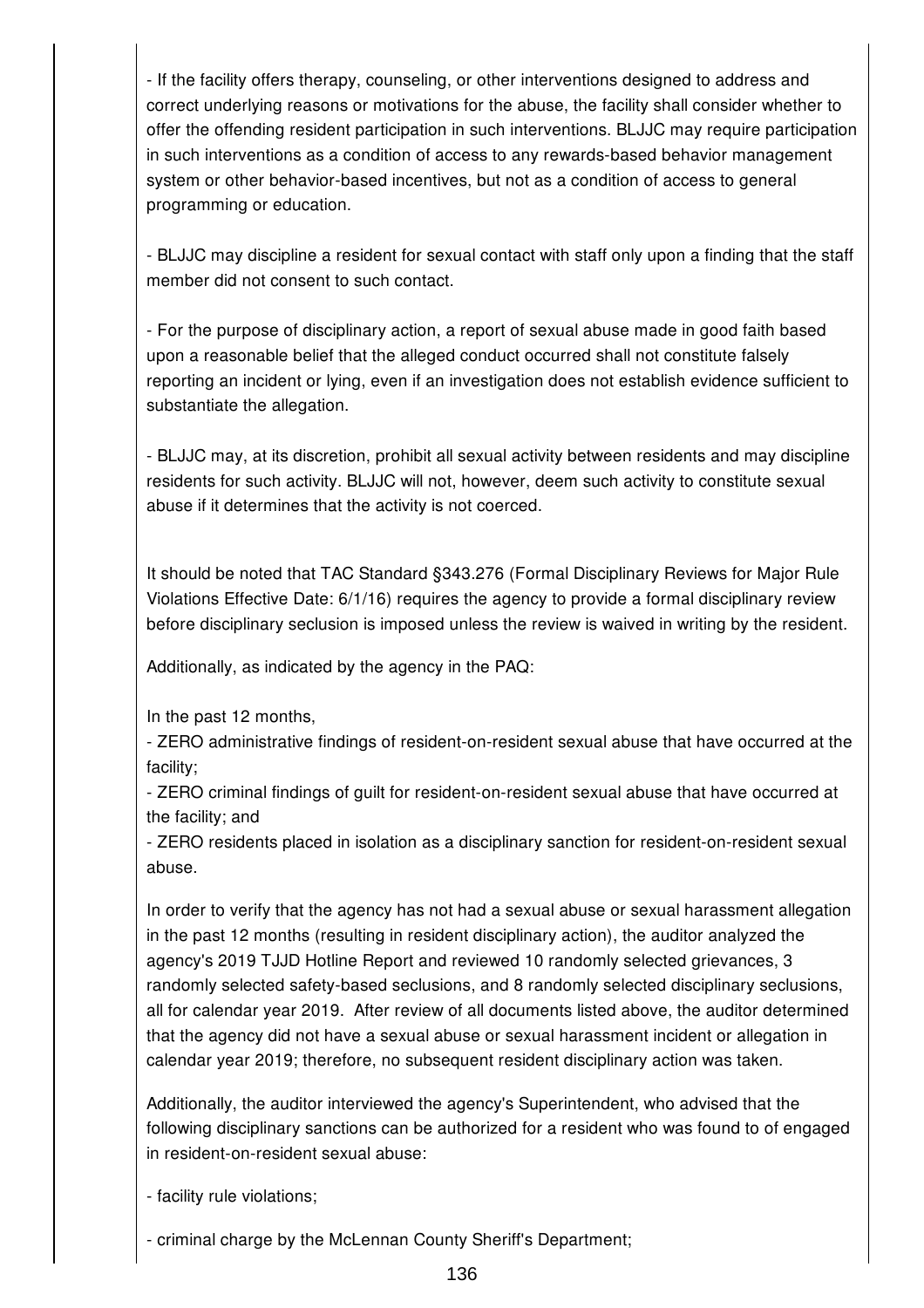- If the facility offers therapy, counseling, or other interventions designed to address and correct underlying reasons or motivations for the abuse, the facility shall consider whether to offer the offending resident participation in such interventions. BLJJC may require participation in such interventions as a condition of access to any rewards-based behavior management system or other behavior-based incentives, but not as a condition of access to general programming or education.

- BLJJC may discipline a resident for sexual contact with staff only upon a finding that the staff member did not consent to such contact.

- For the purpose of disciplinary action, a report of sexual abuse made in good faith based upon a reasonable belief that the alleged conduct occurred shall not constitute falsely reporting an incident or lying, even if an investigation does not establish evidence sufficient to substantiate the allegation.

- BLJJC may, at its discretion, prohibit all sexual activity between residents and may discipline residents for such activity. BLJJC will not, however, deem such activity to constitute sexual abuse if it determines that the activity is not coerced.

It should be noted that TAC Standard §343.276 (Formal Disciplinary Reviews for Major Rule Violations Effective Date: 6/1/16) requires the agency to provide a formal disciplinary review before disciplinary seclusion is imposed unless the review is waived in writing by the resident.

Additionally, as indicated by the agency in the PAQ:

In the past 12 months,
- ZERO administrative findings of resident-on-resident sexual abuse that have occurred at the facility;
- ZERO criminal findings of guilt for resident-on-resident sexual abuse that have occurred at the facility; and
- ZERO residents placed in isolation as a disciplinary sanction for resident-on-resident sexual abuse.

In order to verify that the agency has not had a sexual abuse or sexual harassment allegation in the past 12 months (resulting in resident disciplinary action), the auditor analyzed the agency's 2019 TJJD Hotline Report and reviewed 10 randomly selected grievances, 3 randomly selected safety-based seclusions, and 8 randomly selected disciplinary seclusions, all for calendar year 2019. After review of all documents listed above, the auditor determined that the agency did not have a sexual abuse or sexual harassment incident or allegation in calendar year 2019; therefore, no subsequent resident disciplinary action was taken.

Additionally, the auditor interviewed the agency's Superintendent, who advised that the following disciplinary sanctions can be authorized for a resident who was found to of engaged in resident-on-resident sexual abuse:

- facility rule violations;

- criminal charge by the McLennan County Sheriff's Department;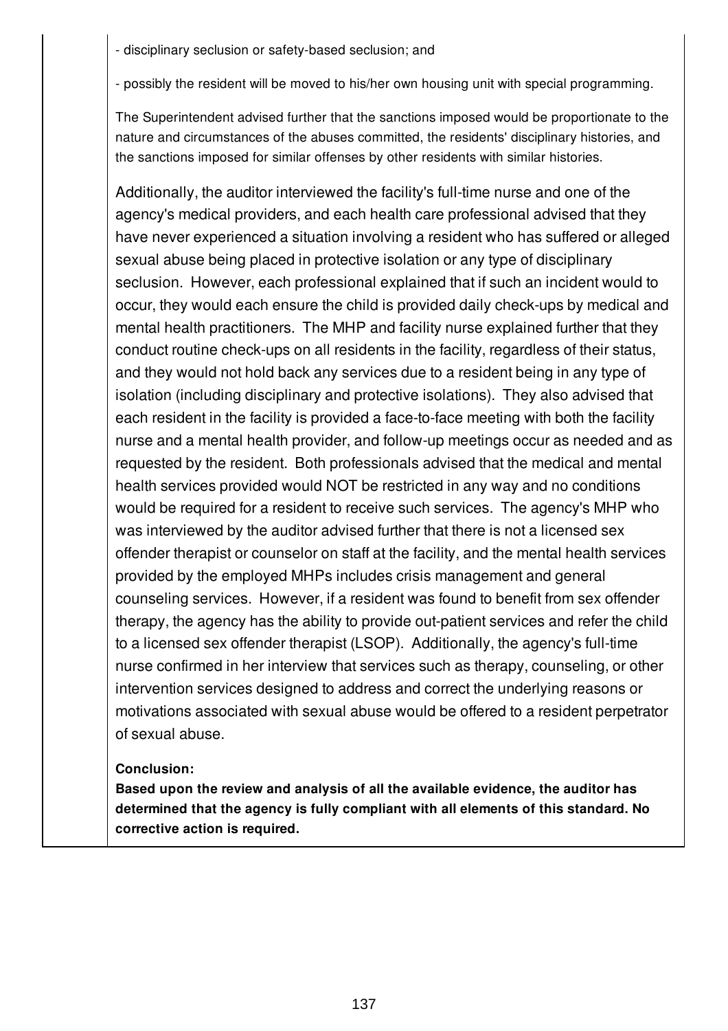- disciplinary seclusion or safety-based seclusion; and

- possibly the resident will be moved to his/her own housing unit with special programming.

The Superintendent advised further that the sanctions imposed would be proportionate to the nature and circumstances of the abuses committed, the residents' disciplinary histories, and the sanctions imposed for similar offenses by other residents with similar histories.

Additionally, the auditor interviewed the facility's full-time nurse and one of the agency's medical providers, and each health care professional advised that they have never experienced a situation involving a resident who has suffered or alleged sexual abuse being placed in protective isolation or any type of disciplinary seclusion. However, each professional explained that if such an incident would to occur, they would each ensure the child is provided daily check-ups by medical and mental health practitioners. The MHP and facility nurse explained further that they conduct routine check-ups on all residents in the facility, regardless of their status, and they would not hold back any services due to a resident being in any type of isolation (including disciplinary and protective isolations). They also advised that each resident in the facility is provided a face-to-face meeting with both the facility nurse and a mental health provider, and follow-up meetings occur as needed and as requested by the resident. Both professionals advised that the medical and mental health services provided would NOT be restricted in any way and no conditions would be required for a resident to receive such services. The agency's MHP who was interviewed by the auditor advised further that there is not a licensed sex offender therapist or counselor on staff at the facility, and the mental health services provided by the employed MHPs includes crisis management and general counseling services. However, if a resident was found to benefit from sex offender therapy, the agency has the ability to provide out-patient services and refer the child to a licensed sex offender therapist (LSOP). Additionally, the agency's full-time nurse confirmed in her interview that services such as therapy, counseling, or other intervention services designed to address and correct the underlying reasons or motivations associated with sexual abuse would be offered to a resident perpetrator of sexual abuse.

**Conclusion:**
**Based upon the review and analysis of all the available evidence, the auditor has determined that the agency is fully compliant with all elements of this standard. No corrective action is required.**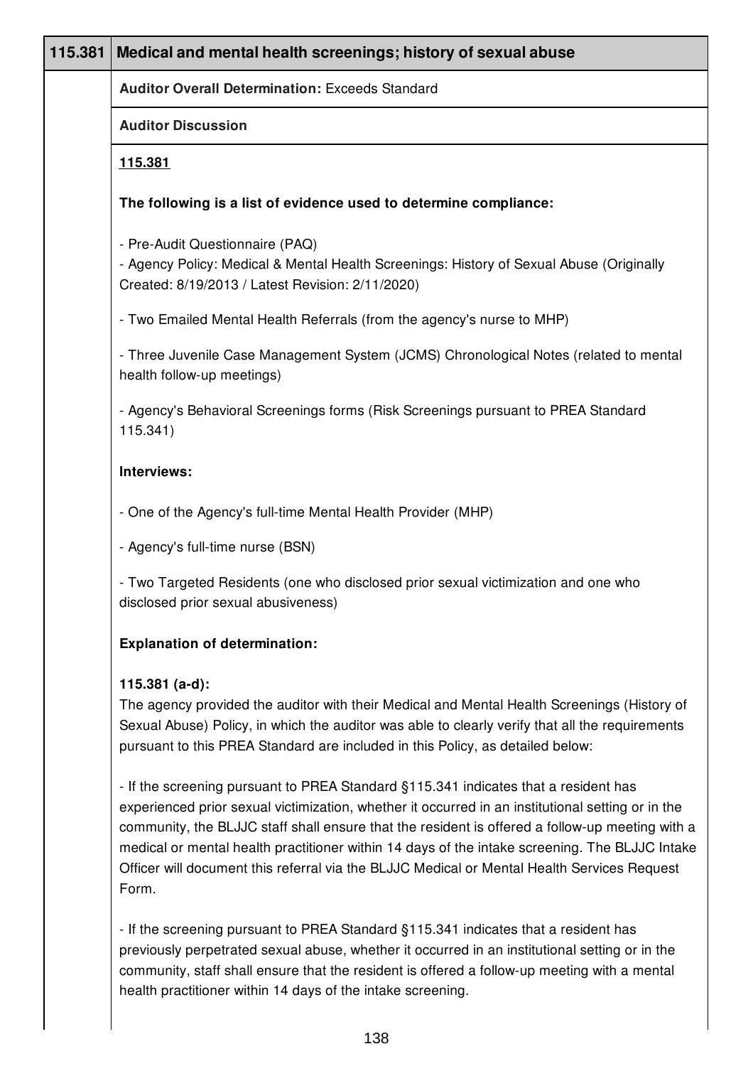| 115.381 | Medical and mental health screenings; history of sexual abuse |
|---|---|

**Auditor Overall Determination:** Exceeds Standard

**Auditor Discussion**

**115.381**

**The following is a list of evidence used to determine compliance:**

- Pre-Audit Questionnaire (PAQ)
- Agency Policy: Medical & Mental Health Screenings: History of Sexual Abuse (Originally Created: 8/19/2013 / Latest Revision: 2/11/2020)

- Two Emailed Mental Health Referrals (from the agency's nurse to MHP)

- Three Juvenile Case Management System (JCMS) Chronological Notes (related to mental health follow-up meetings)

- Agency's Behavioral Screenings forms (Risk Screenings pursuant to PREA Standard 115.341)

**Interviews:**

- One of the Agency's full-time Mental Health Provider (MHP)

- Agency's full-time nurse (BSN)

- Two Targeted Residents (one who disclosed prior sexual victimization and one who disclosed prior sexual abusiveness)

**Explanation of determination:**

**115.381 (a-d):**
The agency provided the auditor with their Medical and Mental Health Screenings (History of Sexual Abuse) Policy, in which the auditor was able to clearly verify that all the requirements pursuant to this PREA Standard are included in this Policy, as detailed below:

- If the screening pursuant to PREA Standard §115.341 indicates that a resident has experienced prior sexual victimization, whether it occurred in an institutional setting or in the community, the BLJJC staff shall ensure that the resident is offered a follow-up meeting with a medical or mental health practitioner within 14 days of the intake screening. The BLJJC Intake Officer will document this referral via the BLJJC Medical or Mental Health Services Request Form.

- If the screening pursuant to PREA Standard §115.341 indicates that a resident has previously perpetrated sexual abuse, whether it occurred in an institutional setting or in the community, staff shall ensure that the resident is offered a follow-up meeting with a mental health practitioner within 14 days of the intake screening.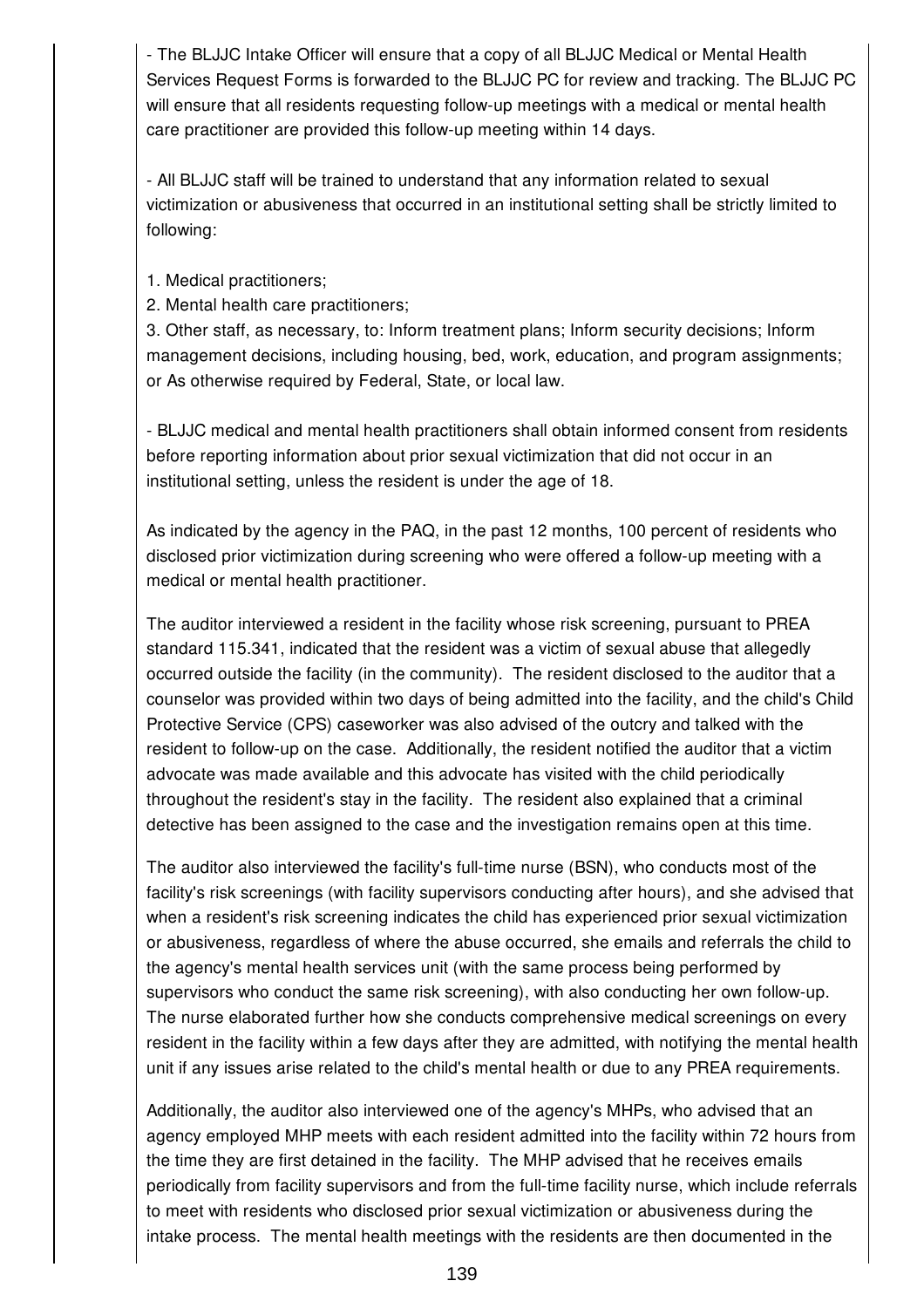- The BLJJC Intake Officer will ensure that a copy of all BLJJC Medical or Mental Health Services Request Forms is forwarded to the BLJJC PC for review and tracking. The BLJJC PC will ensure that all residents requesting follow-up meetings with a medical or mental health care practitioner are provided this follow-up meeting within 14 days.

- All BLJJC staff will be trained to understand that any information related to sexual victimization or abusiveness that occurred in an institutional setting shall be strictly limited to following:

1. Medical practitioners;
2. Mental health care practitioners;
3. Other staff, as necessary, to: Inform treatment plans; Inform security decisions; Inform management decisions, including housing, bed, work, education, and program assignments; or As otherwise required by Federal, State, or local law.

- BLJJC medical and mental health practitioners shall obtain informed consent from residents before reporting information about prior sexual victimization that did not occur in an institutional setting, unless the resident is under the age of 18.

As indicated by the agency in the PAQ, in the past 12 months, 100 percent of residents who disclosed prior victimization during screening who were offered a follow-up meeting with a medical or mental health practitioner.

The auditor interviewed a resident in the facility whose risk screening, pursuant to PREA standard 115.341, indicated that the resident was a victim of sexual abuse that allegedly occurred outside the facility (in the community). The resident disclosed to the auditor that a counselor was provided within two days of being admitted into the facility, and the child's Child Protective Service (CPS) caseworker was also advised of the outcry and talked with the resident to follow-up on the case. Additionally, the resident notified the auditor that a victim advocate was made available and this advocate has visited with the child periodically throughout the resident's stay in the facility. The resident also explained that a criminal detective has been assigned to the case and the investigation remains open at this time.

The auditor also interviewed the facility's full-time nurse (BSN), who conducts most of the facility's risk screenings (with facility supervisors conducting after hours), and she advised that when a resident's risk screening indicates the child has experienced prior sexual victimization or abusiveness, regardless of where the abuse occurred, she emails and referrals the child to the agency's mental health services unit (with the same process being performed by supervisors who conduct the same risk screening), with also conducting her own follow-up. The nurse elaborated further how she conducts comprehensive medical screenings on every resident in the facility within a few days after they are admitted, with notifying the mental health unit if any issues arise related to the child's mental health or due to any PREA requirements.

Additionally, the auditor also interviewed one of the agency's MHPs, who advised that an agency employed MHP meets with each resident admitted into the facility within 72 hours from the time they are first detained in the facility. The MHP advised that he receives emails periodically from facility supervisors and from the full-time facility nurse, which include referrals to meet with residents who disclosed prior sexual victimization or abusiveness during the intake process. The mental health meetings with the residents are then documented in the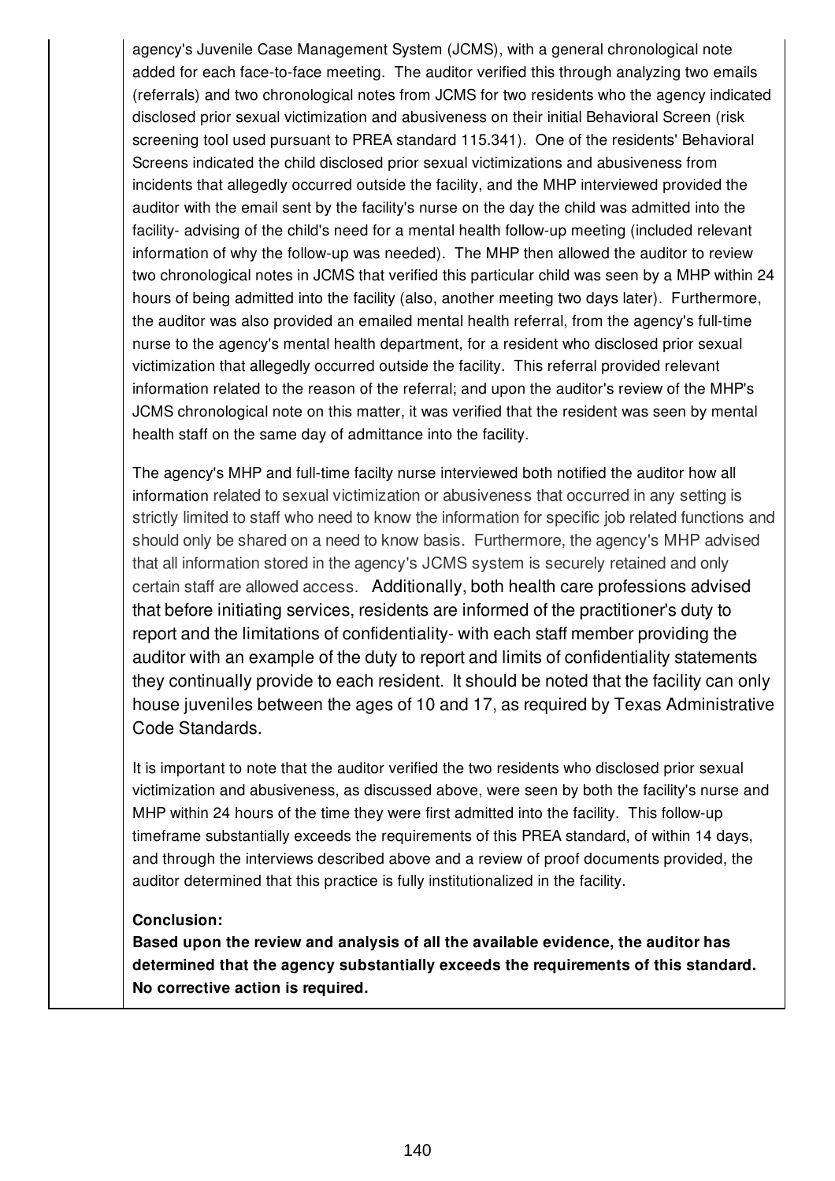agency's Juvenile Case Management System (JCMS), with a general chronological note added for each face-to-face meeting. The auditor verified this through analyzing two emails (referrals) and two chronological notes from JCMS for two residents who the agency indicated disclosed prior sexual victimization and abusiveness on their initial Behavioral Screen (risk screening tool used pursuant to PREA standard 115.341). One of the residents' Behavioral Screens indicated the child disclosed prior sexual victimizations and abusiveness from incidents that allegedly occurred outside the facility, and the MHP interviewed provided the auditor with the email sent by the facility's nurse on the day the child was admitted into the facility- advising of the child's need for a mental health follow-up meeting (included relevant information of why the follow-up was needed). The MHP then allowed the auditor to review two chronological notes in JCMS that verified this particular child was seen by a MHP within 24 hours of being admitted into the facility (also, another meeting two days later). Furthermore, the auditor was also provided an emailed mental health referral, from the agency's full-time nurse to the agency's mental health department, for a resident who disclosed prior sexual victimization that allegedly occurred outside the facility. This referral provided relevant information related to the reason of the referral; and upon the auditor's review of the MHP's JCMS chronological note on this matter, it was verified that the resident was seen by mental health staff on the same day of admittance into the facility.

The agency's MHP and full-time facilty nurse interviewed both notified the auditor how all information related to sexual victimization or abusiveness that occurred in any setting is strictly limited to staff who need to know the information for specific job related functions and should only be shared on a need to know basis. Furthermore, the agency's MHP advised that all information stored in the agency's JCMS system is securely retained and only certain staff are allowed access. Additionally, both health care professions advised that before initiating services, residents are informed of the practitioner's duty to report and the limitations of confidentiality- with each staff member providing the auditor with an example of the duty to report and limits of confidentiality statements they continually provide to each resident. It should be noted that the facility can only house juveniles between the ages of 10 and 17, as required by Texas Administrative Code Standards.

It is important to note that the auditor verified the two residents who disclosed prior sexual victimization and abusiveness, as discussed above, were seen by both the facility's nurse and MHP within 24 hours of the time they were first admitted into the facility. This follow-up timeframe substantially exceeds the requirements of this PREA standard, of within 14 days, and through the interviews described above and a review of proof documents provided, the auditor determined that this practice is fully institutionalized in the facility.

**Conclusion:**
**Based upon the review and analysis of all the available evidence, the auditor has determined that the agency substantially exceeds the requirements of this standard. No corrective action is required.**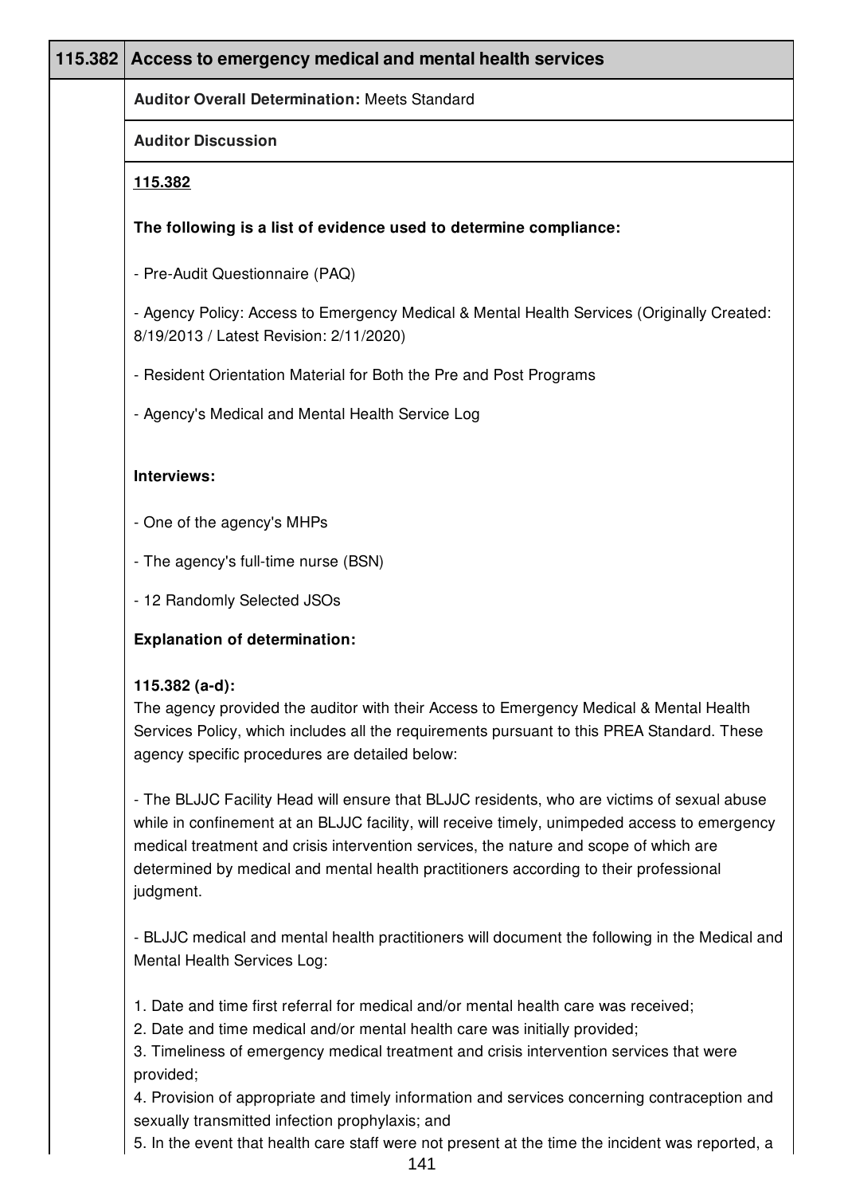## 115.382 Access to emergency medical and mental health services

**Auditor Overall Determination:** Meets Standard

**Auditor Discussion**

**115.382**

**The following is a list of evidence used to determine compliance:**

- Pre-Audit Questionnaire (PAQ)

- Agency Policy: Access to Emergency Medical & Mental Health Services (Originally Created: 8/19/2013 / Latest Revision: 2/11/2020)

- Resident Orientation Material for Both the Pre and Post Programs

- Agency's Medical and Mental Health Service Log

**Interviews:**

- One of the agency's MHPs

- The agency's full-time nurse (BSN)

- 12 Randomly Selected JSOs

**Explanation of determination:**

**115.382 (a-d):**
The agency provided the auditor with their Access to Emergency Medical & Mental Health Services Policy, which includes all the requirements pursuant to this PREA Standard. These agency specific procedures are detailed below:

- The BLJJC Facility Head will ensure that BLJJC residents, who are victims of sexual abuse while in confinement at an BLJJC facility, will receive timely, unimpeded access to emergency medical treatment and crisis intervention services, the nature and scope of which are determined by medical and mental health practitioners according to their professional judgment.

- BLJJC medical and mental health practitioners will document the following in the Medical and Mental Health Services Log:

1. Date and time first referral for medical and/or mental health care was received;
2. Date and time medical and/or mental health care was initially provided;
3. Timeliness of emergency medical treatment and crisis intervention services that were provided;
4. Provision of appropriate and timely information and services concerning contraception and sexually transmitted infection prophylaxis; and
5. In the event that health care staff were not present at the time the incident was reported, a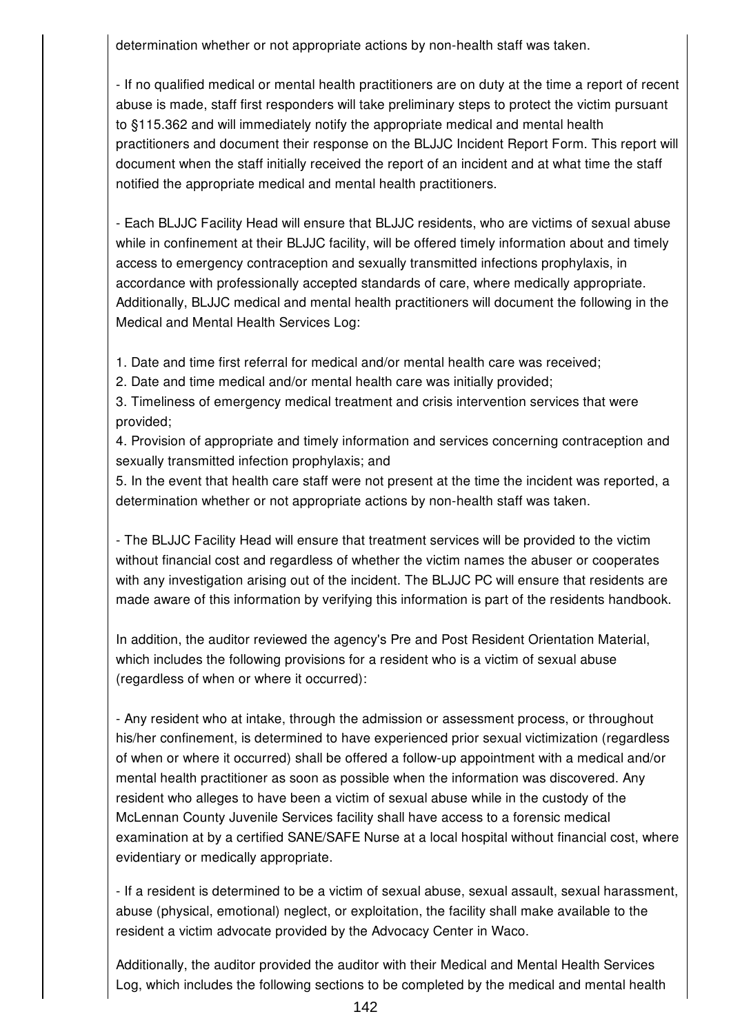determination whether or not appropriate actions by non-health staff was taken.

- If no qualified medical or mental health practitioners are on duty at the time a report of recent abuse is made, staff first responders will take preliminary steps to protect the victim pursuant to §115.362 and will immediately notify the appropriate medical and mental health practitioners and document their response on the BLJJC Incident Report Form. This report will document when the staff initially received the report of an incident and at what time the staff notified the appropriate medical and mental health practitioners.

- Each BLJJC Facility Head will ensure that BLJJC residents, who are victims of sexual abuse while in confinement at their BLJJC facility, will be offered timely information about and timely access to emergency contraception and sexually transmitted infections prophylaxis, in accordance with professionally accepted standards of care, where medically appropriate. Additionally, BLJJC medical and mental health practitioners will document the following in the Medical and Mental Health Services Log:

1. Date and time first referral for medical and/or mental health care was received;
2. Date and time medical and/or mental health care was initially provided;
3. Timeliness of emergency medical treatment and crisis intervention services that were provided;
4. Provision of appropriate and timely information and services concerning contraception and sexually transmitted infection prophylaxis; and
5. In the event that health care staff were not present at the time the incident was reported, a determination whether or not appropriate actions by non-health staff was taken.

- The BLJJC Facility Head will ensure that treatment services will be provided to the victim without financial cost and regardless of whether the victim names the abuser or cooperates with any investigation arising out of the incident. The BLJJC PC will ensure that residents are made aware of this information by verifying this information is part of the residents handbook.

In addition, the auditor reviewed the agency's Pre and Post Resident Orientation Material, which includes the following provisions for a resident who is a victim of sexual abuse (regardless of when or where it occurred):

- Any resident who at intake, through the admission or assessment process, or throughout his/her confinement, is determined to have experienced prior sexual victimization (regardless of when or where it occurred) shall be offered a follow-up appointment with a medical and/or mental health practitioner as soon as possible when the information was discovered. Any resident who alleges to have been a victim of sexual abuse while in the custody of the McLennan County Juvenile Services facility shall have access to a forensic medical examination at by a certified SANE/SAFE Nurse at a local hospital without financial cost, where evidentiary or medically appropriate.

- If a resident is determined to be a victim of sexual abuse, sexual assault, sexual harassment, abuse (physical, emotional) neglect, or exploitation, the facility shall make available to the resident a victim advocate provided by the Advocacy Center in Waco.

Additionally, the auditor provided the auditor with their Medical and Mental Health Services Log, which includes the following sections to be completed by the medical and mental health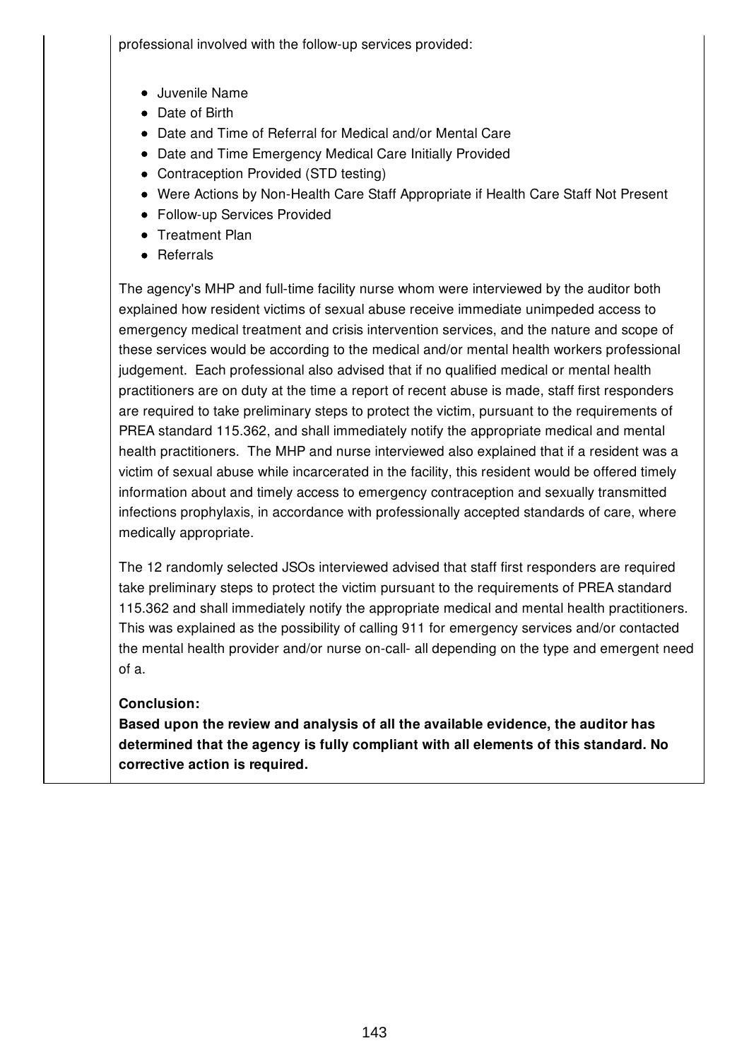professional involved with the follow-up services provided:

- Juvenile Name
- Date of Birth
- Date and Time of Referral for Medical and/or Mental Care
- Date and Time Emergency Medical Care Initially Provided
- Contraception Provided (STD testing)
- Were Actions by Non-Health Care Staff Appropriate if Health Care Staff Not Present
- Follow-up Services Provided
- Treatment Plan
- Referrals

The agency's MHP and full-time facility nurse whom were interviewed by the auditor both explained how resident victims of sexual abuse receive immediate unimpeded access to emergency medical treatment and crisis intervention services, and the nature and scope of these services would be according to the medical and/or mental health workers professional judgement. Each professional also advised that if no qualified medical or mental health practitioners are on duty at the time a report of recent abuse is made, staff first responders are required to take preliminary steps to protect the victim, pursuant to the requirements of PREA standard 115.362, and shall immediately notify the appropriate medical and mental health practitioners. The MHP and nurse interviewed also explained that if a resident was a victim of sexual abuse while incarcerated in the facility, this resident would be offered timely information about and timely access to emergency contraception and sexually transmitted infections prophylaxis, in accordance with professionally accepted standards of care, where medically appropriate.

The 12 randomly selected JSOs interviewed advised that staff first responders are required take preliminary steps to protect the victim pursuant to the requirements of PREA standard 115.362 and shall immediately notify the appropriate medical and mental health practitioners. This was explained as the possibility of calling 911 for emergency services and/or contacted the mental health provider and/or nurse on-call- all depending on the type and emergent need of a.

**Conclusion:**

**Based upon the review and analysis of all the available evidence, the auditor has determined that the agency is fully compliant with all elements of this standard. No corrective action is required.**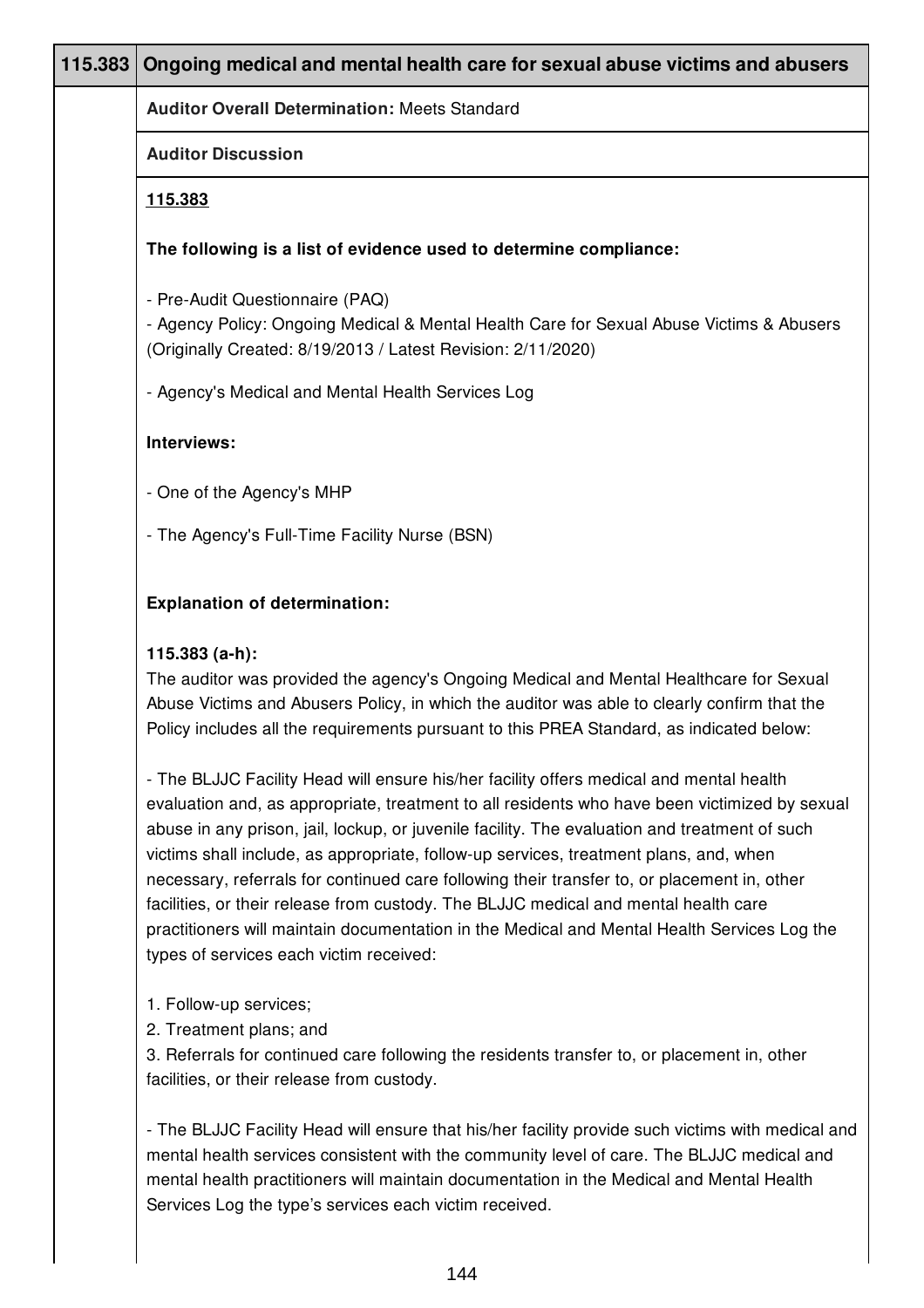| 115.383 | Ongoing medical and mental health care for sexual abuse victims and abusers |
|---|---|

**Auditor Overall Determination:** Meets Standard

**Auditor Discussion**

**115.383**

**The following is a list of evidence used to determine compliance:**

- Pre-Audit Questionnaire (PAQ)
- Agency Policy: Ongoing Medical & Mental Health Care for Sexual Abuse Victims & Abusers (Originally Created: 8/19/2013 / Latest Revision: 2/11/2020)

- Agency's Medical and Mental Health Services Log

**Interviews:**

- One of the Agency's MHP

- The Agency's Full-Time Facility Nurse (BSN)

**Explanation of determination:**

**115.383 (a-h):**
The auditor was provided the agency's Ongoing Medical and Mental Healthcare for Sexual Abuse Victims and Abusers Policy, in which the auditor was able to clearly confirm that the Policy includes all the requirements pursuant to this PREA Standard, as indicated below:

- The BLJJC Facility Head will ensure his/her facility offers medical and mental health evaluation and, as appropriate, treatment to all residents who have been victimized by sexual abuse in any prison, jail, lockup, or juvenile facility. The evaluation and treatment of such victims shall include, as appropriate, follow-up services, treatment plans, and, when necessary, referrals for continued care following their transfer to, or placement in, other facilities, or their release from custody. The BLJJC medical and mental health care practitioners will maintain documentation in the Medical and Mental Health Services Log the types of services each victim received:

1. Follow-up services;
2. Treatment plans; and
3. Referrals for continued care following the residents transfer to, or placement in, other facilities, or their release from custody.

- The BLJJC Facility Head will ensure that his/her facility provide such victims with medical and mental health services consistent with the community level of care. The BLJJC medical and mental health practitioners will maintain documentation in the Medical and Mental Health Services Log the type's services each victim received.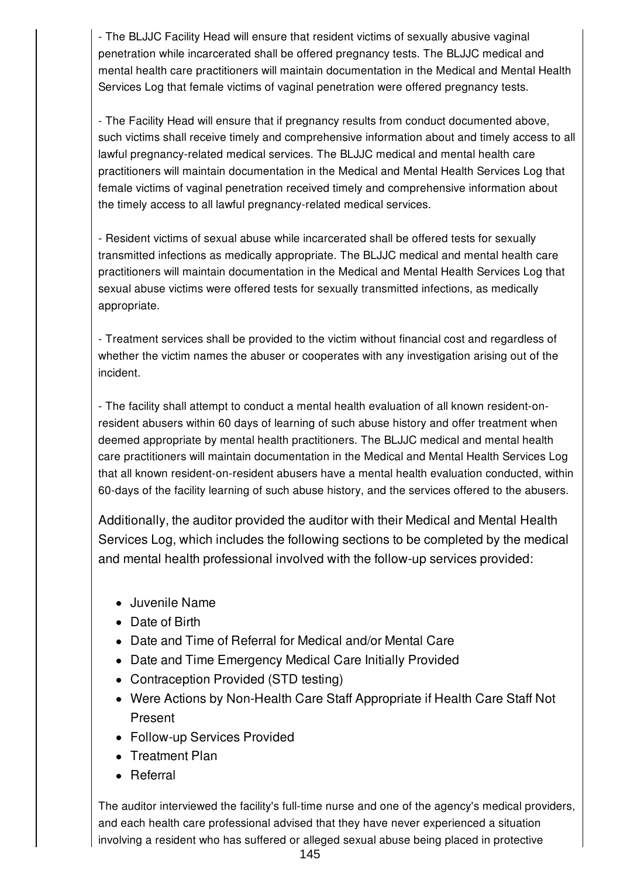- The BLJJC Facility Head will ensure that resident victims of sexually abusive vaginal penetration while incarcerated shall be offered pregnancy tests. The BLJJC medical and mental health care practitioners will maintain documentation in the Medical and Mental Health Services Log that female victims of vaginal penetration were offered pregnancy tests.

- The Facility Head will ensure that if pregnancy results from conduct documented above, such victims shall receive timely and comprehensive information about and timely access to all lawful pregnancy-related medical services. The BLJJC medical and mental health care practitioners will maintain documentation in the Medical and Mental Health Services Log that female victims of vaginal penetration received timely and comprehensive information about the timely access to all lawful pregnancy-related medical services.

- Resident victims of sexual abuse while incarcerated shall be offered tests for sexually transmitted infections as medically appropriate. The BLJJC medical and mental health care practitioners will maintain documentation in the Medical and Mental Health Services Log that sexual abuse victims were offered tests for sexually transmitted infections, as medically appropriate.

- Treatment services shall be provided to the victim without financial cost and regardless of whether the victim names the abuser or cooperates with any investigation arising out of the incident.

- The facility shall attempt to conduct a mental health evaluation of all known resident-on-resident abusers within 60 days of learning of such abuse history and offer treatment when deemed appropriate by mental health practitioners. The BLJJC medical and mental health care practitioners will maintain documentation in the Medical and Mental Health Services Log that all known resident-on-resident abusers have a mental health evaluation conducted, within 60-days of the facility learning of such abuse history, and the services offered to the abusers.

Additionally, the auditor provided the auditor with their Medical and Mental Health Services Log, which includes the following sections to be completed by the medical and mental health professional involved with the follow-up services provided:

- Juvenile Name
- Date of Birth
- Date and Time of Referral for Medical and/or Mental Care
- Date and Time Emergency Medical Care Initially Provided
- Contraception Provided (STD testing)
- Were Actions by Non-Health Care Staff Appropriate if Health Care Staff Not Present
- Follow-up Services Provided
- Treatment Plan
- Referral

The auditor interviewed the facility's full-time nurse and one of the agency's medical providers, and each health care professional advised that they have never experienced a situation involving a resident who has suffered or alleged sexual abuse being placed in protective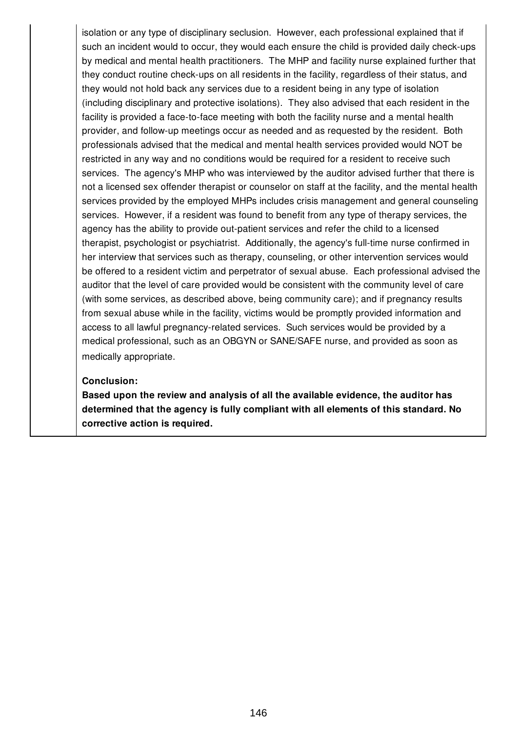isolation or any type of disciplinary seclusion. However, each professional explained that if such an incident would to occur, they would each ensure the child is provided daily check-ups by medical and mental health practitioners. The MHP and facility nurse explained further that they conduct routine check-ups on all residents in the facility, regardless of their status, and they would not hold back any services due to a resident being in any type of isolation (including disciplinary and protective isolations). They also advised that each resident in the facility is provided a face-to-face meeting with both the facility nurse and a mental health provider, and follow-up meetings occur as needed and as requested by the resident. Both professionals advised that the medical and mental health services provided would NOT be restricted in any way and no conditions would be required for a resident to receive such services. The agency's MHP who was interviewed by the auditor advised further that there is not a licensed sex offender therapist or counselor on staff at the facility, and the mental health services provided by the employed MHPs includes crisis management and general counseling services. However, if a resident was found to benefit from any type of therapy services, the agency has the ability to provide out-patient services and refer the child to a licensed therapist, psychologist or psychiatrist. Additionally, the agency's full-time nurse confirmed in her interview that services such as therapy, counseling, or other intervention services would be offered to a resident victim and perpetrator of sexual abuse. Each professional advised the auditor that the level of care provided would be consistent with the community level of care (with some services, as described above, being community care); and if pregnancy results from sexual abuse while in the facility, victims would be promptly provided information and access to all lawful pregnancy-related services. Such services would be provided by a medical professional, such as an OBGYN or SANE/SAFE nurse, and provided as soon as medically appropriate.

**Conclusion:**

**Based upon the review and analysis of all the available evidence, the auditor has determined that the agency is fully compliant with all elements of this standard. No corrective action is required.**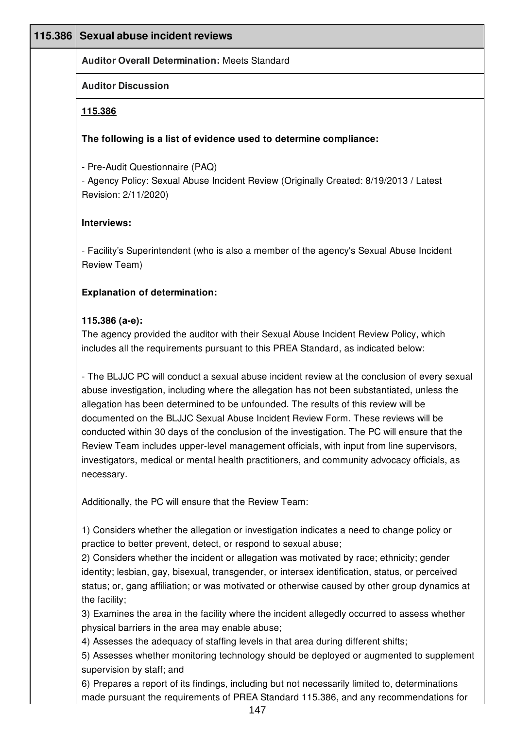| 115.386 | Sexual abuse incident reviews |
|---|---|

**Auditor Overall Determination:** Meets Standard

**Auditor Discussion**

**115.386**

**The following is a list of evidence used to determine compliance:**

- Pre-Audit Questionnaire (PAQ)
- Agency Policy: Sexual Abuse Incident Review (Originally Created: 8/19/2013 / Latest Revision: 2/11/2020)

**Interviews:**

- Facility's Superintendent (who is also a member of the agency's Sexual Abuse Incident Review Team)

**Explanation of determination:**

**115.386 (a-e):**
The agency provided the auditor with their Sexual Abuse Incident Review Policy, which includes all the requirements pursuant to this PREA Standard, as indicated below:

- The BLJJC PC will conduct a sexual abuse incident review at the conclusion of every sexual abuse investigation, including where the allegation has not been substantiated, unless the allegation has been determined to be unfounded. The results of this review will be documented on the BLJJC Sexual Abuse Incident Review Form. These reviews will be conducted within 30 days of the conclusion of the investigation. The PC will ensure that the Review Team includes upper-level management officials, with input from line supervisors, investigators, medical or mental health practitioners, and community advocacy officials, as necessary.

Additionally, the PC will ensure that the Review Team:

1) Considers whether the allegation or investigation indicates a need to change policy or practice to better prevent, detect, or respond to sexual abuse;
2) Considers whether the incident or allegation was motivated by race; ethnicity; gender identity; lesbian, gay, bisexual, transgender, or intersex identification, status, or perceived status; or, gang affiliation; or was motivated or otherwise caused by other group dynamics at the facility;
3) Examines the area in the facility where the incident allegedly occurred to assess whether physical barriers in the area may enable abuse;
4) Assesses the adequacy of staffing levels in that area during different shifts;
5) Assesses whether monitoring technology should be deployed or augmented to supplement supervision by staff; and
6) Prepares a report of its findings, including but not necessarily limited to, determinations made pursuant the requirements of PREA Standard 115.386, and any recommendations for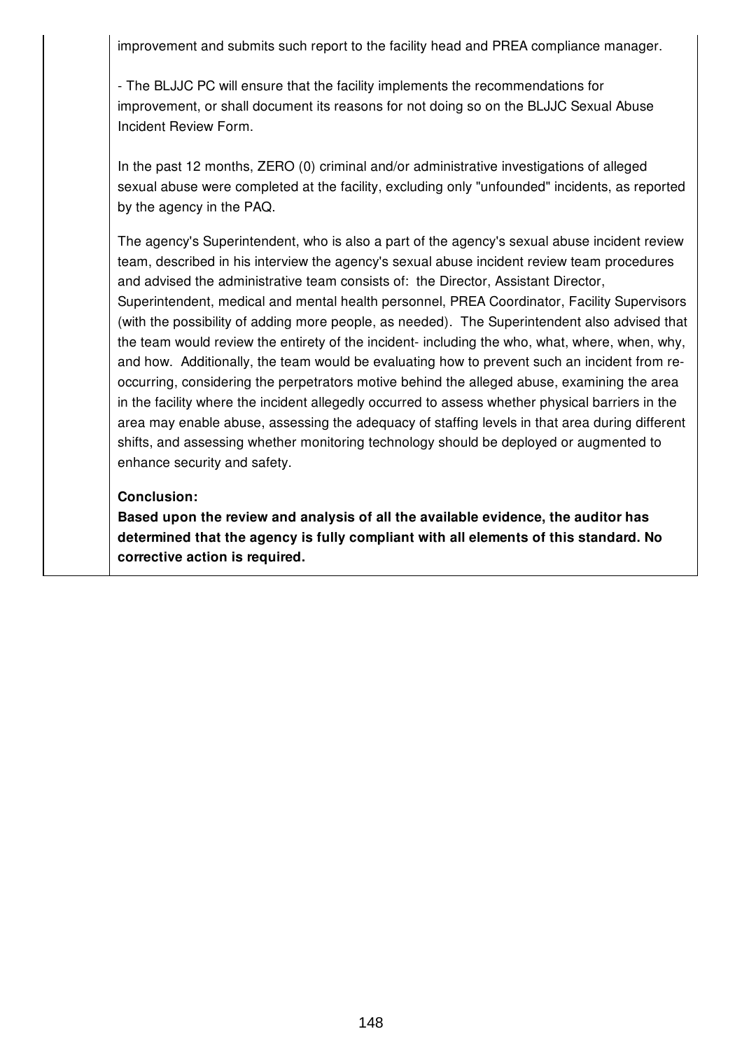improvement and submits such report to the facility head and PREA compliance manager.

- The BLJJC PC will ensure that the facility implements the recommendations for improvement, or shall document its reasons for not doing so on the BLJJC Sexual Abuse Incident Review Form.

In the past 12 months, ZERO (0) criminal and/or administrative investigations of alleged sexual abuse were completed at the facility, excluding only "unfounded" incidents, as reported by the agency in the PAQ.

The agency's Superintendent, who is also a part of the agency's sexual abuse incident review team, described in his interview the agency's sexual abuse incident review team procedures and advised the administrative team consists of: the Director, Assistant Director, Superintendent, medical and mental health personnel, PREA Coordinator, Facility Supervisors (with the possibility of adding more people, as needed). The Superintendent also advised that the team would review the entirety of the incident- including the who, what, where, when, why, and how. Additionally, the team would be evaluating how to prevent such an incident from re-occurring, considering the perpetrators motive behind the alleged abuse, examining the area in the facility where the incident allegedly occurred to assess whether physical barriers in the area may enable abuse, assessing the adequacy of staffing levels in that area during different shifts, and assessing whether monitoring technology should be deployed or augmented to enhance security and safety.

**Conclusion:**

**Based upon the review and analysis of all the available evidence, the auditor has determined that the agency is fully compliant with all elements of this standard. No corrective action is required.**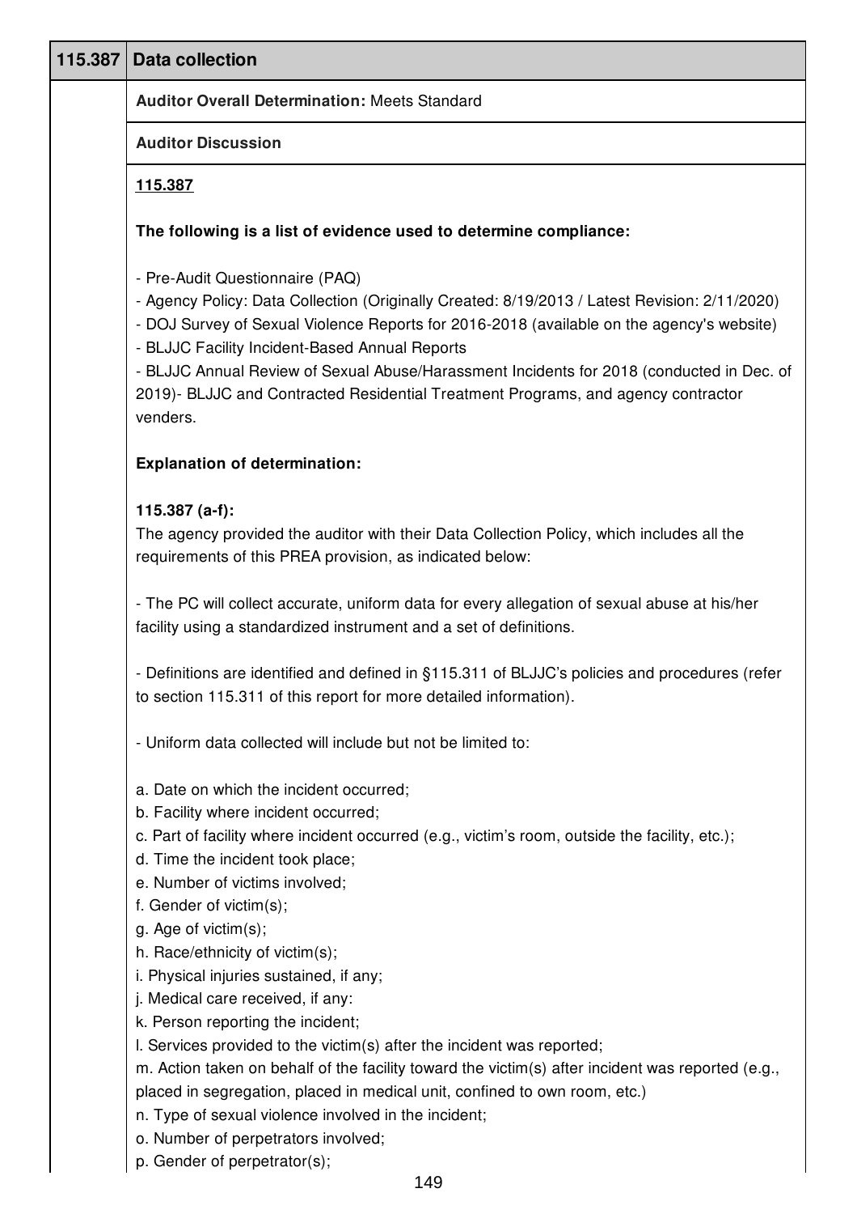| 115.387 | Data collection |
| --- | --- |

**Auditor Overall Determination:** Meets Standard

**Auditor Discussion**

**115.387**

**The following is a list of evidence used to determine compliance:**

- Pre-Audit Questionnaire (PAQ)
- Agency Policy: Data Collection (Originally Created: 8/19/2013 / Latest Revision: 2/11/2020)
- DOJ Survey of Sexual Violence Reports for 2016-2018 (available on the agency's website)
- BLJJC Facility Incident-Based Annual Reports
- BLJJC Annual Review of Sexual Abuse/Harassment Incidents for 2018 (conducted in Dec. of 2019)- BLJJC and Contracted Residential Treatment Programs, and agency contractor venders.

**Explanation of determination:**

**115.387 (a-f):**
The agency provided the auditor with their Data Collection Policy, which includes all the requirements of this PREA provision, as indicated below:

- The PC will collect accurate, uniform data for every allegation of sexual abuse at his/her facility using a standardized instrument and a set of definitions.

- Definitions are identified and defined in §115.311 of BLJJC's policies and procedures (refer to section 115.311 of this report for more detailed information).

- Uniform data collected will include but not be limited to:

a. Date on which the incident occurred;
b. Facility where incident occurred;
c. Part of facility where incident occurred (e.g., victim's room, outside the facility, etc.);
d. Time the incident took place;
e. Number of victims involved;
f. Gender of victim(s);
g. Age of victim(s);
h. Race/ethnicity of victim(s);
i. Physical injuries sustained, if any;
j. Medical care received, if any:
k. Person reporting the incident;
l. Services provided to the victim(s) after the incident was reported;
m. Action taken on behalf of the facility toward the victim(s) after incident was reported (e.g., placed in segregation, placed in medical unit, confined to own room, etc.)
n. Type of sexual violence involved in the incident;
o. Number of perpetrators involved;
p. Gender of perpetrator(s);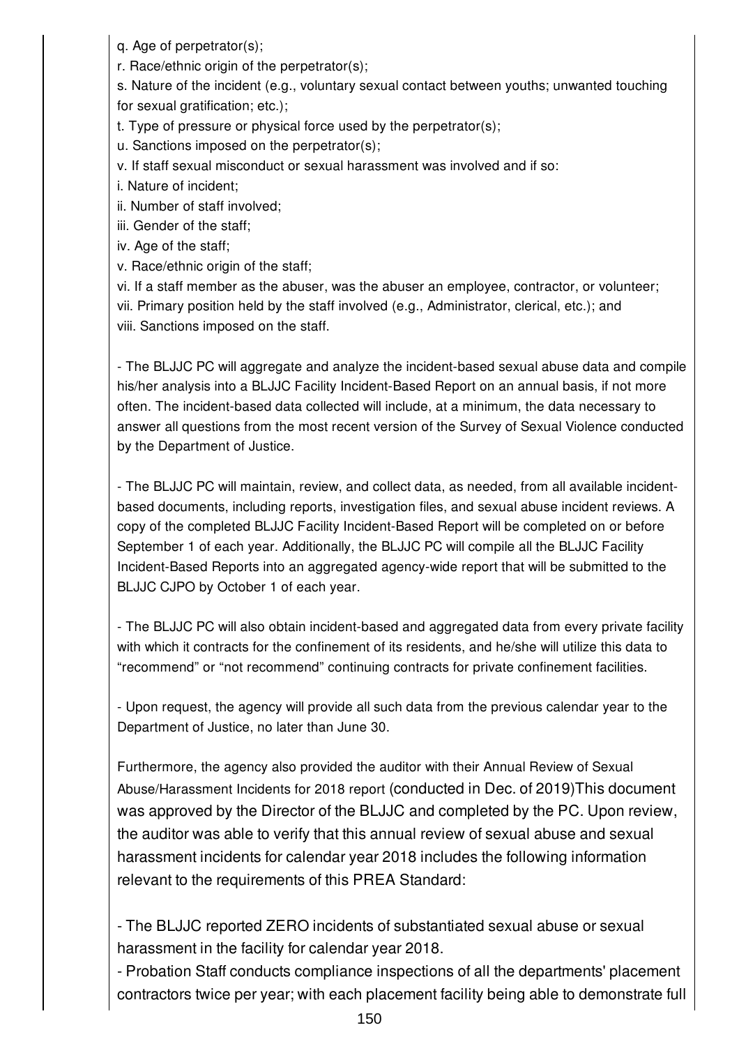q. Age of perpetrator(s);

r. Race/ethnic origin of the perpetrator(s);

s. Nature of the incident (e.g., voluntary sexual contact between youths; unwanted touching for sexual gratification; etc.);

t. Type of pressure or physical force used by the perpetrator(s);

u. Sanctions imposed on the perpetrator(s);

v. If staff sexual misconduct or sexual harassment was involved and if so:

i. Nature of incident;

ii. Number of staff involved;

iii. Gender of the staff;

iv. Age of the staff;

v. Race/ethnic origin of the staff;

vi. If a staff member as the abuser, was the abuser an employee, contractor, or volunteer;

vii. Primary position held by the staff involved (e.g., Administrator, clerical, etc.); and

viii. Sanctions imposed on the staff.

- The BLJJC PC will aggregate and analyze the incident-based sexual abuse data and compile his/her analysis into a BLJJC Facility Incident-Based Report on an annual basis, if not more often. The incident-based data collected will include, at a minimum, the data necessary to answer all questions from the most recent version of the Survey of Sexual Violence conducted by the Department of Justice.

- The BLJJC PC will maintain, review, and collect data, as needed, from all available incident-based documents, including reports, investigation files, and sexual abuse incident reviews. A copy of the completed BLJJC Facility Incident-Based Report will be completed on or before September 1 of each year. Additionally, the BLJJC PC will compile all the BLJJC Facility Incident-Based Reports into an aggregated agency-wide report that will be submitted to the BLJJC CJPO by October 1 of each year.

- The BLJJC PC will also obtain incident-based and aggregated data from every private facility with which it contracts for the confinement of its residents, and he/she will utilize this data to "recommend" or "not recommend" continuing contracts for private confinement facilities.

- Upon request, the agency will provide all such data from the previous calendar year to the Department of Justice, no later than June 30.

Furthermore, the agency also provided the auditor with their Annual Review of Sexual Abuse/Harassment Incidents for 2018 report (conducted in Dec. of 2019)This document was approved by the Director of the BLJJC and completed by the PC. Upon review, the auditor was able to verify that this annual review of sexual abuse and sexual harassment incidents for calendar year 2018 includes the following information relevant to the requirements of this PREA Standard:

- The BLJJC reported ZERO incidents of substantiated sexual abuse or sexual harassment in the facility for calendar year 2018.

- Probation Staff conducts compliance inspections of all the departments' placement contractors twice per year; with each placement facility being able to demonstrate full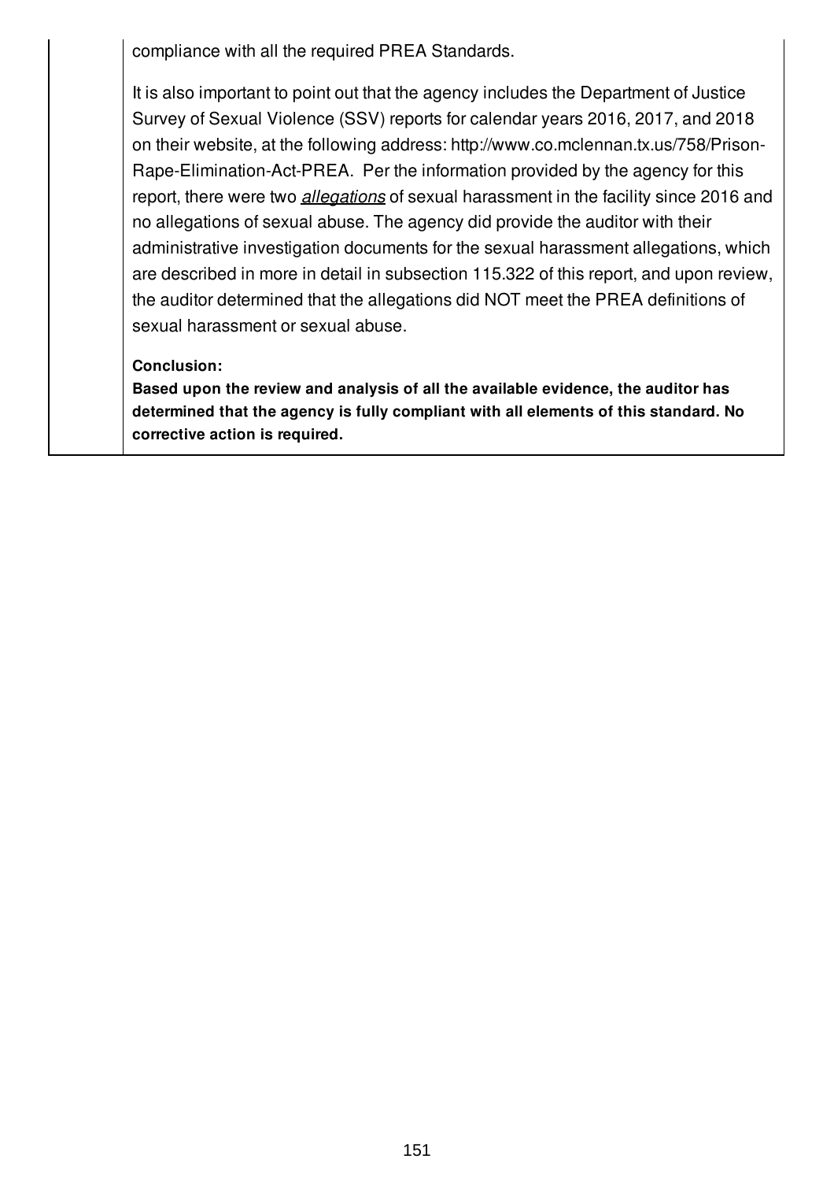compliance with all the required PREA Standards.

It is also important to point out that the agency includes the Department of Justice Survey of Sexual Violence (SSV) reports for calendar years 2016, 2017, and 2018 on their website, at the following address: http://www.co.mclennan.tx.us/758/Prison-Rape-Elimination-Act-PREA. Per the information provided by the agency for this report, there were two *allegations* of sexual harassment in the facility since 2016 and no allegations of sexual abuse. The agency did provide the auditor with their administrative investigation documents for the sexual harassment allegations, which are described in more in detail in subsection 115.322 of this report, and upon review, the auditor determined that the allegations did NOT meet the PREA definitions of sexual harassment or sexual abuse.

**Conclusion:**
**Based upon the review and analysis of all the available evidence, the auditor has determined that the agency is fully compliant with all elements of this standard. No corrective action is required.**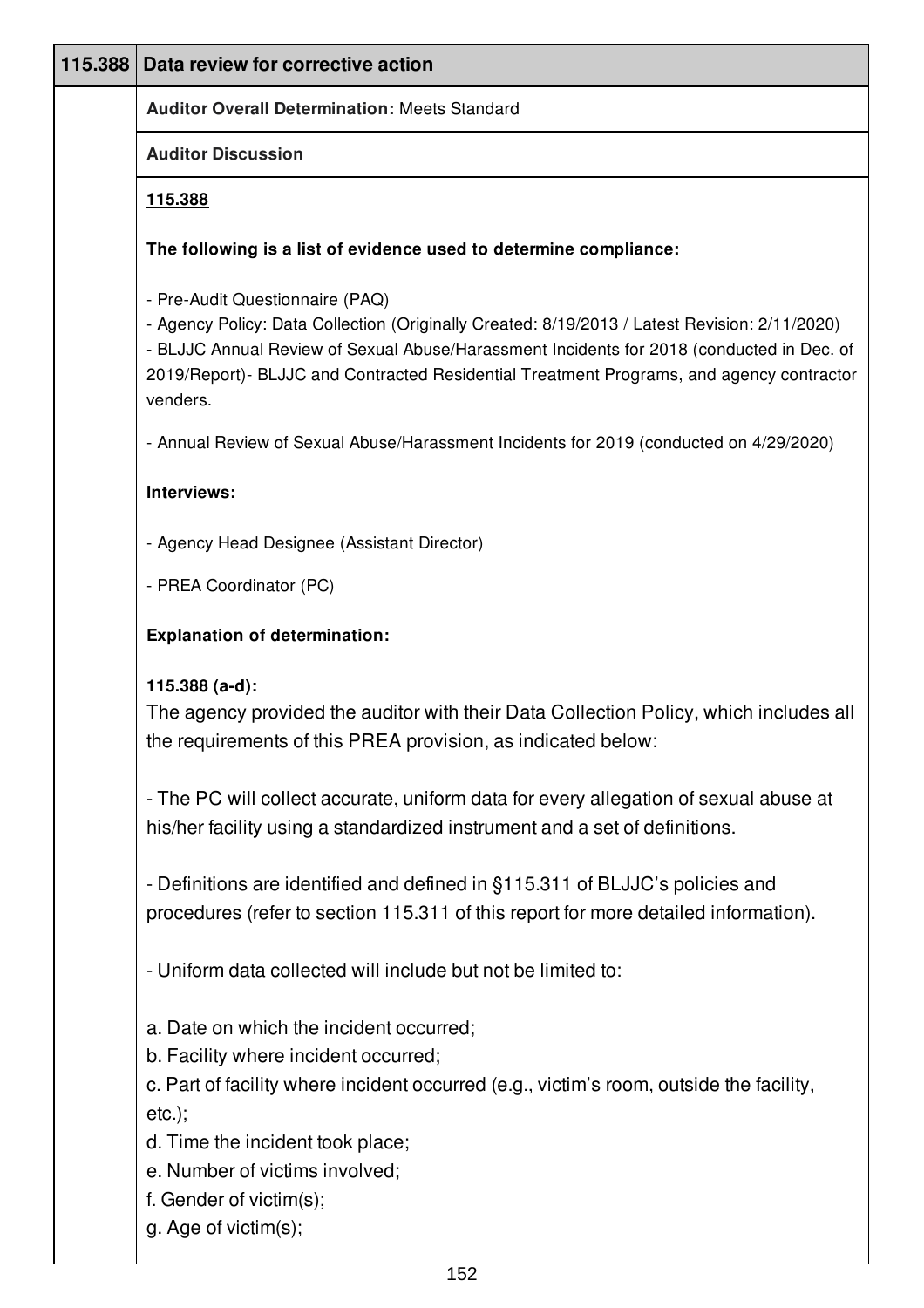| 115.388 | Data review for corrective action |
|---|---|

**Auditor Overall Determination:** Meets Standard

**Auditor Discussion**

**115.388**

**The following is a list of evidence used to determine compliance:**

- Pre-Audit Questionnaire (PAQ)
- Agency Policy: Data Collection (Originally Created: 8/19/2013 / Latest Revision: 2/11/2020)
- BLJJC Annual Review of Sexual Abuse/Harassment Incidents for 2018 (conducted in Dec. of 2019/Report)- BLJJC and Contracted Residential Treatment Programs, and agency contractor venders.

- Annual Review of Sexual Abuse/Harassment Incidents for 2019 (conducted on 4/29/2020)

**Interviews:**

- Agency Head Designee (Assistant Director)

- PREA Coordinator (PC)

**Explanation of determination:**

**115.388 (a-d):**

The agency provided the auditor with their Data Collection Policy, which includes all the requirements of this PREA provision, as indicated below:

- The PC will collect accurate, uniform data for every allegation of sexual abuse at his/her facility using a standardized instrument and a set of definitions.

- Definitions are identified and defined in §115.311 of BLJJC's policies and procedures (refer to section 115.311 of this report for more detailed information).

- Uniform data collected will include but not be limited to:

a. Date on which the incident occurred;
b. Facility where incident occurred;
c. Part of facility where incident occurred (e.g., victim's room, outside the facility, etc.);
d. Time the incident took place;
e. Number of victims involved;
f. Gender of victim(s);
g. Age of victim(s);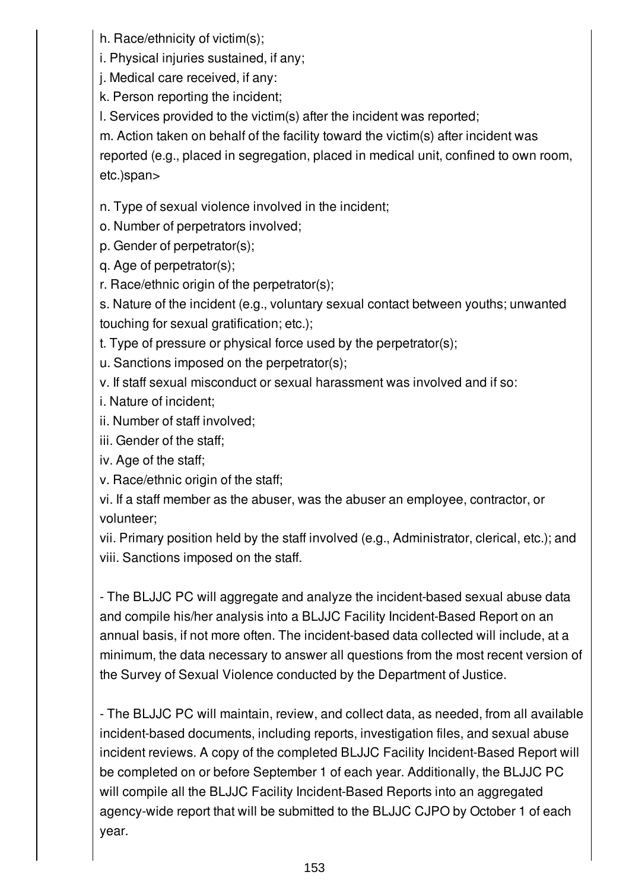h. Race/ethnicity of victim(s);

i. Physical injuries sustained, if any;

j. Medical care received, if any:

k. Person reporting the incident;

l. Services provided to the victim(s) after the incident was reported;

m. Action taken on behalf of the facility toward the victim(s) after incident was reported (e.g., placed in segregation, placed in medical unit, confined to own room, etc.)span>

n. Type of sexual violence involved in the incident;

o. Number of perpetrators involved;

p. Gender of perpetrator(s);

q. Age of perpetrator(s);

r. Race/ethnic origin of the perpetrator(s);

s. Nature of the incident (e.g., voluntary sexual contact between youths; unwanted touching for sexual gratification; etc.);

t. Type of pressure or physical force used by the perpetrator(s);

u. Sanctions imposed on the perpetrator(s);

v. If staff sexual misconduct or sexual harassment was involved and if so:

i. Nature of incident;

ii. Number of staff involved;

iii. Gender of the staff;

iv. Age of the staff;

v. Race/ethnic origin of the staff;

vi. If a staff member as the abuser, was the abuser an employee, contractor, or volunteer;

vii. Primary position held by the staff involved (e.g., Administrator, clerical, etc.); and

viii. Sanctions imposed on the staff.

- The BLJJC PC will aggregate and analyze the incident-based sexual abuse data and compile his/her analysis into a BLJJC Facility Incident-Based Report on an annual basis, if not more often. The incident-based data collected will include, at a minimum, the data necessary to answer all questions from the most recent version of the Survey of Sexual Violence conducted by the Department of Justice.

- The BLJJC PC will maintain, review, and collect data, as needed, from all available incident-based documents, including reports, investigation files, and sexual abuse incident reviews. A copy of the completed BLJJC Facility Incident-Based Report will be completed on or before September 1 of each year. Additionally, the BLJJC PC will compile all the BLJJC Facility Incident-Based Reports into an aggregated agency-wide report that will be submitted to the BLJJC CJPO by October 1 of each year.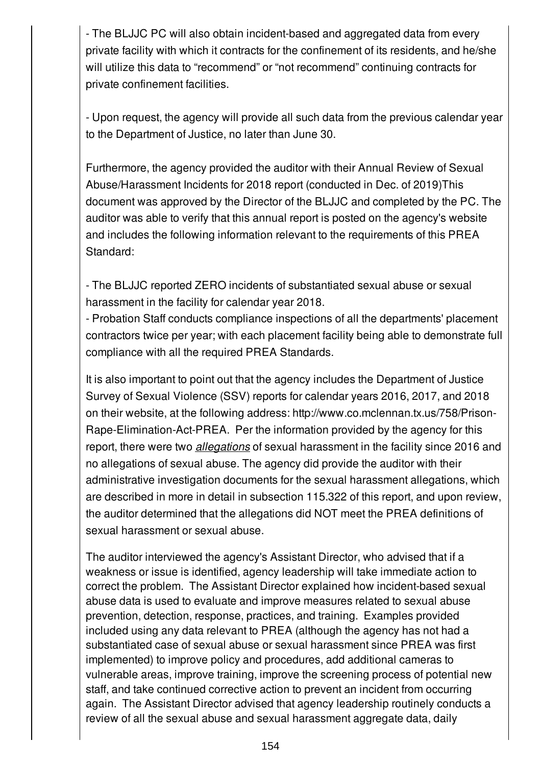- The BLJJC PC will also obtain incident-based and aggregated data from every private facility with which it contracts for the confinement of its residents, and he/she will utilize this data to "recommend" or "not recommend" continuing contracts for private confinement facilities.

- Upon request, the agency will provide all such data from the previous calendar year to the Department of Justice, no later than June 30.

Furthermore, the agency provided the auditor with their Annual Review of Sexual Abuse/Harassment Incidents for 2018 report (conducted in Dec. of 2019)This document was approved by the Director of the BLJJC and completed by the PC. The auditor was able to verify that this annual report is posted on the agency's website and includes the following information relevant to the requirements of this PREA Standard:

- The BLJJC reported ZERO incidents of substantiated sexual abuse or sexual harassment in the facility for calendar year 2018.
- Probation Staff conducts compliance inspections of all the departments' placement contractors twice per year; with each placement facility being able to demonstrate full compliance with all the required PREA Standards.

It is also important to point out that the agency includes the Department of Justice Survey of Sexual Violence (SSV) reports for calendar years 2016, 2017, and 2018 on their website, at the following address: http://www.co.mclennan.tx.us/758/Prison-Rape-Elimination-Act-PREA. Per the information provided by the agency for this report, there were two ***allegations*** of sexual harassment in the facility since 2016 and no allegations of sexual abuse. The agency did provide the auditor with their administrative investigation documents for the sexual harassment allegations, which are described in more in detail in subsection 115.322 of this report, and upon review, the auditor determined that the allegations did NOT meet the PREA definitions of sexual harassment or sexual abuse.

The auditor interviewed the agency's Assistant Director, who advised that if a weakness or issue is identified, agency leadership will take immediate action to correct the problem. The Assistant Director explained how incident-based sexual abuse data is used to evaluate and improve measures related to sexual abuse prevention, detection, response, practices, and training. Examples provided included using any data relevant to PREA (although the agency has not had a substantiated case of sexual abuse or sexual harassment since PREA was first implemented) to improve policy and procedures, add additional cameras to vulnerable areas, improve training, improve the screening process of potential new staff, and take continued corrective action to prevent an incident from occurring again. The Assistant Director advised that agency leadership routinely conducts a review of all the sexual abuse and sexual harassment aggregate data, daily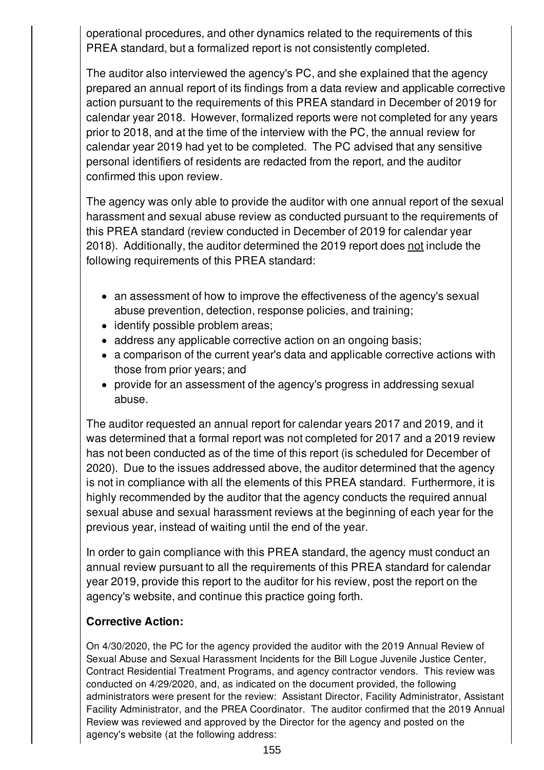operational procedures, and other dynamics related to the requirements of this PREA standard, but a formalized report is not consistently completed.

The auditor also interviewed the agency's PC, and she explained that the agency prepared an annual report of its findings from a data review and applicable corrective action pursuant to the requirements of this PREA standard in December of 2019 for calendar year 2018. However, formalized reports were not completed for any years prior to 2018, and at the time of the interview with the PC, the annual review for calendar year 2019 had yet to be completed. The PC advised that any sensitive personal identifiers of residents are redacted from the report, and the auditor confirmed this upon review.

The agency was only able to provide the auditor with one annual report of the sexual harassment and sexual abuse review as conducted pursuant to the requirements of this PREA standard (review conducted in December of 2019 for calendar year 2018). Additionally, the auditor determined the 2019 report does not include the following requirements of this PREA standard:

- an assessment of how to improve the effectiveness of the agency's sexual abuse prevention, detection, response policies, and training;
- identify possible problem areas;
- address any applicable corrective action on an ongoing basis;
- a comparison of the current year's data and applicable corrective actions with those from prior years; and
- provide for an assessment of the agency's progress in addressing sexual abuse.

The auditor requested an annual report for calendar years 2017 and 2019, and it was determined that a formal report was not completed for 2017 and a 2019 review has not been conducted as of the time of this report (is scheduled for December of 2020). Due to the issues addressed above, the auditor determined that the agency is not in compliance with all the elements of this PREA standard. Furthermore, it is highly recommended by the auditor that the agency conducts the required annual sexual abuse and sexual harassment reviews at the beginning of each year for the previous year, instead of waiting until the end of the year.

In order to gain compliance with this PREA standard, the agency must conduct an annual review pursuant to all the requirements of this PREA standard for calendar year 2019, provide this report to the auditor for his review, post the report on the agency's website, and continue this practice going forth.

**Corrective Action:**

On 4/30/2020, the PC for the agency provided the auditor with the 2019 Annual Review of Sexual Abuse and Sexual Harassment Incidents for the Bill Logue Juvenile Justice Center, Contract Residential Treatment Programs, and agency contractor vendors. This review was conducted on 4/29/2020, and, as indicated on the document provided, the following administrators were present for the review: Assistant Director, Facility Administrator, Assistant Facility Administrator, and the PREA Coordinator. The auditor confirmed that the 2019 Annual Review was reviewed and approved by the Director for the agency and posted on the agency's website (at the following address: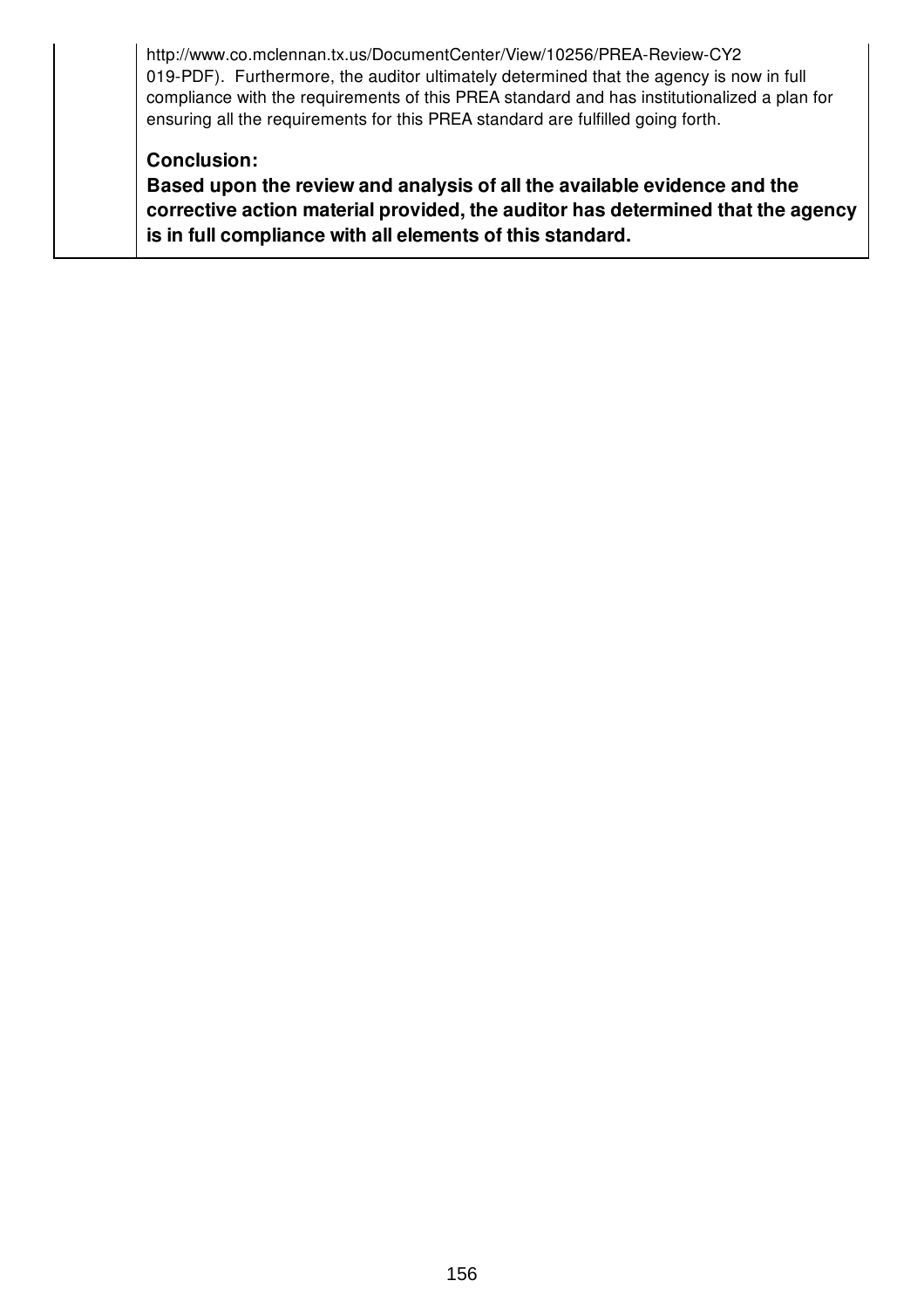http://www.co.mclennan.tx.us/DocumentCenter/View/10256/PREA-Review-CY2019-PDF). Furthermore, the auditor ultimately determined that the agency is now in full compliance with the requirements of this PREA standard and has institutionalized a plan for ensuring all the requirements for this PREA standard are fulfilled going forth.

**Conclusion:**

**Based upon the review and analysis of all the available evidence and the corrective action material provided, the auditor has determined that the agency is in full compliance with all elements of this standard.**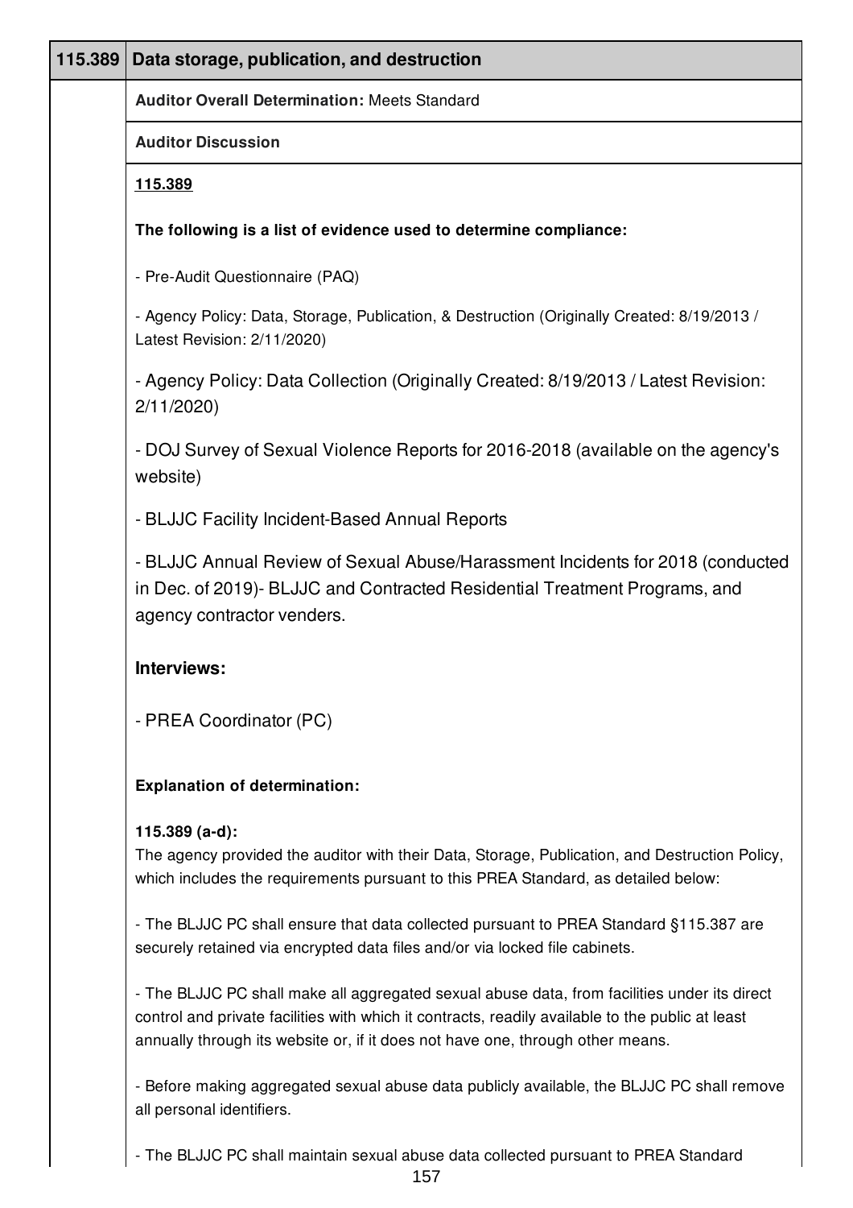| 115.389 | Data storage, publication, and destruction |
| --- | --- |

**Auditor Overall Determination:** Meets Standard

**Auditor Discussion**

**115.389**

**The following is a list of evidence used to determine compliance:**

- Pre-Audit Questionnaire (PAQ)

- Agency Policy: Data, Storage, Publication, & Destruction (Originally Created: 8/19/2013 / Latest Revision: 2/11/2020)

- Agency Policy: Data Collection (Originally Created: 8/19/2013 / Latest Revision: 2/11/2020)

- DOJ Survey of Sexual Violence Reports for 2016-2018 (available on the agency's website)

- BLJJC Facility Incident-Based Annual Reports

- BLJJC Annual Review of Sexual Abuse/Harassment Incidents for 2018 (conducted in Dec. of 2019)- BLJJC and Contracted Residential Treatment Programs, and agency contractor venders.

**Interviews:**

- PREA Coordinator (PC)

**Explanation of determination:**

**115.389 (a-d):**
The agency provided the auditor with their Data, Storage, Publication, and Destruction Policy, which includes the requirements pursuant to this PREA Standard, as detailed below:

- The BLJJC PC shall ensure that data collected pursuant to PREA Standard §115.387 are securely retained via encrypted data files and/or via locked file cabinets.

- The BLJJC PC shall make all aggregated sexual abuse data, from facilities under its direct control and private facilities with which it contracts, readily available to the public at least annually through its website or, if it does not have one, through other means.

- Before making aggregated sexual abuse data publicly available, the BLJJC PC shall remove all personal identifiers.

- The BLJJC PC shall maintain sexual abuse data collected pursuant to PREA Standard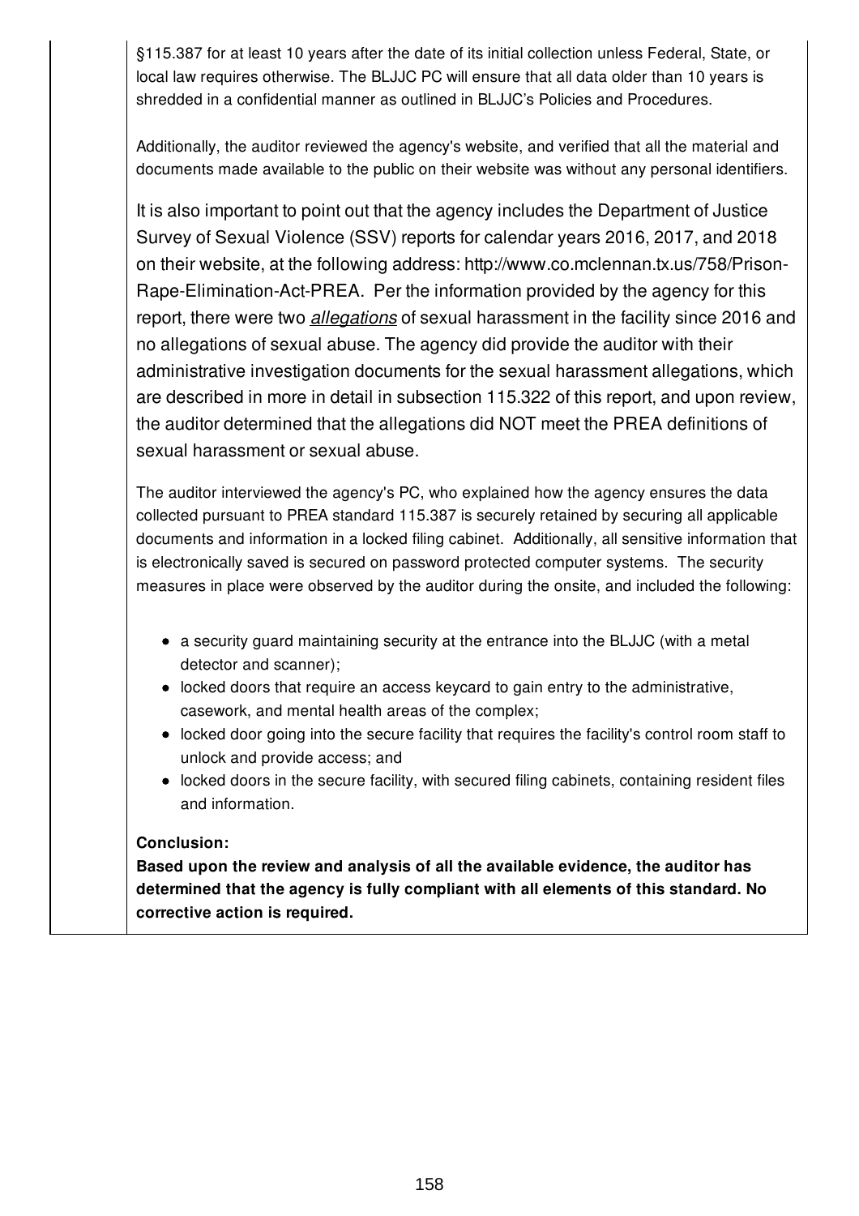§115.387 for at least 10 years after the date of its initial collection unless Federal, State, or local law requires otherwise. The BLJJC PC will ensure that all data older than 10 years is shredded in a confidential manner as outlined in BLJJC's Policies and Procedures.

Additionally, the auditor reviewed the agency's website, and verified that all the material and documents made available to the public on their website was without any personal identifiers.

It is also important to point out that the agency includes the Department of Justice Survey of Sexual Violence (SSV) reports for calendar years 2016, 2017, and 2018 on their website, at the following address: http://www.co.mclennan.tx.us/758/Prison-Rape-Elimination-Act-PREA. Per the information provided by the agency for this report, there were two ***allegations*** of sexual harassment in the facility since 2016 and no allegations of sexual abuse. The agency did provide the auditor with their administrative investigation documents for the sexual harassment allegations, which are described in more in detail in subsection 115.322 of this report, and upon review, the auditor determined that the allegations did NOT meet the PREA definitions of sexual harassment or sexual abuse.

The auditor interviewed the agency's PC, who explained how the agency ensures the data collected pursuant to PREA standard 115.387 is securely retained by securing all applicable documents and information in a locked filing cabinet. Additionally, all sensitive information that is electronically saved is secured on password protected computer systems. The security measures in place were observed by the auditor during the onsite, and included the following:

- a security guard maintaining security at the entrance into the BLJJC (with a metal detector and scanner);
- locked doors that require an access keycard to gain entry to the administrative, casework, and mental health areas of the complex;
- locked door going into the secure facility that requires the facility's control room staff to unlock and provide access; and
- locked doors in the secure facility, with secured filing cabinets, containing resident files and information.

**Conclusion:**
**Based upon the review and analysis of all the available evidence, the auditor has determined that the agency is fully compliant with all elements of this standard. No corrective action is required.**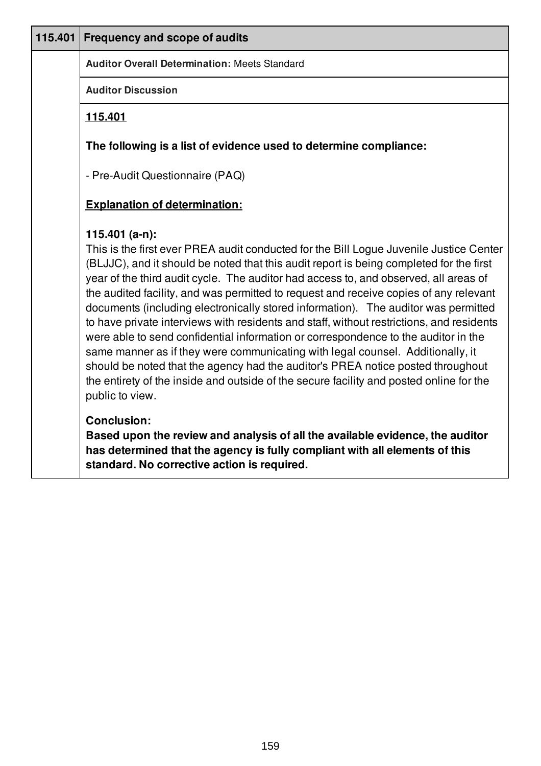| 115.401 | Frequency and scope of audits |
|---|---|
| | **Auditor Overall Determination:** Meets Standard |
| | **Auditor Discussion** |

**115.401**

**The following is a list of evidence used to determine compliance:**

- Pre-Audit Questionnaire (PAQ)

**Explanation of determination:**

**115.401 (a-n):**
This is the first ever PREA audit conducted for the Bill Logue Juvenile Justice Center (BLJJC), and it should be noted that this audit report is being completed for the first year of the third audit cycle. The auditor had access to, and observed, all areas of the audited facility, and was permitted to request and receive copies of any relevant documents (including electronically stored information). The auditor was permitted to have private interviews with residents and staff, without restrictions, and residents were able to send confidential information or correspondence to the auditor in the same manner as if they were communicating with legal counsel. Additionally, it should be noted that the agency had the auditor's PREA notice posted throughout the entirety of the inside and outside of the secure facility and posted online for the public to view.

**Conclusion:**
**Based upon the review and analysis of all the available evidence, the auditor has determined that the agency is fully compliant with all elements of this standard. No corrective action is required.**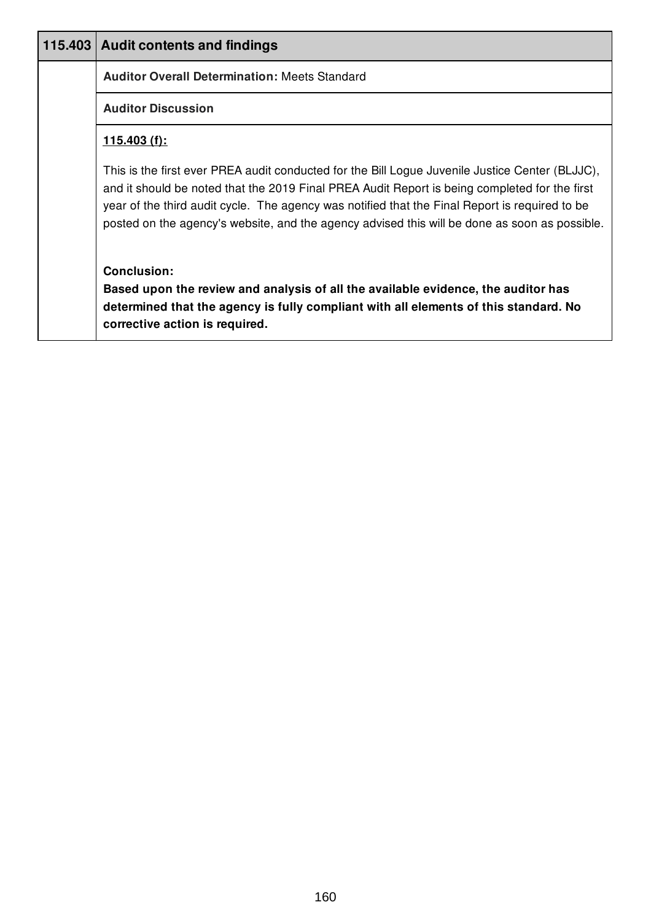| 115.403 | Audit contents and findings |
|---|---|
| | **Auditor Overall Determination:** Meets Standard |
| | **Auditor Discussion** |
| | **<u>115.403 (f):</u>**<br><br>This is the first ever PREA audit conducted for the Bill Logue Juvenile Justice Center (BLJJC), and it should be noted that the 2019 Final PREA Audit Report is being completed for the first year of the third audit cycle. The agency was notified that the Final Report is required to be posted on the agency's website, and the agency advised this will be done as soon as possible.<br><br>**Conclusion:**<br>**Based upon the review and analysis of all the available evidence, the auditor has determined that the agency is fully compliant with all elements of this standard. No corrective action is required.** |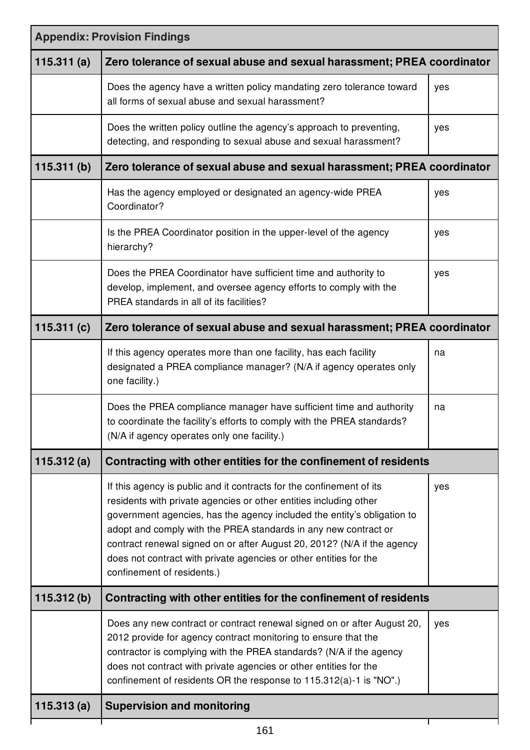## Appendix: Provision Findings

| 115.311 (a) | Zero tolerance of sexual abuse and sexual harassment; PREA coordinator | |
|---|---|---|
| | Does the agency have a written policy mandating zero tolerance toward all forms of sexual abuse and sexual harassment? | yes |
| | Does the written policy outline the agency's approach to preventing, detecting, and responding to sexual abuse and sexual harassment? | yes |
| **115.311 (b)** | **Zero tolerance of sexual abuse and sexual harassment; PREA coordinator** | |
| | Has the agency employed or designated an agency-wide PREA Coordinator? | yes |
| | Is the PREA Coordinator position in the upper-level of the agency hierarchy? | yes |
| | Does the PREA Coordinator have sufficient time and authority to develop, implement, and oversee agency efforts to comply with the PREA standards in all of its facilities? | yes |
| **115.311 (c)** | **Zero tolerance of sexual abuse and sexual harassment; PREA coordinator** | |
| | If this agency operates more than one facility, has each facility designated a PREA compliance manager? (N/A if agency operates only one facility.) | na |
| | Does the PREA compliance manager have sufficient time and authority to coordinate the facility's efforts to comply with the PREA standards? (N/A if agency operates only one facility.) | na |
| **115.312 (a)** | **Contracting with other entities for the confinement of residents** | |
| | If this agency is public and it contracts for the confinement of its residents with private agencies or other entities including other government agencies, has the agency included the entity's obligation to adopt and comply with the PREA standards in any new contract or contract renewal signed on or after August 20, 2012? (N/A if the agency does not contract with private agencies or other entities for the confinement of residents.) | yes |
| **115.312 (b)** | **Contracting with other entities for the confinement of residents** | |
| | Does any new contract or contract renewal signed on or after August 20, 2012 provide for agency contract monitoring to ensure that the contractor is complying with the PREA standards? (N/A if the agency does not contract with private agencies or other entities for the confinement of residents OR the response to 115.312(a)-1 is "NO".) | yes |
| **115.313 (a)** | **Supervision and monitoring** | |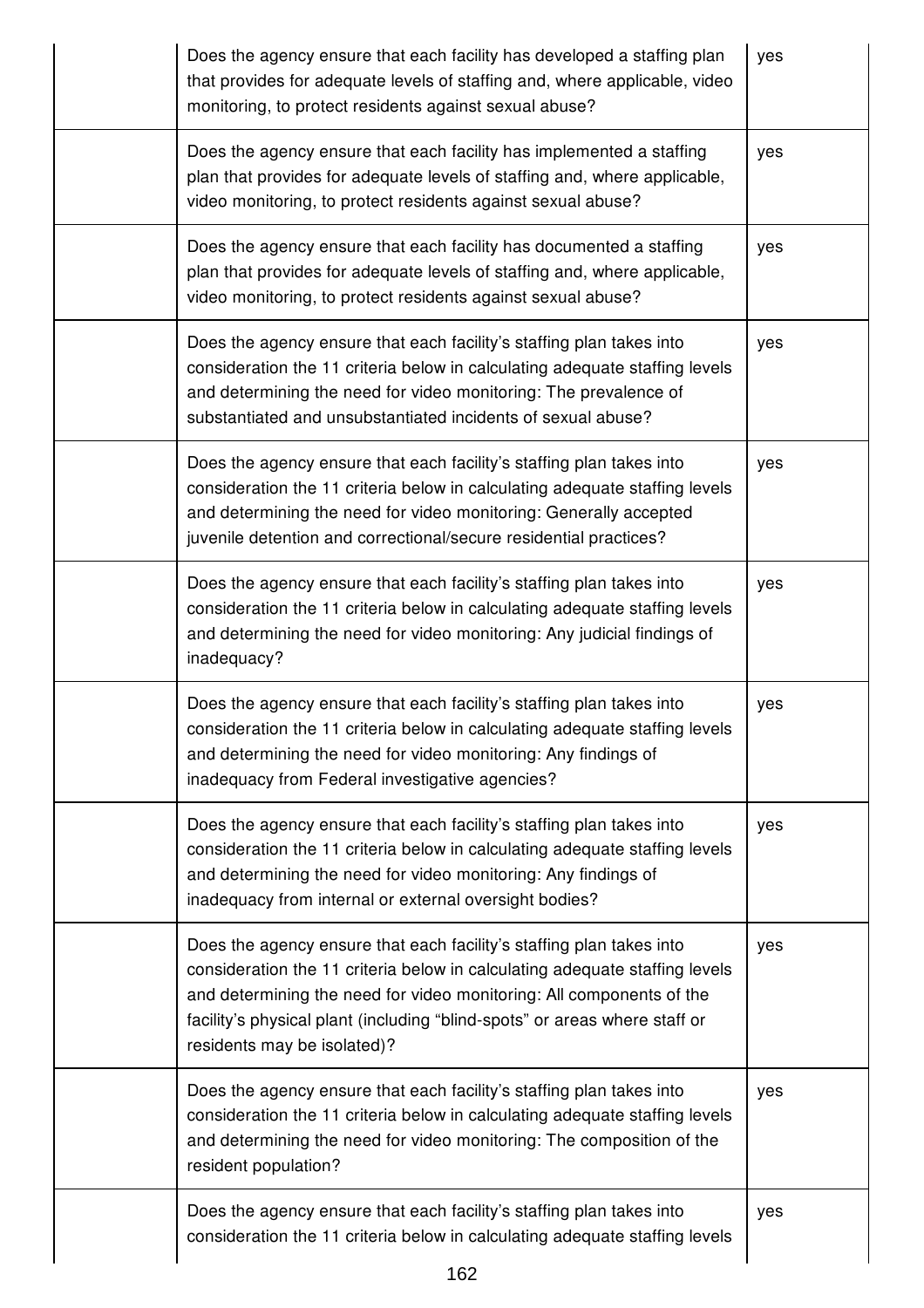| | | |
|---|---|---|
| | Does the agency ensure that each facility has developed a staffing plan that provides for adequate levels of staffing and, where applicable, video monitoring, to protect residents against sexual abuse? | yes |
| | Does the agency ensure that each facility has implemented a staffing plan that provides for adequate levels of staffing and, where applicable, video monitoring, to protect residents against sexual abuse? | yes |
| | Does the agency ensure that each facility has documented a staffing plan that provides for adequate levels of staffing and, where applicable, video monitoring, to protect residents against sexual abuse? | yes |
| | Does the agency ensure that each facility's staffing plan takes into consideration the 11 criteria below in calculating adequate staffing levels and determining the need for video monitoring: The prevalence of substantiated and unsubstantiated incidents of sexual abuse? | yes |
| | Does the agency ensure that each facility's staffing plan takes into consideration the 11 criteria below in calculating adequate staffing levels and determining the need for video monitoring: Generally accepted juvenile detention and correctional/secure residential practices? | yes |
| | Does the agency ensure that each facility's staffing plan takes into consideration the 11 criteria below in calculating adequate staffing levels and determining the need for video monitoring: Any judicial findings of inadequacy? | yes |
| | Does the agency ensure that each facility's staffing plan takes into consideration the 11 criteria below in calculating adequate staffing levels and determining the need for video monitoring: Any findings of inadequacy from Federal investigative agencies? | yes |
| | Does the agency ensure that each facility's staffing plan takes into consideration the 11 criteria below in calculating adequate staffing levels and determining the need for video monitoring: Any findings of inadequacy from internal or external oversight bodies? | yes |
| | Does the agency ensure that each facility's staffing plan takes into consideration the 11 criteria below in calculating adequate staffing levels and determining the need for video monitoring: All components of the facility's physical plant (including "blind-spots" or areas where staff or residents may be isolated)? | yes |
| | Does the agency ensure that each facility's staffing plan takes into consideration the 11 criteria below in calculating adequate staffing levels and determining the need for video monitoring: The composition of the resident population? | yes |
| | Does the agency ensure that each facility's staffing plan takes into consideration the 11 criteria below in calculating adequate staffing levels | yes |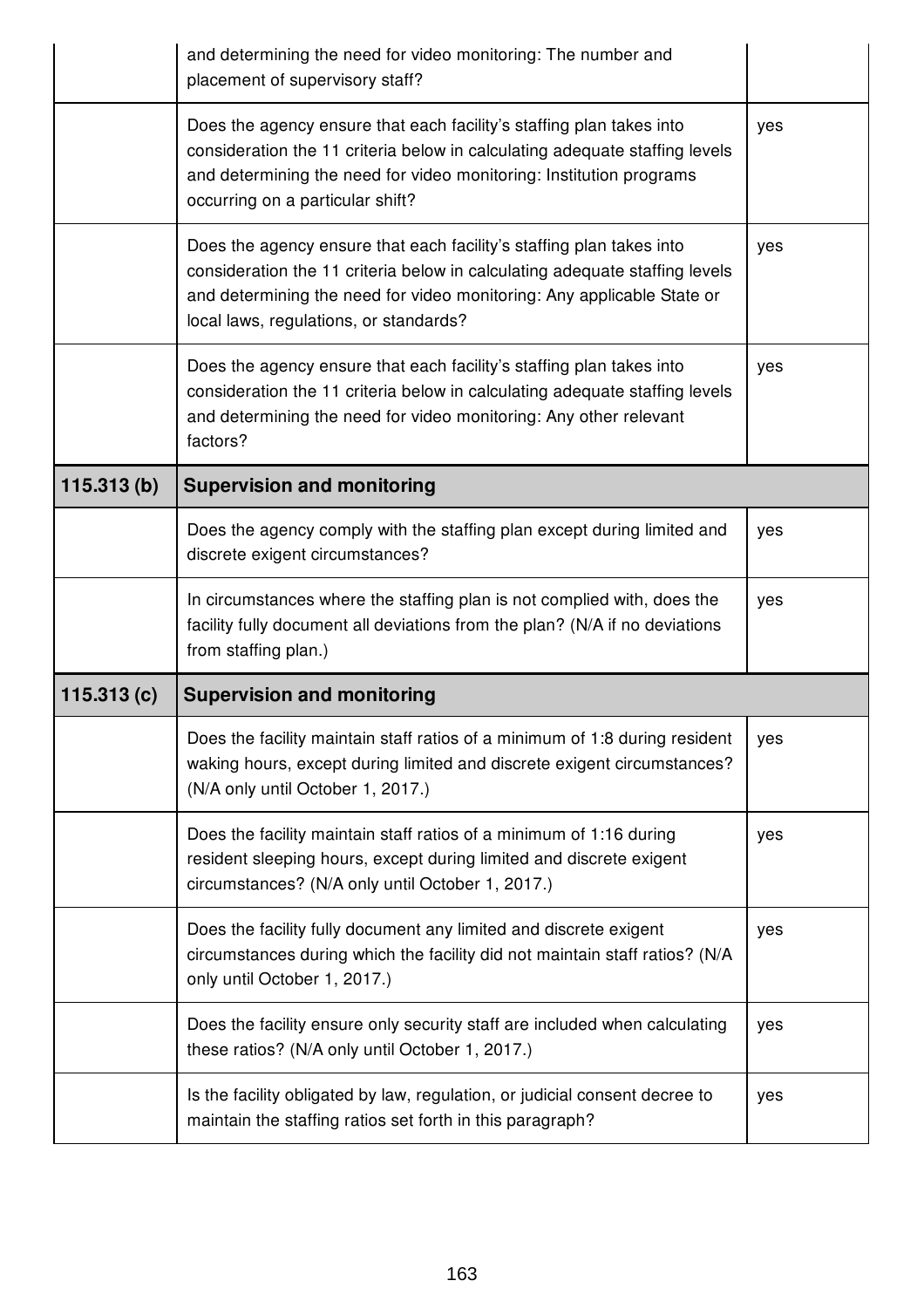| | | |
|---|---|---|
| | and determining the need for video monitoring: The number and placement of supervisory staff? | |
| | Does the agency ensure that each facility's staffing plan takes into consideration the 11 criteria below in calculating adequate staffing levels and determining the need for video monitoring: Institution programs occurring on a particular shift? | yes |
| | Does the agency ensure that each facility's staffing plan takes into consideration the 11 criteria below in calculating adequate staffing levels and determining the need for video monitoring: Any applicable State or local laws, regulations, or standards? | yes |
| | Does the agency ensure that each facility's staffing plan takes into consideration the 11 criteria below in calculating adequate staffing levels and determining the need for video monitoring: Any other relevant factors? | yes |
| **115.313 (b)** | **Supervision and monitoring** | |
| | Does the agency comply with the staffing plan except during limited and discrete exigent circumstances? | yes |
| | In circumstances where the staffing plan is not complied with, does the facility fully document all deviations from the plan? (N/A if no deviations from staffing plan.) | yes |
| **115.313 (c)** | **Supervision and monitoring** | |
| | Does the facility maintain staff ratios of a minimum of 1:8 during resident waking hours, except during limited and discrete exigent circumstances? (N/A only until October 1, 2017.) | yes |
| | Does the facility maintain staff ratios of a minimum of 1:16 during resident sleeping hours, except during limited and discrete exigent circumstances? (N/A only until October 1, 2017.) | yes |
| | Does the facility fully document any limited and discrete exigent circumstances during which the facility did not maintain staff ratios? (N/A only until October 1, 2017.) | yes |
| | Does the facility ensure only security staff are included when calculating these ratios? (N/A only until October 1, 2017.) | yes |
| | Is the facility obligated by law, regulation, or judicial consent decree to maintain the staffing ratios set forth in this paragraph? | yes |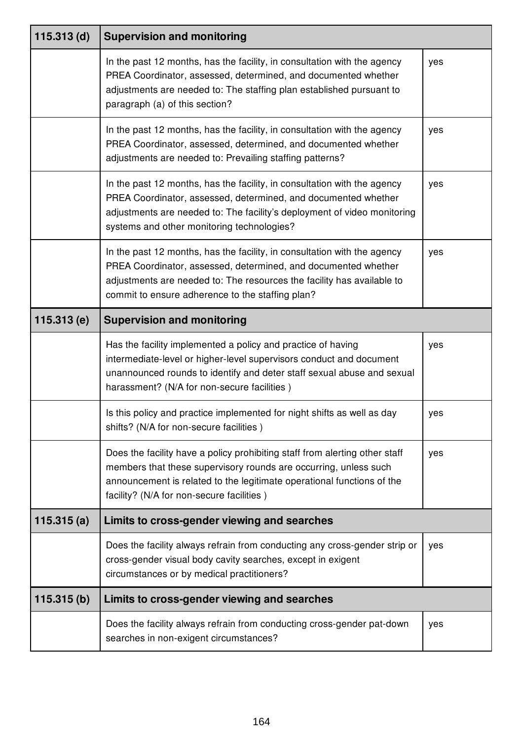| 115.313 (d) | Supervision and monitoring | |
|---|---|---|
| | In the past 12 months, has the facility, in consultation with the agency PREA Coordinator, assessed, determined, and documented whether adjustments are needed to: The staffing plan established pursuant to paragraph (a) of this section? | yes |
| | In the past 12 months, has the facility, in consultation with the agency PREA Coordinator, assessed, determined, and documented whether adjustments are needed to: Prevailing staffing patterns? | yes |
| | In the past 12 months, has the facility, in consultation with the agency PREA Coordinator, assessed, determined, and documented whether adjustments are needed to: The facility's deployment of video monitoring systems and other monitoring technologies? | yes |
| | In the past 12 months, has the facility, in consultation with the agency PREA Coordinator, assessed, determined, and documented whether adjustments are needed to: The resources the facility has available to commit to ensure adherence to the staffing plan? | yes |
| **115.313 (e)** | **Supervision and monitoring** | |
| | Has the facility implemented a policy and practice of having intermediate-level or higher-level supervisors conduct and document unannounced rounds to identify and deter staff sexual abuse and sexual harassment? (N/A for non-secure facilities ) | yes |
| | Is this policy and practice implemented for night shifts as well as day shifts? (N/A for non-secure facilities ) | yes |
| | Does the facility have a policy prohibiting staff from alerting other staff members that these supervisory rounds are occurring, unless such announcement is related to the legitimate operational functions of the facility? (N/A for non-secure facilities ) | yes |
| **115.315 (a)** | **Limits to cross-gender viewing and searches** | |
| | Does the facility always refrain from conducting any cross-gender strip or cross-gender visual body cavity searches, except in exigent circumstances or by medical practitioners? | yes |
| **115.315 (b)** | **Limits to cross-gender viewing and searches** | |
| | Does the facility always refrain from conducting cross-gender pat-down searches in non-exigent circumstances? | yes |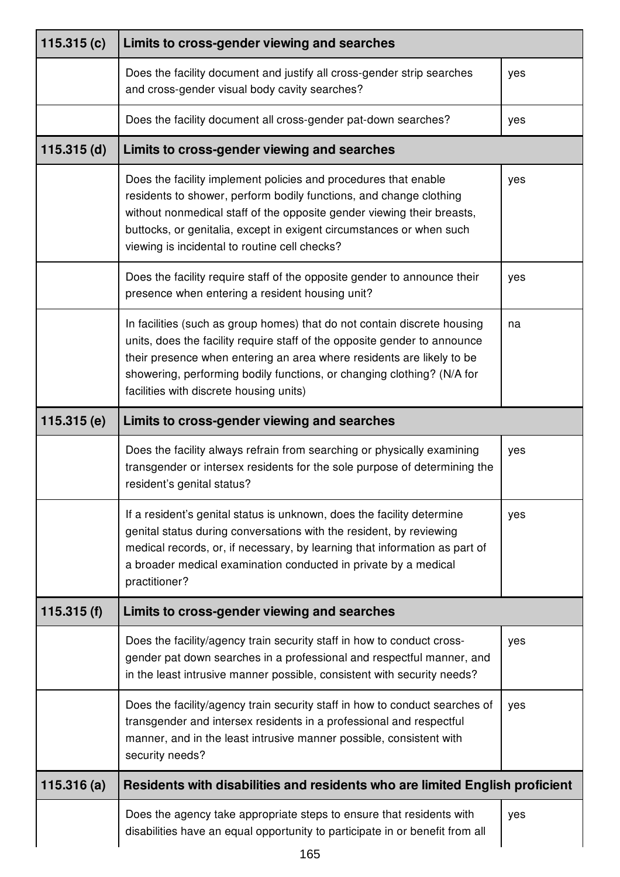| 115.315 (c) | Limits to cross-gender viewing and searches | |
|---|---|---|
| | Does the facility document and justify all cross-gender strip searches and cross-gender visual body cavity searches? | yes |
| | Does the facility document all cross-gender pat-down searches? | yes |
| **115.315 (d)** | **Limits to cross-gender viewing and searches** | |
| | Does the facility implement policies and procedures that enable residents to shower, perform bodily functions, and change clothing without nonmedical staff of the opposite gender viewing their breasts, buttocks, or genitalia, except in exigent circumstances or when such viewing is incidental to routine cell checks? | yes |
| | Does the facility require staff of the opposite gender to announce their presence when entering a resident housing unit? | yes |
| | In facilities (such as group homes) that do not contain discrete housing units, does the facility require staff of the opposite gender to announce their presence when entering an area where residents are likely to be showering, performing bodily functions, or changing clothing? (N/A for facilities with discrete housing units) | na |
| **115.315 (e)** | **Limits to cross-gender viewing and searches** | |
| | Does the facility always refrain from searching or physically examining transgender or intersex residents for the sole purpose of determining the resident's genital status? | yes |
| | If a resident's genital status is unknown, does the facility determine genital status during conversations with the resident, by reviewing medical records, or, if necessary, by learning that information as part of a broader medical examination conducted in private by a medical practitioner? | yes |
| **115.315 (f)** | **Limits to cross-gender viewing and searches** | |
| | Does the facility/agency train security staff in how to conduct cross-gender pat down searches in a professional and respectful manner, and in the least intrusive manner possible, consistent with security needs? | yes |
| | Does the facility/agency train security staff in how to conduct searches of transgender and intersex residents in a professional and respectful manner, and in the least intrusive manner possible, consistent with security needs? | yes |
| **115.316 (a)** | **Residents with disabilities and residents who are limited English proficient** | |
| | Does the agency take appropriate steps to ensure that residents with disabilities have an equal opportunity to participate in or benefit from all | yes |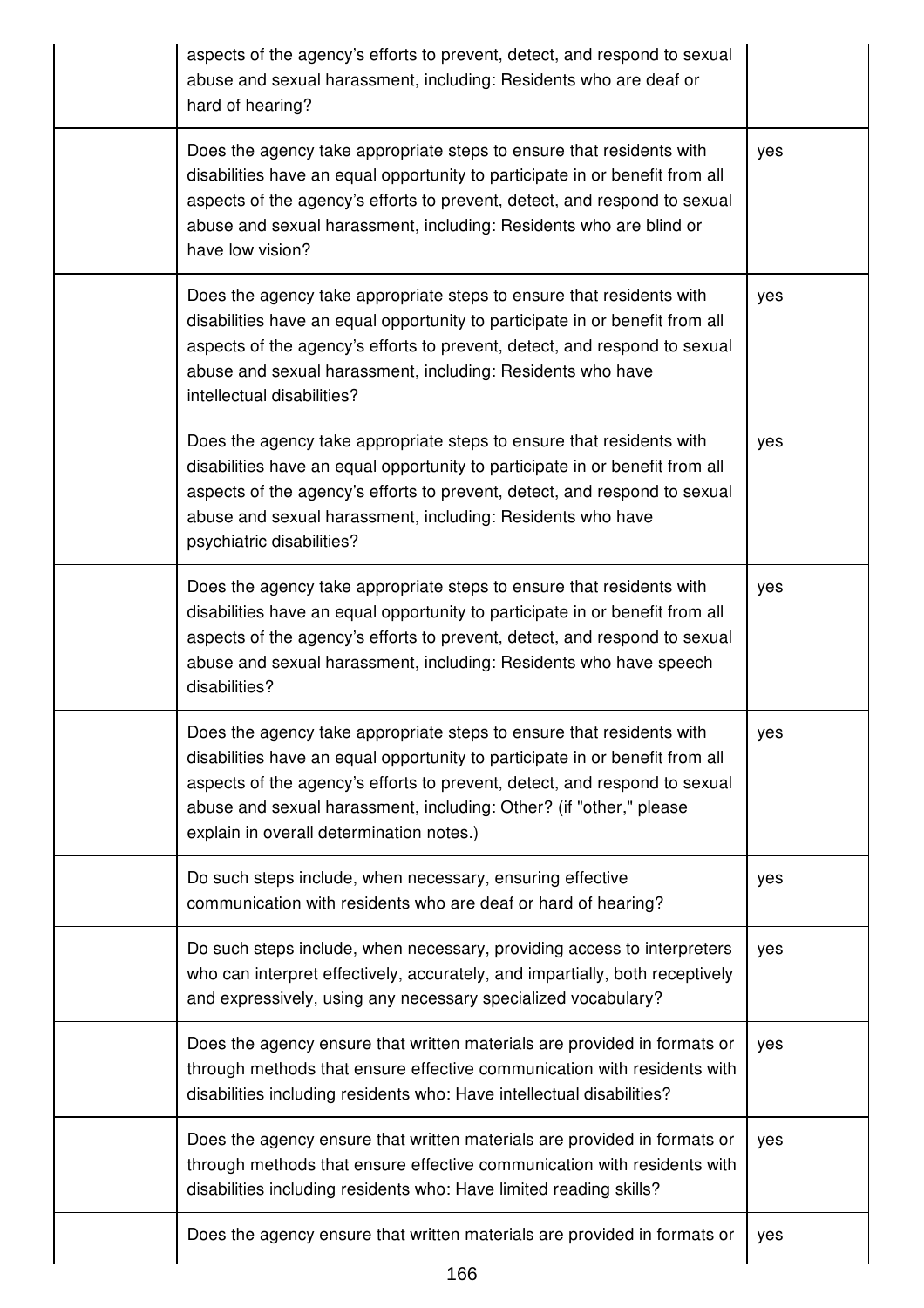| | | |
|---|---|---|
| | aspects of the agency's efforts to prevent, detect, and respond to sexual abuse and sexual harassment, including: Residents who are deaf or hard of hearing? | |
| | Does the agency take appropriate steps to ensure that residents with disabilities have an equal opportunity to participate in or benefit from all aspects of the agency's efforts to prevent, detect, and respond to sexual abuse and sexual harassment, including: Residents who are blind or have low vision? | yes |
| | Does the agency take appropriate steps to ensure that residents with disabilities have an equal opportunity to participate in or benefit from all aspects of the agency's efforts to prevent, detect, and respond to sexual abuse and sexual harassment, including: Residents who have intellectual disabilities? | yes |
| | Does the agency take appropriate steps to ensure that residents with disabilities have an equal opportunity to participate in or benefit from all aspects of the agency's efforts to prevent, detect, and respond to sexual abuse and sexual harassment, including: Residents who have psychiatric disabilities? | yes |
| | Does the agency take appropriate steps to ensure that residents with disabilities have an equal opportunity to participate in or benefit from all aspects of the agency's efforts to prevent, detect, and respond to sexual abuse and sexual harassment, including: Residents who have speech disabilities? | yes |
| | Does the agency take appropriate steps to ensure that residents with disabilities have an equal opportunity to participate in or benefit from all aspects of the agency's efforts to prevent, detect, and respond to sexual abuse and sexual harassment, including: Other? (if "other," please explain in overall determination notes.) | yes |
| | Do such steps include, when necessary, ensuring effective communication with residents who are deaf or hard of hearing? | yes |
| | Do such steps include, when necessary, providing access to interpreters who can interpret effectively, accurately, and impartially, both receptively and expressively, using any necessary specialized vocabulary? | yes |
| | Does the agency ensure that written materials are provided in formats or through methods that ensure effective communication with residents with disabilities including residents who: Have intellectual disabilities? | yes |
| | Does the agency ensure that written materials are provided in formats or through methods that ensure effective communication with residents with disabilities including residents who: Have limited reading skills? | yes |
| | Does the agency ensure that written materials are provided in formats or | yes |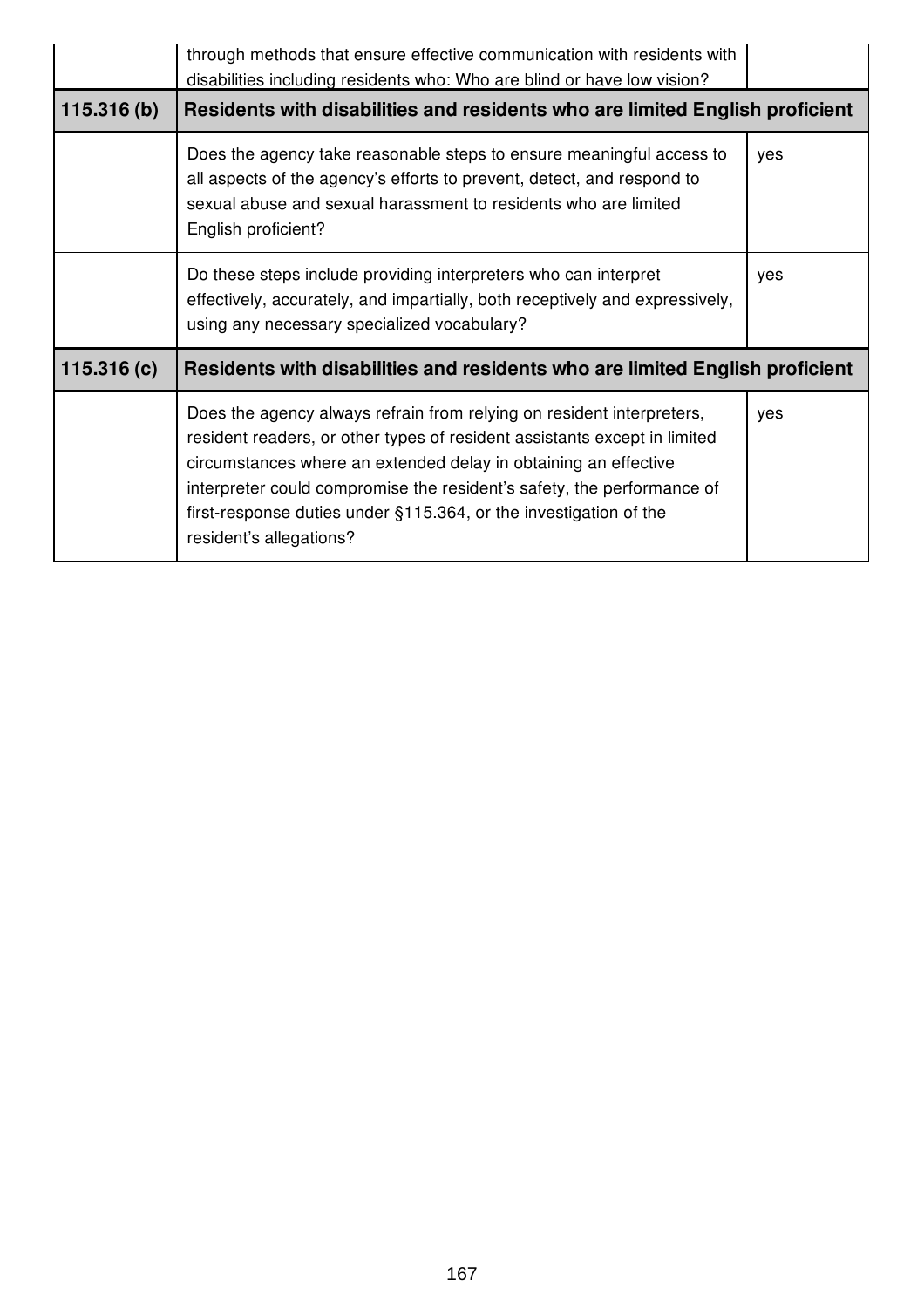| | | |
|---|---|---|
| | through methods that ensure effective communication with residents with disabilities including residents who: Who are blind or have low vision? | |
| **115.316 (b)** | **Residents with disabilities and residents who are limited English proficient** | |
| | Does the agency take reasonable steps to ensure meaningful access to all aspects of the agency's efforts to prevent, detect, and respond to sexual abuse and sexual harassment to residents who are limited English proficient? | yes |
| | Do these steps include providing interpreters who can interpret effectively, accurately, and impartially, both receptively and expressively, using any necessary specialized vocabulary? | yes |
| **115.316 (c)** | **Residents with disabilities and residents who are limited English proficient** | |
| | Does the agency always refrain from relying on resident interpreters, resident readers, or other types of resident assistants except in limited circumstances where an extended delay in obtaining an effective interpreter could compromise the resident's safety, the performance of first-response duties under §115.364, or the investigation of the resident's allegations? | yes |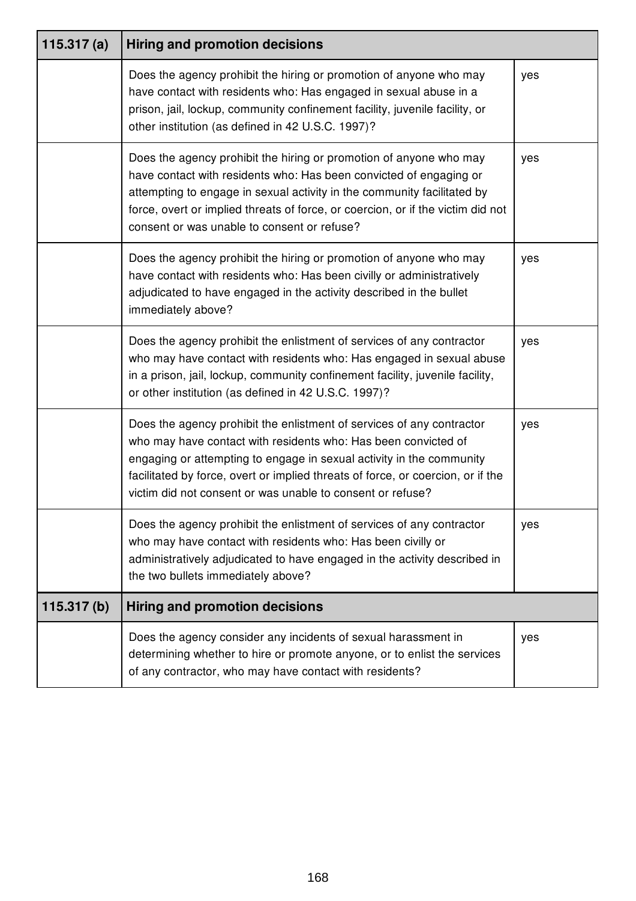| 115.317 (a) | Hiring and promotion decisions | |
|---|---|---|
| | Does the agency prohibit the hiring or promotion of anyone who may have contact with residents who: Has engaged in sexual abuse in a prison, jail, lockup, community confinement facility, juvenile facility, or other institution (as defined in 42 U.S.C. 1997)? | yes |
| | Does the agency prohibit the hiring or promotion of anyone who may have contact with residents who: Has been convicted of engaging or attempting to engage in sexual activity in the community facilitated by force, overt or implied threats of force, or coercion, or if the victim did not consent or was unable to consent or refuse? | yes |
| | Does the agency prohibit the hiring or promotion of anyone who may have contact with residents who: Has been civilly or administratively adjudicated to have engaged in the activity described in the bullet immediately above? | yes |
| | Does the agency prohibit the enlistment of services of any contractor who may have contact with residents who: Has engaged in sexual abuse in a prison, jail, lockup, community confinement facility, juvenile facility, or other institution (as defined in 42 U.S.C. 1997)? | yes |
| | Does the agency prohibit the enlistment of services of any contractor who may have contact with residents who: Has been convicted of engaging or attempting to engage in sexual activity in the community facilitated by force, overt or implied threats of force, or coercion, or if the victim did not consent or was unable to consent or refuse? | yes |
| | Does the agency prohibit the enlistment of services of any contractor who may have contact with residents who: Has been civilly or administratively adjudicated to have engaged in the activity described in the two bullets immediately above? | yes |

| 115.317 (b) | Hiring and promotion decisions | |
|---|---|---|
| | Does the agency consider any incidents of sexual harassment in determining whether to hire or promote anyone, or to enlist the services of any contractor, who may have contact with residents? | yes |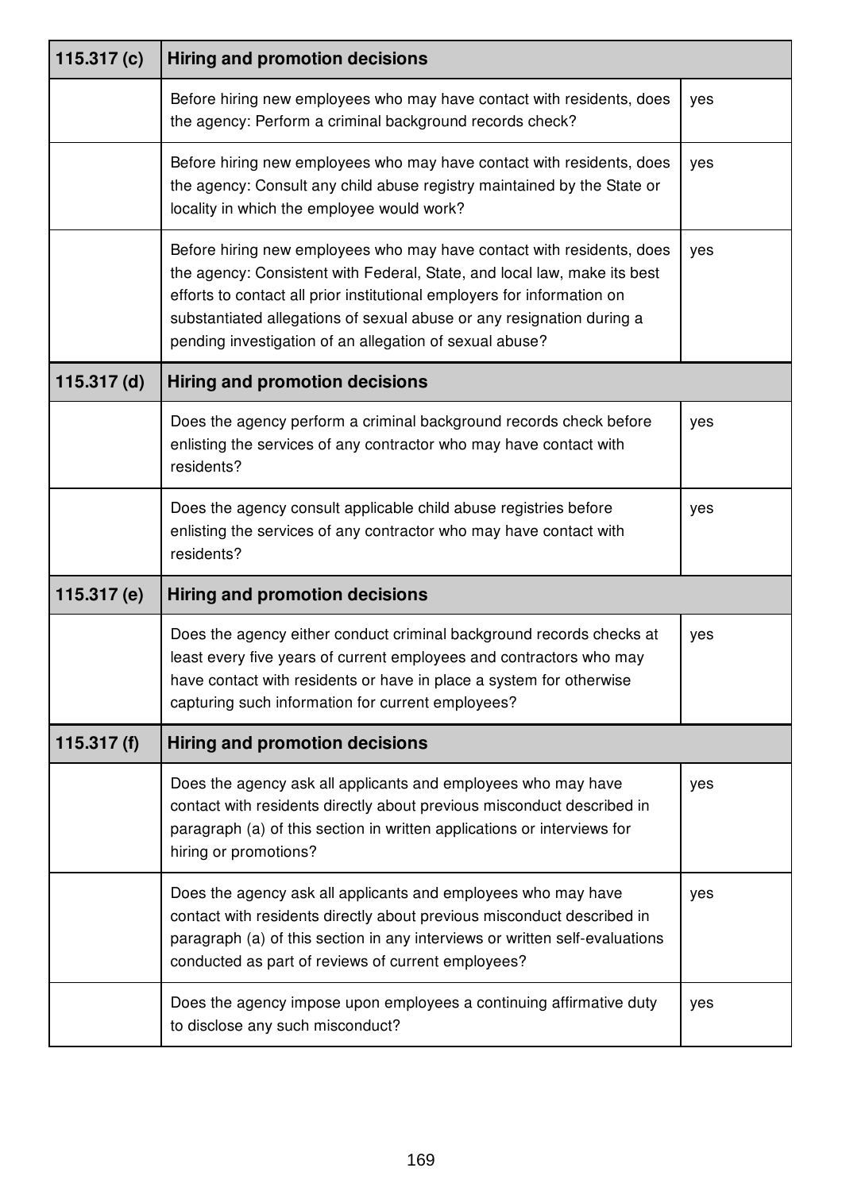| 115.317 (c) | Hiring and promotion decisions | |
|---|---|---|
| | Before hiring new employees who may have contact with residents, does the agency: Perform a criminal background records check? | yes |
| | Before hiring new employees who may have contact with residents, does the agency: Consult any child abuse registry maintained by the State or locality in which the employee would work? | yes |
| | Before hiring new employees who may have contact with residents, does the agency: Consistent with Federal, State, and local law, make its best efforts to contact all prior institutional employers for information on substantiated allegations of sexual abuse or any resignation during a pending investigation of an allegation of sexual abuse? | yes |
| **115.317 (d)** | **Hiring and promotion decisions** | |
| | Does the agency perform a criminal background records check before enlisting the services of any contractor who may have contact with residents? | yes |
| | Does the agency consult applicable child abuse registries before enlisting the services of any contractor who may have contact with residents? | yes |
| **115.317 (e)** | **Hiring and promotion decisions** | |
| | Does the agency either conduct criminal background records checks at least every five years of current employees and contractors who may have contact with residents or have in place a system for otherwise capturing such information for current employees? | yes |
| **115.317 (f)** | **Hiring and promotion decisions** | |
| | Does the agency ask all applicants and employees who may have contact with residents directly about previous misconduct described in paragraph (a) of this section in written applications or interviews for hiring or promotions? | yes |
| | Does the agency ask all applicants and employees who may have contact with residents directly about previous misconduct described in paragraph (a) of this section in any interviews or written self-evaluations conducted as part of reviews of current employees? | yes |
| | Does the agency impose upon employees a continuing affirmative duty to disclose any such misconduct? | yes |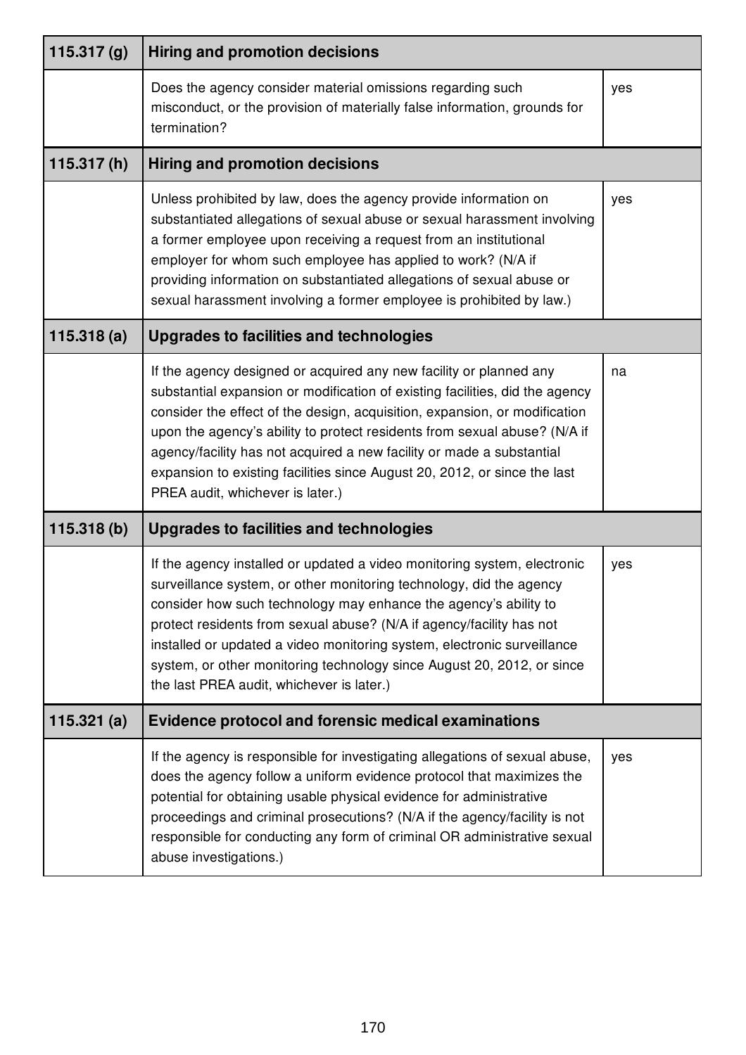| 115.317 (g) | Hiring and promotion decisions | |
|---|---|---|
| | Does the agency consider material omissions regarding such misconduct, or the provision of materially false information, grounds for termination? | yes |
| **115.317 (h)** | **Hiring and promotion decisions** | |
| | Unless prohibited by law, does the agency provide information on substantiated allegations of sexual abuse or sexual harassment involving a former employee upon receiving a request from an institutional employer for whom such employee has applied to work? (N/A if providing information on substantiated allegations of sexual abuse or sexual harassment involving a former employee is prohibited by law.) | yes |
| **115.318 (a)** | **Upgrades to facilities and technologies** | |
| | If the agency designed or acquired any new facility or planned any substantial expansion or modification of existing facilities, did the agency consider the effect of the design, acquisition, expansion, or modification upon the agency's ability to protect residents from sexual abuse? (N/A if agency/facility has not acquired a new facility or made a substantial expansion to existing facilities since August 20, 2012, or since the last PREA audit, whichever is later.) | na |
| **115.318 (b)** | **Upgrades to facilities and technologies** | |
| | If the agency installed or updated a video monitoring system, electronic surveillance system, or other monitoring technology, did the agency consider how such technology may enhance the agency's ability to protect residents from sexual abuse? (N/A if agency/facility has not installed or updated a video monitoring system, electronic surveillance system, or other monitoring technology since August 20, 2012, or since the last PREA audit, whichever is later.) | yes |
| **115.321 (a)** | **Evidence protocol and forensic medical examinations** | |
| | If the agency is responsible for investigating allegations of sexual abuse, does the agency follow a uniform evidence protocol that maximizes the potential for obtaining usable physical evidence for administrative proceedings and criminal prosecutions? (N/A if the agency/facility is not responsible for conducting any form of criminal OR administrative sexual abuse investigations.) | yes |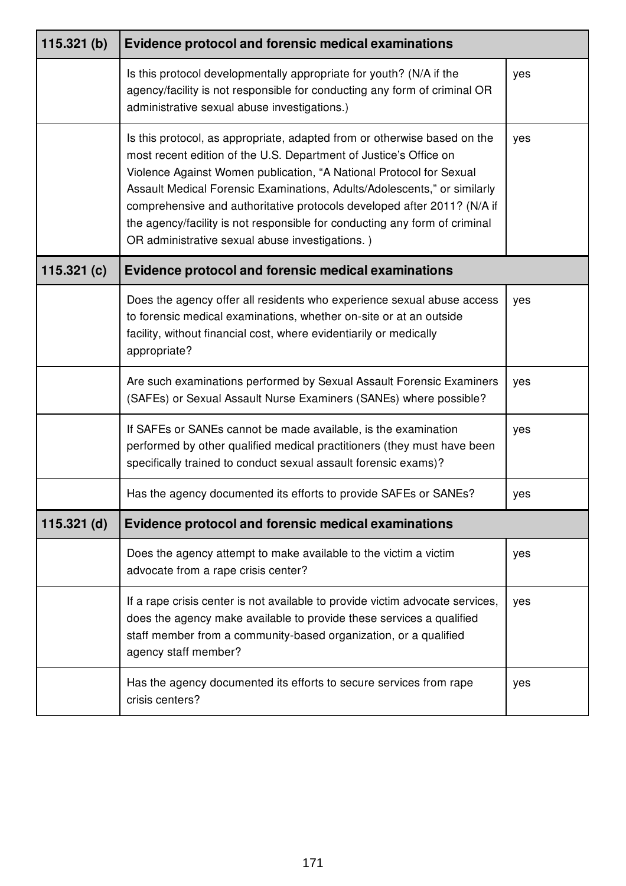| 115.321 (b) | Evidence protocol and forensic medical examinations | |
|---|---|---|
| | Is this protocol developmentally appropriate for youth? (N/A if the agency/facility is not responsible for conducting any form of criminal OR administrative sexual abuse investigations.) | yes |
| | Is this protocol, as appropriate, adapted from or otherwise based on the most recent edition of the U.S. Department of Justice's Office on Violence Against Women publication, "A National Protocol for Sexual Assault Medical Forensic Examinations, Adults/Adolescents," or similarly comprehensive and authoritative protocols developed after 2011? (N/A if the agency/facility is not responsible for conducting any form of criminal OR administrative sexual abuse investigations. ) | yes |
| **115.321 (c)** | **Evidence protocol and forensic medical examinations** | |
| | Does the agency offer all residents who experience sexual abuse access to forensic medical examinations, whether on-site or at an outside facility, without financial cost, where evidentiarily or medically appropriate? | yes |
| | Are such examinations performed by Sexual Assault Forensic Examiners (SAFEs) or Sexual Assault Nurse Examiners (SANEs) where possible? | yes |
| | If SAFEs or SANEs cannot be made available, is the examination performed by other qualified medical practitioners (they must have been specifically trained to conduct sexual assault forensic exams)? | yes |
| | Has the agency documented its efforts to provide SAFEs or SANEs? | yes |
| **115.321 (d)** | **Evidence protocol and forensic medical examinations** | |
| | Does the agency attempt to make available to the victim a victim advocate from a rape crisis center? | yes |
| | If a rape crisis center is not available to provide victim advocate services, does the agency make available to provide these services a qualified staff member from a community-based organization, or a qualified agency staff member? | yes |
| | Has the agency documented its efforts to secure services from rape crisis centers? | yes |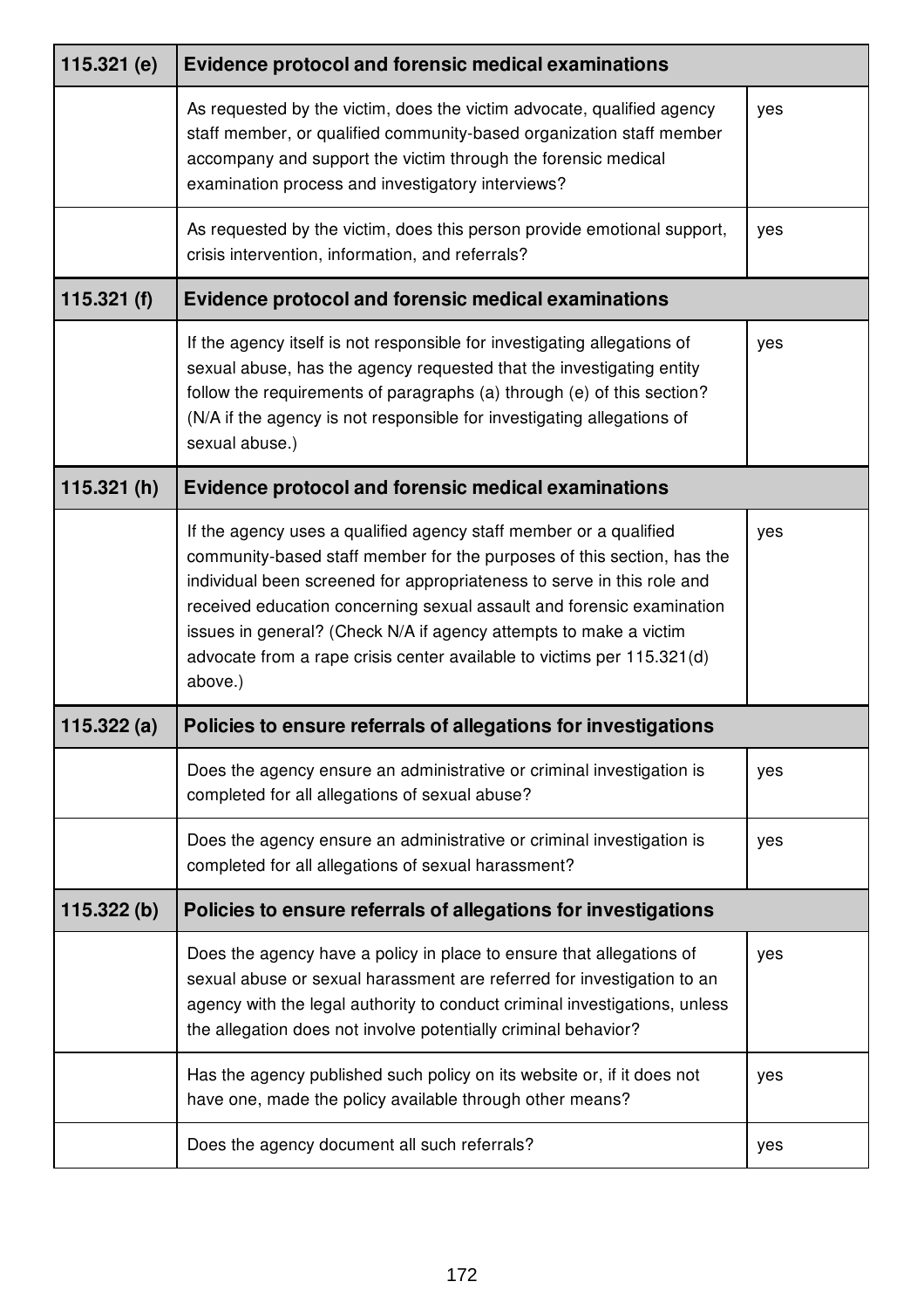| 115.321 (e) | Evidence protocol and forensic medical examinations | |
|---|---|---|
| | As requested by the victim, does the victim advocate, qualified agency staff member, or qualified community-based organization staff member accompany and support the victim through the forensic medical examination process and investigatory interviews? | yes |
| | As requested by the victim, does this person provide emotional support, crisis intervention, information, and referrals? | yes |
| **115.321 (f)** | **Evidence protocol and forensic medical examinations** | |
| | If the agency itself is not responsible for investigating allegations of sexual abuse, has the agency requested that the investigating entity follow the requirements of paragraphs (a) through (e) of this section? (N/A if the agency is not responsible for investigating allegations of sexual abuse.) | yes |
| **115.321 (h)** | **Evidence protocol and forensic medical examinations** | |
| | If the agency uses a qualified agency staff member or a qualified community-based staff member for the purposes of this section, has the individual been screened for appropriateness to serve in this role and received education concerning sexual assault and forensic examination issues in general? (Check N/A if agency attempts to make a victim advocate from a rape crisis center available to victims per 115.321(d) above.) | yes |
| **115.322 (a)** | **Policies to ensure referrals of allegations for investigations** | |
| | Does the agency ensure an administrative or criminal investigation is completed for all allegations of sexual abuse? | yes |
| | Does the agency ensure an administrative or criminal investigation is completed for all allegations of sexual harassment? | yes |
| **115.322 (b)** | **Policies to ensure referrals of allegations for investigations** | |
| | Does the agency have a policy in place to ensure that allegations of sexual abuse or sexual harassment are referred for investigation to an agency with the legal authority to conduct criminal investigations, unless the allegation does not involve potentially criminal behavior? | yes |
| | Has the agency published such policy on its website or, if it does not have one, made the policy available through other means? | yes |
| | Does the agency document all such referrals? | yes |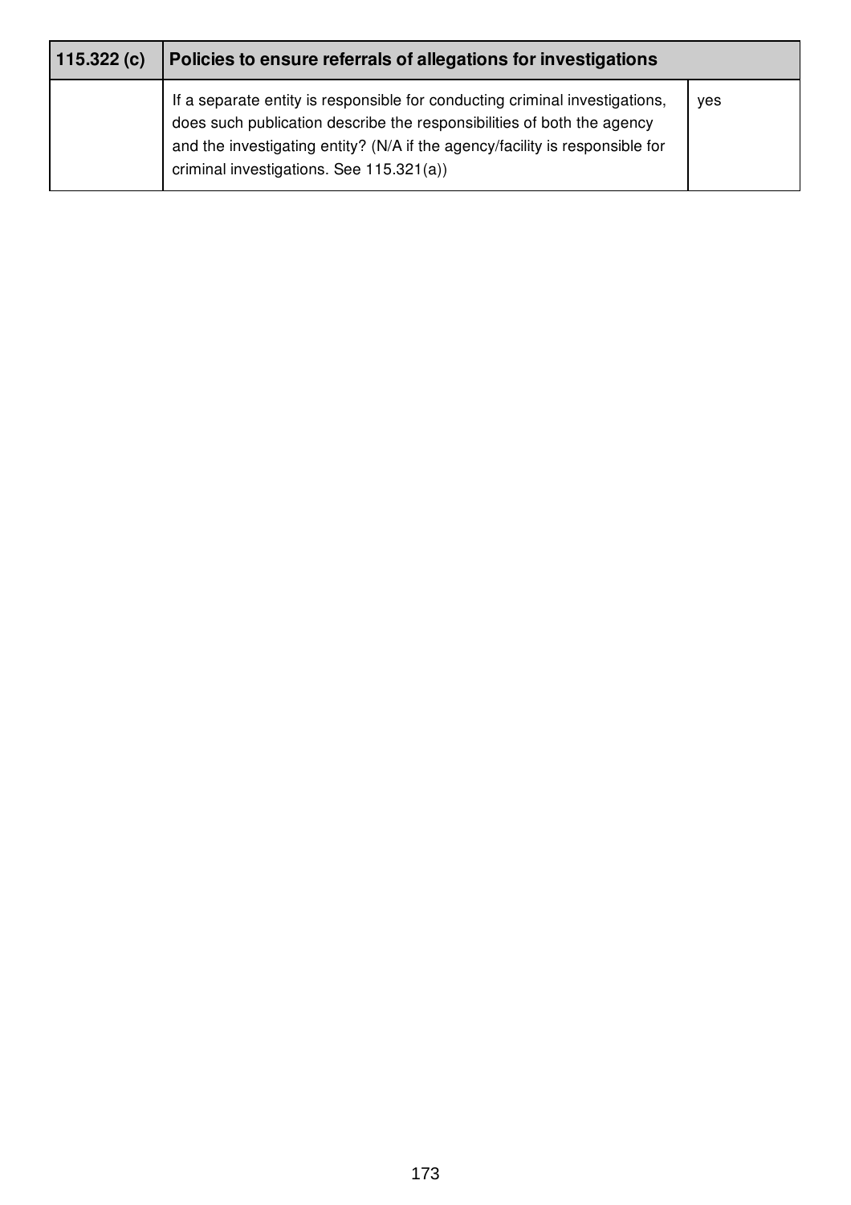| 115.322 (c) | Policies to ensure referrals of allegations for investigations | |
| --- | --- | --- |
| | If a separate entity is responsible for conducting criminal investigations, does such publication describe the responsibilities of both the agency and the investigating entity? (N/A if the agency/facility is responsible for criminal investigations. See 115.321(a)) | yes |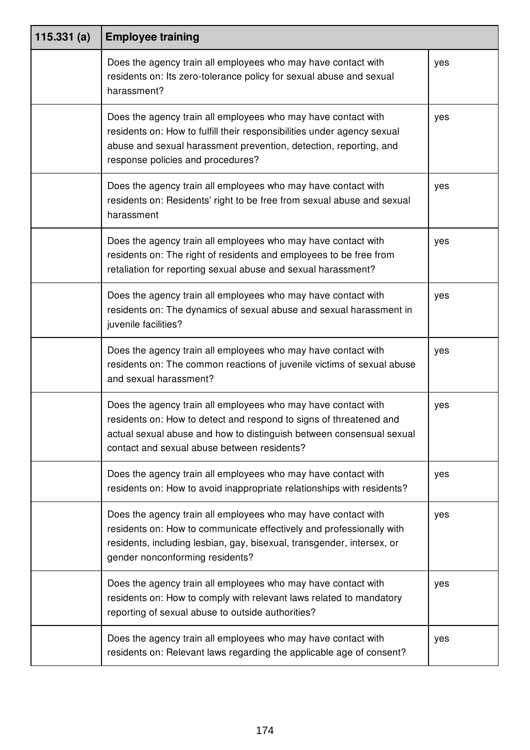| 115.331 (a) | Employee training | |
|---|---|---|
| | Does the agency train all employees who may have contact with residents on: Its zero-tolerance policy for sexual abuse and sexual harassment? | yes |
| | Does the agency train all employees who may have contact with residents on: How to fulfill their responsibilities under agency sexual abuse and sexual harassment prevention, detection, reporting, and response policies and procedures? | yes |
| | Does the agency train all employees who may have contact with residents on: Residents' right to be free from sexual abuse and sexual harassment | yes |
| | Does the agency train all employees who may have contact with residents on: The right of residents and employees to be free from retaliation for reporting sexual abuse and sexual harassment? | yes |
| | Does the agency train all employees who may have contact with residents on: The dynamics of sexual abuse and sexual harassment in juvenile facilities? | yes |
| | Does the agency train all employees who may have contact with residents on: The common reactions of juvenile victims of sexual abuse and sexual harassment? | yes |
| | Does the agency train all employees who may have contact with residents on: How to detect and respond to signs of threatened and actual sexual abuse and how to distinguish between consensual sexual contact and sexual abuse between residents? | yes |
| | Does the agency train all employees who may have contact with residents on: How to avoid inappropriate relationships with residents? | yes |
| | Does the agency train all employees who may have contact with residents on: How to communicate effectively and professionally with residents, including lesbian, gay, bisexual, transgender, intersex, or gender nonconforming residents? | yes |
| | Does the agency train all employees who may have contact with residents on: How to comply with relevant laws related to mandatory reporting of sexual abuse to outside authorities? | yes |
| | Does the agency train all employees who may have contact with residents on: Relevant laws regarding the applicable age of consent? | yes |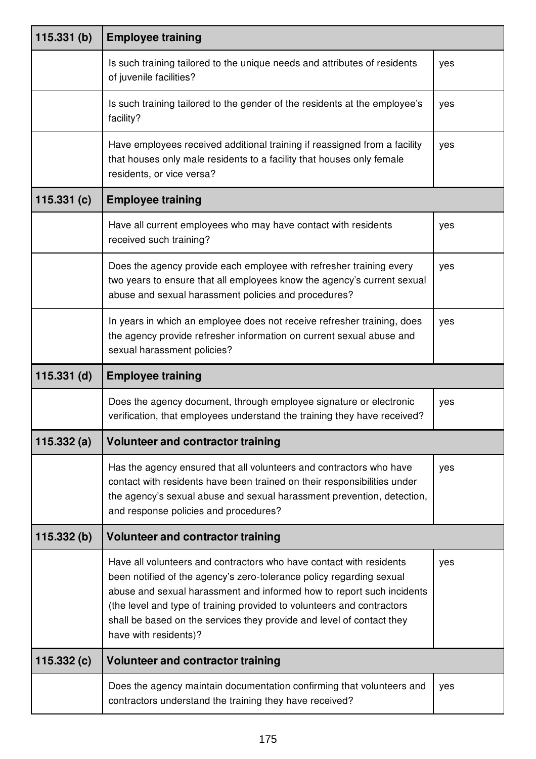| 115.331 (b) | Employee training | |
|---|---|---|
| | Is such training tailored to the unique needs and attributes of residents of juvenile facilities? | yes |
| | Is such training tailored to the gender of the residents at the employee's facility? | yes |
| | Have employees received additional training if reassigned from a facility that houses only male residents to a facility that houses only female residents, or vice versa? | yes |
| **115.331 (c)** | **Employee training** | |
| | Have all current employees who may have contact with residents received such training? | yes |
| | Does the agency provide each employee with refresher training every two years to ensure that all employees know the agency's current sexual abuse and sexual harassment policies and procedures? | yes |
| | In years in which an employee does not receive refresher training, does the agency provide refresher information on current sexual abuse and sexual harassment policies? | yes |
| **115.331 (d)** | **Employee training** | |
| | Does the agency document, through employee signature or electronic verification, that employees understand the training they have received? | yes |
| **115.332 (a)** | **Volunteer and contractor training** | |
| | Has the agency ensured that all volunteers and contractors who have contact with residents have been trained on their responsibilities under the agency's sexual abuse and sexual harassment prevention, detection, and response policies and procedures? | yes |
| **115.332 (b)** | **Volunteer and contractor training** | |
| | Have all volunteers and contractors who have contact with residents been notified of the agency's zero-tolerance policy regarding sexual abuse and sexual harassment and informed how to report such incidents (the level and type of training provided to volunteers and contractors shall be based on the services they provide and level of contact they have with residents)? | yes |
| **115.332 (c)** | **Volunteer and contractor training** | |
| | Does the agency maintain documentation confirming that volunteers and contractors understand the training they have received? | yes |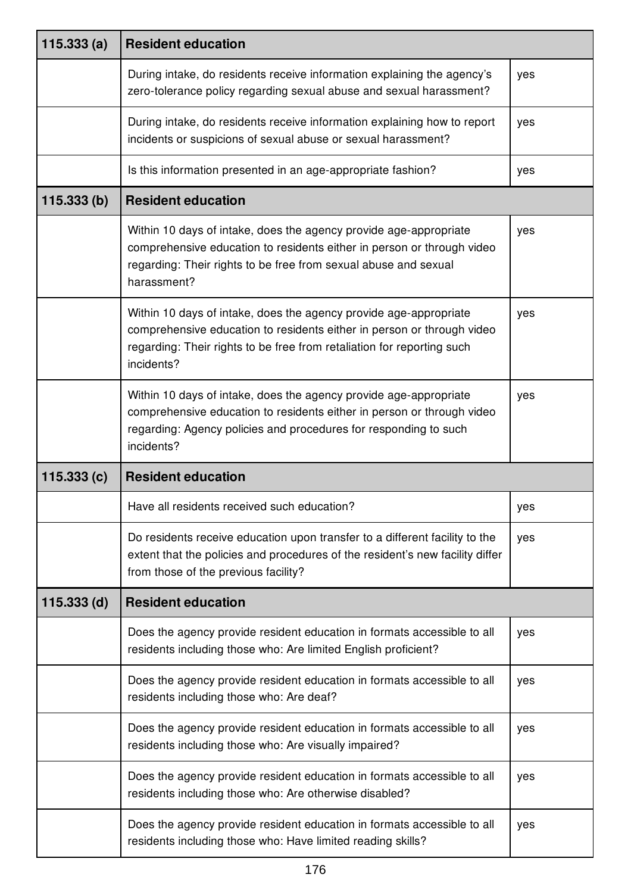| 115.333 (a) | Resident education | |
|---|---|---|
| | During intake, do residents receive information explaining the agency's zero-tolerance policy regarding sexual abuse and sexual harassment? | yes |
| | During intake, do residents receive information explaining how to report incidents or suspicions of sexual abuse or sexual harassment? | yes |
| | Is this information presented in an age-appropriate fashion? | yes |
| **115.333 (b)** | **Resident education** | |
| | Within 10 days of intake, does the agency provide age-appropriate comprehensive education to residents either in person or through video regarding: Their rights to be free from sexual abuse and sexual harassment? | yes |
| | Within 10 days of intake, does the agency provide age-appropriate comprehensive education to residents either in person or through video regarding: Their rights to be free from retaliation for reporting such incidents? | yes |
| | Within 10 days of intake, does the agency provide age-appropriate comprehensive education to residents either in person or through video regarding: Agency policies and procedures for responding to such incidents? | yes |
| **115.333 (c)** | **Resident education** | |
| | Have all residents received such education? | yes |
| | Do residents receive education upon transfer to a different facility to the extent that the policies and procedures of the resident's new facility differ from those of the previous facility? | yes |
| **115.333 (d)** | **Resident education** | |
| | Does the agency provide resident education in formats accessible to all residents including those who: Are limited English proficient? | yes |
| | Does the agency provide resident education in formats accessible to all residents including those who: Are deaf? | yes |
| | Does the agency provide resident education in formats accessible to all residents including those who: Are visually impaired? | yes |
| | Does the agency provide resident education in formats accessible to all residents including those who: Are otherwise disabled? | yes |
| | Does the agency provide resident education in formats accessible to all residents including those who: Have limited reading skills? | yes |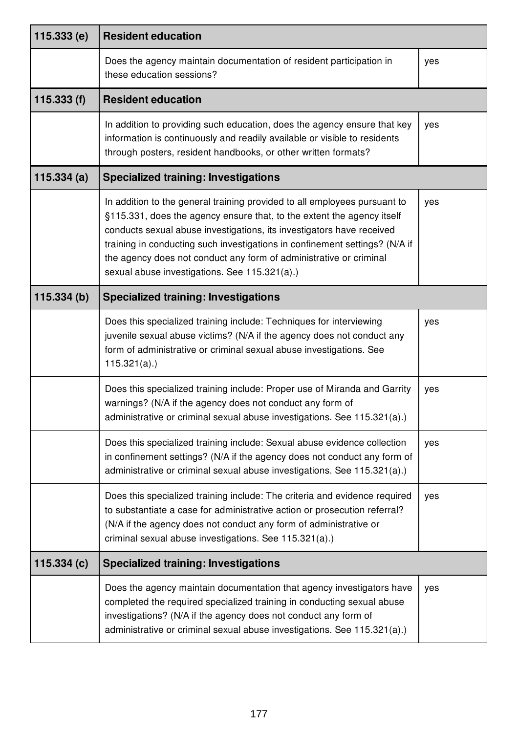| 115.333 (e) | Resident education | |
|---|---|---|
| | Does the agency maintain documentation of resident participation in these education sessions? | yes |
| **115.333 (f)** | **Resident education** | |
| | In addition to providing such education, does the agency ensure that key information is continuously and readily available or visible to residents through posters, resident handbooks, or other written formats? | yes |
| **115.334 (a)** | **Specialized training: Investigations** | |
| | In addition to the general training provided to all employees pursuant to §115.331, does the agency ensure that, to the extent the agency itself conducts sexual abuse investigations, its investigators have received training in conducting such investigations in confinement settings? (N/A if the agency does not conduct any form of administrative or criminal sexual abuse investigations. See 115.321(a).) | yes |
| **115.334 (b)** | **Specialized training: Investigations** | |
| | Does this specialized training include: Techniques for interviewing juvenile sexual abuse victims? (N/A if the agency does not conduct any form of administrative or criminal sexual abuse investigations. See 115.321(a).) | yes |
| | Does this specialized training include: Proper use of Miranda and Garrity warnings? (N/A if the agency does not conduct any form of administrative or criminal sexual abuse investigations. See 115.321(a).) | yes |
| | Does this specialized training include: Sexual abuse evidence collection in confinement settings? (N/A if the agency does not conduct any form of administrative or criminal sexual abuse investigations. See 115.321(a).) | yes |
| | Does this specialized training include: The criteria and evidence required to substantiate a case for administrative action or prosecution referral? (N/A if the agency does not conduct any form of administrative or criminal sexual abuse investigations. See 115.321(a).) | yes |
| **115.334 (c)** | **Specialized training: Investigations** | |
| | Does the agency maintain documentation that agency investigators have completed the required specialized training in conducting sexual abuse investigations? (N/A if the agency does not conduct any form of administrative or criminal sexual abuse investigations. See 115.321(a).) | yes |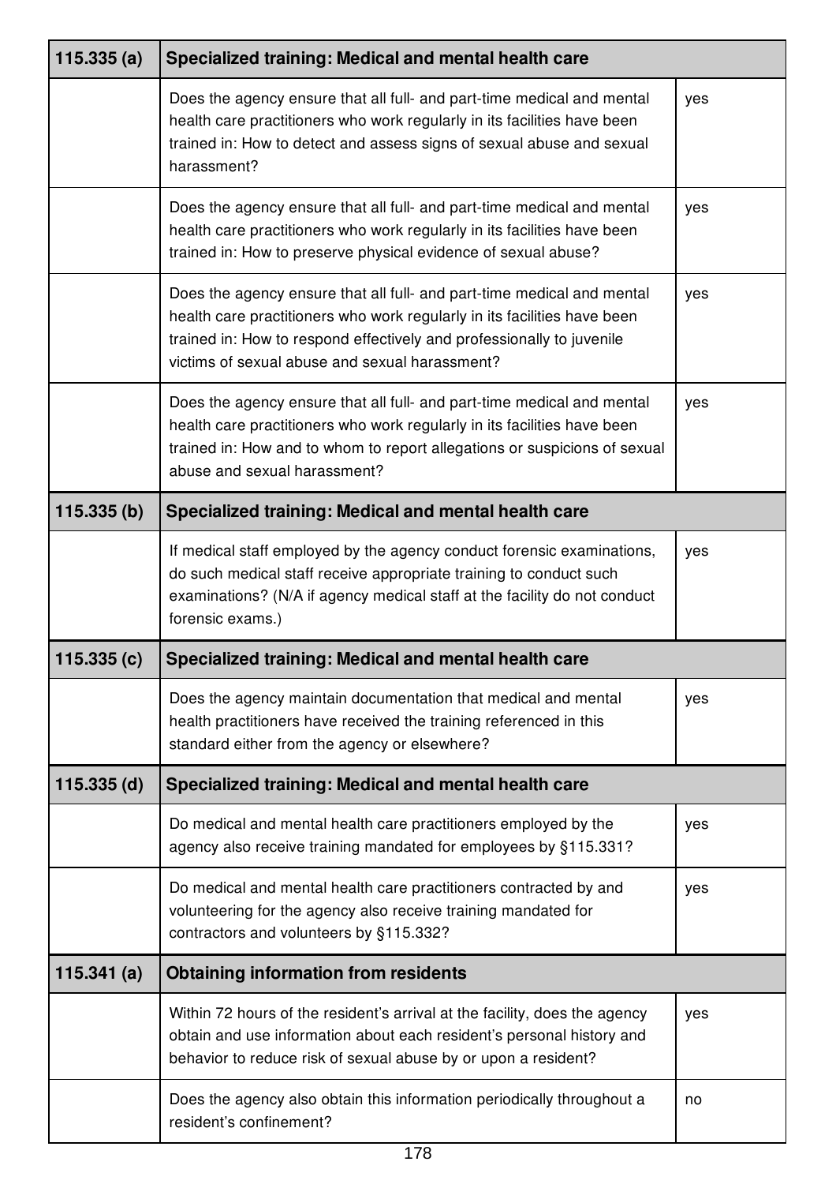| 115.335 (a) | Specialized training: Medical and mental health care | |
|---|---|---|
| | Does the agency ensure that all full- and part-time medical and mental health care practitioners who work regularly in its facilities have been trained in: How to detect and assess signs of sexual abuse and sexual harassment? | yes |
| | Does the agency ensure that all full- and part-time medical and mental health care practitioners who work regularly in its facilities have been trained in: How to preserve physical evidence of sexual abuse? | yes |
| | Does the agency ensure that all full- and part-time medical and mental health care practitioners who work regularly in its facilities have been trained in: How to respond effectively and professionally to juvenile victims of sexual abuse and sexual harassment? | yes |
| | Does the agency ensure that all full- and part-time medical and mental health care practitioners who work regularly in its facilities have been trained in: How and to whom to report allegations or suspicions of sexual abuse and sexual harassment? | yes |
| **115.335 (b)** | **Specialized training: Medical and mental health care** | |
| | If medical staff employed by the agency conduct forensic examinations, do such medical staff receive appropriate training to conduct such examinations? (N/A if agency medical staff at the facility do not conduct forensic exams.) | yes |
| **115.335 (c)** | **Specialized training: Medical and mental health care** | |
| | Does the agency maintain documentation that medical and mental health practitioners have received the training referenced in this standard either from the agency or elsewhere? | yes |
| **115.335 (d)** | **Specialized training: Medical and mental health care** | |
| | Do medical and mental health care practitioners employed by the agency also receive training mandated for employees by §115.331? | yes |
| | Do medical and mental health care practitioners contracted by and volunteering for the agency also receive training mandated for contractors and volunteers by §115.332? | yes |
| **115.341 (a)** | **Obtaining information from residents** | |
| | Within 72 hours of the resident's arrival at the facility, does the agency obtain and use information about each resident's personal history and behavior to reduce risk of sexual abuse by or upon a resident? | yes |
| | Does the agency also obtain this information periodically throughout a resident's confinement? | no |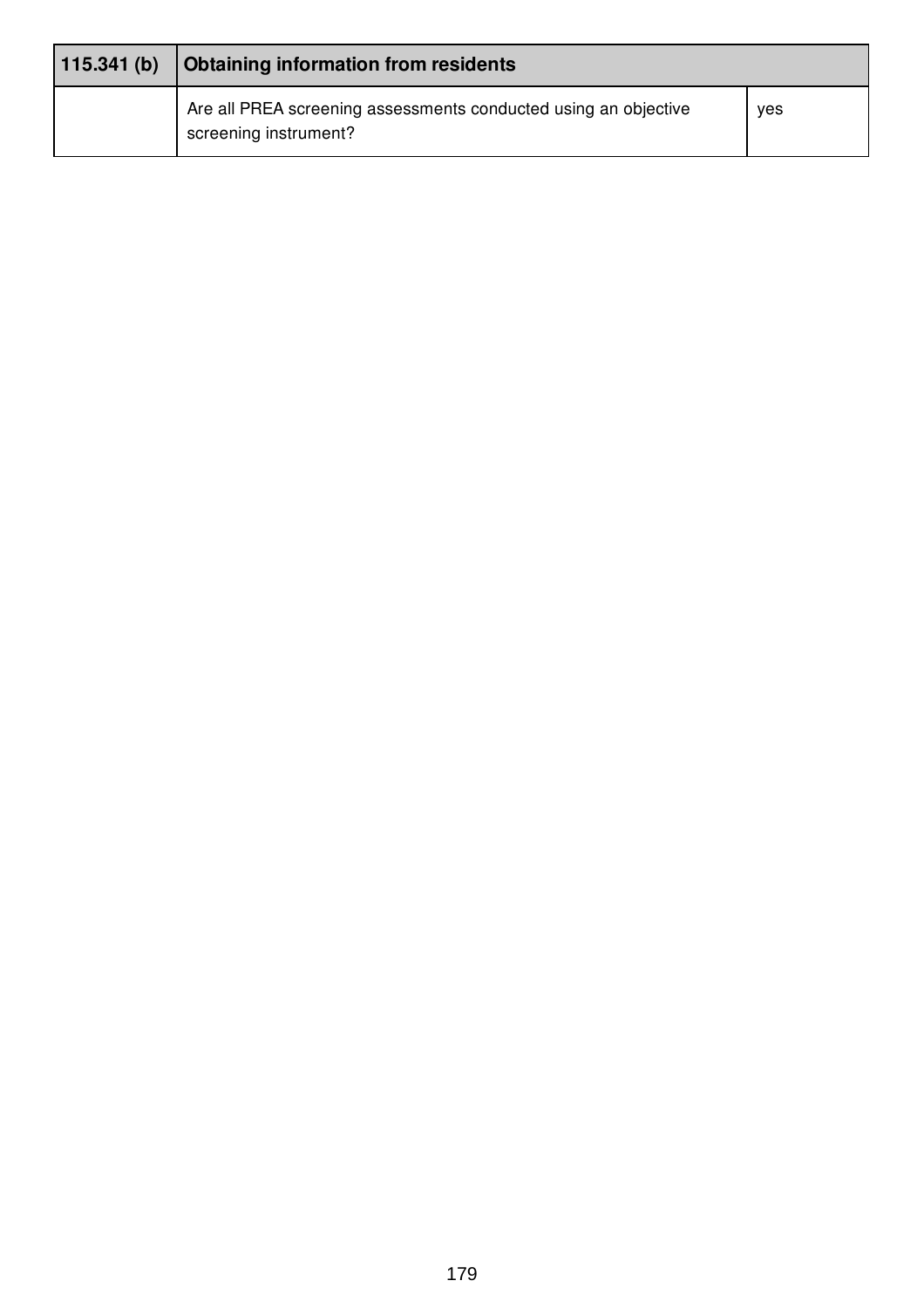| 115.341 (b) | Obtaining information from residents | |
|---|---|---|
| | Are all PREA screening assessments conducted using an objective screening instrument? | yes |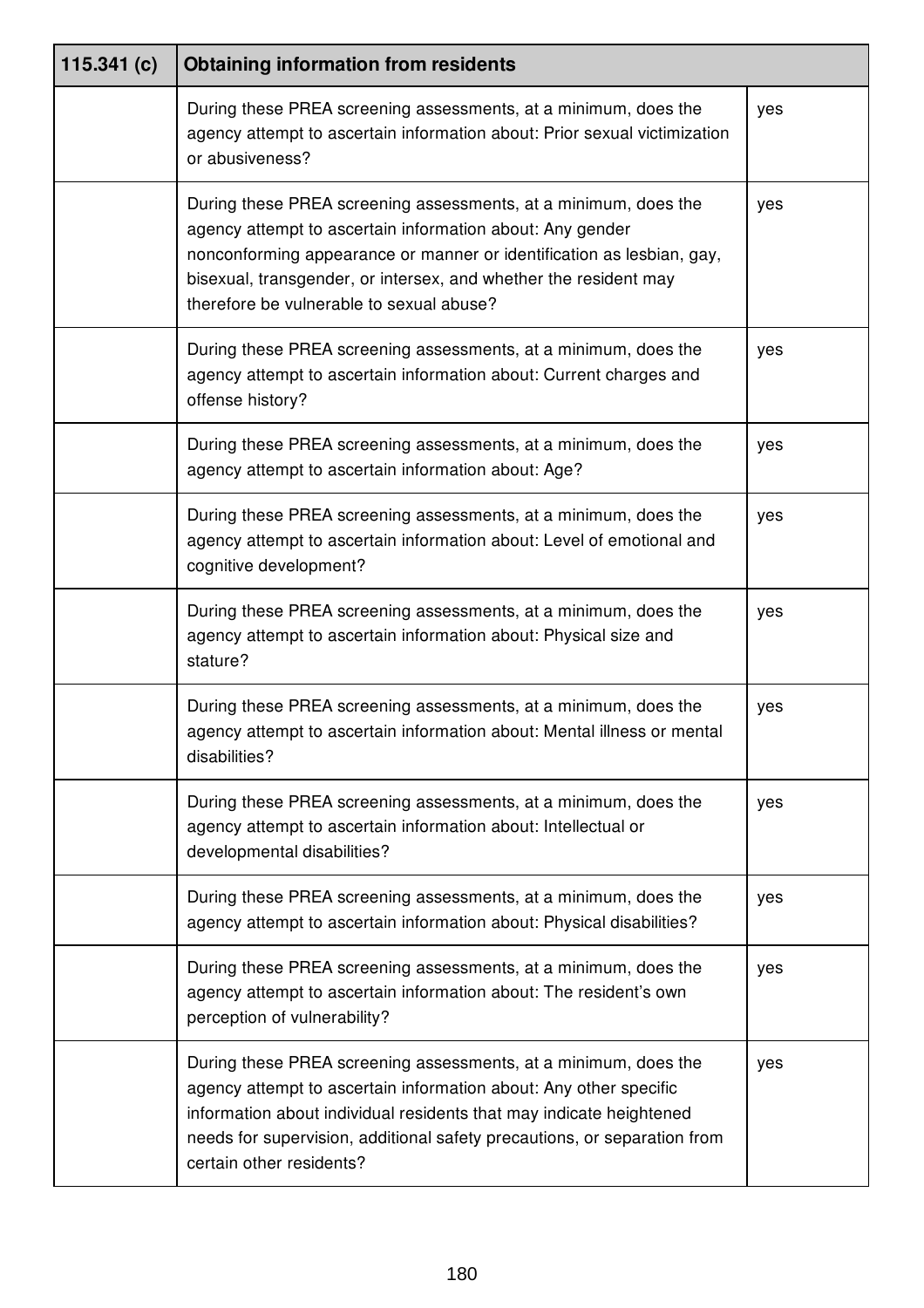| 115.341 (c) | Obtaining information from residents | |
|---|---|---|
| | During these PREA screening assessments, at a minimum, does the agency attempt to ascertain information about: Prior sexual victimization or abusiveness? | yes |
| | During these PREA screening assessments, at a minimum, does the agency attempt to ascertain information about: Any gender nonconforming appearance or manner or identification as lesbian, gay, bisexual, transgender, or intersex, and whether the resident may therefore be vulnerable to sexual abuse? | yes |
| | During these PREA screening assessments, at a minimum, does the agency attempt to ascertain information about: Current charges and offense history? | yes |
| | During these PREA screening assessments, at a minimum, does the agency attempt to ascertain information about: Age? | yes |
| | During these PREA screening assessments, at a minimum, does the agency attempt to ascertain information about: Level of emotional and cognitive development? | yes |
| | During these PREA screening assessments, at a minimum, does the agency attempt to ascertain information about: Physical size and stature? | yes |
| | During these PREA screening assessments, at a minimum, does the agency attempt to ascertain information about: Mental illness or mental disabilities? | yes |
| | During these PREA screening assessments, at a minimum, does the agency attempt to ascertain information about: Intellectual or developmental disabilities? | yes |
| | During these PREA screening assessments, at a minimum, does the agency attempt to ascertain information about: Physical disabilities? | yes |
| | During these PREA screening assessments, at a minimum, does the agency attempt to ascertain information about: The resident's own perception of vulnerability? | yes |
| | During these PREA screening assessments, at a minimum, does the agency attempt to ascertain information about: Any other specific information about individual residents that may indicate heightened needs for supervision, additional safety precautions, or separation from certain other residents? | yes |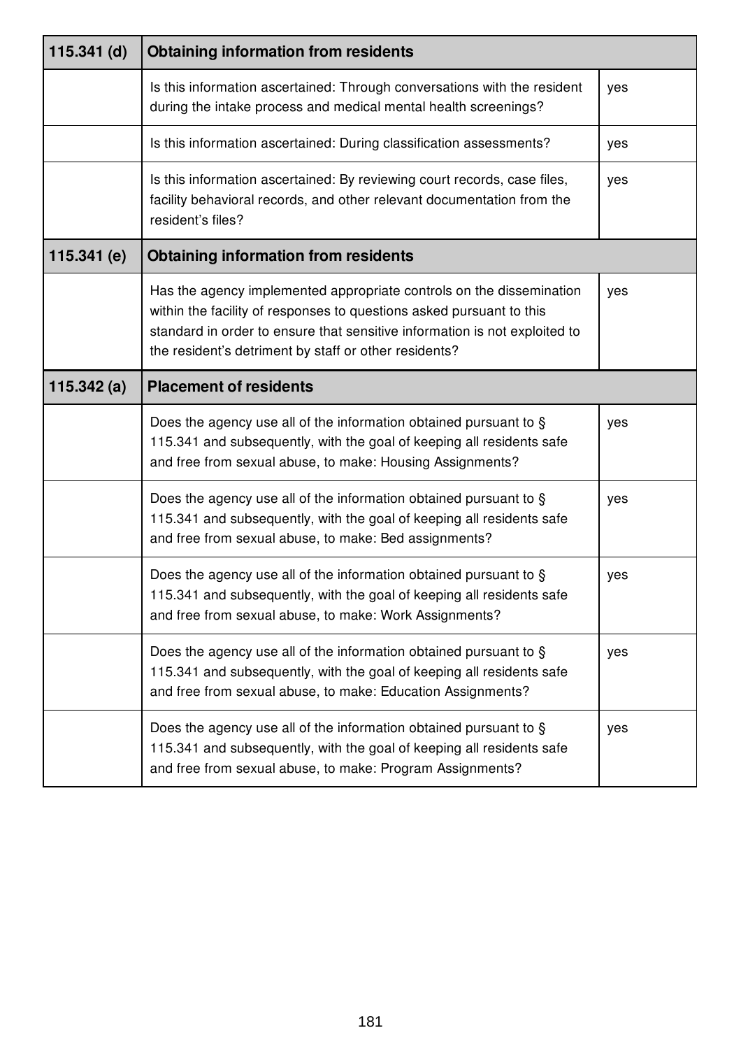| 115.341 (d) | Obtaining information from residents | |
|---|---|---|
| | Is this information ascertained: Through conversations with the resident during the intake process and medical mental health screenings? | yes |
| | Is this information ascertained: During classification assessments? | yes |
| | Is this information ascertained: By reviewing court records, case files, facility behavioral records, and other relevant documentation from the resident's files? | yes |
| **115.341 (e)** | **Obtaining information from residents** | |
| | Has the agency implemented appropriate controls on the dissemination within the facility of responses to questions asked pursuant to this standard in order to ensure that sensitive information is not exploited to the resident's detriment by staff or other residents? | yes |
| **115.342 (a)** | **Placement of residents** | |
| | Does the agency use all of the information obtained pursuant to § 115.341 and subsequently, with the goal of keeping all residents safe and free from sexual abuse, to make: Housing Assignments? | yes |
| | Does the agency use all of the information obtained pursuant to § 115.341 and subsequently, with the goal of keeping all residents safe and free from sexual abuse, to make: Bed assignments? | yes |
| | Does the agency use all of the information obtained pursuant to § 115.341 and subsequently, with the goal of keeping all residents safe and free from sexual abuse, to make: Work Assignments? | yes |
| | Does the agency use all of the information obtained pursuant to § 115.341 and subsequently, with the goal of keeping all residents safe and free from sexual abuse, to make: Education Assignments? | yes |
| | Does the agency use all of the information obtained pursuant to § 115.341 and subsequently, with the goal of keeping all residents safe and free from sexual abuse, to make: Program Assignments? | yes |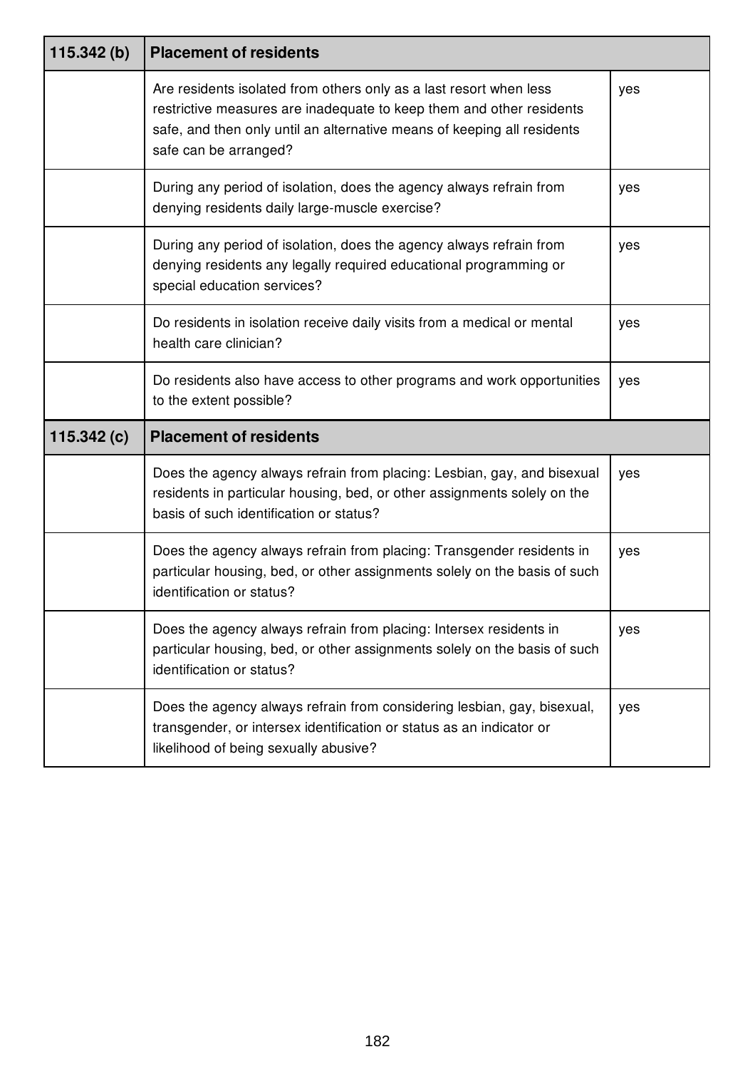| 115.342 (b) | Placement of residents | |
|---|---|---|
| | Are residents isolated from others only as a last resort when less restrictive measures are inadequate to keep them and other residents safe, and then only until an alternative means of keeping all residents safe can be arranged? | yes |
| | During any period of isolation, does the agency always refrain from denying residents daily large-muscle exercise? | yes |
| | During any period of isolation, does the agency always refrain from denying residents any legally required educational programming or special education services? | yes |
| | Do residents in isolation receive daily visits from a medical or mental health care clinician? | yes |
| | Do residents also have access to other programs and work opportunities to the extent possible? | yes |

| 115.342 (c) | Placement of residents | |
|---|---|---|
| | Does the agency always refrain from placing: Lesbian, gay, and bisexual residents in particular housing, bed, or other assignments solely on the basis of such identification or status? | yes |
| | Does the agency always refrain from placing: Transgender residents in particular housing, bed, or other assignments solely on the basis of such identification or status? | yes |
| | Does the agency always refrain from placing: Intersex residents in particular housing, bed, or other assignments solely on the basis of such identification or status? | yes |
| | Does the agency always refrain from considering lesbian, gay, bisexual, transgender, or intersex identification or status as an indicator or likelihood of being sexually abusive? | yes |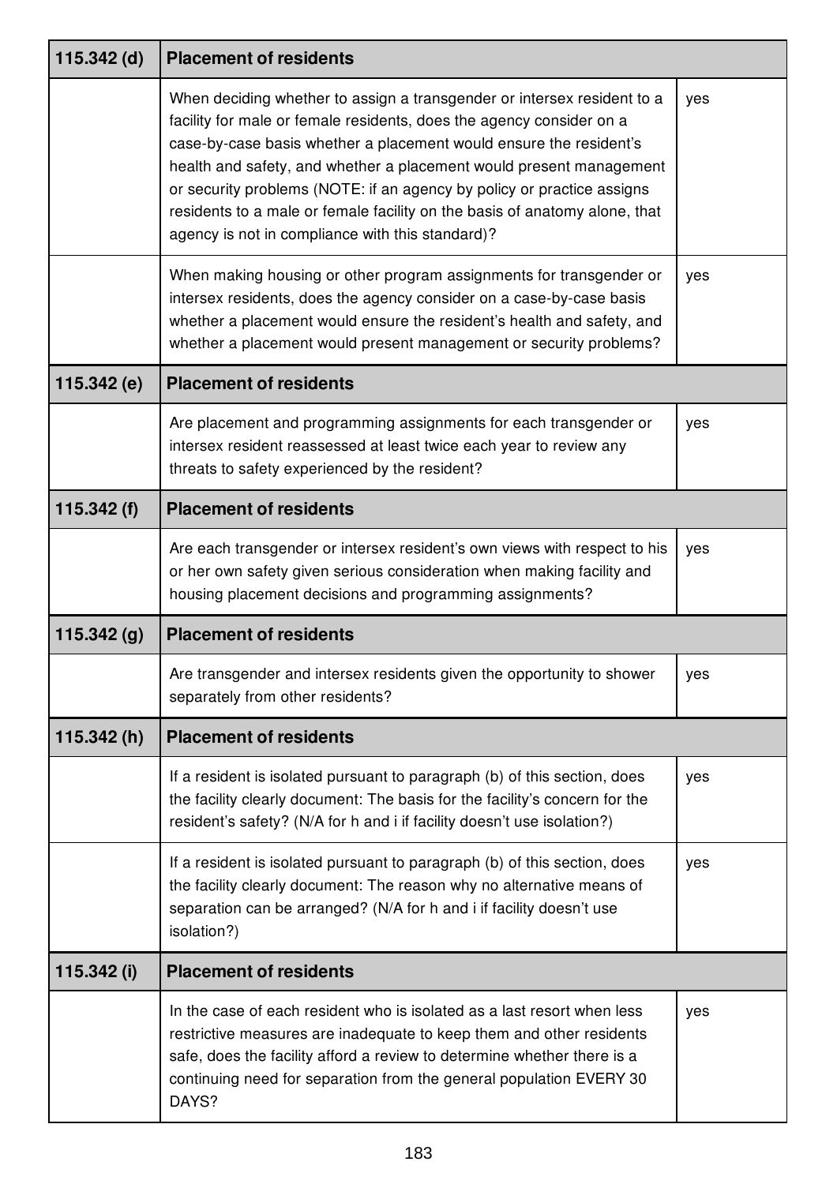| 115.342 (d) | Placement of residents | |
|---|---|---|
| | When deciding whether to assign a transgender or intersex resident to a facility for male or female residents, does the agency consider on a case-by-case basis whether a placement would ensure the resident's health and safety, and whether a placement would present management or security problems (NOTE: if an agency by policy or practice assigns residents to a male or female facility on the basis of anatomy alone, that agency is not in compliance with this standard)? | yes |
| | When making housing or other program assignments for transgender or intersex residents, does the agency consider on a case-by-case basis whether a placement would ensure the resident's health and safety, and whether a placement would present management or security problems? | yes |
| **115.342 (e)** | **Placement of residents** | |
| | Are placement and programming assignments for each transgender or intersex resident reassessed at least twice each year to review any threats to safety experienced by the resident? | yes |
| **115.342 (f)** | **Placement of residents** | |
| | Are each transgender or intersex resident's own views with respect to his or her own safety given serious consideration when making facility and housing placement decisions and programming assignments? | yes |
| **115.342 (g)** | **Placement of residents** | |
| | Are transgender and intersex residents given the opportunity to shower separately from other residents? | yes |
| **115.342 (h)** | **Placement of residents** | |
| | If a resident is isolated pursuant to paragraph (b) of this section, does the facility clearly document: The basis for the facility's concern for the resident's safety? (N/A for h and i if facility doesn't use isolation?) | yes |
| | If a resident is isolated pursuant to paragraph (b) of this section, does the facility clearly document: The reason why no alternative means of separation can be arranged? (N/A for h and i if facility doesn't use isolation?) | yes |
| **115.342 (i)** | **Placement of residents** | |
| | In the case of each resident who is isolated as a last resort when less restrictive measures are inadequate to keep them and other residents safe, does the facility afford a review to determine whether there is a continuing need for separation from the general population EVERY 30 DAYS? | yes |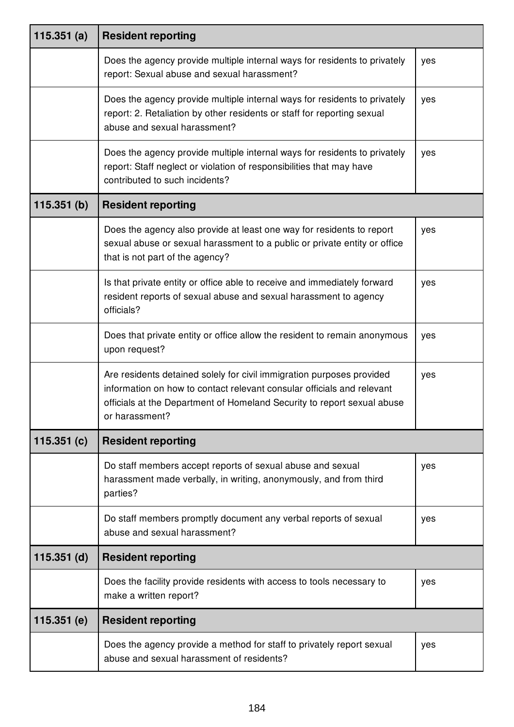| 115.351 (a) | Resident reporting | |
|---|---|---|
| | Does the agency provide multiple internal ways for residents to privately report: Sexual abuse and sexual harassment? | yes |
| | Does the agency provide multiple internal ways for residents to privately report: 2. Retaliation by other residents or staff for reporting sexual abuse and sexual harassment? | yes |
| | Does the agency provide multiple internal ways for residents to privately report: Staff neglect or violation of responsibilities that may have contributed to such incidents? | yes |
| **115.351 (b)** | **Resident reporting** | |
| | Does the agency also provide at least one way for residents to report sexual abuse or sexual harassment to a public or private entity or office that is not part of the agency? | yes |
| | Is that private entity or office able to receive and immediately forward resident reports of sexual abuse and sexual harassment to agency officials? | yes |
| | Does that private entity or office allow the resident to remain anonymous upon request? | yes |
| | Are residents detained solely for civil immigration purposes provided information on how to contact relevant consular officials and relevant officials at the Department of Homeland Security to report sexual abuse or harassment? | yes |
| **115.351 (c)** | **Resident reporting** | |
| | Do staff members accept reports of sexual abuse and sexual harassment made verbally, in writing, anonymously, and from third parties? | yes |
| | Do staff members promptly document any verbal reports of sexual abuse and sexual harassment? | yes |
| **115.351 (d)** | **Resident reporting** | |
| | Does the facility provide residents with access to tools necessary to make a written report? | yes |
| **115.351 (e)** | **Resident reporting** | |
| | Does the agency provide a method for staff to privately report sexual abuse and sexual harassment of residents? | yes |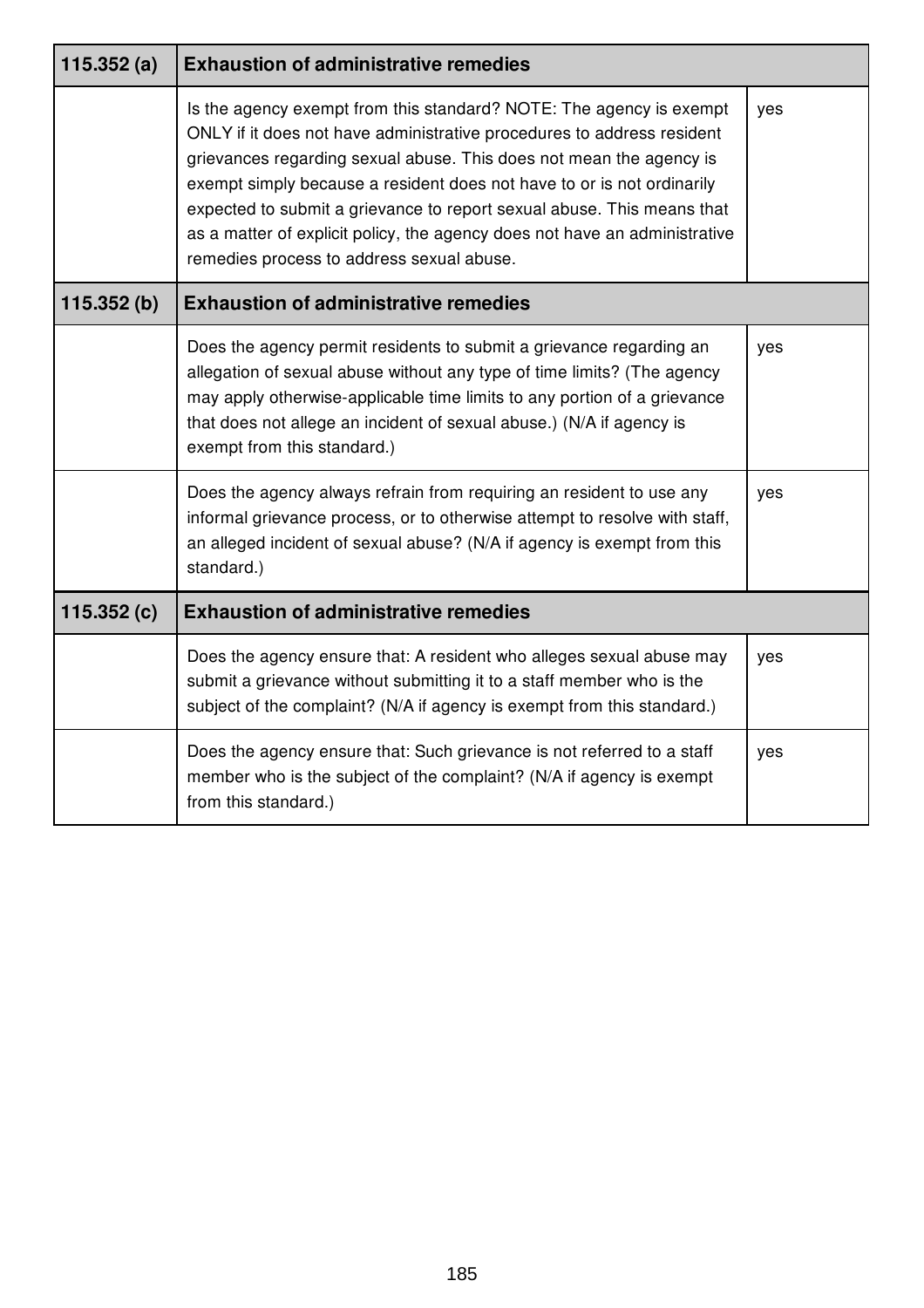| 115.352 (a) | Exhaustion of administrative remedies | |
|---|---|---|
| | Is the agency exempt from this standard? NOTE: The agency is exempt ONLY if it does not have administrative procedures to address resident grievances regarding sexual abuse. This does not mean the agency is exempt simply because a resident does not have to or is not ordinarily expected to submit a grievance to report sexual abuse. This means that as a matter of explicit policy, the agency does not have an administrative remedies process to address sexual abuse. | yes |
| **115.352 (b)** | **Exhaustion of administrative remedies** | |
| | Does the agency permit residents to submit a grievance regarding an allegation of sexual abuse without any type of time limits? (The agency may apply otherwise-applicable time limits to any portion of a grievance that does not allege an incident of sexual abuse.) (N/A if agency is exempt from this standard.) | yes |
| | Does the agency always refrain from requiring an resident to use any informal grievance process, or to otherwise attempt to resolve with staff, an alleged incident of sexual abuse? (N/A if agency is exempt from this standard.) | yes |
| **115.352 (c)** | **Exhaustion of administrative remedies** | |
| | Does the agency ensure that: A resident who alleges sexual abuse may submit a grievance without submitting it to a staff member who is the subject of the complaint? (N/A if agency is exempt from this standard.) | yes |
| | Does the agency ensure that: Such grievance is not referred to a staff member who is the subject of the complaint? (N/A if agency is exempt from this standard.) | yes |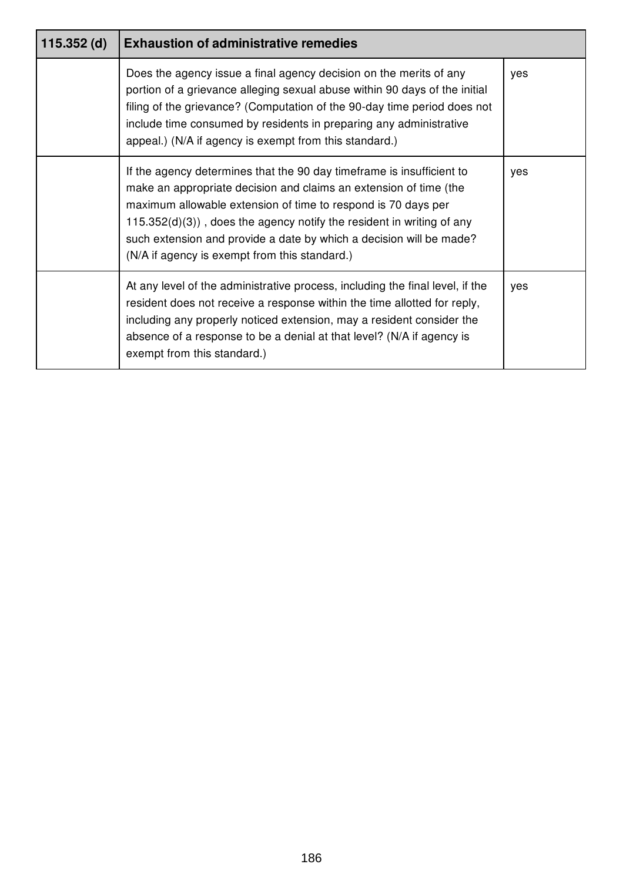| 115.352 (d) | Exhaustion of administrative remedies | |
|---|---|---|
| | Does the agency issue a final agency decision on the merits of any portion of a grievance alleging sexual abuse within 90 days of the initial filing of the grievance? (Computation of the 90-day time period does not include time consumed by residents in preparing any administrative appeal.) (N/A if agency is exempt from this standard.) | yes |
| | If the agency determines that the 90 day timeframe is insufficient to make an appropriate decision and claims an extension of time (the maximum allowable extension of time to respond is 70 days per 115.352(d)(3)) , does the agency notify the resident in writing of any such extension and provide a date by which a decision will be made? (N/A if agency is exempt from this standard.) | yes |
| | At any level of the administrative process, including the final level, if the resident does not receive a response within the time allotted for reply, including any properly noticed extension, may a resident consider the absence of a response to be a denial at that level? (N/A if agency is exempt from this standard.) | yes |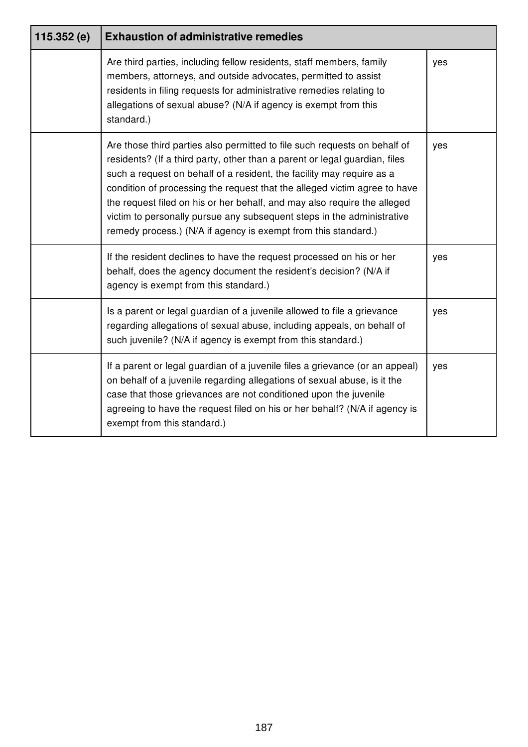| 115.352 (e) | Exhaustion of administrative remedies | |
|---|---|---|
| | Are third parties, including fellow residents, staff members, family members, attorneys, and outside advocates, permitted to assist residents in filing requests for administrative remedies relating to allegations of sexual abuse? (N/A if agency is exempt from this standard.) | yes |
| | Are those third parties also permitted to file such requests on behalf of residents? (If a third party, other than a parent or legal guardian, files such a request on behalf of a resident, the facility may require as a condition of processing the request that the alleged victim agree to have the request filed on his or her behalf, and may also require the alleged victim to personally pursue any subsequent steps in the administrative remedy process.) (N/A if agency is exempt from this standard.) | yes |
| | If the resident declines to have the request processed on his or her behalf, does the agency document the resident's decision? (N/A if agency is exempt from this standard.) | yes |
| | Is a parent or legal guardian of a juvenile allowed to file a grievance regarding allegations of sexual abuse, including appeals, on behalf of such juvenile? (N/A if agency is exempt from this standard.) | yes |
| | If a parent or legal guardian of a juvenile files a grievance (or an appeal) on behalf of a juvenile regarding allegations of sexual abuse, is it the case that those grievances are not conditioned upon the juvenile agreeing to have the request filed on his or her behalf? (N/A if agency is exempt from this standard.) | yes |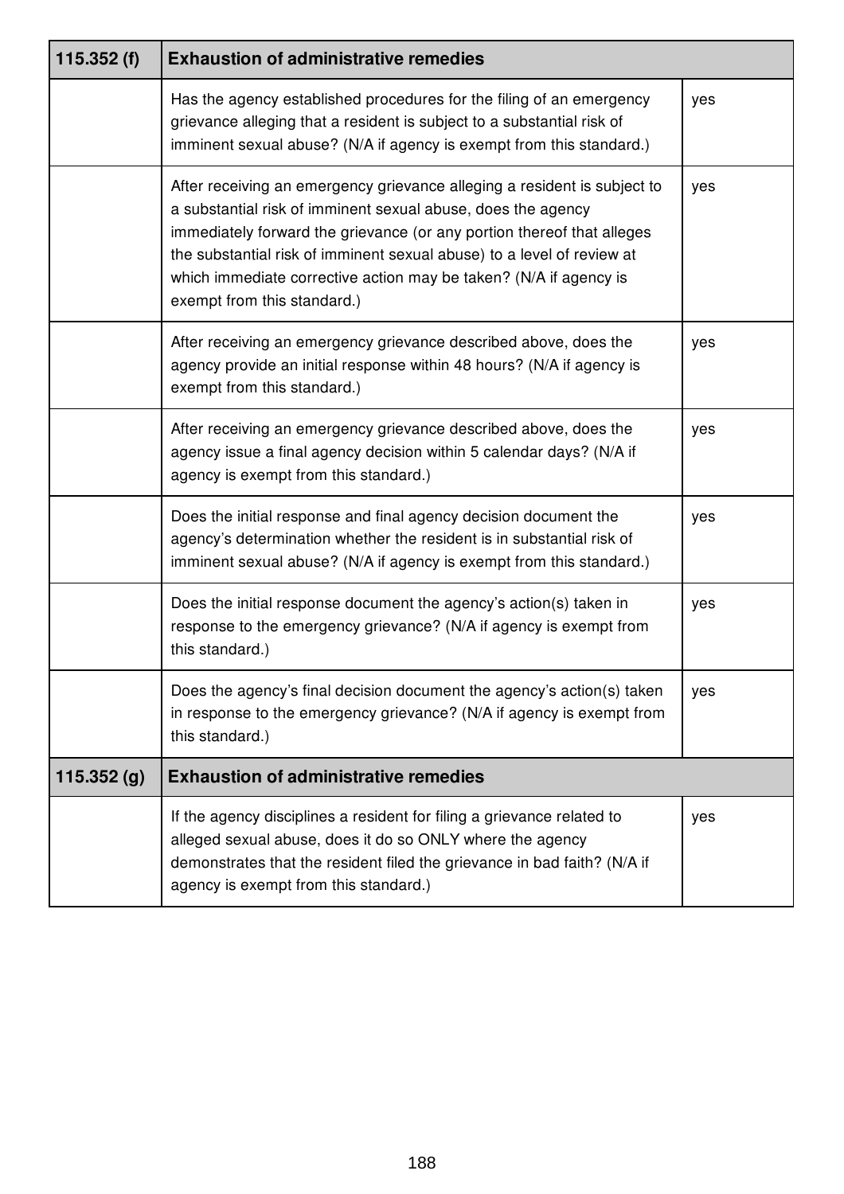| 115.352 (f) | **Exhaustion of administrative remedies** | |
|---|---|---|
| | Has the agency established procedures for the filing of an emergency grievance alleging that a resident is subject to a substantial risk of imminent sexual abuse? (N/A if agency is exempt from this standard.) | yes |
| | After receiving an emergency grievance alleging a resident is subject to a substantial risk of imminent sexual abuse, does the agency immediately forward the grievance (or any portion thereof that alleges the substantial risk of imminent sexual abuse) to a level of review at which immediate corrective action may be taken? (N/A if agency is exempt from this standard.) | yes |
| | After receiving an emergency grievance described above, does the agency provide an initial response within 48 hours? (N/A if agency is exempt from this standard.) | yes |
| | After receiving an emergency grievance described above, does the agency issue a final agency decision within 5 calendar days? (N/A if agency is exempt from this standard.) | yes |
| | Does the initial response and final agency decision document the agency's determination whether the resident is in substantial risk of imminent sexual abuse? (N/A if agency is exempt from this standard.) | yes |
| | Does the initial response document the agency's action(s) taken in response to the emergency grievance? (N/A if agency is exempt from this standard.) | yes |
| | Does the agency's final decision document the agency's action(s) taken in response to the emergency grievance? (N/A if agency is exempt from this standard.) | yes |
| **115.352 (g)** | **Exhaustion of administrative remedies** | |
| | If the agency disciplines a resident for filing a grievance related to alleged sexual abuse, does it do so ONLY where the agency demonstrates that the resident filed the grievance in bad faith? (N/A if agency is exempt from this standard.) | yes |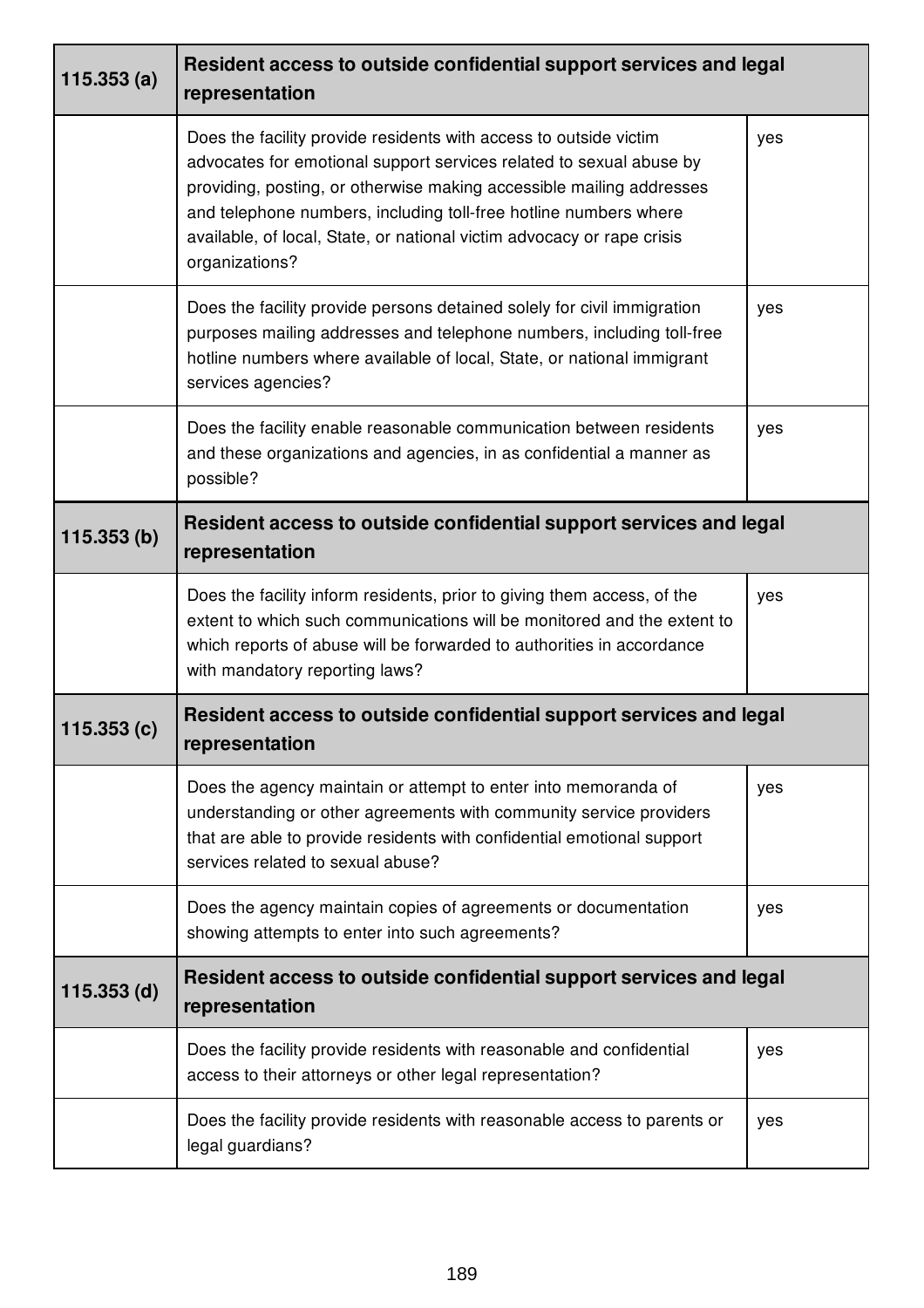| 115.353 (a) | Resident access to outside confidential support services and legal representation | |
|---|---|---|
| | Does the facility provide residents with access to outside victim advocates for emotional support services related to sexual abuse by providing, posting, or otherwise making accessible mailing addresses and telephone numbers, including toll-free hotline numbers where available, of local, State, or national victim advocacy or rape crisis organizations? | yes |
| | Does the facility provide persons detained solely for civil immigration purposes mailing addresses and telephone numbers, including toll-free hotline numbers where available of local, State, or national immigrant services agencies? | yes |
| | Does the facility enable reasonable communication between residents and these organizations and agencies, in as confidential a manner as possible? | yes |
| **115.353 (b)** | **Resident access to outside confidential support services and legal representation** | |
| | Does the facility inform residents, prior to giving them access, of the extent to which such communications will be monitored and the extent to which reports of abuse will be forwarded to authorities in accordance with mandatory reporting laws? | yes |
| **115.353 (c)** | **Resident access to outside confidential support services and legal representation** | |
| | Does the agency maintain or attempt to enter into memoranda of understanding or other agreements with community service providers that are able to provide residents with confidential emotional support services related to sexual abuse? | yes |
| | Does the agency maintain copies of agreements or documentation showing attempts to enter into such agreements? | yes |
| **115.353 (d)** | **Resident access to outside confidential support services and legal representation** | |
| | Does the facility provide residents with reasonable and confidential access to their attorneys or other legal representation? | yes |
| | Does the facility provide residents with reasonable access to parents or legal guardians? | yes |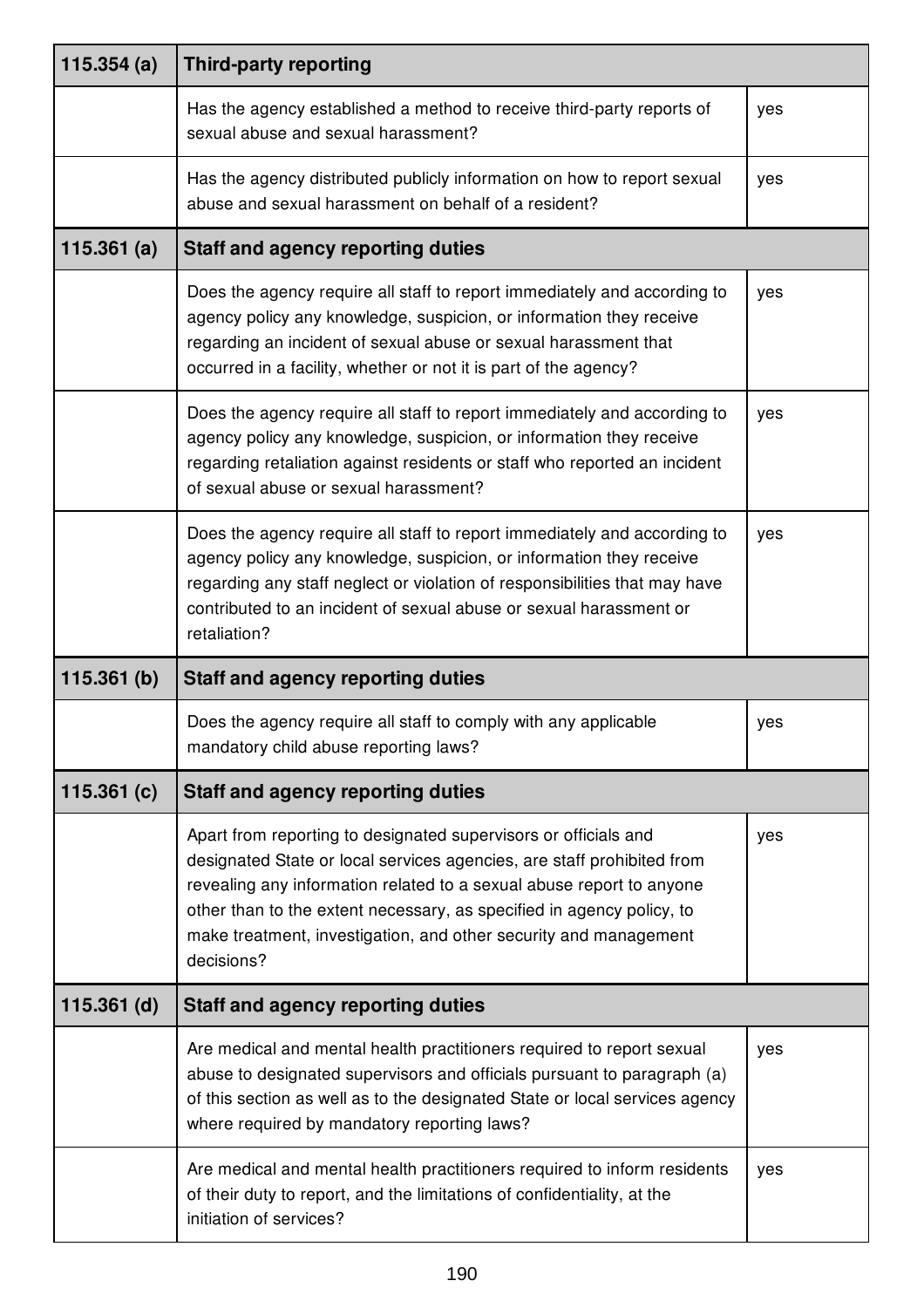| 115.354 (a) | Third-party reporting | |
|---|---|---|
| | Has the agency established a method to receive third-party reports of sexual abuse and sexual harassment? | yes |
| | Has the agency distributed publicly information on how to report sexual abuse and sexual harassment on behalf of a resident? | yes |
| **115.361 (a)** | **Staff and agency reporting duties** | |
| | Does the agency require all staff to report immediately and according to agency policy any knowledge, suspicion, or information they receive regarding an incident of sexual abuse or sexual harassment that occurred in a facility, whether or not it is part of the agency? | yes |
| | Does the agency require all staff to report immediately and according to agency policy any knowledge, suspicion, or information they receive regarding retaliation against residents or staff who reported an incident of sexual abuse or sexual harassment? | yes |
| | Does the agency require all staff to report immediately and according to agency policy any knowledge, suspicion, or information they receive regarding any staff neglect or violation of responsibilities that may have contributed to an incident of sexual abuse or sexual harassment or retaliation? | yes |
| **115.361 (b)** | **Staff and agency reporting duties** | |
| | Does the agency require all staff to comply with any applicable mandatory child abuse reporting laws? | yes |
| **115.361 (c)** | **Staff and agency reporting duties** | |
| | Apart from reporting to designated supervisors or officials and designated State or local services agencies, are staff prohibited from revealing any information related to a sexual abuse report to anyone other than to the extent necessary, as specified in agency policy, to make treatment, investigation, and other security and management decisions? | yes |
| **115.361 (d)** | **Staff and agency reporting duties** | |
| | Are medical and mental health practitioners required to report sexual abuse to designated supervisors and officials pursuant to paragraph (a) of this section as well as to the designated State or local services agency where required by mandatory reporting laws? | yes |
| | Are medical and mental health practitioners required to inform residents of their duty to report, and the limitations of confidentiality, at the initiation of services? | yes |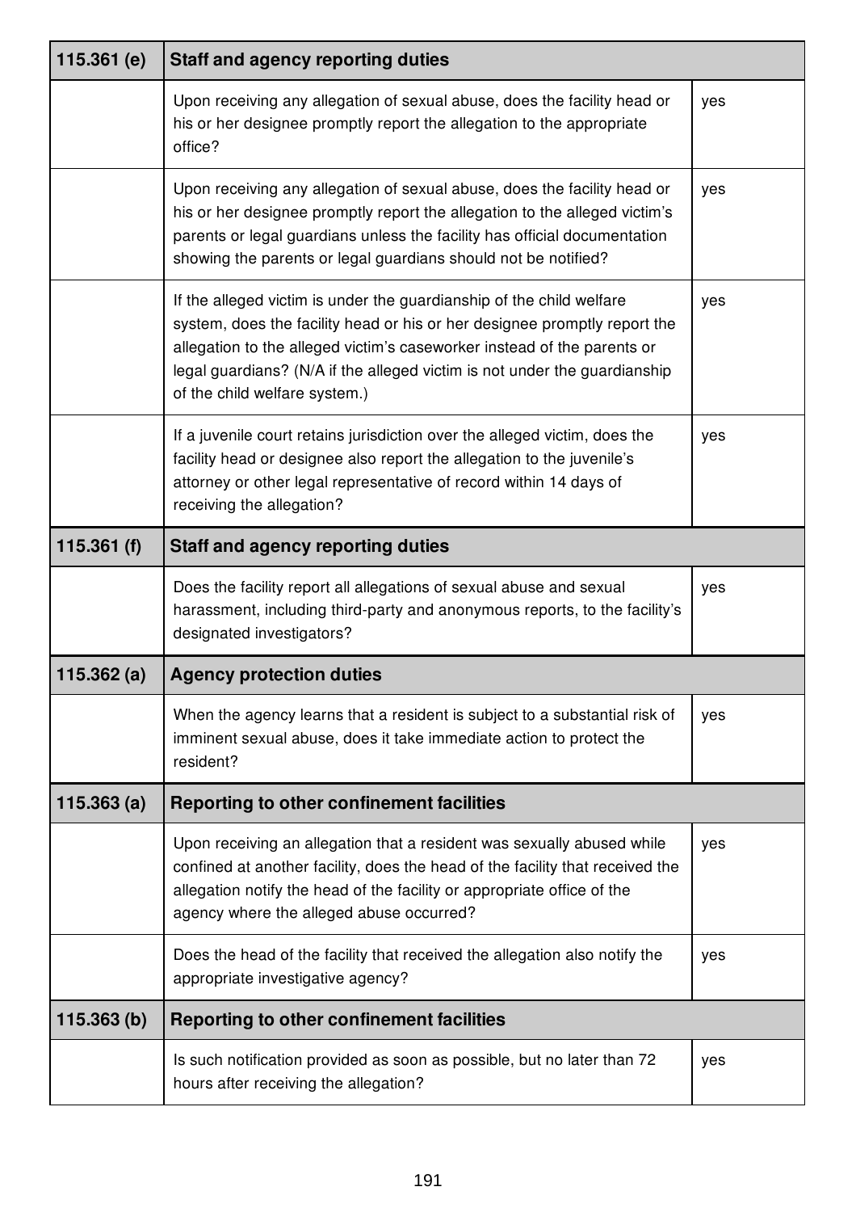| 115.361 (e) | Staff and agency reporting duties | |
|---|---|---|
| | Upon receiving any allegation of sexual abuse, does the facility head or his or her designee promptly report the allegation to the appropriate office? | yes |
| | Upon receiving any allegation of sexual abuse, does the facility head or his or her designee promptly report the allegation to the alleged victim's parents or legal guardians unless the facility has official documentation showing the parents or legal guardians should not be notified? | yes |
| | If the alleged victim is under the guardianship of the child welfare system, does the facility head or his or her designee promptly report the allegation to the alleged victim's caseworker instead of the parents or legal guardians? (N/A if the alleged victim is not under the guardianship of the child welfare system.) | yes |
| | If a juvenile court retains jurisdiction over the alleged victim, does the facility head or designee also report the allegation to the juvenile's attorney or other legal representative of record within 14 days of receiving the allegation? | yes |
| **115.361 (f)** | **Staff and agency reporting duties** | |
| | Does the facility report all allegations of sexual abuse and sexual harassment, including third-party and anonymous reports, to the facility's designated investigators? | yes |
| **115.362 (a)** | **Agency protection duties** | |
| | When the agency learns that a resident is subject to a substantial risk of imminent sexual abuse, does it take immediate action to protect the resident? | yes |
| **115.363 (a)** | **Reporting to other confinement facilities** | |
| | Upon receiving an allegation that a resident was sexually abused while confined at another facility, does the head of the facility that received the allegation notify the head of the facility or appropriate office of the agency where the alleged abuse occurred? | yes |
| | Does the head of the facility that received the allegation also notify the appropriate investigative agency? | yes |
| **115.363 (b)** | **Reporting to other confinement facilities** | |
| | Is such notification provided as soon as possible, but no later than 72 hours after receiving the allegation? | yes |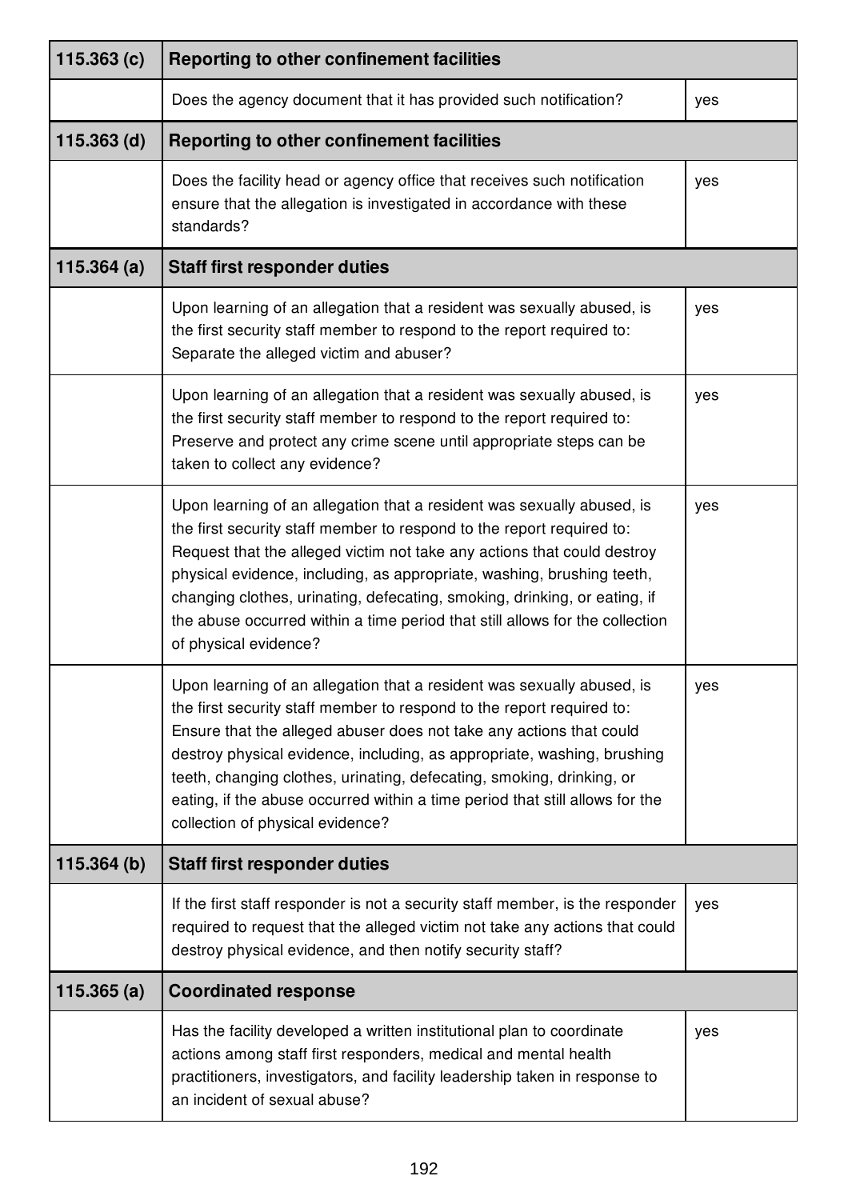| 115.363 (c) | Reporting to other confinement facilities | |
|---|---|---|
| | Does the agency document that it has provided such notification? | yes |
| **115.363 (d)** | **Reporting to other confinement facilities** | |
| | Does the facility head or agency office that receives such notification ensure that the allegation is investigated in accordance with these standards? | yes |
| **115.364 (a)** | **Staff first responder duties** | |
| | Upon learning of an allegation that a resident was sexually abused, is the first security staff member to respond to the report required to: Separate the alleged victim and abuser? | yes |
| | Upon learning of an allegation that a resident was sexually abused, is the first security staff member to respond to the report required to: Preserve and protect any crime scene until appropriate steps can be taken to collect any evidence? | yes |
| | Upon learning of an allegation that a resident was sexually abused, is the first security staff member to respond to the report required to: Request that the alleged victim not take any actions that could destroy physical evidence, including, as appropriate, washing, brushing teeth, changing clothes, urinating, defecating, smoking, drinking, or eating, if the abuse occurred within a time period that still allows for the collection of physical evidence? | yes |
| | Upon learning of an allegation that a resident was sexually abused, is the first security staff member to respond to the report required to: Ensure that the alleged abuser does not take any actions that could destroy physical evidence, including, as appropriate, washing, brushing teeth, changing clothes, urinating, defecating, smoking, drinking, or eating, if the abuse occurred within a time period that still allows for the collection of physical evidence? | yes |
| **115.364 (b)** | **Staff first responder duties** | |
| | If the first staff responder is not a security staff member, is the responder required to request that the alleged victim not take any actions that could destroy physical evidence, and then notify security staff? | yes |
| **115.365 (a)** | **Coordinated response** | |
| | Has the facility developed a written institutional plan to coordinate actions among staff first responders, medical and mental health practitioners, investigators, and facility leadership taken in response to an incident of sexual abuse? | yes |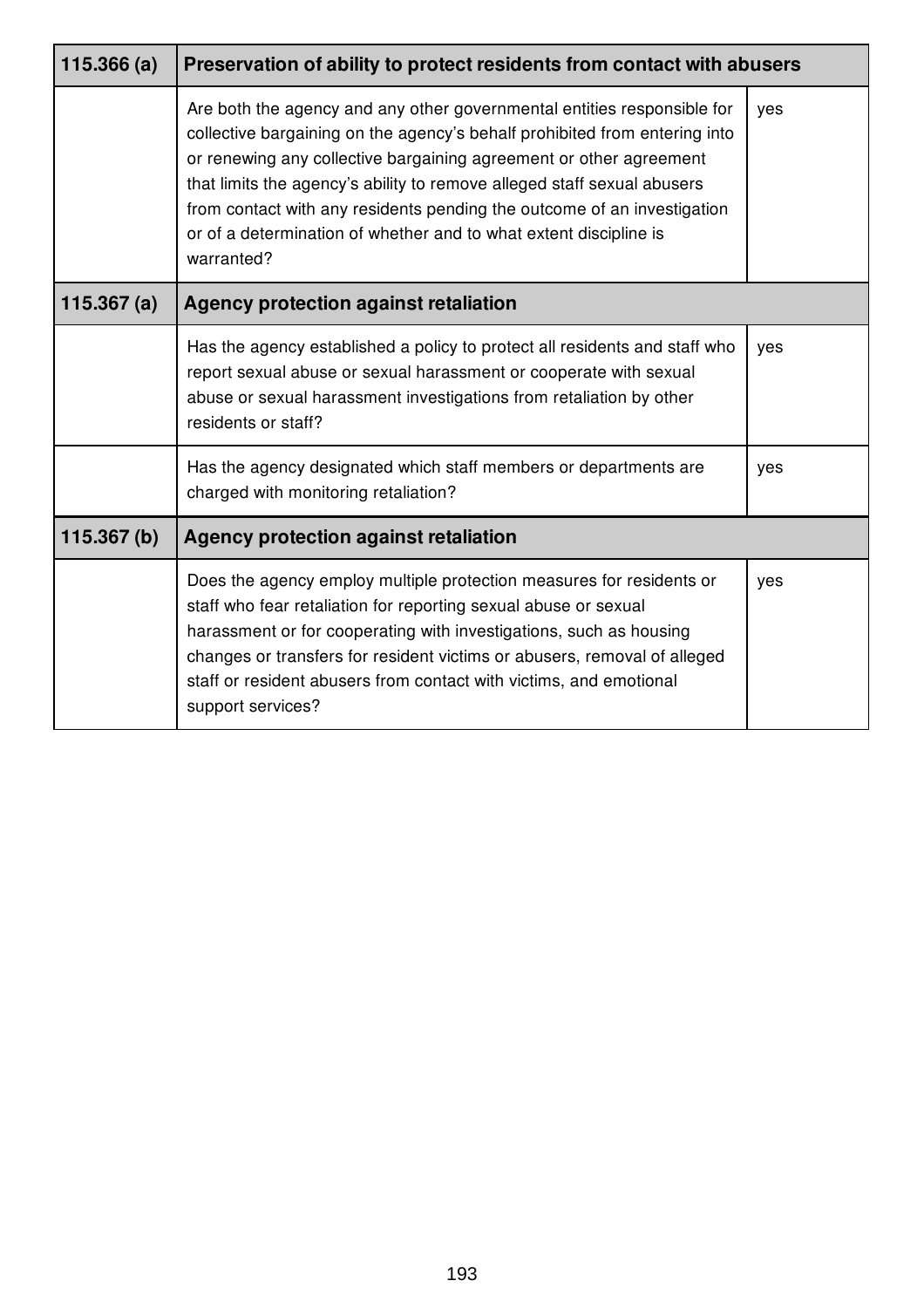| 115.366 (a) | Preservation of ability to protect residents from contact with abusers | |
|---|---|---|
| | Are both the agency and any other governmental entities responsible for collective bargaining on the agency's behalf prohibited from entering into or renewing any collective bargaining agreement or other agreement that limits the agency's ability to remove alleged staff sexual abusers from contact with any residents pending the outcome of an investigation or of a determination of whether and to what extent discipline is warranted? | yes |
| **115.367 (a)** | **Agency protection against retaliation** | |
| | Has the agency established a policy to protect all residents and staff who report sexual abuse or sexual harassment or cooperate with sexual abuse or sexual harassment investigations from retaliation by other residents or staff? | yes |
| | Has the agency designated which staff members or departments are charged with monitoring retaliation? | yes |
| **115.367 (b)** | **Agency protection against retaliation** | |
| | Does the agency employ multiple protection measures for residents or staff who fear retaliation for reporting sexual abuse or sexual harassment or for cooperating with investigations, such as housing changes or transfers for resident victims or abusers, removal of alleged staff or resident abusers from contact with victims, and emotional support services? | yes |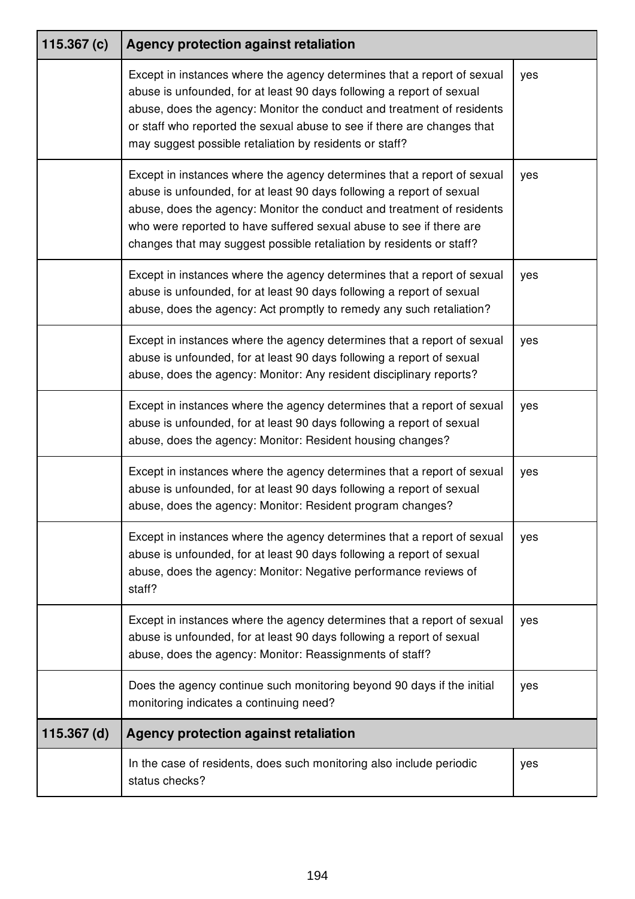| 115.367 (c) | Agency protection against retaliation | |
|---|---|---|
| | Except in instances where the agency determines that a report of sexual abuse is unfounded, for at least 90 days following a report of sexual abuse, does the agency: Monitor the conduct and treatment of residents or staff who reported the sexual abuse to see if there are changes that may suggest possible retaliation by residents or staff? | yes |
| | Except in instances where the agency determines that a report of sexual abuse is unfounded, for at least 90 days following a report of sexual abuse, does the agency: Monitor the conduct and treatment of residents who were reported to have suffered sexual abuse to see if there are changes that may suggest possible retaliation by residents or staff? | yes |
| | Except in instances where the agency determines that a report of sexual abuse is unfounded, for at least 90 days following a report of sexual abuse, does the agency: Act promptly to remedy any such retaliation? | yes |
| | Except in instances where the agency determines that a report of sexual abuse is unfounded, for at least 90 days following a report of sexual abuse, does the agency: Monitor: Any resident disciplinary reports? | yes |
| | Except in instances where the agency determines that a report of sexual abuse is unfounded, for at least 90 days following a report of sexual abuse, does the agency: Monitor: Resident housing changes? | yes |
| | Except in instances where the agency determines that a report of sexual abuse is unfounded, for at least 90 days following a report of sexual abuse, does the agency: Monitor: Resident program changes? | yes |
| | Except in instances where the agency determines that a report of sexual abuse is unfounded, for at least 90 days following a report of sexual abuse, does the agency: Monitor: Negative performance reviews of staff? | yes |
| | Except in instances where the agency determines that a report of sexual abuse is unfounded, for at least 90 days following a report of sexual abuse, does the agency: Monitor: Reassignments of staff? | yes |
| | Does the agency continue such monitoring beyond 90 days if the initial monitoring indicates a continuing need? | yes |

| 115.367 (d) | Agency protection against retaliation | |
|---|---|---|
| | In the case of residents, does such monitoring also include periodic status checks? | yes |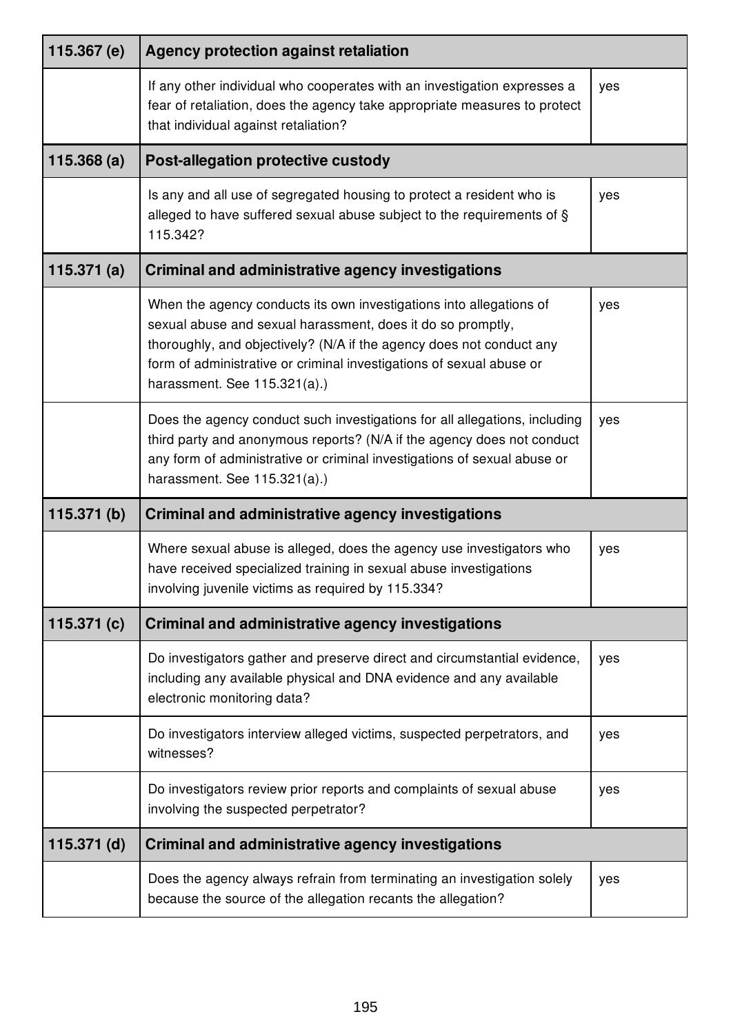| 115.367 (e) | Agency protection against retaliation | |
|---|---|---|
| | If any other individual who cooperates with an investigation expresses a fear of retaliation, does the agency take appropriate measures to protect that individual against retaliation? | yes |
| **115.368 (a)** | **Post-allegation protective custody** | |
| | Is any and all use of segregated housing to protect a resident who is alleged to have suffered sexual abuse subject to the requirements of § 115.342? | yes |
| **115.371 (a)** | **Criminal and administrative agency investigations** | |
| | When the agency conducts its own investigations into allegations of sexual abuse and sexual harassment, does it do so promptly, thoroughly, and objectively? (N/A if the agency does not conduct any form of administrative or criminal investigations of sexual abuse or harassment. See 115.321(a).) | yes |
| | Does the agency conduct such investigations for all allegations, including third party and anonymous reports? (N/A if the agency does not conduct any form of administrative or criminal investigations of sexual abuse or harassment. See 115.321(a).) | yes |
| **115.371 (b)** | **Criminal and administrative agency investigations** | |
| | Where sexual abuse is alleged, does the agency use investigators who have received specialized training in sexual abuse investigations involving juvenile victims as required by 115.334? | yes |
| **115.371 (c)** | **Criminal and administrative agency investigations** | |
| | Do investigators gather and preserve direct and circumstantial evidence, including any available physical and DNA evidence and any available electronic monitoring data? | yes |
| | Do investigators interview alleged victims, suspected perpetrators, and witnesses? | yes |
| | Do investigators review prior reports and complaints of sexual abuse involving the suspected perpetrator? | yes |
| **115.371 (d)** | **Criminal and administrative agency investigations** | |
| | Does the agency always refrain from terminating an investigation solely because the source of the allegation recants the allegation? | yes |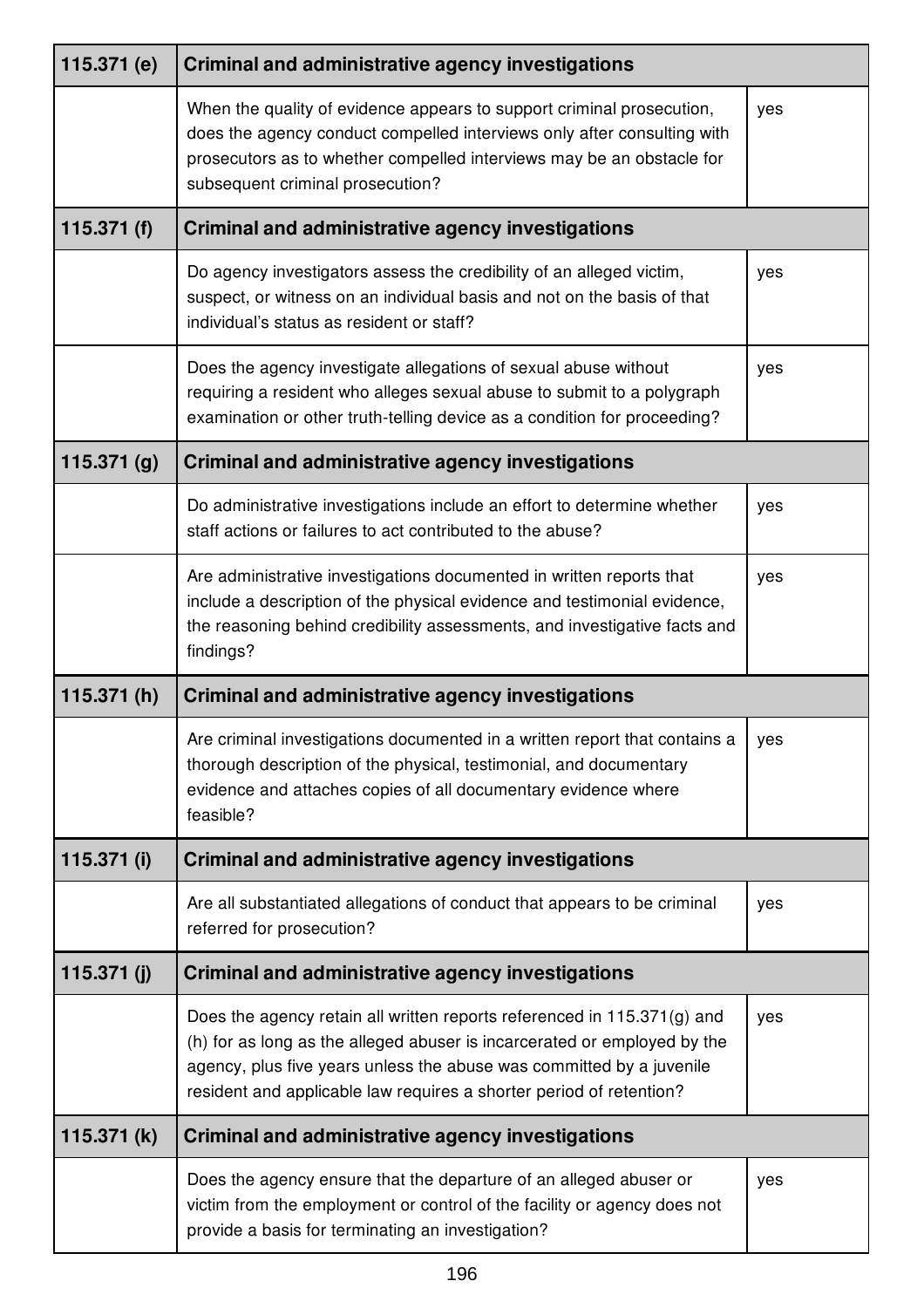| 115.371 (e) | Criminal and administrative agency investigations | |
|---|---|---|
| | When the quality of evidence appears to support criminal prosecution, does the agency conduct compelled interviews only after consulting with prosecutors as to whether compelled interviews may be an obstacle for subsequent criminal prosecution? | yes |
| **115.371 (f)** | **Criminal and administrative agency investigations** | |
| | Do agency investigators assess the credibility of an alleged victim, suspect, or witness on an individual basis and not on the basis of that individual's status as resident or staff? | yes |
| | Does the agency investigate allegations of sexual abuse without requiring a resident who alleges sexual abuse to submit to a polygraph examination or other truth-telling device as a condition for proceeding? | yes |
| **115.371 (g)** | **Criminal and administrative agency investigations** | |
| | Do administrative investigations include an effort to determine whether staff actions or failures to act contributed to the abuse? | yes |
| | Are administrative investigations documented in written reports that include a description of the physical evidence and testimonial evidence, the reasoning behind credibility assessments, and investigative facts and findings? | yes |
| **115.371 (h)** | **Criminal and administrative agency investigations** | |
| | Are criminal investigations documented in a written report that contains a thorough description of the physical, testimonial, and documentary evidence and attaches copies of all documentary evidence where feasible? | yes |
| **115.371 (i)** | **Criminal and administrative agency investigations** | |
| | Are all substantiated allegations of conduct that appears to be criminal referred for prosecution? | yes |
| **115.371 (j)** | **Criminal and administrative agency investigations** | |
| | Does the agency retain all written reports referenced in 115.371(g) and (h) for as long as the alleged abuser is incarcerated or employed by the agency, plus five years unless the abuse was committed by a juvenile resident and applicable law requires a shorter period of retention? | yes |
| **115.371 (k)** | **Criminal and administrative agency investigations** | |
| | Does the agency ensure that the departure of an alleged abuser or victim from the employment or control of the facility or agency does not provide a basis for terminating an investigation? | yes |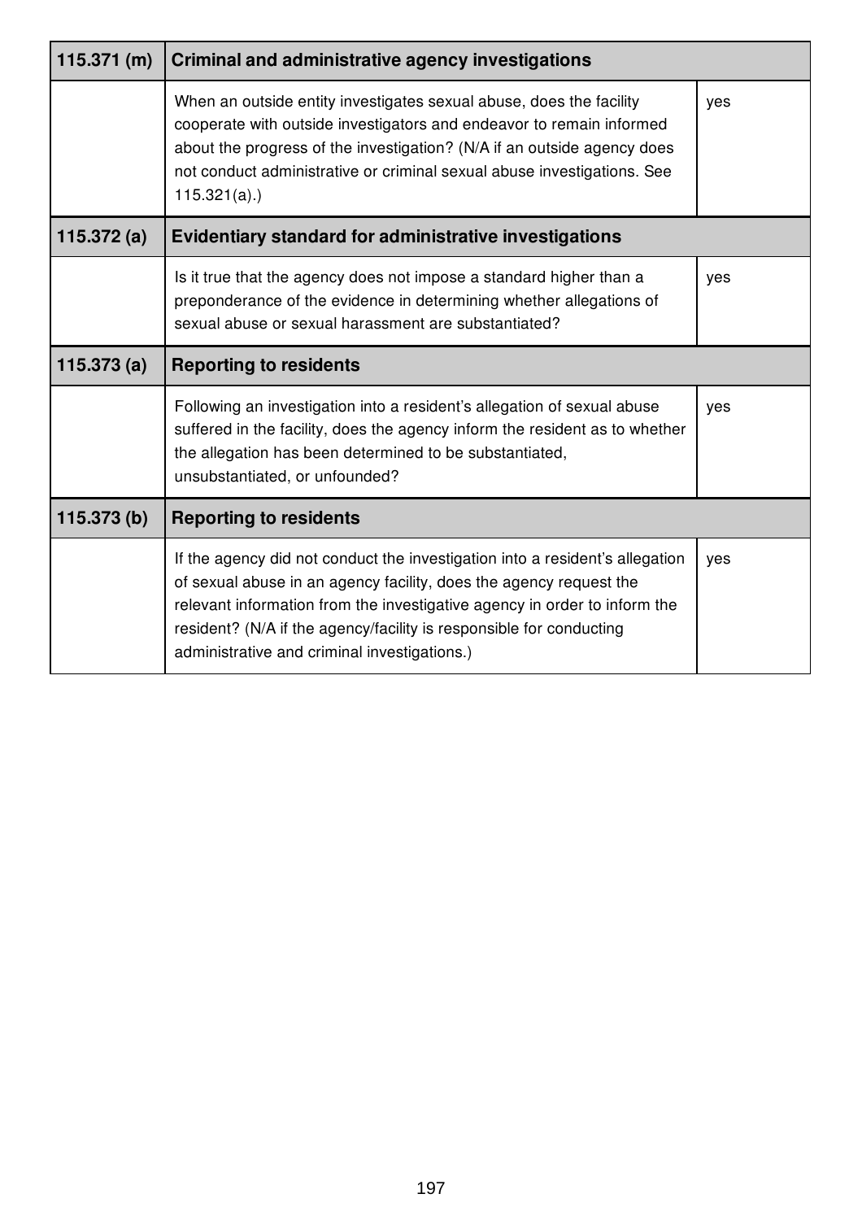| 115.371 (m) | Criminal and administrative agency investigations | |
|---|---|---|
| | When an outside entity investigates sexual abuse, does the facility cooperate with outside investigators and endeavor to remain informed about the progress of the investigation? (N/A if an outside agency does not conduct administrative or criminal sexual abuse investigations. See 115.321(a).) | yes |
| **115.372 (a)** | **Evidentiary standard for administrative investigations** | |
| | Is it true that the agency does not impose a standard higher than a preponderance of the evidence in determining whether allegations of sexual abuse or sexual harassment are substantiated? | yes |
| **115.373 (a)** | **Reporting to residents** | |
| | Following an investigation into a resident's allegation of sexual abuse suffered in the facility, does the agency inform the resident as to whether the allegation has been determined to be substantiated, unsubstantiated, or unfounded? | yes |
| **115.373 (b)** | **Reporting to residents** | |
| | If the agency did not conduct the investigation into a resident's allegation of sexual abuse in an agency facility, does the agency request the relevant information from the investigative agency in order to inform the resident? (N/A if the agency/facility is responsible for conducting administrative and criminal investigations.) | yes |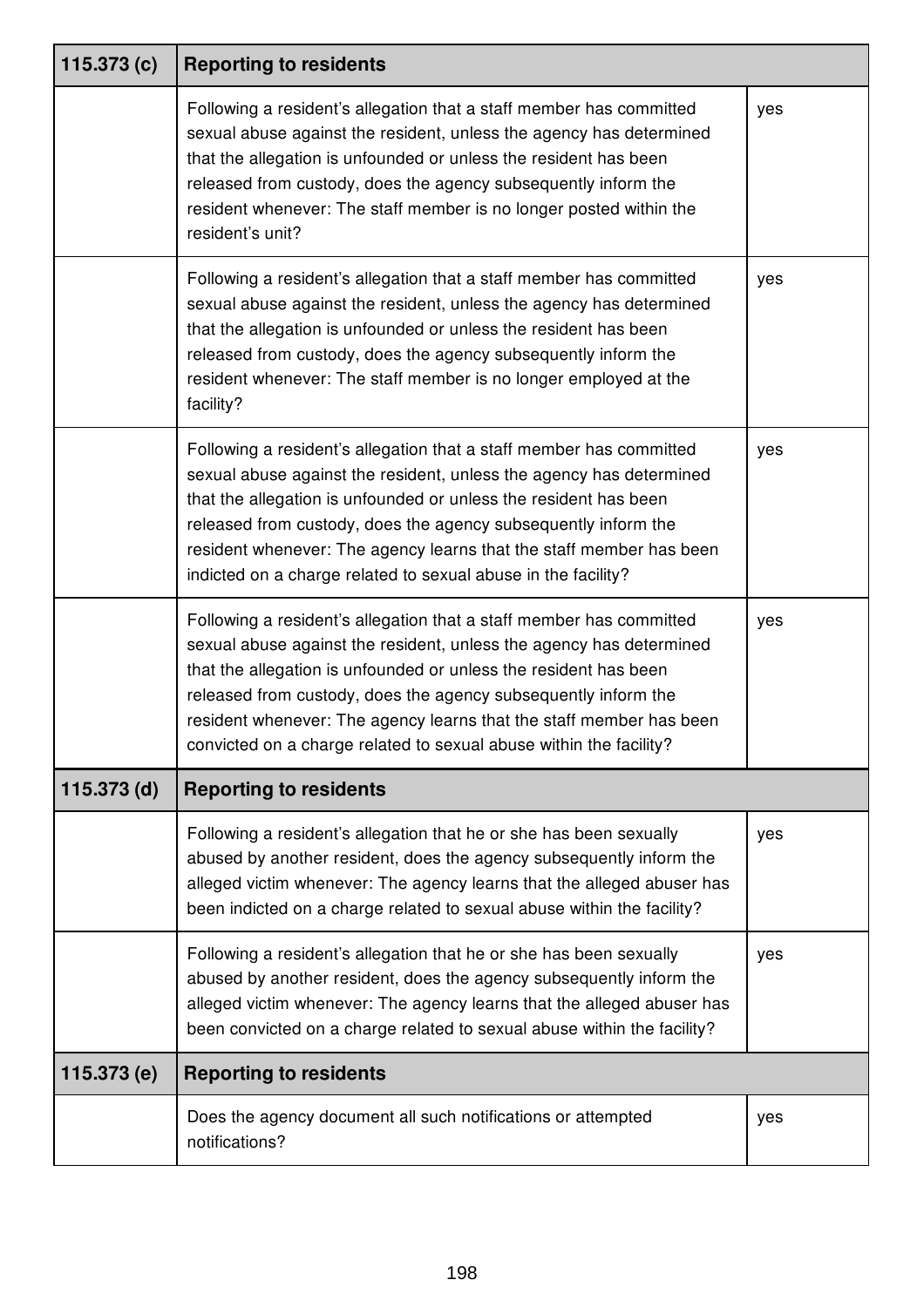| 115.373 (c) | Reporting to residents | |
|---|---|---|
| | Following a resident's allegation that a staff member has committed sexual abuse against the resident, unless the agency has determined that the allegation is unfounded or unless the resident has been released from custody, does the agency subsequently inform the resident whenever: The staff member is no longer posted within the resident's unit? | yes |
| | Following a resident's allegation that a staff member has committed sexual abuse against the resident, unless the agency has determined that the allegation is unfounded or unless the resident has been released from custody, does the agency subsequently inform the resident whenever: The staff member is no longer employed at the facility? | yes |
| | Following a resident's allegation that a staff member has committed sexual abuse against the resident, unless the agency has determined that the allegation is unfounded or unless the resident has been released from custody, does the agency subsequently inform the resident whenever: The agency learns that the staff member has been indicted on a charge related to sexual abuse in the facility? | yes |
| | Following a resident's allegation that a staff member has committed sexual abuse against the resident, unless the agency has determined that the allegation is unfounded or unless the resident has been released from custody, does the agency subsequently inform the resident whenever: The agency learns that the staff member has been convicted on a charge related to sexual abuse within the facility? | yes |
| **115.373 (d)** | **Reporting to residents** | |
| | Following a resident's allegation that he or she has been sexually abused by another resident, does the agency subsequently inform the alleged victim whenever: The agency learns that the alleged abuser has been indicted on a charge related to sexual abuse within the facility? | yes |
| | Following a resident's allegation that he or she has been sexually abused by another resident, does the agency subsequently inform the alleged victim whenever: The agency learns that the alleged abuser has been convicted on a charge related to sexual abuse within the facility? | yes |
| **115.373 (e)** | **Reporting to residents** | |
| | Does the agency document all such notifications or attempted notifications? | yes |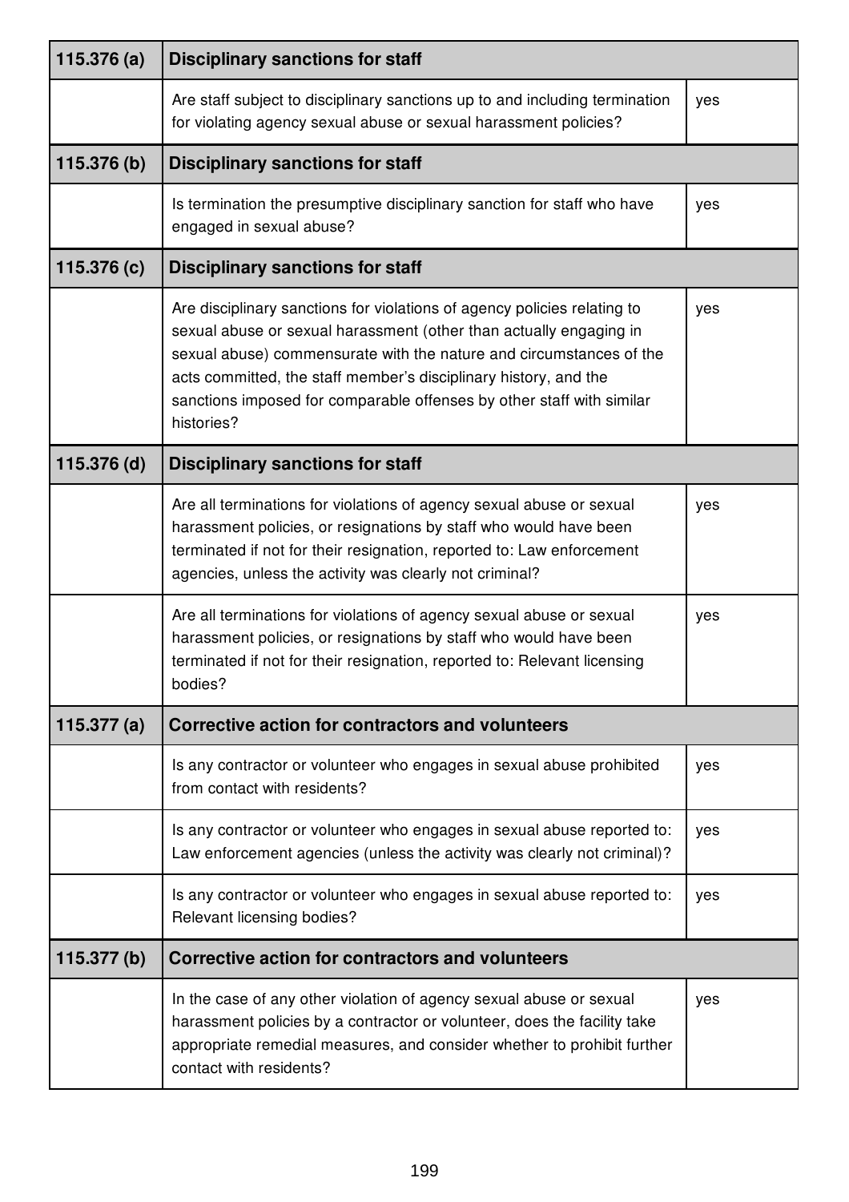| 115.376 (a) | Disciplinary sanctions for staff | |
| --- | --- | --- |
| | Are staff subject to disciplinary sanctions up to and including termination for violating agency sexual abuse or sexual harassment policies? | yes |
| **115.376 (b)** | **Disciplinary sanctions for staff** | |
| | Is termination the presumptive disciplinary sanction for staff who have engaged in sexual abuse? | yes |
| **115.376 (c)** | **Disciplinary sanctions for staff** | |
| | Are disciplinary sanctions for violations of agency policies relating to sexual abuse or sexual harassment (other than actually engaging in sexual abuse) commensurate with the nature and circumstances of the acts committed, the staff member's disciplinary history, and the sanctions imposed for comparable offenses by other staff with similar histories? | yes |
| **115.376 (d)** | **Disciplinary sanctions for staff** | |
| | Are all terminations for violations of agency sexual abuse or sexual harassment policies, or resignations by staff who would have been terminated if not for their resignation, reported to: Law enforcement agencies, unless the activity was clearly not criminal? | yes |
| | Are all terminations for violations of agency sexual abuse or sexual harassment policies, or resignations by staff who would have been terminated if not for their resignation, reported to: Relevant licensing bodies? | yes |
| **115.377 (a)** | **Corrective action for contractors and volunteers** | |
| | Is any contractor or volunteer who engages in sexual abuse prohibited from contact with residents? | yes |
| | Is any contractor or volunteer who engages in sexual abuse reported to: Law enforcement agencies (unless the activity was clearly not criminal)? | yes |
| | Is any contractor or volunteer who engages in sexual abuse reported to: Relevant licensing bodies? | yes |
| **115.377 (b)** | **Corrective action for contractors and volunteers** | |
| | In the case of any other violation of agency sexual abuse or sexual harassment policies by a contractor or volunteer, does the facility take appropriate remedial measures, and consider whether to prohibit further contact with residents? | yes |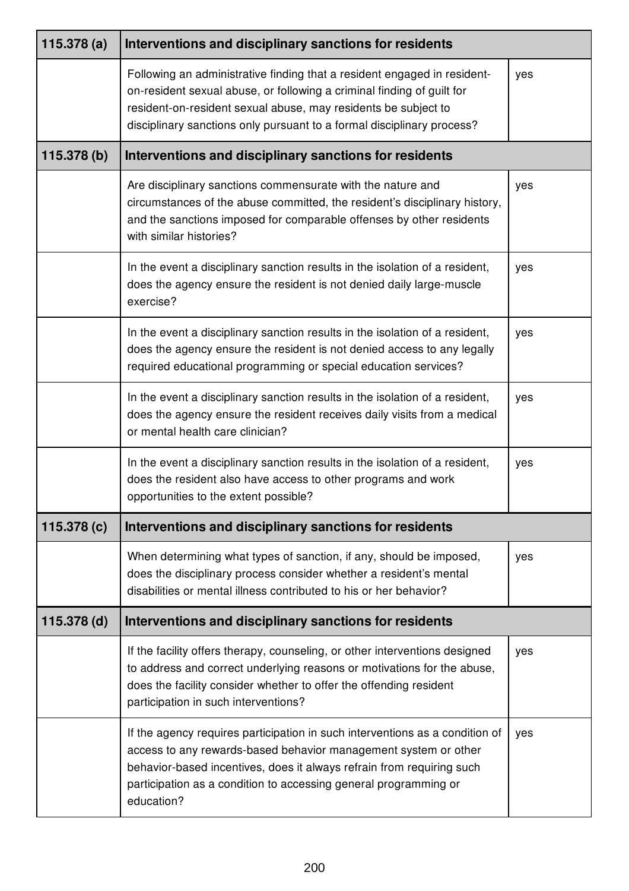| 115.378 (a) | Interventions and disciplinary sanctions for residents | |
|---|---|---|
| | Following an administrative finding that a resident engaged in resident-on-resident sexual abuse, or following a criminal finding of guilt for resident-on-resident sexual abuse, may residents be subject to disciplinary sanctions only pursuant to a formal disciplinary process? | yes |
| **115.378 (b)** | **Interventions and disciplinary sanctions for residents** | |
| | Are disciplinary sanctions commensurate with the nature and circumstances of the abuse committed, the resident's disciplinary history, and the sanctions imposed for comparable offenses by other residents with similar histories? | yes |
| | In the event a disciplinary sanction results in the isolation of a resident, does the agency ensure the resident is not denied daily large-muscle exercise? | yes |
| | In the event a disciplinary sanction results in the isolation of a resident, does the agency ensure the resident is not denied access to any legally required educational programming or special education services? | yes |
| | In the event a disciplinary sanction results in the isolation of a resident, does the agency ensure the resident receives daily visits from a medical or mental health care clinician? | yes |
| | In the event a disciplinary sanction results in the isolation of a resident, does the resident also have access to other programs and work opportunities to the extent possible? | yes |
| **115.378 (c)** | **Interventions and disciplinary sanctions for residents** | |
| | When determining what types of sanction, if any, should be imposed, does the disciplinary process consider whether a resident's mental disabilities or mental illness contributed to his or her behavior? | yes |
| **115.378 (d)** | **Interventions and disciplinary sanctions for residents** | |
| | If the facility offers therapy, counseling, or other interventions designed to address and correct underlying reasons or motivations for the abuse, does the facility consider whether to offer the offending resident participation in such interventions? | yes |
| | If the agency requires participation in such interventions as a condition of access to any rewards-based behavior management system or other behavior-based incentives, does it always refrain from requiring such participation as a condition to accessing general programming or education? | yes |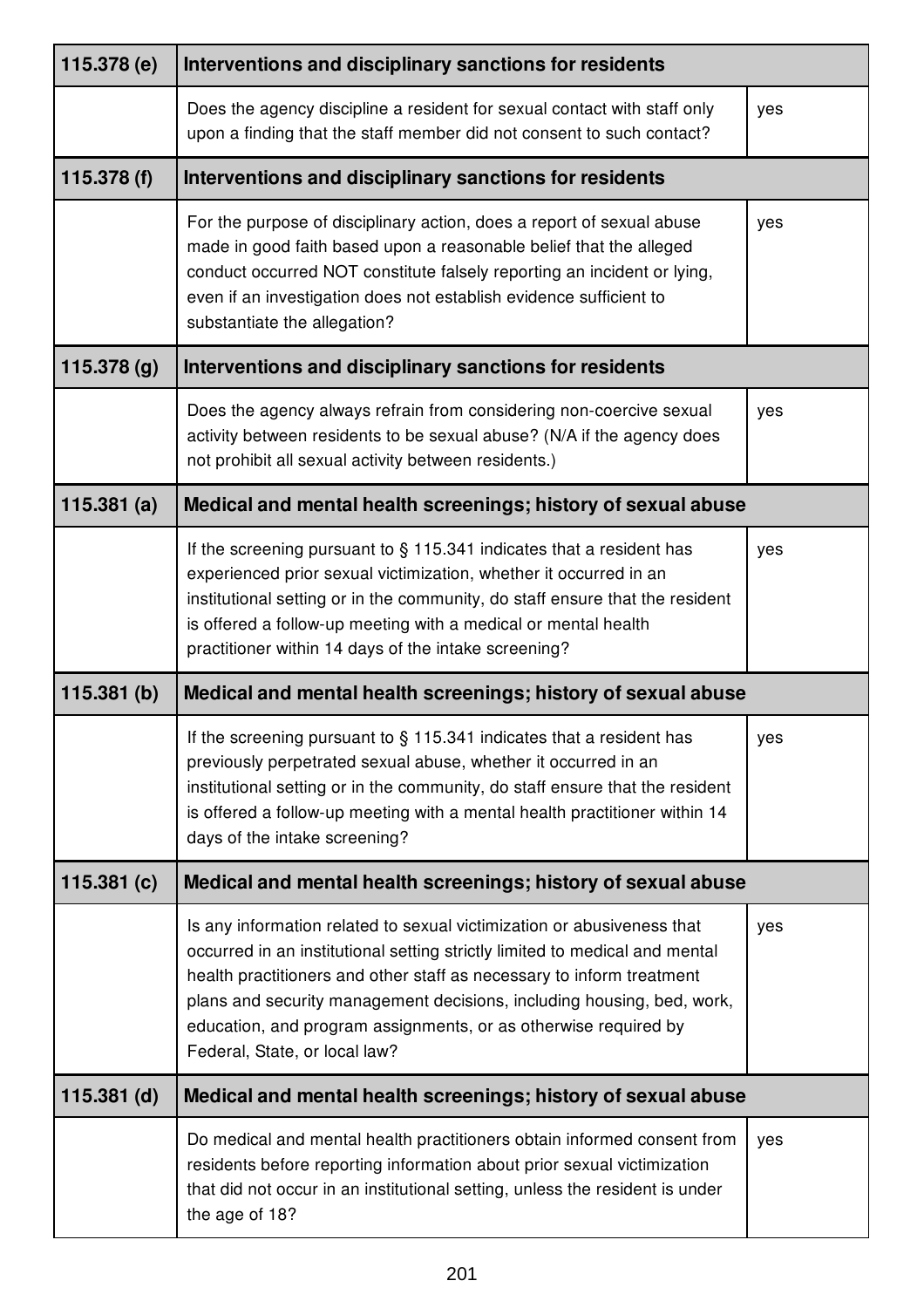| 115.378 (e) | Interventions and disciplinary sanctions for residents | |
|---|---|---|
| | Does the agency discipline a resident for sexual contact with staff only upon a finding that the staff member did not consent to such contact? | yes |
| **115.378 (f)** | **Interventions and disciplinary sanctions for residents** | |
| | For the purpose of disciplinary action, does a report of sexual abuse made in good faith based upon a reasonable belief that the alleged conduct occurred NOT constitute falsely reporting an incident or lying, even if an investigation does not establish evidence sufficient to substantiate the allegation? | yes |
| **115.378 (g)** | **Interventions and disciplinary sanctions for residents** | |
| | Does the agency always refrain from considering non-coercive sexual activity between residents to be sexual abuse? (N/A if the agency does not prohibit all sexual activity between residents.) | yes |
| **115.381 (a)** | **Medical and mental health screenings; history of sexual abuse** | |
| | If the screening pursuant to § 115.341 indicates that a resident has experienced prior sexual victimization, whether it occurred in an institutional setting or in the community, do staff ensure that the resident is offered a follow-up meeting with a medical or mental health practitioner within 14 days of the intake screening? | yes |
| **115.381 (b)** | **Medical and mental health screenings; history of sexual abuse** | |
| | If the screening pursuant to § 115.341 indicates that a resident has previously perpetrated sexual abuse, whether it occurred in an institutional setting or in the community, do staff ensure that the resident is offered a follow-up meeting with a mental health practitioner within 14 days of the intake screening? | yes |
| **115.381 (c)** | **Medical and mental health screenings; history of sexual abuse** | |
| | Is any information related to sexual victimization or abusiveness that occurred in an institutional setting strictly limited to medical and mental health practitioners and other staff as necessary to inform treatment plans and security management decisions, including housing, bed, work, education, and program assignments, or as otherwise required by Federal, State, or local law? | yes |
| **115.381 (d)** | **Medical and mental health screenings; history of sexual abuse** | |
| | Do medical and mental health practitioners obtain informed consent from residents before reporting information about prior sexual victimization that did not occur in an institutional setting, unless the resident is under the age of 18? | yes |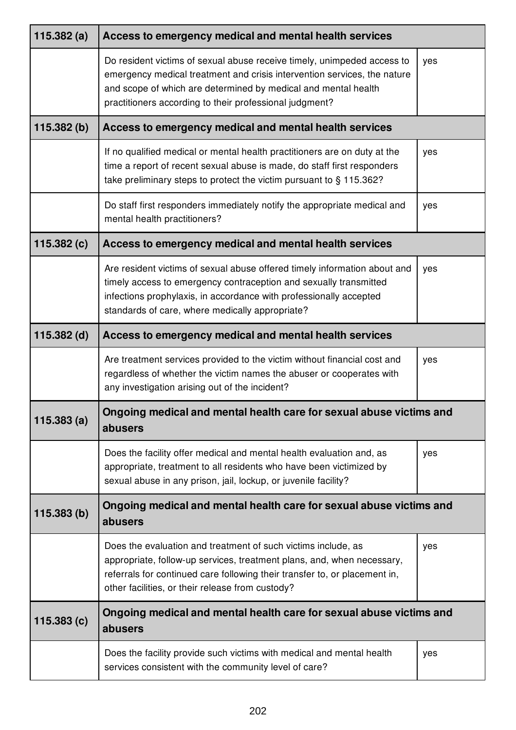| 115.382 (a) | Access to emergency medical and mental health services | |
|---|---|---|
| | Do resident victims of sexual abuse receive timely, unimpeded access to emergency medical treatment and crisis intervention services, the nature and scope of which are determined by medical and mental health practitioners according to their professional judgment? | yes |
| **115.382 (b)** | **Access to emergency medical and mental health services** | |
| | If no qualified medical or mental health practitioners are on duty at the time a report of recent sexual abuse is made, do staff first responders take preliminary steps to protect the victim pursuant to § 115.362? | yes |
| | Do staff first responders immediately notify the appropriate medical and mental health practitioners? | yes |
| **115.382 (c)** | **Access to emergency medical and mental health services** | |
| | Are resident victims of sexual abuse offered timely information about and timely access to emergency contraception and sexually transmitted infections prophylaxis, in accordance with professionally accepted standards of care, where medically appropriate? | yes |
| **115.382 (d)** | **Access to emergency medical and mental health services** | |
| | Are treatment services provided to the victim without financial cost and regardless of whether the victim names the abuser or cooperates with any investigation arising out of the incident? | yes |
| **115.383 (a)** | **Ongoing medical and mental health care for sexual abuse victims and abusers** | |
| | Does the facility offer medical and mental health evaluation and, as appropriate, treatment to all residents who have been victimized by sexual abuse in any prison, jail, lockup, or juvenile facility? | yes |
| **115.383 (b)** | **Ongoing medical and mental health care for sexual abuse victims and abusers** | |
| | Does the evaluation and treatment of such victims include, as appropriate, follow-up services, treatment plans, and, when necessary, referrals for continued care following their transfer to, or placement in, other facilities, or their release from custody? | yes |
| **115.383 (c)** | **Ongoing medical and mental health care for sexual abuse victims and abusers** | |
| | Does the facility provide such victims with medical and mental health services consistent with the community level of care? | yes |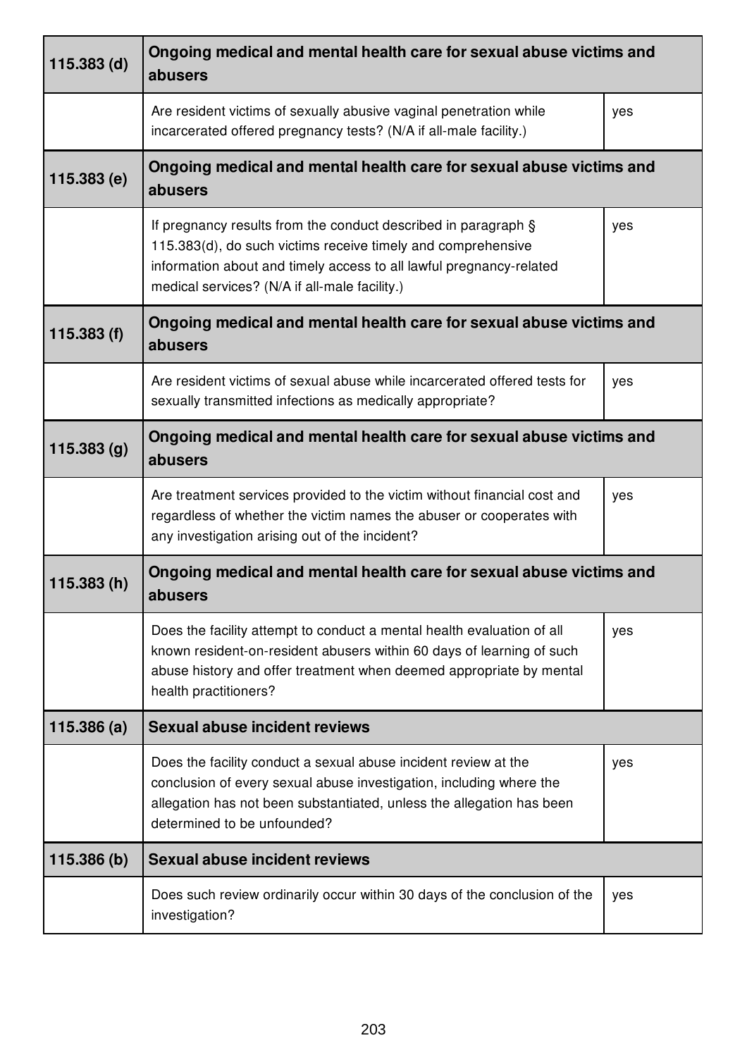| 115.383 (d) | Ongoing medical and mental health care for sexual abuse victims and abusers | |
|---|---|---|
| | Are resident victims of sexually abusive vaginal penetration while incarcerated offered pregnancy tests? (N/A if all-male facility.) | yes |
| **115.383 (e)** | **Ongoing medical and mental health care for sexual abuse victims and abusers** | |
| | If pregnancy results from the conduct described in paragraph § 115.383(d), do such victims receive timely and comprehensive information about and timely access to all lawful pregnancy-related medical services? (N/A if all-male facility.) | yes |
| **115.383 (f)** | **Ongoing medical and mental health care for sexual abuse victims and abusers** | |
| | Are resident victims of sexual abuse while incarcerated offered tests for sexually transmitted infections as medically appropriate? | yes |
| **115.383 (g)** | **Ongoing medical and mental health care for sexual abuse victims and abusers** | |
| | Are treatment services provided to the victim without financial cost and regardless of whether the victim names the abuser or cooperates with any investigation arising out of the incident? | yes |
| **115.383 (h)** | **Ongoing medical and mental health care for sexual abuse victims and abusers** | |
| | Does the facility attempt to conduct a mental health evaluation of all known resident-on-resident abusers within 60 days of learning of such abuse history and offer treatment when deemed appropriate by mental health practitioners? | yes |
| **115.386 (a)** | **Sexual abuse incident reviews** | |
| | Does the facility conduct a sexual abuse incident review at the conclusion of every sexual abuse investigation, including where the allegation has not been substantiated, unless the allegation has been determined to be unfounded? | yes |
| **115.386 (b)** | **Sexual abuse incident reviews** | |
| | Does such review ordinarily occur within 30 days of the conclusion of the investigation? | yes |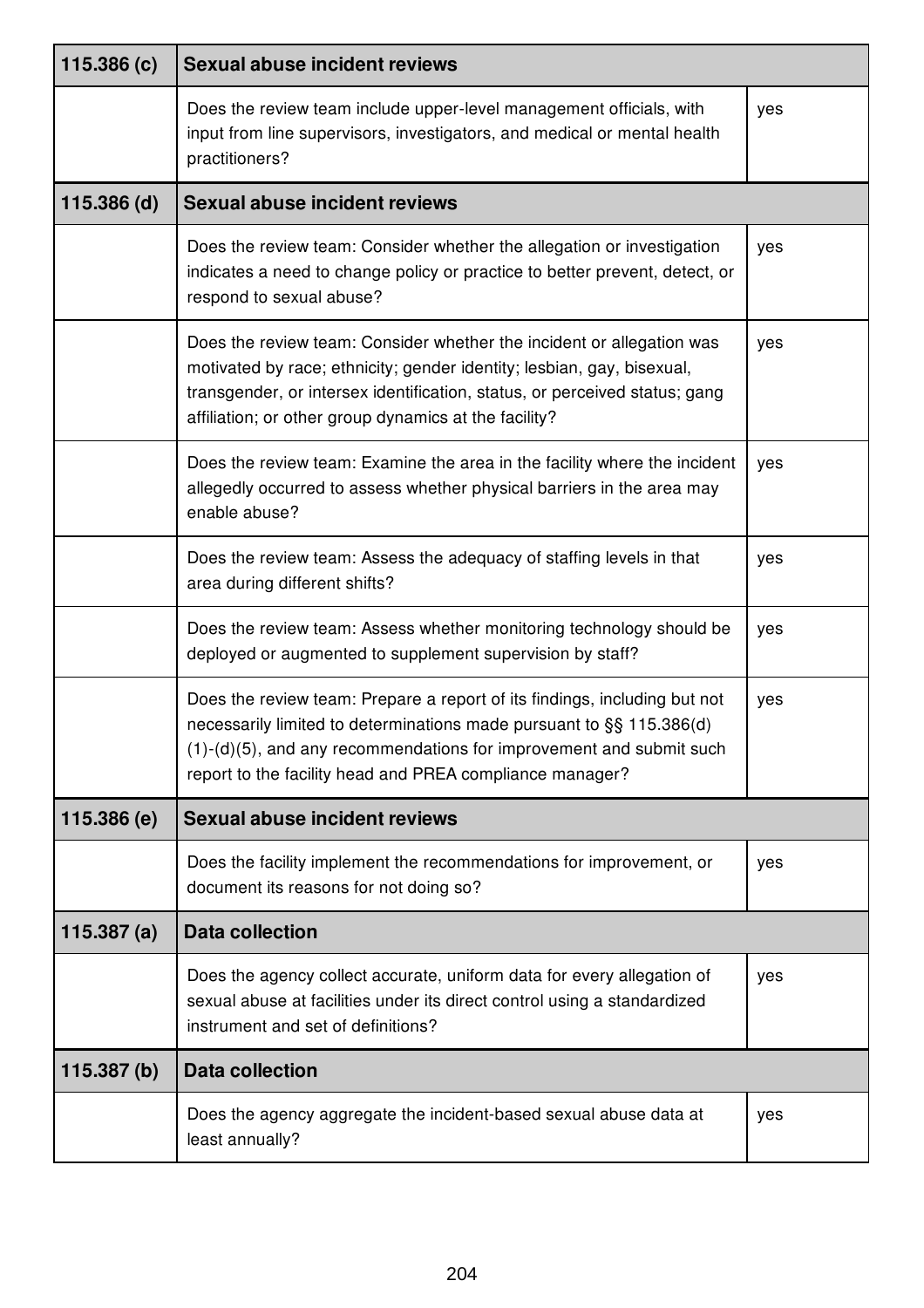| 115.386 (c) | Sexual abuse incident reviews | |
|---|---|---|
| | Does the review team include upper-level management officials, with input from line supervisors, investigators, and medical or mental health practitioners? | yes |
| **115.386 (d)** | **Sexual abuse incident reviews** | |
| | Does the review team: Consider whether the allegation or investigation indicates a need to change policy or practice to better prevent, detect, or respond to sexual abuse? | yes |
| | Does the review team: Consider whether the incident or allegation was motivated by race; ethnicity; gender identity; lesbian, gay, bisexual, transgender, or intersex identification, status, or perceived status; gang affiliation; or other group dynamics at the facility? | yes |
| | Does the review team: Examine the area in the facility where the incident allegedly occurred to assess whether physical barriers in the area may enable abuse? | yes |
| | Does the review team: Assess the adequacy of staffing levels in that area during different shifts? | yes |
| | Does the review team: Assess whether monitoring technology should be deployed or augmented to supplement supervision by staff? | yes |
| | Does the review team: Prepare a report of its findings, including but not necessarily limited to determinations made pursuant to §§ 115.386(d)(1)-(d)(5), and any recommendations for improvement and submit such report to the facility head and PREA compliance manager? | yes |
| **115.386 (e)** | **Sexual abuse incident reviews** | |
| | Does the facility implement the recommendations for improvement, or document its reasons for not doing so? | yes |
| **115.387 (a)** | **Data collection** | |
| | Does the agency collect accurate, uniform data for every allegation of sexual abuse at facilities under its direct control using a standardized instrument and set of definitions? | yes |
| **115.387 (b)** | **Data collection** | |
| | Does the agency aggregate the incident-based sexual abuse data at least annually? | yes |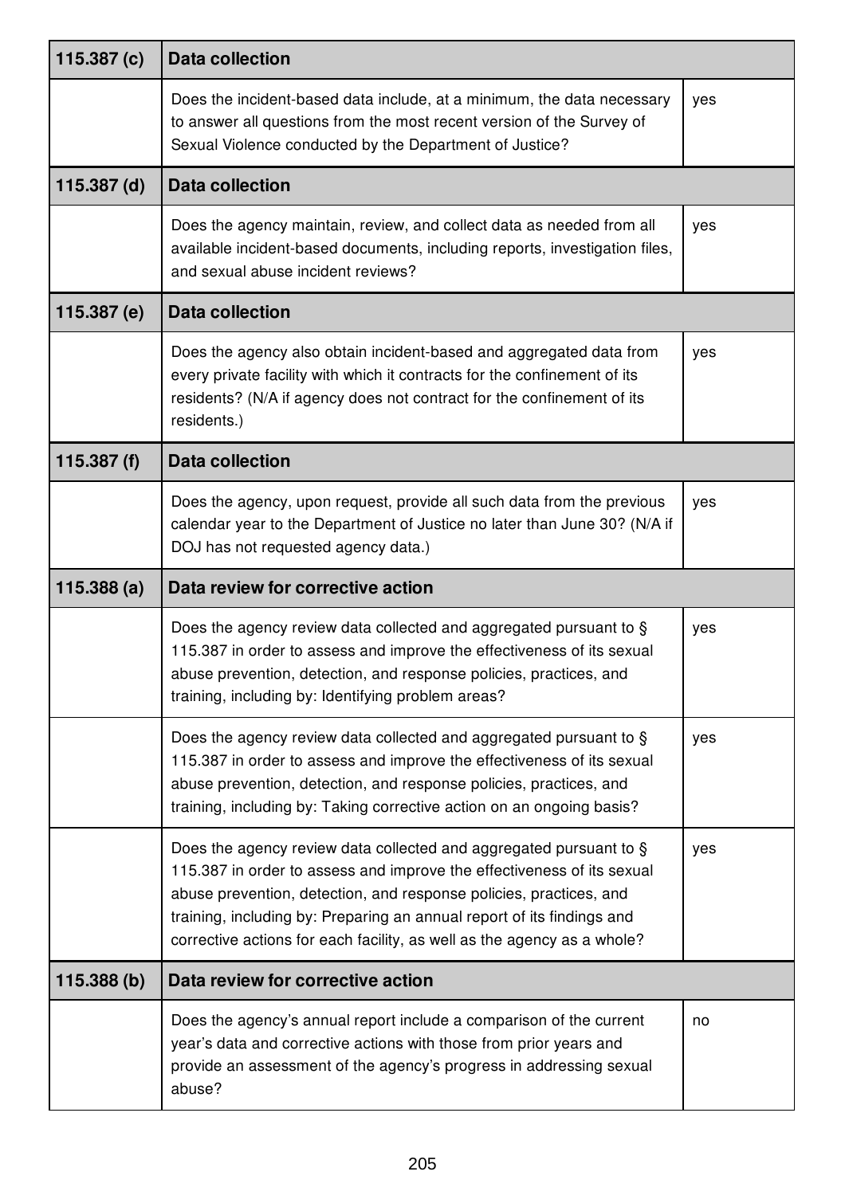| 115.387 (c) | Data collection | |
|---|---|---|
| | Does the incident-based data include, at a minimum, the data necessary to answer all questions from the most recent version of the Survey of Sexual Violence conducted by the Department of Justice? | yes |
| **115.387 (d)** | **Data collection** | |
| | Does the agency maintain, review, and collect data as needed from all available incident-based documents, including reports, investigation files, and sexual abuse incident reviews? | yes |
| **115.387 (e)** | **Data collection** | |
| | Does the agency also obtain incident-based and aggregated data from every private facility with which it contracts for the confinement of its residents? (N/A if agency does not contract for the confinement of its residents.) | yes |
| **115.387 (f)** | **Data collection** | |
| | Does the agency, upon request, provide all such data from the previous calendar year to the Department of Justice no later than June 30? (N/A if DOJ has not requested agency data.) | yes |
| **115.388 (a)** | **Data review for corrective action** | |
| | Does the agency review data collected and aggregated pursuant to § 115.387 in order to assess and improve the effectiveness of its sexual abuse prevention, detection, and response policies, practices, and training, including by: Identifying problem areas? | yes |
| | Does the agency review data collected and aggregated pursuant to § 115.387 in order to assess and improve the effectiveness of its sexual abuse prevention, detection, and response policies, practices, and training, including by: Taking corrective action on an ongoing basis? | yes |
| | Does the agency review data collected and aggregated pursuant to § 115.387 in order to assess and improve the effectiveness of its sexual abuse prevention, detection, and response policies, practices, and training, including by: Preparing an annual report of its findings and corrective actions for each facility, as well as the agency as a whole? | yes |
| **115.388 (b)** | **Data review for corrective action** | |
| | Does the agency's annual report include a comparison of the current year's data and corrective actions with those from prior years and provide an assessment of the agency's progress in addressing sexual abuse? | no |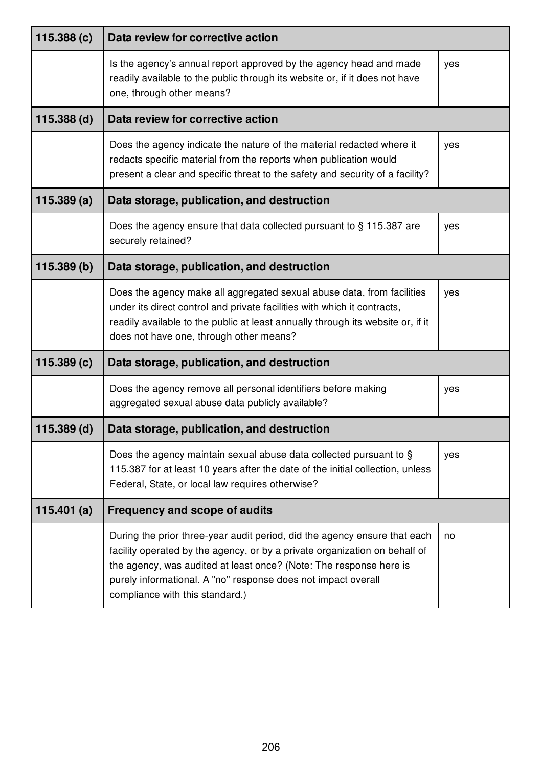| 115.388 (c) | Data review for corrective action | |
|---|---|---|
| | Is the agency's annual report approved by the agency head and made readily available to the public through its website or, if it does not have one, through other means? | yes |
| **115.388 (d)** | **Data review for corrective action** | |
| | Does the agency indicate the nature of the material redacted where it redacts specific material from the reports when publication would present a clear and specific threat to the safety and security of a facility? | yes |
| **115.389 (a)** | **Data storage, publication, and destruction** | |
| | Does the agency ensure that data collected pursuant to § 115.387 are securely retained? | yes |
| **115.389 (b)** | **Data storage, publication, and destruction** | |
| | Does the agency make all aggregated sexual abuse data, from facilities under its direct control and private facilities with which it contracts, readily available to the public at least annually through its website or, if it does not have one, through other means? | yes |
| **115.389 (c)** | **Data storage, publication, and destruction** | |
| | Does the agency remove all personal identifiers before making aggregated sexual abuse data publicly available? | yes |
| **115.389 (d)** | **Data storage, publication, and destruction** | |
| | Does the agency maintain sexual abuse data collected pursuant to § 115.387 for at least 10 years after the date of the initial collection, unless Federal, State, or local law requires otherwise? | yes |
| **115.401 (a)** | **Frequency and scope of audits** | |
| | During the prior three-year audit period, did the agency ensure that each facility operated by the agency, or by a private organization on behalf of the agency, was audited at least once? (Note: The response here is purely informational. A "no" response does not impact overall compliance with this standard.) | no |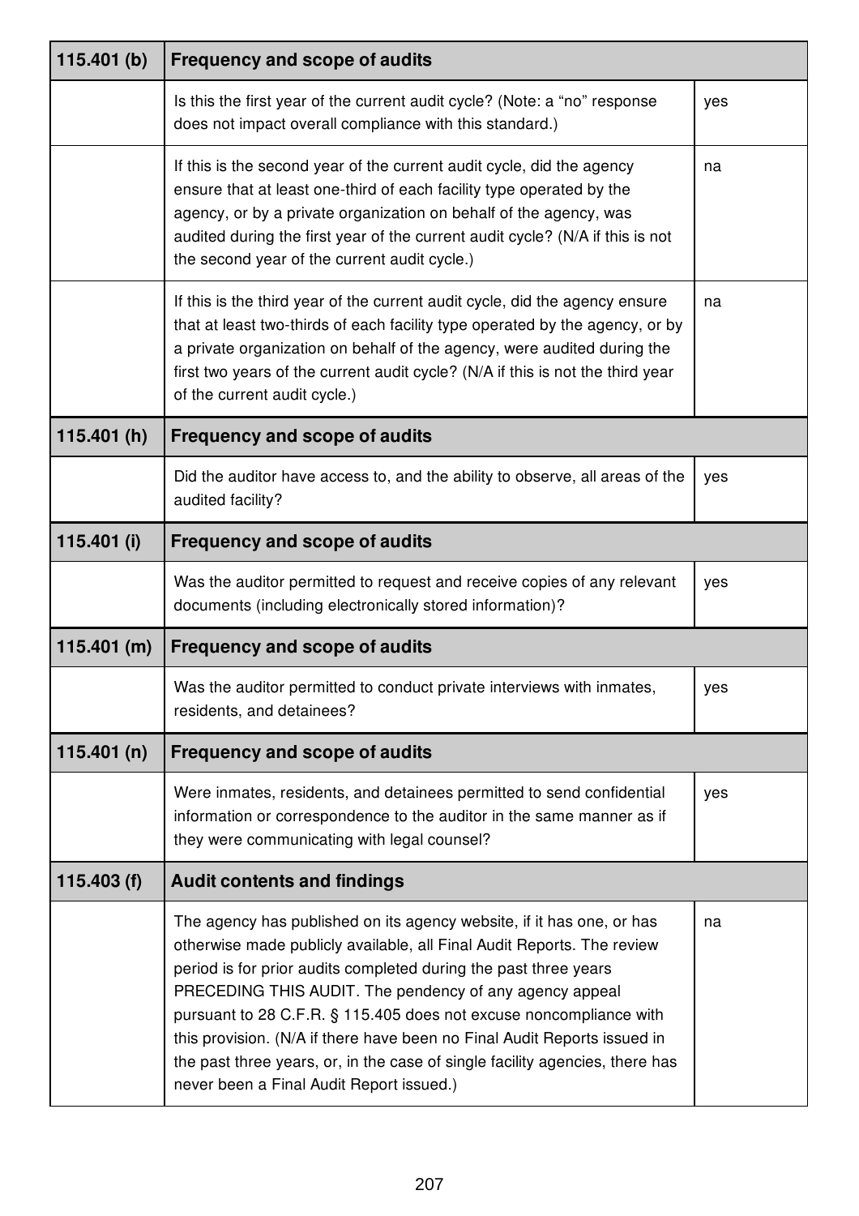| | | |
|---|---|---|
| **115.401 (b)** | **Frequency and scope of audits** | |
| | Is this the first year of the current audit cycle? (Note: a "no" response does not impact overall compliance with this standard.) | yes |
| | If this is the second year of the current audit cycle, did the agency ensure that at least one-third of each facility type operated by the agency, or by a private organization on behalf of the agency, was audited during the first year of the current audit cycle? (N/A if this is not the second year of the current audit cycle.) | na |
| | If this is the third year of the current audit cycle, did the agency ensure that at least two-thirds of each facility type operated by the agency, or by a private organization on behalf of the agency, were audited during the first two years of the current audit cycle? (N/A if this is not the third year of the current audit cycle.) | na |
| **115.401 (h)** | **Frequency and scope of audits** | |
| | Did the auditor have access to, and the ability to observe, all areas of the audited facility? | yes |
| **115.401 (i)** | **Frequency and scope of audits** | |
| | Was the auditor permitted to request and receive copies of any relevant documents (including electronically stored information)? | yes |
| **115.401 (m)** | **Frequency and scope of audits** | |
| | Was the auditor permitted to conduct private interviews with inmates, residents, and detainees? | yes |
| **115.401 (n)** | **Frequency and scope of audits** | |
| | Were inmates, residents, and detainees permitted to send confidential information or correspondence to the auditor in the same manner as if they were communicating with legal counsel? | yes |
| **115.403 (f)** | **Audit contents and findings** | |
| | The agency has published on its agency website, if it has one, or has otherwise made publicly available, all Final Audit Reports. The review period is for prior audits completed during the past three years PRECEDING THIS AUDIT. The pendency of any agency appeal pursuant to 28 C.F.R. § 115.405 does not excuse noncompliance with this provision. (N/A if there have been no Final Audit Reports issued in the past three years, or, in the case of single facility agencies, there has never been a Final Audit Report issued.) | na |